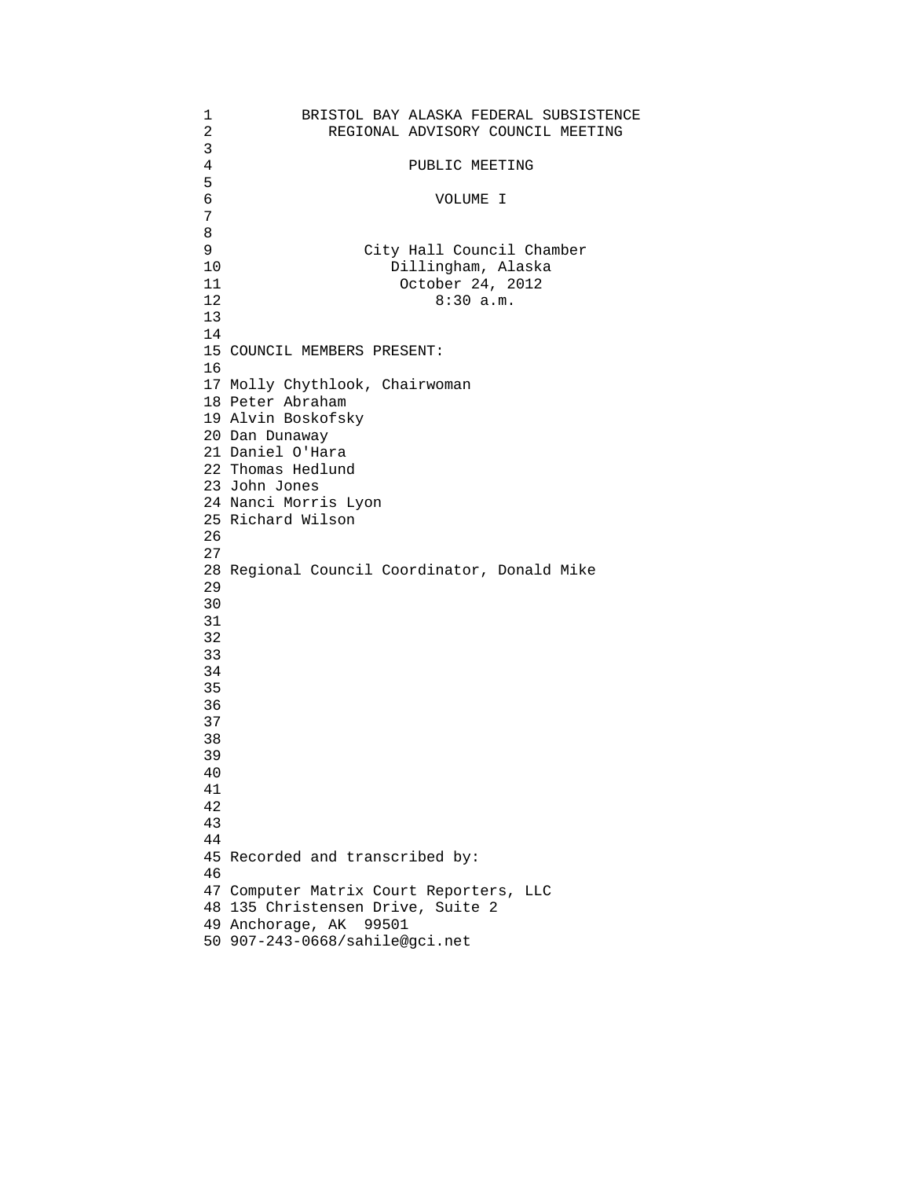# BRISTOL BAY ALASKA FEDERAL SUBSISTENCE REGIONAL ADVISORY COUNCIL MEETING

## PUBLIC MEETING

## VOLUME I

City Hall Council Chamber
Dillingham, Alaska
October 24, 2012
8:30 a.m.

COUNCIL MEMBERS PRESENT:

Molly Chythlook, Chairwoman
Peter Abraham
Alvin Boskofsky
Dan Dunaway
Daniel O'Hara
Thomas Hedlund
John Jones
Nanci Morris Lyon
Richard Wilson

Regional Council Coordinator, Donald Mike

Recorded and transcribed by:

Computer Matrix Court Reporters, LLC
135 Christensen Drive, Suite 2
Anchorage, AK 99501
907-243-0668/sahile@gci.net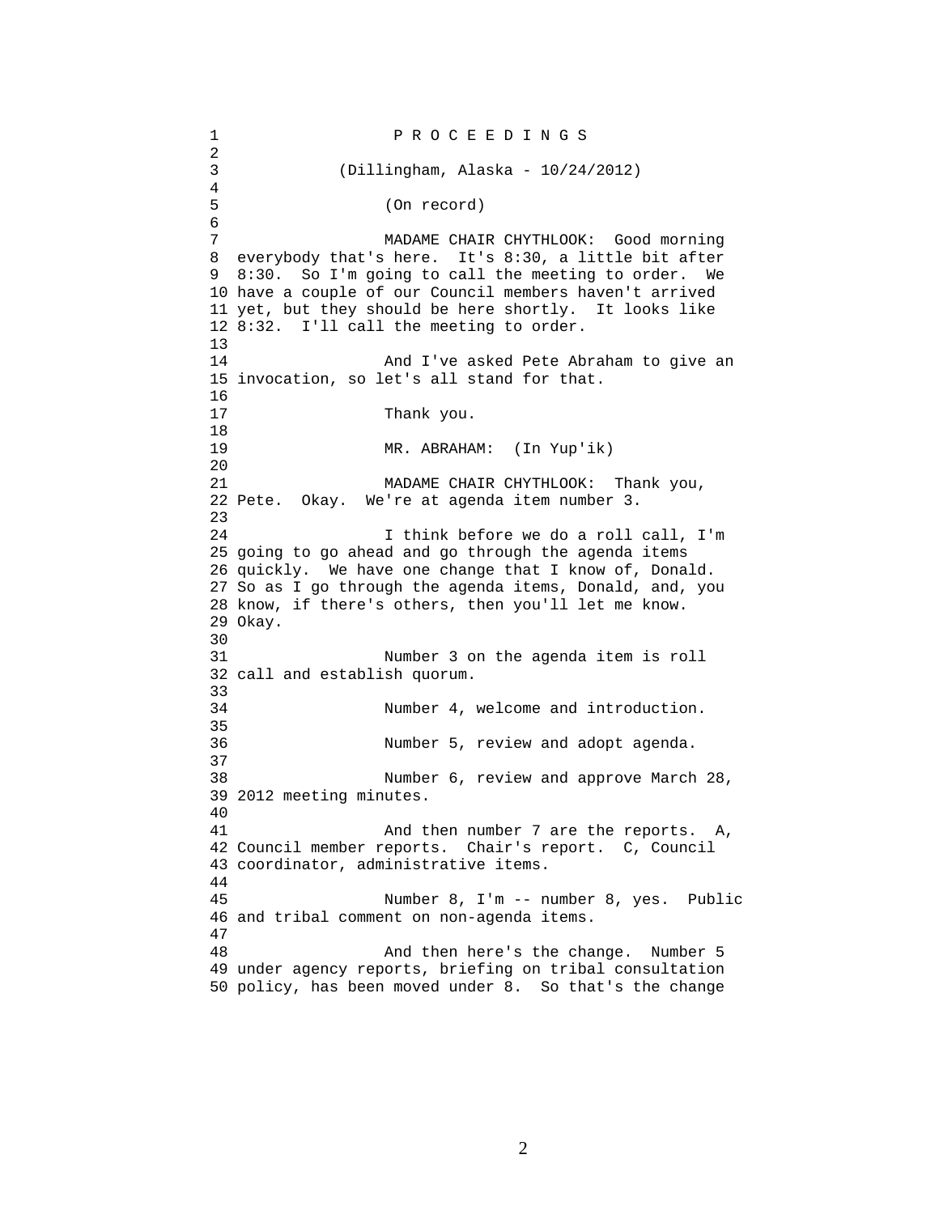P R O C E E D I N G S

(Dillingham, Alaska - 10/24/2012)

(On record)

MADAME CHAIR CHYTHLOOK: Good morning everybody that's here. It's 8:30, a little bit after 8:30. So I'm going to call the meeting to order. We have a couple of our Council members haven't arrived yet, but they should be here shortly. It looks like 8:32. I'll call the meeting to order.

And I've asked Pete Abraham to give an invocation, so let's all stand for that.

Thank you.

MR. ABRAHAM: (In Yup'ik)

MADAME CHAIR CHYTHLOOK: Thank you, Pete. Okay. We're at agenda item number 3.

I think before we do a roll call, I'm going to go ahead and go through the agenda items quickly. We have one change that I know of, Donald. So as I go through the agenda items, Donald, and, you know, if there's others, then you'll let me know. Okay.

Number 3 on the agenda item is roll call and establish quorum.

Number 4, welcome and introduction.

Number 5, review and adopt agenda.

Number 6, review and approve March 28, 2012 meeting minutes.

And then number 7 are the reports. A, Council member reports. Chair's report. C, Council coordinator, administrative items.

Number 8, I'm -- number 8, yes. Public and tribal comment on non-agenda items.

And then here's the change. Number 5 under agency reports, briefing on tribal consultation policy, has been moved under 8. So that's the change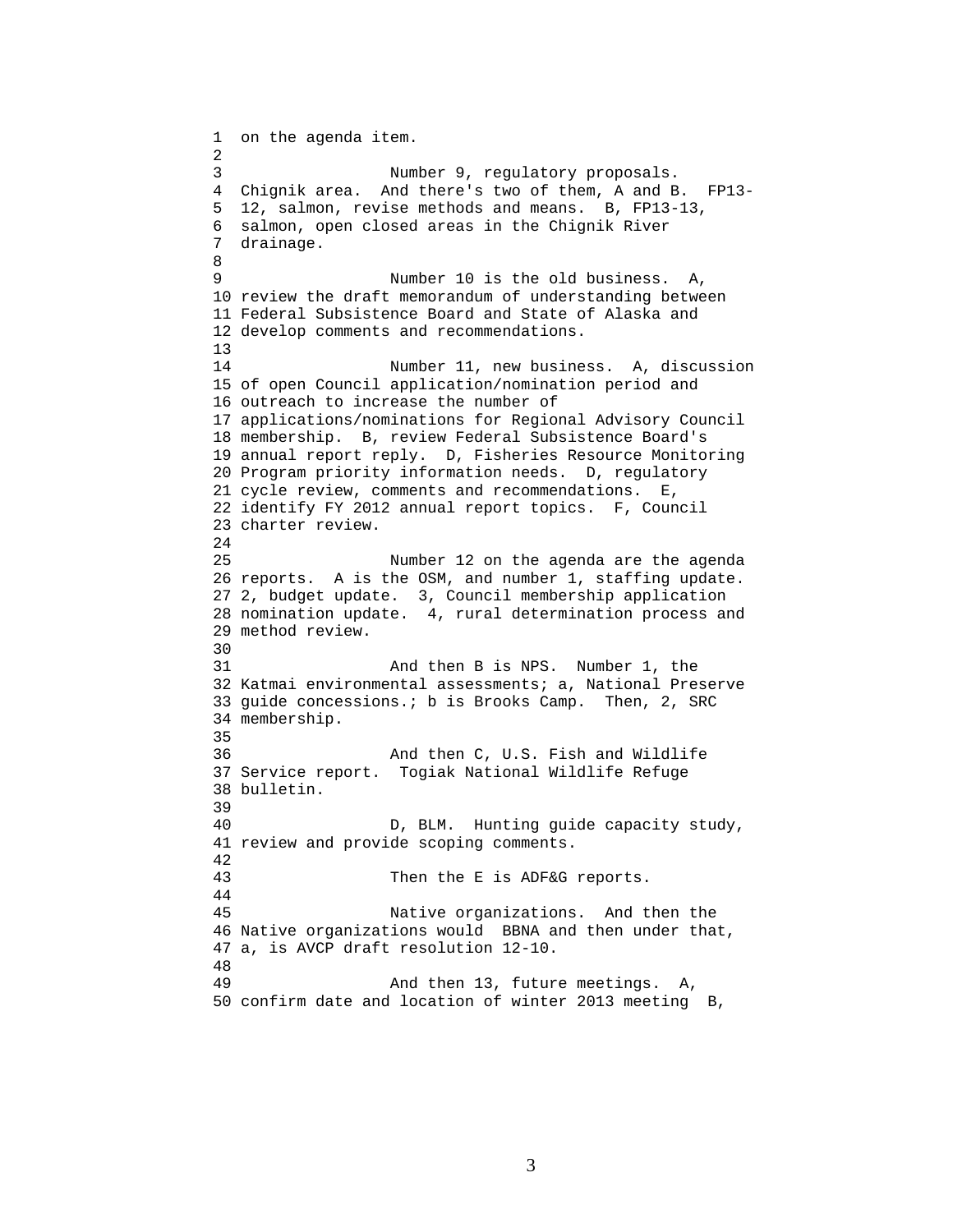on the agenda item.

Number 9, regulatory proposals. Chignik area. And there's two of them, A and B. FP13-12, salmon, revise methods and means. B, FP13-13, salmon, open closed areas in the Chignik River drainage.

Number 10 is the old business. A, review the draft memorandum of understanding between Federal Subsistence Board and State of Alaska and develop comments and recommendations.

Number 11, new business. A, discussion of open Council application/nomination period and outreach to increase the number of applications/nominations for Regional Advisory Council membership. B, review Federal Subsistence Board's annual report reply. D, Fisheries Resource Monitoring Program priority information needs. D, regulatory cycle review, comments and recommendations. E, identify FY 2012 annual report topics. F, Council charter review.

Number 12 on the agenda are the agenda reports. A is the OSM, and number 1, staffing update. 2, budget update. 3, Council membership application nomination update. 4, rural determination process and method review.

And then B is NPS. Number 1, the Katmai environmental assessments; a, National Preserve guide concessions.; b is Brooks Camp. Then, 2, SRC membership.

And then C, U.S. Fish and Wildlife Service report. Togiak National Wildlife Refuge bulletin.

D, BLM. Hunting guide capacity study, review and provide scoping comments.

Then the E is ADF&G reports.

Native organizations. And then the Native organizations would BBNA and then under that, a, is AVCP draft resolution 12-10.

And then 13, future meetings. A, confirm date and location of winter 2013 meeting B,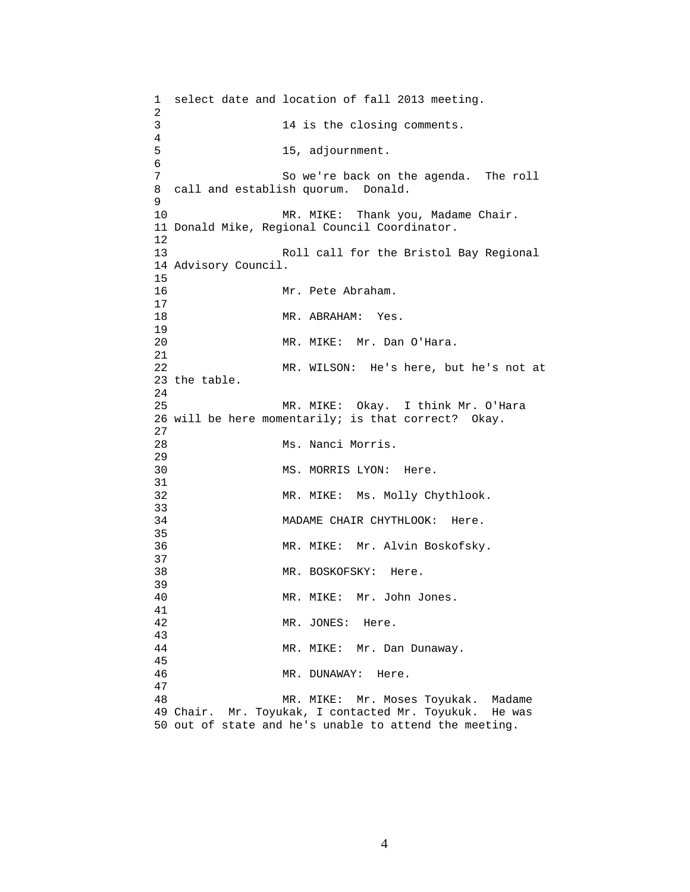select date and location of fall 2013 meeting.

14 is the closing comments.

15, adjournment.

So we're back on the agenda. The roll call and establish quorum. Donald.

MR. MIKE: Thank you, Madame Chair. Donald Mike, Regional Council Coordinator.

Roll call for the Bristol Bay Regional Advisory Council.

Mr. Pete Abraham.

MR. ABRAHAM: Yes.

MR. MIKE: Mr. Dan O'Hara.

MR. WILSON: He's here, but he's not at the table.

MR. MIKE: Okay. I think Mr. O'Hara will be here momentarily; is that correct? Okay.

Ms. Nanci Morris.

MS. MORRIS LYON: Here.

MR. MIKE: Ms. Molly Chythlook.

MADAME CHAIR CHYTHLOOK: Here.

MR. MIKE: Mr. Alvin Boskofsky.

MR. BOSKOFSKY: Here.

MR. MIKE: Mr. John Jones.

MR. JONES: Here.

MR. MIKE: Mr. Dan Dunaway.

MR. DUNAWAY: Here.

MR. MIKE: Mr. Moses Toyukak. Madame Chair. Mr. Toyukak, I contacted Mr. Toyukuk. He was out of state and he's unable to attend the meeting.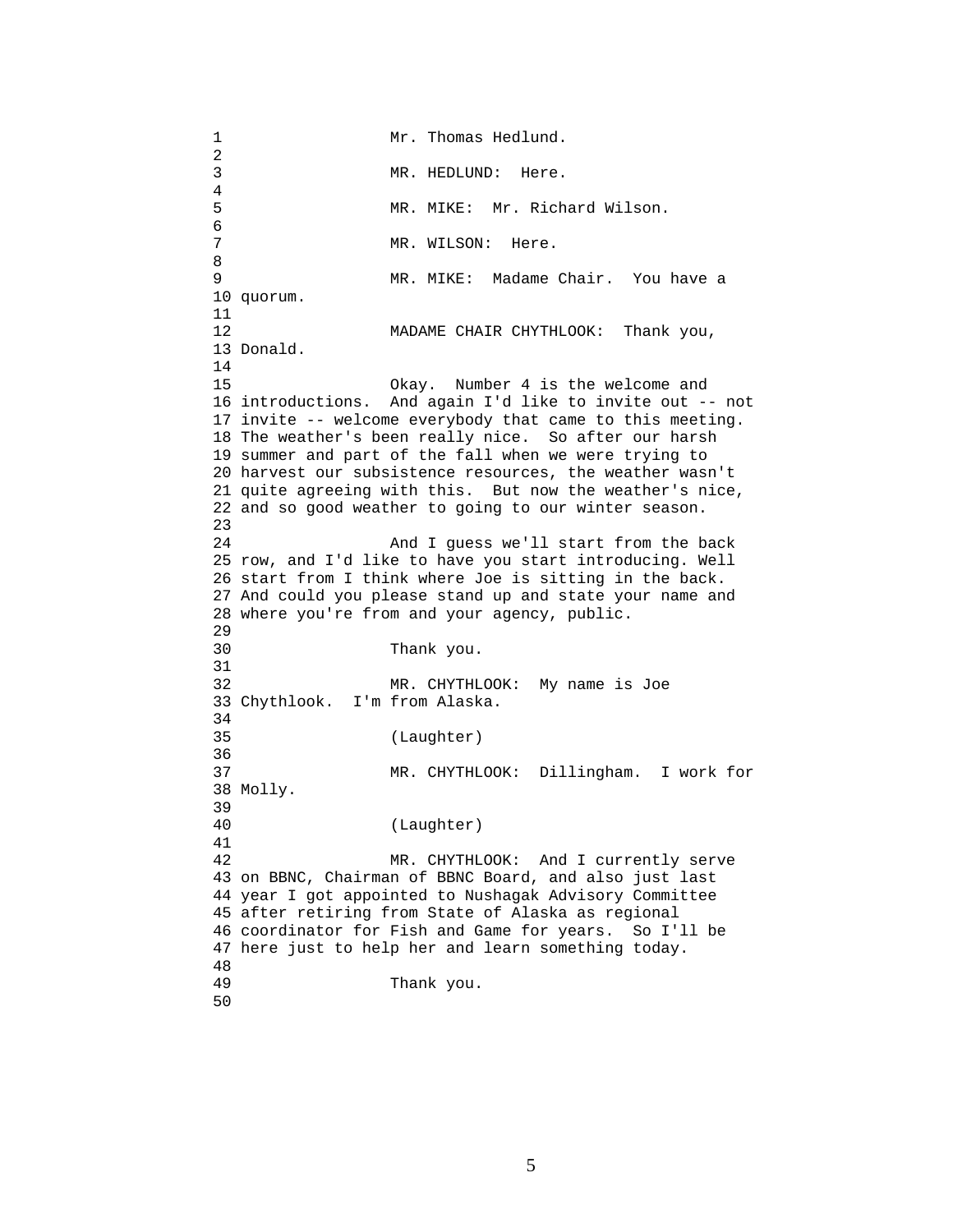Mr. Thomas Hedlund.

MR. HEDLUND: Here.

MR. MIKE: Mr. Richard Wilson.

MR. WILSON: Here.

MR. MIKE: Madame Chair. You have a quorum.

MADAME CHAIR CHYTHLOOK: Thank you, Donald.

Okay. Number 4 is the welcome and introductions. And again I'd like to invite out -- not invite -- welcome everybody that came to this meeting. The weather's been really nice. So after our harsh summer and part of the fall when we were trying to harvest our subsistence resources, the weather wasn't quite agreeing with this. But now the weather's nice, and so good weather to going to our winter season.

And I guess we'll start from the back row, and I'd like to have you start introducing. Well start from I think where Joe is sitting in the back. And could you please stand up and state your name and where you're from and your agency, public.

Thank you.

MR. CHYTHLOOK: My name is Joe Chythlook. I'm from Alaska.

(Laughter)

MR. CHYTHLOOK: Dillingham. I work for Molly.

(Laughter)

MR. CHYTHLOOK: And I currently serve on BBNC, Chairman of BBNC Board, and also just last year I got appointed to Nushagak Advisory Committee after retiring from State of Alaska as regional coordinator for Fish and Game for years. So I'll be here just to help her and learn something today.

Thank you.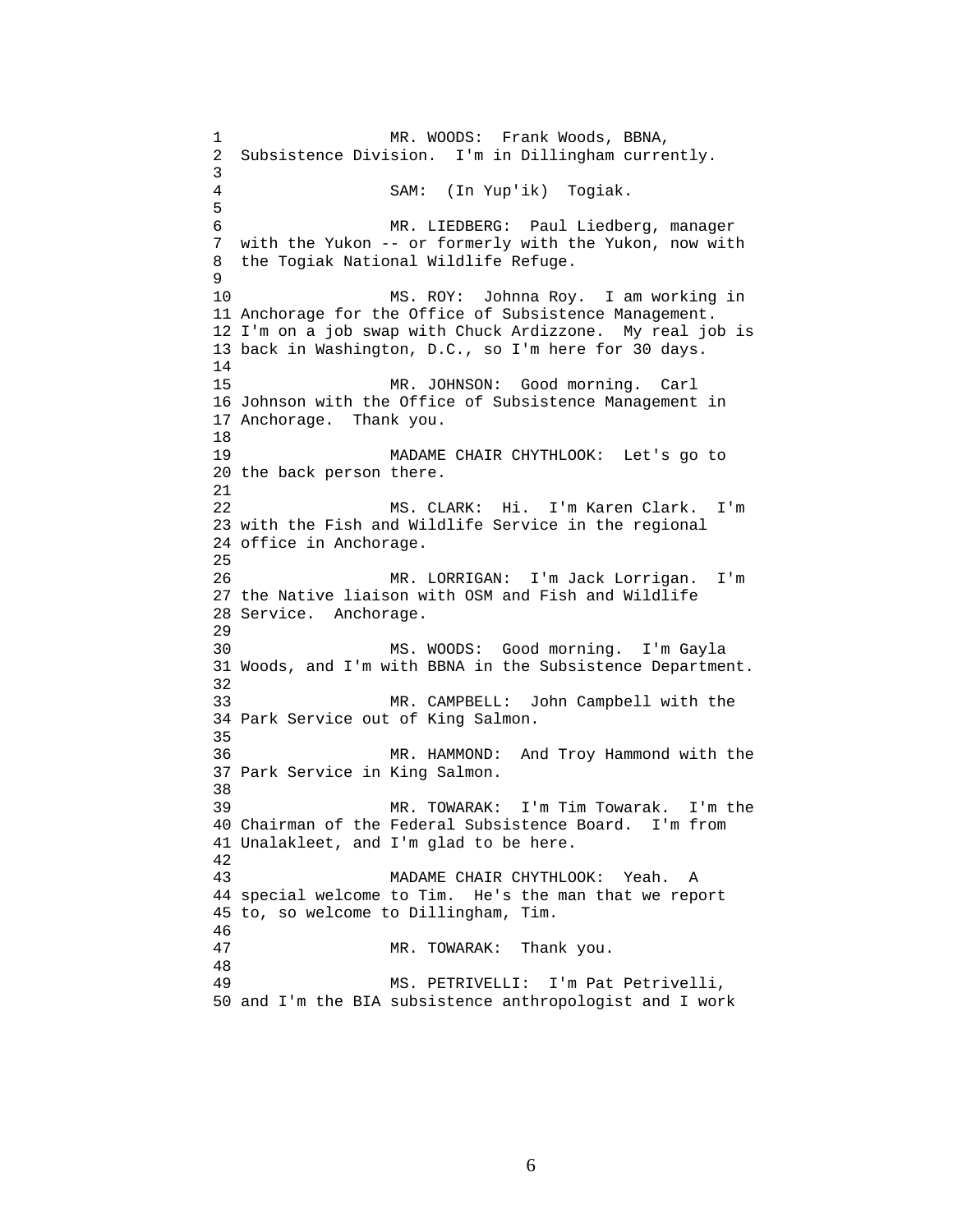MR. WOODS: Frank Woods, BBNA, Subsistence Division. I'm in Dillingham currently.

SAM: (In Yup'ik) Togiak.

MR. LIEDBERG: Paul Liedberg, manager with the Yukon -- or formerly with the Yukon, now with the Togiak National Wildlife Refuge.

MS. ROY: Johnna Roy. I am working in Anchorage for the Office of Subsistence Management. I'm on a job swap with Chuck Ardizzone. My real job is back in Washington, D.C., so I'm here for 30 days.

MR. JOHNSON: Good morning. Carl Johnson with the Office of Subsistence Management in Anchorage. Thank you.

MADAME CHAIR CHYTHLOOK: Let's go to the back person there.

MS. CLARK: Hi. I'm Karen Clark. I'm with the Fish and Wildlife Service in the regional office in Anchorage.

MR. LORRIGAN: I'm Jack Lorrigan. I'm the Native liaison with OSM and Fish and Wildlife Service. Anchorage.

MS. WOODS: Good morning. I'm Gayla Woods, and I'm with BBNA in the Subsistence Department.

MR. CAMPBELL: John Campbell with the Park Service out of King Salmon.

MR. HAMMOND: And Troy Hammond with the Park Service in King Salmon.

MR. TOWARAK: I'm Tim Towarak. I'm the Chairman of the Federal Subsistence Board. I'm from Unalakleet, and I'm glad to be here.

MADAME CHAIR CHYTHLOOK: Yeah. A special welcome to Tim. He's the man that we report to, so welcome to Dillingham, Tim.

MR. TOWARAK: Thank you.

MS. PETRIVELLI: I'm Pat Petrivelli, and I'm the BIA subsistence anthropologist and I work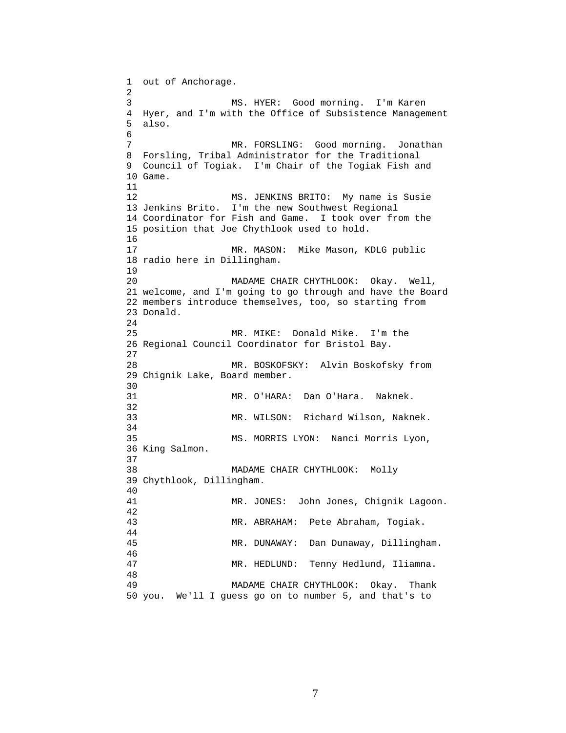out of Anchorage.

MS. HYER: Good morning. I'm Karen Hyer, and I'm with the Office of Subsistence Management also.

MR. FORSLING: Good morning. Jonathan Forsling, Tribal Administrator for the Traditional Council of Togiak. I'm Chair of the Togiak Fish and Game.

MS. JENKINS BRITO: My name is Susie Jenkins Brito. I'm the new Southwest Regional Coordinator for Fish and Game. I took over from the position that Joe Chythlook used to hold.

MR. MASON: Mike Mason, KDLG public radio here in Dillingham.

MADAME CHAIR CHYTHLOOK: Okay. Well, welcome, and I'm going to go through and have the Board members introduce themselves, too, so starting from Donald.

MR. MIKE: Donald Mike. I'm the Regional Council Coordinator for Bristol Bay.

MR. BOSKOFSKY: Alvin Boskofsky from Chignik Lake, Board member.

MR. O'HARA: Dan O'Hara. Naknek.

MR. WILSON: Richard Wilson, Naknek.

MS. MORRIS LYON: Nanci Morris Lyon, King Salmon.

MADAME CHAIR CHYTHLOOK: Molly Chythlook, Dillingham.

MR. JONES: John Jones, Chignik Lagoon.

MR. ABRAHAM: Pete Abraham, Togiak.

MR. DUNAWAY: Dan Dunaway, Dillingham.

MR. HEDLUND: Tenny Hedlund, Iliamna.

MADAME CHAIR CHYTHLOOK: Okay. Thank you. We'll I guess go on to number 5, and that's to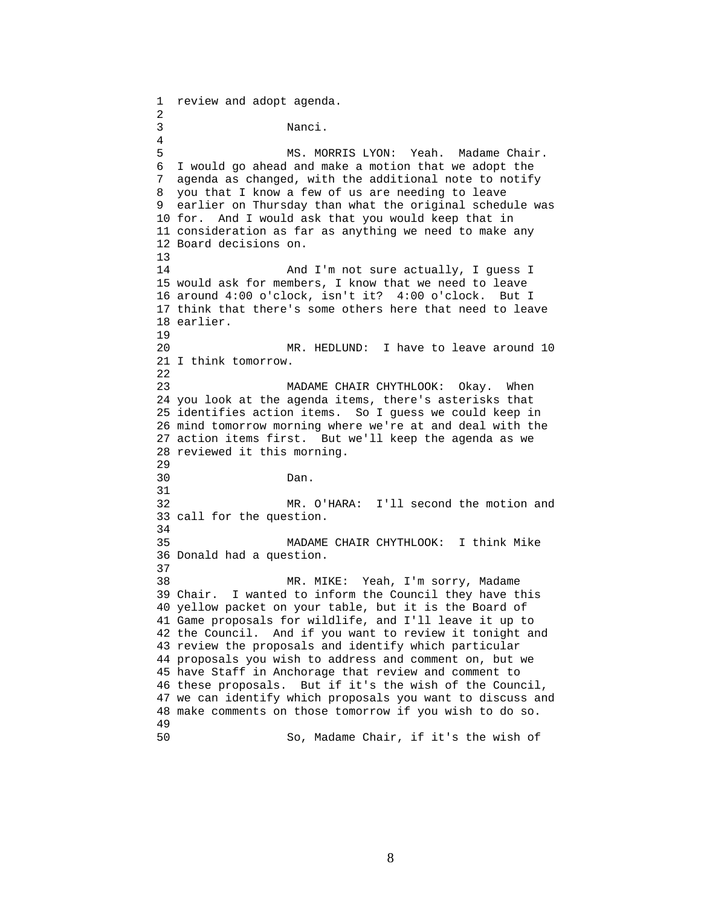review and adopt agenda.

Nanci.

MS. MORRIS LYON: Yeah. Madame Chair. I would go ahead and make a motion that we adopt the agenda as changed, with the additional note to notify you that I know a few of us are needing to leave earlier on Thursday than what the original schedule was for. And I would ask that you would keep that in consideration as far as anything we need to make any Board decisions on.

And I'm not sure actually, I guess I would ask for members, I know that we need to leave around 4:00 o'clock, isn't it? 4:00 o'clock. But I think that there's some others here that need to leave earlier.

MR. HEDLUND: I have to leave around 10 I think tomorrow.

MADAME CHAIR CHYTHLOOK: Okay. When you look at the agenda items, there's asterisks that identifies action items. So I guess we could keep in mind tomorrow morning where we're at and deal with the action items first. But we'll keep the agenda as we reviewed it this morning.

Dan.

MR. O'HARA: I'll second the motion and call for the question.

MADAME CHAIR CHYTHLOOK: I think Mike Donald had a question.

MR. MIKE: Yeah, I'm sorry, Madame Chair. I wanted to inform the Council they have this yellow packet on your table, but it is the Board of Game proposals for wildlife, and I'll leave it up to the Council. And if you want to review it tonight and review the proposals and identify which particular proposals you wish to address and comment on, but we have Staff in Anchorage that review and comment to these proposals. But if it's the wish of the Council, we can identify which proposals you want to discuss and make comments on those tomorrow if you wish to do so.

So, Madame Chair, if it's the wish of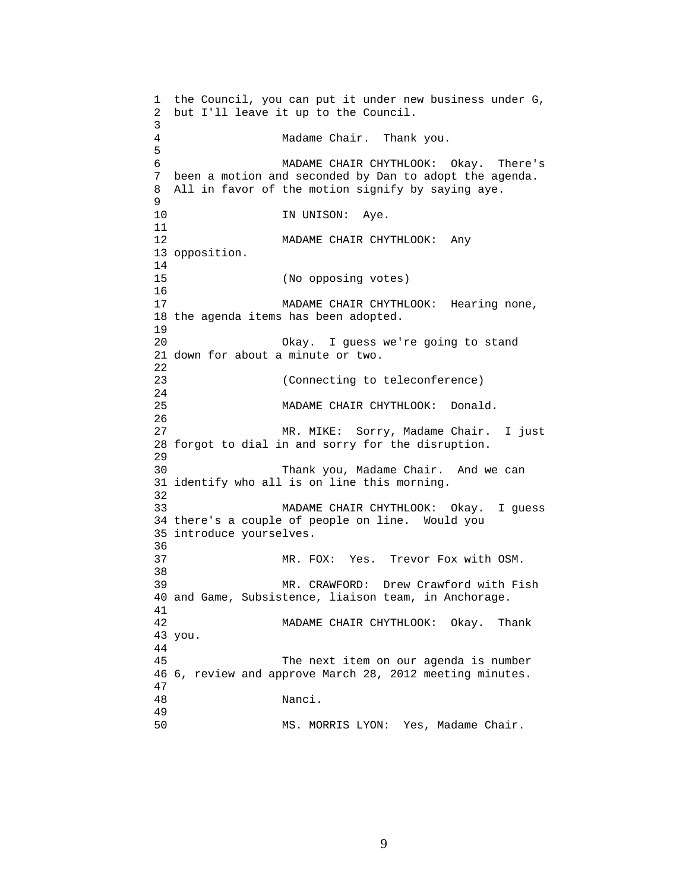the Council, you can put it under new business under G, but I'll leave it up to the Council.

Madame Chair. Thank you.

MADAME CHAIR CHYTHLOOK: Okay. There's been a motion and seconded by Dan to adopt the agenda. All in favor of the motion signify by saying aye.

IN UNISON: Aye.

MADAME CHAIR CHYTHLOOK: Any opposition.

(No opposing votes)

MADAME CHAIR CHYTHLOOK: Hearing none, the agenda items has been adopted.

Okay. I guess we're going to stand down for about a minute or two.

(Connecting to teleconference)

MADAME CHAIR CHYTHLOOK: Donald.

MR. MIKE: Sorry, Madame Chair. I just forgot to dial in and sorry for the disruption.

Thank you, Madame Chair. And we can identify who all is on line this morning.

MADAME CHAIR CHYTHLOOK: Okay. I guess there's a couple of people on line. Would you introduce yourselves.

MR. FOX: Yes. Trevor Fox with OSM.

MR. CRAWFORD: Drew Crawford with Fish and Game, Subsistence, liaison team, in Anchorage.

MADAME CHAIR CHYTHLOOK: Okay. Thank you.

The next item on our agenda is number 6, review and approve March 28, 2012 meeting minutes.

Nanci.

MS. MORRIS LYON: Yes, Madame Chair.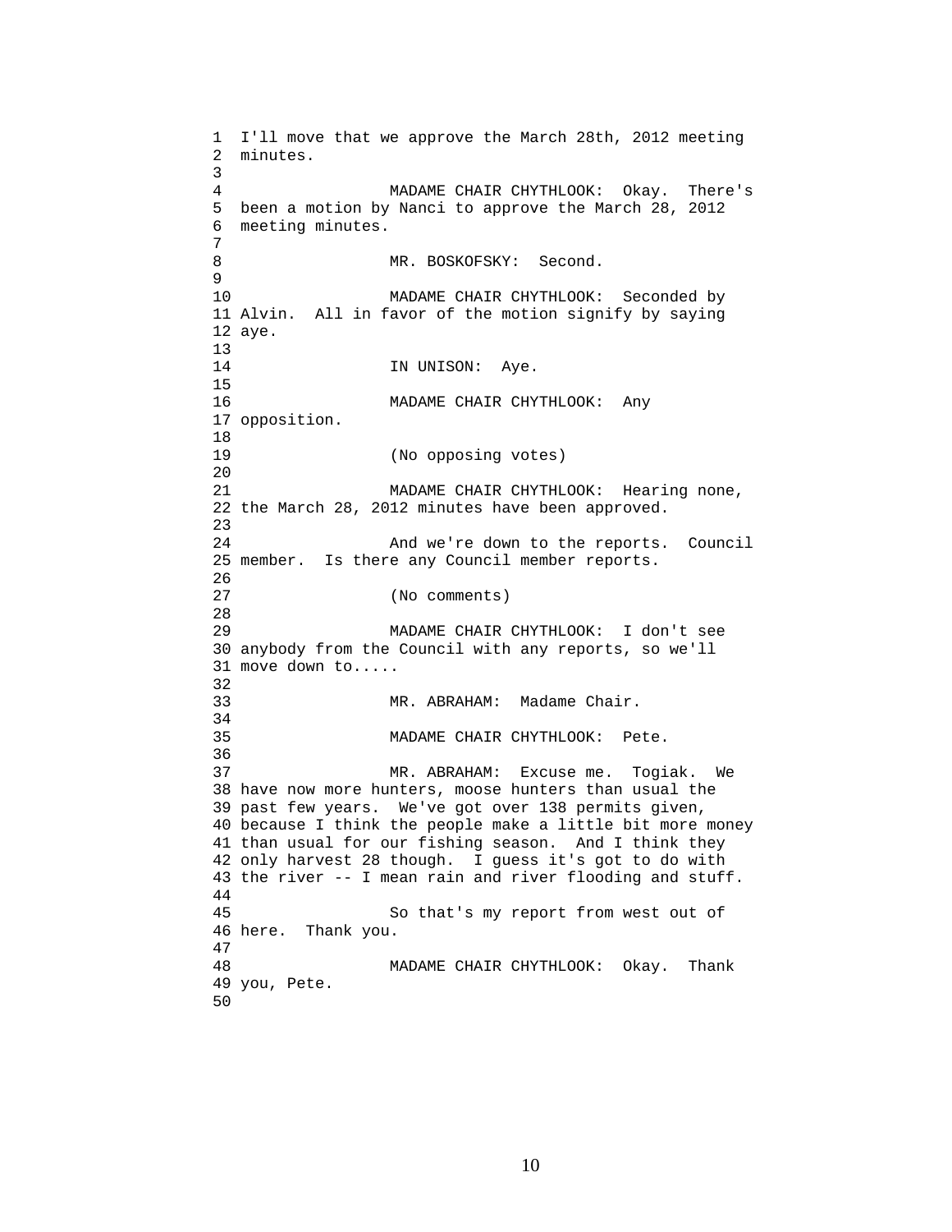I'll move that we approve the March 28th, 2012 meeting minutes.

MADAME CHAIR CHYTHLOOK: Okay. There's been a motion by Nanci to approve the March 28, 2012 meeting minutes.

MR. BOSKOFSKY: Second.

MADAME CHAIR CHYTHLOOK: Seconded by Alvin. All in favor of the motion signify by saying aye.

IN UNISON: Aye.

MADAME CHAIR CHYTHLOOK: Any opposition.

(No opposing votes)

MADAME CHAIR CHYTHLOOK: Hearing none, the March 28, 2012 minutes have been approved.

And we're down to the reports. Council member. Is there any Council member reports.

(No comments)

MADAME CHAIR CHYTHLOOK: I don't see anybody from the Council with any reports, so we'll move down to.....

MR. ABRAHAM: Madame Chair.

MADAME CHAIR CHYTHLOOK: Pete.

MR. ABRAHAM: Excuse me. Togiak. We have now more hunters, moose hunters than usual the past few years. We've got over 138 permits given, because I think the people make a little bit more money than usual for our fishing season. And I think they only harvest 28 though. I guess it's got to do with the river -- I mean rain and river flooding and stuff.

So that's my report from west out of here. Thank you.

MADAME CHAIR CHYTHLOOK: Okay. Thank you, Pete.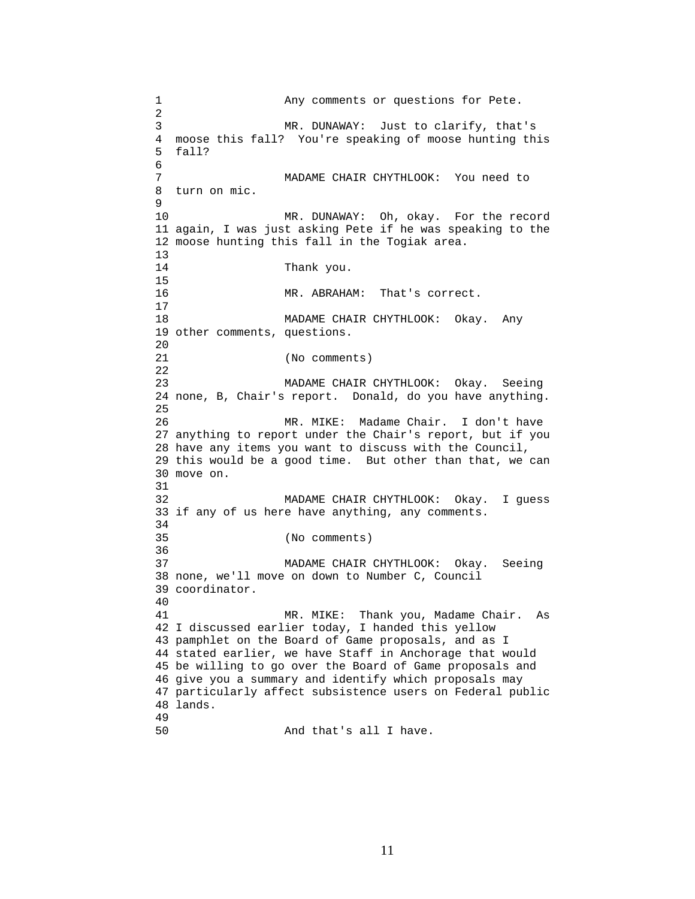Any comments or questions for Pete.

MR. DUNAWAY: Just to clarify, that's moose this fall? You're speaking of moose hunting this fall?

MADAME CHAIR CHYTHLOOK: You need to turn on mic.

MR. DUNAWAY: Oh, okay. For the record again, I was just asking Pete if he was speaking to the moose hunting this fall in the Togiak area.

Thank you.

MR. ABRAHAM: That's correct.

MADAME CHAIR CHYTHLOOK: Okay. Any other comments, questions.

(No comments)

MADAME CHAIR CHYTHLOOK: Okay. Seeing none, B, Chair's report. Donald, do you have anything.

MR. MIKE: Madame Chair. I don't have anything to report under the Chair's report, but if you have any items you want to discuss with the Council, this would be a good time. But other than that, we can move on.

MADAME CHAIR CHYTHLOOK: Okay. I guess if any of us here have anything, any comments.

(No comments)

MADAME CHAIR CHYTHLOOK: Okay. Seeing none, we'll move on down to Number C, Council coordinator.

MR. MIKE: Thank you, Madame Chair. As I discussed earlier today, I handed this yellow pamphlet on the Board of Game proposals, and as I stated earlier, we have Staff in Anchorage that would be willing to go over the Board of Game proposals and give you a summary and identify which proposals may particularly affect subsistence users on Federal public lands.

And that's all I have.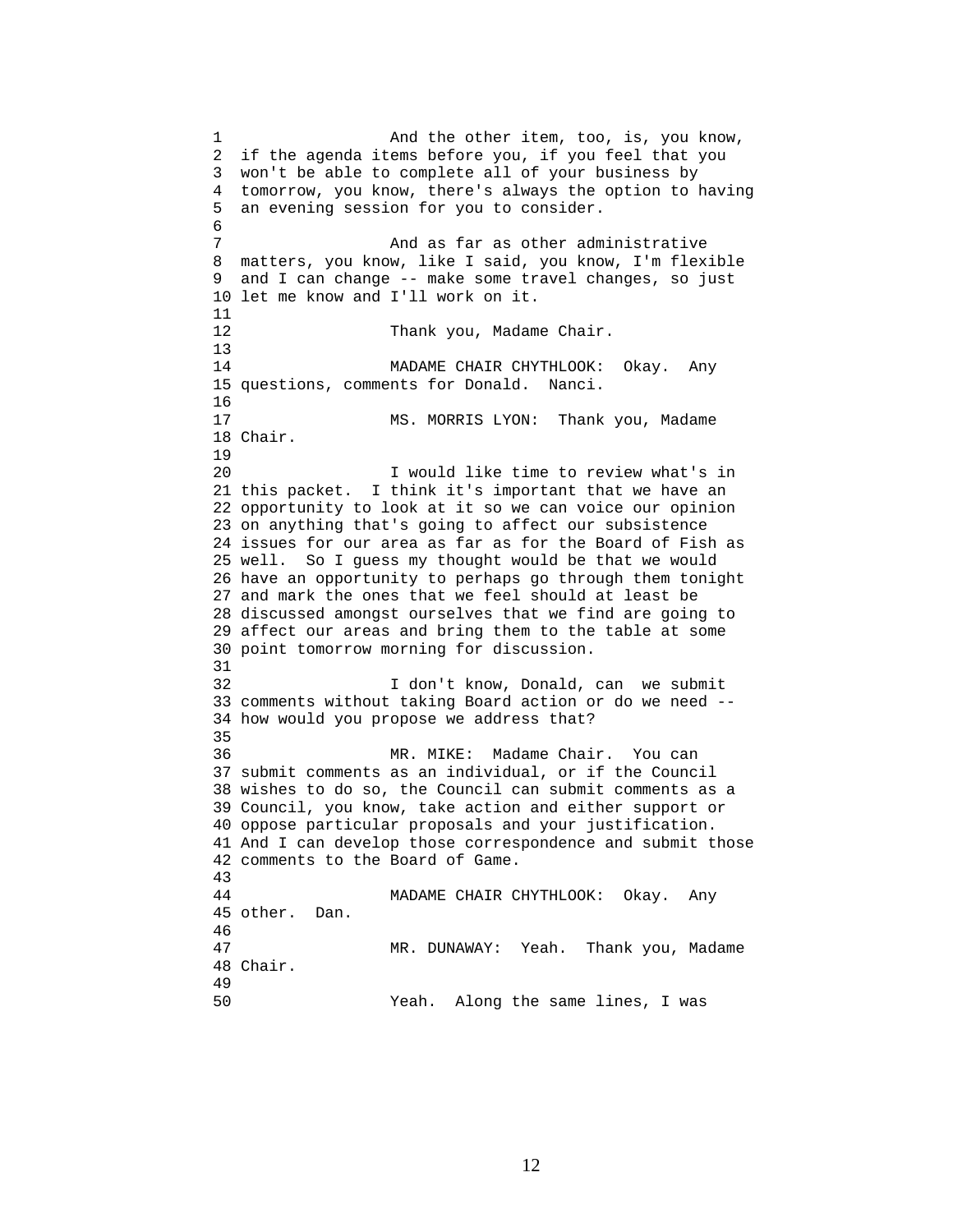And the other item, too, is, you know, if the agenda items before you, if you feel that you won't be able to complete all of your business by tomorrow, you know, there's always the option to having an evening session for you to consider.

And as far as other administrative matters, you know, like I said, you know, I'm flexible and I can change -- make some travel changes, so just let me know and I'll work on it.

Thank you, Madame Chair.

MADAME CHAIR CHYTHLOOK: Okay. Any questions, comments for Donald. Nanci.

MS. MORRIS LYON: Thank you, Madame Chair.

I would like time to review what's in this packet. I think it's important that we have an opportunity to look at it so we can voice our opinion on anything that's going to affect our subsistence issues for our area as far as for the Board of Fish as well. So I guess my thought would be that we would have an opportunity to perhaps go through them tonight and mark the ones that we feel should at least be discussed amongst ourselves that we find are going to affect our areas and bring them to the table at some point tomorrow morning for discussion.

I don't know, Donald, can we submit comments without taking Board action or do we need -- how would you propose we address that?

MR. MIKE: Madame Chair. You can submit comments as an individual, or if the Council wishes to do so, the Council can submit comments as a Council, you know, take action and either support or oppose particular proposals and your justification. And I can develop those correspondence and submit those comments to the Board of Game.

MADAME CHAIR CHYTHLOOK: Okay. Any other. Dan.

MR. DUNAWAY: Yeah. Thank you, Madame Chair.

Yeah. Along the same lines, I was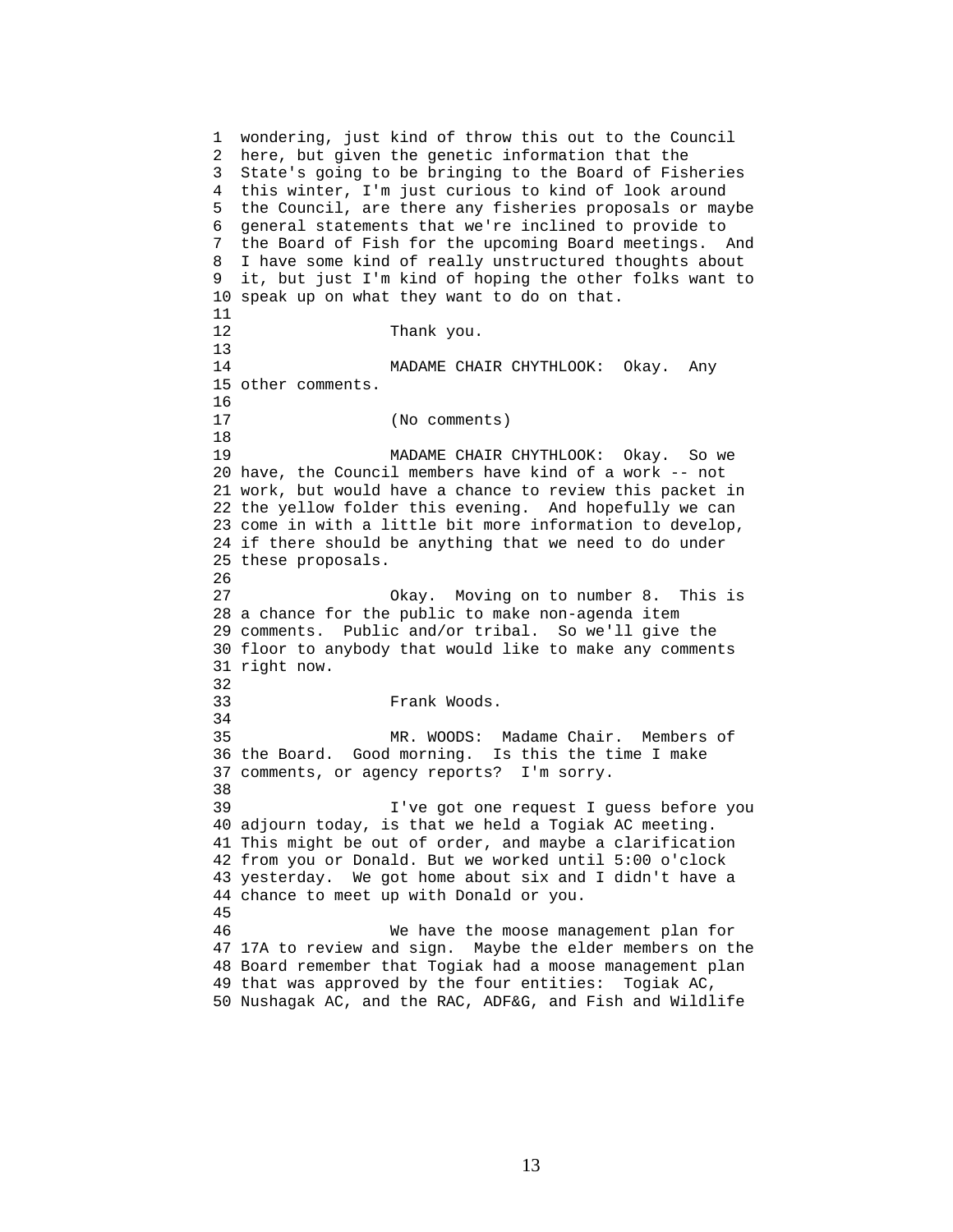wondering, just kind of throw this out to the Council here, but given the genetic information that the State's going to be bringing to the Board of Fisheries this winter, I'm just curious to kind of look around the Council, are there any fisheries proposals or maybe general statements that we're inclined to provide to the Board of Fish for the upcoming Board meetings. And I have some kind of really unstructured thoughts about it, but just I'm kind of hoping the other folks want to speak up on what they want to do on that.

Thank you.

MADAME CHAIR CHYTHLOOK: Okay. Any other comments.

(No comments)

MADAME CHAIR CHYTHLOOK: Okay. So we have, the Council members have kind of a work -- not work, but would have a chance to review this packet in the yellow folder this evening. And hopefully we can come in with a little bit more information to develop, if there should be anything that we need to do under these proposals.

Okay. Moving on to number 8. This is a chance for the public to make non-agenda item comments. Public and/or tribal. So we'll give the floor to anybody that would like to make any comments right now.

Frank Woods.

MR. WOODS: Madame Chair. Members of the Board. Good morning. Is this the time I make comments, or agency reports? I'm sorry.

I've got one request I guess before you adjourn today, is that we held a Togiak AC meeting. This might be out of order, and maybe a clarification from you or Donald. But we worked until 5:00 o'clock yesterday. We got home about six and I didn't have a chance to meet up with Donald or you.

We have the moose management plan for 17A to review and sign. Maybe the elder members on the Board remember that Togiak had a moose management plan that was approved by the four entities: Togiak AC, Nushagak AC, and the RAC, ADF&G, and Fish and Wildlife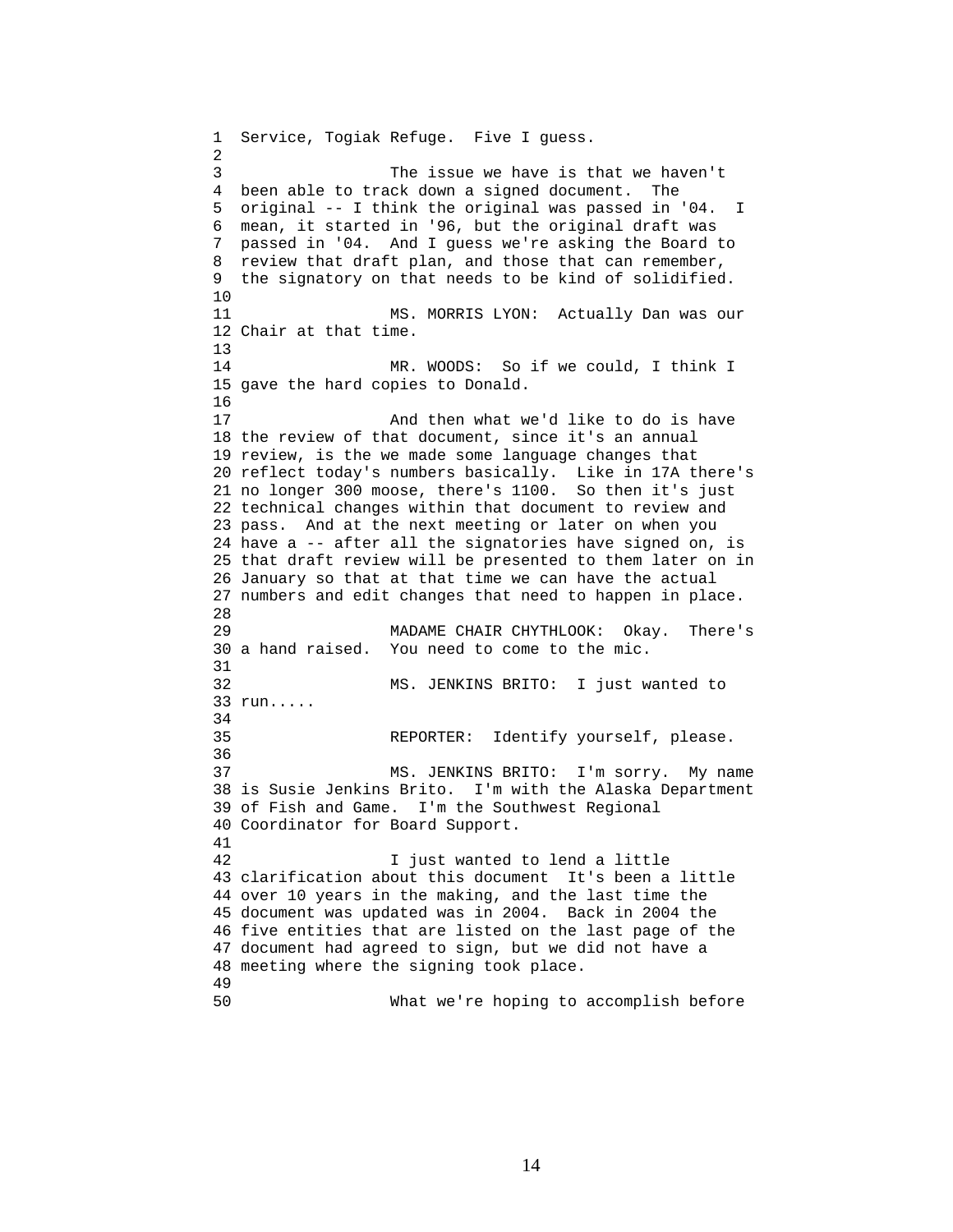Service, Togiak Refuge. Five I guess.

The issue we have is that we haven't been able to track down a signed document. The original -- I think the original was passed in '04. I mean, it started in '96, but the original draft was passed in '04. And I guess we're asking the Board to review that draft plan, and those that can remember, the signatory on that needs to be kind of solidified.

MS. MORRIS LYON: Actually Dan was our Chair at that time.

MR. WOODS: So if we could, I think I gave the hard copies to Donald.

And then what we'd like to do is have the review of that document, since it's an annual review, is the we made some language changes that reflect today's numbers basically. Like in 17A there's no longer 300 moose, there's 1100. So then it's just technical changes within that document to review and pass. And at the next meeting or later on when you have a -- after all the signatories have signed on, is that draft review will be presented to them later on in January so that at that time we can have the actual numbers and edit changes that need to happen in place.

MADAME CHAIR CHYTHLOOK: Okay. There's a hand raised. You need to come to the mic.

MS. JENKINS BRITO: I just wanted to run.....

REPORTER: Identify yourself, please.

MS. JENKINS BRITO: I'm sorry. My name is Susie Jenkins Brito. I'm with the Alaska Department of Fish and Game. I'm the Southwest Regional Coordinator for Board Support.

I just wanted to lend a little clarification about this document It's been a little over 10 years in the making, and the last time the document was updated was in 2004. Back in 2004 the five entities that are listed on the last page of the document had agreed to sign, but we did not have a meeting where the signing took place.

What we're hoping to accomplish before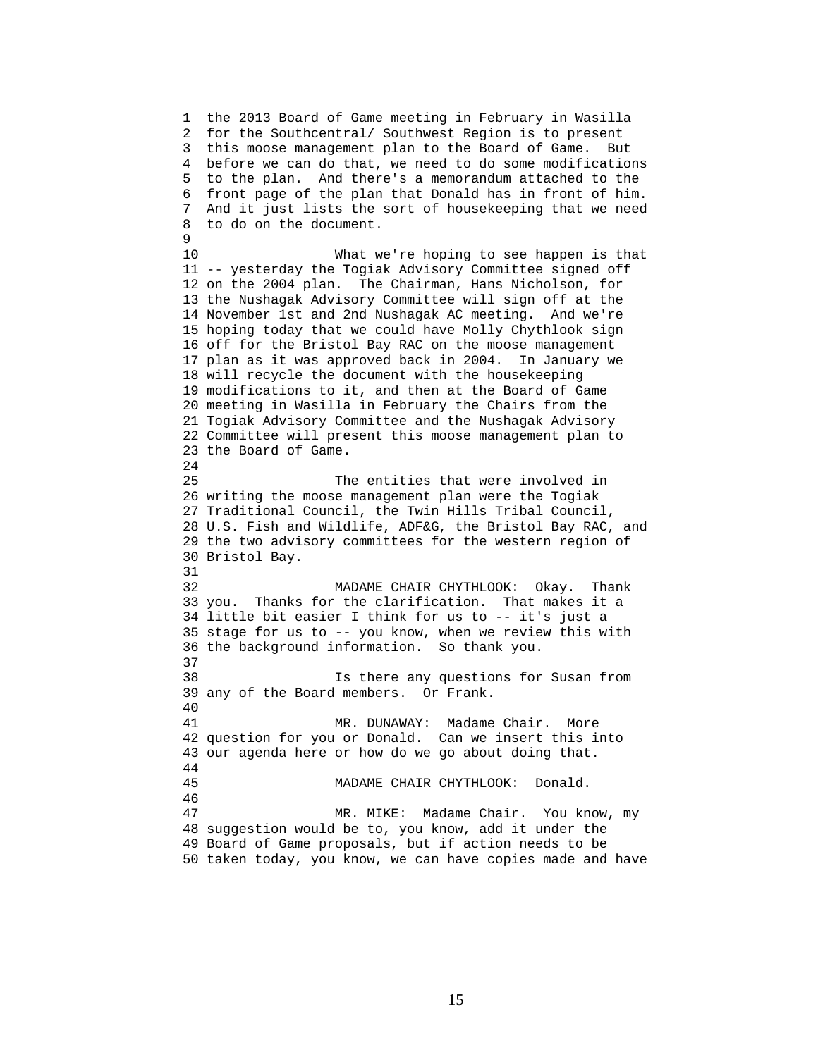the 2013 Board of Game meeting in February in Wasilla for the Southcentral/ Southwest Region is to present this moose management plan to the Board of Game. But before we can do that, we need to do some modifications to the plan. And there's a memorandum attached to the front page of the plan that Donald has in front of him. And it just lists the sort of housekeeping that we need to do on the document.

What we're hoping to see happen is that -- yesterday the Togiak Advisory Committee signed off on the 2004 plan. The Chairman, Hans Nicholson, for the Nushagak Advisory Committee will sign off at the November 1st and 2nd Nushagak AC meeting. And we're hoping today that we could have Molly Chythlook sign off for the Bristol Bay RAC on the moose management plan as it was approved back in 2004. In January we will recycle the document with the housekeeping modifications to it, and then at the Board of Game meeting in Wasilla in February the Chairs from the Togiak Advisory Committee and the Nushagak Advisory Committee will present this moose management plan to the Board of Game.

The entities that were involved in writing the moose management plan were the Togiak Traditional Council, the Twin Hills Tribal Council, U.S. Fish and Wildlife, ADF&G, the Bristol Bay RAC, and the two advisory committees for the western region of Bristol Bay.

MADAME CHAIR CHYTHLOOK: Okay. Thank you. Thanks for the clarification. That makes it a little bit easier I think for us to -- it's just a stage for us to -- you know, when we review this with the background information. So thank you.

Is there any questions for Susan from any of the Board members. Or Frank.

MR. DUNAWAY: Madame Chair. More question for you or Donald. Can we insert this into our agenda here or how do we go about doing that.

MADAME CHAIR CHYTHLOOK: Donald.

MR. MIKE: Madame Chair. You know, my suggestion would be to, you know, add it under the Board of Game proposals, but if action needs to be taken today, you know, we can have copies made and have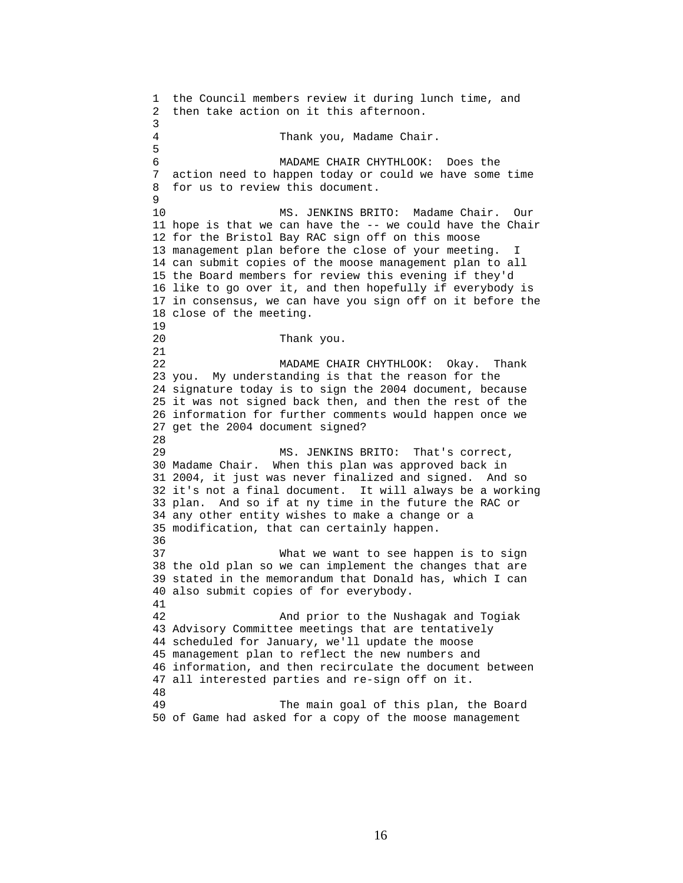the Council members review it during lunch time, and then take action on it this afternoon.

Thank you, Madame Chair.

MADAME CHAIR CHYTHLOOK: Does the action need to happen today or could we have some time for us to review this document.

MS. JENKINS BRITO: Madame Chair. Our hope is that we can have the -- we could have the Chair for the Bristol Bay RAC sign off on this moose management plan before the close of your meeting. I can submit copies of the moose management plan to all the Board members for review this evening if they'd like to go over it, and then hopefully if everybody is in consensus, we can have you sign off on it before the close of the meeting.

Thank you.

MADAME CHAIR CHYTHLOOK: Okay. Thank you. My understanding is that the reason for the signature today is to sign the 2004 document, because it was not signed back then, and then the rest of the information for further comments would happen once we get the 2004 document signed?

MS. JENKINS BRITO: That's correct, Madame Chair. When this plan was approved back in 2004, it just was never finalized and signed. And so it's not a final document. It will always be a working plan. And so if at ny time in the future the RAC or any other entity wishes to make a change or a modification, that can certainly happen.

What we want to see happen is to sign the old plan so we can implement the changes that are stated in the memorandum that Donald has, which I can also submit copies of for everybody.

And prior to the Nushagak and Togiak Advisory Committee meetings that are tentatively scheduled for January, we'll update the moose management plan to reflect the new numbers and information, and then recirculate the document between all interested parties and re-sign off on it.

The main goal of this plan, the Board of Game had asked for a copy of the moose management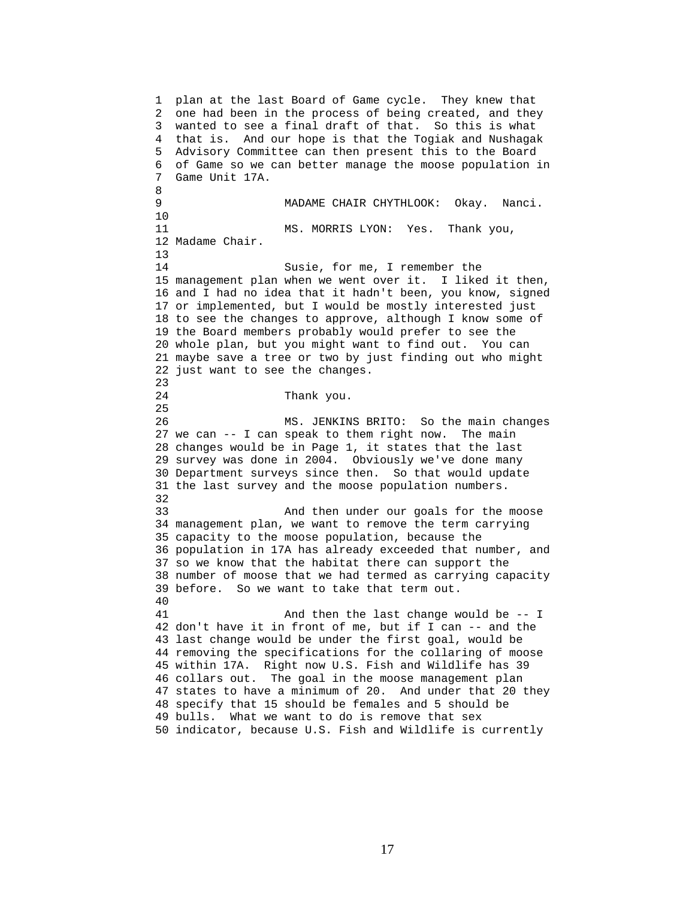plan at the last Board of Game cycle. They knew that one had been in the process of being created, and they wanted to see a final draft of that. So this is what that is. And our hope is that the Togiak and Nushagak Advisory Committee can then present this to the Board of Game so we can better manage the moose population in Game Unit 17A.

MADAME CHAIR CHYTHLOOK: Okay. Nanci.

MS. MORRIS LYON: Yes. Thank you, Madame Chair.

Susie, for me, I remember the management plan when we went over it. I liked it then, and I had no idea that it hadn't been, you know, signed or implemented, but I would be mostly interested just to see the changes to approve, although I know some of the Board members probably would prefer to see the whole plan, but you might want to find out. You can maybe save a tree or two by just finding out who might just want to see the changes.

Thank you.

MS. JENKINS BRITO: So the main changes we can -- I can speak to them right now. The main changes would be in Page 1, it states that the last survey was done in 2004. Obviously we've done many Department surveys since then. So that would update the last survey and the moose population numbers.

And then under our goals for the moose management plan, we want to remove the term carrying capacity to the moose population, because the population in 17A has already exceeded that number, and so we know that the habitat there can support the number of moose that we had termed as carrying capacity before. So we want to take that term out.

And then the last change would be -- I don't have it in front of me, but if I can -- and the last change would be under the first goal, would be removing the specifications for the collaring of moose within 17A. Right now U.S. Fish and Wildlife has 39 collars out. The goal in the moose management plan states to have a minimum of 20. And under that 20 they specify that 15 should be females and 5 should be bulls. What we want to do is remove that sex indicator, because U.S. Fish and Wildlife is currently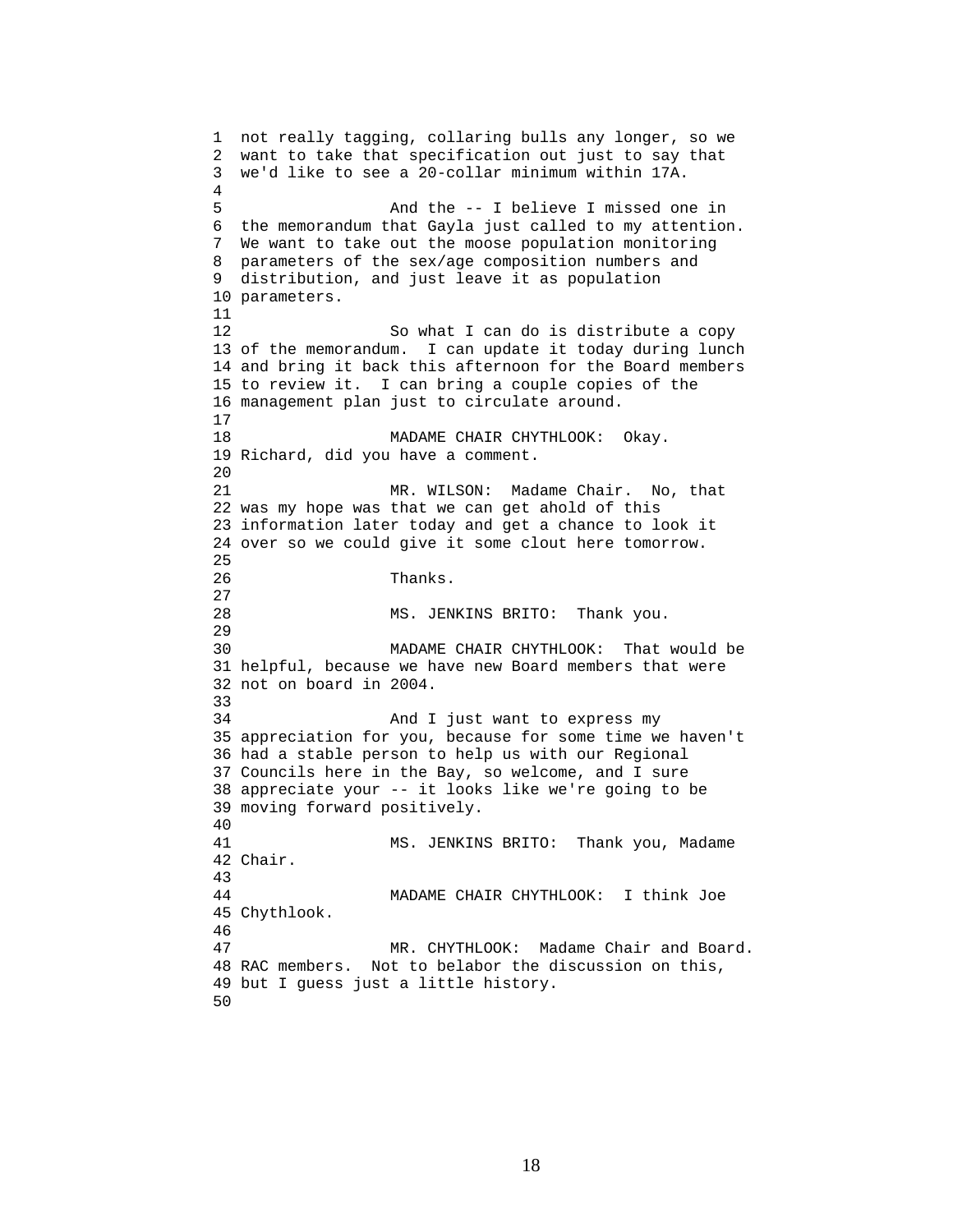not really tagging, collaring bulls any longer, so we want to take that specification out just to say that we'd like to see a 20-collar minimum within 17A.

And the -- I believe I missed one in the memorandum that Gayla just called to my attention. We want to take out the moose population monitoring parameters of the sex/age composition numbers and distribution, and just leave it as population parameters.

So what I can do is distribute a copy of the memorandum. I can update it today during lunch and bring it back this afternoon for the Board members to review it. I can bring a couple copies of the management plan just to circulate around.

MADAME CHAIR CHYTHLOOK: Okay. Richard, did you have a comment.

MR. WILSON: Madame Chair. No, that was my hope was that we can get ahold of this information later today and get a chance to look it over so we could give it some clout here tomorrow.

Thanks.

MS. JENKINS BRITO: Thank you.

MADAME CHAIR CHYTHLOOK: That would be helpful, because we have new Board members that were not on board in 2004.

And I just want to express my appreciation for you, because for some time we haven't had a stable person to help us with our Regional Councils here in the Bay, so welcome, and I sure appreciate your -- it looks like we're going to be moving forward positively.

MS. JENKINS BRITO: Thank you, Madame Chair.

MADAME CHAIR CHYTHLOOK: I think Joe Chythlook.

MR. CHYTHLOOK: Madame Chair and Board. RAC members. Not to belabor the discussion on this, but I guess just a little history.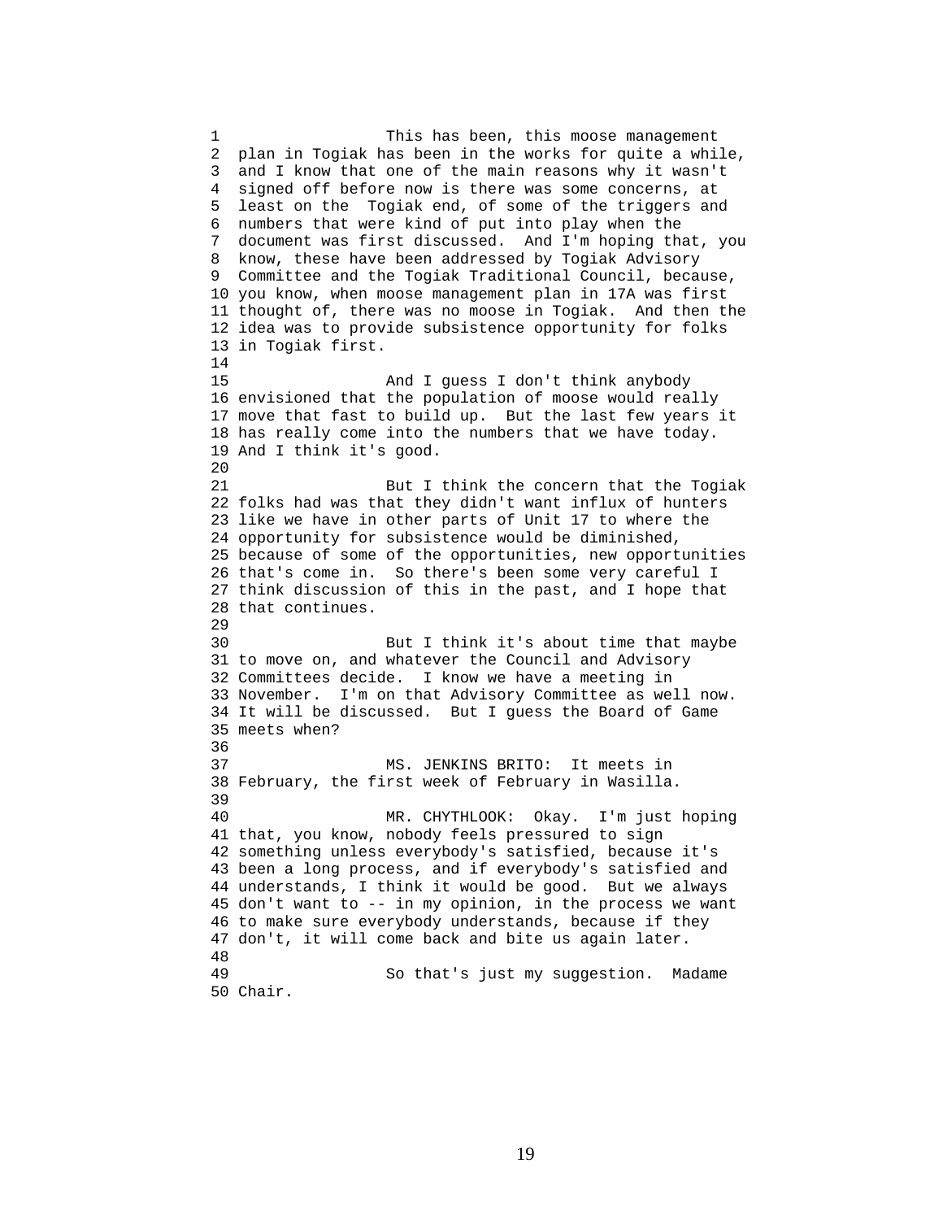This has been, this moose management plan in Togiak has been in the works for quite a while, and I know that one of the main reasons why it wasn't signed off before now is there was some concerns, at least on the Togiak end, of some of the triggers and numbers that were kind of put into play when the document was first discussed. And I'm hoping that, you know, these have been addressed by Togiak Advisory Committee and the Togiak Traditional Council, because, you know, when moose management plan in 17A was first thought of, there was no moose in Togiak. And then the idea was to provide subsistence opportunity for folks in Togiak first.

And I guess I don't think anybody envisioned that the population of moose would really move that fast to build up. But the last few years it has really come into the numbers that we have today. And I think it's good.

But I think the concern that the Togiak folks had was that they didn't want influx of hunters like we have in other parts of Unit 17 to where the opportunity for subsistence would be diminished, because of some of the opportunities, new opportunities that's come in. So there's been some very careful I think discussion of this in the past, and I hope that that continues.

But I think it's about time that maybe to move on, and whatever the Council and Advisory Committees decide. I know we have a meeting in November. I'm on that Advisory Committee as well now. It will be discussed. But I guess the Board of Game meets when?

MS. JENKINS BRITO: It meets in February, the first week of February in Wasilla.

MR. CHYTHLOOK: Okay. I'm just hoping that, you know, nobody feels pressured to sign something unless everybody's satisfied, because it's been a long process, and if everybody's satisfied and understands, I think it would be good. But we always don't want to -- in my opinion, in the process we want to make sure everybody understands, because if they don't, it will come back and bite us again later.

So that's just my suggestion. Madame Chair.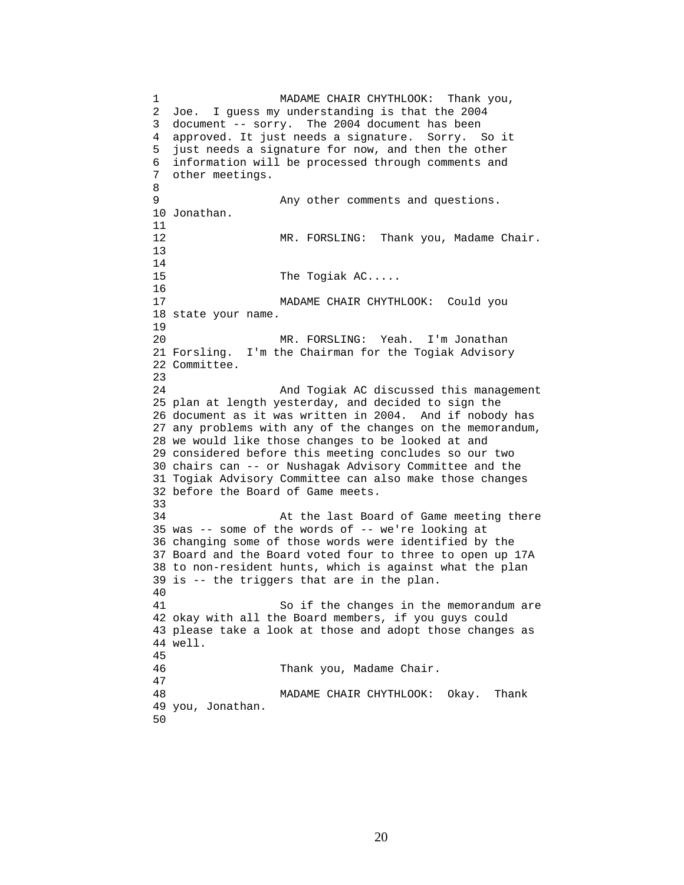MADAME CHAIR CHYTHLOOK: Thank you, Joe. I guess my understanding is that the 2004 document -- sorry. The 2004 document has been approved. It just needs a signature. Sorry. So it just needs a signature for now, and then the other information will be processed through comments and other meetings.

Any other comments and questions. Jonathan.

MR. FORSLING: Thank you, Madame Chair.

The Togiak AC.....

MADAME CHAIR CHYTHLOOK: Could you state your name.

MR. FORSLING: Yeah. I'm Jonathan Forsling. I'm the Chairman for the Togiak Advisory Committee.

And Togiak AC discussed this management plan at length yesterday, and decided to sign the document as it was written in 2004. And if nobody has any problems with any of the changes on the memorandum, we would like those changes to be looked at and considered before this meeting concludes so our two chairs can -- or Nushagak Advisory Committee and the Togiak Advisory Committee can also make those changes before the Board of Game meets.

At the last Board of Game meeting there was -- some of the words of -- we're looking at changing some of those words were identified by the Board and the Board voted four to three to open up 17A to non-resident hunts, which is against what the plan is -- the triggers that are in the plan.

So if the changes in the memorandum are okay with all the Board members, if you guys could please take a look at those and adopt those changes as well.

Thank you, Madame Chair.

MADAME CHAIR CHYTHLOOK: Okay. Thank you, Jonathan.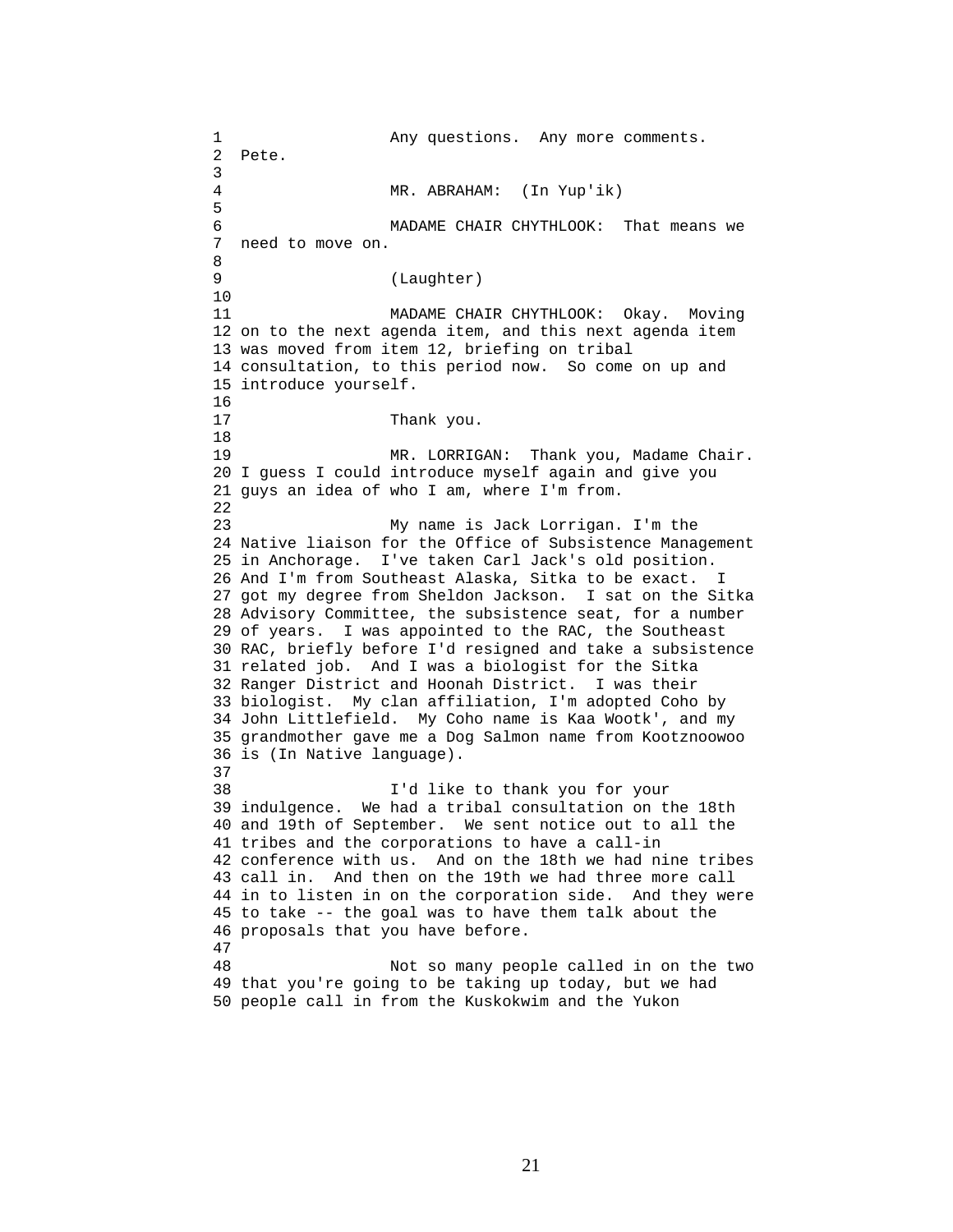Any questions. Any more comments. Pete.

MR. ABRAHAM: (In Yup'ik)

MADAME CHAIR CHYTHLOOK: That means we need to move on.

(Laughter)

MADAME CHAIR CHYTHLOOK: Okay. Moving on to the next agenda item, and this next agenda item was moved from item 12, briefing on tribal consultation, to this period now. So come on up and introduce yourself.

Thank you.

MR. LORRIGAN: Thank you, Madame Chair. I guess I could introduce myself again and give you guys an idea of who I am, where I'm from.

My name is Jack Lorrigan. I'm the Native liaison for the Office of Subsistence Management in Anchorage. I've taken Carl Jack's old position. And I'm from Southeast Alaska, Sitka to be exact. I got my degree from Sheldon Jackson. I sat on the Sitka Advisory Committee, the subsistence seat, for a number of years. I was appointed to the RAC, the Southeast RAC, briefly before I'd resigned and take a subsistence related job. And I was a biologist for the Sitka Ranger District and Hoonah District. I was their biologist. My clan affiliation, I'm adopted Coho by John Littlefield. My Coho name is Kaa Wootk', and my grandmother gave me a Dog Salmon name from Kootznoowoo is (In Native language).

I'd like to thank you for your indulgence. We had a tribal consultation on the 18th and 19th of September. We sent notice out to all the tribes and the corporations to have a call-in conference with us. And on the 18th we had nine tribes call in. And then on the 19th we had three more call in to listen in on the corporation side. And they were to take -- the goal was to have them talk about the proposals that you have before.

Not so many people called in on the two that you're going to be taking up today, but we had people call in from the Kuskokwim and the Yukon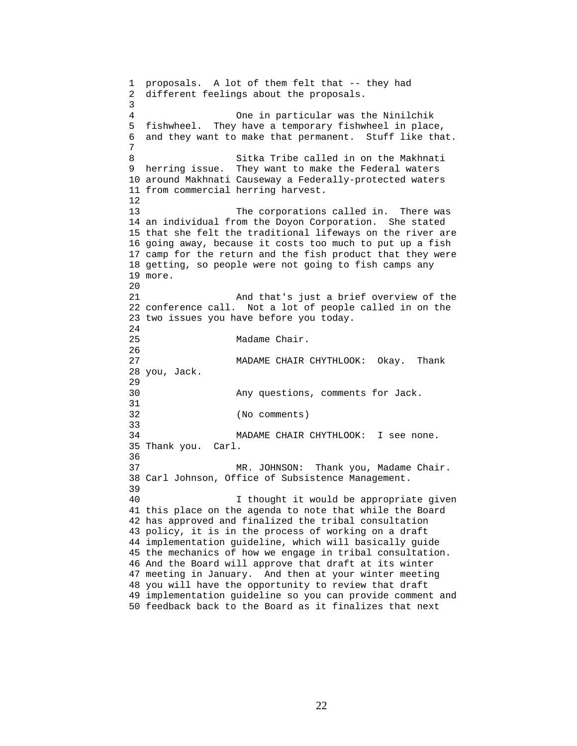proposals. A lot of them felt that -- they had different feelings about the proposals.

One in particular was the Ninilchik fishwheel. They have a temporary fishwheel in place, and they want to make that permanent. Stuff like that.

Sitka Tribe called in on the Makhnati herring issue. They want to make the Federal waters around Makhnati Causeway a Federally-protected waters from commercial herring harvest.

The corporations called in. There was an individual from the Doyon Corporation. She stated that she felt the traditional lifeways on the river are going away, because it costs too much to put up a fish camp for the return and the fish product that they were getting, so people were not going to fish camps any more.

And that's just a brief overview of the conference call. Not a lot of people called in on the two issues you have before you today.

Madame Chair.

MADAME CHAIR CHYTHLOOK: Okay. Thank you, Jack.

Any questions, comments for Jack.

(No comments)

MADAME CHAIR CHYTHLOOK: I see none. Thank you. Carl.

MR. JOHNSON: Thank you, Madame Chair. Carl Johnson, Office of Subsistence Management.

I thought it would be appropriate given this place on the agenda to note that while the Board has approved and finalized the tribal consultation policy, it is in the process of working on a draft implementation guideline, which will basically guide the mechanics of how we engage in tribal consultation. And the Board will approve that draft at its winter meeting in January. And then at your winter meeting you will have the opportunity to review that draft implementation guideline so you can provide comment and feedback back to the Board as it finalizes that next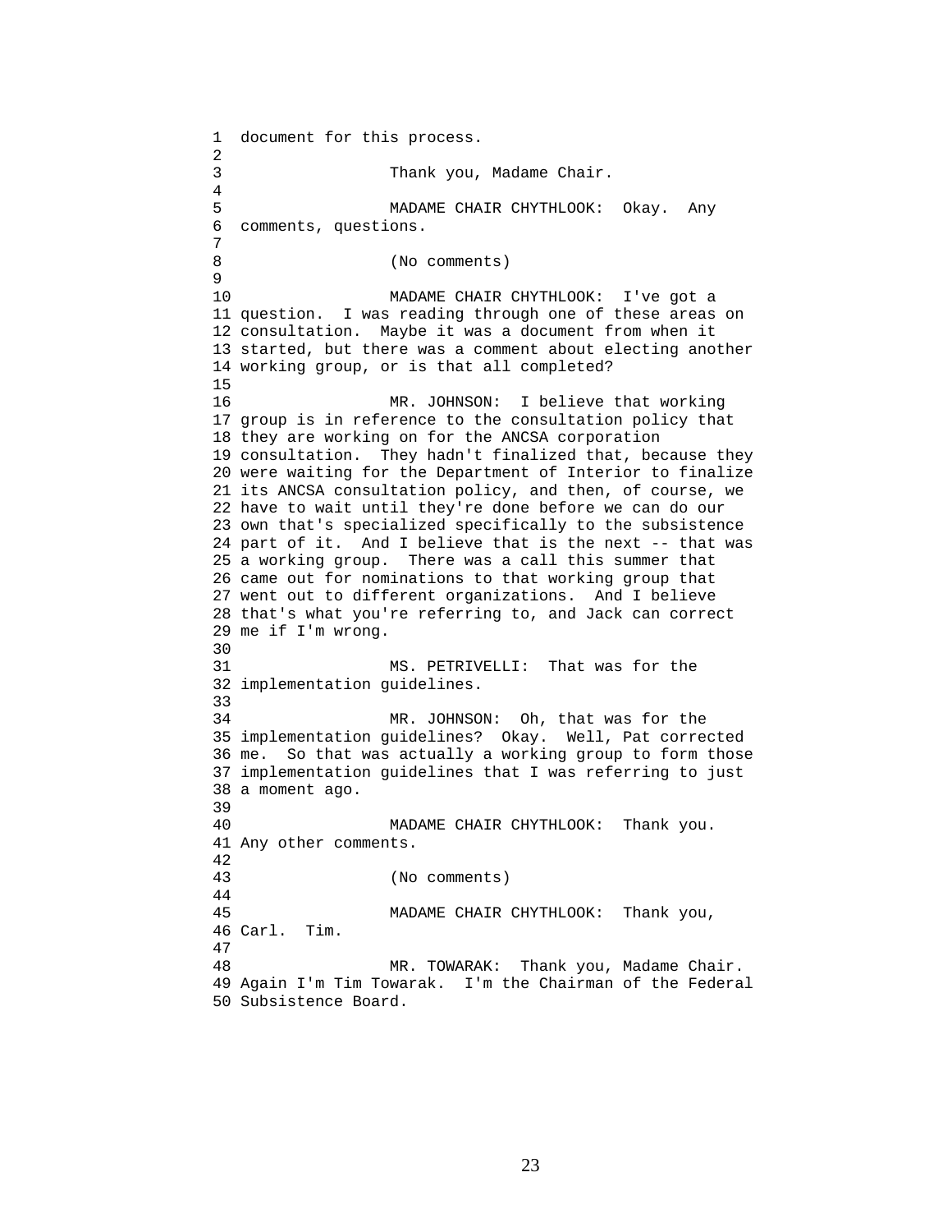document for this process.

Thank you, Madame Chair.

MADAME CHAIR CHYTHLOOK: Okay. Any comments, questions.

(No comments)

MADAME CHAIR CHYTHLOOK: I've got a question. I was reading through one of these areas on consultation. Maybe it was a document from when it started, but there was a comment about electing another working group, or is that all completed?

MR. JOHNSON: I believe that working group is in reference to the consultation policy that they are working on for the ANCSA corporation consultation. They hadn't finalized that, because they were waiting for the Department of Interior to finalize its ANCSA consultation policy, and then, of course, we have to wait until they're done before we can do our own that's specialized specifically to the subsistence part of it. And I believe that is the next -- that was a working group. There was a call this summer that came out for nominations to that working group that went out to different organizations. And I believe that's what you're referring to, and Jack can correct me if I'm wrong.

MS. PETRIVELLI: That was for the implementation guidelines.

MR. JOHNSON: Oh, that was for the implementation guidelines? Okay. Well, Pat corrected me. So that was actually a working group to form those implementation guidelines that I was referring to just a moment ago.

MADAME CHAIR CHYTHLOOK: Thank you. Any other comments.

(No comments)

MADAME CHAIR CHYTHLOOK: Thank you, Carl. Tim.

MR. TOWARAK: Thank you, Madame Chair. Again I'm Tim Towarak. I'm the Chairman of the Federal Subsistence Board.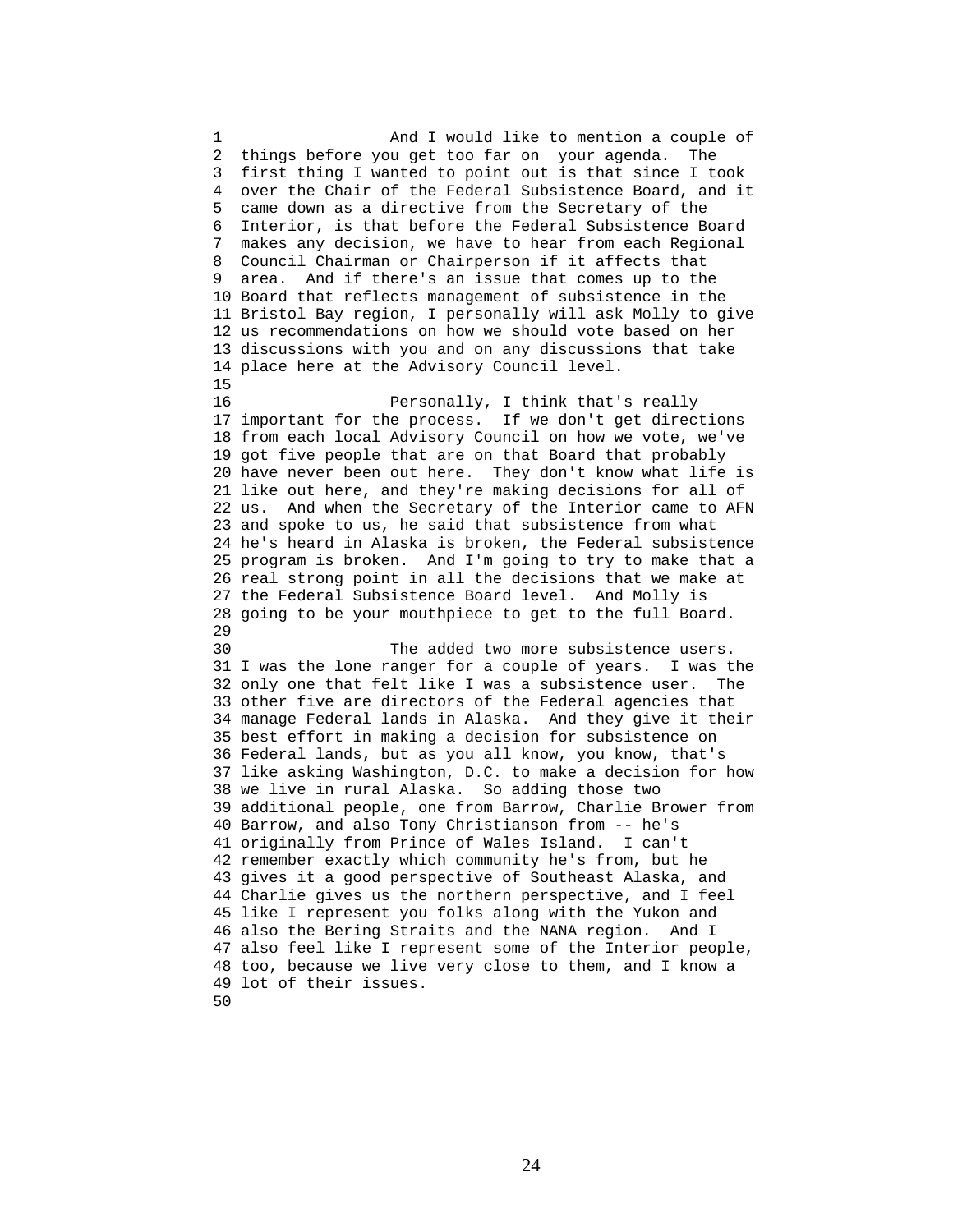And I would like to mention a couple of things before you get too far on your agenda. The first thing I wanted to point out is that since I took over the Chair of the Federal Subsistence Board, and it came down as a directive from the Secretary of the Interior, is that before the Federal Subsistence Board makes any decision, we have to hear from each Regional Council Chairman or Chairperson if it affects that area. And if there's an issue that comes up to the Board that reflects management of subsistence in the Bristol Bay region, I personally will ask Molly to give us recommendations on how we should vote based on her discussions with you and on any discussions that take place here at the Advisory Council level.

Personally, I think that's really important for the process. If we don't get directions from each local Advisory Council on how we vote, we've got five people that are on that Board that probably have never been out here. They don't know what life is like out here, and they're making decisions for all of us. And when the Secretary of the Interior came to AFN and spoke to us, he said that subsistence from what he's heard in Alaska is broken, the Federal subsistence program is broken. And I'm going to try to make that a real strong point in all the decisions that we make at the Federal Subsistence Board level. And Molly is going to be your mouthpiece to get to the full Board.

The added two more subsistence users. I was the lone ranger for a couple of years. I was the only one that felt like I was a subsistence user. The other five are directors of the Federal agencies that manage Federal lands in Alaska. And they give it their best effort in making a decision for subsistence on Federal lands, but as you all know, you know, that's like asking Washington, D.C. to make a decision for how we live in rural Alaska. So adding those two additional people, one from Barrow, Charlie Brower from Barrow, and also Tony Christianson from -- he's originally from Prince of Wales Island. I can't remember exactly which community he's from, but he gives it a good perspective of Southeast Alaska, and Charlie gives us the northern perspective, and I feel like I represent you folks along with the Yukon and also the Bering Straits and the NANA region. And I also feel like I represent some of the Interior people, too, because we live very close to them, and I know a lot of their issues.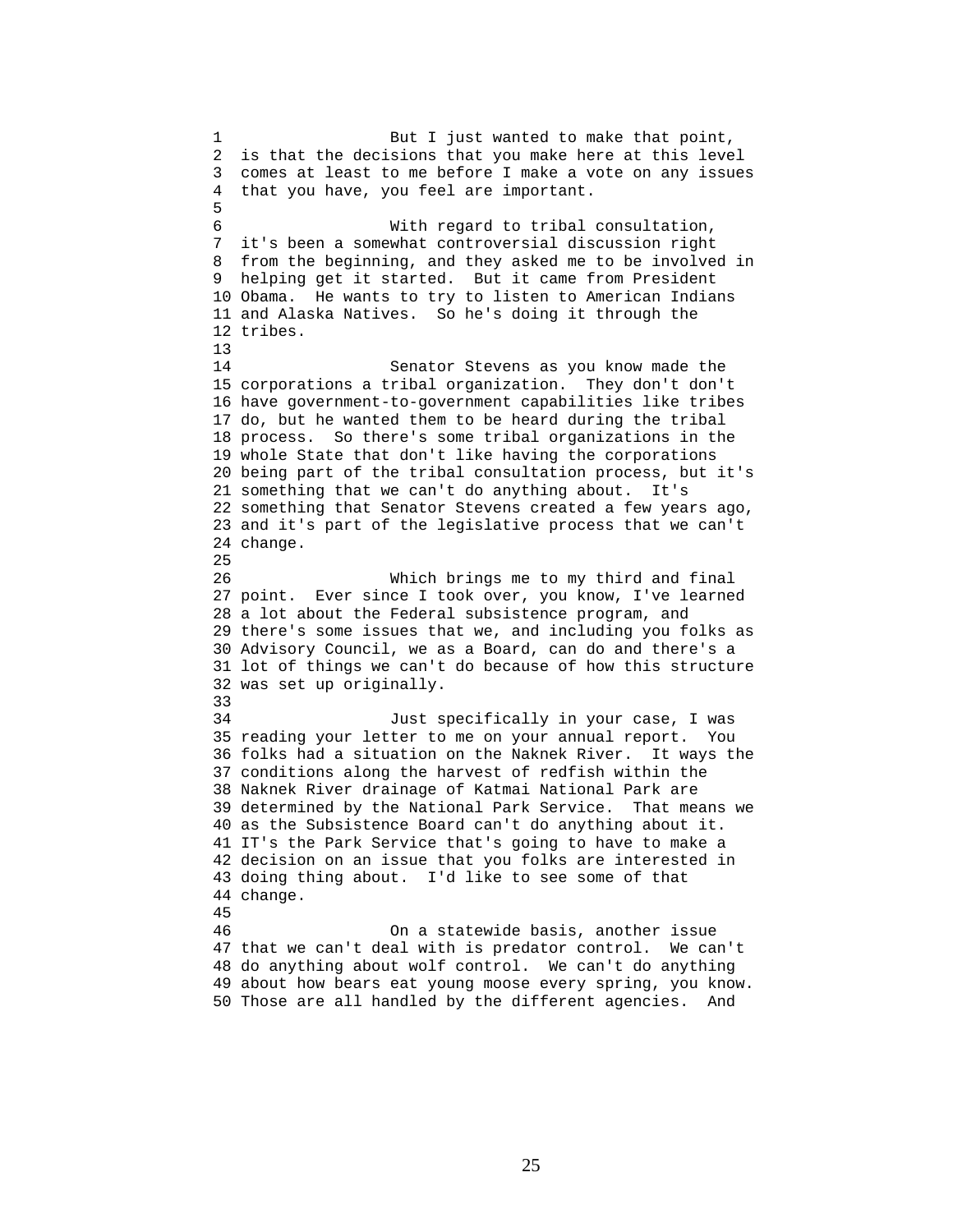But I just wanted to make that point, is that the decisions that you make here at this level comes at least to me before I make a vote on any issues that you have, you feel are important.

With regard to tribal consultation, it's been a somewhat controversial discussion right from the beginning, and they asked me to be involved in helping get it started. But it came from President Obama. He wants to try to listen to American Indians and Alaska Natives. So he's doing it through the tribes.

Senator Stevens as you know made the corporations a tribal organization. They don't don't have government-to-government capabilities like tribes do, but he wanted them to be heard during the tribal process. So there's some tribal organizations in the whole State that don't like having the corporations being part of the tribal consultation process, but it's something that we can't do anything about. It's something that Senator Stevens created a few years ago, and it's part of the legislative process that we can't change.

Which brings me to my third and final point. Ever since I took over, you know, I've learned a lot about the Federal subsistence program, and there's some issues that we, and including you folks as Advisory Council, we as a Board, can do and there's a lot of things we can't do because of how this structure was set up originally.

Just specifically in your case, I was reading your letter to me on your annual report. You folks had a situation on the Naknek River. It ways the conditions along the harvest of redfish within the Naknek River drainage of Katmai National Park are determined by the National Park Service. That means we as the Subsistence Board can't do anything about it. IT's the Park Service that's going to have to make a decision on an issue that you folks are interested in doing thing about. I'd like to see some of that change.

On a statewide basis, another issue that we can't deal with is predator control. We can't do anything about wolf control. We can't do anything about how bears eat young moose every spring, you know. Those are all handled by the different agencies. And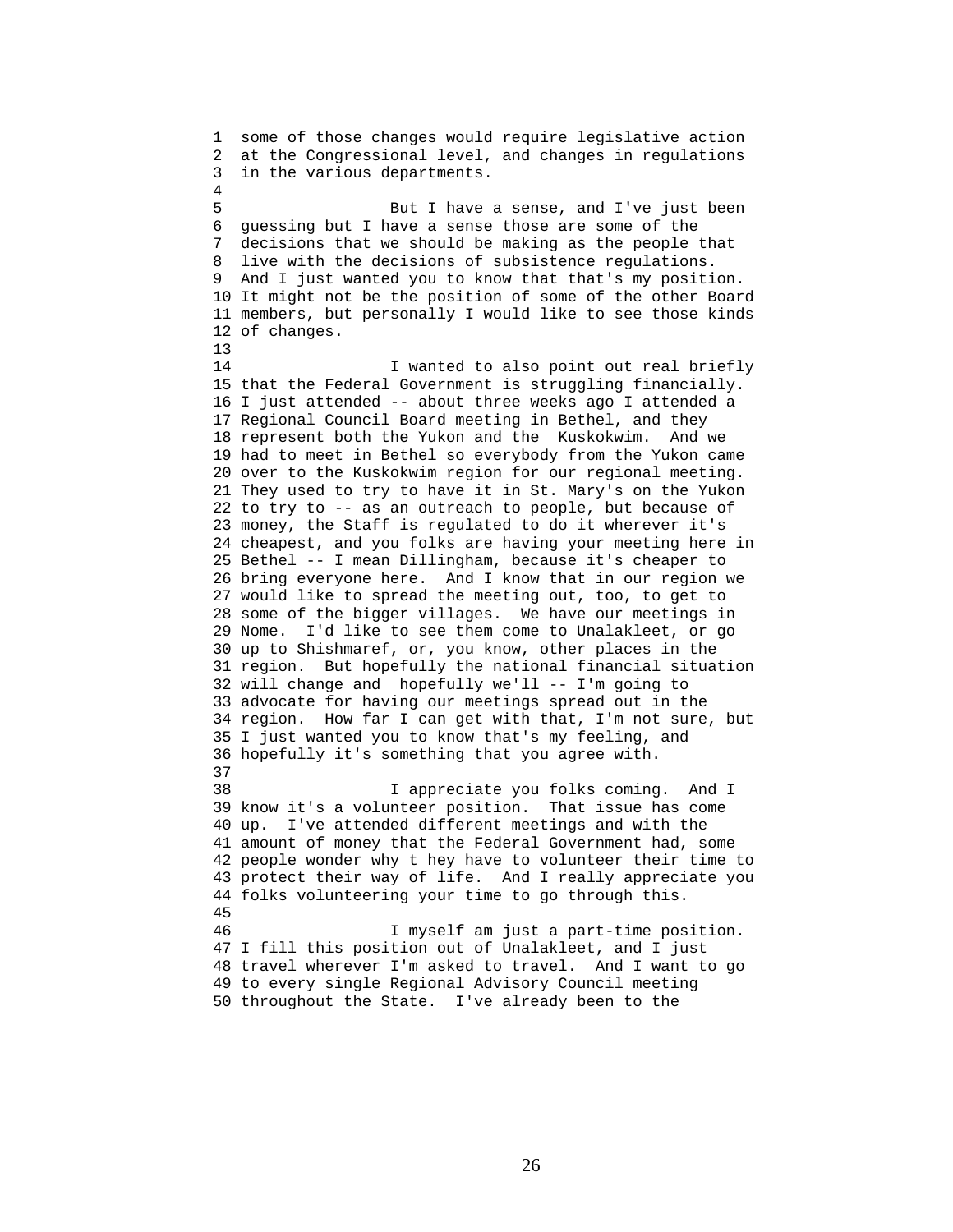some of those changes would require legislative action at the Congressional level, and changes in regulations in the various departments.

But I have a sense, and I've just been guessing but I have a sense those are some of the decisions that we should be making as the people that live with the decisions of subsistence regulations. And I just wanted you to know that that's my position. It might not be the position of some of the other Board members, but personally I would like to see those kinds of changes.

I wanted to also point out real briefly that the Federal Government is struggling financially. I just attended -- about three weeks ago I attended a Regional Council Board meeting in Bethel, and they represent both the Yukon and the Kuskokwim. And we had to meet in Bethel so everybody from the Yukon came over to the Kuskokwim region for our regional meeting. They used to try to have it in St. Mary's on the Yukon to try to -- as an outreach to people, but because of money, the Staff is regulated to do it wherever it's cheapest, and you folks are having your meeting here in Bethel -- I mean Dillingham, because it's cheaper to bring everyone here. And I know that in our region we would like to spread the meeting out, too, to get to some of the bigger villages. We have our meetings in Nome. I'd like to see them come to Unalakleet, or go up to Shishmaref, or, you know, other places in the region. But hopefully the national financial situation will change and hopefully we'll -- I'm going to advocate for having our meetings spread out in the region. How far I can get with that, I'm not sure, but I just wanted you to know that's my feeling, and hopefully it's something that you agree with.

I appreciate you folks coming. And I know it's a volunteer position. That issue has come up. I've attended different meetings and with the amount of money that the Federal Government had, some people wonder why t hey have to volunteer their time to protect their way of life. And I really appreciate you folks volunteering your time to go through this.

I myself am just a part-time position. I fill this position out of Unalakleet, and I just travel wherever I'm asked to travel. And I want to go to every single Regional Advisory Council meeting throughout the State. I've already been to the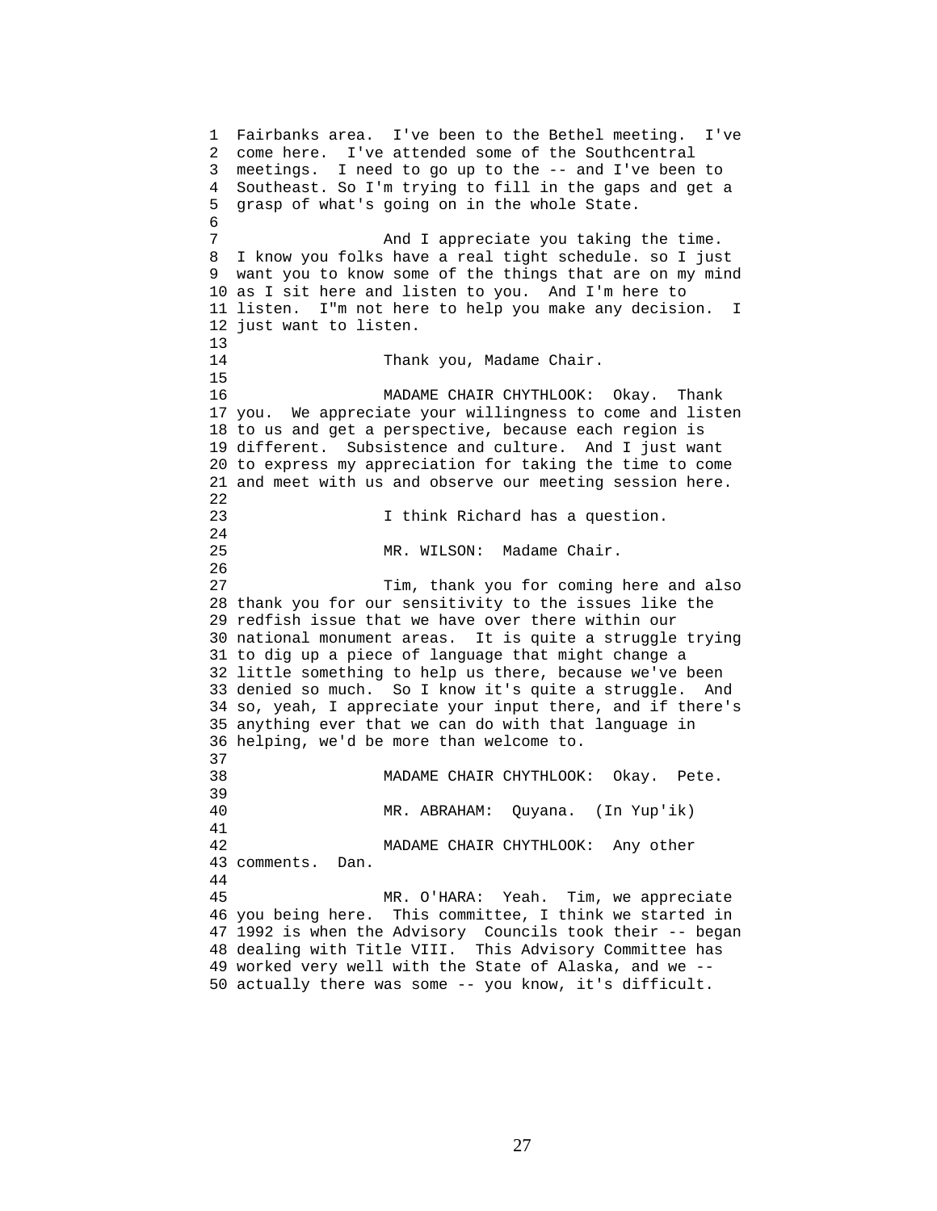Fairbanks area. I've been to the Bethel meeting. I've come here. I've attended some of the Southcentral meetings. I need to go up to the -- and I've been to Southeast. So I'm trying to fill in the gaps and get a grasp of what's going on in the whole State.

And I appreciate you taking the time. I know you folks have a real tight schedule. so I just want you to know some of the things that are on my mind as I sit here and listen to you. And I'm here to listen. I"m not here to help you make any decision. I just want to listen.

Thank you, Madame Chair.

MADAME CHAIR CHYTHLOOK: Okay. Thank you. We appreciate your willingness to come and listen to us and get a perspective, because each region is different. Subsistence and culture. And I just want to express my appreciation for taking the time to come and meet with us and observe our meeting session here.

I think Richard has a question.

MR. WILSON: Madame Chair.

Tim, thank you for coming here and also thank you for our sensitivity to the issues like the redfish issue that we have over there within our national monument areas. It is quite a struggle trying to dig up a piece of language that might change a little something to help us there, because we've been denied so much. So I know it's quite a struggle. And so, yeah, I appreciate your input there, and if there's anything ever that we can do with that language in helping, we'd be more than welcome to.

MADAME CHAIR CHYTHLOOK: Okay. Pete.

MR. ABRAHAM: Quyana. (In Yup'ik)

MADAME CHAIR CHYTHLOOK: Any other comments. Dan.

MR. O'HARA: Yeah. Tim, we appreciate you being here. This committee, I think we started in 1992 is when the Advisory Councils took their -- began dealing with Title VIII. This Advisory Committee has worked very well with the State of Alaska, and we -- actually there was some -- you know, it's difficult.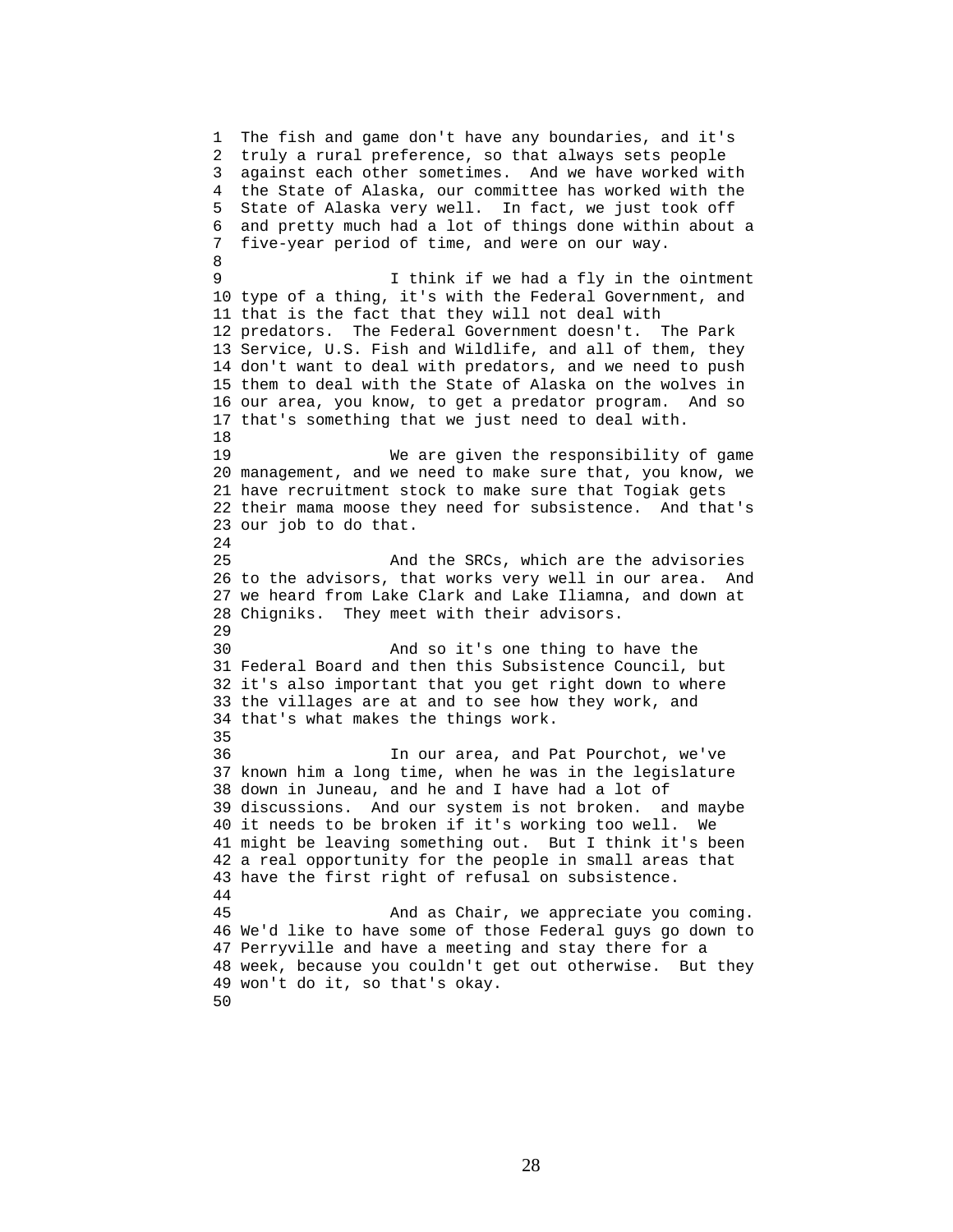The fish and game don't have any boundaries, and it's truly a rural preference, so that always sets people against each other sometimes. And we have worked with the State of Alaska, our committee has worked with the State of Alaska very well. In fact, we just took off and pretty much had a lot of things done within about a five-year period of time, and were on our way.

I think if we had a fly in the ointment type of a thing, it's with the Federal Government, and that is the fact that they will not deal with predators. The Federal Government doesn't. The Park Service, U.S. Fish and Wildlife, and all of them, they don't want to deal with predators, and we need to push them to deal with the State of Alaska on the wolves in our area, you know, to get a predator program. And so that's something that we just need to deal with.

We are given the responsibility of game management, and we need to make sure that, you know, we have recruitment stock to make sure that Togiak gets their mama moose they need for subsistence. And that's our job to do that.

And the SRCs, which are the advisories to the advisors, that works very well in our area. And we heard from Lake Clark and Lake Iliamna, and down at Chigniks. They meet with their advisors.

And so it's one thing to have the Federal Board and then this Subsistence Council, but it's also important that you get right down to where the villages are at and to see how they work, and that's what makes the things work.

In our area, and Pat Pourchot, we've known him a long time, when he was in the legislature down in Juneau, and he and I have had a lot of discussions. And our system is not broken. and maybe it needs to be broken if it's working too well. We might be leaving something out. But I think it's been a real opportunity for the people in small areas that have the first right of refusal on subsistence.

And as Chair, we appreciate you coming. We'd like to have some of those Federal guys go down to Perryville and have a meeting and stay there for a week, because you couldn't get out otherwise. But they won't do it, so that's okay.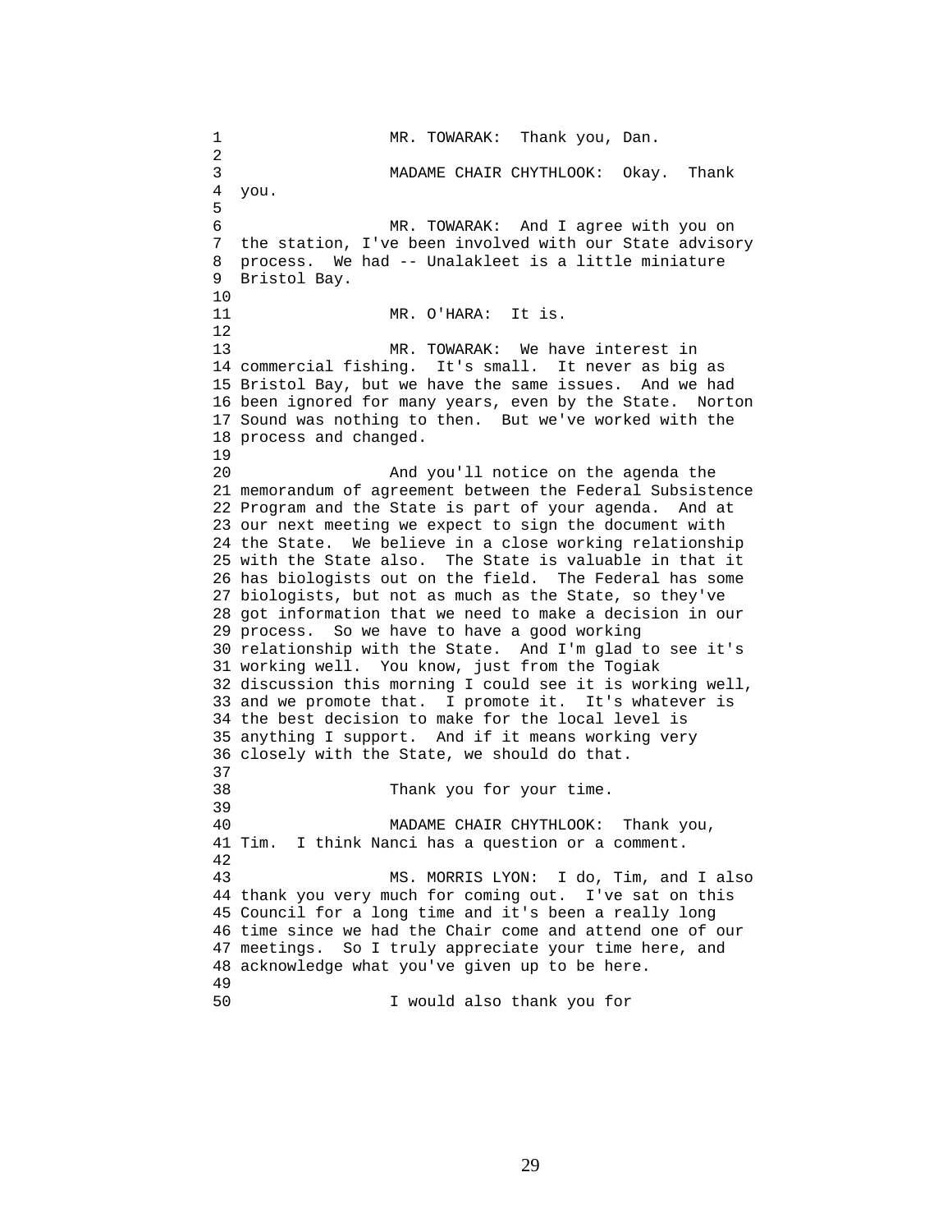MR. TOWARAK: Thank you, Dan.

MADAME CHAIR CHYTHLOOK: Okay. Thank you.

MR. TOWARAK: And I agree with you on the station, I've been involved with our State advisory process. We had -- Unalakleet is a little miniature Bristol Bay.

MR. O'HARA: It is.

MR. TOWARAK: We have interest in commercial fishing. It's small. It never as big as Bristol Bay, but we have the same issues. And we had been ignored for many years, even by the State. Norton Sound was nothing to then. But we've worked with the process and changed.

And you'll notice on the agenda the memorandum of agreement between the Federal Subsistence Program and the State is part of your agenda. And at our next meeting we expect to sign the document with the State. We believe in a close working relationship with the State also. The State is valuable in that it has biologists out on the field. The Federal has some biologists, but not as much as the State, so they've got information that we need to make a decision in our process. So we have to have a good working relationship with the State. And I'm glad to see it's working well. You know, just from the Togiak discussion this morning I could see it is working well, and we promote that. I promote it. It's whatever is the best decision to make for the local level is anything I support. And if it means working very closely with the State, we should do that.

Thank you for your time.

MADAME CHAIR CHYTHLOOK: Thank you, Tim. I think Nanci has a question or a comment.

MS. MORRIS LYON: I do, Tim, and I also thank you very much for coming out. I've sat on this Council for a long time and it's been a really long time since we had the Chair come and attend one of our meetings. So I truly appreciate your time here, and acknowledge what you've given up to be here.

I would also thank you for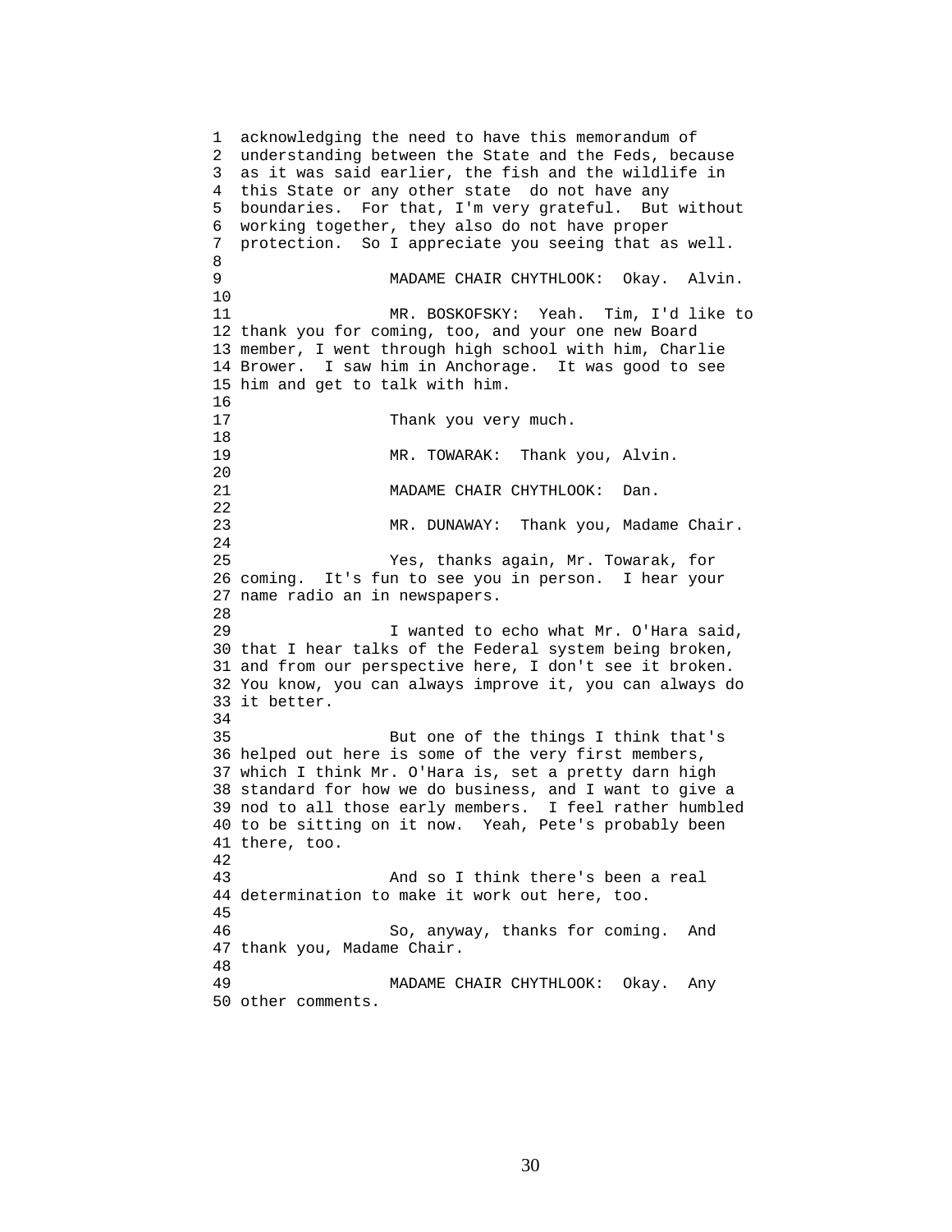acknowledging the need to have this memorandum of understanding between the State and the Feds, because as it was said earlier, the fish and the wildlife in this State or any other state do not have any boundaries. For that, I'm very grateful. But without working together, they also do not have proper protection. So I appreciate you seeing that as well.

MADAME CHAIR CHYTHLOOK: Okay. Alvin.

MR. BOSKOFSKY: Yeah. Tim, I'd like to thank you for coming, too, and your one new Board member, I went through high school with him, Charlie Brower. I saw him in Anchorage. It was good to see him and get to talk with him.

Thank you very much.

MR. TOWARAK: Thank you, Alvin.

MADAME CHAIR CHYTHLOOK: Dan.

MR. DUNAWAY: Thank you, Madame Chair.

Yes, thanks again, Mr. Towarak, for coming. It's fun to see you in person. I hear your name radio an in newspapers.

I wanted to echo what Mr. O'Hara said, that I hear talks of the Federal system being broken, and from our perspective here, I don't see it broken. You know, you can always improve it, you can always do it better.

But one of the things I think that's helped out here is some of the very first members, which I think Mr. O'Hara is, set a pretty darn high standard for how we do business, and I want to give a nod to all those early members. I feel rather humbled to be sitting on it now. Yeah, Pete's probably been there, too.

And so I think there's been a real determination to make it work out here, too.

So, anyway, thanks for coming. And thank you, Madame Chair.

MADAME CHAIR CHYTHLOOK: Okay. Any other comments.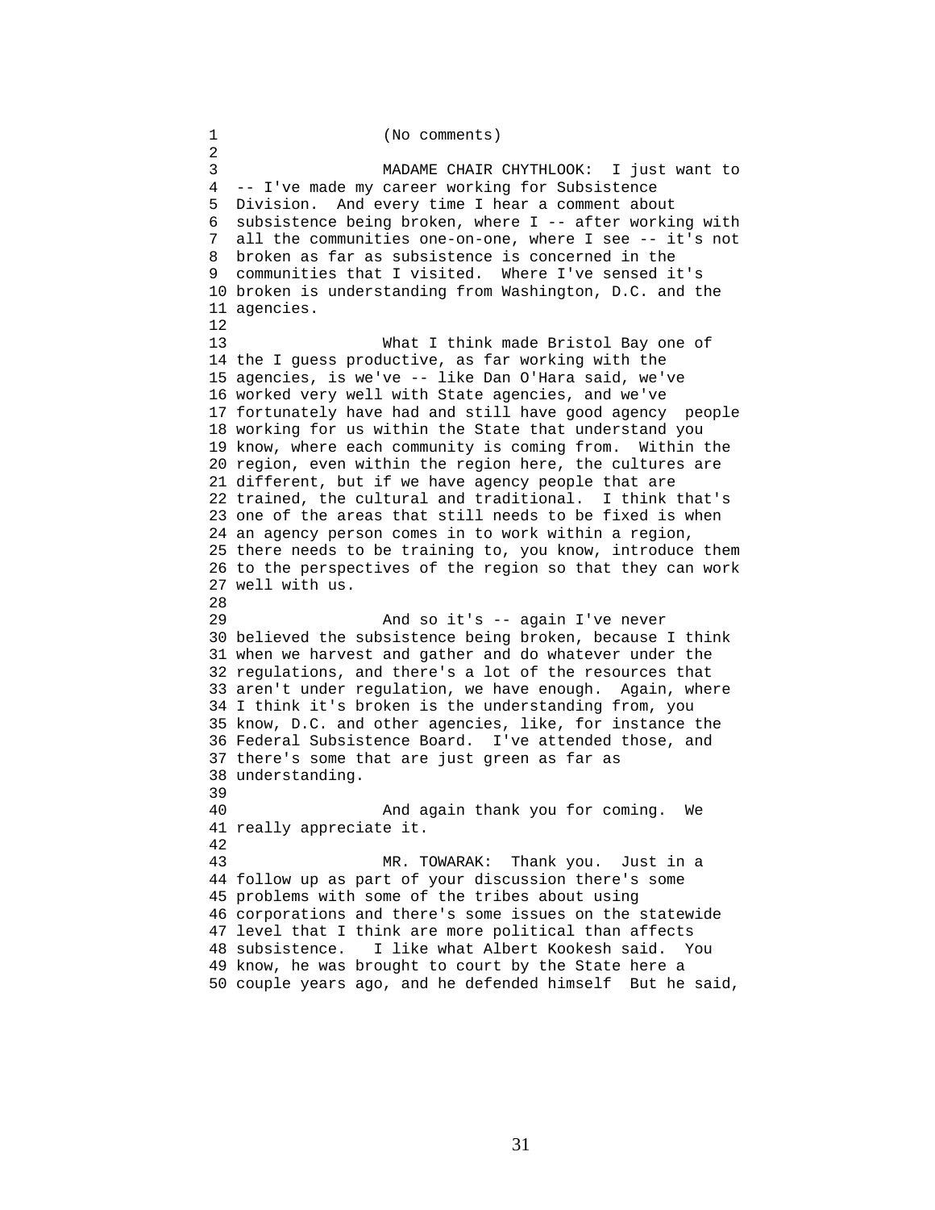(No comments)

MADAME CHAIR CHYTHLOOK: I just want to -- I've made my career working for Subsistence Division. And every time I hear a comment about subsistence being broken, where I -- after working with all the communities one-on-one, where I see -- it's not broken as far as subsistence is concerned in the communities that I visited. Where I've sensed it's broken is understanding from Washington, D.C. and the agencies.

What I think made Bristol Bay one of the I guess productive, as far working with the agencies, is we've -- like Dan O'Hara said, we've worked very well with State agencies, and we've fortunately have had and still have good agency people working for us within the State that understand you know, where each community is coming from. Within the region, even within the region here, the cultures are different, but if we have agency people that are trained, the cultural and traditional. I think that's one of the areas that still needs to be fixed is when an agency person comes in to work within a region, there needs to be training to, you know, introduce them to the perspectives of the region so that they can work well with us.

And so it's -- again I've never believed the subsistence being broken, because I think when we harvest and gather and do whatever under the regulations, and there's a lot of the resources that aren't under regulation, we have enough. Again, where I think it's broken is the understanding from, you know, D.C. and other agencies, like, for instance the Federal Subsistence Board. I've attended those, and there's some that are just green as far as understanding.

And again thank you for coming. We really appreciate it.

MR. TOWARAK: Thank you. Just in a follow up as part of your discussion there's some problems with some of the tribes about using corporations and there's some issues on the statewide level that I think are more political than affects subsistence. I like what Albert Kookesh said. You know, he was brought to court by the State here a couple years ago, and he defended himself But he said,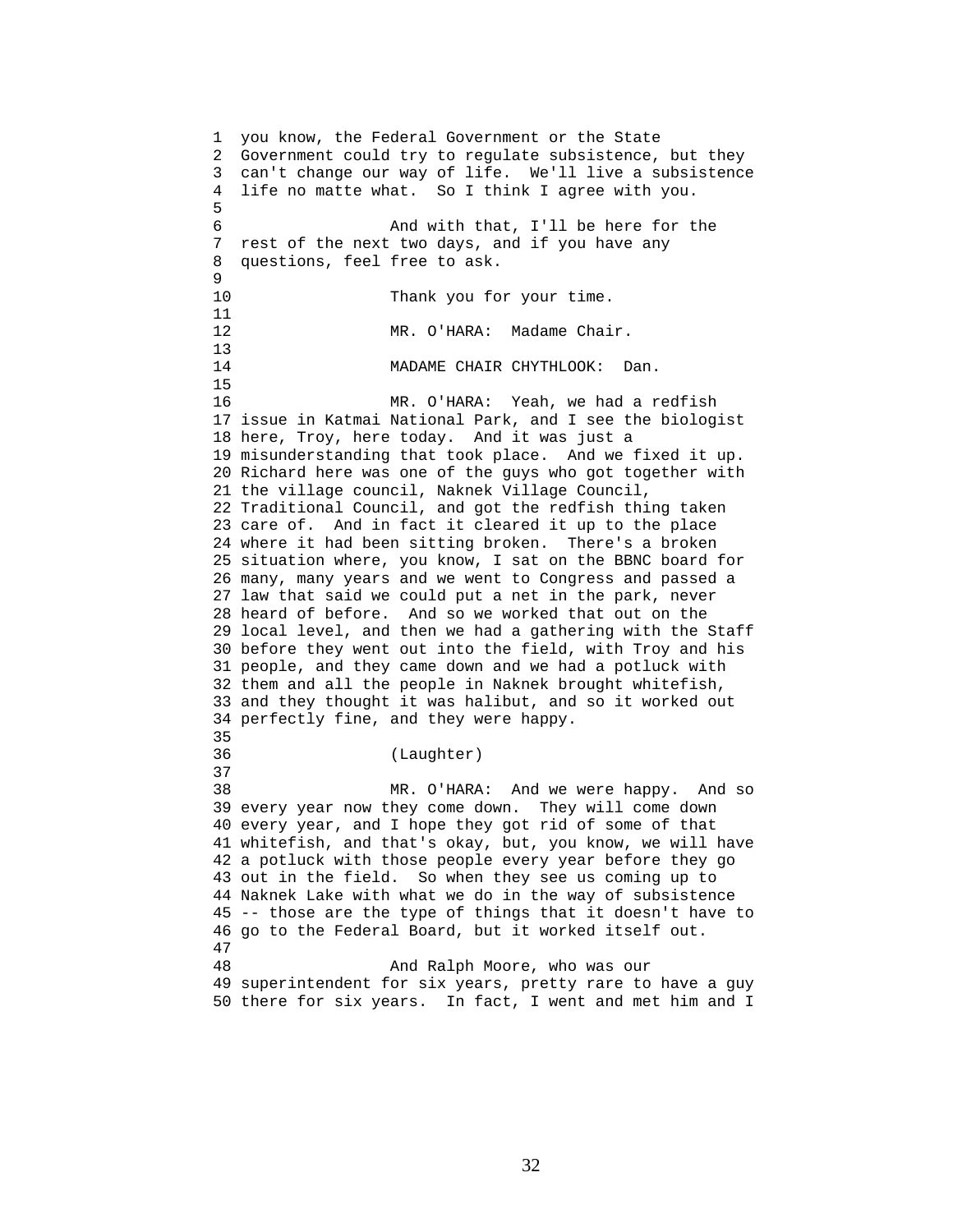you know, the Federal Government or the State Government could try to regulate subsistence, but they can't change our way of life. We'll live a subsistence life no matte what. So I think I agree with you.

And with that, I'll be here for the rest of the next two days, and if you have any questions, feel free to ask.

Thank you for your time.

MR. O'HARA: Madame Chair.

MADAME CHAIR CHYTHLOOK: Dan.

MR. O'HARA: Yeah, we had a redfish issue in Katmai National Park, and I see the biologist here, Troy, here today. And it was just a misunderstanding that took place. And we fixed it up. Richard here was one of the guys who got together with the village council, Naknek Village Council, Traditional Council, and got the redfish thing taken care of. And in fact it cleared it up to the place where it had been sitting broken. There's a broken situation where, you know, I sat on the BBNC board for many, many years and we went to Congress and passed a law that said we could put a net in the park, never heard of before. And so we worked that out on the local level, and then we had a gathering with the Staff before they went out into the field, with Troy and his people, and they came down and we had a potluck with them and all the people in Naknek brought whitefish, and they thought it was halibut, and so it worked out perfectly fine, and they were happy.

(Laughter)

MR. O'HARA: And we were happy. And so every year now they come down. They will come down every year, and I hope they got rid of some of that whitefish, and that's okay, but, you know, we will have a potluck with those people every year before they go out in the field. So when they see us coming up to Naknek Lake with what we do in the way of subsistence -- those are the type of things that it doesn't have to go to the Federal Board, but it worked itself out.

And Ralph Moore, who was our superintendent for six years, pretty rare to have a guy there for six years. In fact, I went and met him and I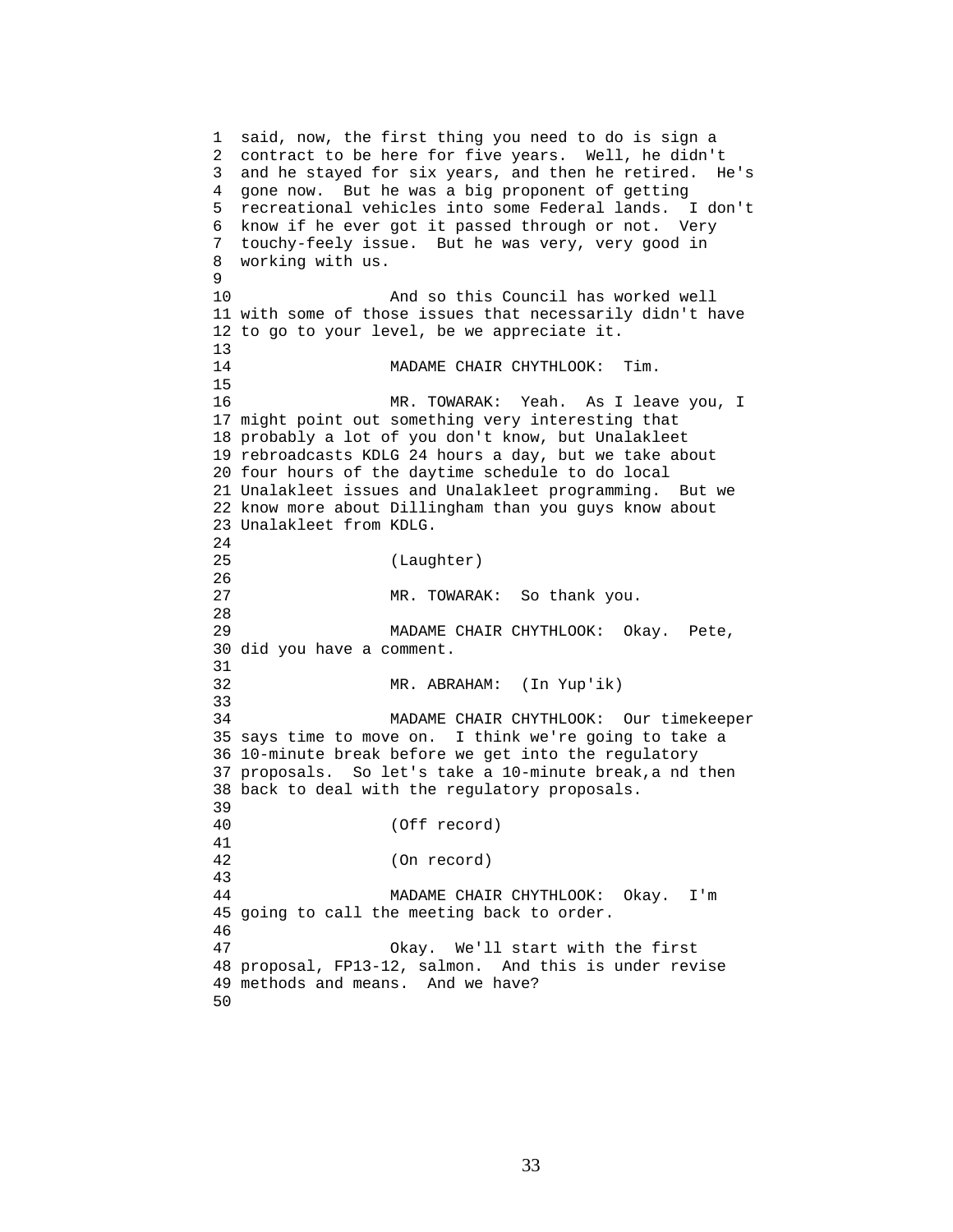said, now, the first thing you need to do is sign a contract to be here for five years. Well, he didn't and he stayed for six years, and then he retired. He's gone now. But he was a big proponent of getting recreational vehicles into some Federal lands. I don't know if he ever got it passed through or not. Very touchy-feely issue. But he was very, very good in working with us.

And so this Council has worked well with some of those issues that necessarily didn't have to go to your level, be we appreciate it.

MADAME CHAIR CHYTHLOOK: Tim.

MR. TOWARAK: Yeah. As I leave you, I might point out something very interesting that probably a lot of you don't know, but Unalakleet rebroadcasts KDLG 24 hours a day, but we take about four hours of the daytime schedule to do local Unalakleet issues and Unalakleet programming. But we know more about Dillingham than you guys know about Unalakleet from KDLG.

(Laughter)

MR. TOWARAK: So thank you.

MADAME CHAIR CHYTHLOOK: Okay. Pete, did you have a comment.

MR. ABRAHAM: (In Yup'ik)

MADAME CHAIR CHYTHLOOK: Our timekeeper says time to move on. I think we're going to take a 10-minute break before we get into the regulatory proposals. So let's take a 10-minute break,a nd then back to deal with the regulatory proposals.

(Off record)

(On record)

MADAME CHAIR CHYTHLOOK: Okay. I'm going to call the meeting back to order.

Okay. We'll start with the first proposal, FP13-12, salmon. And this is under revise methods and means. And we have?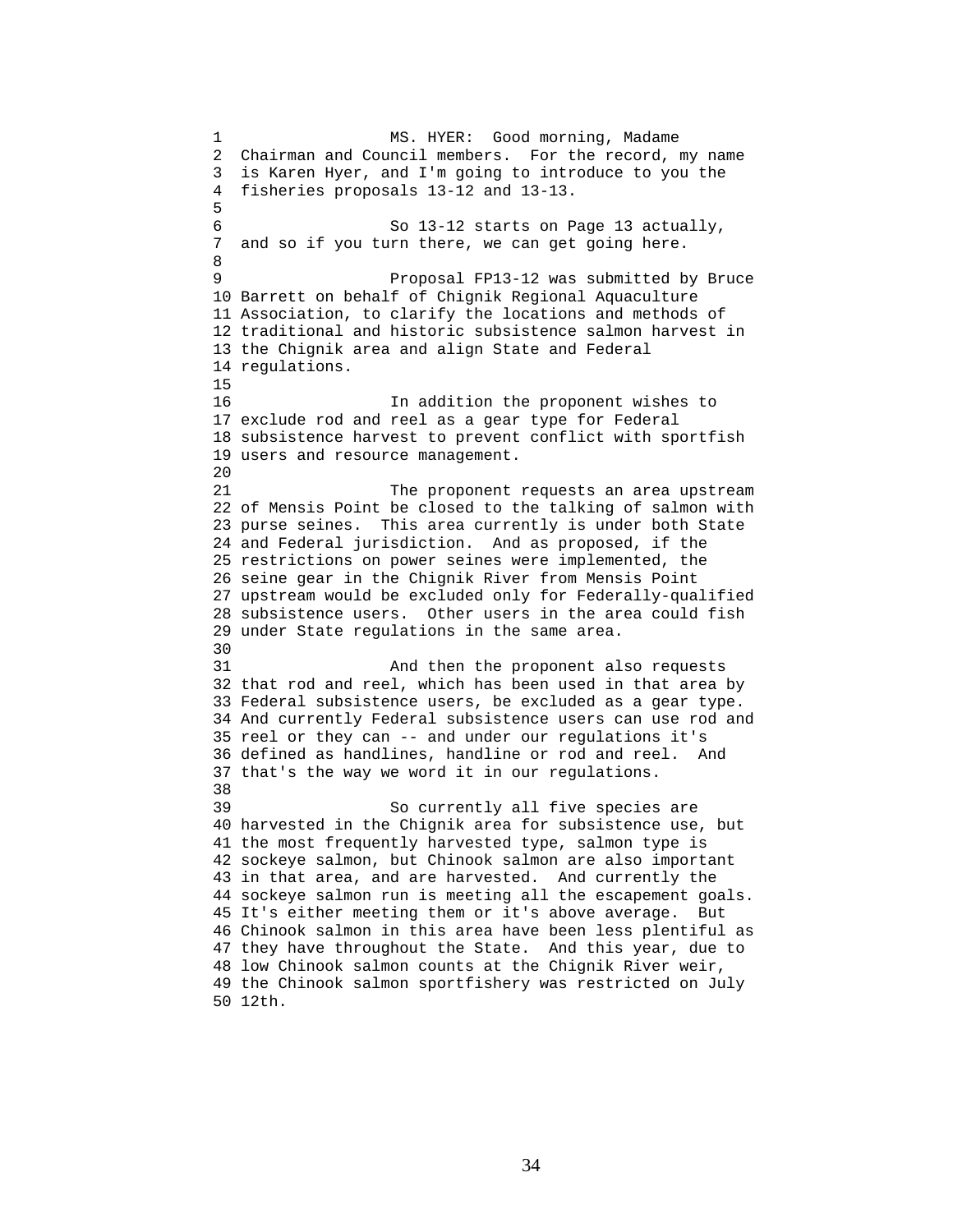MS. HYER: Good morning, Madame Chairman and Council members. For the record, my name is Karen Hyer, and I'm going to introduce to you the fisheries proposals 13-12 and 13-13.

So 13-12 starts on Page 13 actually, and so if you turn there, we can get going here.

Proposal FP13-12 was submitted by Bruce Barrett on behalf of Chignik Regional Aquaculture Association, to clarify the locations and methods of traditional and historic subsistence salmon harvest in the Chignik area and align State and Federal regulations.

In addition the proponent wishes to exclude rod and reel as a gear type for Federal subsistence harvest to prevent conflict with sportfish users and resource management.

The proponent requests an area upstream of Mensis Point be closed to the talking of salmon with purse seines. This area currently is under both State and Federal jurisdiction. And as proposed, if the restrictions on power seines were implemented, the seine gear in the Chignik River from Mensis Point upstream would be excluded only for Federally-qualified subsistence users. Other users in the area could fish under State regulations in the same area.

And then the proponent also requests that rod and reel, which has been used in that area by Federal subsistence users, be excluded as a gear type. And currently Federal subsistence users can use rod and reel or they can -- and under our regulations it's defined as handlines, handline or rod and reel. And that's the way we word it in our regulations.

So currently all five species are harvested in the Chignik area for subsistence use, but the most frequently harvested type, salmon type is sockeye salmon, but Chinook salmon are also important in that area, and are harvested. And currently the sockeye salmon run is meeting all the escapement goals. It's either meeting them or it's above average. But Chinook salmon in this area have been less plentiful as they have throughout the State. And this year, due to low Chinook salmon counts at the Chignik River weir, the Chinook salmon sportfishery was restricted on July 12th.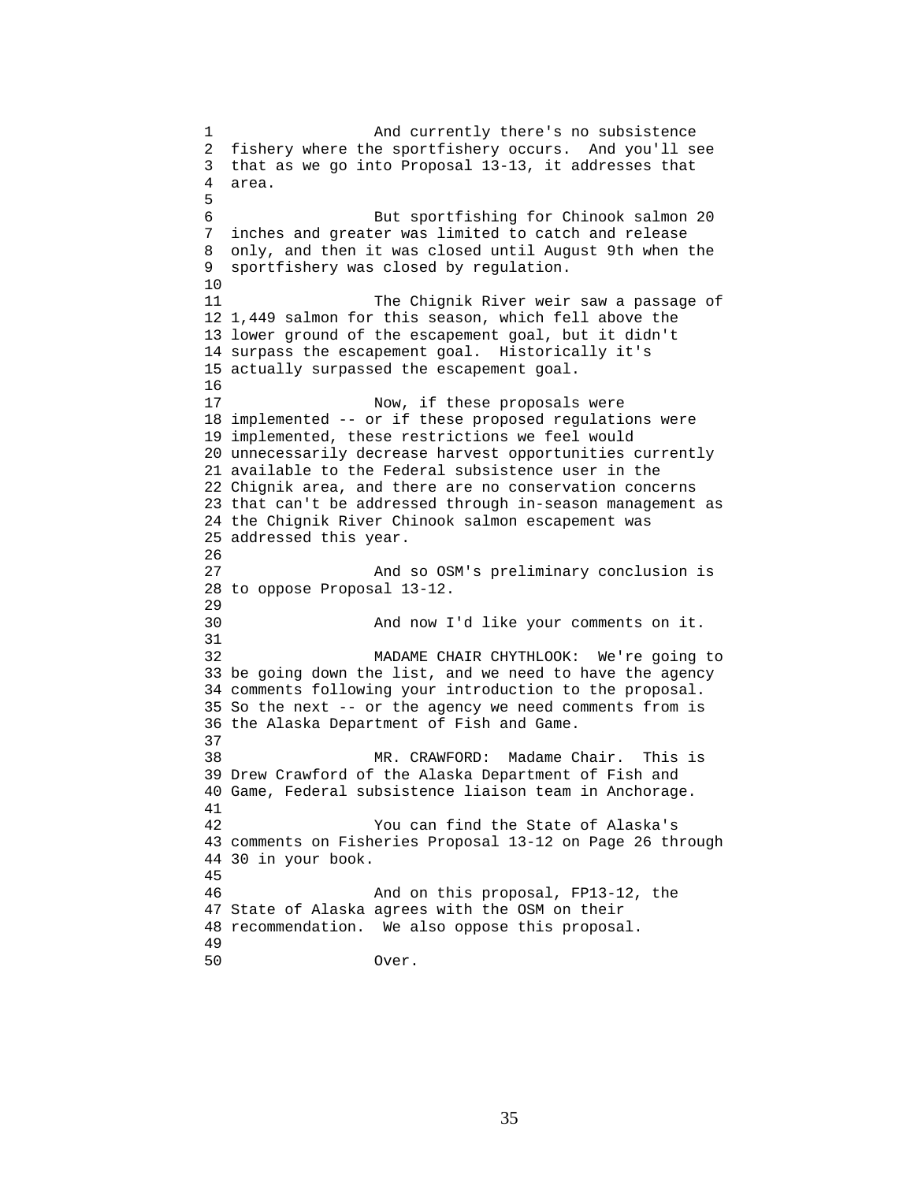And currently there's no subsistence fishery where the sportfishery occurs. And you'll see that as we go into Proposal 13-13, it addresses that area.

But sportfishing for Chinook salmon 20 inches and greater was limited to catch and release only, and then it was closed until August 9th when the sportfishery was closed by regulation.

The Chignik River weir saw a passage of 1,449 salmon for this season, which fell above the lower ground of the escapement goal, but it didn't surpass the escapement goal. Historically it's actually surpassed the escapement goal.

Now, if these proposals were implemented -- or if these proposed regulations were implemented, these restrictions we feel would unnecessarily decrease harvest opportunities currently available to the Federal subsistence user in the Chignik area, and there are no conservation concerns that can't be addressed through in-season management as the Chignik River Chinook salmon escapement was addressed this year.

And so OSM's preliminary conclusion is to oppose Proposal 13-12.

And now I'd like your comments on it.

MADAME CHAIR CHYTHLOOK: We're going to be going down the list, and we need to have the agency comments following your introduction to the proposal. So the next -- or the agency we need comments from is the Alaska Department of Fish and Game.

MR. CRAWFORD: Madame Chair. This is Drew Crawford of the Alaska Department of Fish and Game, Federal subsistence liaison team in Anchorage.

You can find the State of Alaska's comments on Fisheries Proposal 13-12 on Page 26 through 30 in your book.

And on this proposal, FP13-12, the State of Alaska agrees with the OSM on their recommendation. We also oppose this proposal.

Over.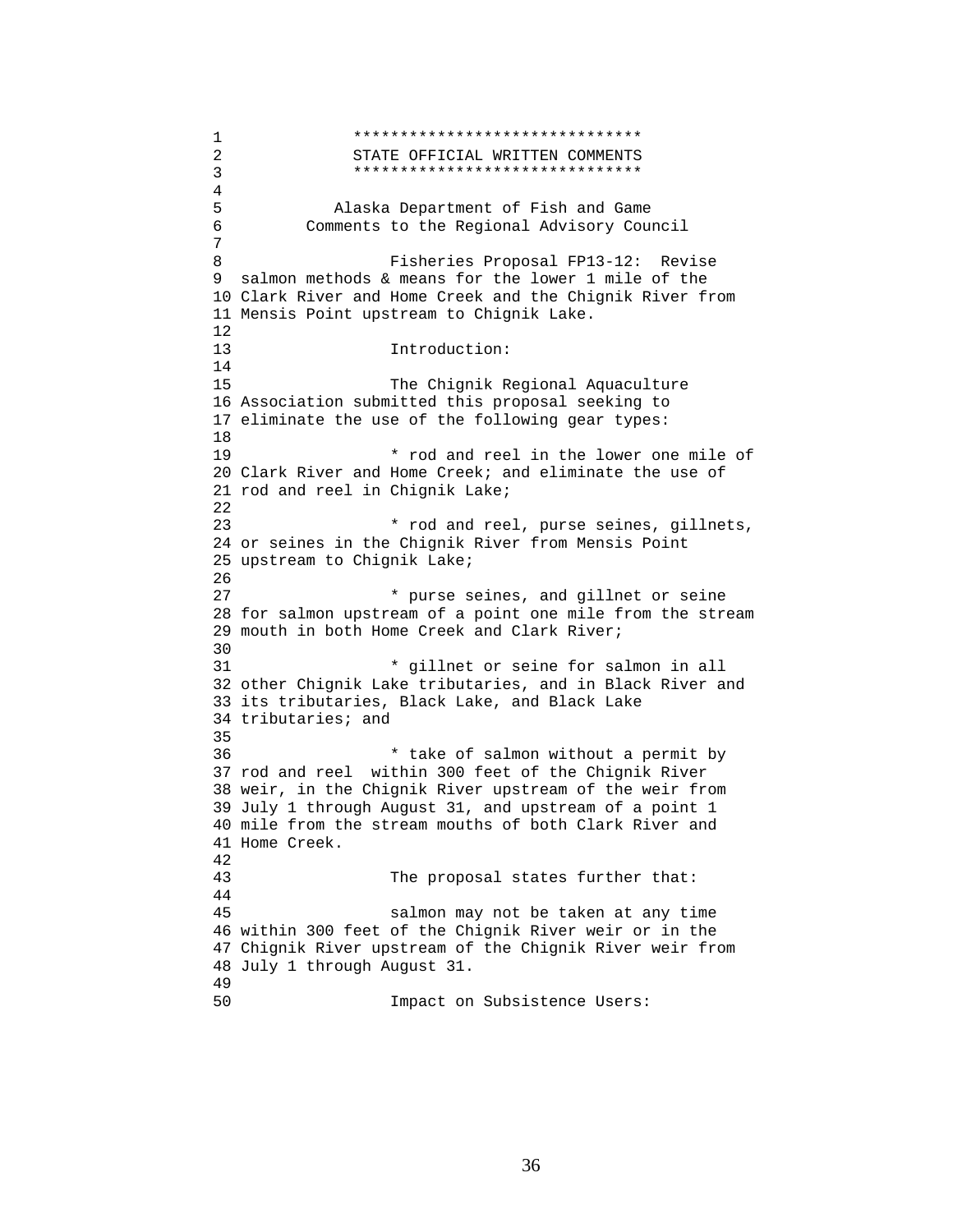\*\*\*\*\*\*\*\*\*\*\*\*\*\*\*\*\*\*\*\*\*\*\*\*\*\*\*\*\*\*\*

STATE OFFICIAL WRITTEN COMMENTS

\*\*\*\*\*\*\*\*\*\*\*\*\*\*\*\*\*\*\*\*\*\*\*\*\*\*\*\*\*\*\*

Alaska Department of Fish and Game
Comments to the Regional Advisory Council

Fisheries Proposal FP13-12: Revise salmon methods & means for the lower 1 mile of the Clark River and Home Creek and the Chignik River from Mensis Point upstream to Chignik Lake.

Introduction:

The Chignik Regional Aquaculture Association submitted this proposal seeking to eliminate the use of the following gear types:

* rod and reel in the lower one mile of Clark River and Home Creek; and eliminate the use of rod and reel in Chignik Lake;

* rod and reel, purse seines, gillnets, or seines in the Chignik River from Mensis Point upstream to Chignik Lake;

* purse seines, and gillnet or seine for salmon upstream of a point one mile from the stream mouth in both Home Creek and Clark River;

* gillnet or seine for salmon in all other Chignik Lake tributaries, and in Black River and its tributaries, Black Lake, and Black Lake tributaries; and

* take of salmon without a permit by rod and reel within 300 feet of the Chignik River weir, in the Chignik River upstream of the weir from July 1 through August 31, and upstream of a point 1 mile from the stream mouths of both Clark River and Home Creek.

The proposal states further that:

salmon may not be taken at any time within 300 feet of the Chignik River weir or in the Chignik River upstream of the Chignik River weir from July 1 through August 31.

Impact on Subsistence Users: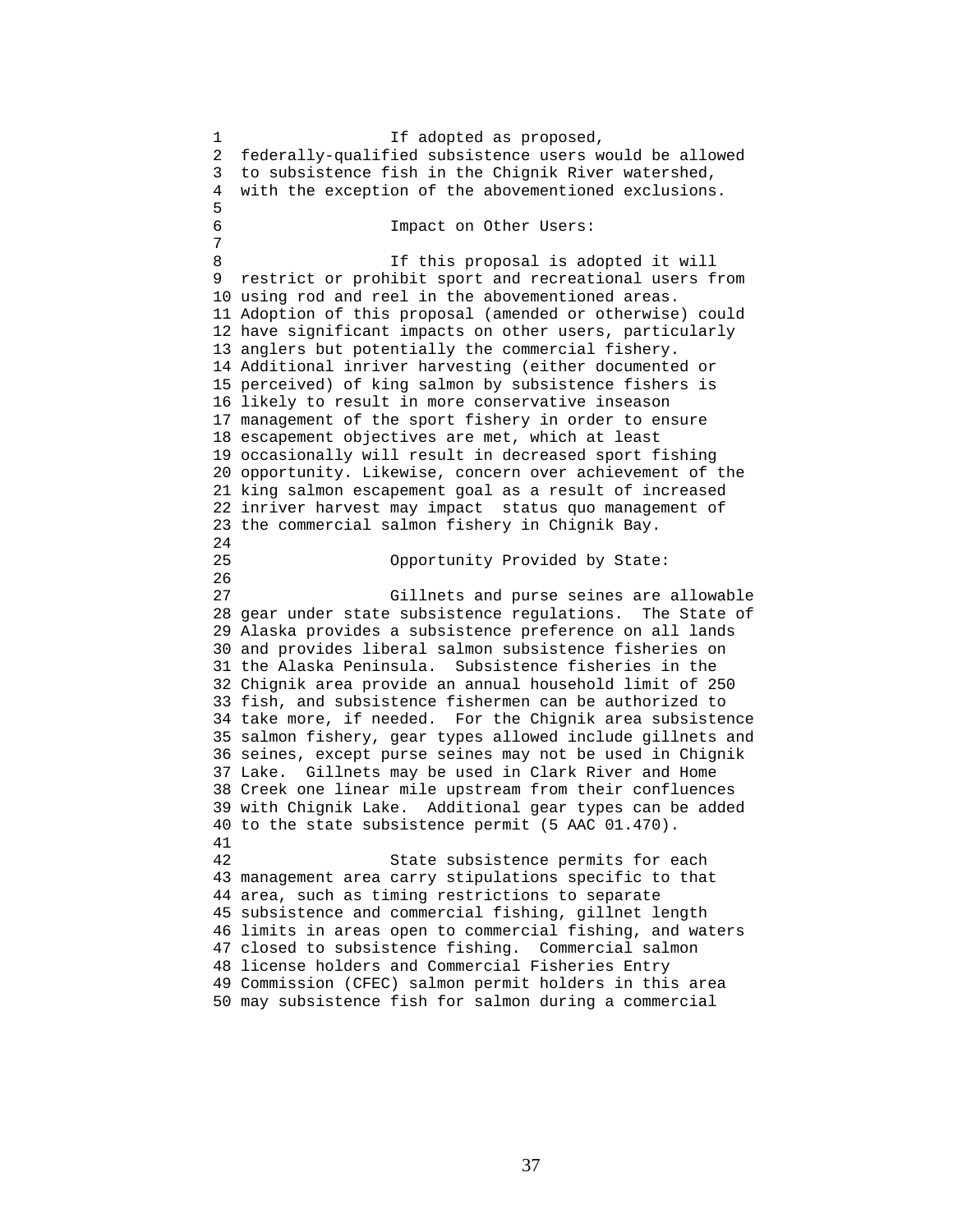If adopted as proposed, federally-qualified subsistence users would be allowed to subsistence fish in the Chignik River watershed, with the exception of the abovementioned exclusions.

Impact on Other Users:

If this proposal is adopted it will restrict or prohibit sport and recreational users from using rod and reel in the abovementioned areas. Adoption of this proposal (amended or otherwise) could have significant impacts on other users, particularly anglers but potentially the commercial fishery. Additional inriver harvesting (either documented or perceived) of king salmon by subsistence fishers is likely to result in more conservative inseason management of the sport fishery in order to ensure escapement objectives are met, which at least occasionally will result in decreased sport fishing opportunity. Likewise, concern over achievement of the king salmon escapement goal as a result of increased inriver harvest may impact status quo management of the commercial salmon fishery in Chignik Bay.

Opportunity Provided by State:

Gillnets and purse seines are allowable gear under state subsistence regulations. The State of Alaska provides a subsistence preference on all lands and provides liberal salmon subsistence fisheries on the Alaska Peninsula. Subsistence fisheries in the Chignik area provide an annual household limit of 250 fish, and subsistence fishermen can be authorized to take more, if needed. For the Chignik area subsistence salmon fishery, gear types allowed include gillnets and seines, except purse seines may not be used in Chignik Lake. Gillnets may be used in Clark River and Home Creek one linear mile upstream from their confluences with Chignik Lake. Additional gear types can be added to the state subsistence permit (5 AAC 01.470).

State subsistence permits for each management area carry stipulations specific to that area, such as timing restrictions to separate subsistence and commercial fishing, gillnet length limits in areas open to commercial fishing, and waters closed to subsistence fishing. Commercial salmon license holders and Commercial Fisheries Entry Commission (CFEC) salmon permit holders in this area may subsistence fish for salmon during a commercial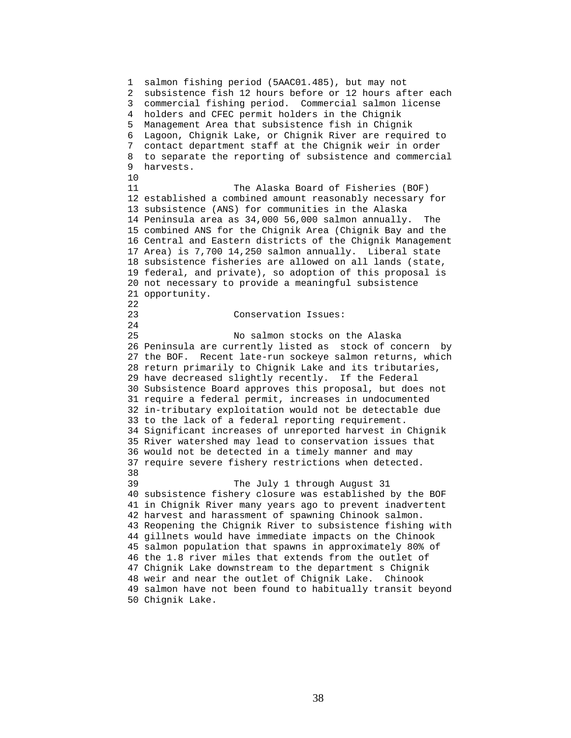1 salmon fishing period (5AAC01.485), but may not
2 subsistence fish 12 hours before or 12 hours after each
3 commercial fishing period. Commercial salmon license
4 holders and CFEC permit holders in the Chignik
5 Management Area that subsistence fish in Chignik
6 Lagoon, Chignik Lake, or Chignik River are required to
7 contact department staff at the Chignik weir in order
8 to separate the reporting of subsistence and commercial
9 harvests.
10
11 The Alaska Board of Fisheries (BOF)
12 established a combined amount reasonably necessary for
13 subsistence (ANS) for communities in the Alaska
14 Peninsula area as 34,000 56,000 salmon annually. The
15 combined ANS for the Chignik Area (Chignik Bay and the
16 Central and Eastern districts of the Chignik Management
17 Area) is 7,700 14,250 salmon annually. Liberal state
18 subsistence fisheries are allowed on all lands (state,
19 federal, and private), so adoption of this proposal is
20 not necessary to provide a meaningful subsistence
21 opportunity.
22
23 Conservation Issues:
24
25 No salmon stocks on the Alaska
26 Peninsula are currently listed as stock of concern by
27 the BOF. Recent late-run sockeye salmon returns, which
28 return primarily to Chignik Lake and its tributaries,
29 have decreased slightly recently. If the Federal
30 Subsistence Board approves this proposal, but does not
31 require a federal permit, increases in undocumented
32 in-tributary exploitation would not be detectable due
33 to the lack of a federal reporting requirement.
34 Significant increases of unreported harvest in Chignik
35 River watershed may lead to conservation issues that
36 would not be detected in a timely manner and may
37 require severe fishery restrictions when detected.
38
39 The July 1 through August 31
40 subsistence fishery closure was established by the BOF
41 in Chignik River many years ago to prevent inadvertent
42 harvest and harassment of spawning Chinook salmon.
43 Reopening the Chignik River to subsistence fishing with
44 gillnets would have immediate impacts on the Chinook
45 salmon population that spawns in approximately 80% of
46 the 1.8 river miles that extends from the outlet of
47 Chignik Lake downstream to the department s Chignik
48 weir and near the outlet of Chignik Lake. Chinook
49 salmon have not been found to habitually transit beyond
50 Chignik Lake.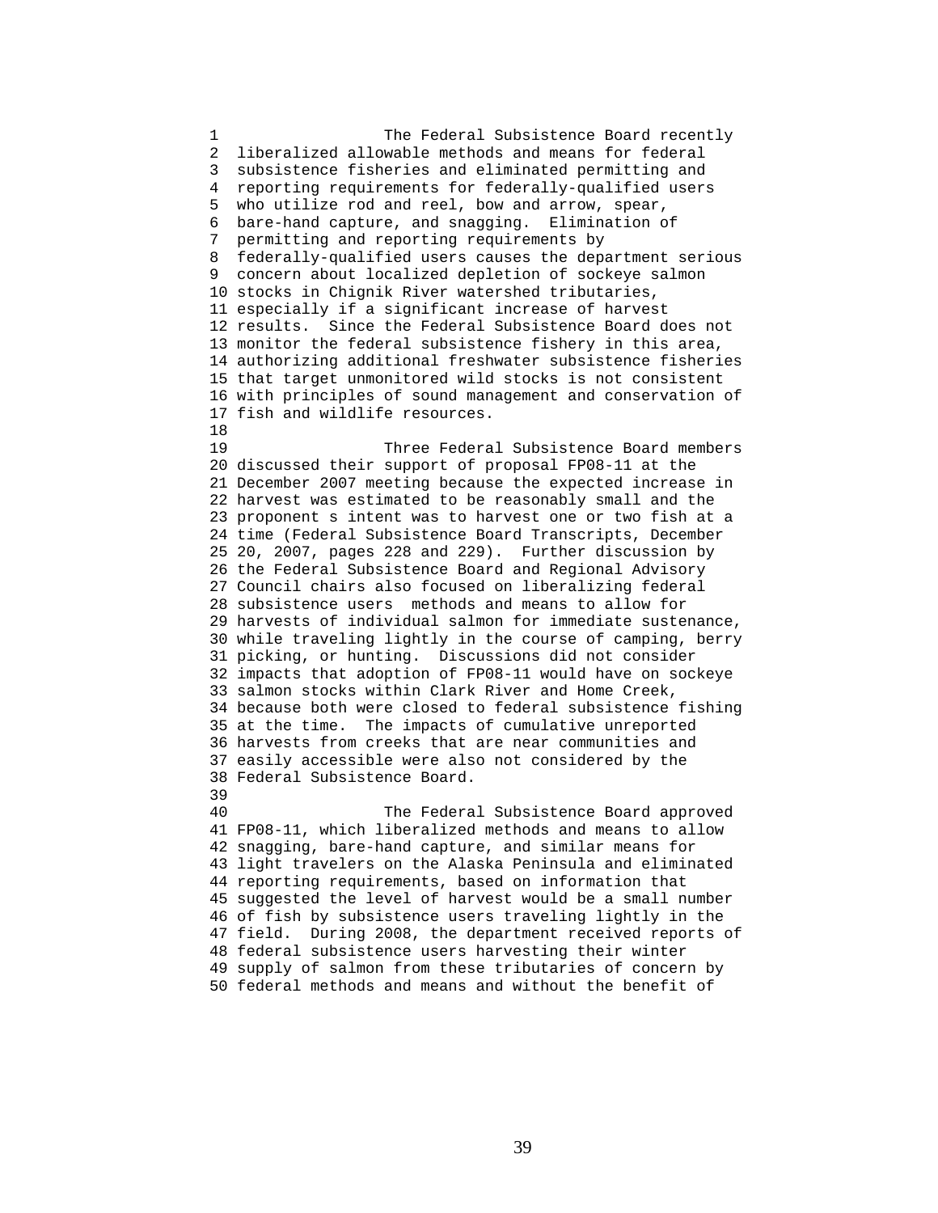The Federal Subsistence Board recently liberalized allowable methods and means for federal subsistence fisheries and eliminated permitting and reporting requirements for federally-qualified users who utilize rod and reel, bow and arrow, spear, bare-hand capture, and snagging. Elimination of permitting and reporting requirements by federally-qualified users causes the department serious concern about localized depletion of sockeye salmon stocks in Chignik River watershed tributaries, especially if a significant increase of harvest results. Since the Federal Subsistence Board does not monitor the federal subsistence fishery in this area, authorizing additional freshwater subsistence fisheries that target unmonitored wild stocks is not consistent with principles of sound management and conservation of fish and wildlife resources.

Three Federal Subsistence Board members discussed their support of proposal FP08-11 at the December 2007 meeting because the expected increase in harvest was estimated to be reasonably small and the proponent s intent was to harvest one or two fish at a time (Federal Subsistence Board Transcripts, December 20, 2007, pages 228 and 229). Further discussion by the Federal Subsistence Board and Regional Advisory Council chairs also focused on liberalizing federal subsistence users methods and means to allow for harvests of individual salmon for immediate sustenance, while traveling lightly in the course of camping, berry picking, or hunting. Discussions did not consider impacts that adoption of FP08-11 would have on sockeye salmon stocks within Clark River and Home Creek, because both were closed to federal subsistence fishing at the time. The impacts of cumulative unreported harvests from creeks that are near communities and easily accessible were also not considered by the Federal Subsistence Board.

The Federal Subsistence Board approved FP08-11, which liberalized methods and means to allow snagging, bare-hand capture, and similar means for light travelers on the Alaska Peninsula and eliminated reporting requirements, based on information that suggested the level of harvest would be a small number of fish by subsistence users traveling lightly in the field. During 2008, the department received reports of federal subsistence users harvesting their winter supply of salmon from these tributaries of concern by federal methods and means and without the benefit of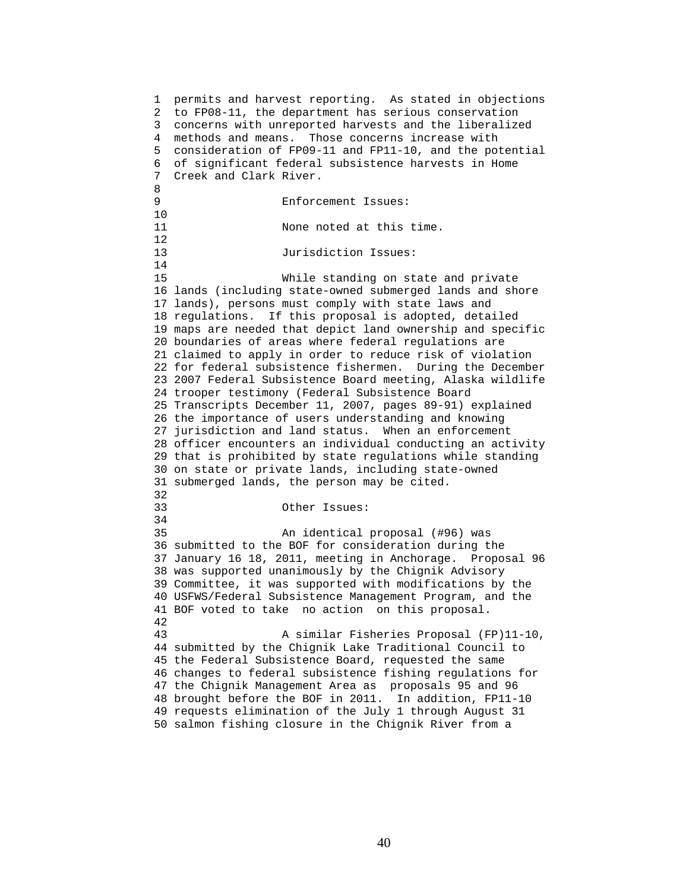permits and harvest reporting. As stated in objections to FP08-11, the department has serious conservation concerns with unreported harvests and the liberalized methods and means. Those concerns increase with consideration of FP09-11 and FP11-10, and the potential of significant federal subsistence harvests in Home Creek and Clark River.

Enforcement Issues:

None noted at this time.

Jurisdiction Issues:

While standing on state and private lands (including state-owned submerged lands and shore lands), persons must comply with state laws and regulations. If this proposal is adopted, detailed maps are needed that depict land ownership and specific boundaries of areas where federal regulations are claimed to apply in order to reduce risk of violation for federal subsistence fishermen. During the December 2007 Federal Subsistence Board meeting, Alaska wildlife trooper testimony (Federal Subsistence Board Transcripts December 11, 2007, pages 89-91) explained the importance of users understanding and knowing jurisdiction and land status. When an enforcement officer encounters an individual conducting an activity that is prohibited by state regulations while standing on state or private lands, including state-owned submerged lands, the person may be cited.

Other Issues:

An identical proposal (#96) was submitted to the BOF for consideration during the January 16 18, 2011, meeting in Anchorage. Proposal 96 was supported unanimously by the Chignik Advisory Committee, it was supported with modifications by the USFWS/Federal Subsistence Management Program, and the BOF voted to take no action on this proposal.

A similar Fisheries Proposal (FP)11-10, submitted by the Chignik Lake Traditional Council to the Federal Subsistence Board, requested the same changes to federal subsistence fishing regulations for the Chignik Management Area as proposals 95 and 96 brought before the BOF in 2011. In addition, FP11-10 requests elimination of the July 1 through August 31 salmon fishing closure in the Chignik River from a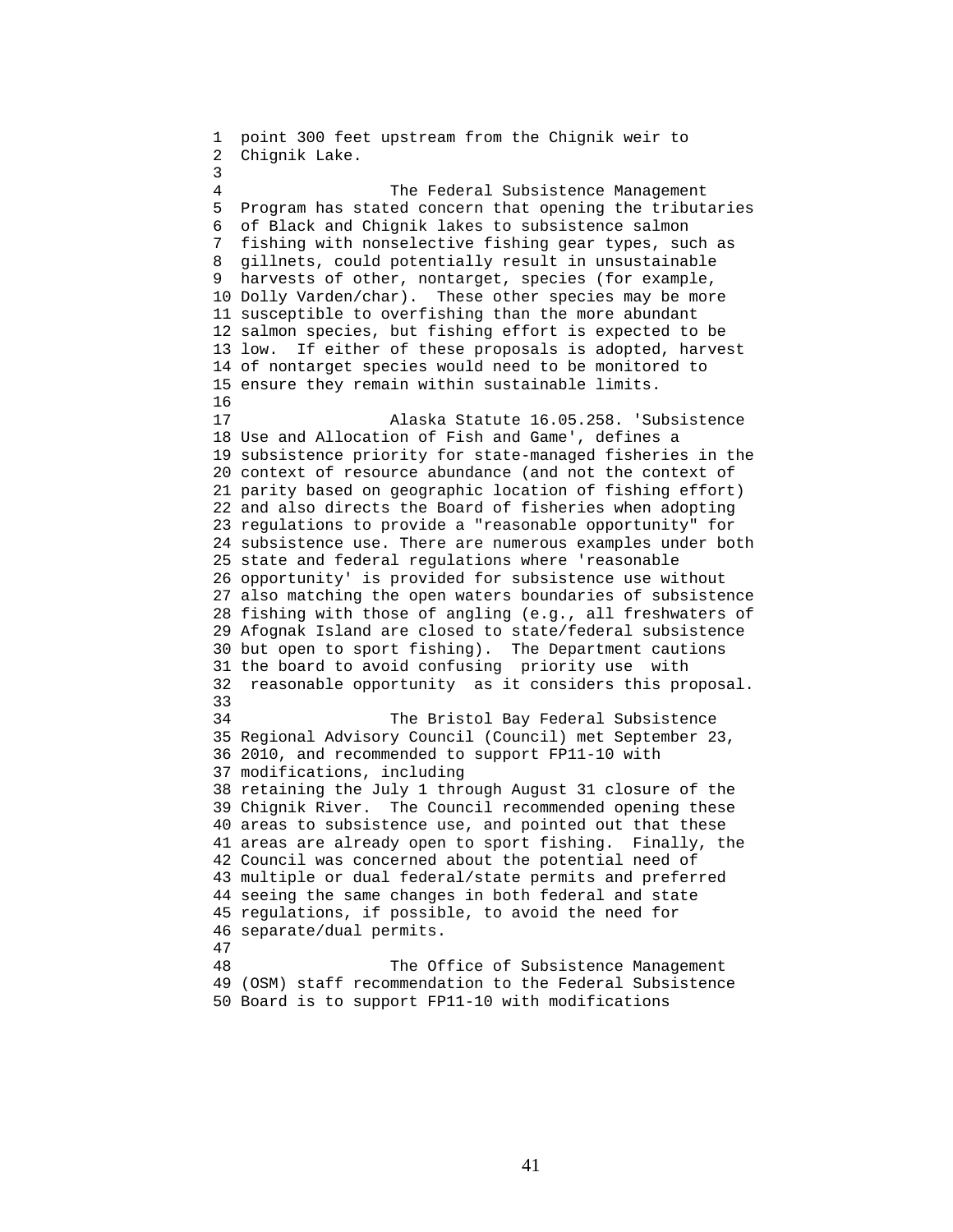point 300 feet upstream from the Chignik weir to Chignik Lake.

The Federal Subsistence Management Program has stated concern that opening the tributaries of Black and Chignik lakes to subsistence salmon fishing with nonselective fishing gear types, such as gillnets, could potentially result in unsustainable harvests of other, nontarget, species (for example, Dolly Varden/char). These other species may be more susceptible to overfishing than the more abundant salmon species, but fishing effort is expected to be low. If either of these proposals is adopted, harvest of nontarget species would need to be monitored to ensure they remain within sustainable limits.

Alaska Statute 16.05.258. 'Subsistence Use and Allocation of Fish and Game', defines a subsistence priority for state-managed fisheries in the context of resource abundance (and not the context of parity based on geographic location of fishing effort) and also directs the Board of fisheries when adopting regulations to provide a "reasonable opportunity" for subsistence use. There are numerous examples under both state and federal regulations where 'reasonable opportunity' is provided for subsistence use without also matching the open waters boundaries of subsistence fishing with those of angling (e.g., all freshwaters of Afognak Island are closed to state/federal subsistence but open to sport fishing). The Department cautions the board to avoid confusing priority use with reasonable opportunity as it considers this proposal.

The Bristol Bay Federal Subsistence Regional Advisory Council (Council) met September 23, 2010, and recommended to support FP11-10 with modifications, including retaining the July 1 through August 31 closure of the Chignik River. The Council recommended opening these areas to subsistence use, and pointed out that these areas are already open to sport fishing. Finally, the Council was concerned about the potential need of multiple or dual federal/state permits and preferred seeing the same changes in both federal and state regulations, if possible, to avoid the need for separate/dual permits.

The Office of Subsistence Management (OSM) staff recommendation to the Federal Subsistence Board is to support FP11-10 with modifications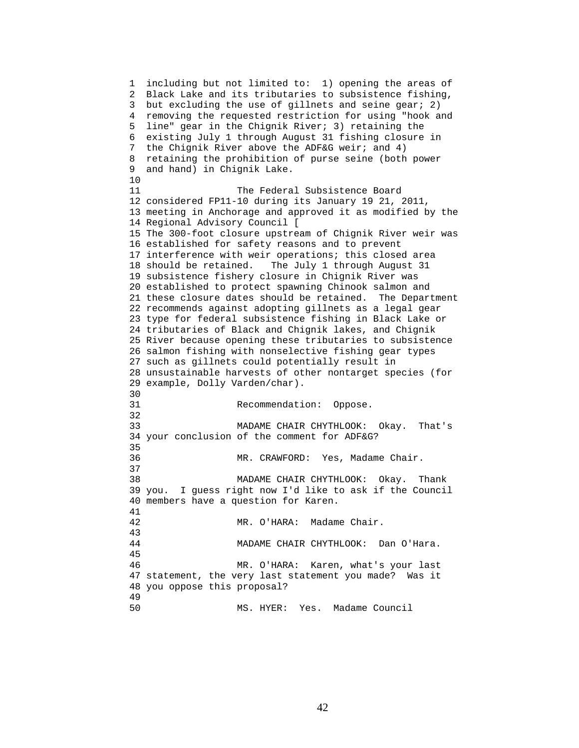including but not limited to: 1) opening the areas of Black Lake and its tributaries to subsistence fishing, but excluding the use of gillnets and seine gear; 2) removing the requested restriction for using "hook and line" gear in the Chignik River; 3) retaining the existing July 1 through August 31 fishing closure in the Chignik River above the ADF&G weir; and 4) retaining the prohibition of purse seine (both power and hand) in Chignik Lake.

The Federal Subsistence Board considered FP11-10 during its January 19 21, 2011, meeting in Anchorage and approved it as modified by the Regional Advisory Council [
The 300-foot closure upstream of Chignik River weir was established for safety reasons and to prevent interference with weir operations; this closed area should be retained. The July 1 through August 31 subsistence fishery closure in Chignik River was established to protect spawning Chinook salmon and these closure dates should be retained. The Department recommends against adopting gillnets as a legal gear type for federal subsistence fishing in Black Lake or tributaries of Black and Chignik lakes, and Chignik River because opening these tributaries to subsistence salmon fishing with nonselective fishing gear types such as gillnets could potentially result in unsustainable harvests of other nontarget species (for example, Dolly Varden/char).

Recommendation: Oppose.

MADAME CHAIR CHYTHLOOK: Okay. That's your conclusion of the comment for ADF&G?

MR. CRAWFORD: Yes, Madame Chair.

MADAME CHAIR CHYTHLOOK: Okay. Thank you. I guess right now I'd like to ask if the Council members have a question for Karen.

MR. O'HARA: Madame Chair.

MADAME CHAIR CHYTHLOOK: Dan O'Hara.

MR. O'HARA: Karen, what's your last statement, the very last statement you made? Was it you oppose this proposal?

MS. HYER: Yes. Madame Council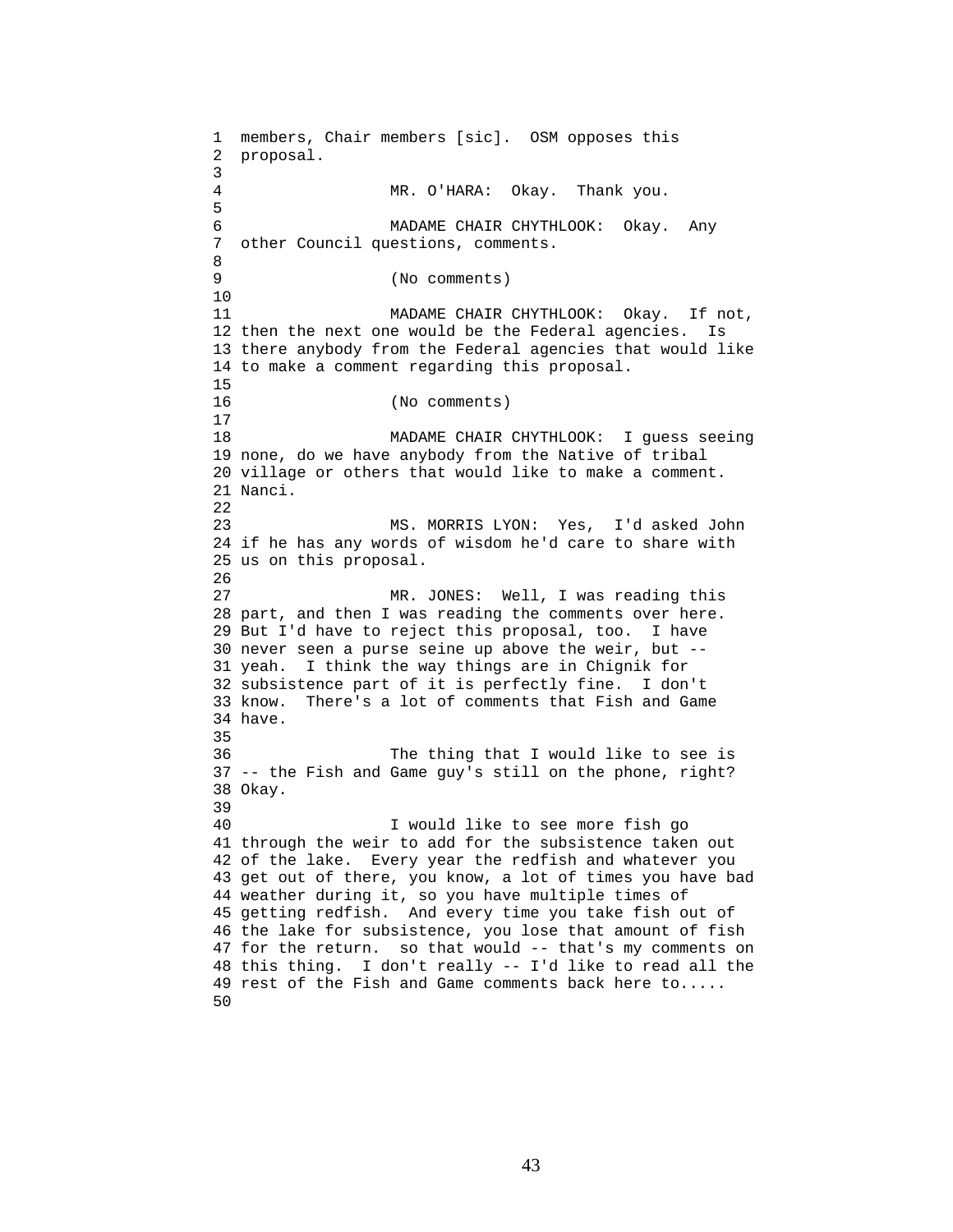members, Chair members [sic]. OSM opposes this proposal.

MR. O'HARA: Okay. Thank you.

MADAME CHAIR CHYTHLOOK: Okay. Any other Council questions, comments.

(No comments)

MADAME CHAIR CHYTHLOOK: Okay. If not, then the next one would be the Federal agencies. Is there anybody from the Federal agencies that would like to make a comment regarding this proposal.

(No comments)

MADAME CHAIR CHYTHLOOK: I guess seeing none, do we have anybody from the Native of tribal village or others that would like to make a comment. Nanci.

MS. MORRIS LYON: Yes, I'd asked John if he has any words of wisdom he'd care to share with us on this proposal.

MR. JONES: Well, I was reading this part, and then I was reading the comments over here. But I'd have to reject this proposal, too. I have never seen a purse seine up above the weir, but -- yeah. I think the way things are in Chignik for subsistence part of it is perfectly fine. I don't know. There's a lot of comments that Fish and Game have.

The thing that I would like to see is -- the Fish and Game guy's still on the phone, right? Okay.

I would like to see more fish go through the weir to add for the subsistence taken out of the lake. Every year the redfish and whatever you get out of there, you know, a lot of times you have bad weather during it, so you have multiple times of getting redfish. And every time you take fish out of the lake for subsistence, you lose that amount of fish for the return. so that would -- that's my comments on this thing. I don't really -- I'd like to read all the rest of the Fish and Game comments back here to.....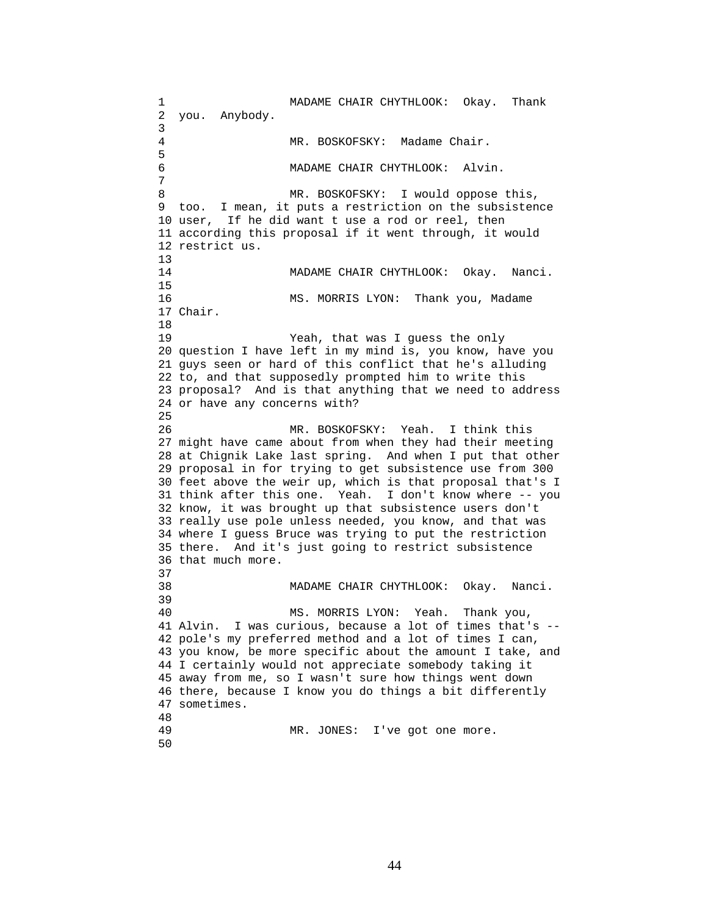MADAME CHAIR CHYTHLOOK: Okay. Thank you. Anybody.

MR. BOSKOFSKY: Madame Chair.

MADAME CHAIR CHYTHLOOK: Alvin.

MR. BOSKOFSKY: I would oppose this, too. I mean, it puts a restriction on the subsistence user, If he did want t use a rod or reel, then according this proposal if it went through, it would restrict us.

MADAME CHAIR CHYTHLOOK: Okay. Nanci.

MS. MORRIS LYON: Thank you, Madame Chair.

Yeah, that was I guess the only question I have left in my mind is, you know, have you guys seen or hard of this conflict that he's alluding to, and that supposedly prompted him to write this proposal? And is that anything that we need to address or have any concerns with?

MR. BOSKOFSKY: Yeah. I think this might have came about from when they had their meeting at Chignik Lake last spring. And when I put that other proposal in for trying to get subsistence use from 300 feet above the weir up, which is that proposal that's I think after this one. Yeah. I don't know where -- you know, it was brought up that subsistence users don't really use pole unless needed, you know, and that was where I guess Bruce was trying to put the restriction there. And it's just going to restrict subsistence that much more.

MADAME CHAIR CHYTHLOOK: Okay. Nanci.

MS. MORRIS LYON: Yeah. Thank you, Alvin. I was curious, because a lot of times that's -- pole's my preferred method and a lot of times I can, you know, be more specific about the amount I take, and I certainly would not appreciate somebody taking it away from me, so I wasn't sure how things went down there, because I know you do things a bit differently sometimes.

MR. JONES: I've got one more.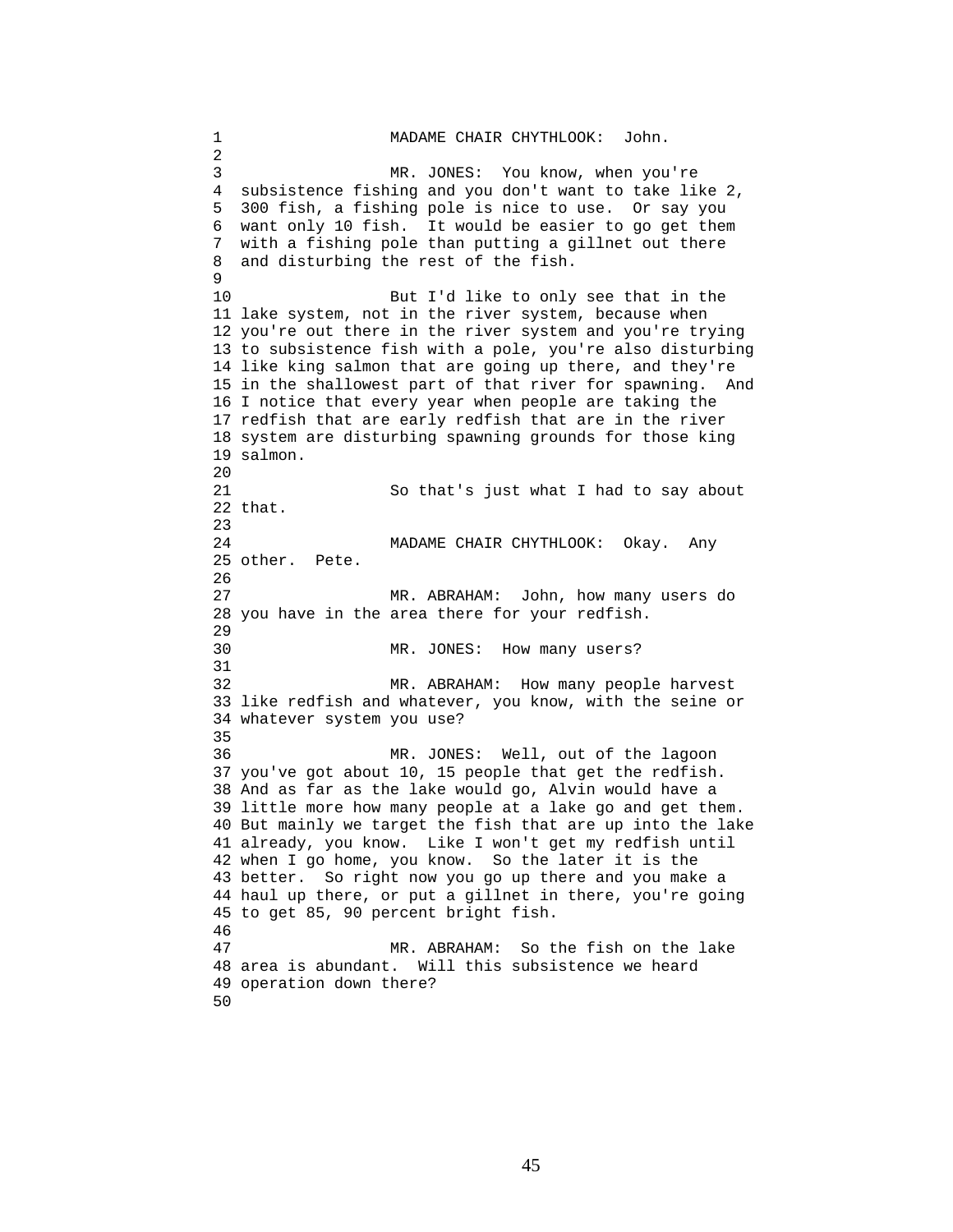MADAME CHAIR CHYTHLOOK: John.

MR. JONES: You know, when you're subsistence fishing and you don't want to take like 2, 300 fish, a fishing pole is nice to use. Or say you want only 10 fish. It would be easier to go get them with a fishing pole than putting a gillnet out there and disturbing the rest of the fish.

But I'd like to only see that in the lake system, not in the river system, because when you're out there in the river system and you're trying to subsistence fish with a pole, you're also disturbing like king salmon that are going up there, and they're in the shallowest part of that river for spawning. And I notice that every year when people are taking the redfish that are early redfish that are in the river system are disturbing spawning grounds for those king salmon.

So that's just what I had to say about that.

MADAME CHAIR CHYTHLOOK: Okay. Any other. Pete.

MR. ABRAHAM: John, how many users do you have in the area there for your redfish.

MR. JONES: How many users?

MR. ABRAHAM: How many people harvest like redfish and whatever, you know, with the seine or whatever system you use?

MR. JONES: Well, out of the lagoon you've got about 10, 15 people that get the redfish. And as far as the lake would go, Alvin would have a little more how many people at a lake go and get them. But mainly we target the fish that are up into the lake already, you know. Like I won't get my redfish until when I go home, you know. So the later it is the better. So right now you go up there and you make a haul up there, or put a gillnet in there, you're going to get 85, 90 percent bright fish.

MR. ABRAHAM: So the fish on the lake area is abundant. Will this subsistence we heard operation down there?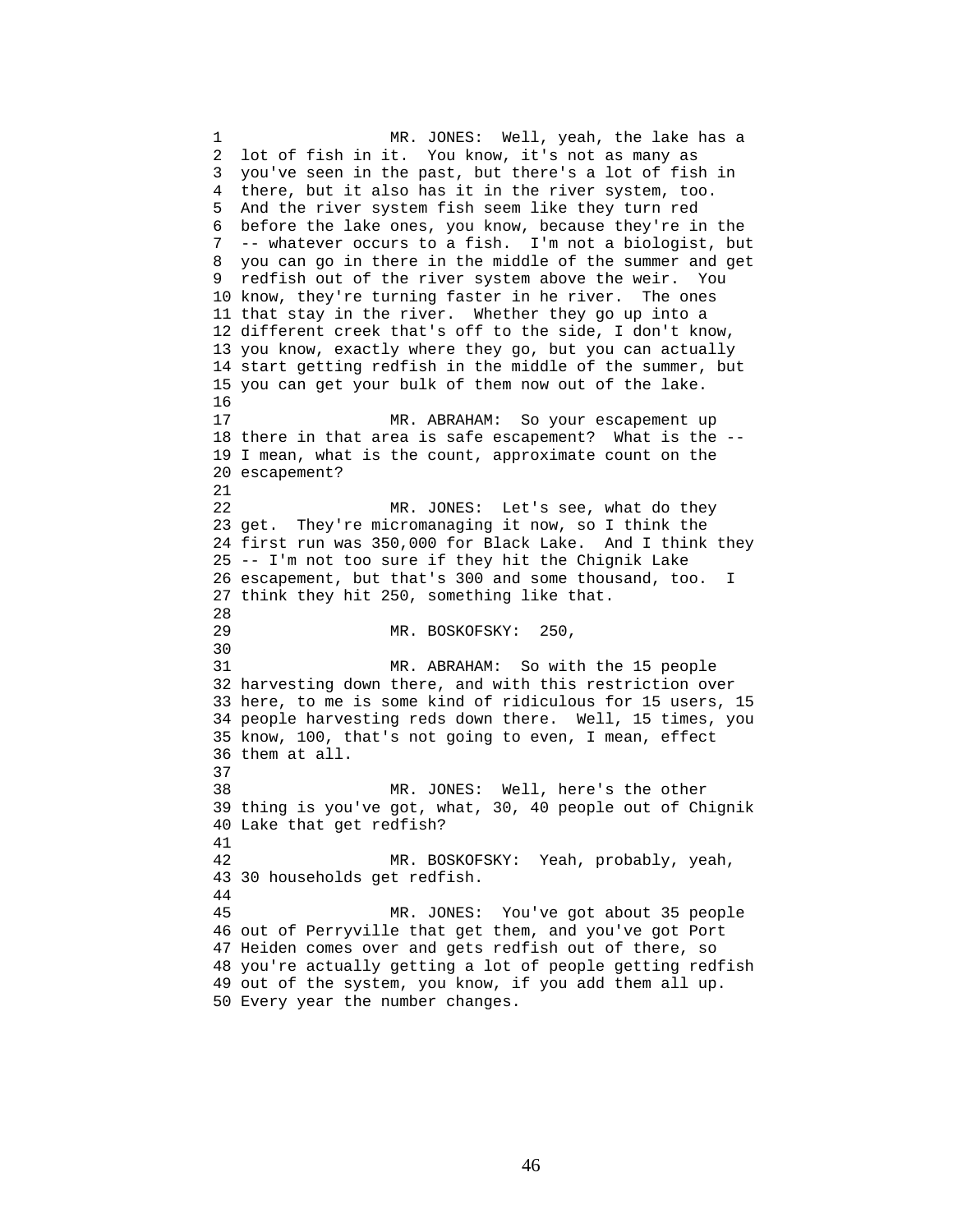MR. JONES: Well, yeah, the lake has a lot of fish in it. You know, it's not as many as you've seen in the past, but there's a lot of fish in there, but it also has it in the river system, too. And the river system fish seem like they turn red before the lake ones, you know, because they're in the -- whatever occurs to a fish. I'm not a biologist, but you can go in there in the middle of the summer and get redfish out of the river system above the weir. You know, they're turning faster in he river. The ones that stay in the river. Whether they go up into a different creek that's off to the side, I don't know, you know, exactly where they go, but you can actually start getting redfish in the middle of the summer, but you can get your bulk of them now out of the lake.

MR. ABRAHAM: So your escapement up there in that area is safe escapement? What is the -- I mean, what is the count, approximate count on the escapement?

MR. JONES: Let's see, what do they get. They're micromanaging it now, so I think the first run was 350,000 for Black Lake. And I think they -- I'm not too sure if they hit the Chignik Lake escapement, but that's 300 and some thousand, too. I think they hit 250, something like that.

MR. BOSKOFSKY: 250,

MR. ABRAHAM: So with the 15 people harvesting down there, and with this restriction over here, to me is some kind of ridiculous for 15 users, 15 people harvesting reds down there. Well, 15 times, you know, 100, that's not going to even, I mean, effect them at all.

MR. JONES: Well, here's the other thing is you've got, what, 30, 40 people out of Chignik Lake that get redfish?

MR. BOSKOFSKY: Yeah, probably, yeah, 30 households get redfish.

MR. JONES: You've got about 35 people out of Perryville that get them, and you've got Port Heiden comes over and gets redfish out of there, so you're actually getting a lot of people getting redfish out of the system, you know, if you add them all up. Every year the number changes.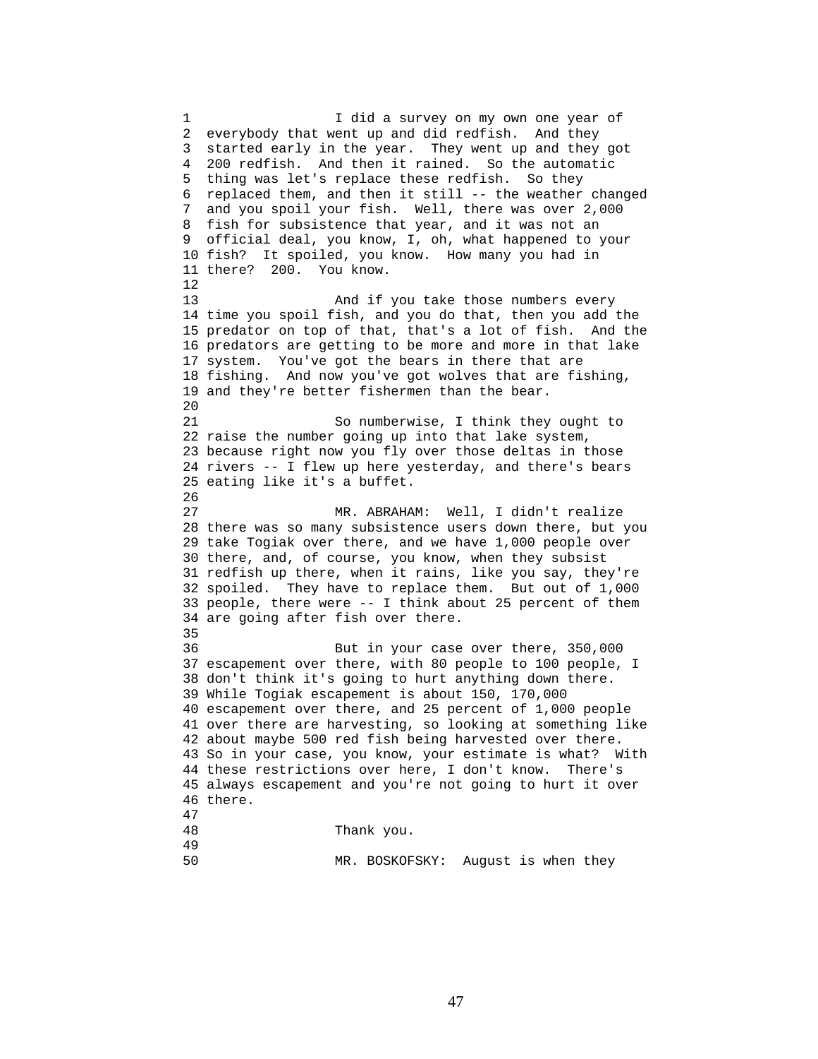I did a survey on my own one year of everybody that went up and did redfish. And they started early in the year. They went up and they got 200 redfish. And then it rained. So the automatic thing was let's replace these redfish. So they replaced them, and then it still -- the weather changed and you spoil your fish. Well, there was over 2,000 fish for subsistence that year, and it was not an official deal, you know, I, oh, what happened to your fish? It spoiled, you know. How many you had in there? 200. You know.

And if you take those numbers every time you spoil fish, and you do that, then you add the predator on top of that, that's a lot of fish. And the predators are getting to be more and more in that lake system. You've got the bears in there that are fishing. And now you've got wolves that are fishing, and they're better fishermen than the bear.

So numberwise, I think they ought to raise the number going up into that lake system, because right now you fly over those deltas in those rivers -- I flew up here yesterday, and there's bears eating like it's a buffet.

MR. ABRAHAM: Well, I didn't realize there was so many subsistence users down there, but you take Togiak over there, and we have 1,000 people over there, and, of course, you know, when they subsist redfish up there, when it rains, like you say, they're spoiled. They have to replace them. But out of 1,000 people, there were -- I think about 25 percent of them are going after fish over there.

But in your case over there, 350,000 escapement over there, with 80 people to 100 people, I don't think it's going to hurt anything down there. While Togiak escapement is about 150, 170,000 escapement over there, and 25 percent of 1,000 people over there are harvesting, so looking at something like about maybe 500 red fish being harvested over there. So in your case, you know, your estimate is what? With these restrictions over here, I don't know. There's always escapement and you're not going to hurt it over there.

Thank you.

MR. BOSKOFSKY: August is when they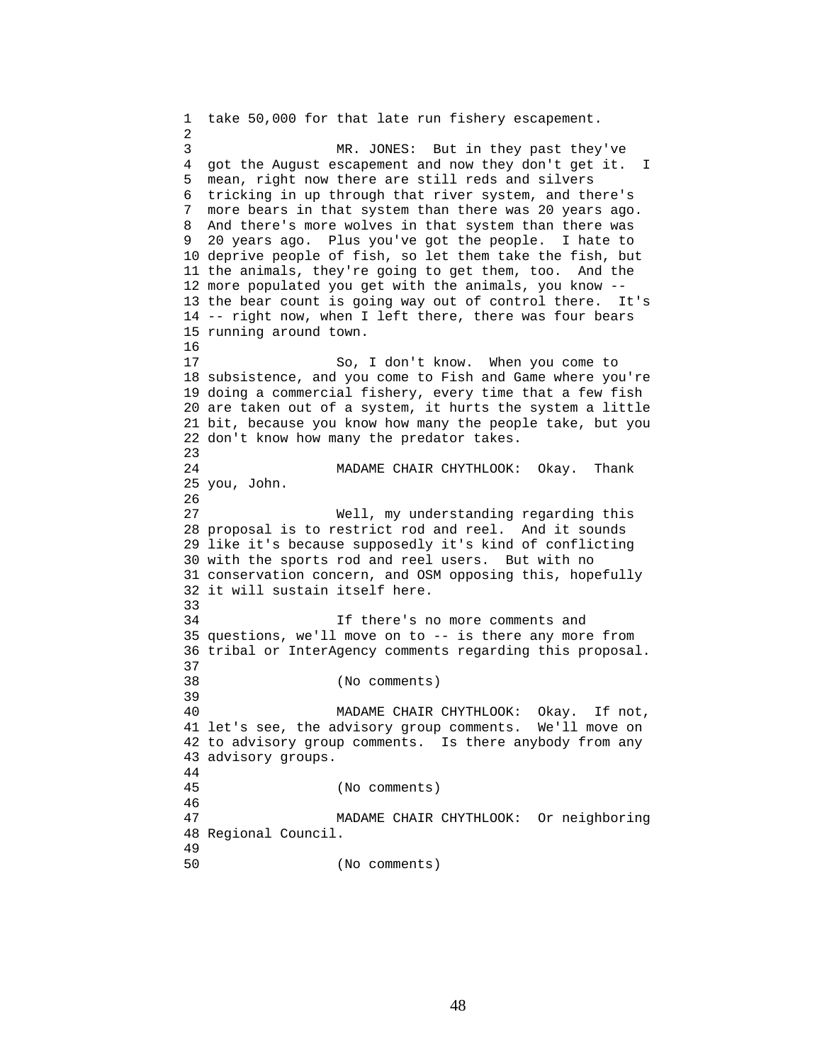take 50,000 for that late run fishery escapement.

MR. JONES: But in they past they've got the August escapement and now they don't get it. I mean, right now there are still reds and silvers tricking in up through that river system, and there's more bears in that system than there was 20 years ago. And there's more wolves in that system than there was 20 years ago. Plus you've got the people. I hate to deprive people of fish, so let them take the fish, but the animals, they're going to get them, too. And the more populated you get with the animals, you know -- the bear count is going way out of control there. It's -- right now, when I left there, there was four bears running around town.

So, I don't know. When you come to subsistence, and you come to Fish and Game where you're doing a commercial fishery, every time that a few fish are taken out of a system, it hurts the system a little bit, because you know how many the people take, but you don't know how many the predator takes.

MADAME CHAIR CHYTHLOOK: Okay. Thank you, John.

Well, my understanding regarding this proposal is to restrict rod and reel. And it sounds like it's because supposedly it's kind of conflicting with the sports rod and reel users. But with no conservation concern, and OSM opposing this, hopefully it will sustain itself here.

If there's no more comments and questions, we'll move on to -- is there any more from tribal or InterAgency comments regarding this proposal.

(No comments)

MADAME CHAIR CHYTHLOOK: Okay. If not, let's see, the advisory group comments. We'll move on to advisory group comments. Is there anybody from any advisory groups.

(No comments)

MADAME CHAIR CHYTHLOOK: Or neighboring Regional Council.

(No comments)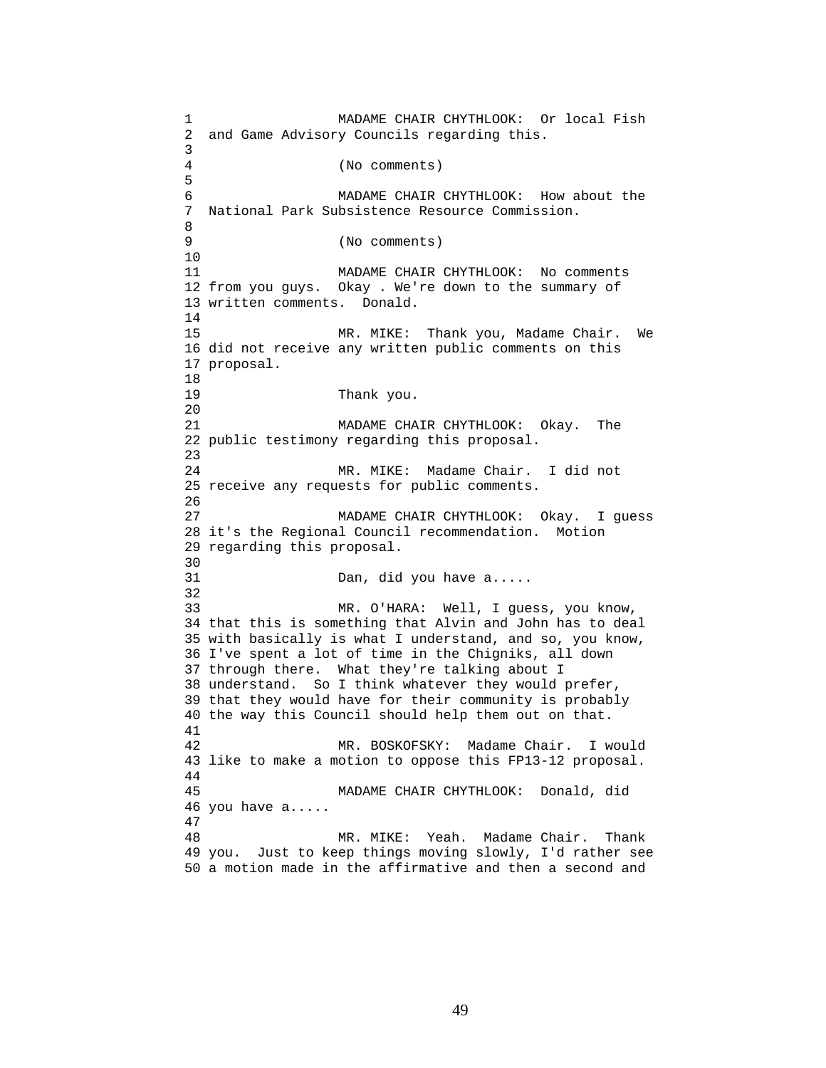MADAME CHAIR CHYTHLOOK: Or local Fish and Game Advisory Councils regarding this.

(No comments)

MADAME CHAIR CHYTHLOOK: How about the National Park Subsistence Resource Commission.

(No comments)

MADAME CHAIR CHYTHLOOK: No comments from you guys. Okay . We're down to the summary of written comments. Donald.

MR. MIKE: Thank you, Madame Chair. We did not receive any written public comments on this proposal.

Thank you.

MADAME CHAIR CHYTHLOOK: Okay. The public testimony regarding this proposal.

MR. MIKE: Madame Chair. I did not receive any requests for public comments.

MADAME CHAIR CHYTHLOOK: Okay. I guess it's the Regional Council recommendation. Motion regarding this proposal.

Dan, did you have a.....

MR. O'HARA: Well, I guess, you know, that this is something that Alvin and John has to deal with basically is what I understand, and so, you know, I've spent a lot of time in the Chigniks, all down through there. What they're talking about I understand. So I think whatever they would prefer, that they would have for their community is probably the way this Council should help them out on that.

MR. BOSKOFSKY: Madame Chair. I would like to make a motion to oppose this FP13-12 proposal.

MADAME CHAIR CHYTHLOOK: Donald, did you have a.....

MR. MIKE: Yeah. Madame Chair. Thank you. Just to keep things moving slowly, I'd rather see a motion made in the affirmative and then a second and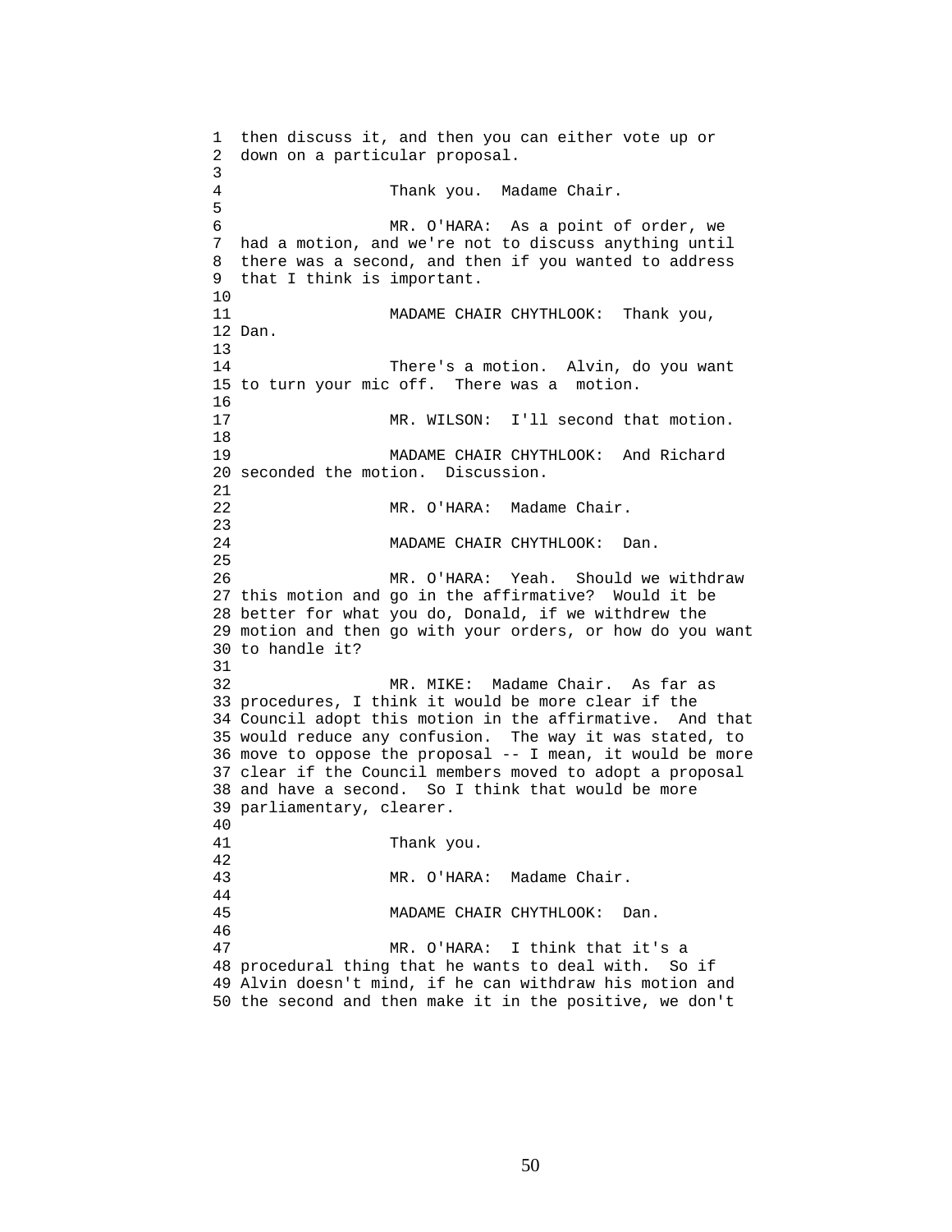then discuss it, and then you can either vote up or down on a particular proposal.

Thank you. Madame Chair.

MR. O'HARA: As a point of order, we had a motion, and we're not to discuss anything until there was a second, and then if you wanted to address that I think is important.

MADAME CHAIR CHYTHLOOK: Thank you, Dan.

There's a motion. Alvin, do you want to turn your mic off. There was a motion.

MR. WILSON: I'll second that motion.

MADAME CHAIR CHYTHLOOK: And Richard seconded the motion. Discussion.

MR. O'HARA: Madame Chair.

MADAME CHAIR CHYTHLOOK: Dan.

MR. O'HARA: Yeah. Should we withdraw this motion and go in the affirmative? Would it be better for what you do, Donald, if we withdrew the motion and then go with your orders, or how do you want to handle it?

MR. MIKE: Madame Chair. As far as procedures, I think it would be more clear if the Council adopt this motion in the affirmative. And that would reduce any confusion. The way it was stated, to move to oppose the proposal -- I mean, it would be more clear if the Council members moved to adopt a proposal and have a second. So I think that would be more parliamentary, clearer.

Thank you.

MR. O'HARA: Madame Chair.

MADAME CHAIR CHYTHLOOK: Dan.

MR. O'HARA: I think that it's a procedural thing that he wants to deal with. So if Alvin doesn't mind, if he can withdraw his motion and the second and then make it in the positive, we don't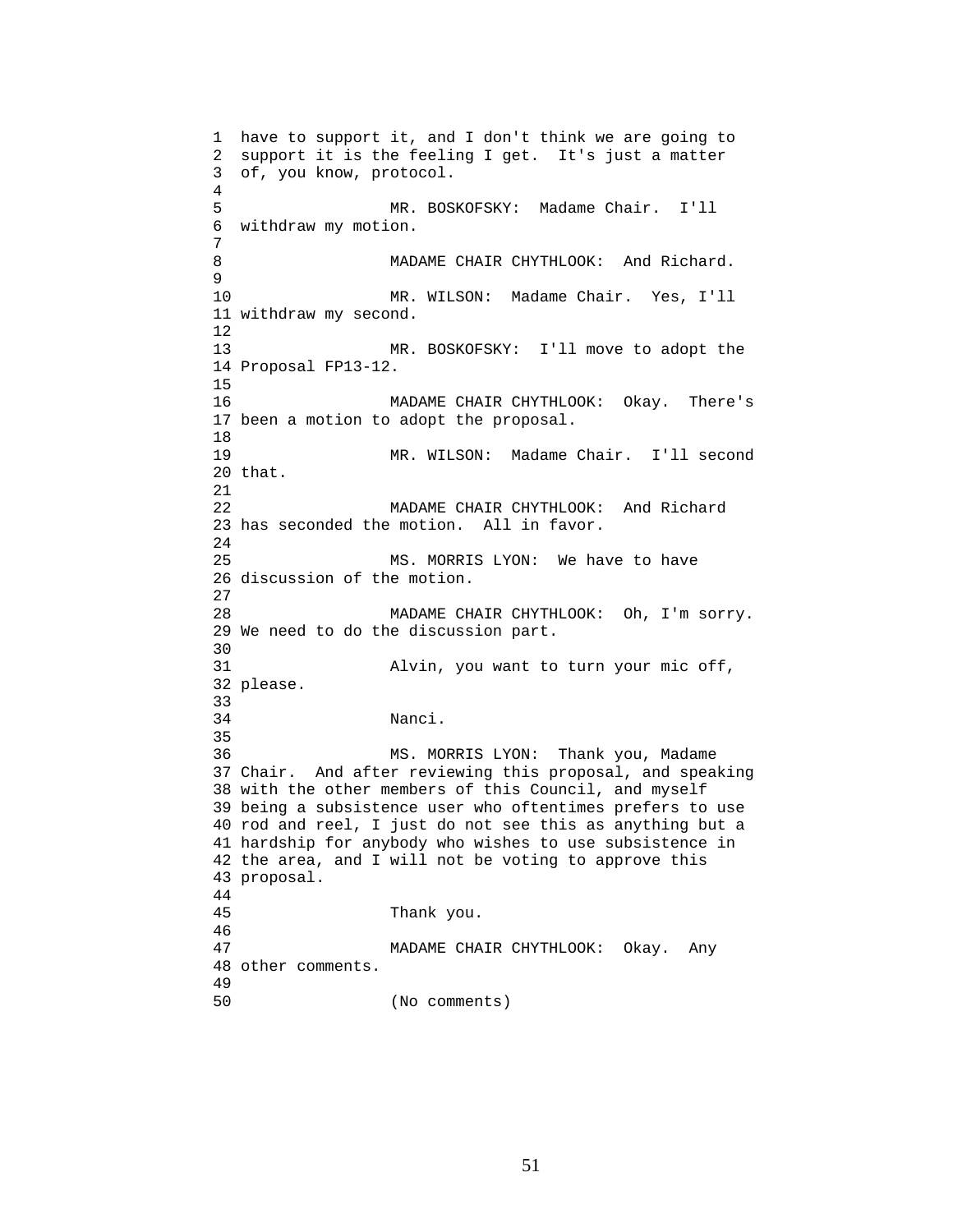have to support it, and I don't think we are going to support it is the feeling I get. It's just a matter of, you know, protocol.

MR. BOSKOFSKY: Madame Chair. I'll withdraw my motion.

MADAME CHAIR CHYTHLOOK: And Richard.

MR. WILSON: Madame Chair. Yes, I'll withdraw my second.

MR. BOSKOFSKY: I'll move to adopt the Proposal FP13-12.

MADAME CHAIR CHYTHLOOK: Okay. There's been a motion to adopt the proposal.

MR. WILSON: Madame Chair. I'll second that.

MADAME CHAIR CHYTHLOOK: And Richard has seconded the motion. All in favor.

MS. MORRIS LYON: We have to have discussion of the motion.

MADAME CHAIR CHYTHLOOK: Oh, I'm sorry. We need to do the discussion part.

Alvin, you want to turn your mic off, please.

Nanci.

MS. MORRIS LYON: Thank you, Madame Chair. And after reviewing this proposal, and speaking with the other members of this Council, and myself being a subsistence user who oftentimes prefers to use rod and reel, I just do not see this as anything but a hardship for anybody who wishes to use subsistence in the area, and I will not be voting to approve this proposal.

Thank you.

MADAME CHAIR CHYTHLOOK: Okay. Any other comments.

(No comments)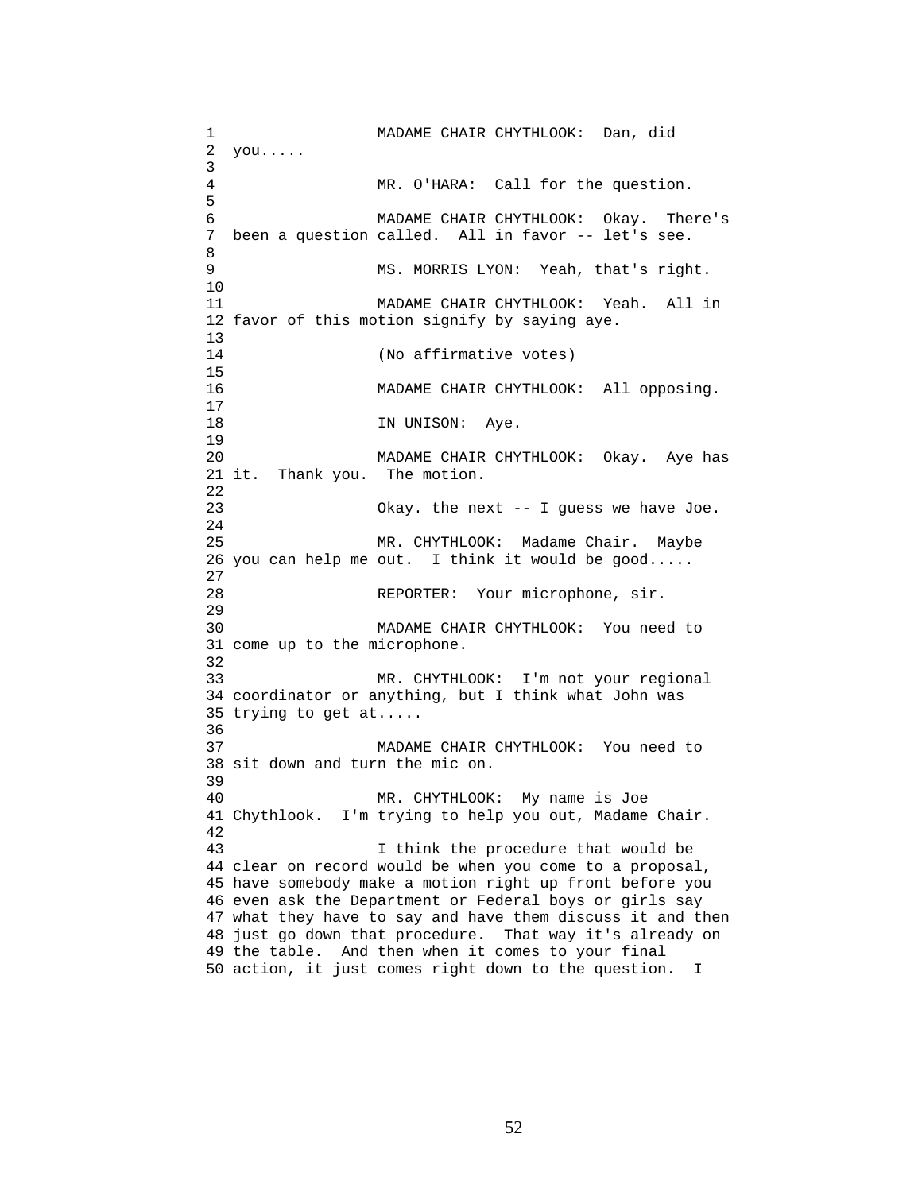MADAME CHAIR CHYTHLOOK: Dan, did you.....

MR. O'HARA: Call for the question.

MADAME CHAIR CHYTHLOOK: Okay. There's been a question called. All in favor -- let's see.

MS. MORRIS LYON: Yeah, that's right.

MADAME CHAIR CHYTHLOOK: Yeah. All in favor of this motion signify by saying aye.

(No affirmative votes)

MADAME CHAIR CHYTHLOOK: All opposing.

IN UNISON: Aye.

MADAME CHAIR CHYTHLOOK: Okay. Aye has it. Thank you. The motion.

Okay. the next -- I guess we have Joe.

MR. CHYTHLOOK: Madame Chair. Maybe you can help me out. I think it would be good.....

REPORTER: Your microphone, sir.

MADAME CHAIR CHYTHLOOK: You need to come up to the microphone.

MR. CHYTHLOOK: I'm not your regional coordinator or anything, but I think what John was trying to get at.....

MADAME CHAIR CHYTHLOOK: You need to sit down and turn the mic on.

MR. CHYTHLOOK: My name is Joe Chythlook. I'm trying to help you out, Madame Chair.

I think the procedure that would be clear on record would be when you come to a proposal, have somebody make a motion right up front before you even ask the Department or Federal boys or girls say what they have to say and have them discuss it and then just go down that procedure. That way it's already on the table. And then when it comes to your final action, it just comes right down to the question. I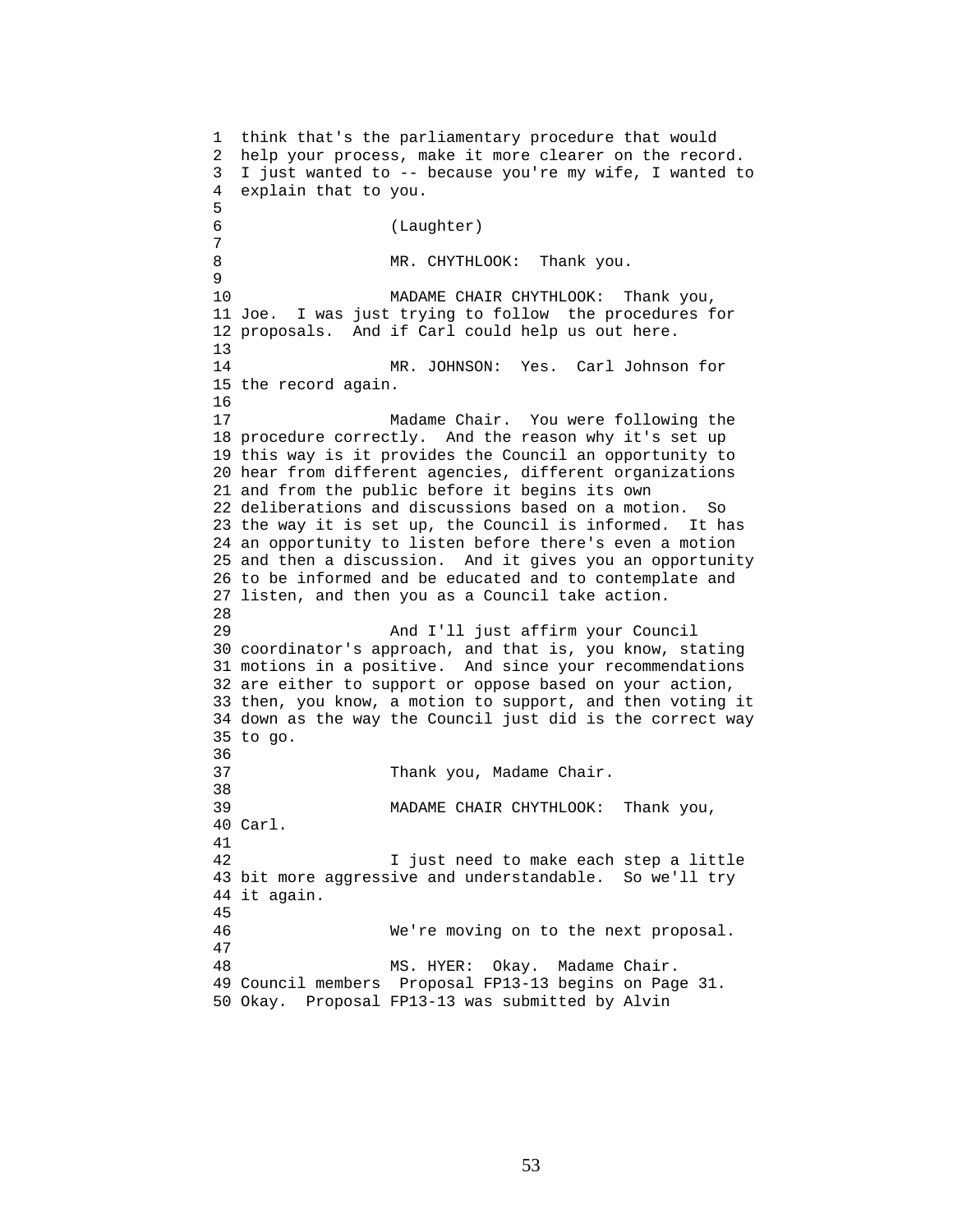think that's the parliamentary procedure that would help your process, make it more clearer on the record. I just wanted to -- because you're my wife, I wanted to explain that to you.

(Laughter)

MR. CHYTHLOOK: Thank you.

MADAME CHAIR CHYTHLOOK: Thank you, Joe. I was just trying to follow the procedures for proposals. And if Carl could help us out here.

MR. JOHNSON: Yes. Carl Johnson for the record again.

Madame Chair. You were following the procedure correctly. And the reason why it's set up this way is it provides the Council an opportunity to hear from different agencies, different organizations and from the public before it begins its own deliberations and discussions based on a motion. So the way it is set up, the Council is informed. It has an opportunity to listen before there's even a motion and then a discussion. And it gives you an opportunity to be informed and be educated and to contemplate and listen, and then you as a Council take action.

And I'll just affirm your Council coordinator's approach, and that is, you know, stating motions in a positive. And since your recommendations are either to support or oppose based on your action, then, you know, a motion to support, and then voting it down as the way the Council just did is the correct way to go.

Thank you, Madame Chair.

MADAME CHAIR CHYTHLOOK: Thank you, Carl.

I just need to make each step a little bit more aggressive and understandable. So we'll try it again.

We're moving on to the next proposal.

MS. HYER: Okay. Madame Chair. Council members Proposal FP13-13 begins on Page 31. Okay. Proposal FP13-13 was submitted by Alvin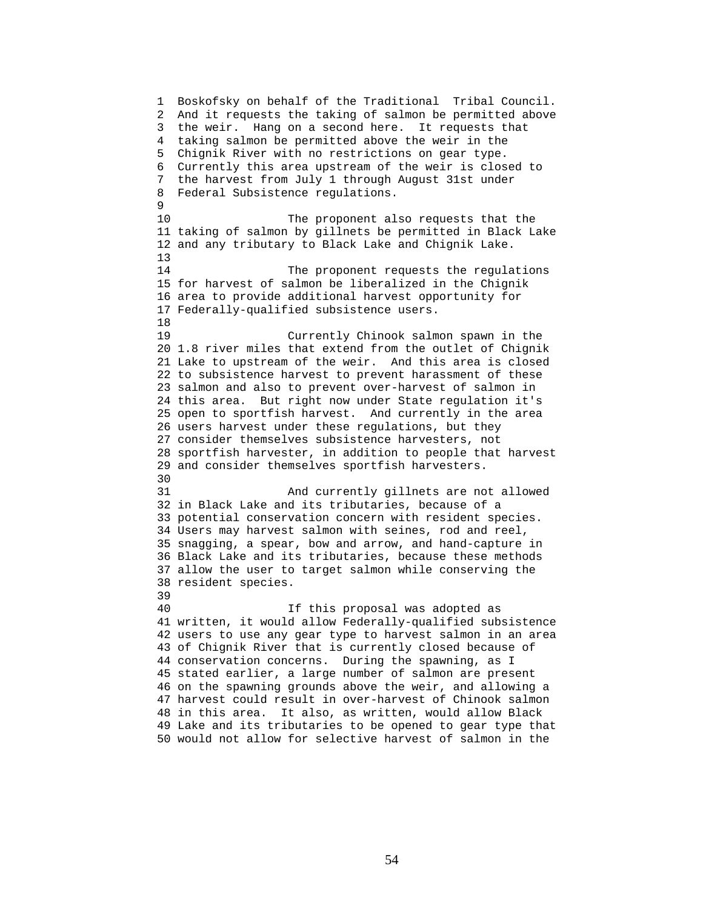Boskofsky on behalf of the Traditional Tribal Council. And it requests the taking of salmon be permitted above the weir. Hang on a second here. It requests that taking salmon be permitted above the weir in the Chignik River with no restrictions on gear type. Currently this area upstream of the weir is closed to the harvest from July 1 through August 31st under Federal Subsistence regulations.

The proponent also requests that the taking of salmon by gillnets be permitted in Black Lake and any tributary to Black Lake and Chignik Lake.

The proponent requests the regulations for harvest of salmon be liberalized in the Chignik area to provide additional harvest opportunity for Federally-qualified subsistence users.

Currently Chinook salmon spawn in the 1.8 river miles that extend from the outlet of Chignik Lake to upstream of the weir. And this area is closed to subsistence harvest to prevent harassment of these salmon and also to prevent over-harvest of salmon in this area. But right now under State regulation it's open to sportfish harvest. And currently in the area users harvest under these regulations, but they consider themselves subsistence harvesters, not sportfish harvester, in addition to people that harvest and consider themselves sportfish harvesters.

And currently gillnets are not allowed in Black Lake and its tributaries, because of a potential conservation concern with resident species. Users may harvest salmon with seines, rod and reel, snagging, a spear, bow and arrow, and hand-capture in Black Lake and its tributaries, because these methods allow the user to target salmon while conserving the resident species.

If this proposal was adopted as written, it would allow Federally-qualified subsistence users to use any gear type to harvest salmon in an area of Chignik River that is currently closed because of conservation concerns. During the spawning, as I stated earlier, a large number of salmon are present on the spawning grounds above the weir, and allowing a harvest could result in over-harvest of Chinook salmon in this area. It also, as written, would allow Black Lake and its tributaries to be opened to gear type that would not allow for selective harvest of salmon in the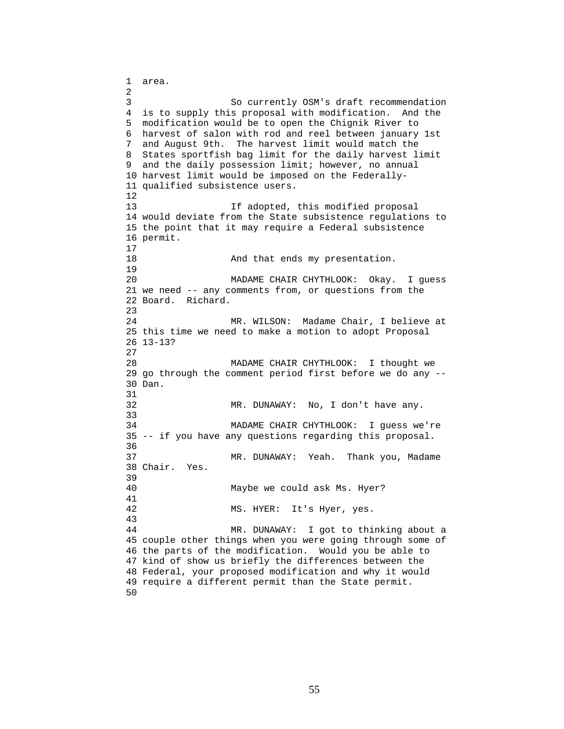area.

So currently OSM's draft recommendation is to supply this proposal with modification. And the modification would be to open the Chignik River to harvest of salon with rod and reel between january 1st and August 9th. The harvest limit would match the States sportfish bag limit for the daily harvest limit and the daily possession limit; however, no annual harvest limit would be imposed on the Federally-qualified subsistence users.

If adopted, this modified proposal would deviate from the State subsistence regulations to the point that it may require a Federal subsistence permit.

And that ends my presentation.

MADAME CHAIR CHYTHLOOK: Okay. I guess we need -- any comments from, or questions from the Board. Richard.

MR. WILSON: Madame Chair, I believe at this time we need to make a motion to adopt Proposal 13-13?

MADAME CHAIR CHYTHLOOK: I thought we go through the comment period first before we do any -- Dan.

MR. DUNAWAY: No, I don't have any.

MADAME CHAIR CHYTHLOOK: I guess we're -- if you have any questions regarding this proposal.

MR. DUNAWAY: Yeah. Thank you, Madame Chair. Yes.

Maybe we could ask Ms. Hyer?

MS. HYER: It's Hyer, yes.

MR. DUNAWAY: I got to thinking about a couple other things when you were going through some of the parts of the modification. Would you be able to kind of show us briefly the differences between the Federal, your proposed modification and why it would require a different permit than the State permit.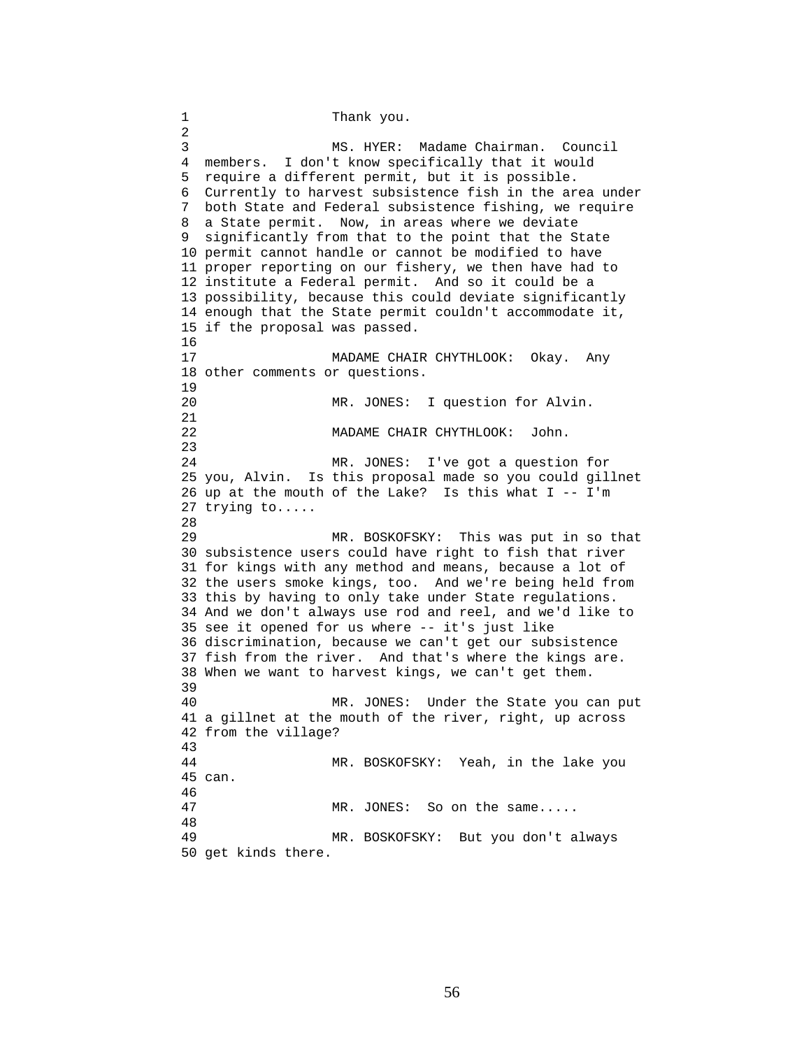Thank you.

MS. HYER: Madame Chairman. Council members. I don't know specifically that it would require a different permit, but it is possible. Currently to harvest subsistence fish in the area under both State and Federal subsistence fishing, we require a State permit. Now, in areas where we deviate significantly from that to the point that the State permit cannot handle or cannot be modified to have proper reporting on our fishery, we then have had to institute a Federal permit. And so it could be a possibility, because this could deviate significantly enough that the State permit couldn't accommodate it, if the proposal was passed.

MADAME CHAIR CHYTHLOOK: Okay. Any other comments or questions.

MR. JONES: I question for Alvin.

MADAME CHAIR CHYTHLOOK: John.

MR. JONES: I've got a question for you, Alvin. Is this proposal made so you could gillnet up at the mouth of the Lake? Is this what I -- I'm trying to.....

MR. BOSKOFSKY: This was put in so that subsistence users could have right to fish that river for kings with any method and means, because a lot of the users smoke kings, too. And we're being held from this by having to only take under State regulations. And we don't always use rod and reel, and we'd like to see it opened for us where -- it's just like discrimination, because we can't get our subsistence fish from the river. And that's where the kings are. When we want to harvest kings, we can't get them.

MR. JONES: Under the State you can put a gillnet at the mouth of the river, right, up across from the village?

MR. BOSKOFSKY: Yeah, in the lake you can.

MR. JONES: So on the same.....

MR. BOSKOFSKY: But you don't always get kinds there.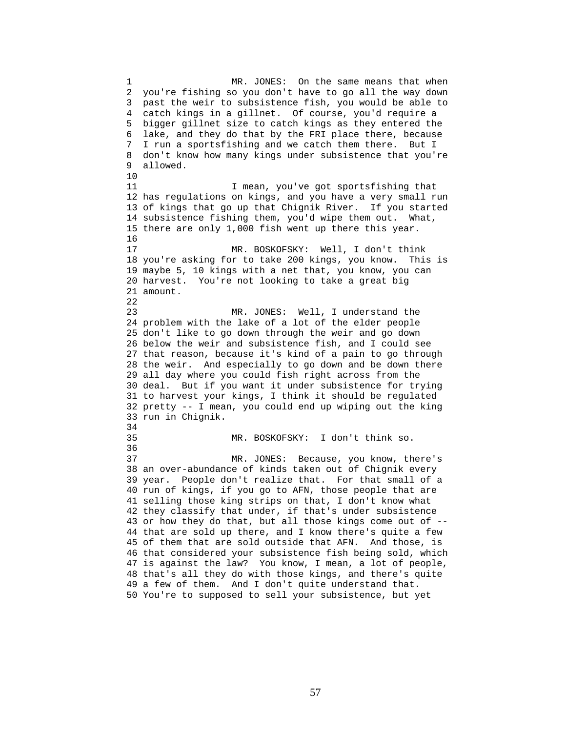MR. JONES: On the same means that when you're fishing so you don't have to go all the way down past the weir to subsistence fish, you would be able to catch kings in a gillnet. Of course, you'd require a bigger gillnet size to catch kings as they entered the lake, and they do that by the FRI place there, because I run a sportsfishing and we catch them there. But I don't know how many kings under subsistence that you're allowed.

I mean, you've got sportsfishing that has regulations on kings, and you have a very small run of kings that go up that Chignik River. If you started subsistence fishing them, you'd wipe them out. What, there are only 1,000 fish went up there this year.

MR. BOSKOFSKY: Well, I don't think you're asking for to take 200 kings, you know. This is maybe 5, 10 kings with a net that, you know, you can harvest. You're not looking to take a great big amount.

MR. JONES: Well, I understand the problem with the lake of a lot of the elder people don't like to go down through the weir and go down below the weir and subsistence fish, and I could see that reason, because it's kind of a pain to go through the weir. And especially to go down and be down there all day where you could fish right across from the deal. But if you want it under subsistence for trying to harvest your kings, I think it should be regulated pretty -- I mean, you could end up wiping out the king run in Chignik.

MR. BOSKOFSKY: I don't think so.

MR. JONES: Because, you know, there's an over-abundance of kinds taken out of Chignik every year. People don't realize that. For that small of a run of kings, if you go to AFN, those people that are selling those king strips on that, I don't know what they classify that under, if that's under subsistence or how they do that, but all those kings come out of -- that are sold up there, and I know there's quite a few of them that are sold outside that AFN. And those, is that considered your subsistence fish being sold, which is against the law? You know, I mean, a lot of people, that's all they do with those kings, and there's quite a few of them. And I don't quite understand that. You're to supposed to sell your subsistence, but yet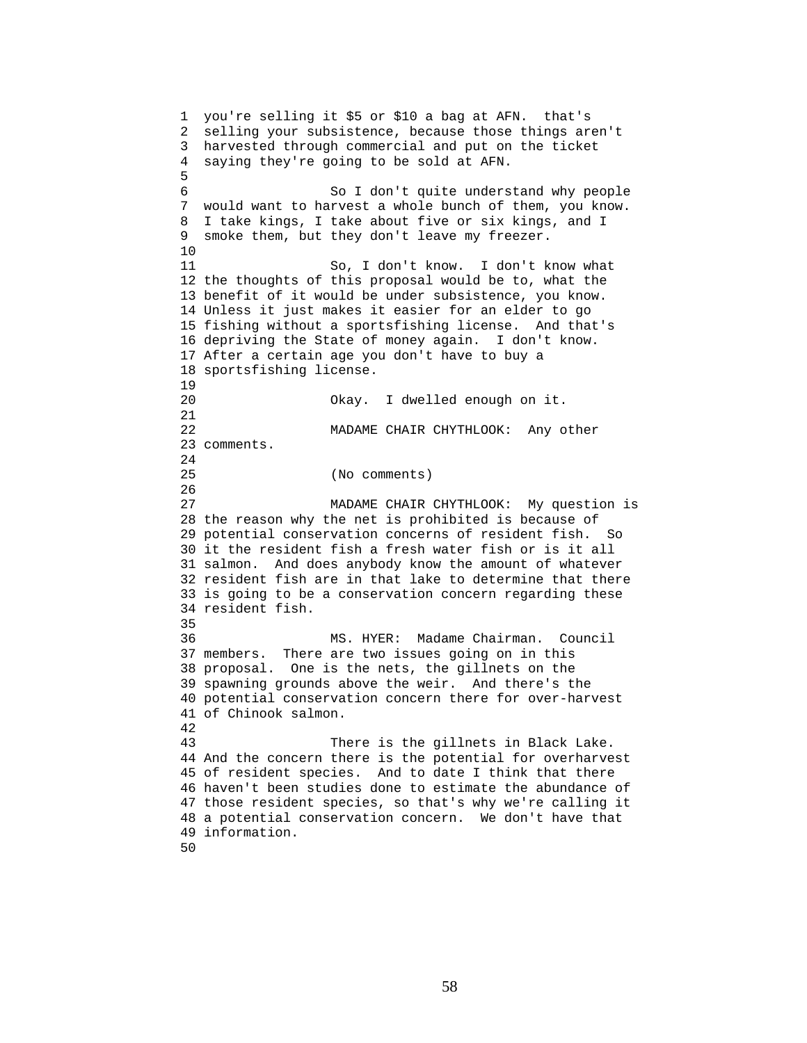you're selling it $5 or $10 a bag at AFN. that's selling your subsistence, because those things aren't harvested through commercial and put on the ticket saying they're going to be sold at AFN.

So I don't quite understand why people would want to harvest a whole bunch of them, you know. I take kings, I take about five or six kings, and I smoke them, but they don't leave my freezer.

So, I don't know. I don't know what the thoughts of this proposal would be to, what the benefit of it would be under subsistence, you know. Unless it just makes it easier for an elder to go fishing without a sportsfishing license. And that's depriving the State of money again. I don't know. After a certain age you don't have to buy a sportsfishing license.

Okay. I dwelled enough on it.

MADAME CHAIR CHYTHLOOK: Any other comments.

(No comments)

MADAME CHAIR CHYTHLOOK: My question is the reason why the net is prohibited is because of potential conservation concerns of resident fish. So it the resident fish a fresh water fish or is it all salmon. And does anybody know the amount of whatever resident fish are in that lake to determine that there is going to be a conservation concern regarding these resident fish.

MS. HYER: Madame Chairman. Council members. There are two issues going on in this proposal. One is the nets, the gillnets on the spawning grounds above the weir. And there's the potential conservation concern there for over-harvest of Chinook salmon.

There is the gillnets in Black Lake. And the concern there is the potential for overharvest of resident species. And to date I think that there haven't been studies done to estimate the abundance of those resident species, so that's why we're calling it a potential conservation concern. We don't have that information.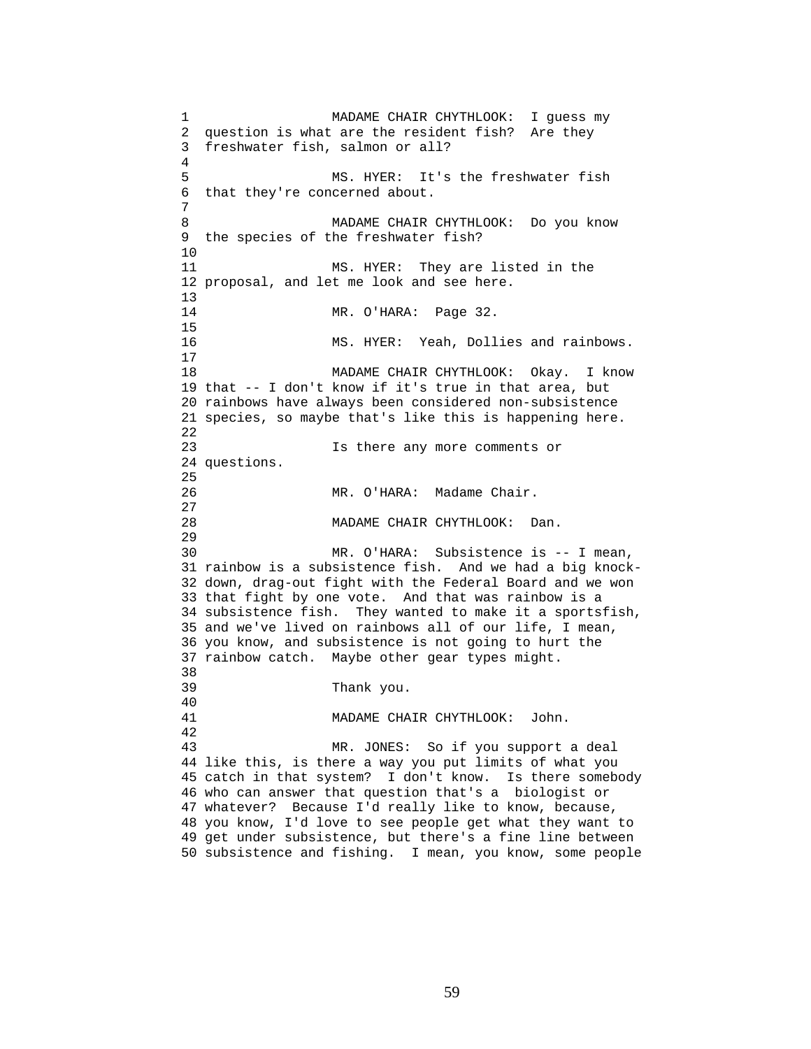MADAME CHAIR CHYTHLOOK: I guess my question is what are the resident fish? Are they freshwater fish, salmon or all?

MS. HYER: It's the freshwater fish that they're concerned about.

MADAME CHAIR CHYTHLOOK: Do you know the species of the freshwater fish?

MS. HYER: They are listed in the proposal, and let me look and see here.

MR. O'HARA: Page 32.

MS. HYER: Yeah, Dollies and rainbows.

MADAME CHAIR CHYTHLOOK: Okay. I know that -- I don't know if it's true in that area, but rainbows have always been considered non-subsistence species, so maybe that's like this is happening here.

Is there any more comments or questions.

MR. O'HARA: Madame Chair.

MADAME CHAIR CHYTHLOOK: Dan.

MR. O'HARA: Subsistence is -- I mean, rainbow is a subsistence fish. And we had a big knock-down, drag-out fight with the Federal Board and we won that fight by one vote. And that was rainbow is a subsistence fish. They wanted to make it a sportsfish, and we've lived on rainbows all of our life, I mean, you know, and subsistence is not going to hurt the rainbow catch. Maybe other gear types might.

Thank you.

MADAME CHAIR CHYTHLOOK: John.

MR. JONES: So if you support a deal like this, is there a way you put limits of what you catch in that system? I don't know. Is there somebody who can answer that question that's a biologist or whatever? Because I'd really like to know, because, you know, I'd love to see people get what they want to get under subsistence, but there's a fine line between subsistence and fishing. I mean, you know, some people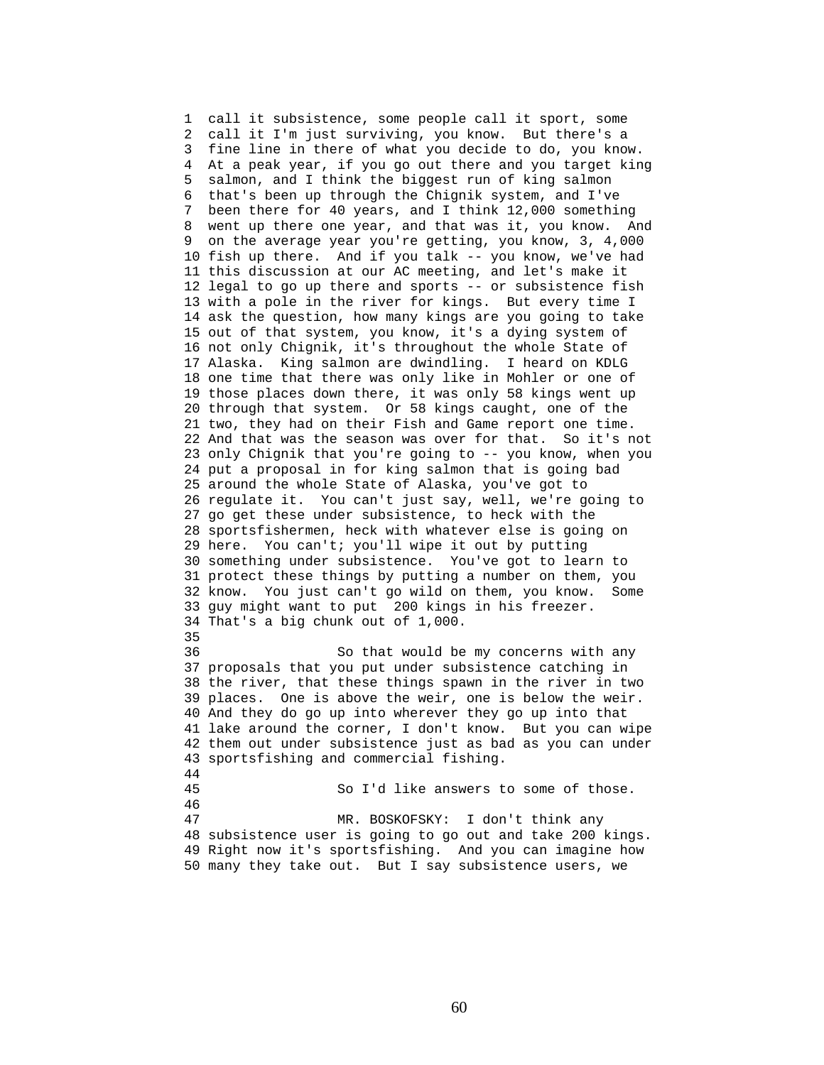call it subsistence, some people call it sport, some call it I'm just surviving, you know. But there's a fine line in there of what you decide to do, you know. At a peak year, if you go out there and you target king salmon, and I think the biggest run of king salmon that's been up through the Chignik system, and I've been there for 40 years, and I think 12,000 something went up there one year, and that was it, you know. And on the average year you're getting, you know, 3, 4,000 fish up there. And if you talk -- you know, we've had this discussion at our AC meeting, and let's make it legal to go up there and sports -- or subsistence fish with a pole in the river for kings. But every time I ask the question, how many kings are you going to take out of that system, you know, it's a dying system of not only Chignik, it's throughout the whole State of Alaska. King salmon are dwindling. I heard on KDLG one time that there was only like in Mohler or one of those places down there, it was only 58 kings went up through that system. Or 58 kings caught, one of the two, they had on their Fish and Game report one time. And that was the season was over for that. So it's not only Chignik that you're going to -- you know, when you put a proposal in for king salmon that is going bad around the whole State of Alaska, you've got to regulate it. You can't just say, well, we're going to go get these under subsistence, to heck with the sportsfishermen, heck with whatever else is going on here. You can't; you'll wipe it out by putting something under subsistence. You've got to learn to protect these things by putting a number on them, you know. You just can't go wild on them, you know. Some guy might want to put 200 kings in his freezer. That's a big chunk out of 1,000.

So that would be my concerns with any proposals that you put under subsistence catching in the river, that these things spawn in the river in two places. One is above the weir, one is below the weir. And they do go up into wherever they go up into that lake around the corner, I don't know. But you can wipe them out under subsistence just as bad as you can under sportsfishing and commercial fishing.

So I'd like answers to some of those.

MR. BOSKOFSKY: I don't think any subsistence user is going to go out and take 200 kings. Right now it's sportsfishing. And you can imagine how many they take out. But I say subsistence users, we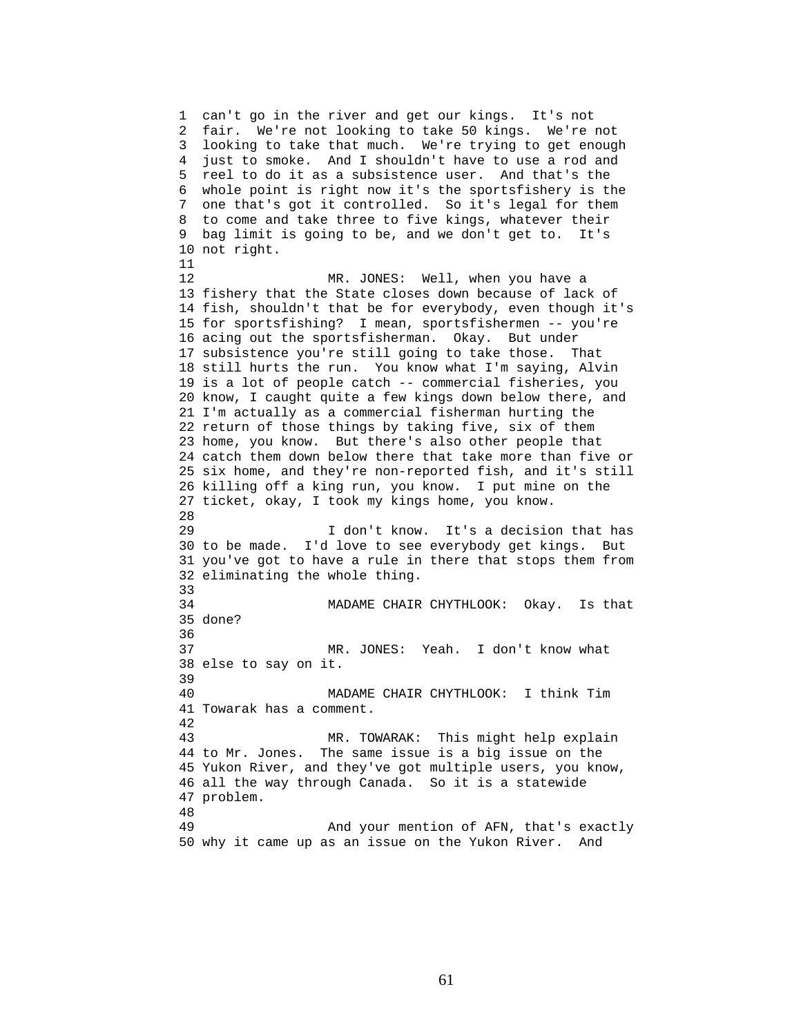can't go in the river and get our kings. It's not fair. We're not looking to take 50 kings. We're not looking to take that much. We're trying to get enough just to smoke. And I shouldn't have to use a rod and reel to do it as a subsistence user. And that's the whole point is right now it's the sportsfishery is the one that's got it controlled. So it's legal for them to come and take three to five kings, whatever their bag limit is going to be, and we don't get to. It's not right.

MR. JONES: Well, when you have a fishery that the State closes down because of lack of fish, shouldn't that be for everybody, even though it's for sportsfishing? I mean, sportsfishermen -- you're acing out the sportsfisherman. Okay. But under subsistence you're still going to take those. That still hurts the run. You know what I'm saying, Alvin is a lot of people catch -- commercial fisheries, you know, I caught quite a few kings down below there, and I'm actually as a commercial fisherman hurting the return of those things by taking five, six of them home, you know. But there's also other people that catch them down below there that take more than five or six home, and they're non-reported fish, and it's still killing off a king run, you know. I put mine on the ticket, okay, I took my kings home, you know.

I don't know. It's a decision that has to be made. I'd love to see everybody get kings. But you've got to have a rule in there that stops them from eliminating the whole thing.

MADAME CHAIR CHYTHLOOK: Okay. Is that done?

MR. JONES: Yeah. I don't know what else to say on it.

MADAME CHAIR CHYTHLOOK: I think Tim Towarak has a comment.

MR. TOWARAK: This might help explain to Mr. Jones. The same issue is a big issue on the Yukon River, and they've got multiple users, you know, all the way through Canada. So it is a statewide problem.

And your mention of AFN, that's exactly why it came up as an issue on the Yukon River. And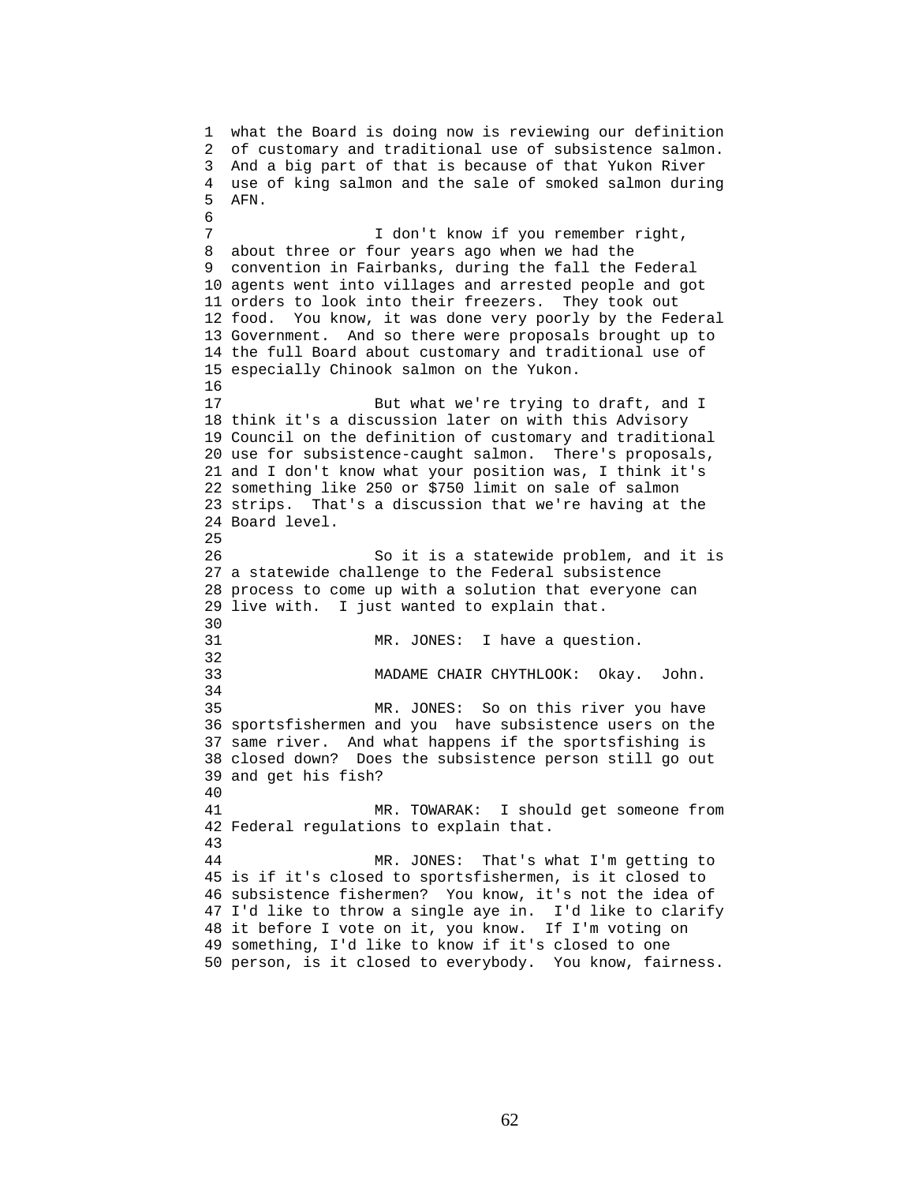what the Board is doing now is reviewing our definition of customary and traditional use of subsistence salmon. And a big part of that is because of that Yukon River use of king salmon and the sale of smoked salmon during AFN.

I don't know if you remember right, about three or four years ago when we had the convention in Fairbanks, during the fall the Federal agents went into villages and arrested people and got orders to look into their freezers. They took out food. You know, it was done very poorly by the Federal Government. And so there were proposals brought up to the full Board about customary and traditional use of especially Chinook salmon on the Yukon.

But what we're trying to draft, and I think it's a discussion later on with this Advisory Council on the definition of customary and traditional use for subsistence-caught salmon. There's proposals, and I don't know what your position was, I think it's something like 250 or $750 limit on sale of salmon strips. That's a discussion that we're having at the Board level.

So it is a statewide problem, and it is a statewide challenge to the Federal subsistence process to come up with a solution that everyone can live with. I just wanted to explain that.

MR. JONES: I have a question.

MADAME CHAIR CHYTHLOOK: Okay. John.

MR. JONES: So on this river you have sportsfishermen and you have subsistence users on the same river. And what happens if the sportsfishing is closed down? Does the subsistence person still go out and get his fish?

MR. TOWARAK: I should get someone from Federal regulations to explain that.

MR. JONES: That's what I'm getting to is if it's closed to sportsfishermen, is it closed to subsistence fishermen? You know, it's not the idea of I'd like to throw a single aye in. I'd like to clarify it before I vote on it, you know. If I'm voting on something, I'd like to know if it's closed to one person, is it closed to everybody. You know, fairness.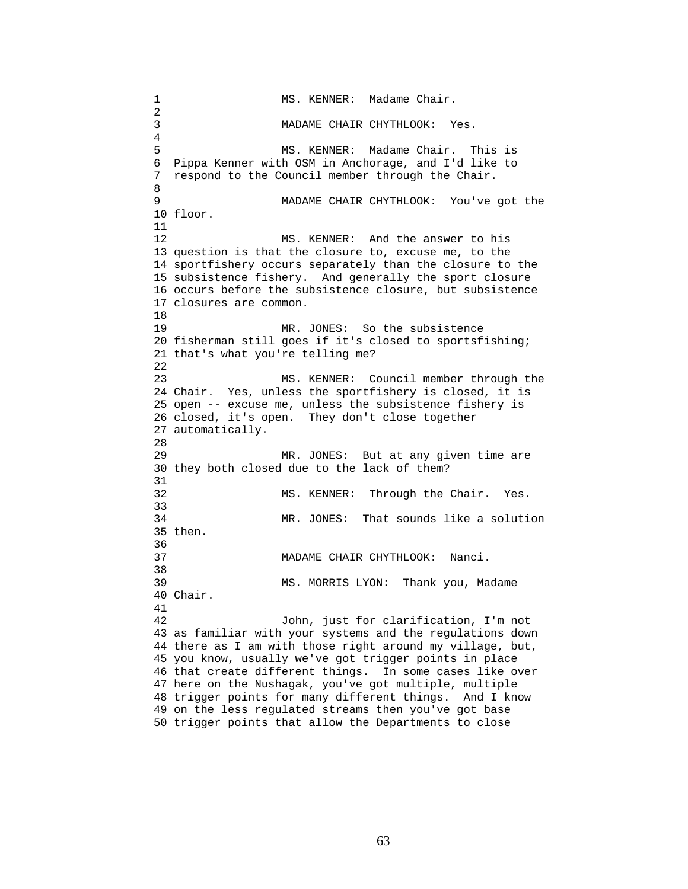MS. KENNER: Madame Chair.

MADAME CHAIR CHYTHLOOK: Yes.

MS. KENNER: Madame Chair. This is Pippa Kenner with OSM in Anchorage, and I'd like to respond to the Council member through the Chair.

MADAME CHAIR CHYTHLOOK: You've got the floor.

MS. KENNER: And the answer to his question is that the closure to, excuse me, to the sportfishery occurs separately than the closure to the subsistence fishery. And generally the sport closure occurs before the subsistence closure, but subsistence closures are common.

MR. JONES: So the subsistence fisherman still goes if it's closed to sportsfishing; that's what you're telling me?

MS. KENNER: Council member through the Chair. Yes, unless the sportfishery is closed, it is open -- excuse me, unless the subsistence fishery is closed, it's open. They don't close together automatically.

MR. JONES: But at any given time are they both closed due to the lack of them?

MS. KENNER: Through the Chair. Yes.

MR. JONES: That sounds like a solution then.

MADAME CHAIR CHYTHLOOK: Nanci.

MS. MORRIS LYON: Thank you, Madame Chair.

John, just for clarification, I'm not as familiar with your systems and the regulations down there as I am with those right around my village, but, you know, usually we've got trigger points in place that create different things. In some cases like over here on the Nushagak, you've got multiple, multiple trigger points for many different things. And I know on the less regulated streams then you've got base trigger points that allow the Departments to close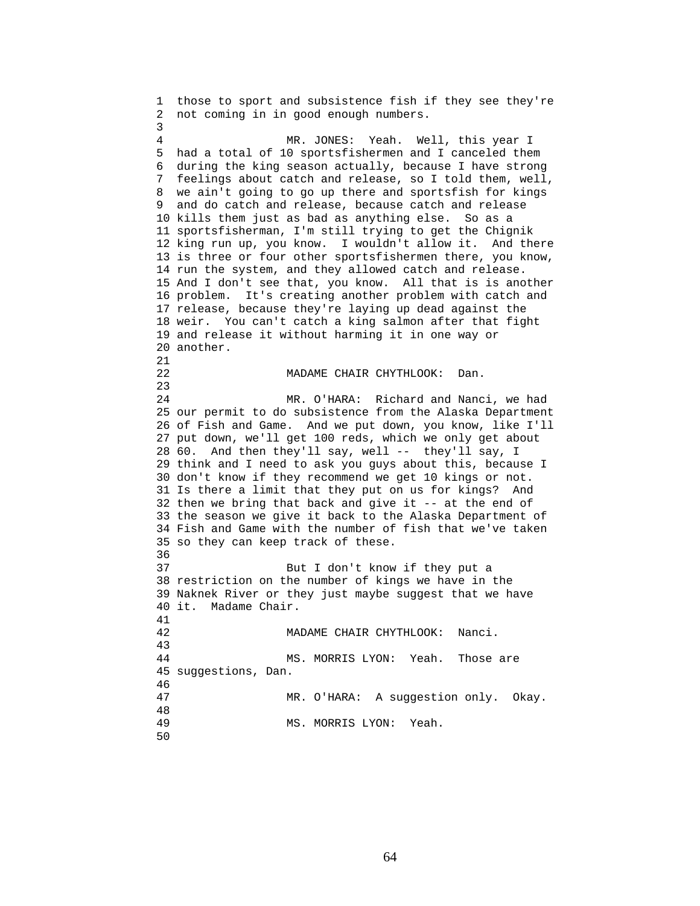those to sport and subsistence fish if they see they're not coming in in good enough numbers.

MR. JONES: Yeah. Well, this year I had a total of 10 sportsfishermen and I canceled them during the king season actually, because I have strong feelings about catch and release, so I told them, well, we ain't going to go up there and sportsfish for kings and do catch and release, because catch and release kills them just as bad as anything else. So as a sportsfisherman, I'm still trying to get the Chignik king run up, you know. I wouldn't allow it. And there is three or four other sportsfishermen there, you know, run the system, and they allowed catch and release. And I don't see that, you know. All that is is another problem. It's creating another problem with catch and release, because they're laying up dead against the weir. You can't catch a king salmon after that fight and release it without harming it in one way or another.

MADAME CHAIR CHYTHLOOK: Dan.

MR. O'HARA: Richard and Nanci, we had our permit to do subsistence from the Alaska Department of Fish and Game. And we put down, you know, like I'll put down, we'll get 100 reds, which we only get about 60. And then they'll say, well -- they'll say, I think and I need to ask you guys about this, because I don't know if they recommend we get 10 kings or not. Is there a limit that they put on us for kings? And then we bring that back and give it -- at the end of the season we give it back to the Alaska Department of Fish and Game with the number of fish that we've taken so they can keep track of these.

But I don't know if they put a restriction on the number of kings we have in the Naknek River or they just maybe suggest that we have it. Madame Chair.

MADAME CHAIR CHYTHLOOK: Nanci.

MS. MORRIS LYON: Yeah. Those are suggestions, Dan.

MR. O'HARA: A suggestion only. Okay.

MS. MORRIS LYON: Yeah.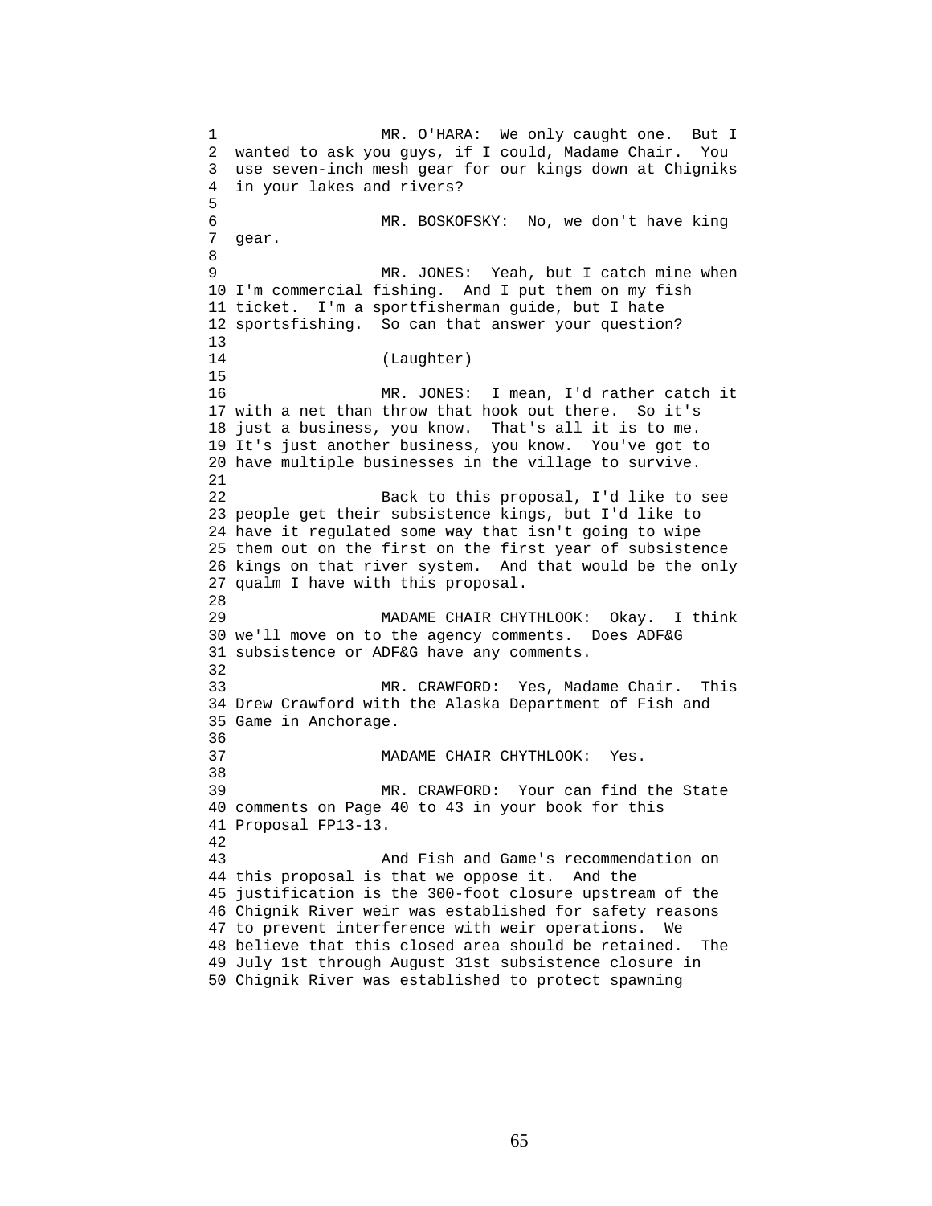MR. O'HARA: We only caught one. But I wanted to ask you guys, if I could, Madame Chair. You use seven-inch mesh gear for our kings down at Chigniks in your lakes and rivers?

MR. BOSKOFSKY: No, we don't have king gear.

MR. JONES: Yeah, but I catch mine when I'm commercial fishing. And I put them on my fish ticket. I'm a sportfisherman guide, but I hate sportsfishing. So can that answer your question?

(Laughter)

MR. JONES: I mean, I'd rather catch it with a net than throw that hook out there. So it's just a business, you know. That's all it is to me. It's just another business, you know. You've got to have multiple businesses in the village to survive.

Back to this proposal, I'd like to see people get their subsistence kings, but I'd like to have it regulated some way that isn't going to wipe them out on the first on the first year of subsistence kings on that river system. And that would be the only qualm I have with this proposal.

MADAME CHAIR CHYTHLOOK: Okay. I think we'll move on to the agency comments. Does ADF&G subsistence or ADF&G have any comments.

MR. CRAWFORD: Yes, Madame Chair. This Drew Crawford with the Alaska Department of Fish and Game in Anchorage.

MADAME CHAIR CHYTHLOOK: Yes.

MR. CRAWFORD: Your can find the State comments on Page 40 to 43 in your book for this Proposal FP13-13.

And Fish and Game's recommendation on this proposal is that we oppose it. And the justification is the 300-foot closure upstream of the Chignik River weir was established for safety reasons to prevent interference with weir operations. We believe that this closed area should be retained. The July 1st through August 31st subsistence closure in Chignik River was established to protect spawning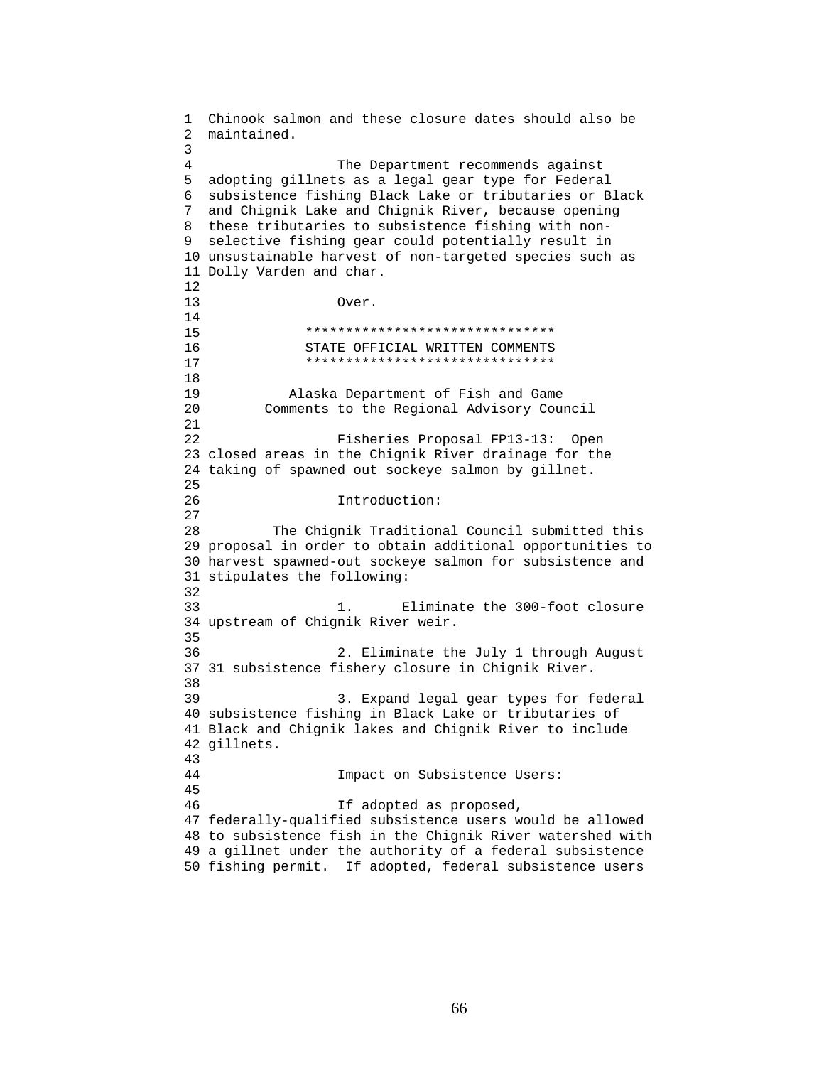Chinook salmon and these closure dates should also be maintained.

The Department recommends against adopting gillnets as a legal gear type for Federal subsistence fishing Black Lake or tributaries or Black and Chignik Lake and Chignik River, because opening these tributaries to subsistence fishing with non-selective fishing gear could potentially result in unsustainable harvest of non-targeted species such as Dolly Varden and char.

Over.

*******************************
STATE OFFICIAL WRITTEN COMMENTS
*******************************

Alaska Department of Fish and Game
Comments to the Regional Advisory Council

Fisheries Proposal FP13-13: Open closed areas in the Chignik River drainage for the taking of spawned out sockeye salmon by gillnet.

Introduction:

The Chignik Traditional Council submitted this proposal in order to obtain additional opportunities to harvest spawned-out sockeye salmon for subsistence and stipulates the following:

1. Eliminate the 300-foot closure upstream of Chignik River weir.

2. Eliminate the July 1 through August 31 subsistence fishery closure in Chignik River.

3. Expand legal gear types for federal subsistence fishing in Black Lake or tributaries of Black and Chignik lakes and Chignik River to include gillnets.

Impact on Subsistence Users:

If adopted as proposed, federally-qualified subsistence users would be allowed to subsistence fish in the Chignik River watershed with a gillnet under the authority of a federal subsistence fishing permit. If adopted, federal subsistence users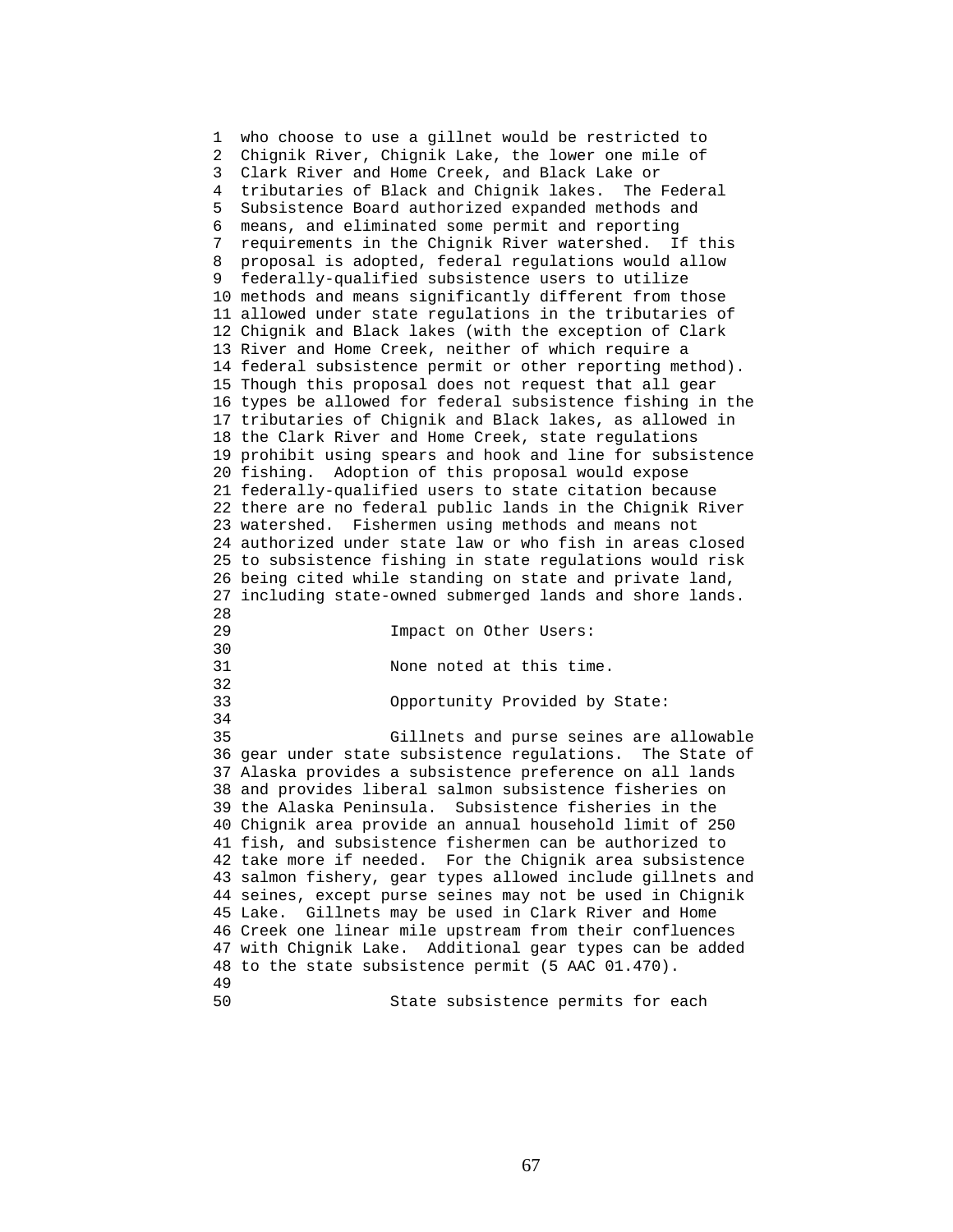who choose to use a gillnet would be restricted to Chignik River, Chignik Lake, the lower one mile of Clark River and Home Creek, and Black Lake or tributaries of Black and Chignik lakes. The Federal Subsistence Board authorized expanded methods and means, and eliminated some permit and reporting requirements in the Chignik River watershed. If this proposal is adopted, federal regulations would allow federally-qualified subsistence users to utilize methods and means significantly different from those allowed under state regulations in the tributaries of Chignik and Black lakes (with the exception of Clark River and Home Creek, neither of which require a federal subsistence permit or other reporting method). Though this proposal does not request that all gear types be allowed for federal subsistence fishing in the tributaries of Chignik and Black lakes, as allowed in the Clark River and Home Creek, state regulations prohibit using spears and hook and line for subsistence fishing. Adoption of this proposal would expose federally-qualified users to state citation because there are no federal public lands in the Chignik River watershed. Fishermen using methods and means not authorized under state law or who fish in areas closed to subsistence fishing in state regulations would risk being cited while standing on state and private land, including state-owned submerged lands and shore lands.

Impact on Other Users:

None noted at this time.

Opportunity Provided by State:

Gillnets and purse seines are allowable gear under state subsistence regulations. The State of Alaska provides a subsistence preference on all lands and provides liberal salmon subsistence fisheries on the Alaska Peninsula. Subsistence fisheries in the Chignik area provide an annual household limit of 250 fish, and subsistence fishermen can be authorized to take more if needed. For the Chignik area subsistence salmon fishery, gear types allowed include gillnets and seines, except purse seines may not be used in Chignik Lake. Gillnets may be used in Clark River and Home Creek one linear mile upstream from their confluences with Chignik Lake. Additional gear types can be added to the state subsistence permit (5 AAC 01.470).

State subsistence permits for each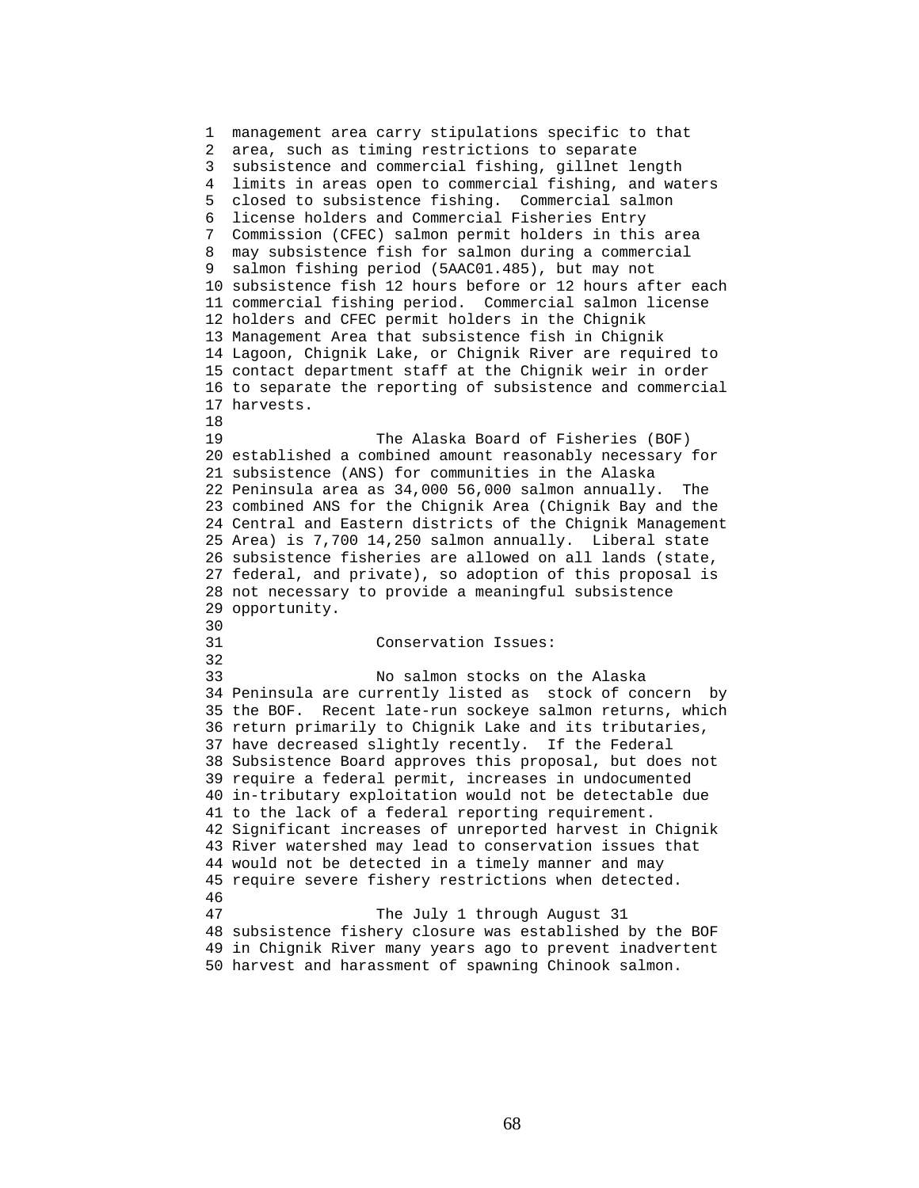management area carry stipulations specific to that area, such as timing restrictions to separate subsistence and commercial fishing, gillnet length limits in areas open to commercial fishing, and waters closed to subsistence fishing. Commercial salmon license holders and Commercial Fisheries Entry Commission (CFEC) salmon permit holders in this area may subsistence fish for salmon during a commercial salmon fishing period (5AAC01.485), but may not subsistence fish 12 hours before or 12 hours after each commercial fishing period. Commercial salmon license holders and CFEC permit holders in the Chignik Management Area that subsistence fish in Chignik Lagoon, Chignik Lake, or Chignik River are required to contact department staff at the Chignik weir in order to separate the reporting of subsistence and commercial harvests.

The Alaska Board of Fisheries (BOF) established a combined amount reasonably necessary for subsistence (ANS) for communities in the Alaska Peninsula area as 34,000 56,000 salmon annually. The combined ANS for the Chignik Area (Chignik Bay and the Central and Eastern districts of the Chignik Management Area) is 7,700 14,250 salmon annually. Liberal state subsistence fisheries are allowed on all lands (state, federal, and private), so adoption of this proposal is not necessary to provide a meaningful subsistence opportunity.

Conservation Issues:

No salmon stocks on the Alaska Peninsula are currently listed as stock of concern by the BOF. Recent late-run sockeye salmon returns, which return primarily to Chignik Lake and its tributaries, have decreased slightly recently. If the Federal Subsistence Board approves this proposal, but does not require a federal permit, increases in undocumented in-tributary exploitation would not be detectable due to the lack of a federal reporting requirement. Significant increases of unreported harvest in Chignik River watershed may lead to conservation issues that would not be detected in a timely manner and may require severe fishery restrictions when detected.

The July 1 through August 31 subsistence fishery closure was established by the BOF in Chignik River many years ago to prevent inadvertent harvest and harassment of spawning Chinook salmon.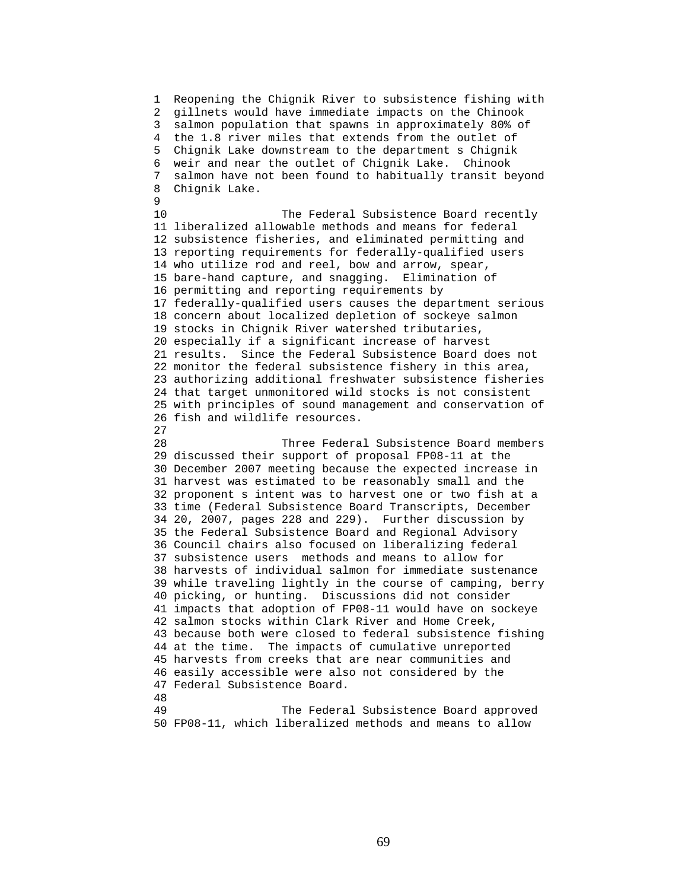Reopening the Chignik River to subsistence fishing with gillnets would have immediate impacts on the Chinook salmon population that spawns in approximately 80% of the 1.8 river miles that extends from the outlet of Chignik Lake downstream to the department s Chignik weir and near the outlet of Chignik Lake. Chinook salmon have not been found to habitually transit beyond Chignik Lake.

The Federal Subsistence Board recently liberalized allowable methods and means for federal subsistence fisheries, and eliminated permitting and reporting requirements for federally-qualified users who utilize rod and reel, bow and arrow, spear, bare-hand capture, and snagging. Elimination of permitting and reporting requirements by federally-qualified users causes the department serious concern about localized depletion of sockeye salmon stocks in Chignik River watershed tributaries, especially if a significant increase of harvest results. Since the Federal Subsistence Board does not monitor the federal subsistence fishery in this area, authorizing additional freshwater subsistence fisheries that target unmonitored wild stocks is not consistent with principles of sound management and conservation of fish and wildlife resources.

Three Federal Subsistence Board members discussed their support of proposal FP08-11 at the December 2007 meeting because the expected increase in harvest was estimated to be reasonably small and the proponent s intent was to harvest one or two fish at a time (Federal Subsistence Board Transcripts, December 20, 2007, pages 228 and 229). Further discussion by the Federal Subsistence Board and Regional Advisory Council chairs also focused on liberalizing federal subsistence users methods and means to allow for harvests of individual salmon for immediate sustenance while traveling lightly in the course of camping, berry picking, or hunting. Discussions did not consider impacts that adoption of FP08-11 would have on sockeye salmon stocks within Clark River and Home Creek, because both were closed to federal subsistence fishing at the time. The impacts of cumulative unreported harvests from creeks that are near communities and easily accessible were also not considered by the Federal Subsistence Board.

The Federal Subsistence Board approved FP08-11, which liberalized methods and means to allow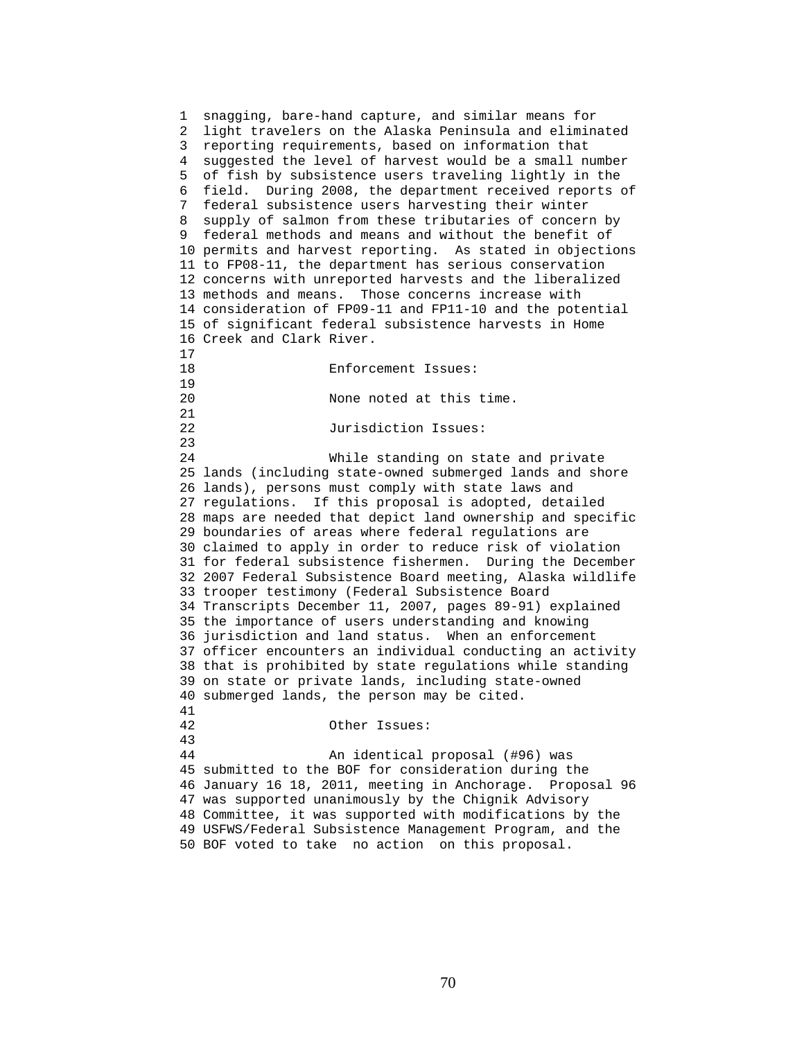snagging, bare-hand capture, and similar means for light travelers on the Alaska Peninsula and eliminated reporting requirements, based on information that suggested the level of harvest would be a small number of fish by subsistence users traveling lightly in the field. During 2008, the department received reports of federal subsistence users harvesting their winter supply of salmon from these tributaries of concern by federal methods and means and without the benefit of permits and harvest reporting. As stated in objections to FP08-11, the department has serious conservation concerns with unreported harvests and the liberalized methods and means. Those concerns increase with consideration of FP09-11 and FP11-10 and the potential of significant federal subsistence harvests in Home Creek and Clark River.

Enforcement Issues:

None noted at this time.

Jurisdiction Issues:

While standing on state and private lands (including state-owned submerged lands and shore lands), persons must comply with state laws and regulations. If this proposal is adopted, detailed maps are needed that depict land ownership and specific boundaries of areas where federal regulations are claimed to apply in order to reduce risk of violation for federal subsistence fishermen. During the December 2007 Federal Subsistence Board meeting, Alaska wildlife trooper testimony (Federal Subsistence Board Transcripts December 11, 2007, pages 89-91) explained the importance of users understanding and knowing jurisdiction and land status. When an enforcement officer encounters an individual conducting an activity that is prohibited by state regulations while standing on state or private lands, including state-owned submerged lands, the person may be cited.

Other Issues:

An identical proposal (#96) was submitted to the BOF for consideration during the January 16 18, 2011, meeting in Anchorage. Proposal 96 was supported unanimously by the Chignik Advisory Committee, it was supported with modifications by the USFWS/Federal Subsistence Management Program, and the BOF voted to take no action on this proposal.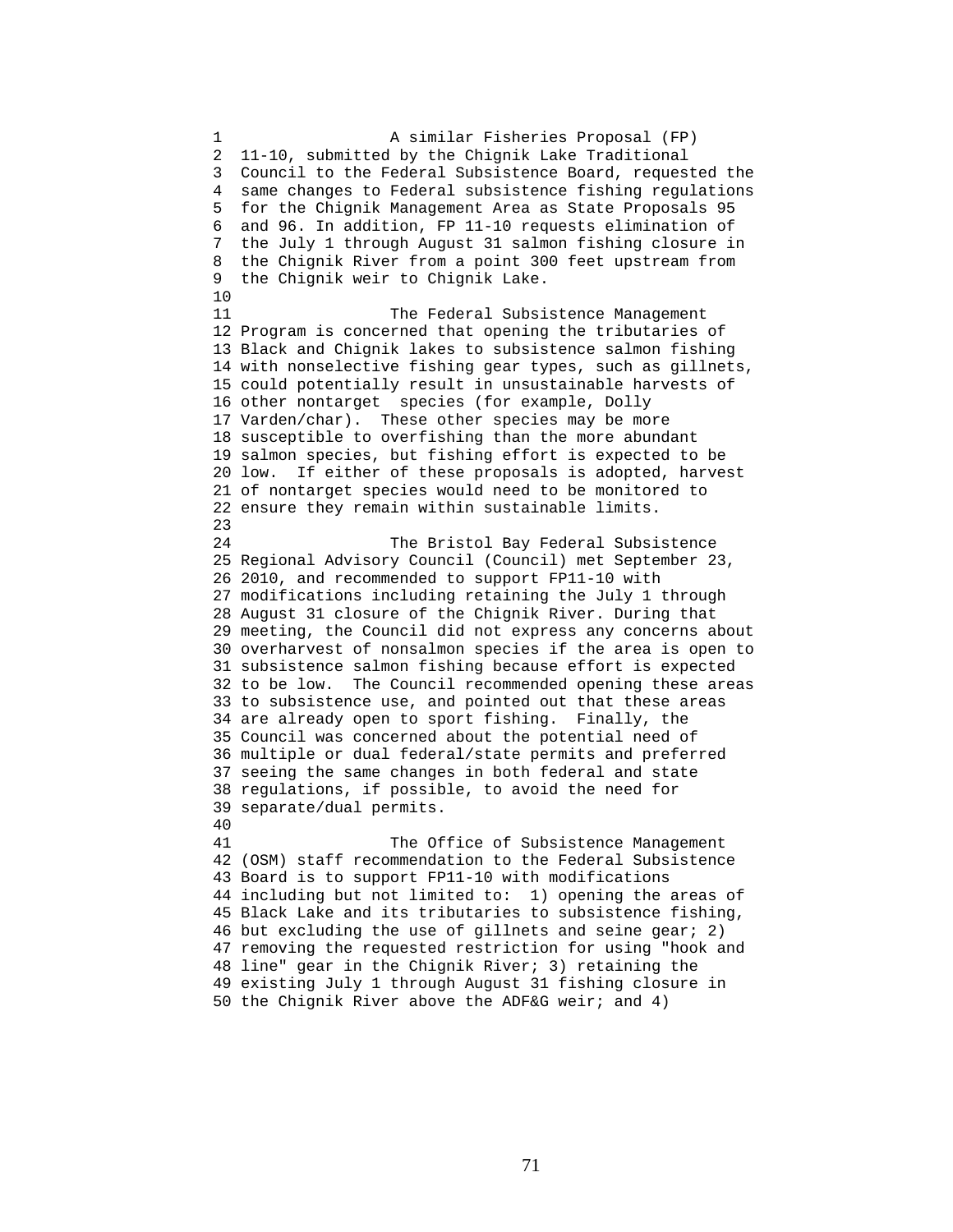A similar Fisheries Proposal (FP) 11-10, submitted by the Chignik Lake Traditional Council to the Federal Subsistence Board, requested the same changes to Federal subsistence fishing regulations for the Chignik Management Area as State Proposals 95 and 96. In addition, FP 11-10 requests elimination of the July 1 through August 31 salmon fishing closure in the Chignik River from a point 300 feet upstream from the Chignik weir to Chignik Lake.

The Federal Subsistence Management Program is concerned that opening the tributaries of Black and Chignik lakes to subsistence salmon fishing with nonselective fishing gear types, such as gillnets, could potentially result in unsustainable harvests of other nontarget species (for example, Dolly Varden/char). These other species may be more susceptible to overfishing than the more abundant salmon species, but fishing effort is expected to be low. If either of these proposals is adopted, harvest of nontarget species would need to be monitored to ensure they remain within sustainable limits.

The Bristol Bay Federal Subsistence Regional Advisory Council (Council) met September 23, 2010, and recommended to support FP11-10 with modifications including retaining the July 1 through August 31 closure of the Chignik River. During that meeting, the Council did not express any concerns about overharvest of nonsalmon species if the area is open to subsistence salmon fishing because effort is expected to be low. The Council recommended opening these areas to subsistence use, and pointed out that these areas are already open to sport fishing. Finally, the Council was concerned about the potential need of multiple or dual federal/state permits and preferred seeing the same changes in both federal and state regulations, if possible, to avoid the need for separate/dual permits.

The Office of Subsistence Management (OSM) staff recommendation to the Federal Subsistence Board is to support FP11-10 with modifications including but not limited to: 1) opening the areas of Black Lake and its tributaries to subsistence fishing, but excluding the use of gillnets and seine gear; 2) removing the requested restriction for using "hook and line" gear in the Chignik River; 3) retaining the existing July 1 through August 31 fishing closure in the Chignik River above the ADF&G weir; and 4)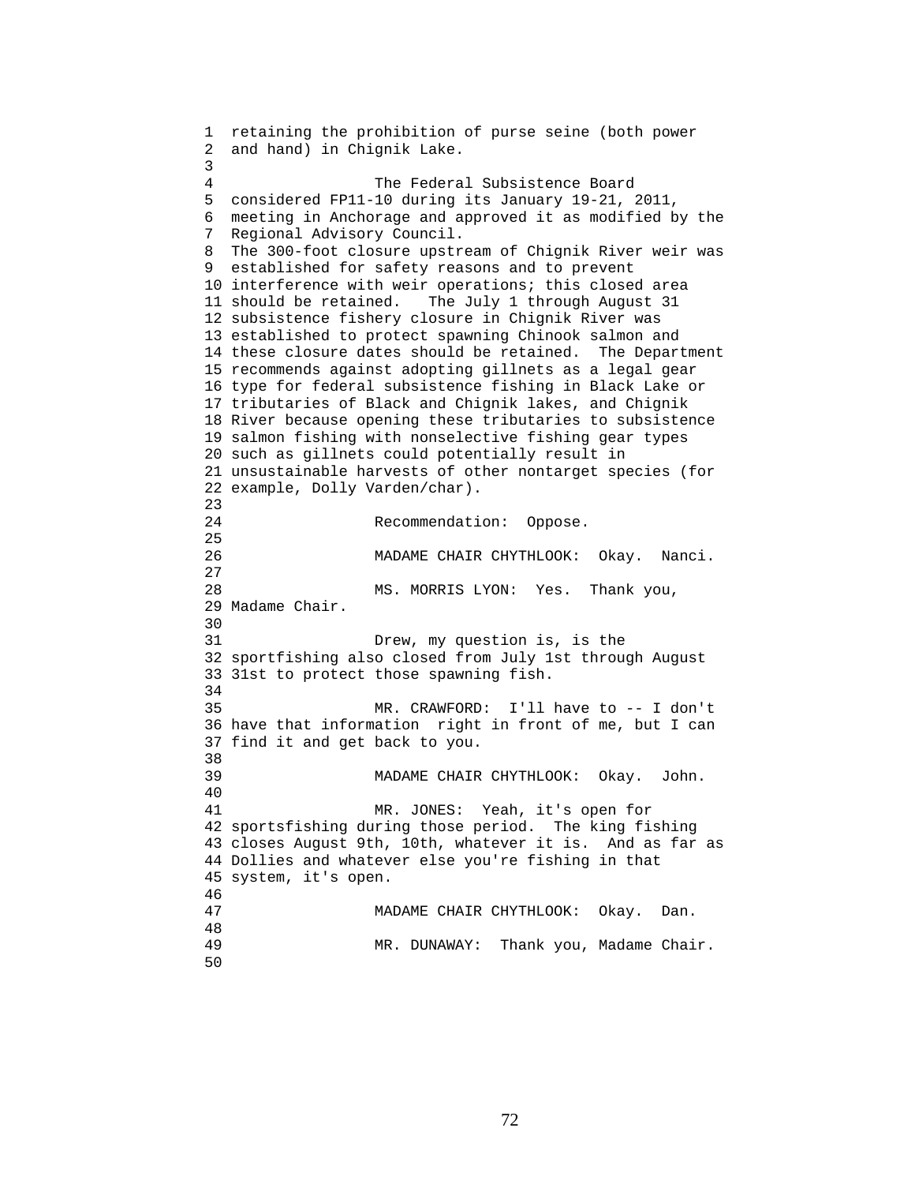retaining the prohibition of purse seine (both power and hand) in Chignik Lake.

The Federal Subsistence Board considered FP11-10 during its January 19-21, 2011, meeting in Anchorage and approved it as modified by the Regional Advisory Council.
The 300-foot closure upstream of Chignik River weir was established for safety reasons and to prevent interference with weir operations; this closed area should be retained. The July 1 through August 31 subsistence fishery closure in Chignik River was established to protect spawning Chinook salmon and these closure dates should be retained. The Department recommends against adopting gillnets as a legal gear type for federal subsistence fishing in Black Lake or tributaries of Black and Chignik lakes, and Chignik River because opening these tributaries to subsistence salmon fishing with nonselective fishing gear types such as gillnets could potentially result in unsustainable harvests of other nontarget species (for example, Dolly Varden/char).

Recommendation: Oppose.

MADAME CHAIR CHYTHLOOK: Okay. Nanci.

MS. MORRIS LYON: Yes. Thank you, Madame Chair.

Drew, my question is, is the sportfishing also closed from July 1st through August 31st to protect those spawning fish.

MR. CRAWFORD: I'll have to -- I don't have that information right in front of me, but I can find it and get back to you.

MADAME CHAIR CHYTHLOOK: Okay. John.

MR. JONES: Yeah, it's open for sportsfishing during those period. The king fishing closes August 9th, 10th, whatever it is. And as far as Dollies and whatever else you're fishing in that system, it's open.

MADAME CHAIR CHYTHLOOK: Okay. Dan.

MR. DUNAWAY: Thank you, Madame Chair.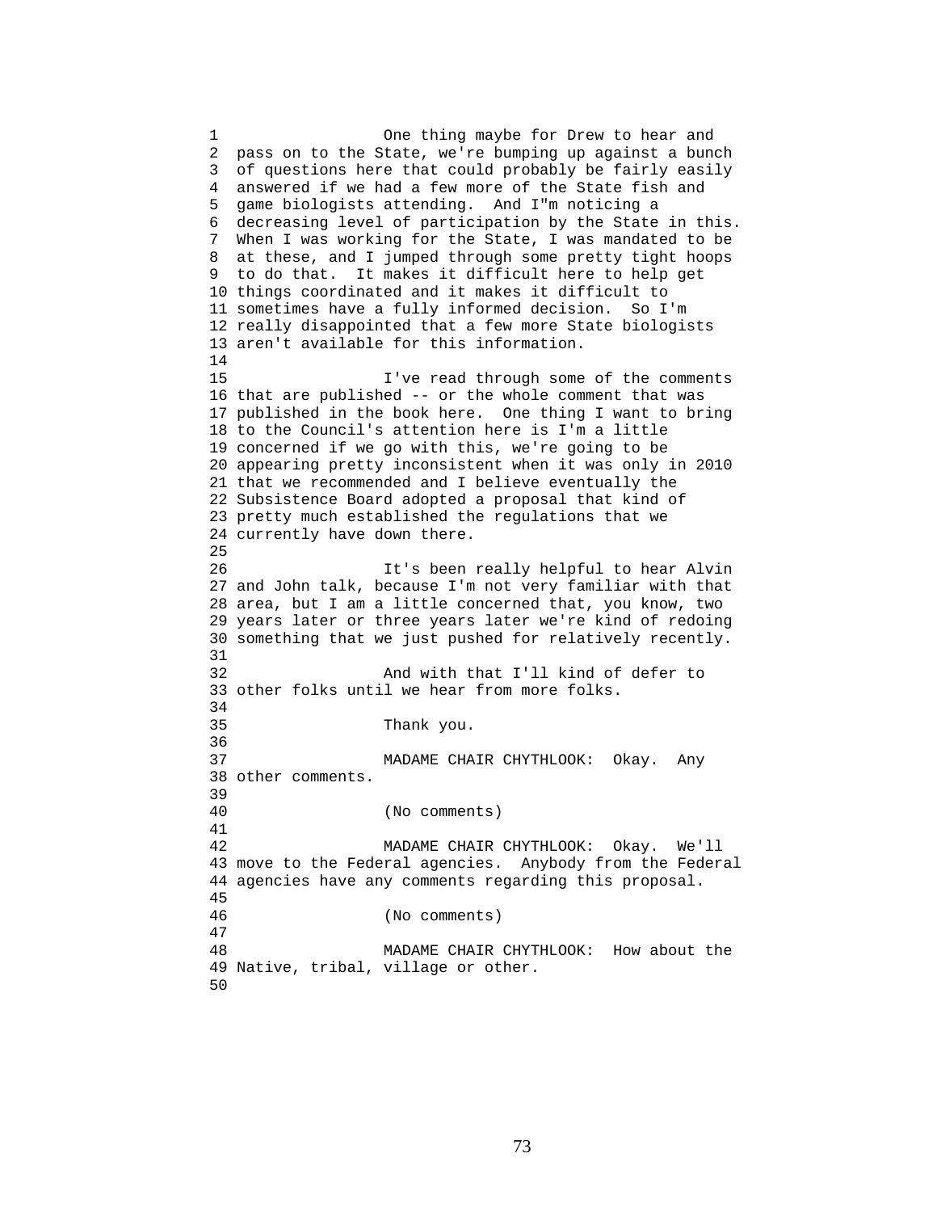One thing maybe for Drew to hear and pass on to the State, we're bumping up against a bunch of questions here that could probably be fairly easily answered if we had a few more of the State fish and game biologists attending. And I"m noticing a decreasing level of participation by the State in this. When I was working for the State, I was mandated to be at these, and I jumped through some pretty tight hoops to do that. It makes it difficult here to help get things coordinated and it makes it difficult to sometimes have a fully informed decision. So I'm really disappointed that a few more State biologists aren't available for this information.

I've read through some of the comments that are published -- or the whole comment that was published in the book here. One thing I want to bring to the Council's attention here is I'm a little concerned if we go with this, we're going to be appearing pretty inconsistent when it was only in 2010 that we recommended and I believe eventually the Subsistence Board adopted a proposal that kind of pretty much established the regulations that we currently have down there.

It's been really helpful to hear Alvin and John talk, because I'm not very familiar with that area, but I am a little concerned that, you know, two years later or three years later we're kind of redoing something that we just pushed for relatively recently.

And with that I'll kind of of defer to other folks until we hear from more folks.

Thank you.

MADAME CHAIR CHYTHLOOK: Okay. Any other comments.

(No comments)

MADAME CHAIR CHYTHLOOK: Okay. We'll move to the Federal agencies. Anybody from the Federal agencies have any comments regarding this proposal.

(No comments)

MADAME CHAIR CHYTHLOOK: How about the Native, tribal, village or other.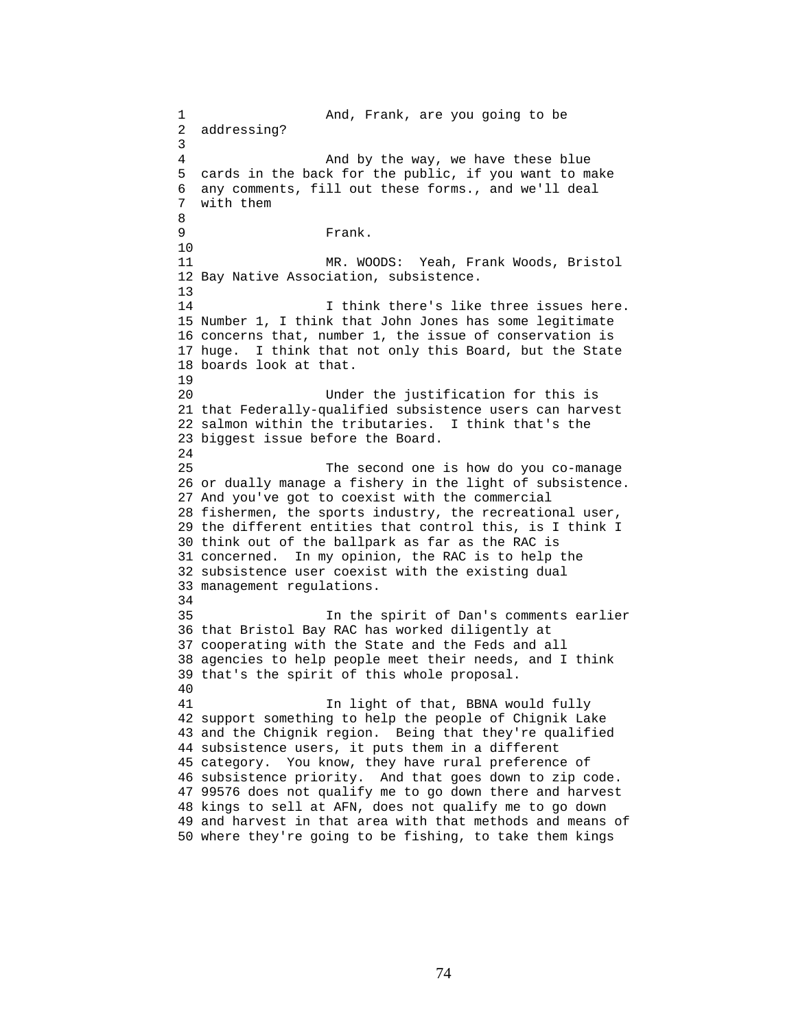And, Frank, are you going to be addressing?

And by the way, we have these blue cards in the back for the public, if you want to make any comments, fill out these forms., and we'll deal with them

Frank.

MR. WOODS: Yeah, Frank Woods, Bristol Bay Native Association, subsistence.

I think there's like three issues here. Number 1, I think that John Jones has some legitimate concerns that, number 1, the issue of conservation is huge. I think that not only this Board, but the State boards look at that.

Under the justification for this is that Federally-qualified subsistence users can harvest salmon within the tributaries. I think that's the biggest issue before the Board.

The second one is how do you co-manage or dually manage a fishery in the light of subsistence. And you've got to coexist with the commercial fishermen, the sports industry, the recreational user, the different entities that control this, is I think I think out of the ballpark as far as the RAC is concerned. In my opinion, the RAC is to help the subsistence user coexist with the existing dual management regulations.

In the spirit of Dan's comments earlier that Bristol Bay RAC has worked diligently at cooperating with the State and the Feds and all agencies to help people meet their needs, and I think that's the spirit of this whole proposal.

In light of that, BBNA would fully support something to help the people of Chignik Lake and the Chignik region. Being that they're qualified subsistence users, it puts them in a different category. You know, they have rural preference of subsistence priority. And that goes down to zip code. 99576 does not qualify me to go down there and harvest kings to sell at AFN, does not qualify me to go down and harvest in that area with that methods and means of where they're going to be fishing, to take them kings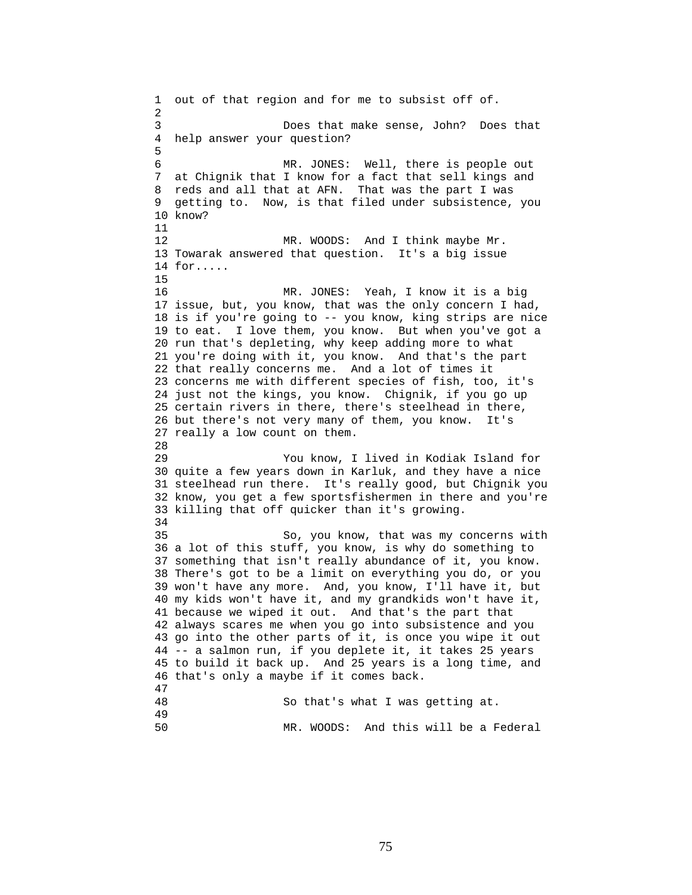out of that region and for me to subsist off of.

Does that make sense, John? Does that help answer your question?

MR. JONES: Well, there is people out at Chignik that I know for a fact that sell kings and reds and all that at AFN. That was the part I was getting to. Now, is that filed under subsistence, you know?

MR. WOODS: And I think maybe Mr. Towarak answered that question. It's a big issue for.....

MR. JONES: Yeah, I know it is a big issue, but, you know, that was the only concern I had, is if you're going to -- you know, king strips are nice to eat. I love them, you know. But when you've got a run that's depleting, why keep adding more to what you're doing with it, you know. And that's the part that really concerns me. And a lot of times it concerns me with different species of fish, too, it's just not the kings, you know. Chignik, if you go up certain rivers in there, there's steelhead in there, but there's not very many of them, you know. It's really a low count on them.

You know, I lived in Kodiak Island for quite a few years down in Karluk, and they have a nice steelhead run there. It's really good, but Chignik you know, you get a few sportsfishermen in there and you're killing that off quicker than it's growing.

So, you know, that was my concerns with a lot of this stuff, you know, is why do something to something that isn't really abundance of it, you know. There's got to be a limit on everything you do, or you won't have any more. And, you know, I'll have it, but my kids won't have it, and my grandkids won't have it, because we wiped it out. And that's the part that always scares me when you go into subsistence and you go into the other parts of it, is once you wipe it out -- a salmon run, if you deplete it, it takes 25 years to build it back up. And 25 years is a long time, and that's only a maybe if it comes back.

So that's what I was getting at.

MR. WOODS: And this will be a Federal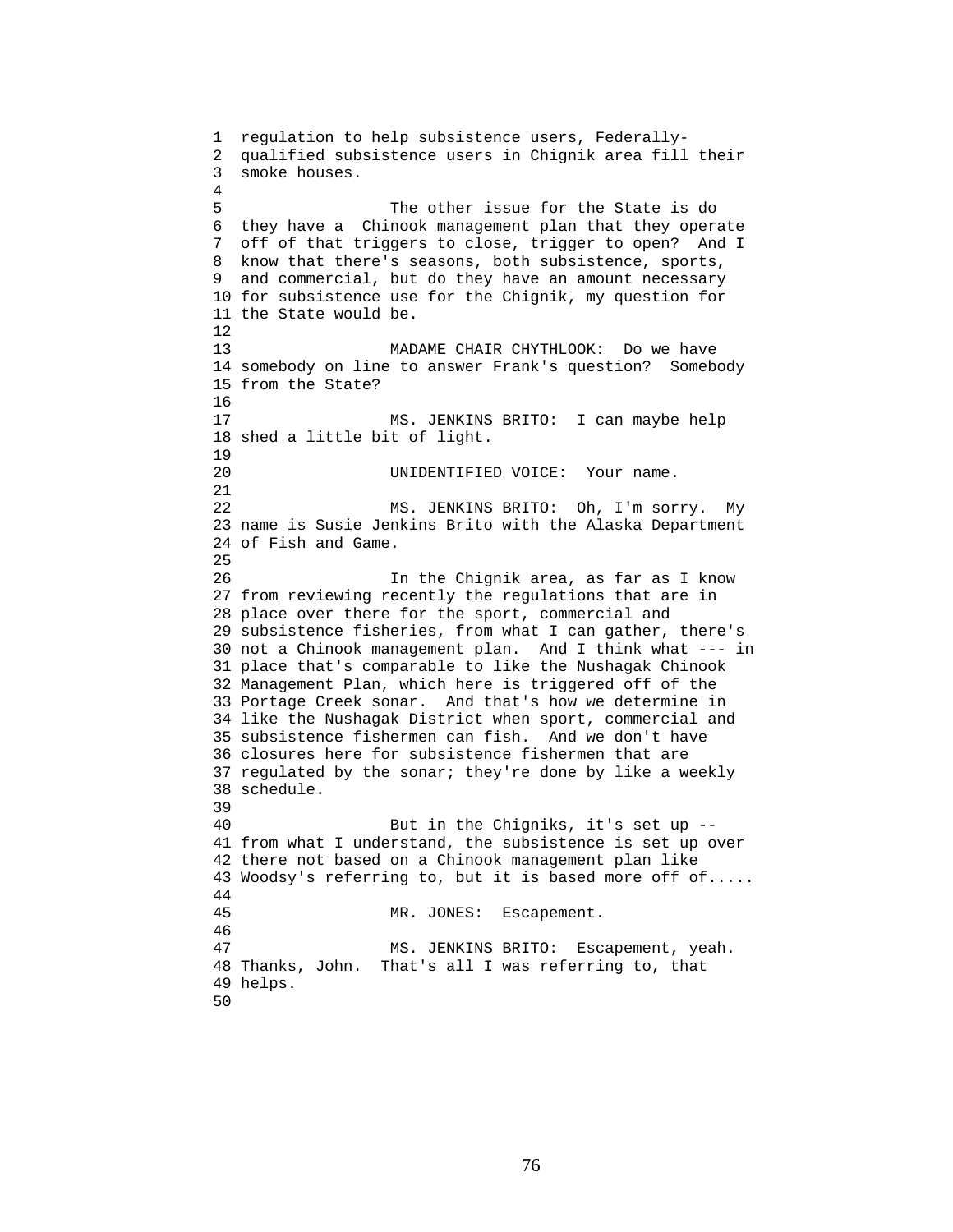regulation to help subsistence users, Federally-qualified subsistence users in Chignik area fill their smoke houses.

The other issue for the State is do they have a Chinook management plan that they operate off of that triggers to close, trigger to open? And I know that there's seasons, both subsistence, sports, and commercial, but do they have an amount necessary for subsistence use for the Chignik, my question for the State would be.

MADAME CHAIR CHYTHLOOK: Do we have somebody on line to answer Frank's question? Somebody from the State?

MS. JENKINS BRITO: I can maybe help shed a little bit of light.

UNIDENTIFIED VOICE: Your name.

MS. JENKINS BRITO: Oh, I'm sorry. My name is Susie Jenkins Brito with the Alaska Department of Fish and Game.

In the Chignik area, as far as I know from reviewing recently the regulations that are in place over there for the sport, commercial and subsistence fisheries, from what I can gather, there's not a Chinook management plan. And I think what --- in place that's comparable to like the Nushagak Chinook Management Plan, which here is triggered off of the Portage Creek sonar. And that's how we determine in like the Nushagak District when sport, commercial and subsistence fishermen can fish. And we don't have closures here for subsistence fishermen that are regulated by the sonar; they're done by like a weekly schedule.

But in the Chigniks, it's set up -- from what I understand, the subsistence is set up over there not based on a Chinook management plan like Woodsy's referring to, but it is based more off of.....

MR. JONES: Escapement.

MS. JENKINS BRITO: Escapement, yeah. Thanks, John. That's all I was referring to, that helps.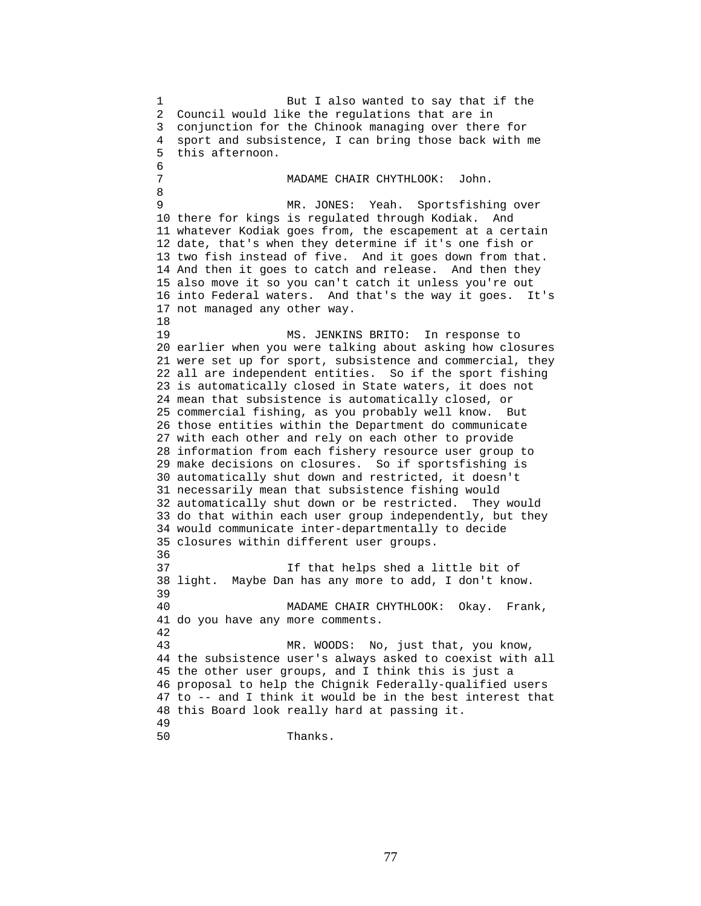But I also wanted to say that if the Council would like the regulations that are in conjunction for the Chinook managing over there for sport and subsistence, I can bring those back with me this afternoon.

MADAME CHAIR CHYTHLOOK: John.

MR. JONES: Yeah. Sportsfishing over there for kings is regulated through Kodiak. And whatever Kodiak goes from, the escapement at a certain date, that's when they determine if it's one fish or two fish instead of five. And it goes down from that. And then it goes to catch and release. And then they also move it so you can't catch it unless you're out into Federal waters. And that's the way it goes. It's not managed any other way.

MS. JENKINS BRITO: In response to earlier when you were talking about asking how closures were set up for sport, subsistence and commercial, they all are independent entities. So if the sport fishing is automatically closed in State waters, it does not mean that subsistence is automatically closed, or commercial fishing, as you probably well know. But those entities within the Department do communicate with each other and rely on each other to provide information from each fishery resource user group to make decisions on closures. So if sportsfishing is automatically shut down and restricted, it doesn't necessarily mean that subsistence fishing would automatically shut down or be restricted. They would do that within each user group independently, but they would communicate inter-departmentally to decide closures within different user groups.

If that helps shed a little bit of light. Maybe Dan has any more to add, I don't know.

MADAME CHAIR CHYTHLOOK: Okay. Frank, do you have any more comments.

MR. WOODS: No, just that, you know, the subsistence user's always asked to coexist with all the other user groups, and I think this is just a proposal to help the Chignik Federally-qualified users to -- and I think it would be in the best interest that this Board look really hard at passing it.

Thanks.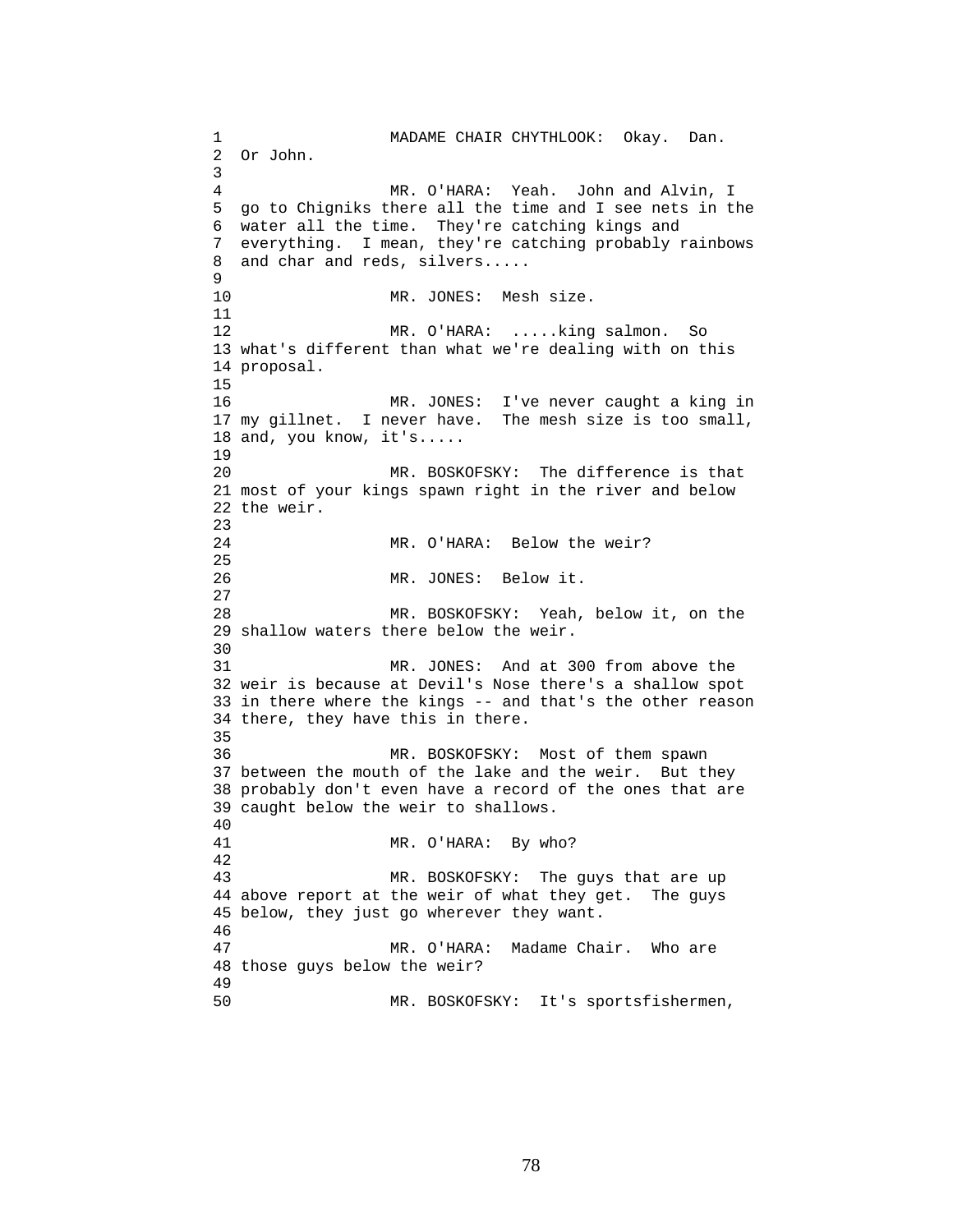MADAME CHAIR CHYTHLOOK: Okay. Dan. Or John.

MR. O'HARA: Yeah. John and Alvin, I go to Chigniks there all the time and I see nets in the water all the time. They're catching kings and everything. I mean, they're catching probably rainbows and char and reds, silvers.....

MR. JONES: Mesh size.

MR. O'HARA: .....king salmon. So what's different than what we're dealing with on this proposal.

MR. JONES: I've never caught a king in my gillnet. I never have. The mesh size is too small, and, you know, it's.....

MR. BOSKOFSKY: The difference is that most of your kings spawn right in the river and below the weir.

MR. O'HARA: Below the weir?

MR. JONES: Below it.

MR. BOSKOFSKY: Yeah, below it, on the shallow waters there below the weir.

MR. JONES: And at 300 from above the weir is because at Devil's Nose there's a shallow spot in there where the kings -- and that's the other reason there, they have this in there.

MR. BOSKOFSKY: Most of them spawn between the mouth of the lake and the weir. But they probably don't even have a record of the ones that are caught below the weir to shallows.

MR. O'HARA: By who?

MR. BOSKOFSKY: The guys that are up above report at the weir of what they get. The guys below, they just go wherever they want.

MR. O'HARA: Madame Chair. Who are those guys below the weir?

MR. BOSKOFSKY: It's sportsfishermen,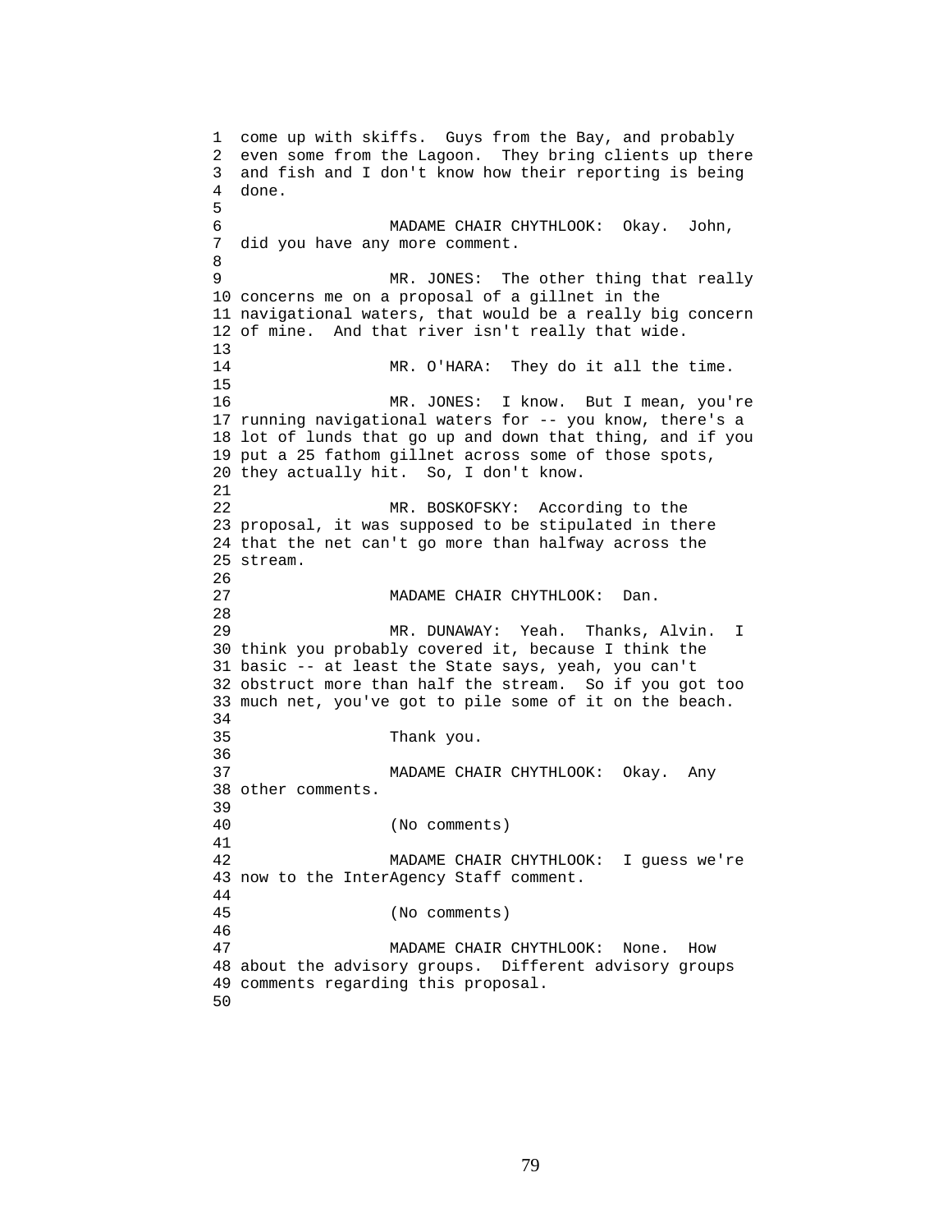come up with skiffs. Guys from the Bay, and probably even some from the Lagoon. They bring clients up there and fish and I don't know how their reporting is being done.

MADAME CHAIR CHYTHLOOK: Okay. John, did you have any more comment.

MR. JONES: The other thing that really concerns me on a proposal of a gillnet in the navigational waters, that would be a really big concern of mine. And that river isn't really that wide.

MR. O'HARA: They do it all the time.

MR. JONES: I know. But I mean, you're running navigational waters for -- you know, there's a lot of lunds that go up and down that thing, and if you put a 25 fathom gillnet across some of those spots, they actually hit. So, I don't know.

MR. BOSKOFSKY: According to the proposal, it was supposed to be stipulated in there that the net can't go more than halfway across the stream.

MADAME CHAIR CHYTHLOOK: Dan.

MR. DUNAWAY: Yeah. Thanks, Alvin. I think you probably covered it, because I think the basic -- at least the State says, yeah, you can't obstruct more than half the stream. So if you got too much net, you've got to pile some of it on the beach.

Thank you.

MADAME CHAIR CHYTHLOOK: Okay. Any other comments.

(No comments)

MADAME CHAIR CHYTHLOOK: I guess we're now to the InterAgency Staff comment.

(No comments)

MADAME CHAIR CHYTHLOOK: None. How about the advisory groups. Different advisory groups comments regarding this proposal.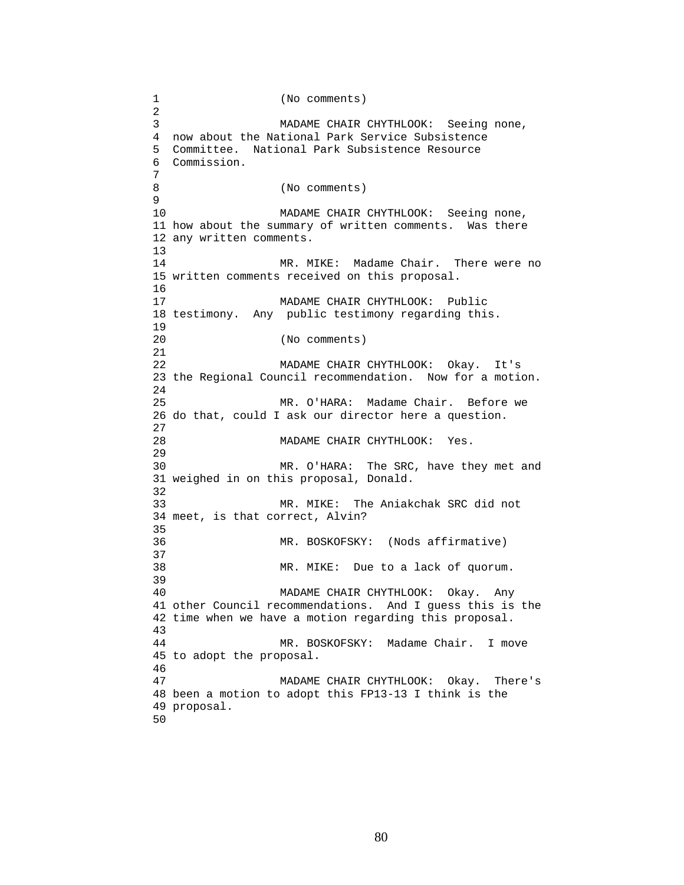(No comments)

MADAME CHAIR CHYTHLOOK: Seeing none, now about the National Park Service Subsistence Committee. National Park Subsistence Resource Commission.

(No comments)

MADAME CHAIR CHYTHLOOK: Seeing none, how about the summary of written comments. Was there any written comments.

MR. MIKE: Madame Chair. There were no written comments received on this proposal.

MADAME CHAIR CHYTHLOOK: Public testimony. Any public testimony regarding this.

(No comments)

MADAME CHAIR CHYTHLOOK: Okay. It's the Regional Council recommendation. Now for a motion.

MR. O'HARA: Madame Chair. Before we do that, could I ask our director here a question.

MADAME CHAIR CHYTHLOOK: Yes.

MR. O'HARA: The SRC, have they met and weighed in on this proposal, Donald.

MR. MIKE: The Aniakchak SRC did not meet, is that correct, Alvin?

MR. BOSKOFSKY: (Nods affirmative)

MR. MIKE: Due to a lack of quorum.

MADAME CHAIR CHYTHLOOK: Okay. Any other Council recommendations. And I guess this is the time when we have a motion regarding this proposal.

MR. BOSKOFSKY: Madame Chair. I move to adopt the proposal.

MADAME CHAIR CHYTHLOOK: Okay. There's been a motion to adopt this FP13-13 I think is the proposal.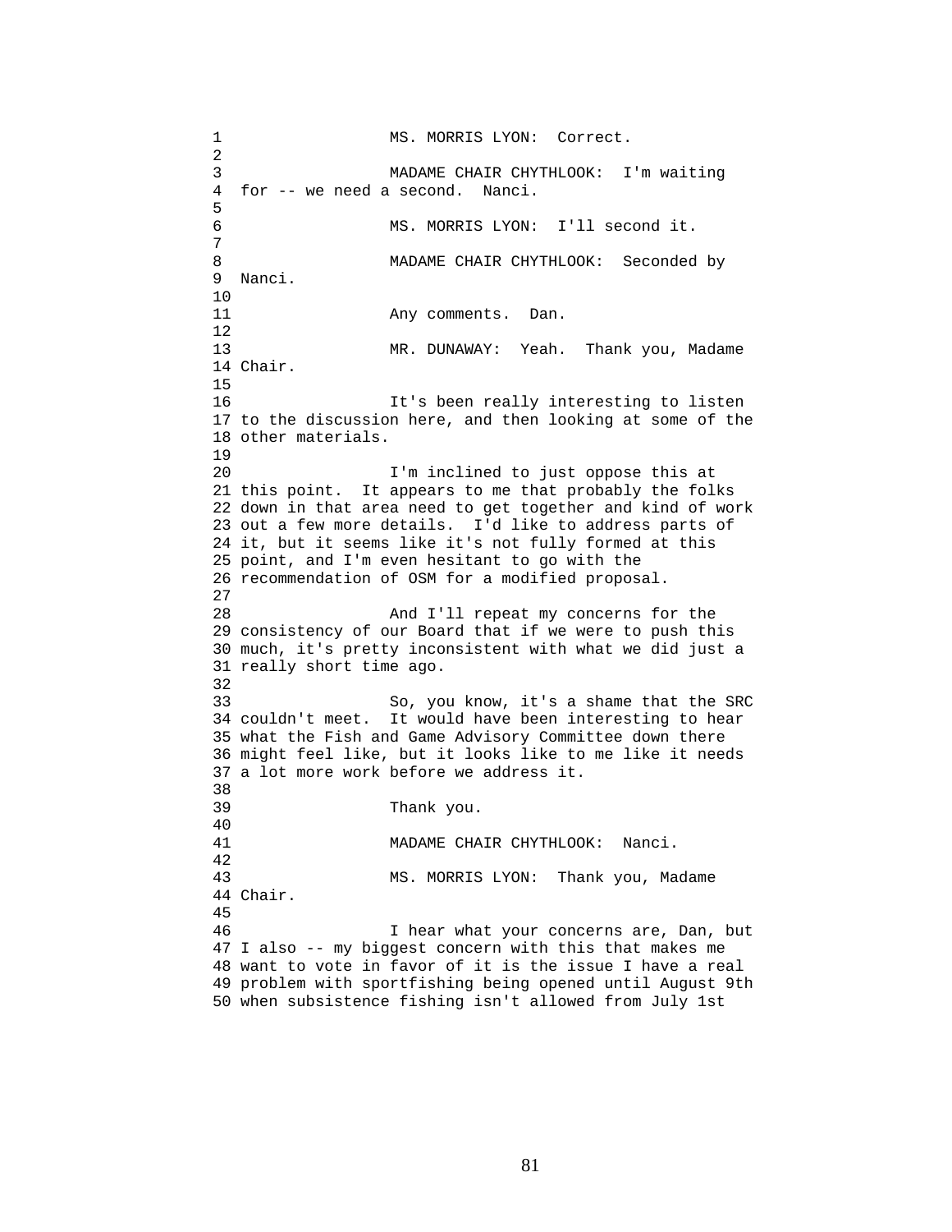MS. MORRIS LYON: Correct.

MADAME CHAIR CHYTHLOOK: I'm waiting for -- we need a second. Nanci.

MS. MORRIS LYON: I'll second it.

MADAME CHAIR CHYTHLOOK: Seconded by Nanci.

Any comments. Dan.

MR. DUNAWAY: Yeah. Thank you, Madame Chair.

It's been really interesting to listen to the discussion here, and then looking at some of the other materials.

I'm inclined to just oppose this at this point. It appears to me that probably the folks down in that area need to get together and kind of work out a few more details. I'd like to address parts of it, but it seems like it's not fully formed at this point, and I'm even hesitant to go with the recommendation of OSM for a modified proposal.

And I'll repeat my concerns for the consistency of our Board that if we were to push this much, it's pretty inconsistent with what we did just a really short time ago.

So, you know, it's a shame that the SRC couldn't meet. It would have been interesting to hear what the Fish and Game Advisory Committee down there might feel like, but it looks like to me like it needs a lot more work before we address it.

Thank you.

MADAME CHAIR CHYTHLOOK: Nanci.

MS. MORRIS LYON: Thank you, Madame Chair.

I hear what your concerns are, Dan, but I also -- my biggest concern with this that makes me want to vote in favor of it is the issue I have a real problem with sportfishing being opened until August 9th when subsistence fishing isn't allowed from July 1st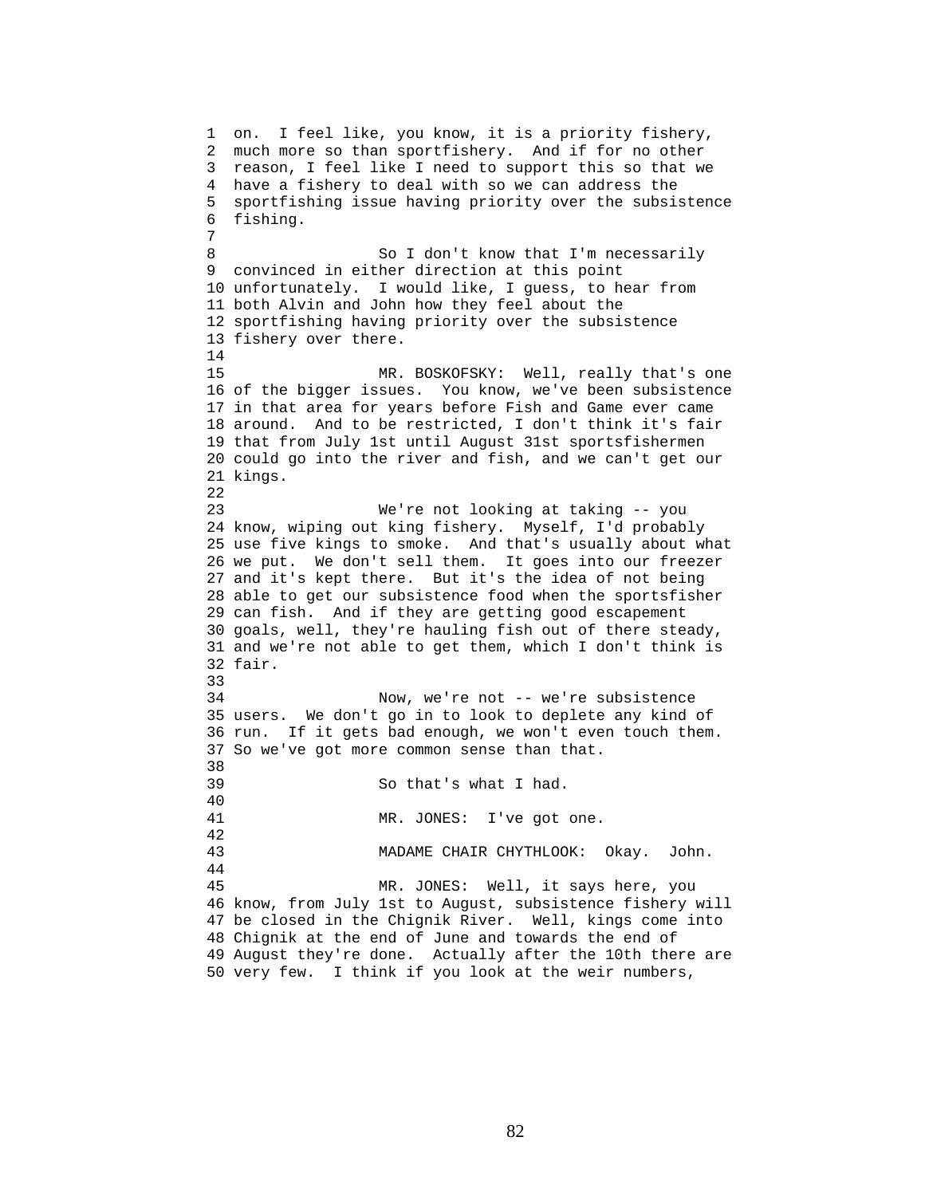on. I feel like, you know, it is a priority fishery, much more so than sportfishery. And if for no other reason, I feel like I need to support this so that we have a fishery to deal with so we can address the sportfishing issue having priority over the subsistence fishing.

So I don't know that I'm necessarily convinced in either direction at this point unfortunately. I would like, I guess, to hear from both Alvin and John how they feel about the sportfishing having priority over the subsistence fishery over there.

MR. BOSKOFSKY: Well, really that's one of the bigger issues. You know, we've been subsistence in that area for years before Fish and Game ever came around. And to be restricted, I don't think it's fair that from July 1st until August 31st sportsfishermen could go into the river and fish, and we can't get our kings.

We're not looking at taking -- you know, wiping out king fishery. Myself, I'd probably use five kings to smoke. And that's usually about what we put. We don't sell them. It goes into our freezer and it's kept there. But it's the idea of not being able to get our subsistence food when the sportsfisher can fish. And if they are getting good escapement goals, well, they're hauling fish out of there steady, and we're not able to get them, which I don't think is fair.

Now, we're not -- we're subsistence users. We don't go in to look to deplete any kind of run. If it gets bad enough, we won't even touch them. So we've got more common sense than that.

So that's what I had.

MR. JONES: I've got one.

MADAME CHAIR CHYTHLOOK: Okay. John.

MR. JONES: Well, it says here, you know, from July 1st to August, subsistence fishery will be closed in the Chignik River. Well, kings come into Chignik at the end of June and towards the end of August they're done. Actually after the 10th there are very few. I think if you look at the weir numbers,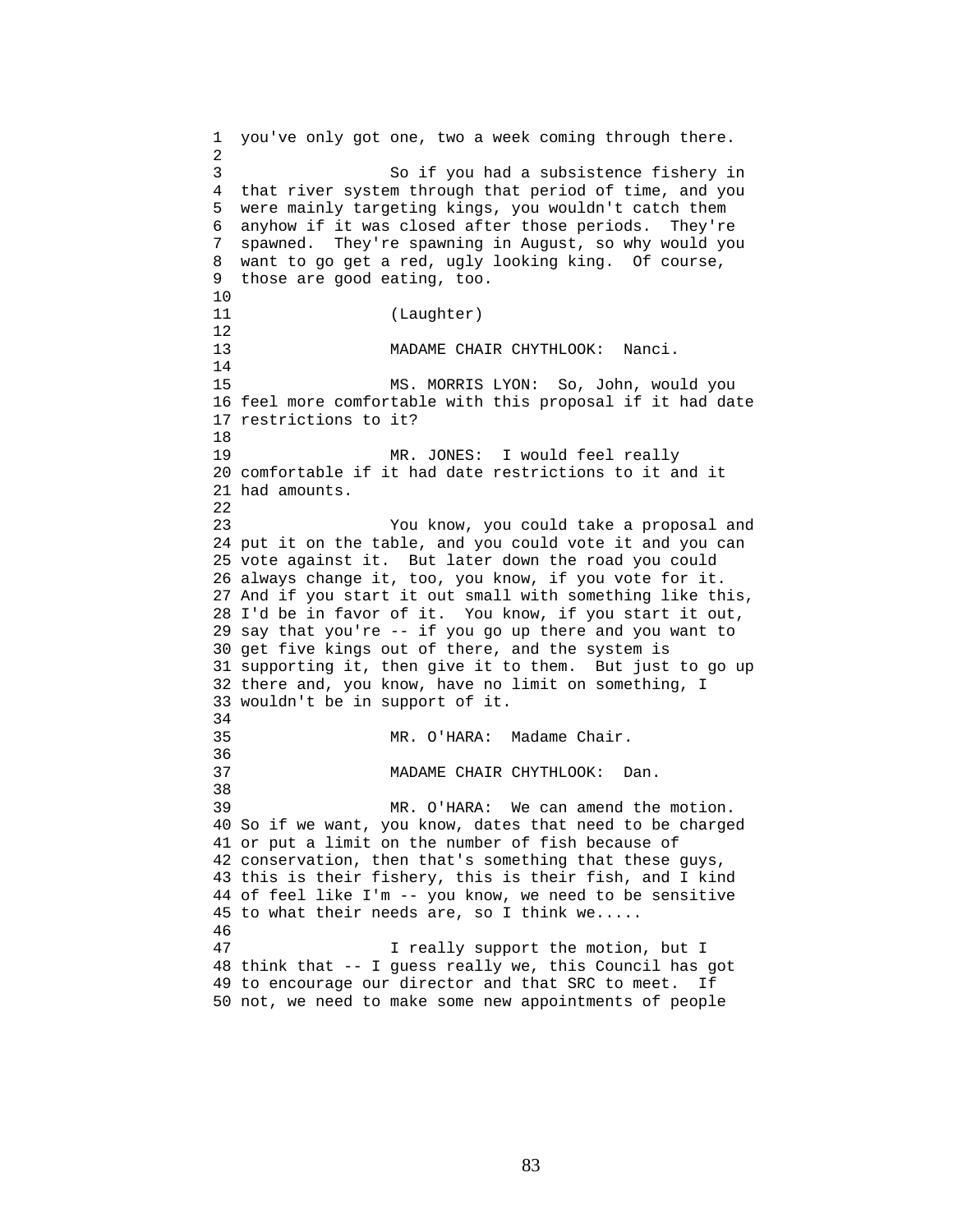you've only got one, two a week coming through there.

So if you had a subsistence fishery in that river system through that period of time, and you were mainly targeting kings, you wouldn't catch them anyhow if it was closed after those periods. They're spawned. They're spawning in August, so why would you want to go get a red, ugly looking king. Of course, those are good eating, too.

(Laughter)

MADAME CHAIR CHYTHLOOK: Nanci.

MS. MORRIS LYON: So, John, would you feel more comfortable with this proposal if it had date restrictions to it?

MR. JONES: I would feel really comfortable if it had date restrictions to it and it had amounts.

You know, you could take a proposal and put it on the table, and you could vote it and you can vote against it. But later down the road you could always change it, too, you know, if you vote for it. And if you start it out small with something like this, I'd be in favor of it. You know, if you start it out, say that you're -- if you go up there and you want to get five kings out of there, and the system is supporting it, then give it to them. But just to go up there and, you know, have no limit on something, I wouldn't be in support of it.

MR. O'HARA: Madame Chair.

MADAME CHAIR CHYTHLOOK: Dan.

MR. O'HARA: We can amend the motion. So if we want, you know, dates that need to be charged or put a limit on the number of fish because of conservation, then that's something that these guys, this is their fishery, this is their fish, and I kind of feel like I'm -- you know, we need to be sensitive to what their needs are, so I think we.....

I really support the motion, but I think that -- I guess really we, this Council has got to encourage our director and that SRC to meet. If not, we need to make some new appointments of people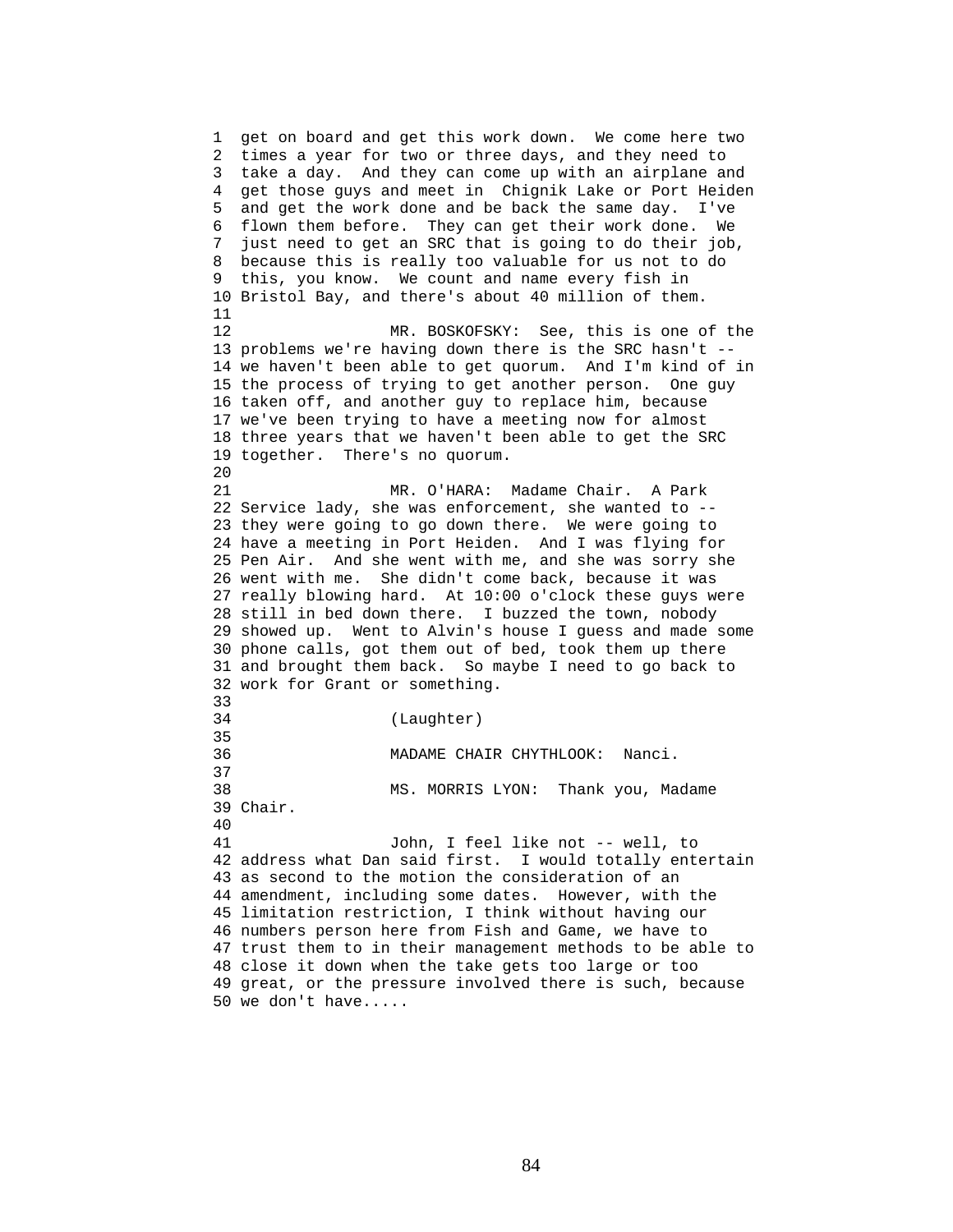get on board and get this work down. We come here two times a year for two or three days, and they need to take a day. And they can come up with an airplane and get those guys and meet in Chignik Lake or Port Heiden and get the work done and be back the same day. I've flown them before. They can get their work done. We just need to get an SRC that is going to do their job, because this is really too valuable for us not to do this, you know. We count and name every fish in Bristol Bay, and there's about 40 million of them.

MR. BOSKOFSKY: See, this is one of the problems we're having down there is the SRC hasn't -- we haven't been able to get quorum. And I'm kind of in the process of trying to get another person. One guy taken off, and another guy to replace him, because we've been trying to have a meeting now for almost three years that we haven't been able to get the SRC together. There's no quorum.

MR. O'HARA: Madame Chair. A Park Service lady, she was enforcement, she wanted to -- they were going to go down there. We were going to have a meeting in Port Heiden. And I was flying for Pen Air. And she went with me, and she was sorry she went with me. She didn't come back, because it was really blowing hard. At 10:00 o'clock these guys were still in bed down there. I buzzed the town, nobody showed up. Went to Alvin's house I guess and made some phone calls, got them out of bed, took them up there and brought them back. So maybe I need to go back to work for Grant or something.

(Laughter)

MADAME CHAIR CHYTHLOOK: Nanci.

MS. MORRIS LYON: Thank you, Madame Chair.

John, I feel like not -- well, to address what Dan said first. I would totally entertain as second to the motion the consideration of an amendment, including some dates. However, with the limitation restriction, I think without having our numbers person here from Fish and Game, we have to trust them to in their management methods to be able to close it down when the take gets too large or too great, or the pressure involved there is such, because we don't have.....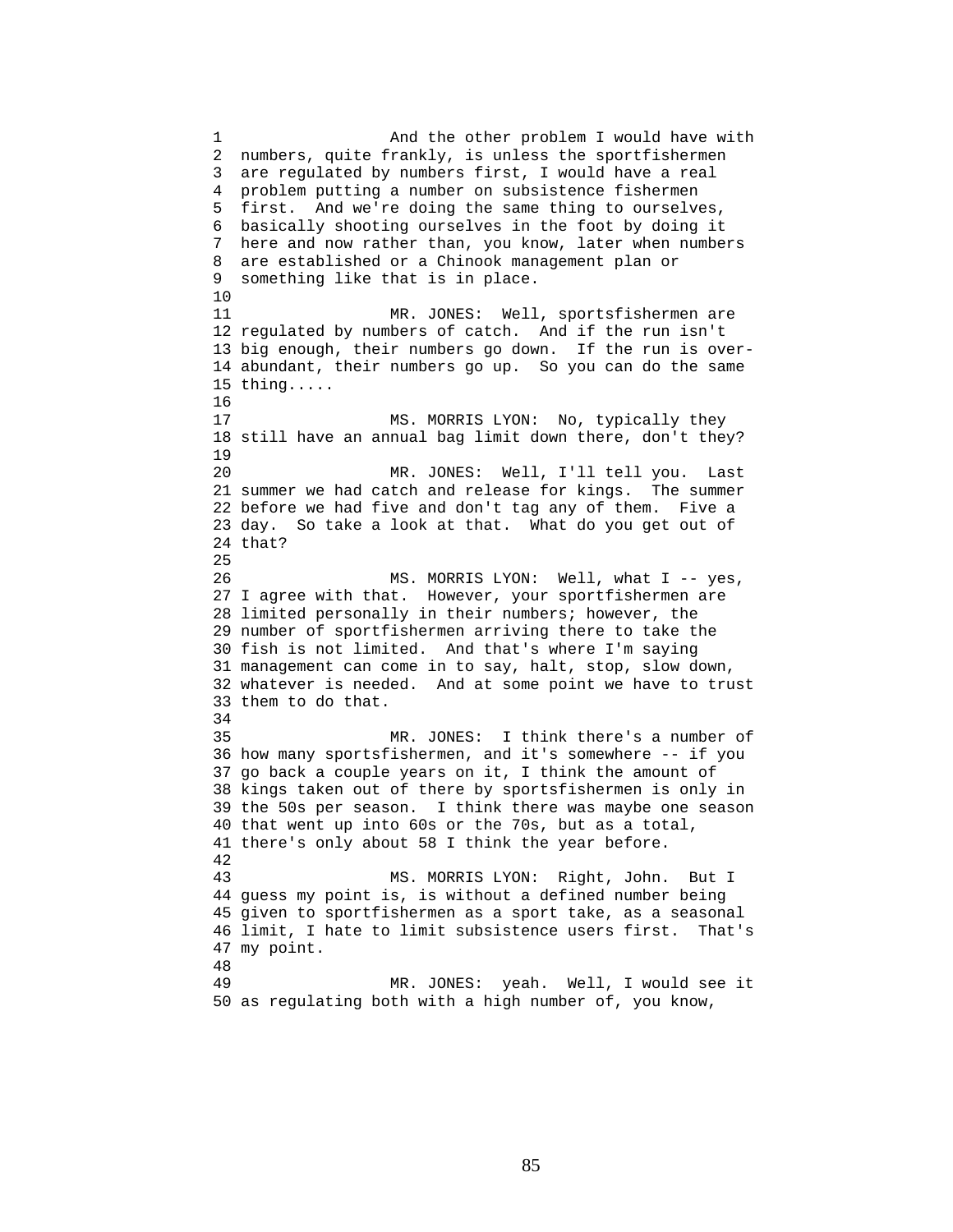And the other problem I would have with numbers, quite frankly, is unless the sportfishermen are regulated by numbers first, I would have a real problem putting a number on subsistence fishermen first. And we're doing the same thing to ourselves, basically shooting ourselves in the foot by doing it here and now rather than, you know, later when numbers are established or a Chinook management plan or something like that is in place.

MR. JONES: Well, sportsfishermen are regulated by numbers of catch. And if the run isn't big enough, their numbers go down. If the run is over-abundant, their numbers go up. So you can do the same thing.....

MS. MORRIS LYON: No, typically they still have an annual bag limit down there, don't they?

MR. JONES: Well, I'll tell you. Last summer we had catch and release for kings. The summer before we had five and don't tag any of them. Five a day. So take a look at that. What do you get out of that?

MS. MORRIS LYON: Well, what I -- yes, I agree with that. However, your sportfishermen are limited personally in their numbers; however, the number of sportfishermen arriving there to take the fish is not limited. And that's where I'm saying management can come in to say, halt, stop, slow down, whatever is needed. And at some point we have to trust them to do that.

MR. JONES: I think there's a number of how many sportsfishermen, and it's somewhere -- if you go back a couple years on it, I think the amount of kings taken out of there by sportsfishermen is only in the 50s per season. I think there was maybe one season that went up into 60s or the 70s, but as a total, there's only about 58 I think the year before.

MS. MORRIS LYON: Right, John. But I guess my point is, is without a defined number being given to sportfishermen as a sport take, as a seasonal limit, I hate to limit subsistence users first. That's my point.

MR. JONES: yeah. Well, I would see it as regulating both with a high number of, you know,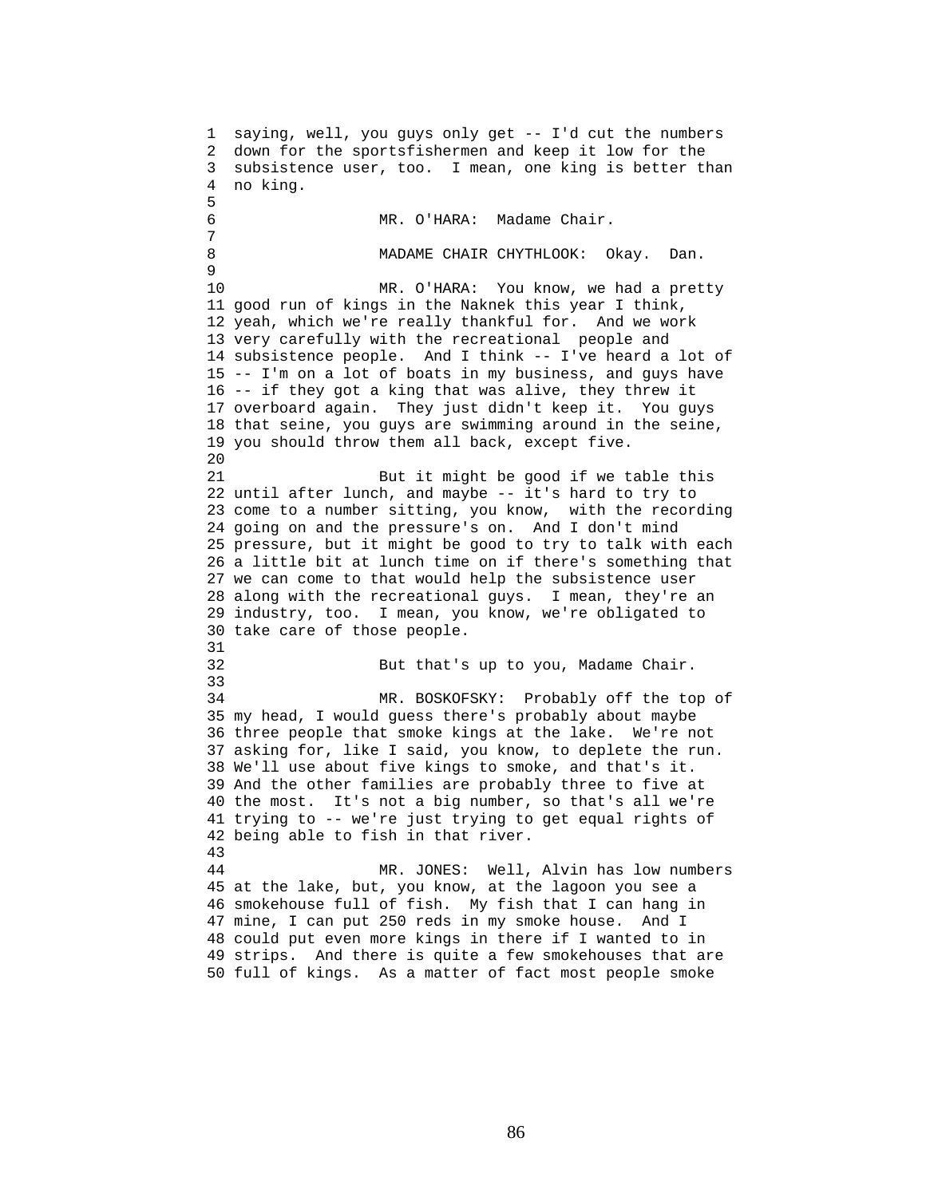saying, well, you guys only get -- I'd cut the numbers down for the sportsfishermen and keep it low for the subsistence user, too. I mean, one king is better than no king.

MR. O'HARA: Madame Chair.

MADAME CHAIR CHYTHLOOK: Okay. Dan.

MR. O'HARA: You know, we had a pretty good run of kings in the Naknek this year I think, yeah, which we're really thankful for. And we work very carefully with the recreational people and subsistence people. And I think -- I've heard a lot of -- I'm on a lot of boats in my business, and guys have -- if they got a king that was alive, they threw it overboard again. They just didn't keep it. You guys that seine, you guys are swimming around in the seine, you should throw them all back, except five.

But it might be good if we table this until after lunch, and maybe -- it's hard to try to come to a number sitting, you know, with the recording going on and the pressure's on. And I don't mind pressure, but it might be good to try to talk with each a little bit at lunch time on if there's something that we can come to that would help the subsistence user along with the recreational guys. I mean, they're an industry, too. I mean, you know, we're obligated to take care of those people.

But that's up to you, Madame Chair.

MR. BOSKOFSKY: Probably off the top of my head, I would guess there's probably about maybe three people that smoke kings at the lake. We're not asking for, like I said, you know, to deplete the run. We'll use about five kings to smoke, and that's it. And the other families are probably three to five at the most. It's not a big number, so that's all we're trying to -- we're just trying to get equal rights of being able to fish in that river.

MR. JONES: Well, Alvin has low numbers at the lake, but, you know, at the lagoon you see a smokehouse full of fish. My fish that I can hang in mine, I can put 250 reds in my smoke house. And I could put even more kings in there if I wanted to in strips. And there is quite a few smokehouses that are full of kings. As a matter of fact most people smoke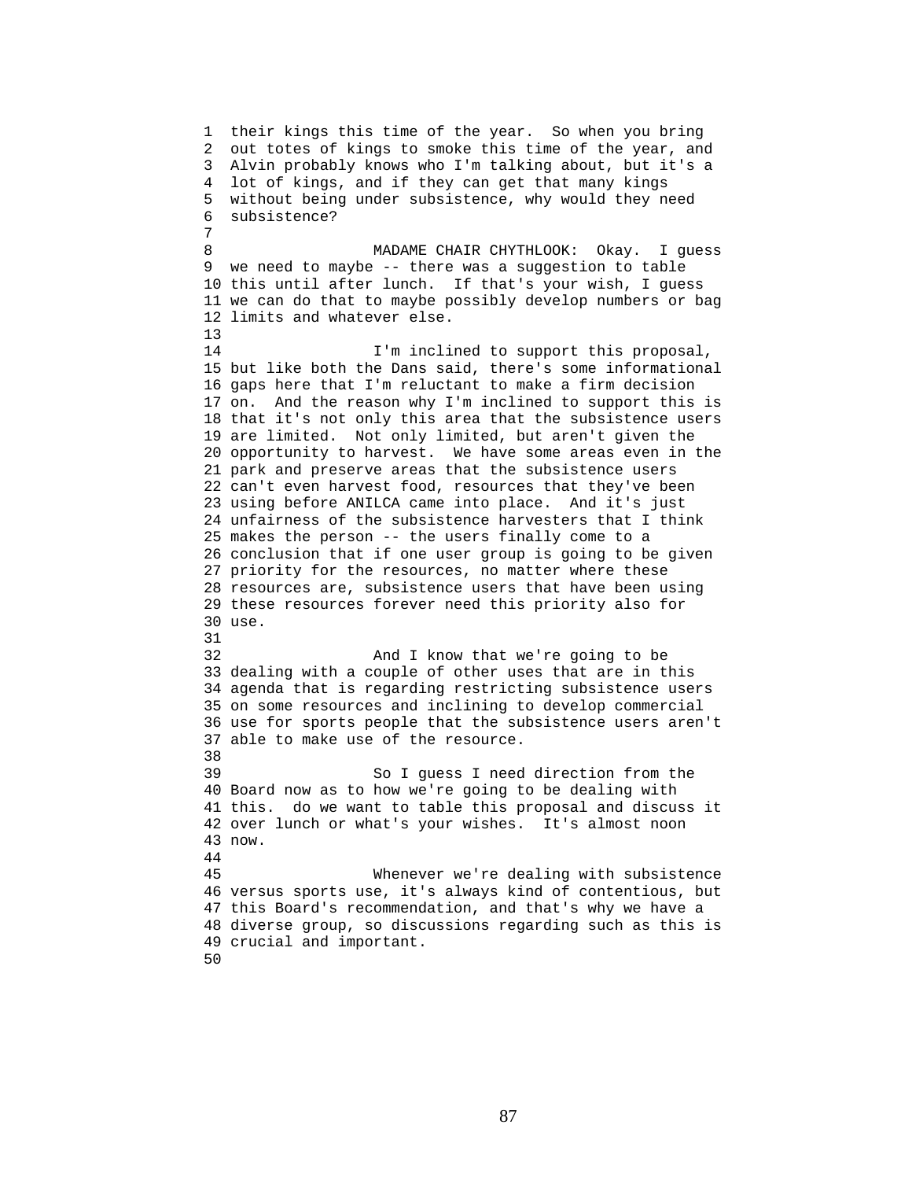their kings this time of the year. So when you bring out totes of kings to smoke this time of the year, and Alvin probably knows who I'm talking about, but it's a lot of kings, and if they can get that many kings without being under subsistence, why would they need subsistence?

MADAME CHAIR CHYTHLOOK: Okay. I guess we need to maybe -- there was a suggestion to table this until after lunch. If that's your wish, I guess we can do that to maybe possibly develop numbers or bag limits and whatever else.

I'm inclined to support this proposal, but like both the Dans said, there's some informational gaps here that I'm reluctant to make a firm decision on. And the reason why I'm inclined to support this is that it's not only this area that the subsistence users are limited. Not only limited, but aren't given the opportunity to harvest. We have some areas even in the park and preserve areas that the subsistence users can't even harvest food, resources that they've been using before ANILCA came into place. And it's just unfairness of the subsistence harvesters that I think makes the person -- the users finally come to a conclusion that if one user group is going to be given priority for the resources, no matter where these resources are, subsistence users that have been using these resources forever need this priority also for use.

And I know that we're going to be dealing with a couple of other uses that are in this agenda that is regarding restricting subsistence users on some resources and inclining to develop commercial use for sports people that the subsistence users aren't able to make use of the resource.

So I guess I need direction from the Board now as to how we're going to be dealing with this. do we want to table this proposal and discuss it over lunch or what's your wishes. It's almost noon now.

Whenever we're dealing with subsistence versus sports use, it's always kind of contentious, but this Board's recommendation, and that's why we have a diverse group, so discussions regarding such as this is crucial and important.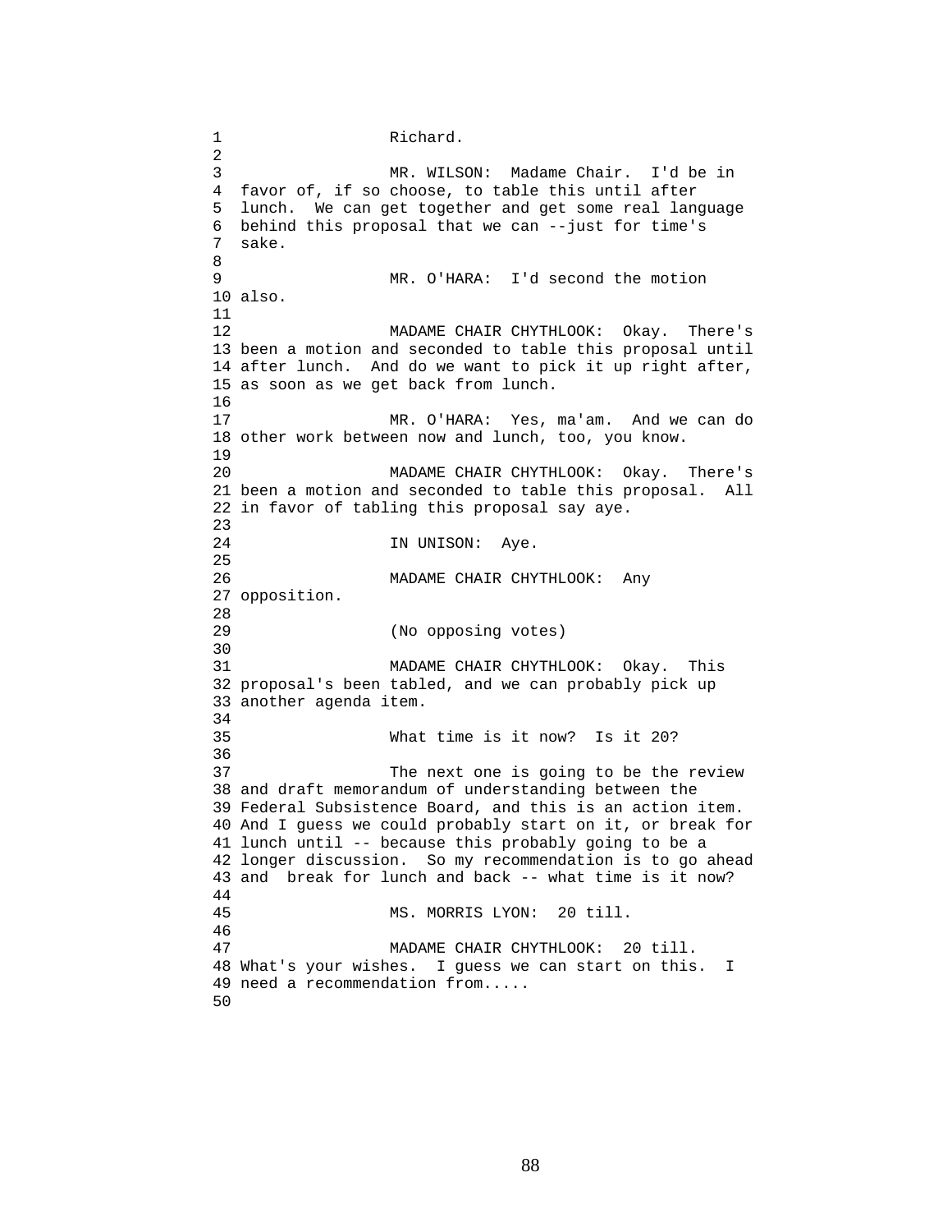Richard.

MR. WILSON: Madame Chair. I'd be in favor of, if so choose, to table this until after lunch. We can get together and get some real language behind this proposal that we can --just for time's sake.

MR. O'HARA: I'd second the motion also.

MADAME CHAIR CHYTHLOOK: Okay. There's been a motion and seconded to table this proposal until after lunch. And do we want to pick it up right after, as soon as we get back from lunch.

MR. O'HARA: Yes, ma'am. And we can do other work between now and lunch, too, you know.

MADAME CHAIR CHYTHLOOK: Okay. There's been a motion and seconded to table this proposal. All in favor of tabling this proposal say aye.

IN UNISON: Aye.

MADAME CHAIR CHYTHLOOK: Any opposition.

(No opposing votes)

MADAME CHAIR CHYTHLOOK: Okay. This proposal's been tabled, and we can probably pick up another agenda item.

What time is it now? Is it 20?

The next one is going to be the review and draft memorandum of understanding between the Federal Subsistence Board, and this is an action item. And I guess we could probably start on it, or break for lunch until -- because this probably going to be a longer discussion. So my recommendation is to go ahead and break for lunch and back -- what time is it now?

MS. MORRIS LYON: 20 till.

MADAME CHAIR CHYTHLOOK: 20 till. What's your wishes. I guess we can start on this. I need a recommendation from.....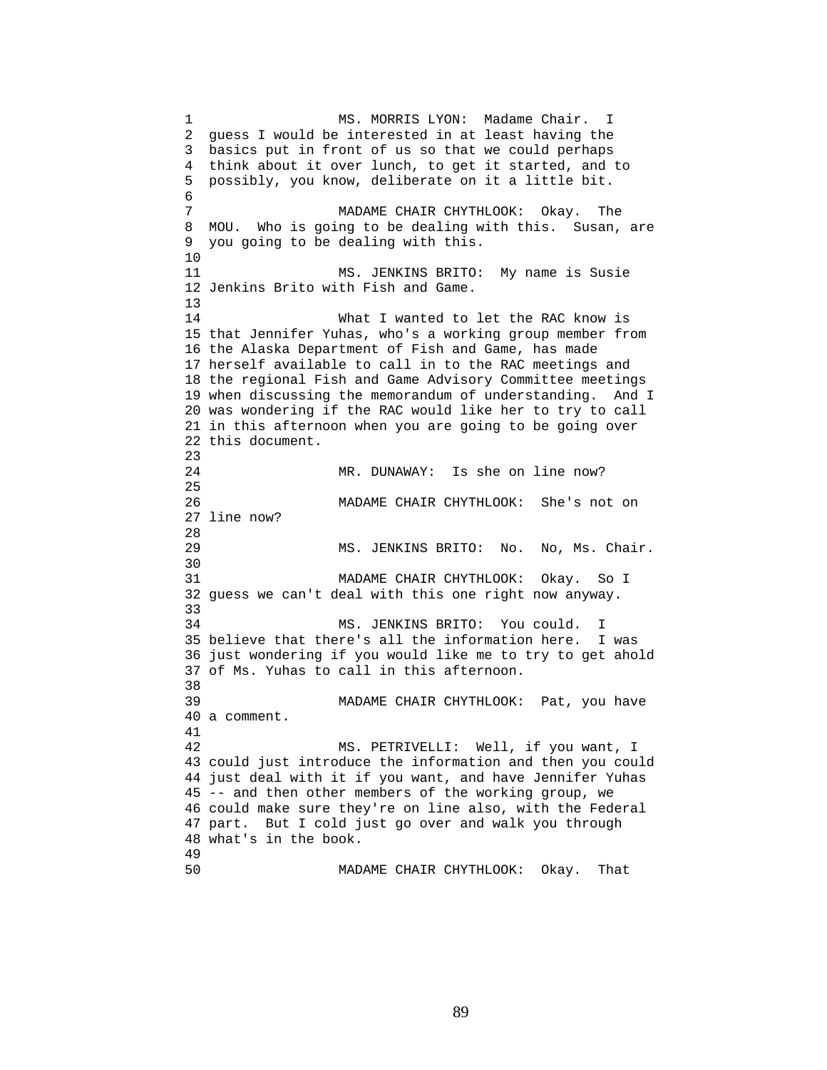MS. MORRIS LYON: Madame Chair. I guess I would be interested in at least having the basics put in front of us so that we could perhaps think about it over lunch, to get it started, and to possibly, you know, deliberate on it a little bit.

MADAME CHAIR CHYTHLOOK: Okay. The MOU. Who is going to be dealing with this. Susan, are you going to be dealing with this.

MS. JENKINS BRITO: My name is Susie Jenkins Brito with Fish and Game.

What I wanted to let the RAC know is that Jennifer Yuhas, who's a working group member from the Alaska Department of Fish and Game, has made herself available to call in to the RAC meetings and the regional Fish and Game Advisory Committee meetings when discussing the memorandum of understanding. And I was wondering if the RAC would like her to try to call in this afternoon when you are going to be going over this document.

MR. DUNAWAY: Is she on line now?

MADAME CHAIR CHYTHLOOK: She's not on line now?

MS. JENKINS BRITO: No. No, Ms. Chair.

MADAME CHAIR CHYTHLOOK: Okay. So I guess we can't deal with this one right now anyway.

MS. JENKINS BRITO: You could. I believe that there's all the information here. I was just wondering if you would like me to try to get ahold of Ms. Yuhas to call in this afternoon.

MADAME CHAIR CHYTHLOOK: Pat, you have a comment.

MS. PETRIVELLI: Well, if you want, I could just introduce the information and then you could just deal with it if you want, and have Jennifer Yuhas -- and then other members of the working group, we could make sure they're on line also, with the Federal part. But I cold just go over and walk you through what's in the book.

MADAME CHAIR CHYTHLOOK: Okay. That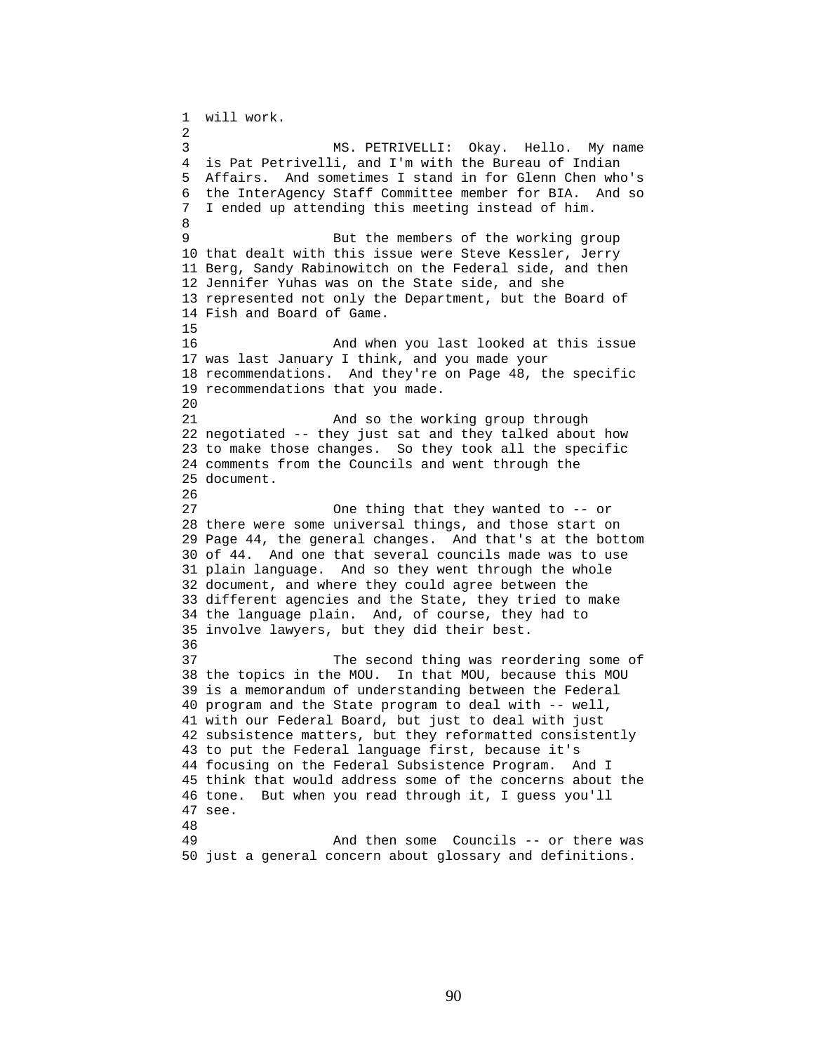will work.

MS. PETRIVELLI: Okay. Hello. My name is Pat Petrivelli, and I'm with the Bureau of Indian Affairs. And sometimes I stand in for Glenn Chen who's the InterAgency Staff Committee member for BIA. And so I ended up attending this meeting instead of him.

But the members of the working group that dealt with this issue were Steve Kessler, Jerry Berg, Sandy Rabinowitch on the Federal side, and then Jennifer Yuhas was on the State side, and she represented not only the Department, but the Board of Fish and Board of Game.

And when you last looked at this issue was last January I think, and you made your recommendations. And they're on Page 48, the specific recommendations that you made.

And so the working group through negotiated -- they just sat and they talked about how to make those changes. So they took all the specific comments from the Councils and went through the document.

One thing that they wanted to -- or there were some universal things, and those start on Page 44, the general changes. And that's at the bottom of 44. And one that several councils made was to use plain language. And so they went through the whole document, and where they could agree between the different agencies and the State, they tried to make the language plain. And, of course, they had to involve lawyers, but they did their best.

The second thing was reordering some of the topics in the MOU. In that MOU, because this MOU is a memorandum of understanding between the Federal program and the State program to deal with -- well, with our Federal Board, but just to deal with just subsistence matters, but they reformatted consistently to put the Federal language first, because it's focusing on the Federal Subsistence Program. And I think that would address some of the concerns about the tone. But when you read through it, I guess you'll see.

And then some Councils -- or there was just a general concern about glossary and definitions.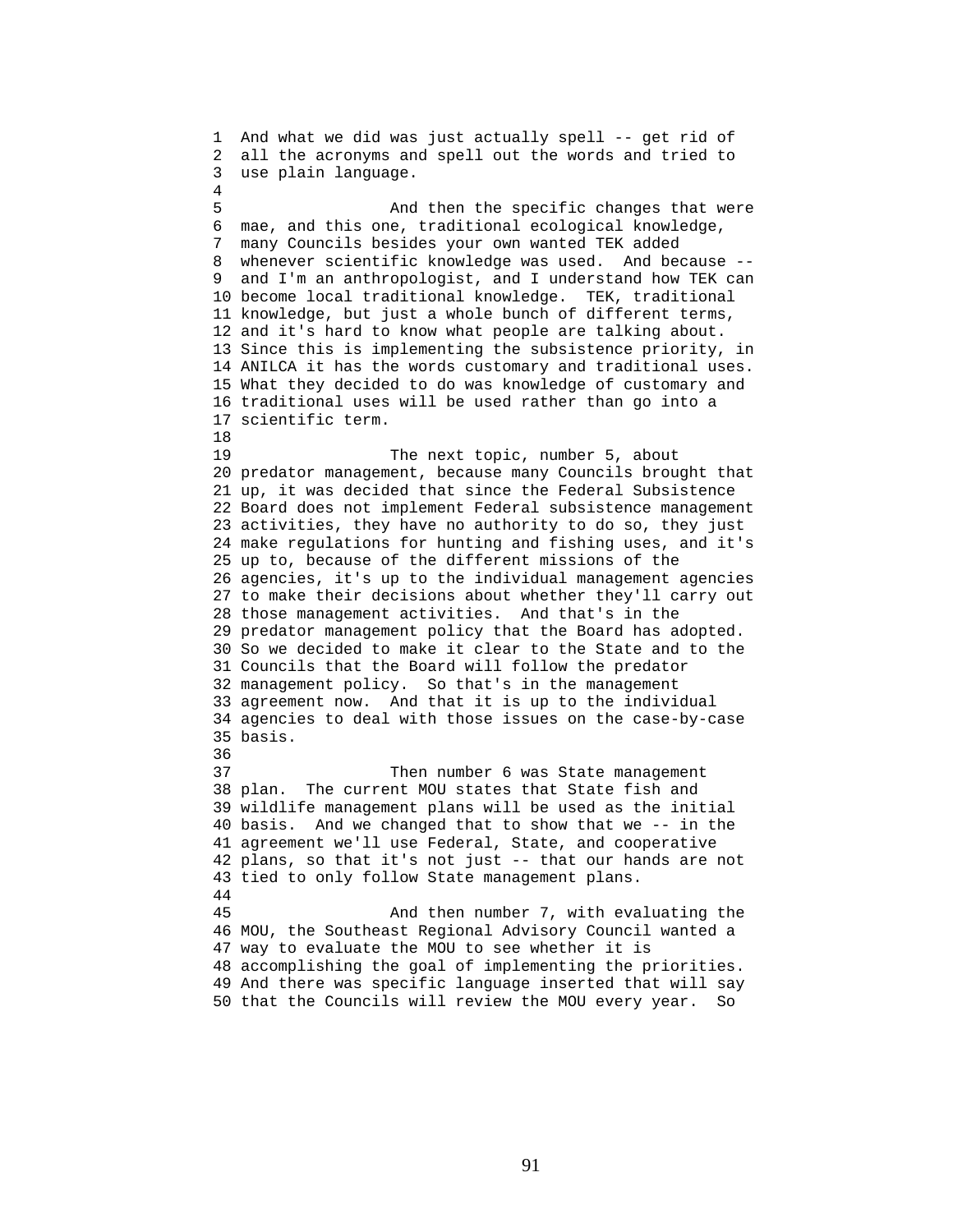And what we did was just actually spell -- get rid of all the acronyms and spell out the words and tried to use plain language.

And then the specific changes that were mae, and this one, traditional ecological knowledge, many Councils besides your own wanted TEK added whenever scientific knowledge was used. And because -- and I'm an anthropologist, and I understand how TEK can become local traditional knowledge. TEK, traditional knowledge, but just a whole bunch of different terms, and it's hard to know what people are talking about. Since this is implementing the subsistence priority, in ANILCA it has the words customary and traditional uses. What they decided to do was knowledge of customary and traditional uses will be used rather than go into a scientific term.

The next topic, number 5, about predator management, because many Councils brought that up, it was decided that since the Federal Subsistence Board does not implement Federal subsistence management activities, they have no authority to do so, they just make regulations for hunting and fishing uses, and it's up to, because of the different missions of the agencies, it's up to the individual management agencies to make their decisions about whether they'll carry out those management activities. And that's in the predator management policy that the Board has adopted. So we decided to make it clear to the State and to the Councils that the Board will follow the predator management policy. So that's in the management agreement now. And that it is up to the individual agencies to deal with those issues on the case-by-case basis.

Then number 6 was State management plan. The current MOU states that State fish and wildlife management plans will be used as the initial basis. And we changed that to show that we -- in the agreement we'll use Federal, State, and cooperative plans, so that it's not just -- that our hands are not tied to only follow State management plans.

And then number 7, with evaluating the MOU, the Southeast Regional Advisory Council wanted a way to evaluate the MOU to see whether it is accomplishing the goal of implementing the priorities. And there was specific language inserted that will say that the Councils will review the MOU every year. So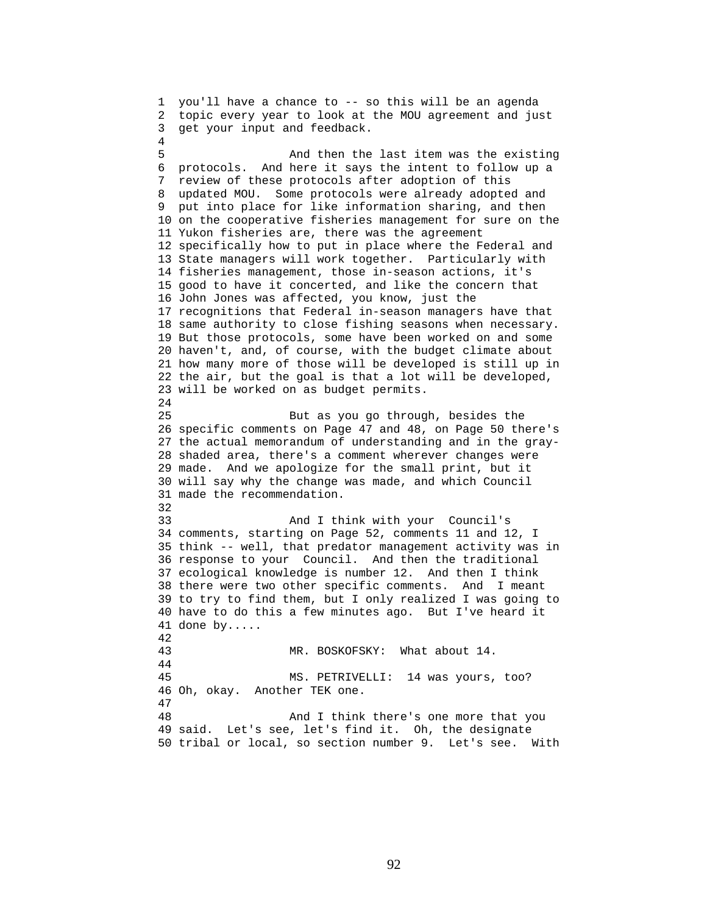you'll have a chance to -- so this will be an agenda topic every year to look at the MOU agreement and just get your input and feedback.

And then the last item was the existing protocols. And here it says the intent to follow up a review of these protocols after adoption of this updated MOU. Some protocols were already adopted and put into place for like information sharing, and then on the cooperative fisheries management for sure on the Yukon fisheries are, there was the agreement specifically how to put in place where the Federal and State managers will work together. Particularly with fisheries management, those in-season actions, it's good to have it concerted, and like the concern that John Jones was affected, you know, just the recognitions that Federal in-season managers have that same authority to close fishing seasons when necessary. But those protocols, some have been worked on and some haven't, and, of course, with the budget climate about how many more of those will be developed is still up in the air, but the goal is that a lot will be developed, will be worked on as budget permits.

But as you go through, besides the specific comments on Page 47 and 48, on Page 50 there's the actual memorandum of understanding and in the gray-shaded area, there's a comment wherever changes were made. And we apologize for the small print, but it will say why the change was made, and which Council made the recommendation.

And I think with your Council's comments, starting on Page 52, comments 11 and 12, I think -- well, that predator management activity was in response to your Council. And then the traditional ecological knowledge is number 12. And then I think there were two other specific comments. And I meant to try to find them, but I only realized I was going to have to do this a few minutes ago. But I've heard it done by.....

MR. BOSKOFSKY: What about 14.

MS. PETRIVELLI: 14 was yours, too? Oh, okay. Another TEK one.

And I think there's one more that you said. Let's see, let's find it. Oh, the designate tribal or local, so section number 9. Let's see. With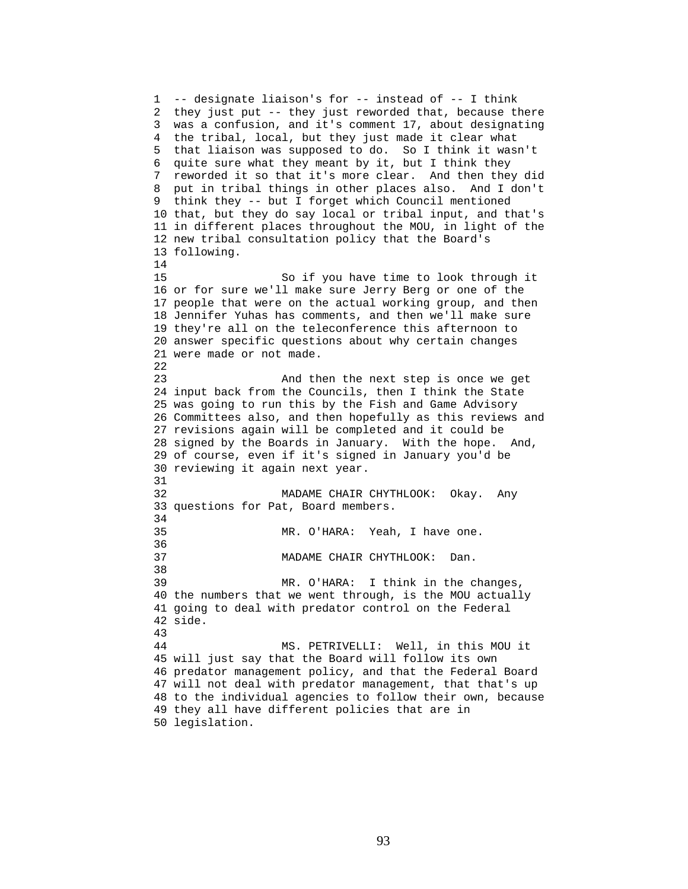-- designate liaison's for -- instead of -- I think they just put -- they just reworded that, because there was a confusion, and it's comment 17, about designating the tribal, local, but they just made it clear what that liaison was supposed to do. So I think it wasn't quite sure what they meant by it, but I think they reworded it so that it's more clear. And then they did put in tribal things in other places also. And I don't think they -- but I forget which Council mentioned that, but they do say local or tribal input, and that's in different places throughout the MOU, in light of the new tribal consultation policy that the Board's following.

So if you have time to look through it or for sure we'll make sure Jerry Berg or one of the people that were on the actual working group, and then Jennifer Yuhas has comments, and then we'll make sure they're all on the teleconference this afternoon to answer specific questions about why certain changes were made or not made.

And then the next step is once we get input back from the Councils, then I think the State was going to run this by the Fish and Game Advisory Committees also, and then hopefully as this reviews and revisions again will be completed and it could be signed by the Boards in January. With the hope. And, of course, even if it's signed in January you'd be reviewing it again next year.

MADAME CHAIR CHYTHLOOK: Okay. Any questions for Pat, Board members.

MR. O'HARA: Yeah, I have one.

MADAME CHAIR CHYTHLOOK: Dan.

MR. O'HARA: I think in the changes, the numbers that we went through, is the MOU actually going to deal with predator control on the Federal side.

MS. PETRIVELLI: Well, in this MOU it will just say that the Board will follow its own predator management policy, and that the Federal Board will not deal with predator management, that that's up to the individual agencies to follow their own, because they all have different policies that are in legislation.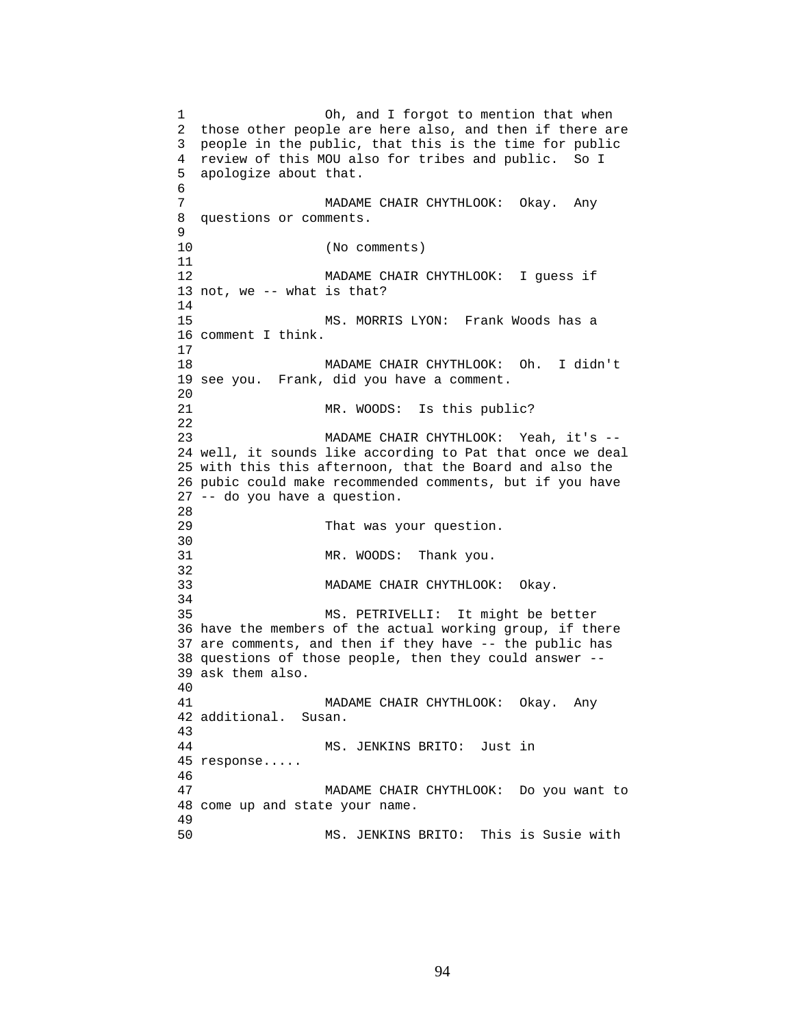Oh, and I forgot to mention that when those other people are here also, and then if there are people in the public, that this is the time for public review of this MOU also for tribes and public. So I apologize about that.

MADAME CHAIR CHYTHLOOK: Okay. Any questions or comments.

(No comments)

MADAME CHAIR CHYTHLOOK: I guess if not, we -- what is that?

MS. MORRIS LYON: Frank Woods has a comment I think.

MADAME CHAIR CHYTHLOOK: Oh. I didn't see you. Frank, did you have a comment.

MR. WOODS: Is this public?

MADAME CHAIR CHYTHLOOK: Yeah, it's -- well, it sounds like according to Pat that once we deal with this this afternoon, that the Board and also the pubic could make recommended comments, but if you have -- do you have a question.

That was your question.

MR. WOODS: Thank you.

MADAME CHAIR CHYTHLOOK: Okay.

MS. PETRIVELLI: It might be better have the members of the actual working group, if there are comments, and then if they have -- the public has questions of those people, then they could answer -- ask them also.

MADAME CHAIR CHYTHLOOK: Okay. Any additional. Susan.

MS. JENKINS BRITO: Just in response.....

MADAME CHAIR CHYTHLOOK: Do you want to come up and state your name.

MS. JENKINS BRITO: This is Susie with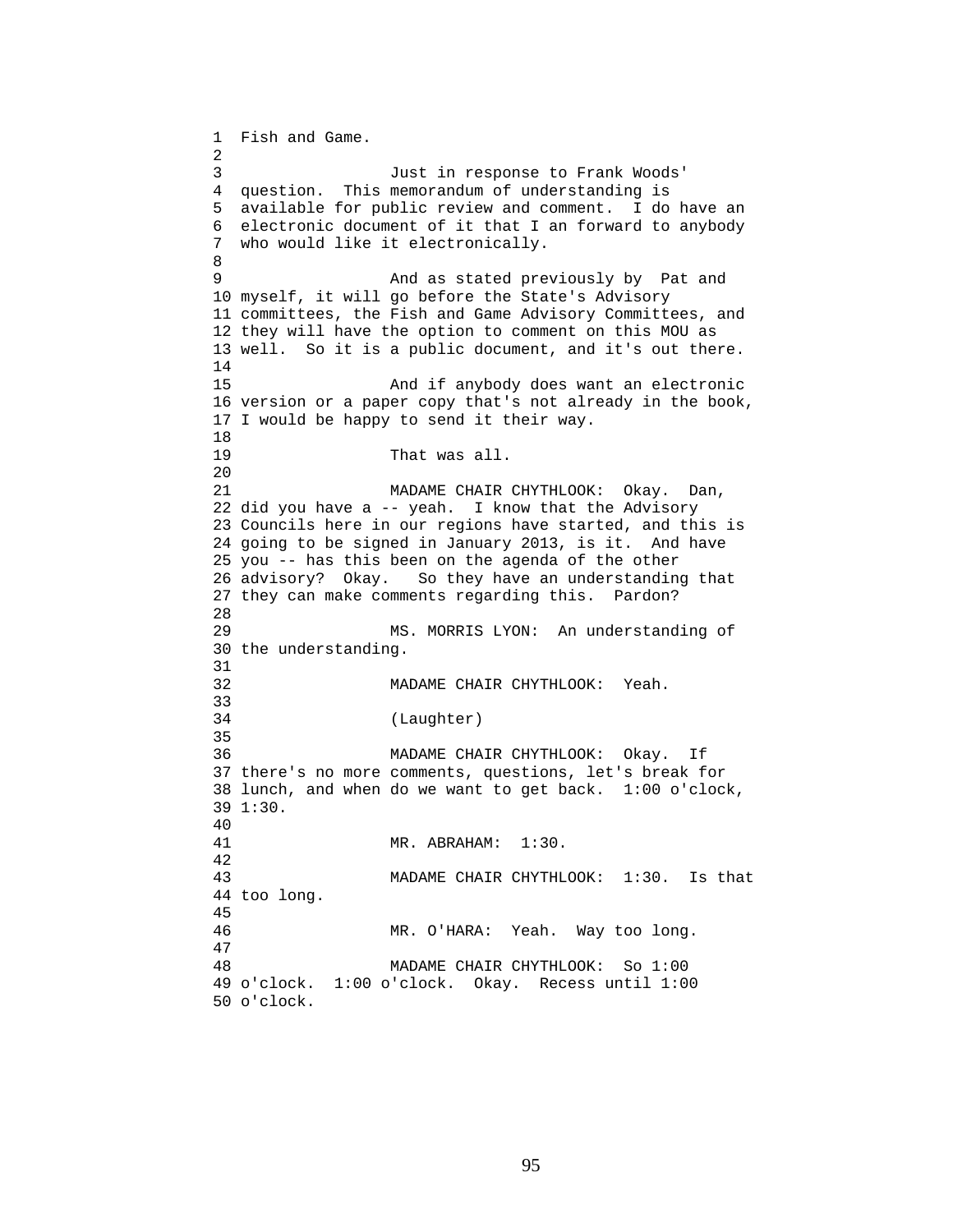Fish and Game.

Just in response to Frank Woods' question. This memorandum of understanding is available for public review and comment. I do have an electronic document of it that I an forward to anybody who would like it electronically.

And as stated previously by Pat and myself, it will go before the State's Advisory committees, the Fish and Game Advisory Committees, and they will have the option to comment on this MOU as well. So it is a public document, and it's out there.

And if anybody does want an electronic version or a paper copy that's not already in the book, I would be happy to send it their way.

That was all.

MADAME CHAIR CHYTHLOOK: Okay. Dan, did you have a -- yeah. I know that the Advisory Councils here in our regions have started, and this is going to be signed in January 2013, is it. And have you -- has this been on the agenda of the other advisory? Okay. So they have an understanding that they can make comments regarding this. Pardon?

MS. MORRIS LYON: An understanding of the understanding.

MADAME CHAIR CHYTHLOOK: Yeah.

(Laughter)

MADAME CHAIR CHYTHLOOK: Okay. If there's no more comments, questions, let's break for lunch, and when do we want to get back. 1:00 o'clock, 1:30.

MR. ABRAHAM: 1:30.

MADAME CHAIR CHYTHLOOK: 1:30. Is that too long.

MR. O'HARA: Yeah. Way too long.

MADAME CHAIR CHYTHLOOK: So 1:00 o'clock. 1:00 o'clock. Okay. Recess until 1:00 o'clock.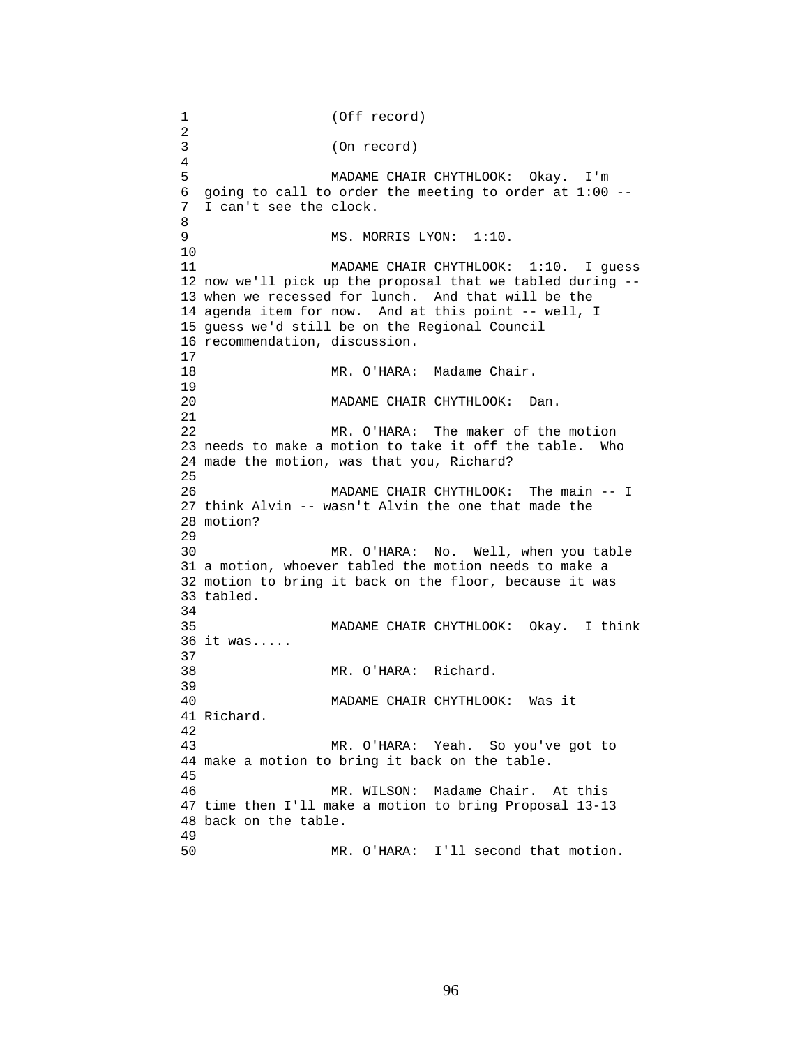(Off record)

(On record)

MADAME CHAIR CHYTHLOOK: Okay. I'm going to call to order the meeting to order at 1:00 -- I can't see the clock.

MS. MORRIS LYON: 1:10.

MADAME CHAIR CHYTHLOOK: 1:10. I guess now we'll pick up the proposal that we tabled during -- when we recessed for lunch. And that will be the agenda item for now. And at this point -- well, I guess we'd still be on the Regional Council recommendation, discussion.

MR. O'HARA: Madame Chair.

MADAME CHAIR CHYTHLOOK: Dan.

MR. O'HARA: The maker of the motion needs to make a motion to take it off the table. Who made the motion, was that you, Richard?

MADAME CHAIR CHYTHLOOK: The main -- I think Alvin -- wasn't Alvin the one that made the motion?

MR. O'HARA: No. Well, when you table a motion, whoever tabled the motion needs to make a motion to bring it back on the floor, because it was tabled.

MADAME CHAIR CHYTHLOOK: Okay. I think it was.....

MR. O'HARA: Richard.

MADAME CHAIR CHYTHLOOK: Was it Richard.

MR. O'HARA: Yeah. So you've got to make a motion to bring it back on the table.

MR. WILSON: Madame Chair. At this time then I'll make a motion to bring Proposal 13-13 back on the table.

MR. O'HARA: I'll second that motion.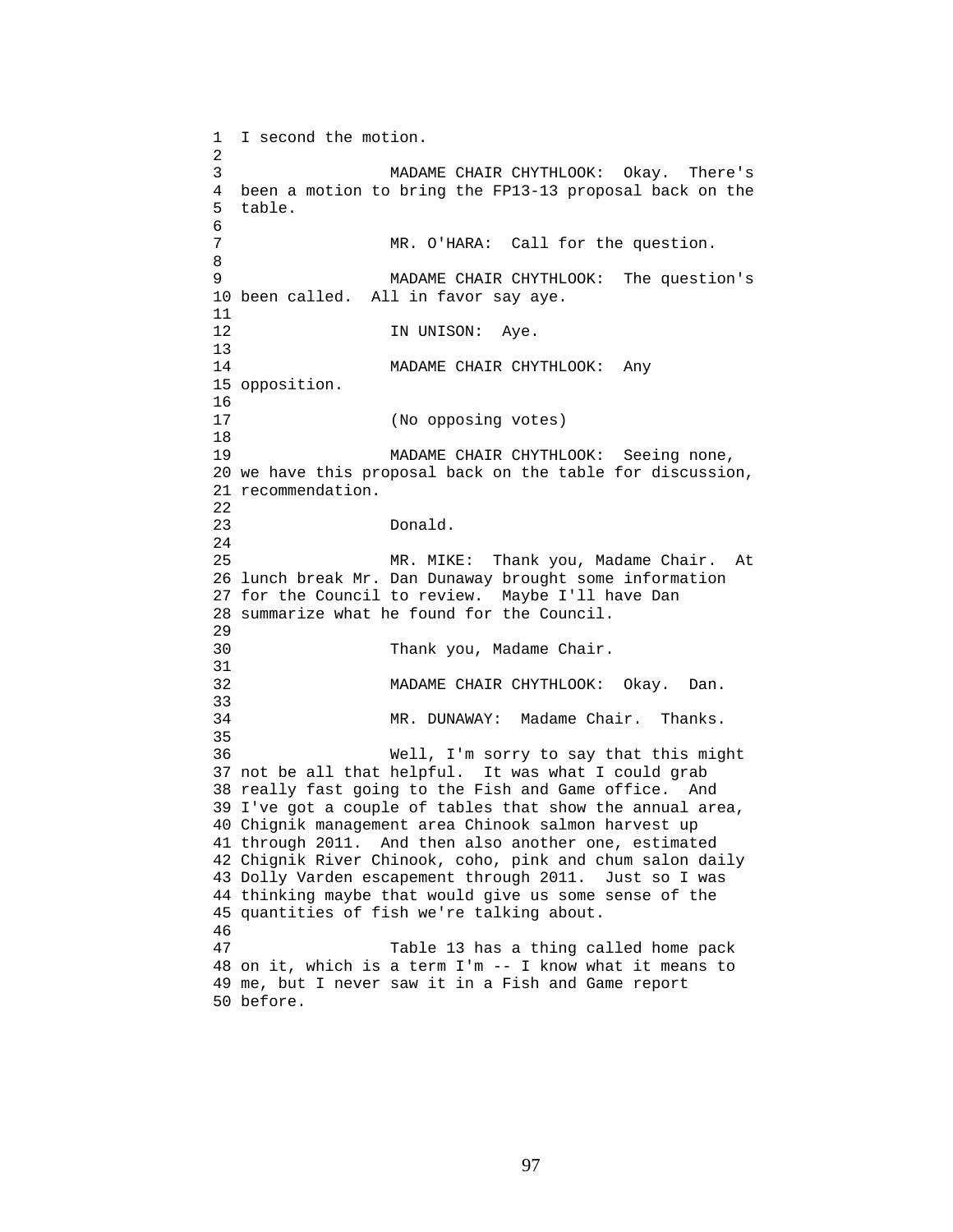I second the motion.

MADAME CHAIR CHYTHLOOK: Okay. There's been a motion to bring the FP13-13 proposal back on the table.

MR. O'HARA: Call for the question.

MADAME CHAIR CHYTHLOOK: The question's been called. All in favor say aye.

IN UNISON: Aye.

MADAME CHAIR CHYTHLOOK: Any opposition.

(No opposing votes)

MADAME CHAIR CHYTHLOOK: Seeing none, we have this proposal back on the table for discussion, recommendation.

Donald.

MR. MIKE: Thank you, Madame Chair. At lunch break Mr. Dan Dunaway brought some information for the Council to review. Maybe I'll have Dan summarize what he found for the Council.

Thank you, Madame Chair.

MADAME CHAIR CHYTHLOOK: Okay. Dan.

MR. DUNAWAY: Madame Chair. Thanks.

Well, I'm sorry to say that this might not be all that helpful. It was what I could grab really fast going to the Fish and Game office. And I've got a couple of tables that show the annual area, Chignik management area Chinook salmon harvest up through 2011. And then also another one, estimated Chignik River Chinook, coho, pink and chum salon daily Dolly Varden escapement through 2011. Just so I was thinking maybe that would give us some sense of the quantities of fish we're talking about.

Table 13 has a thing called home pack on it, which is a term I'm -- I know what it means to me, but I never saw it in a Fish and Game report before.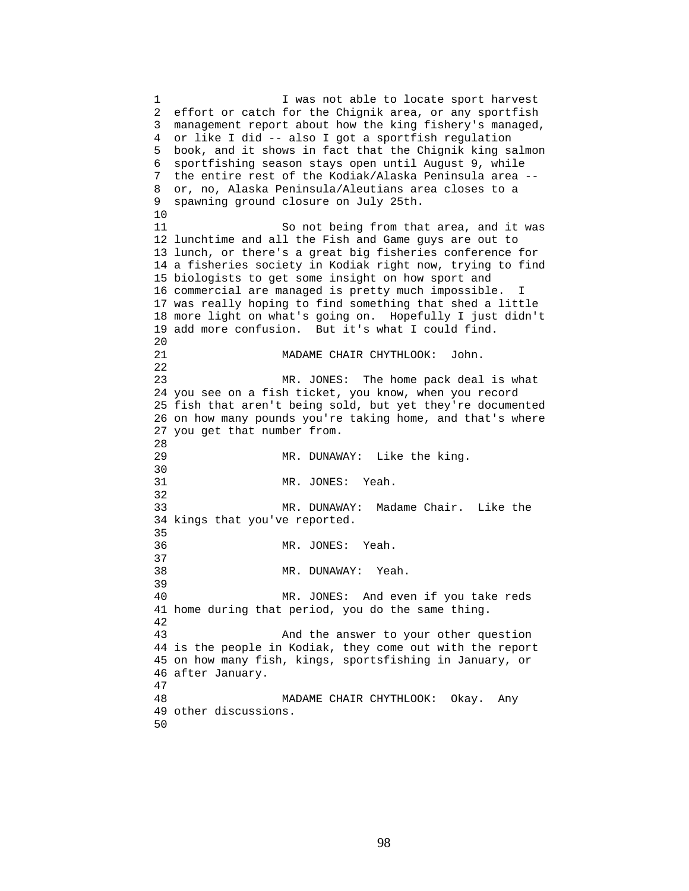I was not able to locate sport harvest effort or catch for the Chignik area, or any sportfish management report about how the king fishery's managed, or like I did -- also I got a sportfish regulation book, and it shows in fact that the Chignik king salmon sportfishing season stays open until August 9, while the entire rest of the Kodiak/Alaska Peninsula area -- or, no, Alaska Peninsula/Aleutians area closes to a spawning ground closure on July 25th.

So not being from that area, and it was lunchtime and all the Fish and Game guys are out to lunch, or there's a great big fisheries conference for a fisheries society in Kodiak right now, trying to find biologists to get some insight on how sport and commercial are managed is pretty much impossible. I was really hoping to find something that shed a little more light on what's going on. Hopefully I just didn't add more confusion. But it's what I could find.

MADAME CHAIR CHYTHLOOK: John.

MR. JONES: The home pack deal is what you see on a fish ticket, you know, when you record fish that aren't being sold, but yet they're documented on how many pounds you're taking home, and that's where you get that number from.

MR. DUNAWAY: Like the king.

MR. JONES: Yeah.

MR. DUNAWAY: Madame Chair. Like the kings that you've reported.

MR. JONES: Yeah.

MR. DUNAWAY: Yeah.

MR. JONES: And even if you take reds home during that period, you do the same thing.

And the answer to your other question is the people in Kodiak, they come out with the report on how many fish, kings, sportsfishing in January, or after January.

MADAME CHAIR CHYTHLOOK: Okay. Any other discussions.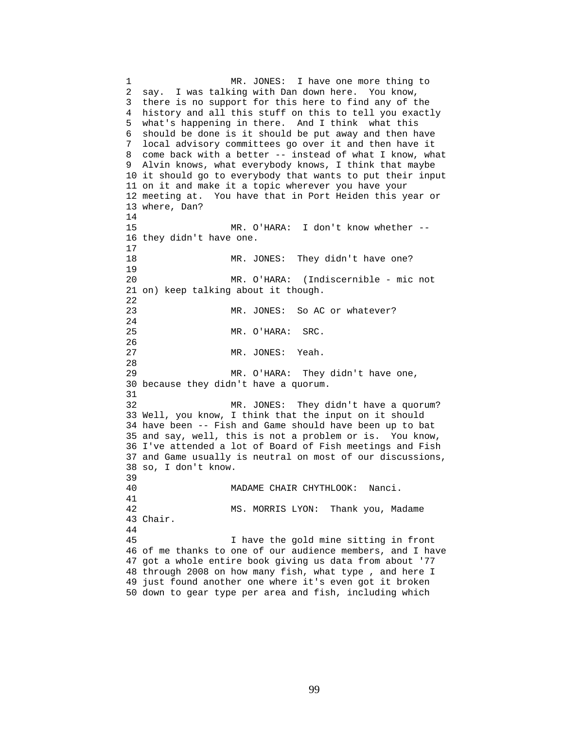MR. JONES: I have one more thing to say. I was talking with Dan down here. You know, there is no support for this here to find any of the history and all this stuff on this to tell you exactly what's happening in there. And I think what this should be done is it should be put away and then have local advisory committees go over it and then have it come back with a better -- instead of what I know, what Alvin knows, what everybody knows, I think that maybe it should go to everybody that wants to put their input on it and make it a topic wherever you have your meeting at. You have that in Port Heiden this year or where, Dan?

MR. O'HARA: I don't know whether -- they didn't have one.

MR. JONES: They didn't have one?

MR. O'HARA: (Indiscernible - mic not on) keep talking about it though.

MR. JONES: So AC or whatever?

MR. O'HARA: SRC.

MR. JONES: Yeah.

MR. O'HARA: They didn't have one, because they didn't have a quorum.

MR. JONES: They didn't have a quorum? Well, you know, I think that the input on it should have been -- Fish and Game should have been up to bat and say, well, this is not a problem or is. You know, I've attended a lot of Board of Fish meetings and Fish and Game usually is neutral on most of our discussions, so, I don't know.

MADAME CHAIR CHYTHLOOK: Nanci.

MS. MORRIS LYON: Thank you, Madame Chair.

I have the gold mine sitting in front of me thanks to one of our audience members, and I have got a whole entire book giving us data from about '77 through 2008 on how many fish, what type , and here I just found another one where it's even got it broken down to gear type per area and fish, including which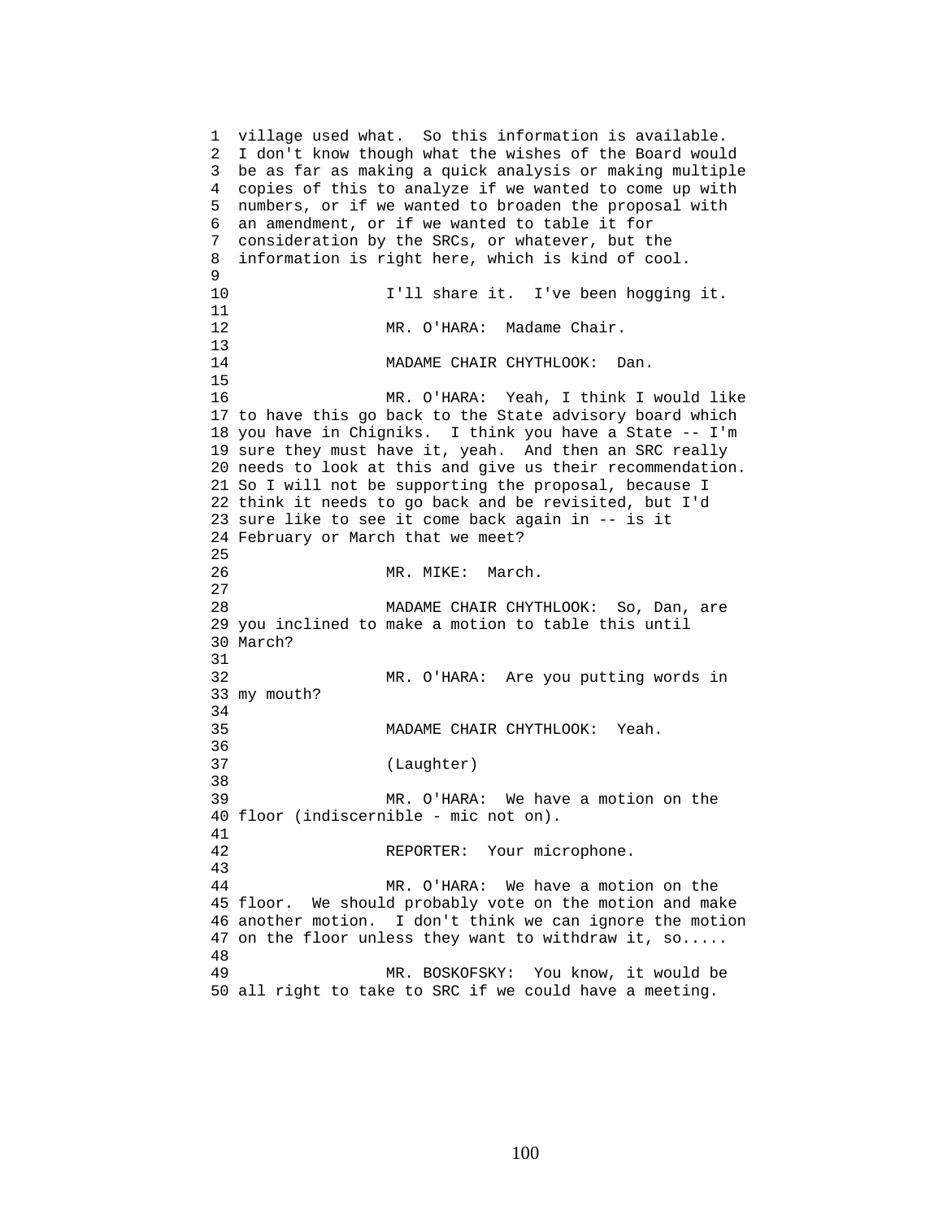village used what. So this information is available. I don't know though what the wishes of the Board would be as far as making a quick analysis or making multiple copies of this to analyze if we wanted to come up with numbers, or if we wanted to broaden the proposal with an amendment, or if we wanted to table it for consideration by the SRCs, or whatever, but the information is right here, which is kind of cool.

I'll share it. I've been hogging it.

MR. O'HARA: Madame Chair.

MADAME CHAIR CHYTHLOOK: Dan.

MR. O'HARA: Yeah, I think I would like to have this go back to the State advisory board which you have in Chigniks. I think you have a State -- I'm sure they must have it, yeah. And then an SRC really needs to look at this and give us their recommendation. So I will not be supporting the proposal, because I think it needs to go back and be revisited, but I'd sure like to see it come back again in -- is it February or March that we meet?

MR. MIKE: March.

MADAME CHAIR CHYTHLOOK: So, Dan, are you inclined to make a motion to table this until March?

MR. O'HARA: Are you putting words in my mouth?

MADAME CHAIR CHYTHLOOK: Yeah.

(Laughter)

MR. O'HARA: We have a motion on the floor (indiscernible - mic not on).

REPORTER: Your microphone.

MR. O'HARA: We have a motion on the floor. We should probably vote on the motion and make another motion. I don't think we can ignore the motion on the floor unless they want to withdraw it, so.....

MR. BOSKOFSKY: You know, it would be all right to take to SRC if we could have a meeting.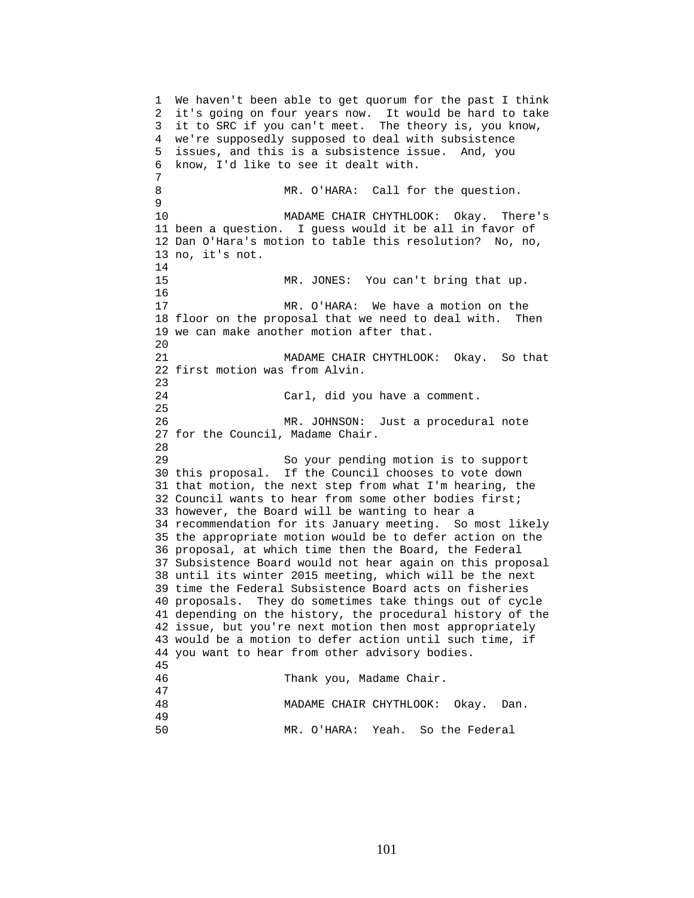We haven't been able to get quorum for the past I think it's going on four years now. It would be hard to take it to SRC if you can't meet. The theory is, you know, we're supposedly supposed to deal with subsistence issues, and this is a subsistence issue. And, you know, I'd like to see it dealt with.

MR. O'HARA: Call for the question.

MADAME CHAIR CHYTHLOOK: Okay. There's been a question. I guess would it be all in favor of Dan O'Hara's motion to table this resolution? No, no, no, it's not.

MR. JONES: You can't bring that up.

MR. O'HARA: We have a motion on the floor on the proposal that we need to deal with. Then we can make another motion after that.

MADAME CHAIR CHYTHLOOK: Okay. So that first motion was from Alvin.

Carl, did you have a comment.

MR. JOHNSON: Just a procedural note for the Council, Madame Chair.

So your pending motion is to support this proposal. If the Council chooses to vote down that motion, the next step from what I'm hearing, the Council wants to hear from some other bodies first; however, the Board will be wanting to hear a recommendation for its January meeting. So most likely the appropriate motion would be to defer action on the proposal, at which time then the Board, the Federal Subsistence Board would not hear again on this proposal until its winter 2015 meeting, which will be the next time the Federal Subsistence Board acts on fisheries proposals. They do sometimes take things out of cycle depending on the history, the procedural history of the issue, but you're next motion then most appropriately would be a motion to defer action until such time, if you want to hear from other advisory bodies.

Thank you, Madame Chair.

MADAME CHAIR CHYTHLOOK: Okay. Dan.

MR. O'HARA: Yeah. So the Federal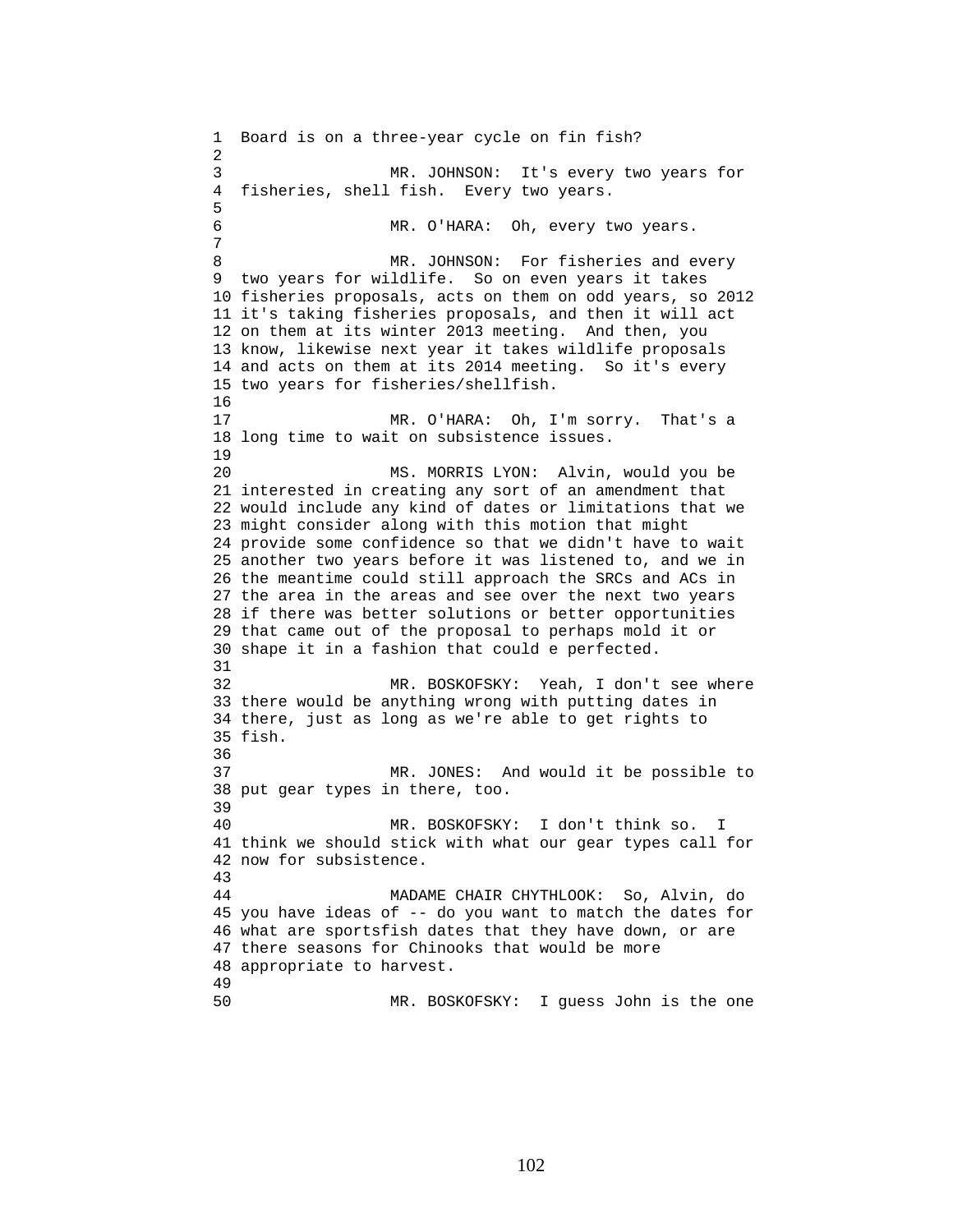Board is on a three-year cycle on fin fish?

MR. JOHNSON: It's every two years for fisheries, shell fish. Every two years.

MR. O'HARA: Oh, every two years.

MR. JOHNSON: For fisheries and every two years for wildlife. So on even years it takes fisheries proposals, acts on them on odd years, so 2012 it's taking fisheries proposals, and then it will act on them at its winter 2013 meeting. And then, you know, likewise next year it takes wildlife proposals and acts on them at its 2014 meeting. So it's every two years for fisheries/shellfish.

MR. O'HARA: Oh, I'm sorry. That's a long time to wait on subsistence issues.

MS. MORRIS LYON: Alvin, would you be interested in creating any sort of an amendment that would include any kind of dates or limitations that we might consider along with this motion that might provide some confidence so that we didn't have to wait another two years before it was listened to, and we in the meantime could still approach the SRCs and ACs in the area in the areas and see over the next two years if there was better solutions or better opportunities that came out of the proposal to perhaps mold it or shape it in a fashion that could e perfected.

MR. BOSKOFSKY: Yeah, I don't see where there would be anything wrong with putting dates in there, just as long as we're able to get rights to fish.

MR. JONES: And would it be possible to put gear types in there, too.

MR. BOSKOFSKY: I don't think so. I think we should stick with what our gear types call for now for subsistence.

MADAME CHAIR CHYTHLOOK: So, Alvin, do you have ideas of -- do you want to match the dates for what are sportsfish dates that they have down, or are there seasons for Chinooks that would be more appropriate to harvest.

MR. BOSKOFSKY: I guess John is the one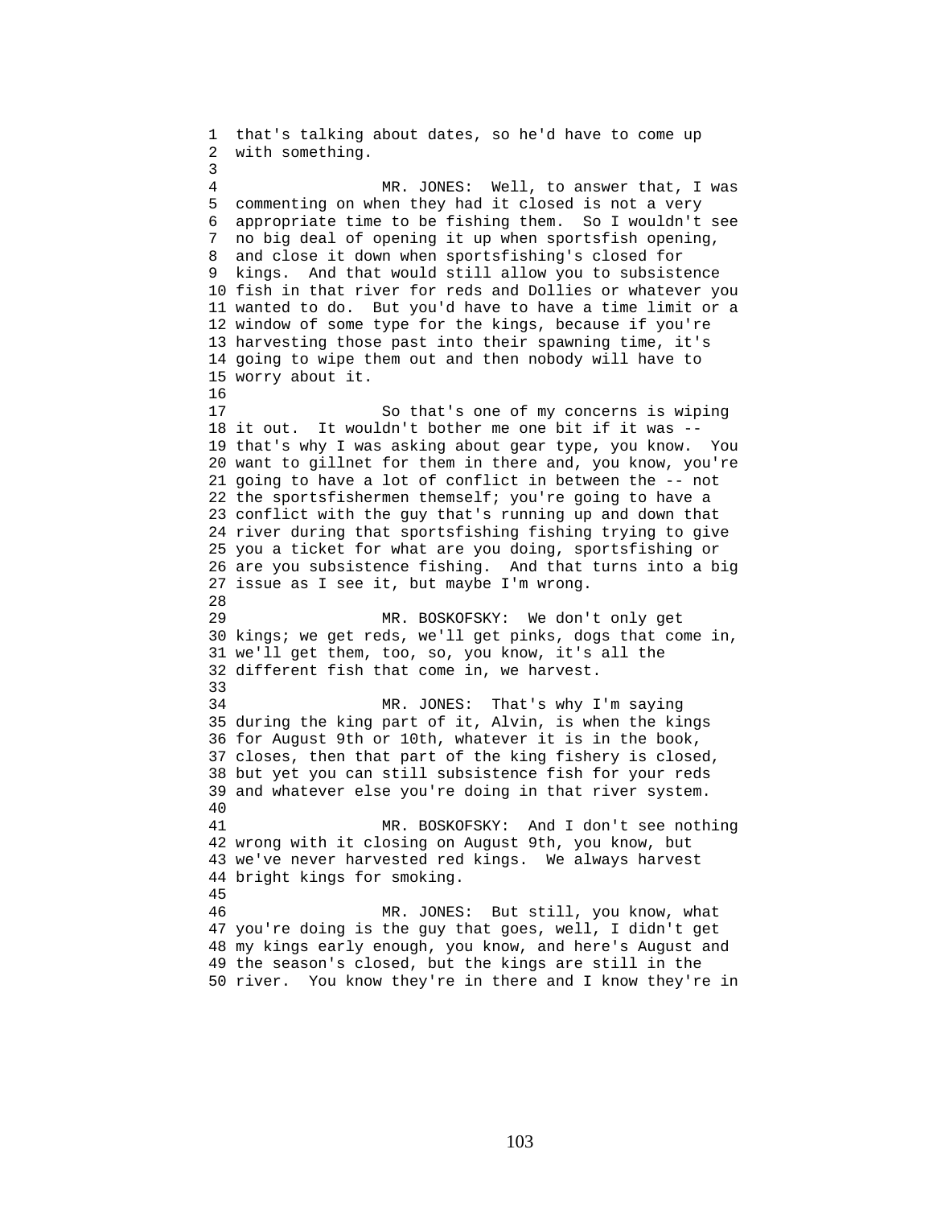that's talking about dates, so he'd have to come up with something.

MR. JONES: Well, to answer that, I was commenting on when they had it closed is not a very appropriate time to be fishing them. So I wouldn't see no big deal of opening it up when sportsfish opening, and close it down when sportsfishing's closed for kings. And that would still allow you to subsistence fish in that river for reds and Dollies or whatever you wanted to do. But you'd have to have a time limit or a window of some type for the kings, because if you're harvesting those past into their spawning time, it's going to wipe them out and then nobody will have to worry about it.

So that's one of my concerns is wiping it out. It wouldn't bother me one bit if it was -- that's why I was asking about gear type, you know. You want to gillnet for them in there and, you know, you're going to have a lot of conflict in between the -- not the sportsfishermen themself; you're going to have a conflict with the guy that's running up and down that river during that sportsfishing fishing trying to give you a ticket for what are you doing, sportsfishing or are you subsistence fishing. And that turns into a big issue as I see it, but maybe I'm wrong.

MR. BOSKOFSKY: We don't only get kings; we get reds, we'll get pinks, dogs that come in, we'll get them, too, so, you know, it's all the different fish that come in, we harvest.

MR. JONES: That's why I'm saying during the king part of it, Alvin, is when the kings for August 9th or 10th, whatever it is in the book, closes, then that part of the king fishery is closed, but yet you can still subsistence fish for your reds and whatever else you're doing in that river system.

MR. BOSKOFSKY: And I don't see nothing wrong with it closing on August 9th, you know, but we've never harvested red kings. We always harvest bright kings for smoking.

MR. JONES: But still, you know, what you're doing is the guy that goes, well, I didn't get my kings early enough, you know, and here's August and the season's closed, but the kings are still in the river. You know they're in there and I know they're in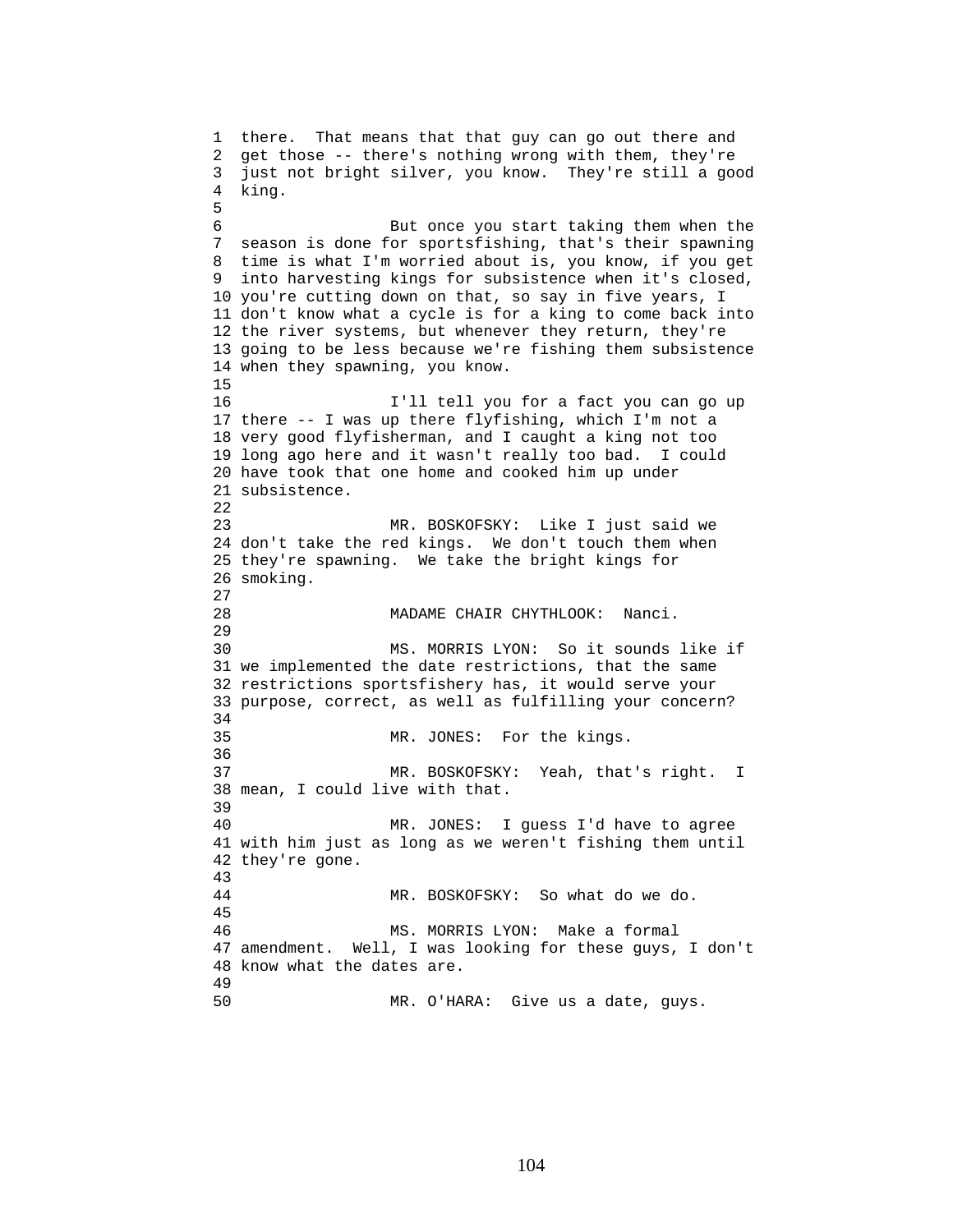there. That means that that guy can go out there and get those -- there's nothing wrong with them, they're just not bright silver, you know. They're still a good king.

But once you start taking them when the season is done for sportsfishing, that's their spawning time is what I'm worried about is, you know, if you get into harvesting kings for subsistence when it's closed, you're cutting down on that, so say in five years, I don't know what a cycle is for a king to come back into the river systems, but whenever they return, they're going to be less because we're fishing them subsistence when they spawning, you know.

I'll tell you for a fact you can go up there -- I was up there flyfishing, which I'm not a very good flyfisherman, and I caught a king not too long ago here and it wasn't really too bad. I could have took that one home and cooked him up under subsistence.

MR. BOSKOFSKY: Like I just said we don't take the red kings. We don't touch them when they're spawning. We take the bright kings for smoking.

MADAME CHAIR CHYTHLOOK: Nanci.

MS. MORRIS LYON: So it sounds like if we implemented the date restrictions, that the same restrictions sportsfishery has, it would serve your purpose, correct, as well as fulfilling your concern?

MR. JONES: For the kings.

MR. BOSKOFSKY: Yeah, that's right. I mean, I could live with that.

MR. JONES: I guess I'd have to agree with him just as long as we weren't fishing them until they're gone.

MR. BOSKOFSKY: So what do we do.

MS. MORRIS LYON: Make a formal amendment. Well, I was looking for these guys, I don't know what the dates are.

MR. O'HARA: Give us a date, guys.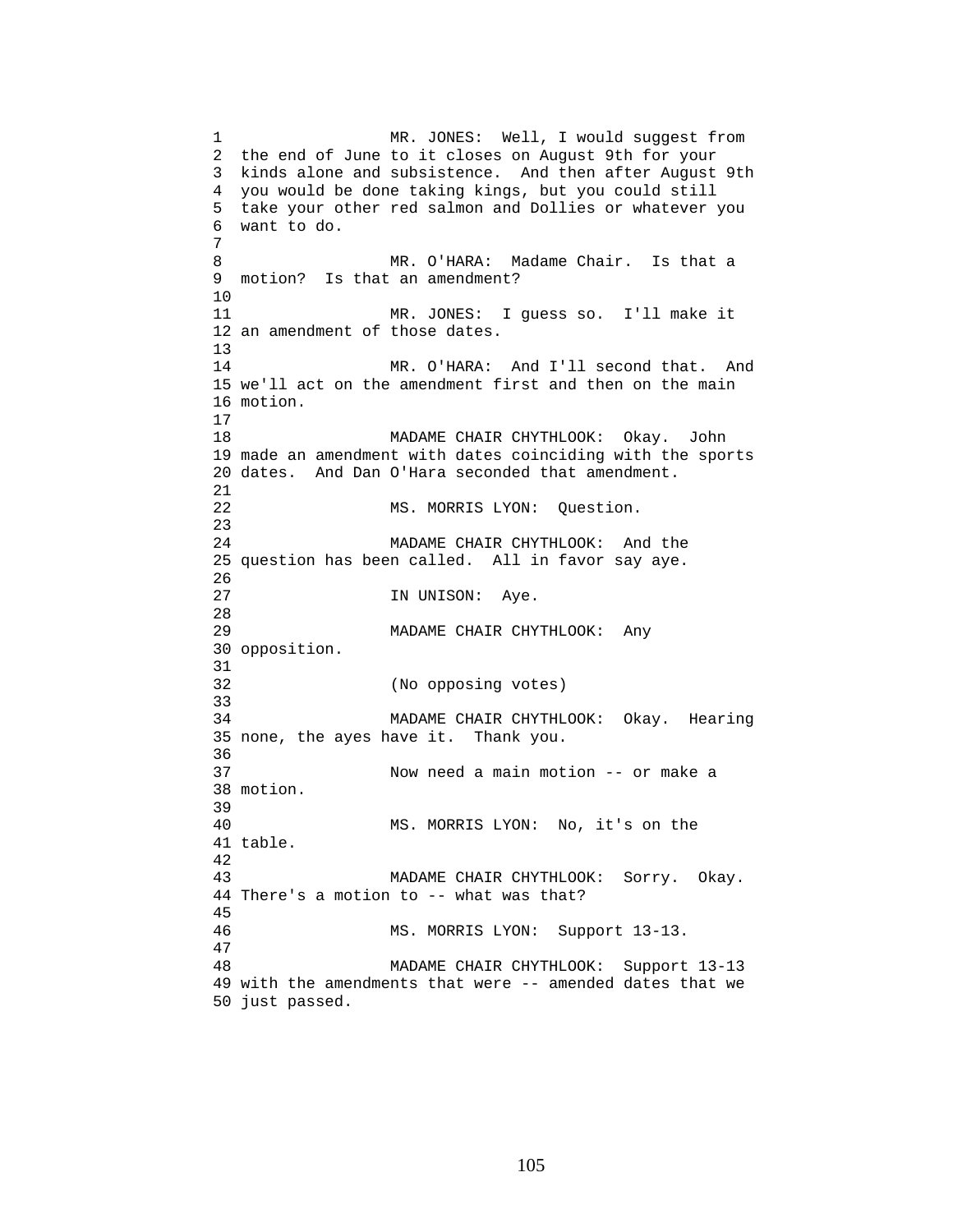MR. JONES: Well, I would suggest from the end of June to it closes on August 9th for your kinds alone and subsistence. And then after August 9th you would be done taking kings, but you could still take your other red salmon and Dollies or whatever you want to do.

MR. O'HARA: Madame Chair. Is that a motion? Is that an amendment?

MR. JONES: I guess so. I'll make it an amendment of those dates.

MR. O'HARA: And I'll second that. And we'll act on the amendment first and then on the main motion.

MADAME CHAIR CHYTHLOOK: Okay. John made an amendment with dates coinciding with the sports dates. And Dan O'Hara seconded that amendment.

MS. MORRIS LYON: Question.

MADAME CHAIR CHYTHLOOK: And the question has been called. All in favor say aye.

IN UNISON: Aye.

MADAME CHAIR CHYTHLOOK: Any opposition.

(No opposing votes)

MADAME CHAIR CHYTHLOOK: Okay. Hearing none, the ayes have it. Thank you.

Now need a main motion -- or make a motion.

MS. MORRIS LYON: No, it's on the table.

MADAME CHAIR CHYTHLOOK: Sorry. Okay. There's a motion to -- what was that?

MS. MORRIS LYON: Support 13-13.

MADAME CHAIR CHYTHLOOK: Support 13-13 with the amendments that were -- amended dates that we just passed.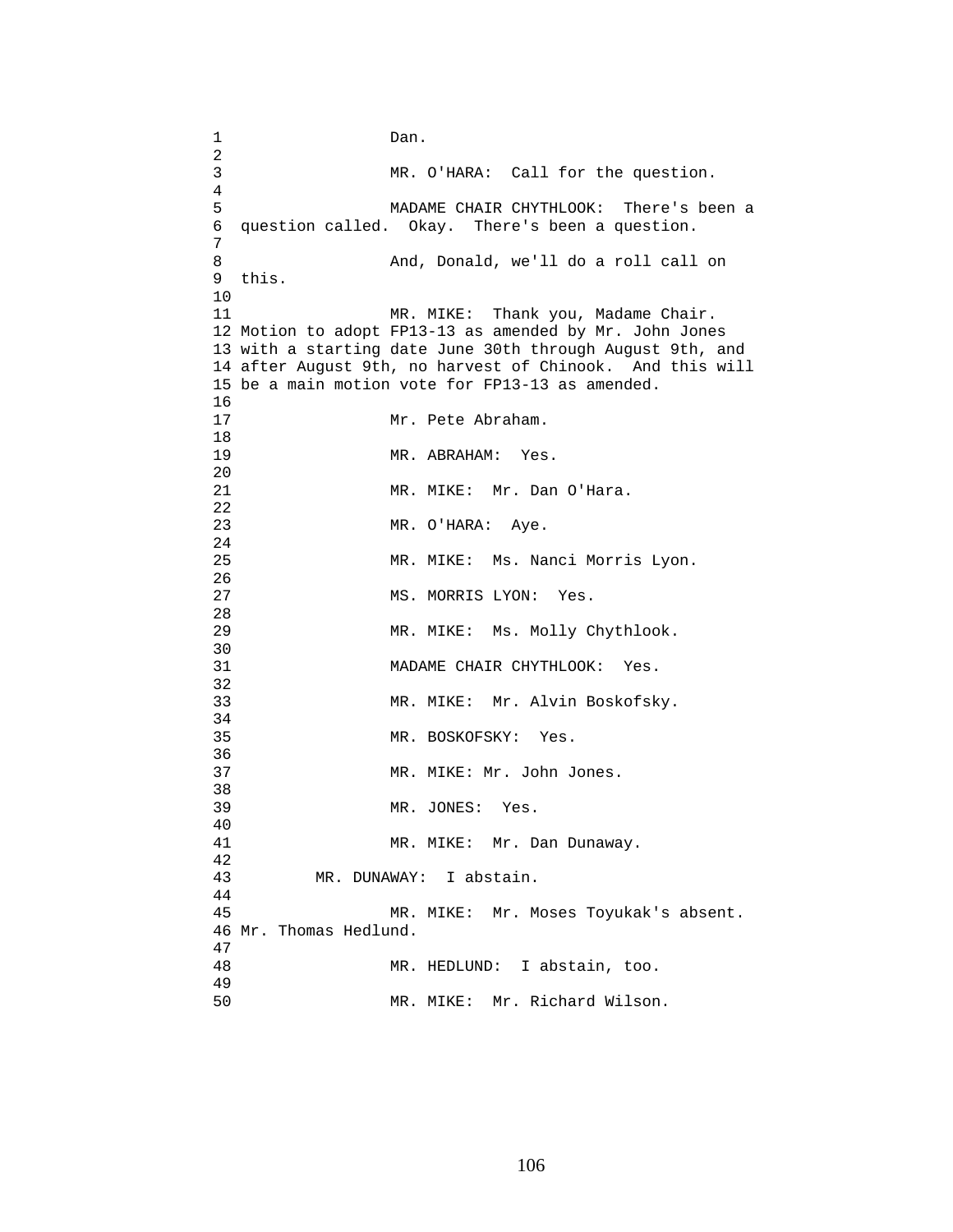Dan.

MR. O'HARA: Call for the question.

MADAME CHAIR CHYTHLOOK: There's been a question called. Okay. There's been a question.

And, Donald, we'll do a roll call on this.

MR. MIKE: Thank you, Madame Chair. Motion to adopt FP13-13 as amended by Mr. John Jones with a starting date June 30th through August 9th, and after August 9th, no harvest of Chinook. And this will be a main motion vote for FP13-13 as amended.

Mr. Pete Abraham.

MR. ABRAHAM: Yes.

MR. MIKE: Mr. Dan O'Hara.

MR. O'HARA: Aye.

MR. MIKE: Ms. Nanci Morris Lyon.

MS. MORRIS LYON: Yes.

MR. MIKE: Ms. Molly Chythlook.

MADAME CHAIR CHYTHLOOK: Yes.

MR. MIKE: Mr. Alvin Boskofsky.

MR. BOSKOFSKY: Yes.

MR. MIKE: Mr. John Jones.

MR. JONES: Yes.

MR. MIKE: Mr. Dan Dunaway.

MR. DUNAWAY: I abstain.

MR. MIKE: Mr. Moses Toyukak's absent. Mr. Thomas Hedlund.

MR. HEDLUND: I abstain, too.

MR. MIKE: Mr. Richard Wilson.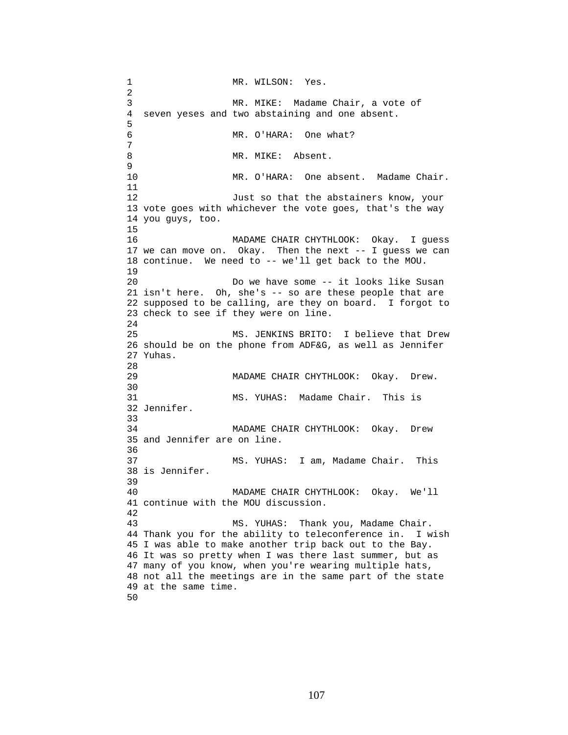MR. WILSON: Yes.

MR. MIKE: Madame Chair, a vote of seven yeses and two abstaining and one absent.

MR. O'HARA: One what?

MR. MIKE: Absent.

MR. O'HARA: One absent. Madame Chair.

Just so that the abstainers know, your vote goes with whichever the vote goes, that's the way you guys, too.

MADAME CHAIR CHYTHLOOK: Okay. I guess we can move on. Okay. Then the next -- I guess we can continue. We need to -- we'll get back to the MOU.

Do we have some -- it looks like Susan isn't here. Oh, she's -- so are these people that are supposed to be calling, are they on board. I forgot to check to see if they were on line.

MS. JENKINS BRITO: I believe that Drew should be on the phone from ADF&G, as well as Jennifer Yuhas.

MADAME CHAIR CHYTHLOOK: Okay. Drew.

MS. YUHAS: Madame Chair. This is Jennifer.

MADAME CHAIR CHYTHLOOK: Okay. Drew and Jennifer are on line.

MS. YUHAS: I am, Madame Chair. This is Jennifer.

MADAME CHAIR CHYTHLOOK: Okay. We'll continue with the MOU discussion.

MS. YUHAS: Thank you, Madame Chair. Thank you for the ability to teleconference in. I wish I was able to make another trip back out to the Bay. It was so pretty when I was there last summer, but as many of you know, when you're wearing multiple hats, not all the meetings are in the same part of the state at the same time.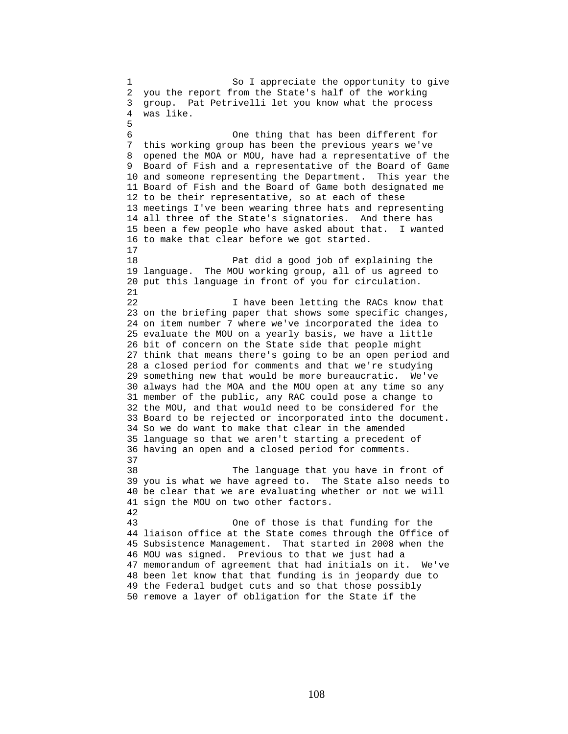So I appreciate the opportunity to give you the report from the State's half of the working group. Pat Petrivelli let you know what the process was like.

One thing that has been different for this working group has been the previous years we've opened the MOA or MOU, have had a representative of the Board of Fish and a representative of the Board of Game and someone representing the Department. This year the Board of Fish and the Board of Game both designated me to be their representative, so at each of these meetings I've been wearing three hats and representing all three of the State's signatories. And there has been a few people who have asked about that. I wanted to make that clear before we got started.

Pat did a good job of explaining the language. The MOU working group, all of us agreed to put this language in front of you for circulation.

I have been letting the RACs know that on the briefing paper that shows some specific changes, on item number 7 where we've incorporated the idea to evaluate the MOU on a yearly basis, we have a little bit of concern on the State side that people might think that means there's going to be an open period and a closed period for comments and that we're studying something new that would be more bureaucratic. We've always had the MOA and the MOU open at any time so any member of the public, any RAC could pose a change to the MOU, and that would need to be considered for the Board to be rejected or incorporated into the document. So we do want to make that clear in the amended language so that we aren't starting a precedent of having an open and a closed period for comments.

The language that you have in front of you is what we have agreed to. The State also needs to be clear that we are evaluating whether or not we will sign the MOU on two other factors.

One of those is that funding for the liaison office at the State comes through the Office of Subsistence Management. That started in 2008 when the MOU was signed. Previous to that we just had a memorandum of agreement that had initials on it. We've been let know that that funding is in jeopardy due to the Federal budget cuts and so that those possibly remove a layer of obligation for the State if the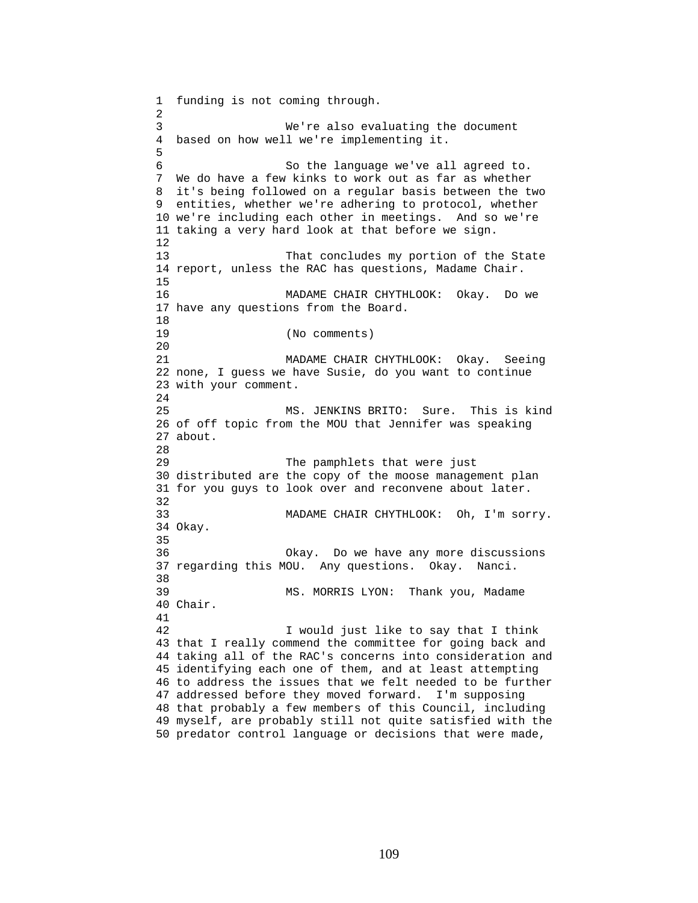funding is not coming through.

We're also evaluating the document based on how well we're implementing it.

So the language we've all agreed to. We do have a few kinks to work out as far as whether it's being followed on a regular basis between the two entities, whether we're adhering to protocol, whether we're including each other in meetings. And so we're taking a very hard look at that before we sign.

That concludes my portion of the State report, unless the RAC has questions, Madame Chair.

MADAME CHAIR CHYTHLOOK: Okay. Do we have any questions from the Board.

(No comments)

MADAME CHAIR CHYTHLOOK: Okay. Seeing none, I guess we have Susie, do you want to continue with your comment.

MS. JENKINS BRITO: Sure. This is kind of off topic from the MOU that Jennifer was speaking about.

The pamphlets that were just distributed are the copy of the moose management plan for you guys to look over and reconvene about later.

MADAME CHAIR CHYTHLOOK: Oh, I'm sorry. Okay.

Okay. Do we have any more discussions regarding this MOU. Any questions. Okay. Nanci.

MS. MORRIS LYON: Thank you, Madame Chair.

I would just like to say that I think that I really commend the committee for going back and taking all of the RAC's concerns into consideration and identifying each one of them, and at least attempting to address the issues that we felt needed to be further addressed before they moved forward. I'm supposing that probably a few members of this Council, including myself, are probably still not quite satisfied with the predator control language or decisions that were made,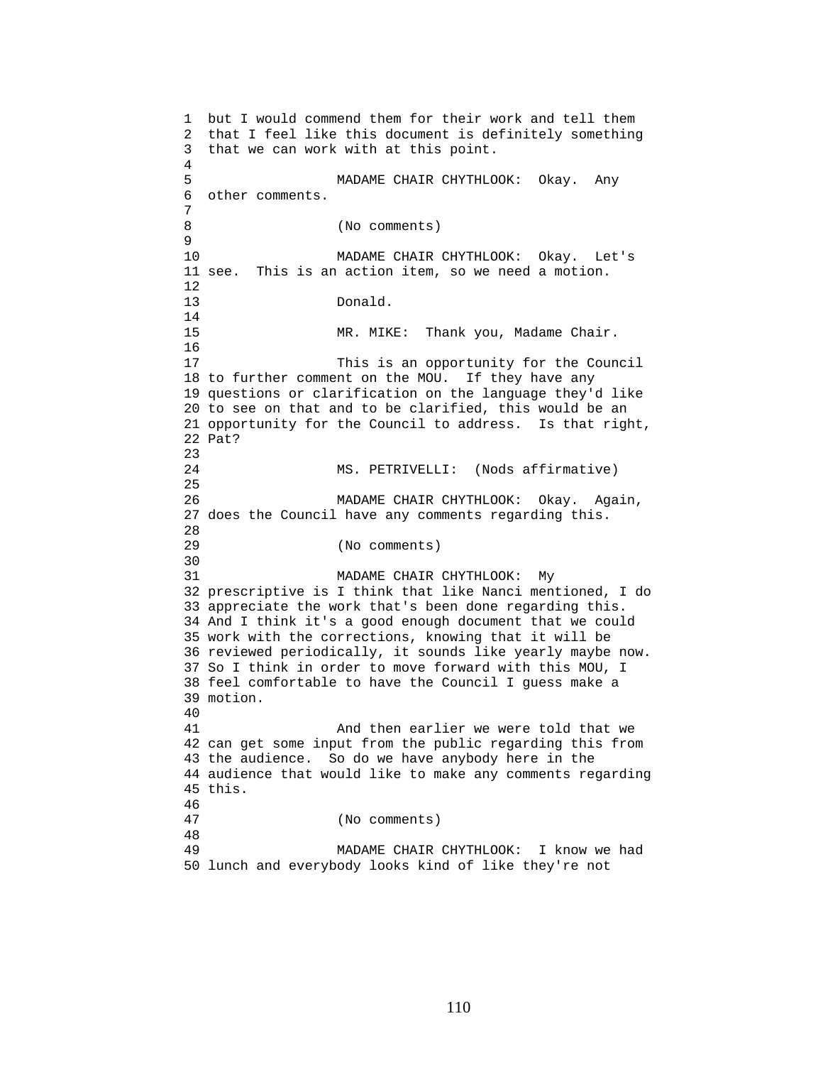but I would commend them for their work and tell them that I feel like this document is definitely something that we can work with at this point.

MADAME CHAIR CHYTHLOOK: Okay. Any other comments.

(No comments)

MADAME CHAIR CHYTHLOOK: Okay. Let's see. This is an action item, so we need a motion.

Donald.

MR. MIKE: Thank you, Madame Chair.

This is an opportunity for the Council to further comment on the MOU. If they have any questions or clarification on the language they'd like to see on that and to be clarified, this would be an opportunity for the Council to address. Is that right, Pat?

MS. PETRIVELLI: (Nods affirmative)

MADAME CHAIR CHYTHLOOK: Okay. Again, does the Council have any comments regarding this.

(No comments)

MADAME CHAIR CHYTHLOOK: My prescriptive is I think that like Nanci mentioned, I do appreciate the work that's been done regarding this. And I think it's a good enough document that we could work with the corrections, knowing that it will be reviewed periodically, it sounds like yearly maybe now. So I think in order to move forward with this MOU, I feel comfortable to have the Council I guess make a motion.

And then earlier we were told that we can get some input from the public regarding this from the audience. So do we have anybody here in the audience that would like to make any comments regarding this.

(No comments)

MADAME CHAIR CHYTHLOOK: I know we had lunch and everybody looks kind of like they're not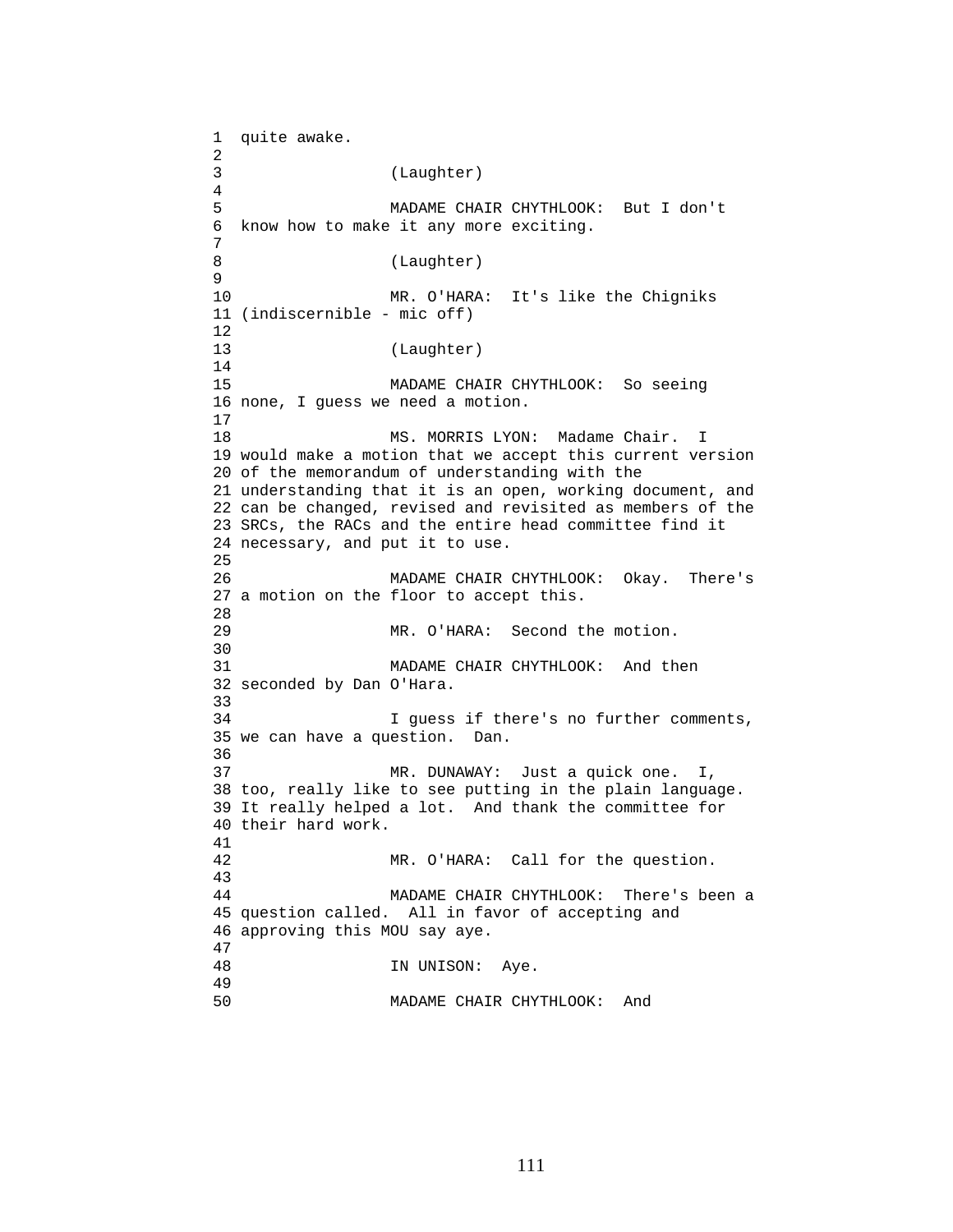quite awake.

(Laughter)

MADAME CHAIR CHYTHLOOK: But I don't know how to make it any more exciting.

(Laughter)

MR. O'HARA: It's like the Chigniks (indiscernible - mic off)

(Laughter)

MADAME CHAIR CHYTHLOOK: So seeing none, I guess we need a motion.

MS. MORRIS LYON: Madame Chair. I would make a motion that we accept this current version of the memorandum of understanding with the understanding that it is an open, working document, and can be changed, revised and revisited as members of the SRCs, the RACs and the entire head committee find it necessary, and put it to use.

MADAME CHAIR CHYTHLOOK: Okay. There's a motion on the floor to accept this.

MR. O'HARA: Second the motion.

MADAME CHAIR CHYTHLOOK: And then seconded by Dan O'Hara.

I guess if there's no further comments, we can have a question. Dan.

MR. DUNAWAY: Just a quick one. I, too, really like to see putting in the plain language. It really helped a lot. And thank the committee for their hard work.

MR. O'HARA: Call for the question.

MADAME CHAIR CHYTHLOOK: There's been a question called. All in favor of accepting and approving this MOU say aye.

IN UNISON: Aye.

MADAME CHAIR CHYTHLOOK: And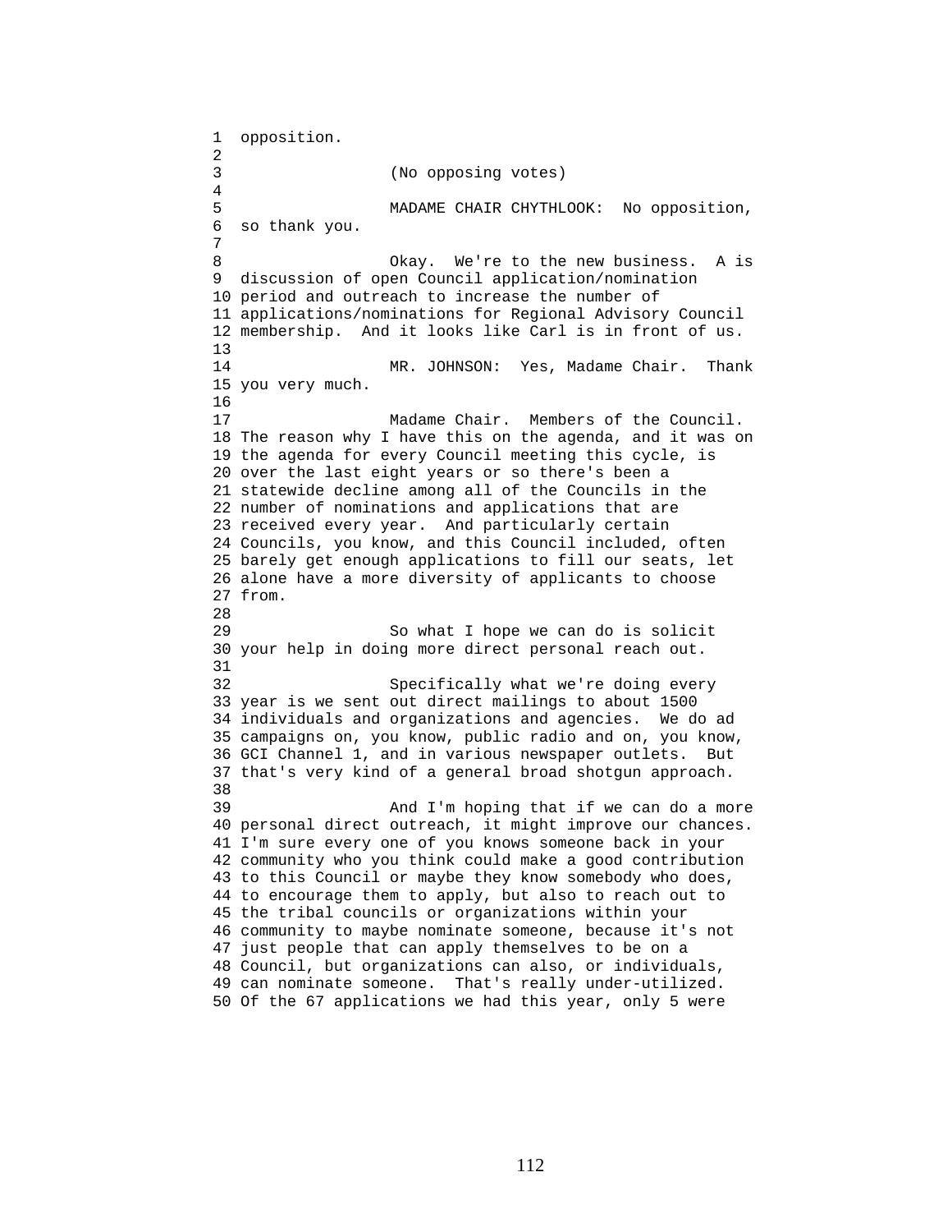opposition.

(No opposing votes)

MADAME CHAIR CHYTHLOOK: No opposition, so thank you.

Okay. We're to the new business. A is discussion of open Council application/nomination period and outreach to increase the number of applications/nominations for Regional Advisory Council membership. And it looks like Carl is in front of us.

MR. JOHNSON: Yes, Madame Chair. Thank you very much.

Madame Chair. Members of the Council. The reason why I have this on the agenda, and it was on the agenda for every Council meeting this cycle, is over the last eight years or so there's been a statewide decline among all of the Councils in the number of nominations and applications that are received every year. And particularly certain Councils, you know, and this Council included, often barely get enough applications to fill our seats, let alone have a more diversity of applicants to choose from.

So what I hope we can do is solicit your help in doing more direct personal reach out.

Specifically what we're doing every year is we sent out direct mailings to about 1500 individuals and organizations and agencies. We do ad campaigns on, you know, public radio and on, you know, GCI Channel 1, and in various newspaper outlets. But that's very kind of a general broad shotgun approach.

And I'm hoping that if we can do a more personal direct outreach, it might improve our chances. I'm sure every one of you knows someone back in your community who you think could make a good contribution to this Council or maybe they know somebody who does, to encourage them to apply, but also to reach out to the tribal councils or organizations within your community to maybe nominate someone, because it's not just people that can apply themselves to be on a Council, but organizations can also, or individuals, can nominate someone. That's really under-utilized. Of the 67 applications we had this year, only 5 were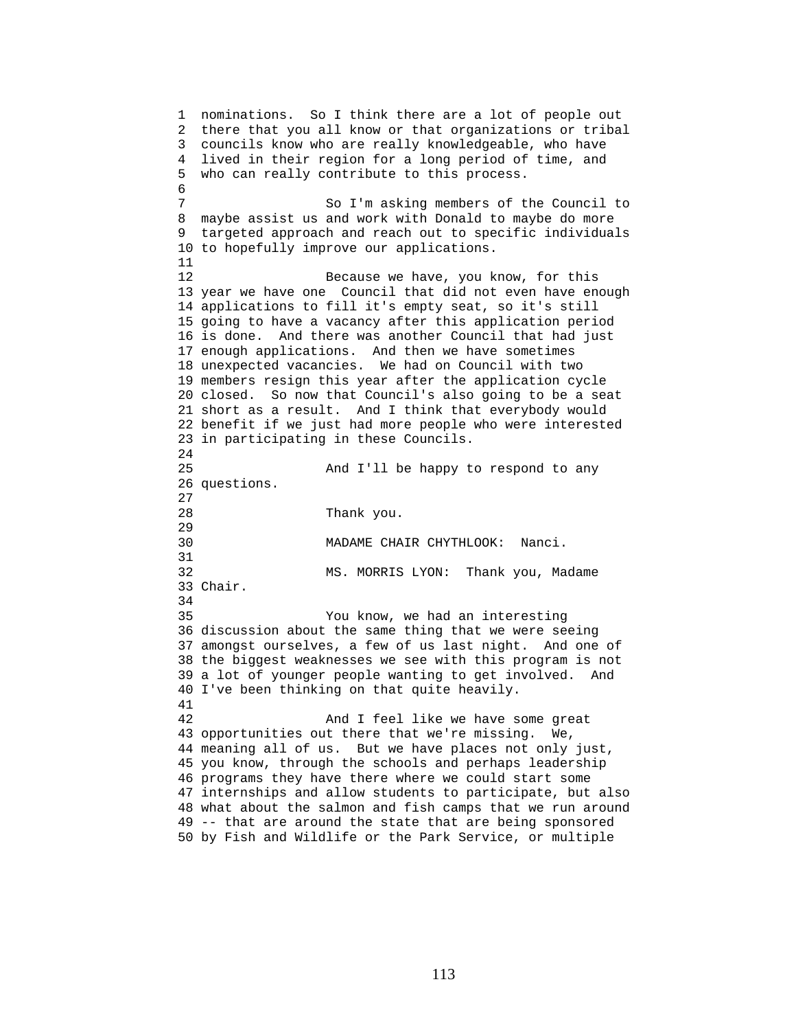nominations. So I think there are a lot of people out there that you all know or that organizations or tribal councils know who are really knowledgeable, who have lived in their region for a long period of time, and who can really contribute to this process.

So I'm asking members of the Council to maybe assist us and work with Donald to maybe do more targeted approach and reach out to specific individuals to hopefully improve our applications.

Because we have, you know, for this year we have one Council that did not even have enough applications to fill it's empty seat, so it's still going to have a vacancy after this application period is done. And there was another Council that had just enough applications. And then we have sometimes unexpected vacancies. We had on Council with two members resign this year after the application cycle closed. So now that Council's also going to be a seat short as a result. And I think that everybody would benefit if we just had more people who were interested in participating in these Councils.

And I'll be happy to respond to any questions.

Thank you.

MADAME CHAIR CHYTHLOOK: Nanci.

MS. MORRIS LYON: Thank you, Madame Chair.

You know, we had an interesting discussion about the same thing that we were seeing amongst ourselves, a few of us last night. And one of the biggest weaknesses we see with this program is not a lot of younger people wanting to get involved. And I've been thinking on that quite heavily.

And I feel like we have some great opportunities out there that we're missing. We, meaning all of us. But we have places not only just, you know, through the schools and perhaps leadership programs they have there where we could start some internships and allow students to participate, but also what about the salmon and fish camps that we run around -- that are around the state that are being sponsored by Fish and Wildlife or the Park Service, or multiple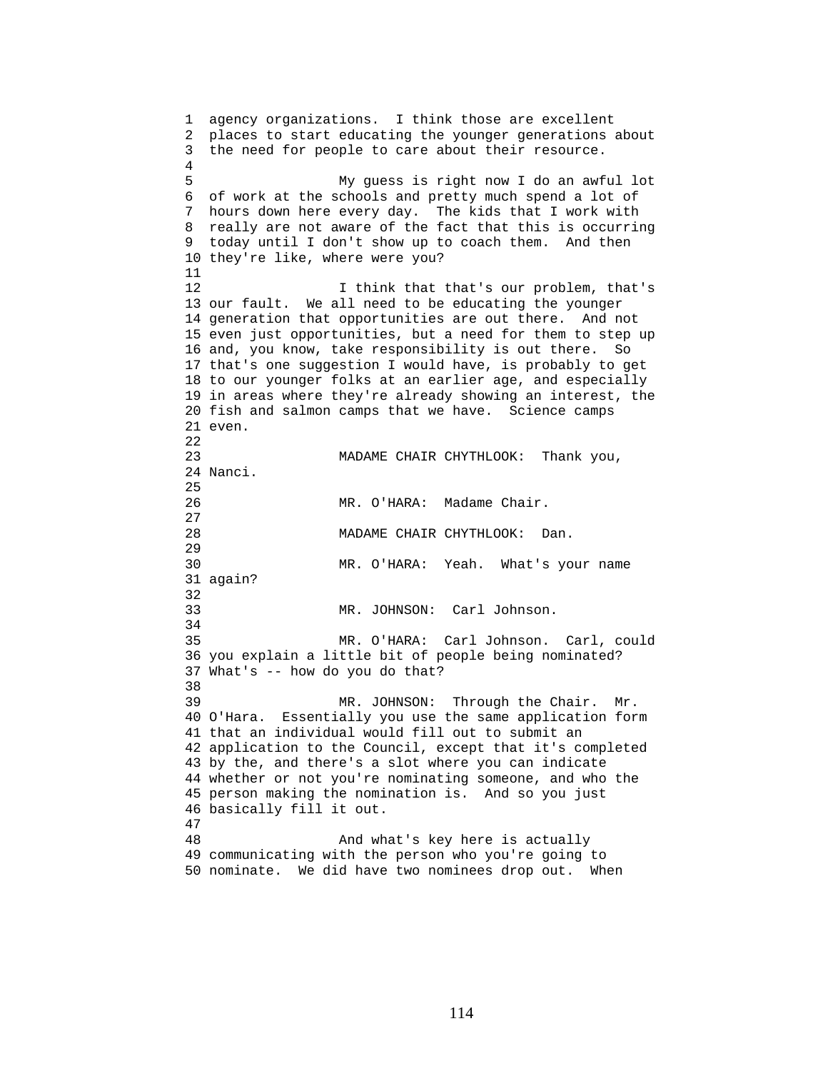agency organizations. I think those are excellent places to start educating the younger generations about the need for people to care about their resource.

My guess is right now I do an awful lot of work at the schools and pretty much spend a lot of hours down here every day. The kids that I work with really are not aware of the fact that this is occurring today until I don't show up to coach them. And then they're like, where were you?

I think that that's our problem, that's our fault. We all need to be educating the younger generation that opportunities are out there. And not even just opportunities, but a need for them to step up and, you know, take responsibility is out there. So that's one suggestion I would have, is probably to get to our younger folks at an earlier age, and especially in areas where they're already showing an interest, the fish and salmon camps that we have. Science camps even.

MADAME CHAIR CHYTHLOOK: Thank you, Nanci.

MR. O'HARA: Madame Chair.

MADAME CHAIR CHYTHLOOK: Dan.

MR. O'HARA: Yeah. What's your name again?

MR. JOHNSON: Carl Johnson.

MR. O'HARA: Carl Johnson. Carl, could you explain a little bit of people being nominated? What's -- how do you do that?

MR. JOHNSON: Through the Chair. Mr. O'Hara. Essentially you use the same application form that an individual would fill out to submit an application to the Council, except that it's completed by the, and there's a slot where you can indicate whether or not you're nominating someone, and who the person making the nomination is. And so you just basically fill it out.

And what's key here is actually communicating with the person who you're going to nominate. We did have two nominees drop out. When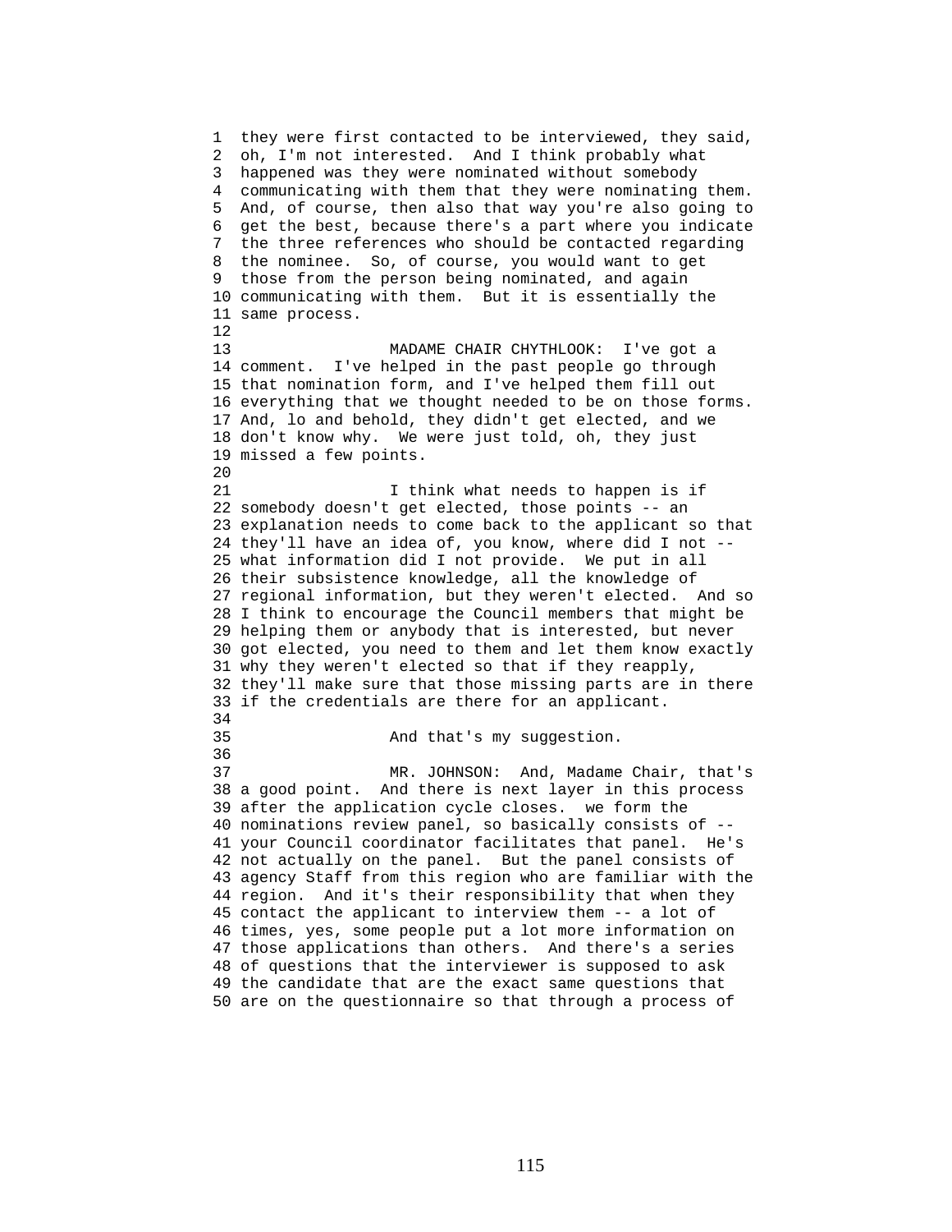they were first contacted to be interviewed, they said, oh, I'm not interested. And I think probably what happened was they were nominated without somebody communicating with them that they were nominating them. And, of course, then also that way you're also going to get the best, because there's a part where you indicate the three references who should be contacted regarding the nominee. So, of course, you would want to get those from the person being nominated, and again communicating with them. But it is essentially the same process.

MADAME CHAIR CHYTHLOOK: I've got a comment. I've helped in the past people go through that nomination form, and I've helped them fill out everything that we thought needed to be on those forms. And, lo and behold, they didn't get elected, and we don't know why. We were just told, oh, they just missed a few points.

I think what needs to happen is if somebody doesn't get elected, those points -- an explanation needs to come back to the applicant so that they'll have an idea of, you know, where did I not -- what information did I not provide. We put in all their subsistence knowledge, all the knowledge of regional information, but they weren't elected. And so I think to encourage the Council members that might be helping them or anybody that is interested, but never got elected, you need to them and let them know exactly why they weren't elected so that if they reapply, they'll make sure that those missing parts are in there if the credentials are there for an applicant.

And that's my suggestion.

MR. JOHNSON: And, Madame Chair, that's a good point. And there is next layer in this process after the application cycle closes. we form the nominations review panel, so basically consists of -- your Council coordinator facilitates that panel. He's not actually on the panel. But the panel consists of agency Staff from this region who are familiar with the region. And it's their responsibility that when they contact the applicant to interview them -- a lot of times, yes, some people put a lot more information on those applications than others. And there's a series of questions that the interviewer is supposed to ask the candidate that are the exact same questions that are on the questionnaire so that through a process of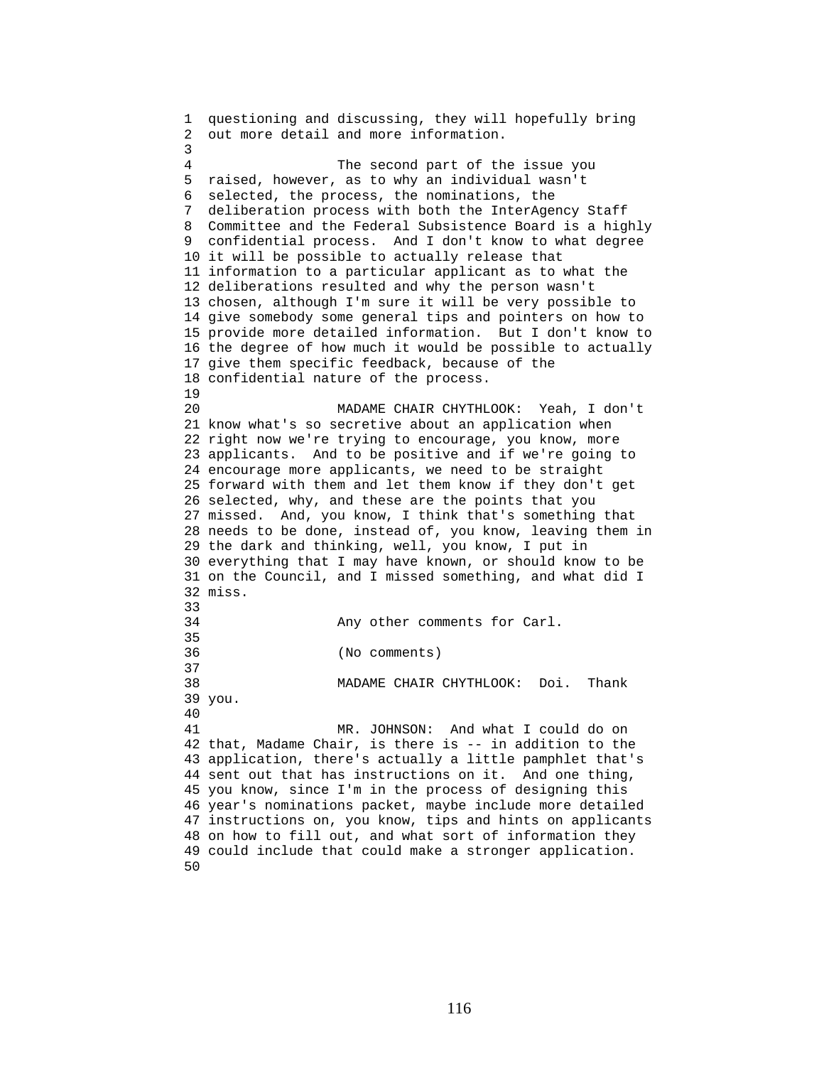questioning and discussing, they will hopefully bring out more detail and more information.

The second part of the issue you raised, however, as to why an individual wasn't selected, the process, the nominations, the deliberation process with both the InterAgency Staff Committee and the Federal Subsistence Board is a highly confidential process. And I don't know to what degree it will be possible to actually release that information to a particular applicant as to what the deliberations resulted and why the person wasn't chosen, although I'm sure it will be very possible to give somebody some general tips and pointers on how to provide more detailed information. But I don't know to the degree of how much it would be possible to actually give them specific feedback, because of the confidential nature of the process.

MADAME CHAIR CHYTHLOOK: Yeah, I don't know what's so secretive about an application when right now we're trying to encourage, you know, more applicants. And to be positive and if we're going to encourage more applicants, we need to be straight forward with them and let them know if they don't get selected, why, and these are the points that you missed. And, you know, I think that's something that needs to be done, instead of, you know, leaving them in the dark and thinking, well, you know, I put in everything that I may have known, or should know to be on the Council, and I missed something, and what did I miss.

Any other comments for Carl.

(No comments)

MADAME CHAIR CHYTHLOOK: Doi. Thank you.

MR. JOHNSON: And what I could do on that, Madame Chair, is there is -- in addition to the application, there's actually a little pamphlet that's sent out that has instructions on it. And one thing, you know, since I'm in the process of designing this year's nominations packet, maybe include more detailed instructions on, you know, tips and hints on applicants on how to fill out, and what sort of information they could include that could make a stronger application.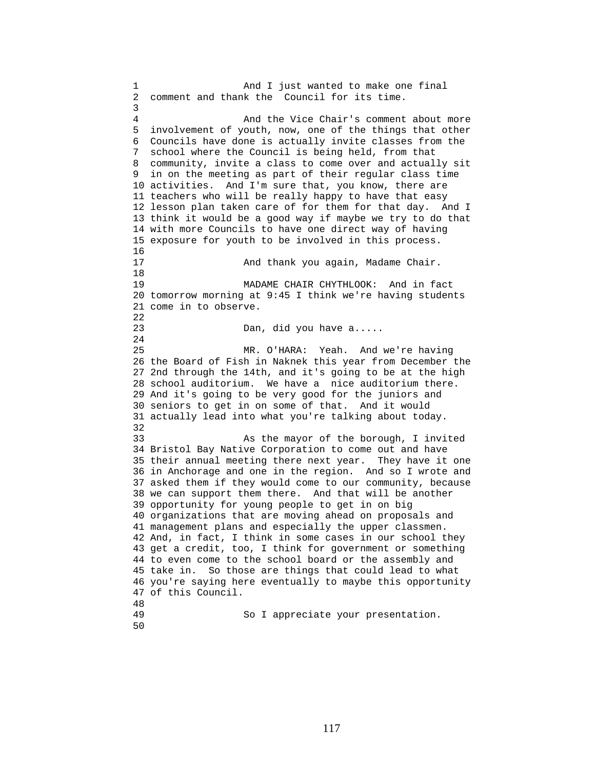And I just wanted to make one final comment and thank the Council for its time.

And the Vice Chair's comment about more involvement of youth, now, one of the things that other Councils have done is actually invite classes from the school where the Council is being held, from that community, invite a class to come over and actually sit in on the meeting as part of their regular class time activities. And I'm sure that, you know, there are teachers who will be really happy to have that easy lesson plan taken care of for them for that day. And I think it would be a good way if maybe we try to do that with more Councils to have one direct way of having exposure for youth to be involved in this process.

And thank you again, Madame Chair.

MADAME CHAIR CHYTHLOOK: And in fact tomorrow morning at 9:45 I think we're having students come in to observe.

Dan, did you have a.....

MR. O'HARA: Yeah. And we're having the Board of Fish in Naknek this year from December the 2nd through the 14th, and it's going to be at the high school auditorium. We have a nice auditorium there. And it's going to be very good for the juniors and seniors to get in on some of that. And it would actually lead into what you're talking about today.

As the mayor of the borough, I invited Bristol Bay Native Corporation to come out and have their annual meeting there next year. They have it one in Anchorage and one in the region. And so I wrote and asked them if they would come to our community, because we can support them there. And that will be another opportunity for young people to get in on big organizations that are moving ahead on proposals and management plans and especially the upper classmen. And, in fact, I think in some cases in our school they get a credit, too, I think for government or something to even come to the school board or the assembly and take in. So those are things that could lead to what you're saying here eventually to maybe this opportunity of this Council.

So I appreciate your presentation.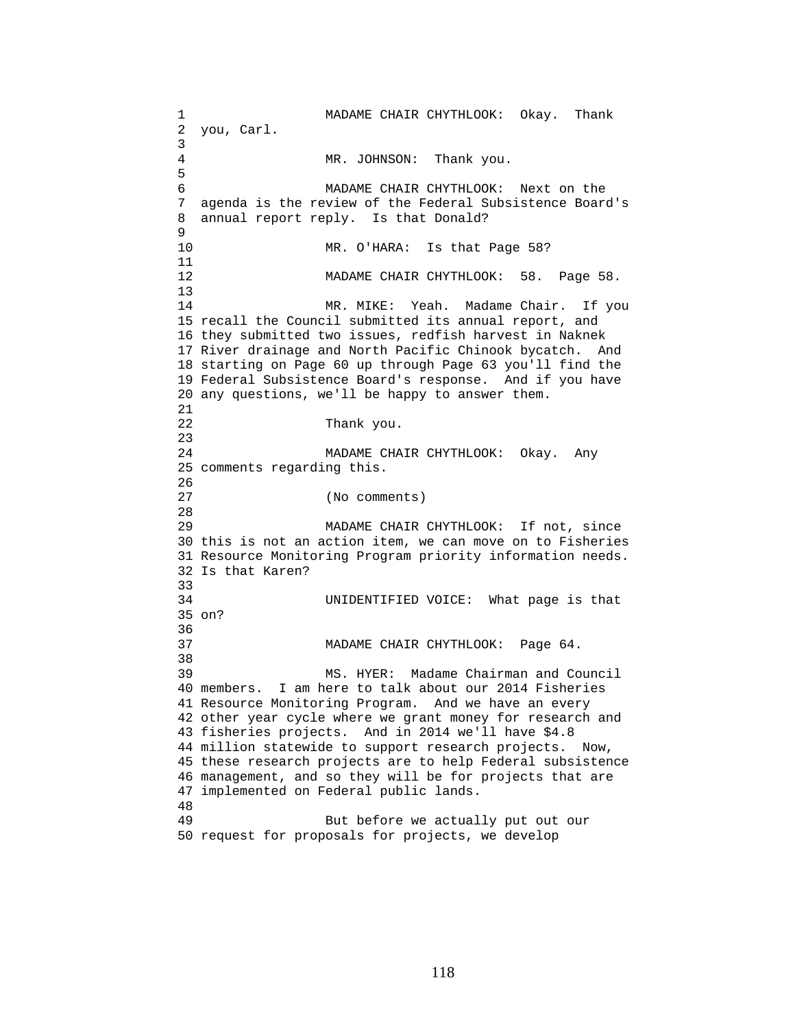MADAME CHAIR CHYTHLOOK: Okay. Thank you, Carl.

MR. JOHNSON: Thank you.

MADAME CHAIR CHYTHLOOK: Next on the agenda is the review of the Federal Subsistence Board's annual report reply. Is that Donald?

MR. O'HARA: Is that Page 58?

MADAME CHAIR CHYTHLOOK: 58. Page 58.

MR. MIKE: Yeah. Madame Chair. If you recall the Council submitted its annual report, and they submitted two issues, redfish harvest in Naknek River drainage and North Pacific Chinook bycatch. And starting on Page 60 up through Page 63 you'll find the Federal Subsistence Board's response. And if you have any questions, we'll be happy to answer them.

Thank you.

MADAME CHAIR CHYTHLOOK: Okay. Any comments regarding this.

(No comments)

MADAME CHAIR CHYTHLOOK: If not, since this is not an action item, we can move on to Fisheries Resource Monitoring Program priority information needs. Is that Karen?

UNIDENTIFIED VOICE: What page is that on?

MADAME CHAIR CHYTHLOOK: Page 64.

MS. HYER: Madame Chairman and Council members. I am here to talk about our 2014 Fisheries Resource Monitoring Program. And we have an every other year cycle where we grant money for research and fisheries projects. And in 2014 we'll have $4.8 million statewide to support research projects. Now, these research projects are to help Federal subsistence management, and so they will be for projects that are implemented on Federal public lands.

But before we actually put out our request for proposals for projects, we develop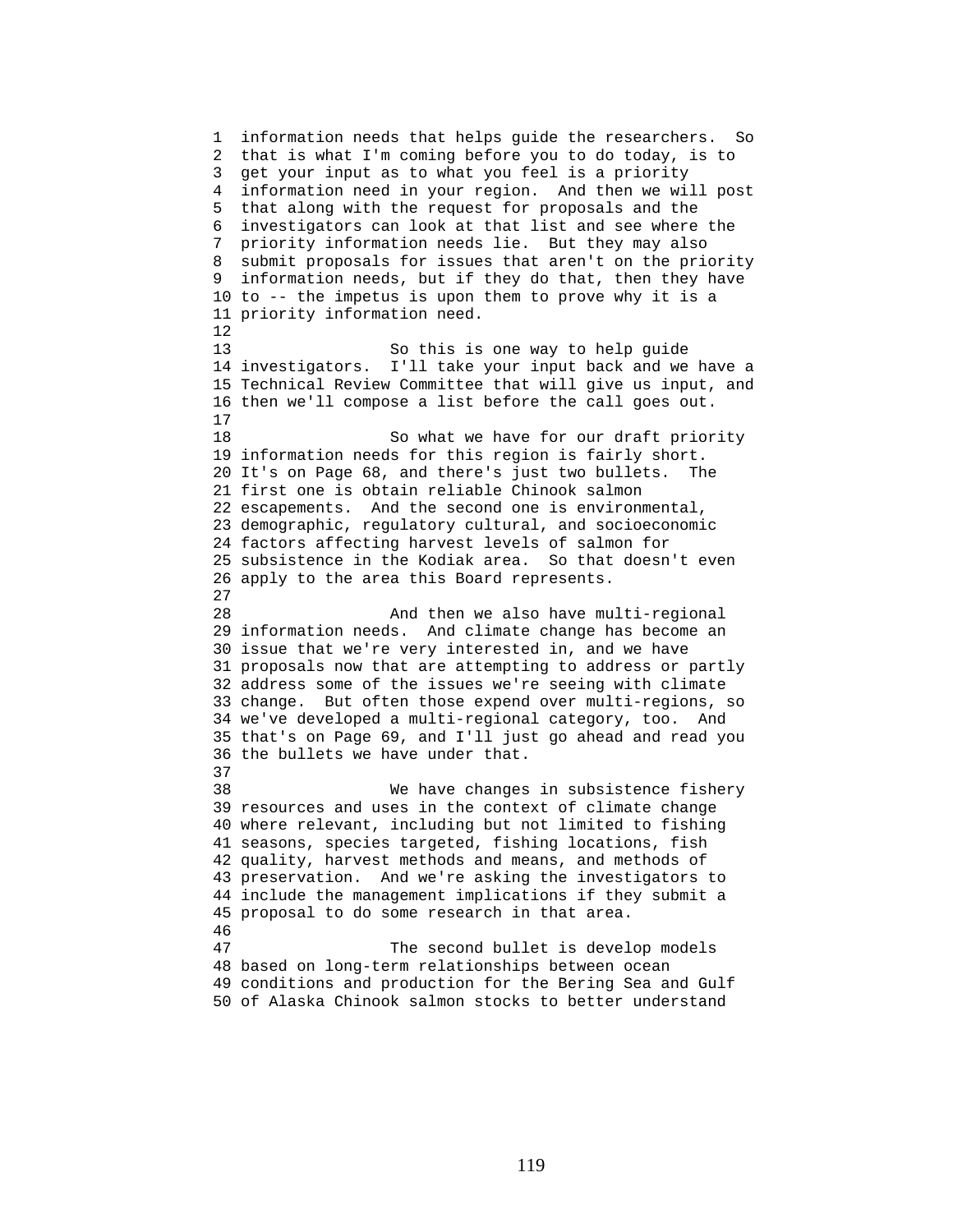information needs that helps guide the researchers. So that is what I'm coming before you to do today, is to get your input as to what you feel is a priority information need in your region. And then we will post that along with the request for proposals and the investigators can look at that list and see where the priority information needs lie. But they may also submit proposals for issues that aren't on the priority information needs, but if they do that, then they have to -- the impetus is upon them to prove why it is a priority information need.

So this is one way to help guide investigators. I'll take your input back and we have a Technical Review Committee that will give us input, and then we'll compose a list before the call goes out.

So what we have for our draft priority information needs for this region is fairly short. It's on Page 68, and there's just two bullets. The first one is obtain reliable Chinook salmon escapements. And the second one is environmental, demographic, regulatory cultural, and socioeconomic factors affecting harvest levels of salmon for subsistence in the Kodiak area. So that doesn't even apply to the area this Board represents.

And then we also have multi-regional information needs. And climate change has become an issue that we're very interested in, and we have proposals now that are attempting to address or partly address some of the issues we're seeing with climate change. But often those expend over multi-regions, so we've developed a multi-regional category, too. And that's on Page 69, and I'll just go ahead and read you the bullets we have under that.

We have changes in subsistence fishery resources and uses in the context of climate change where relevant, including but not limited to fishing seasons, species targeted, fishing locations, fish quality, harvest methods and means, and methods of preservation. And we're asking the investigators to include the management implications if they submit a proposal to do some research in that area.

The second bullet is develop models based on long-term relationships between ocean conditions and production for the Bering Sea and Gulf of Alaska Chinook salmon stocks to better understand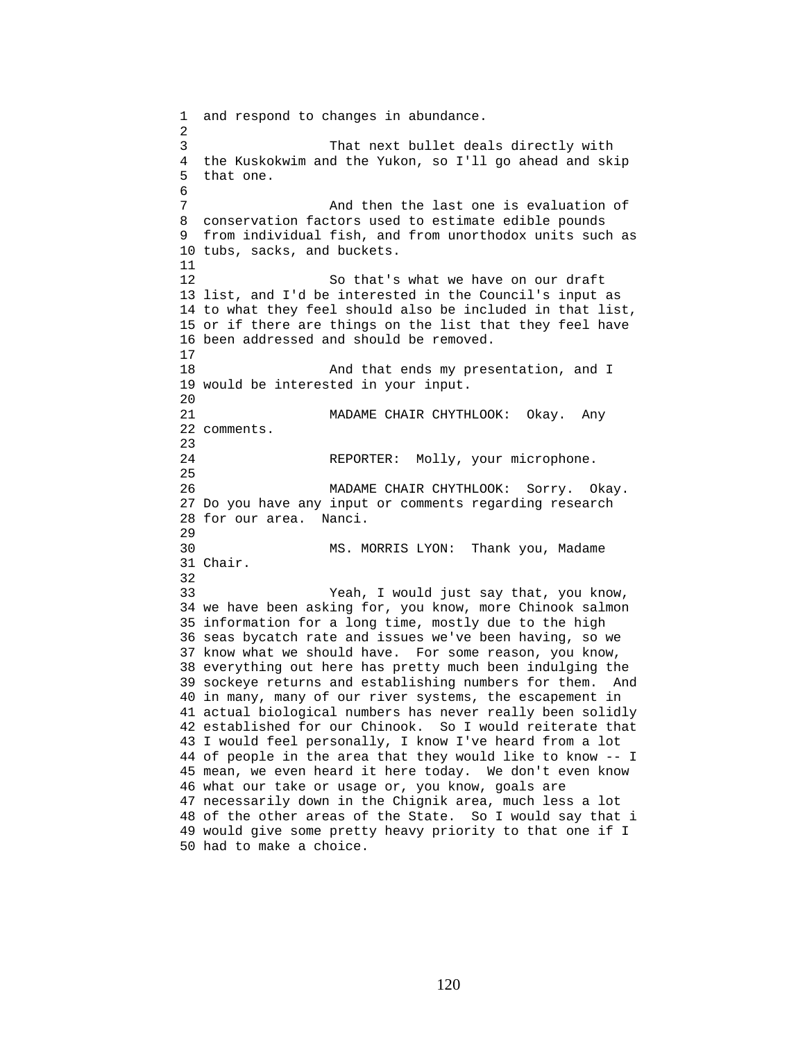and respond to changes in abundance.

That next bullet deals directly with the Kuskokwim and the Yukon, so I'll go ahead and skip that one.

And then the last one is evaluation of conservation factors used to estimate edible pounds from individual fish, and from unorthodox units such as tubs, sacks, and buckets.

So that's what we have on our draft list, and I'd be interested in the Council's input as to what they feel should also be included in that list, or if there are things on the list that they feel have been addressed and should be removed.

And that ends my presentation, and I would be interested in your input.

MADAME CHAIR CHYTHLOOK: Okay. Any comments.

REPORTER: Molly, your microphone.

MADAME CHAIR CHYTHLOOK: Sorry. Okay. Do you have any input or comments regarding research for our area. Nanci.

MS. MORRIS LYON: Thank you, Madame Chair.

Yeah, I would just say that, you know, we have been asking for, you know, more Chinook salmon information for a long time, mostly due to the high seas bycatch rate and issues we've been having, so we know what we should have. For some reason, you know, everything out here has pretty much been indulging the sockeye returns and establishing numbers for them. And in many, many of our river systems, the escapement in actual biological numbers has never really been solidly established for our Chinook. So I would reiterate that I would feel personally, I know I've heard from a lot of people in the area that they would like to know -- I mean, we even heard it here today. We don't even know what our take or usage or, you know, goals are necessarily down in the Chignik area, much less a lot of the other areas of the State. So I would say that i would give some pretty heavy priority to that one if I had to make a choice.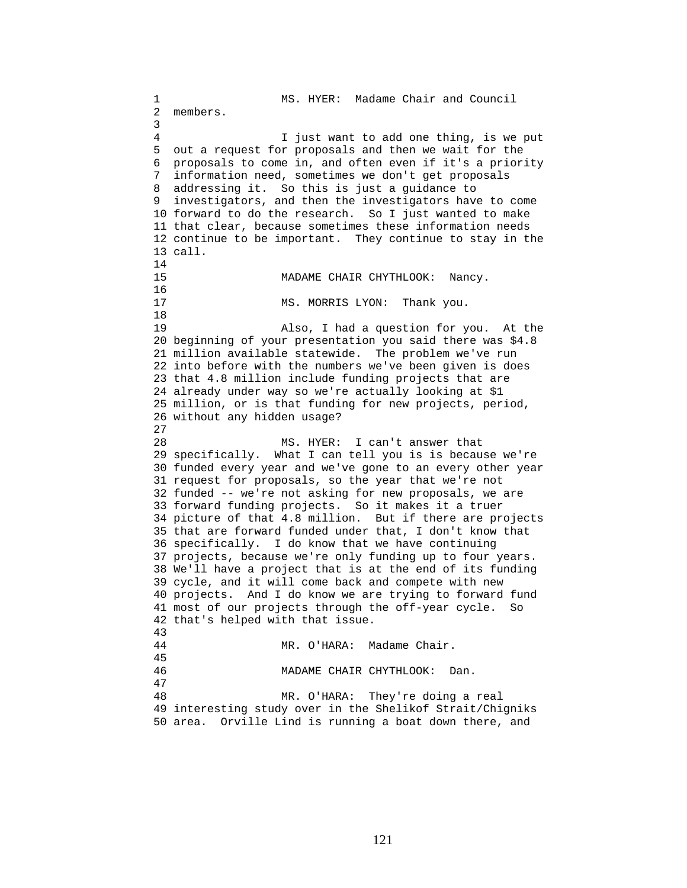MS. HYER: Madame Chair and Council members.

I just want to add one thing, is we put out a request for proposals and then we wait for the proposals to come in, and often even if it's a priority information need, sometimes we don't get proposals addressing it. So this is just a guidance to investigators, and then the investigators have to come forward to do the research. So I just wanted to make that clear, because sometimes these information needs continue to be important. They continue to stay in the call.

MADAME CHAIR CHYTHLOOK: Nancy.

MS. MORRIS LYON: Thank you.

Also, I had a question for you. At the beginning of your presentation you said there was $4.8 million available statewide. The problem we've run into before with the numbers we've been given is does that 4.8 million include funding projects that are already under way so we're actually looking at $1 million, or is that funding for new projects, period, without any hidden usage?

MS. HYER: I can't answer that specifically. What I can tell you is is because we're funded every year and we've gone to an every other year request for proposals, so the year that we're not funded -- we're not asking for new proposals, we are forward funding projects. So it makes it a truer picture of that 4.8 million. But if there are projects that are forward funded under that, I don't know that specifically. I do know that we have continuing projects, because we're only funding up to four years. We'll have a project that is at the end of its funding cycle, and it will come back and compete with new projects. And I do know we are trying to forward fund most of our projects through the off-year cycle. So that's helped with that issue.

MR. O'HARA: Madame Chair.

MADAME CHAIR CHYTHLOOK: Dan.

MR. O'HARA: They're doing a real interesting study over in the Shelikof Strait/Chigniks area. Orville Lind is running a boat down there, and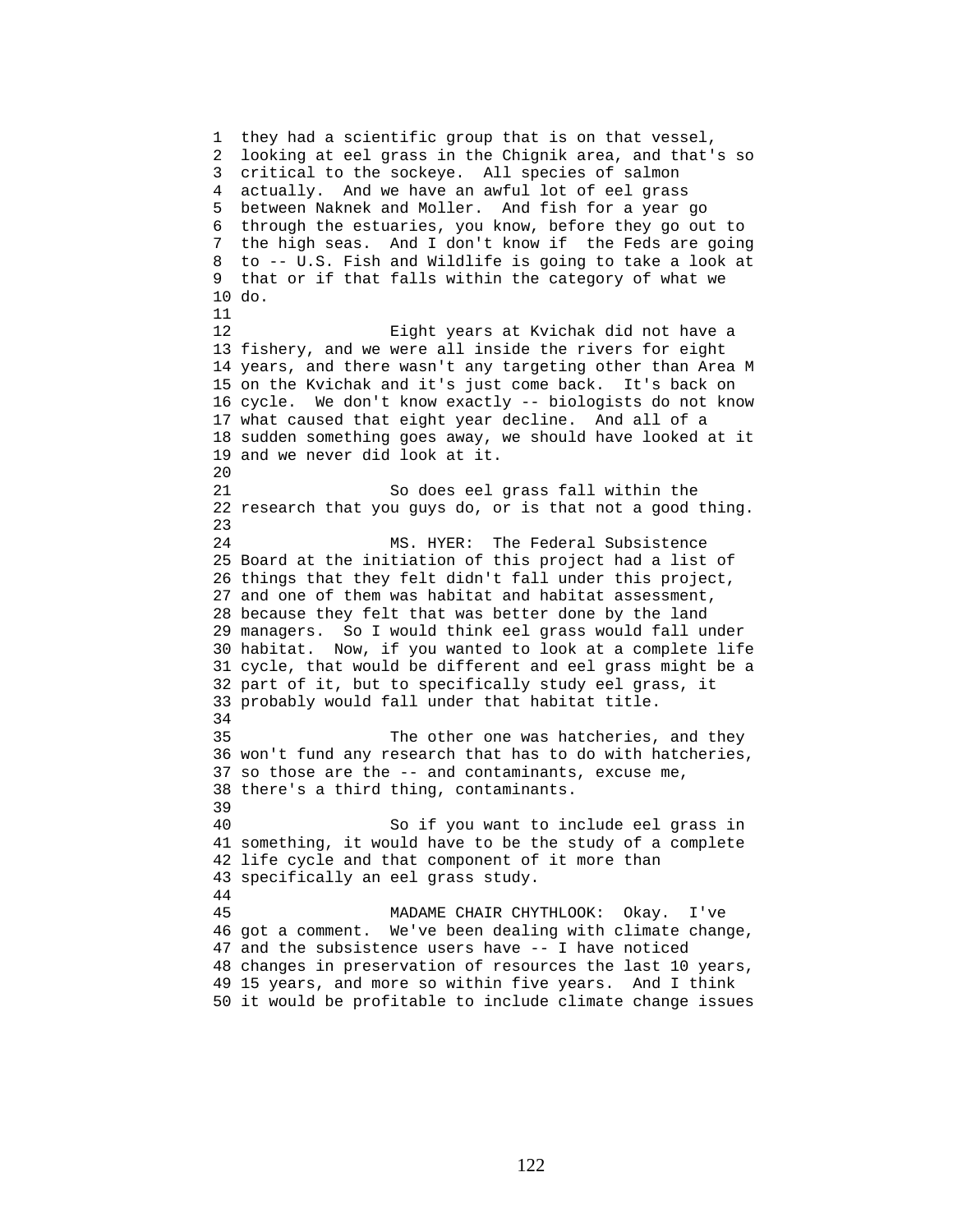they had a scientific group that is on that vessel, looking at eel grass in the Chignik area, and that's so critical to the sockeye. All species of salmon actually. And we have an awful lot of eel grass between Naknek and Moller. And fish for a year go through the estuaries, you know, before they go out to the high seas. And I don't know if the Feds are going to -- U.S. Fish and Wildlife is going to take a look at that or if that falls within the category of what we do.

Eight years at Kvichak did not have a fishery, and we were all inside the rivers for eight years, and there wasn't any targeting other than Area M on the Kvichak and it's just come back. It's back on cycle. We don't know exactly -- biologists do not know what caused that eight year decline. And all of a sudden something goes away, we should have looked at it and we never did look at it.

So does eel grass fall within the research that you guys do, or is that not a good thing.

MS. HYER: The Federal Subsistence Board at the initiation of this project had a list of things that they felt didn't fall under this project, and one of them was habitat and habitat assessment, because they felt that was better done by the land managers. So I would think eel grass would fall under habitat. Now, if you wanted to look at a complete life cycle, that would be different and eel grass might be a part of it, but to specifically study eel grass, it probably would fall under that habitat title.

The other one was hatcheries, and they won't fund any research that has to do with hatcheries, so those are the -- and contaminants, excuse me, there's a third thing, contaminants.

So if you want to include eel grass in something, it would have to be the study of a complete life cycle and that component of it more than specifically an eel grass study.

MADAME CHAIR CHYTHLOOK: Okay. I've got a comment. We've been dealing with climate change, and the subsistence users have -- I have noticed changes in preservation of resources the last 10 years, 15 years, and more so within five years. And I think it would be profitable to include climate change issues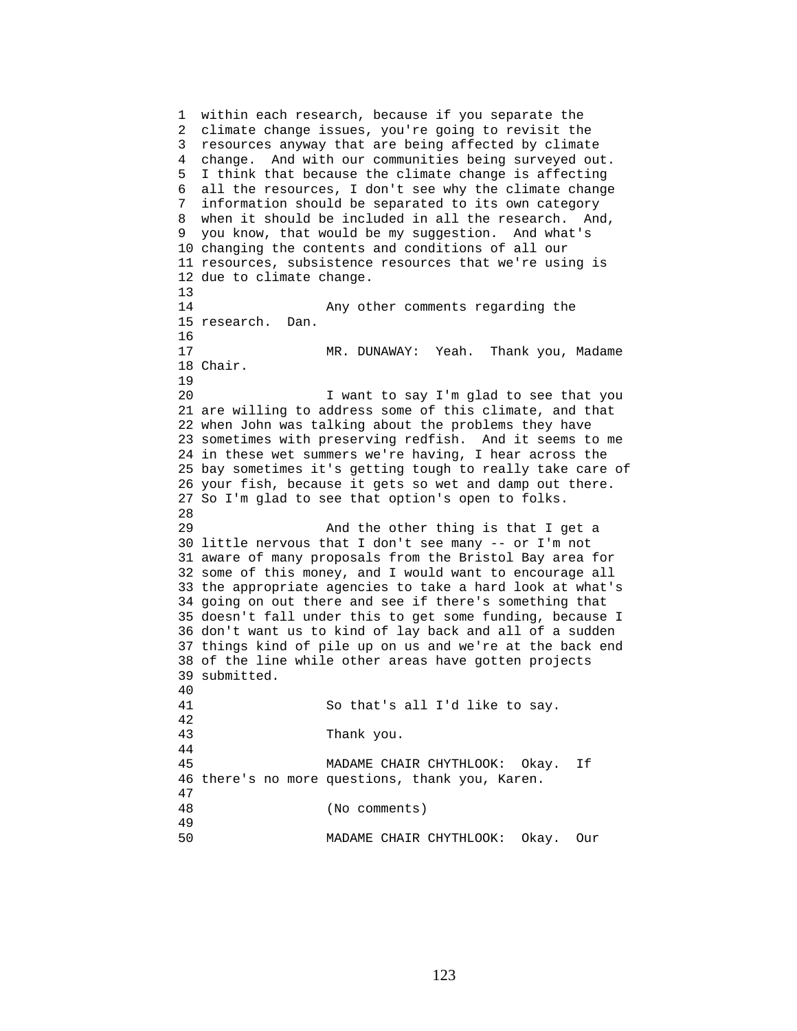within each research, because if you separate the climate change issues, you're going to revisit the resources anyway that are being affected by climate change. And with our communities being surveyed out. I think that because the climate change is affecting all the resources, I don't see why the climate change information should be separated to its own category when it should be included in all the research. And, you know, that would be my suggestion. And what's changing the contents and conditions of all our resources, subsistence resources that we're using is due to climate change.

Any other comments regarding the research. Dan.

MR. DUNAWAY: Yeah. Thank you, Madame Chair.

I want to say I'm glad to see that you are willing to address some of this climate, and that when John was talking about the problems they have sometimes with preserving redfish. And it seems to me in these wet summers we're having, I hear across the bay sometimes it's getting tough to really take care of your fish, because it gets so wet and damp out there. So I'm glad to see that option's open to folks.

And the other thing is that I get a little nervous that I don't see many -- or I'm not aware of many proposals from the Bristol Bay area for some of this money, and I would want to encourage all the appropriate agencies to take a hard look at what's going on out there and see if there's something that doesn't fall under this to get some funding, because I don't want us to kind of lay back and all of a sudden things kind of pile up on us and we're at the back end of the line while other areas have gotten projects submitted.

So that's all I'd like to say.

Thank you.

MADAME CHAIR CHYTHLOOK: Okay. If there's no more questions, thank you, Karen.

(No comments)

MADAME CHAIR CHYTHLOOK: Okay. Our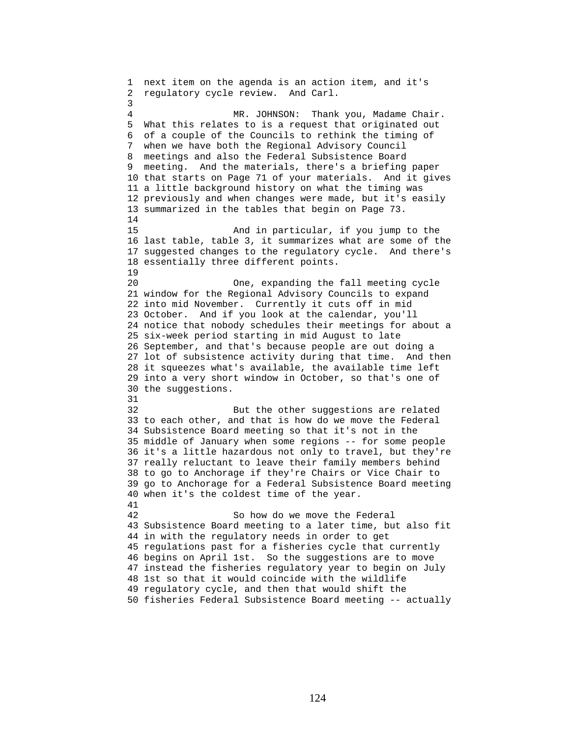next item on the agenda is an action item, and it's regulatory cycle review. And Carl.

MR. JOHNSON: Thank you, Madame Chair. What this relates to is a request that originated out of a couple of the Councils to rethink the timing of when we have both the Regional Advisory Council meetings and also the Federal Subsistence Board meeting. And the materials, there's a briefing paper that starts on Page 71 of your materials. And it gives a little background history on what the timing was previously and when changes were made, but it's easily summarized in the tables that begin on Page 73.

And in particular, if you jump to the last table, table 3, it summarizes what are some of the suggested changes to the regulatory cycle. And there's essentially three different points.

One, expanding the fall meeting cycle window for the Regional Advisory Councils to expand into mid November. Currently it cuts off in mid October. And if you look at the calendar, you'll notice that nobody schedules their meetings for about a six-week period starting in mid August to late September, and that's because people are out doing a lot of subsistence activity during that time. And then it squeezes what's available, the available time left into a very short window in October, so that's one of the suggestions.

But the other suggestions are related to each other, and that is how do we move the Federal Subsistence Board meeting so that it's not in the middle of January when some regions -- for some people it's a little hazardous not only to travel, but they're really reluctant to leave their family members behind to go to Anchorage if they're Chairs or Vice Chair to go to Anchorage for a Federal Subsistence Board meeting when it's the coldest time of the year.

So how do we move the Federal Subsistence Board meeting to a later time, but also fit in with the regulatory needs in order to get regulations past for a fisheries cycle that currently begins on April 1st. So the suggestions are to move instead the fisheries regulatory year to begin on July 1st so that it would coincide with the wildlife regulatory cycle, and then that would shift the fisheries Federal Subsistence Board meeting -- actually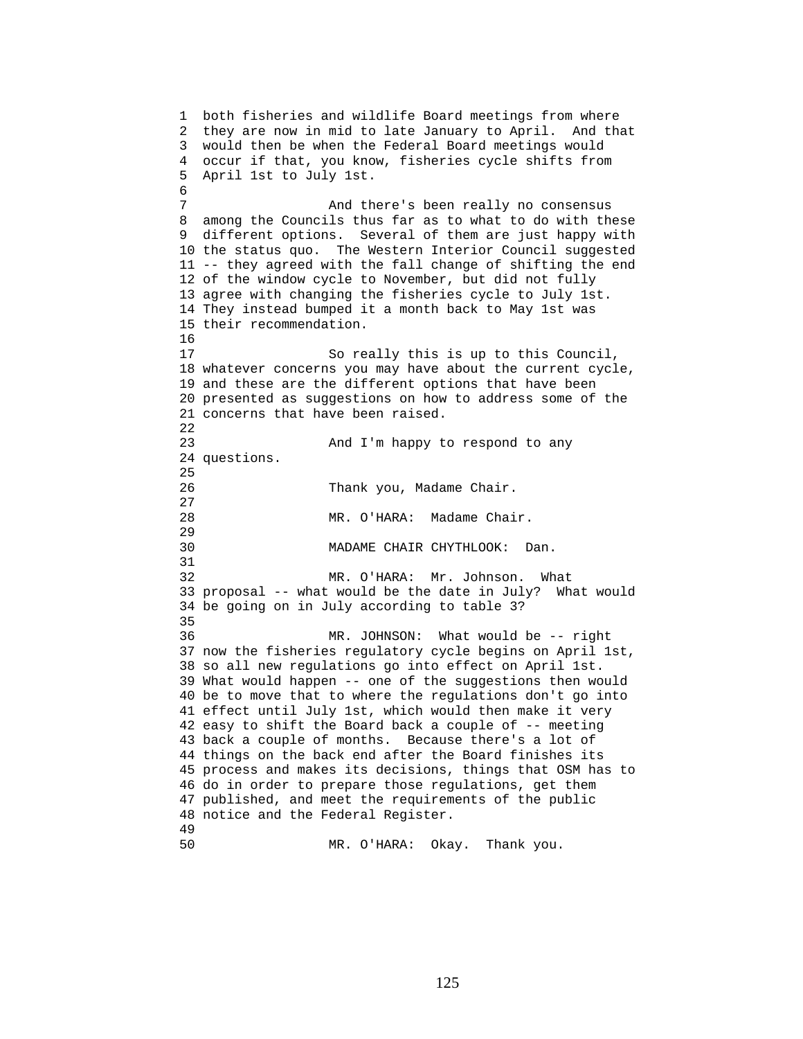both fisheries and wildlife Board meetings from where they are now in mid to late January to April. And that would then be when the Federal Board meetings would occur if that, you know, fisheries cycle shifts from April 1st to July 1st.

And there's been really no consensus among the Councils thus far as to what to do with these different options. Several of them are just happy with the status quo. The Western Interior Council suggested -- they agreed with the fall change of shifting the end of the window cycle to November, but did not fully agree with changing the fisheries cycle to July 1st. They instead bumped it a month back to May 1st was their recommendation.

So really this is up to this Council, whatever concerns you may have about the current cycle, and these are the different options that have been presented as suggestions on how to address some of the concerns that have been raised.

And I'm happy to respond to any questions.

Thank you, Madame Chair.

MR. O'HARA: Madame Chair.

MADAME CHAIR CHYTHLOOK: Dan.

MR. O'HARA: Mr. Johnson. What proposal -- what would be the date in July? What would be going on in July according to table 3?

MR. JOHNSON: What would be -- right now the fisheries regulatory cycle begins on April 1st, so all new regulations go into effect on April 1st. What would happen -- one of the suggestions then would be to move that to where the regulations don't go into effect until July 1st, which would then make it very easy to shift the Board back a couple of -- meeting back a couple of months. Because there's a lot of things on the back end after the Board finishes its process and makes its decisions, things that OSM has to do in order to prepare those regulations, get them published, and meet the requirements of the public notice and the Federal Register.

MR. O'HARA: Okay. Thank you.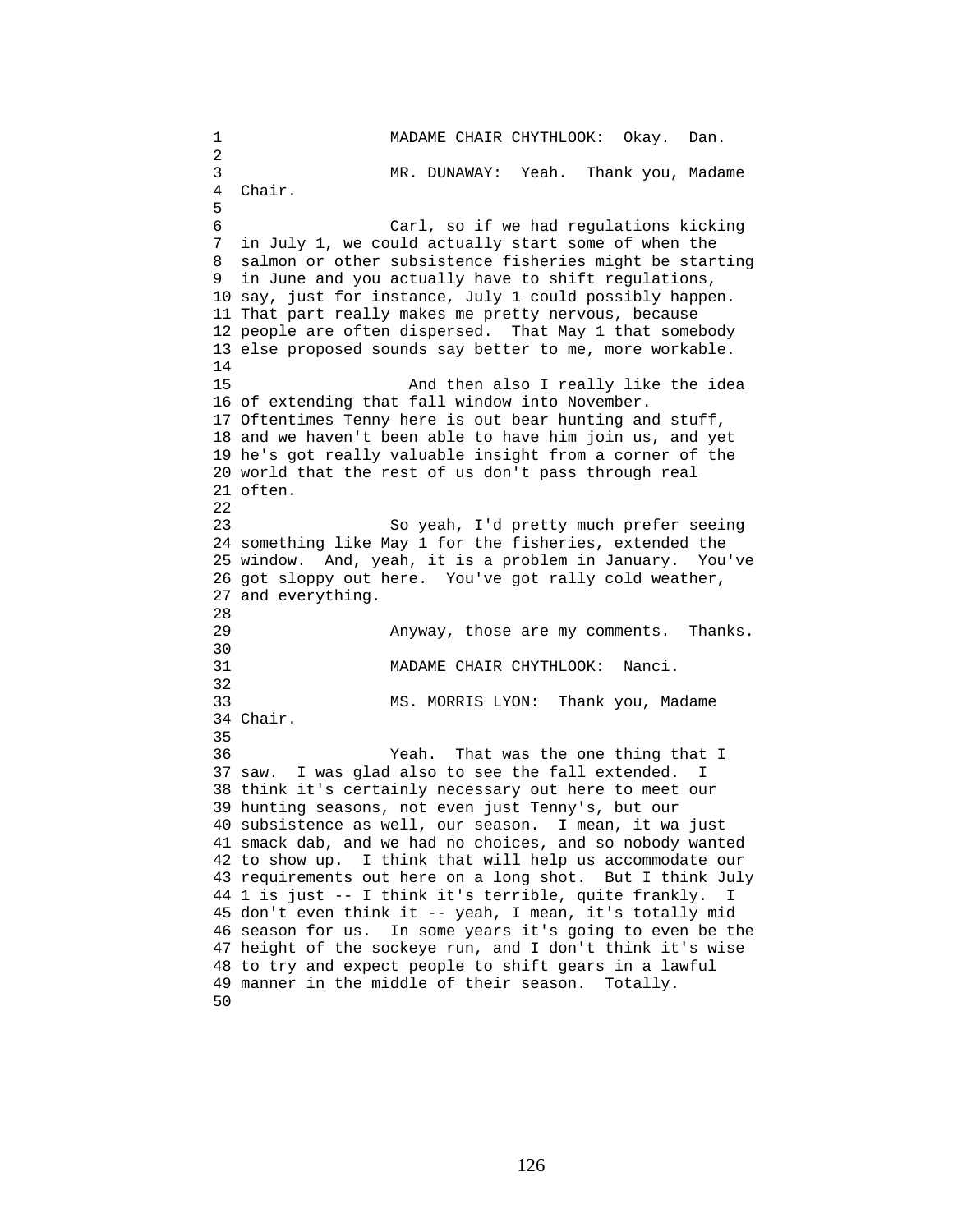MADAME CHAIR CHYTHLOOK: Okay. Dan.

MR. DUNAWAY: Yeah. Thank you, Madame Chair.

Carl, so if we had regulations kicking in July 1, we could actually start some of when the salmon or other subsistence fisheries might be starting in June and you actually have to shift regulations, say, just for instance, July 1 could possibly happen. That part really makes me pretty nervous, because people are often dispersed. That May 1 that somebody else proposed sounds say better to me, more workable.

And then also I really like the idea of extending that fall window into November. Oftentimes Tenny here is out bear hunting and stuff, and we haven't been able to have him join us, and yet he's got really valuable insight from a corner of the world that the rest of us don't pass through real often.

So yeah, I'd pretty much prefer seeing something like May 1 for the fisheries, extended the window. And, yeah, it is a problem in January. You've got sloppy out here. You've got rally cold weather, and everything.

Anyway, those are my comments. Thanks.

MADAME CHAIR CHYTHLOOK: Nanci.

MS. MORRIS LYON: Thank you, Madame Chair.

Yeah. That was the one thing that I saw. I was glad also to see the fall extended. I think it's certainly necessary out here to meet our hunting seasons, not even just Tenny's, but our subsistence as well, our season. I mean, it wa just smack dab, and we had no choices, and so nobody wanted to show up. I think that will help us accommodate our requirements out here on a long shot. But I think July 1 is just -- I think it's terrible, quite frankly. I don't even think it -- yeah, I mean, it's totally mid season for us. In some years it's going to even be the height of the sockeye run, and I don't think it's wise to try and expect people to shift gears in a lawful manner in the middle of their season. Totally.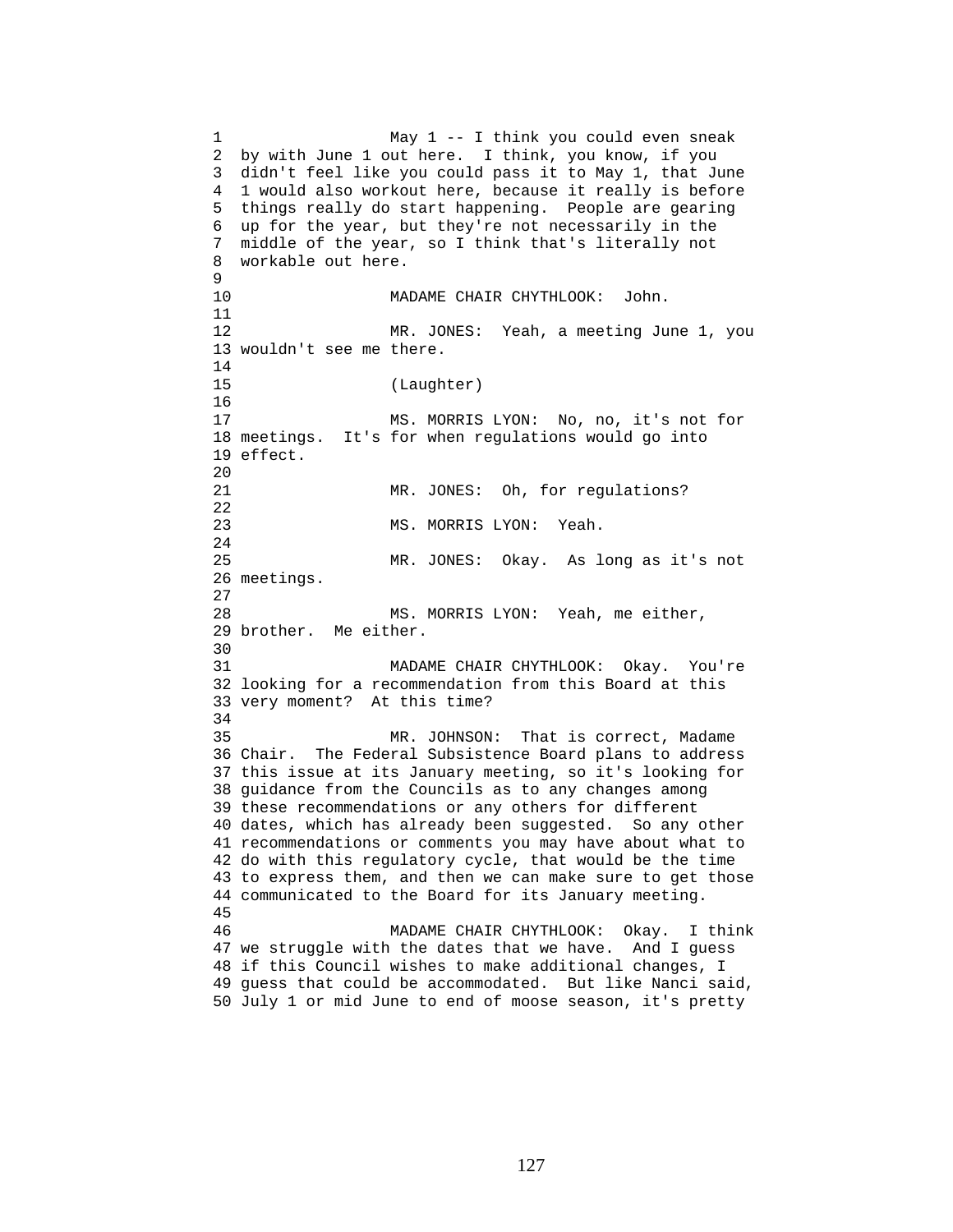May 1 -- I think you could even sneak by with June 1 out here. I think, you know, if you didn't feel like you could pass it to May 1, that June 1 would also workout here, because it really is before things really do start happening. People are gearing up for the year, but they're not necessarily in the middle of the year, so I think that's literally not workable out here.

MADAME CHAIR CHYTHLOOK: John.

MR. JONES: Yeah, a meeting June 1, you wouldn't see me there.

(Laughter)

MS. MORRIS LYON: No, no, it's not for meetings. It's for when regulations would go into effect.

MR. JONES: Oh, for regulations?

MS. MORRIS LYON: Yeah.

MR. JONES: Okay. As long as it's not meetings.

MS. MORRIS LYON: Yeah, me either, brother. Me either.

MADAME CHAIR CHYTHLOOK: Okay. You're looking for a recommendation from this Board at this very moment? At this time?

MR. JOHNSON: That is correct, Madame Chair. The Federal Subsistence Board plans to address this issue at its January meeting, so it's looking for guidance from the Councils as to any changes among these recommendations or any others for different dates, which has already been suggested. So any other recommendations or comments you may have about what to do with this regulatory cycle, that would be the time to express them, and then we can make sure to get those communicated to the Board for its January meeting.

MADAME CHAIR CHYTHLOOK: Okay. I think we struggle with the dates that we have. And I guess if this Council wishes to make additional changes, I guess that could be accommodated. But like Nanci said, July 1 or mid June to end of moose season, it's pretty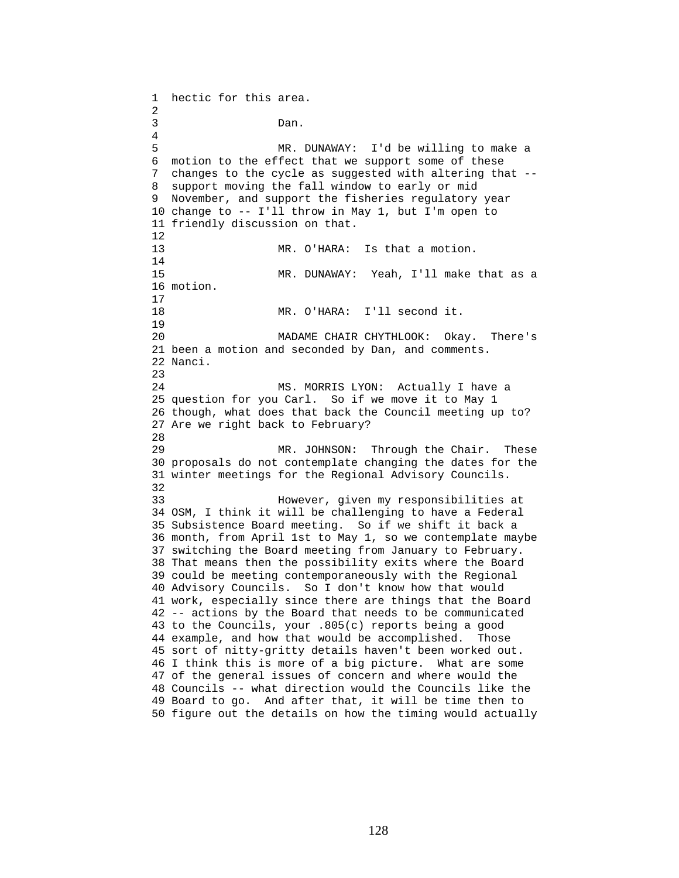hectic for this area.

Dan.

MR. DUNAWAY: I'd be willing to make a motion to the effect that we support some of these changes to the cycle as suggested with altering that -- support moving the fall window to early or mid November, and support the fisheries regulatory year change to -- I'll throw in May 1, but I'm open to friendly discussion on that.

MR. O'HARA: Is that a motion.

MR. DUNAWAY: Yeah, I'll make that as a motion.

MR. O'HARA: I'll second it.

MADAME CHAIR CHYTHLOOK: Okay. There's been a motion and seconded by Dan, and comments. Nanci.

MS. MORRIS LYON: Actually I have a question for you Carl. So if we move it to May 1 though, what does that back the Council meeting up to? Are we right back to February?

MR. JOHNSON: Through the Chair. These proposals do not contemplate changing the dates for the winter meetings for the Regional Advisory Councils.

However, given my responsibilities at OSM, I think it will be challenging to have a Federal Subsistence Board meeting. So if we shift it back a month, from April 1st to May 1, so we contemplate maybe switching the Board meeting from January to February. That means then the possibility exits where the Board could be meeting contemporaneously with the Regional Advisory Councils. So I don't know how that would work, especially since there are things that the Board -- actions by the Board that needs to be communicated to the Councils, your .805(c) reports being a good example, and how that would be accomplished. Those sort of nitty-gritty details haven't been worked out. I think this is more of a big picture. What are some of the general issues of concern and where would the Councils -- what direction would the Councils like the Board to go. And after that, it will be time then to figure out the details on how the timing would actually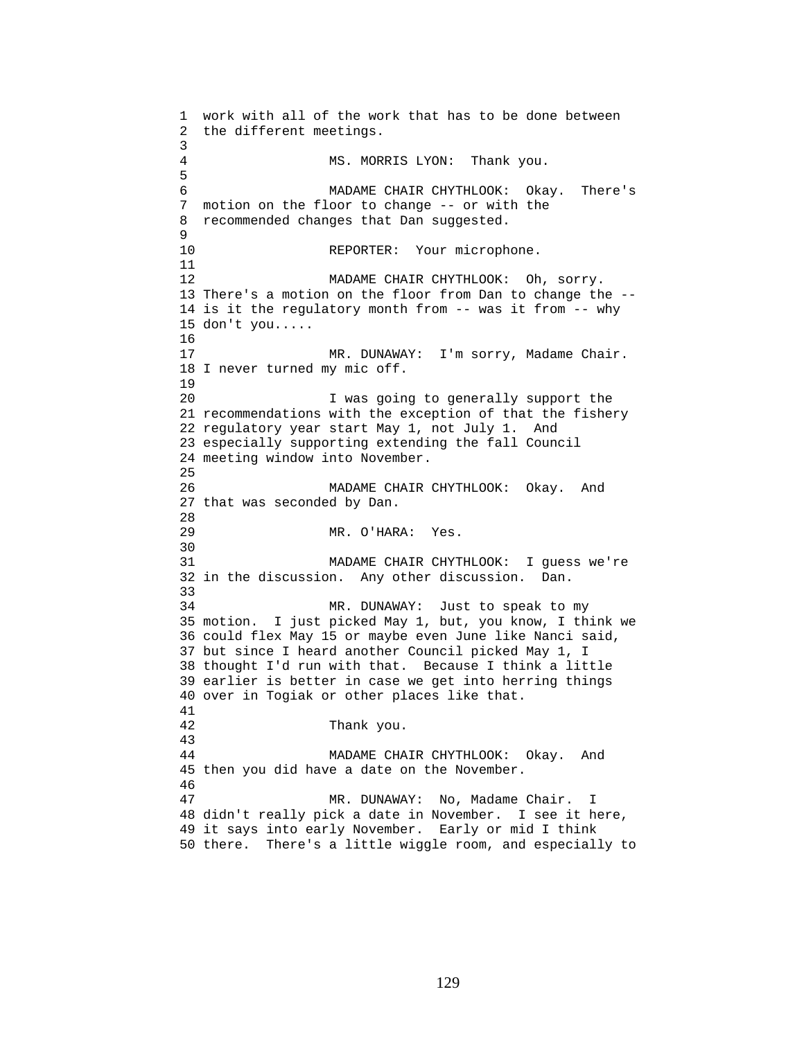work with all of the work that has to be done between the different meetings.

MS. MORRIS LYON: Thank you.

MADAME CHAIR CHYTHLOOK: Okay. There's motion on the floor to change -- or with the recommended changes that Dan suggested.

REPORTER: Your microphone.

MADAME CHAIR CHYTHLOOK: Oh, sorry. There's a motion on the floor from Dan to change the -- is it the regulatory month from -- was it from -- why don't you.....

MR. DUNAWAY: I'm sorry, Madame Chair. I never turned my mic off.

I was going to generally support the recommendations with the exception of that the fishery regulatory year start May 1, not July 1. And especially supporting extending the fall Council meeting window into November.

MADAME CHAIR CHYTHLOOK: Okay. And that was seconded by Dan.

MR. O'HARA: Yes.

MADAME CHAIR CHYTHLOOK: I guess we're in the discussion. Any other discussion. Dan.

MR. DUNAWAY: Just to speak to my motion. I just picked May 1, but, you know, I think we could flex May 15 or maybe even June like Nanci said, but since I heard another Council picked May 1, I thought I'd run with that. Because I think a little earlier is better in case we get into herring things over in Togiak or other places like that.

Thank you.

MADAME CHAIR CHYTHLOOK: Okay. And then you did have a date on the November.

MR. DUNAWAY: No, Madame Chair. I didn't really pick a date in November. I see it here, it says into early November. Early or mid I think there. There's a little wiggle room, and especially to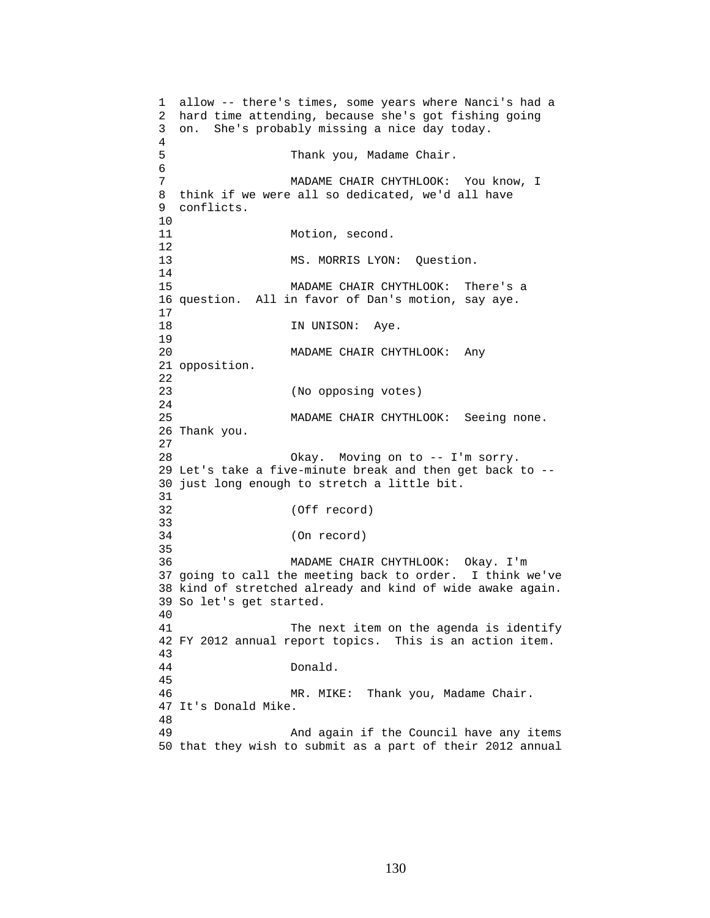allow -- there's times, some years where Nanci's had a hard time attending, because she's got fishing going on. She's probably missing a nice day today.

Thank you, Madame Chair.

MADAME CHAIR CHYTHLOOK: You know, I think if we were all so dedicated, we'd all have conflicts.

Motion, second.

MS. MORRIS LYON: Question.

MADAME CHAIR CHYTHLOOK: There's a question. All in favor of Dan's motion, say aye.

IN UNISON: Aye.

MADAME CHAIR CHYTHLOOK: Any opposition.

(No opposing votes)

MADAME CHAIR CHYTHLOOK: Seeing none. Thank you.

Okay. Moving on to -- I'm sorry. Let's take a five-minute break and then get back to -- just long enough to stretch a little bit.

(Off record)

(On record)

MADAME CHAIR CHYTHLOOK: Okay. I'm going to call the meeting back to order. I think we've kind of stretched already and kind of wide awake again. So let's get started.

The next item on the agenda is identify FY 2012 annual report topics. This is an action item.

Donald.

MR. MIKE: Thank you, Madame Chair. It's Donald Mike.

And again if the Council have any items that they wish to submit as a part of their 2012 annual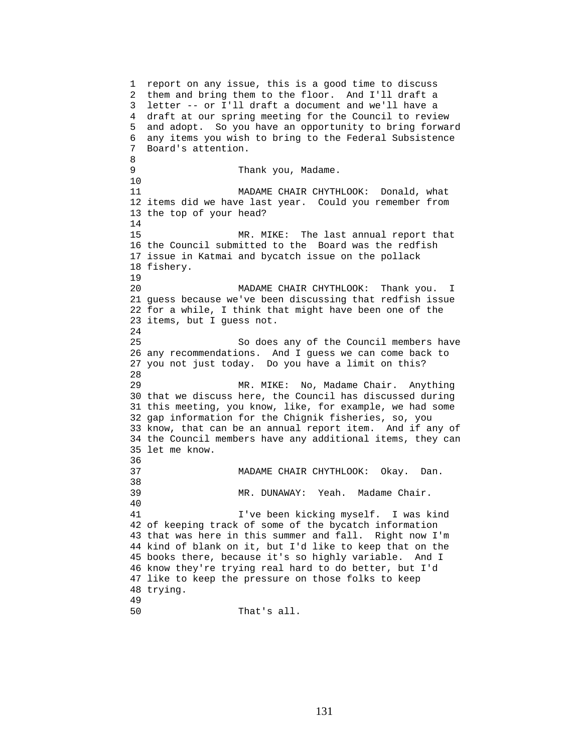report on any issue, this is a good time to discuss them and bring them to the floor. And I'll draft a letter -- or I'll draft a document and we'll have a draft at our spring meeting for the Council to review and adopt. So you have an opportunity to bring forward any items you wish to bring to the Federal Subsistence Board's attention.

Thank you, Madame.

MADAME CHAIR CHYTHLOOK: Donald, what items did we have last year. Could you remember from the top of your head?

MR. MIKE: The last annual report that the Council submitted to the Board was the redfish issue in Katmai and bycatch issue on the pollack fishery.

MADAME CHAIR CHYTHLOOK: Thank you. I guess because we've been discussing that redfish issue for a while, I think that might have been one of the items, but I guess not.

So does any of the Council members have any recommendations. And I guess we can come back to you not just today. Do you have a limit on this?

MR. MIKE: No, Madame Chair. Anything that we discuss here, the Council has discussed during this meeting, you know, like, for example, we had some gap information for the Chignik fisheries, so, you know, that can be an annual report item. And if any of the Council members have any additional items, they can let me know.

MADAME CHAIR CHYTHLOOK: Okay. Dan.

MR. DUNAWAY: Yeah. Madame Chair.

I've been kicking myself. I was kind of keeping track of some of the bycatch information that was here in this summer and fall. Right now I'm kind of blank on it, but I'd like to keep that on the books there, because it's so highly variable. And I know they're trying real hard to do better, but I'd like to keep the pressure on those folks to keep trying.

That's all.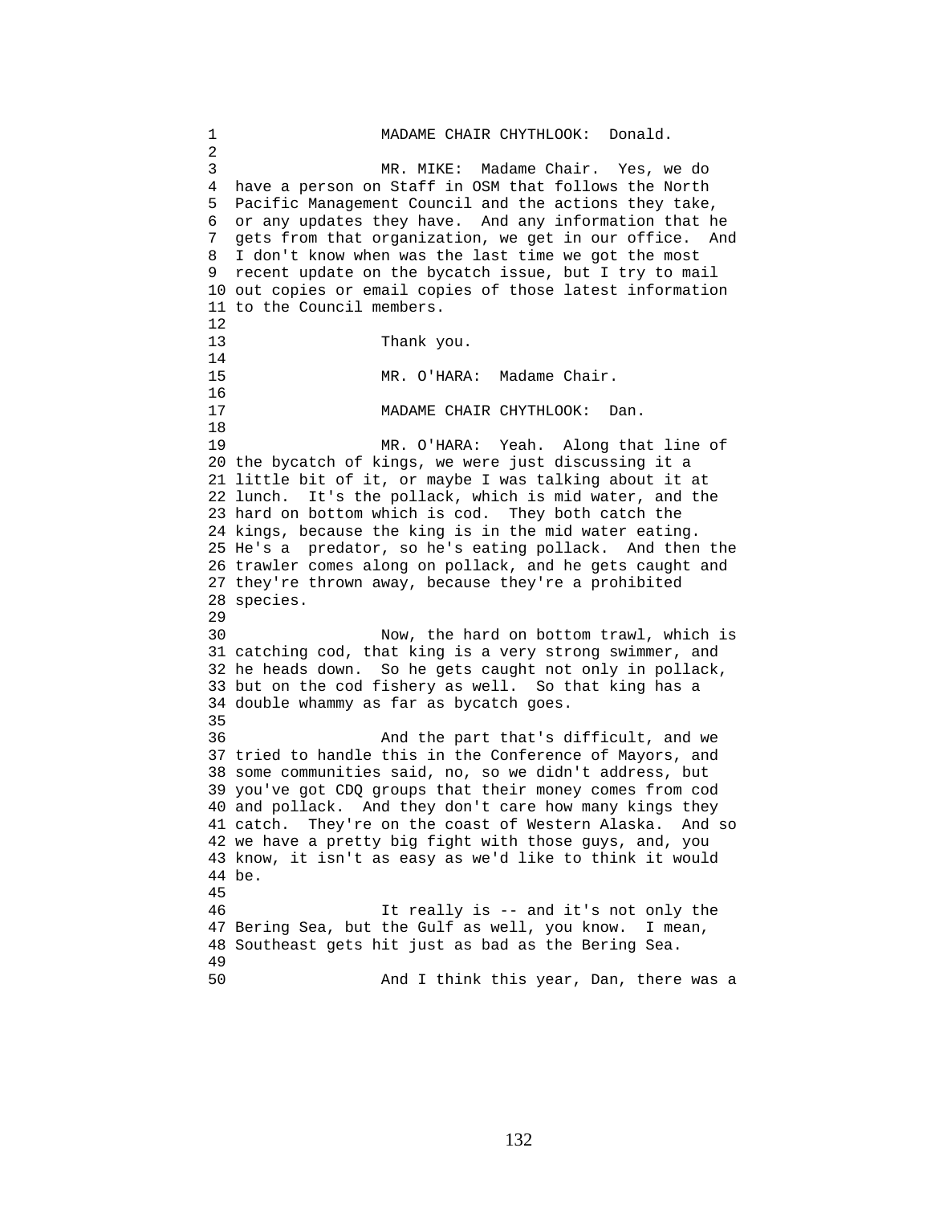MADAME CHAIR CHYTHLOOK: Donald.

MR. MIKE: Madame Chair. Yes, we do have a person on Staff in OSM that follows the North Pacific Management Council and the actions they take, or any updates they have. And any information that he gets from that organization, we get in our office. And I don't know when was the last time we got the most recent update on the bycatch issue, but I try to mail out copies or email copies of those latest information to the Council members.

Thank you.

MR. O'HARA: Madame Chair.

MADAME CHAIR CHYTHLOOK: Dan.

MR. O'HARA: Yeah. Along that line of the bycatch of kings, we were just discussing it a little bit of it, or maybe I was talking about it at lunch. It's the pollack, which is mid water, and the hard on bottom which is cod. They both catch the kings, because the king is in the mid water eating. He's a predator, so he's eating pollack. And then the trawler comes along on pollack, and he gets caught and they're thrown away, because they're a prohibited species.

Now, the hard on bottom trawl, which is catching cod, that king is a very strong swimmer, and he heads down. So he gets caught not only in pollack, but on the cod fishery as well. So that king has a double whammy as far as bycatch goes.

And the part that's difficult, and we tried to handle this in the Conference of Mayors, and some communities said, no, so we didn't address, but you've got CDQ groups that their money comes from cod and pollack. And they don't care how many kings they catch. They're on the coast of Western Alaska. And so we have a pretty big fight with those guys, and, you know, it isn't as easy as we'd like to think it would be.

It really is -- and it's not only the Bering Sea, but the Gulf as well, you know. I mean, Southeast gets hit just as bad as the Bering Sea.

And I think this year, Dan, there was a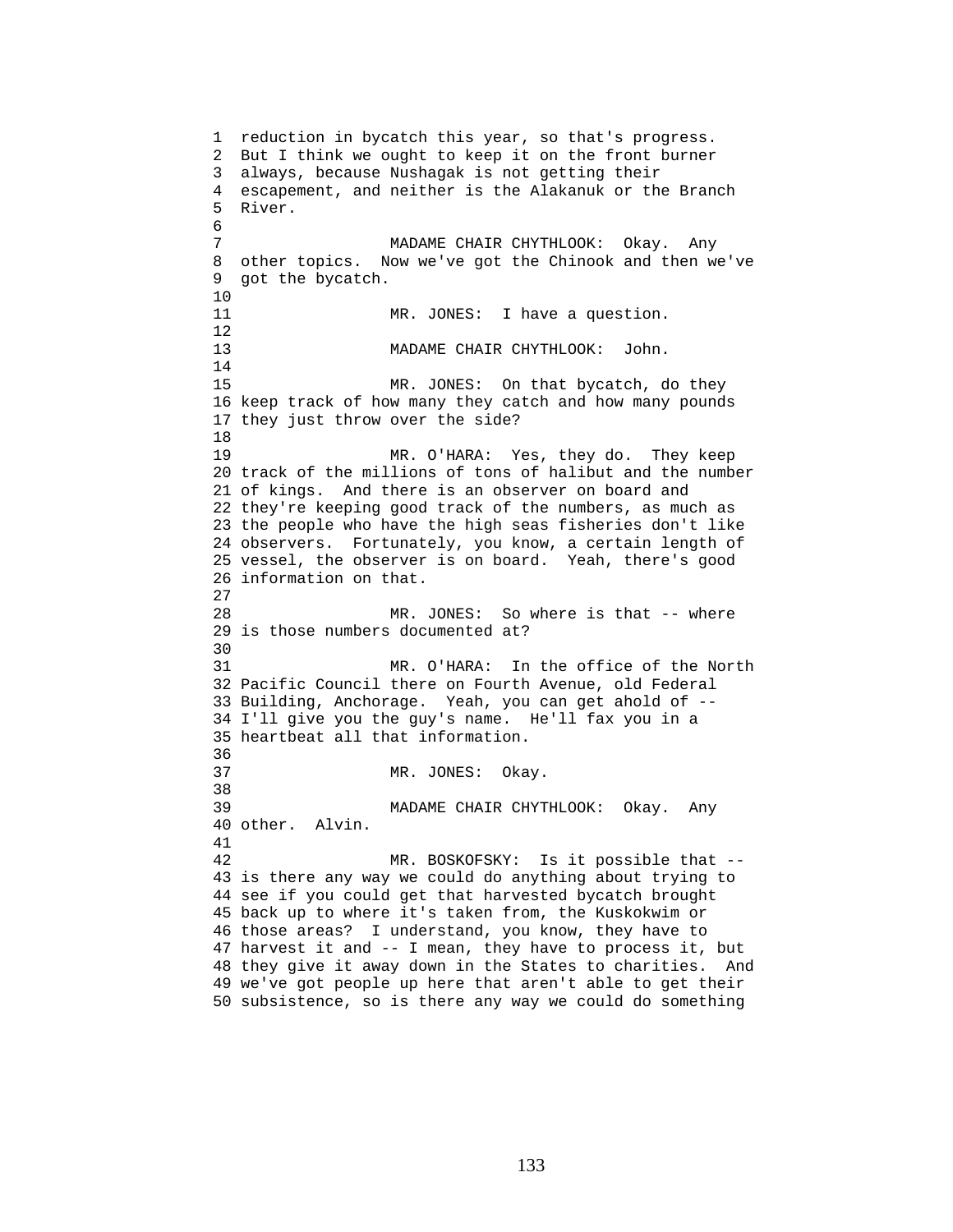reduction in bycatch this year, so that's progress. But I think we ought to keep it on the front burner always, because Nushagak is not getting their escapement, and neither is the Alakanuk or the Branch River.

MADAME CHAIR CHYTHLOOK: Okay. Any other topics. Now we've got the Chinook and then we've got the bycatch.

MR. JONES: I have a question.

MADAME CHAIR CHYTHLOOK: John.

MR. JONES: On that bycatch, do they keep track of how many they catch and how many pounds they just throw over the side?

MR. O'HARA: Yes, they do. They keep track of the millions of tons of halibut and the number of kings. And there is an observer on board and they're keeping good track of the numbers, as much as the people who have the high seas fisheries don't like observers. Fortunately, you know, a certain length of vessel, the observer is on board. Yeah, there's good information on that.

MR. JONES: So where is that -- where is those numbers documented at?

MR. O'HARA: In the office of the North Pacific Council there on Fourth Avenue, old Federal Building, Anchorage. Yeah, you can get ahold of -- I'll give you the guy's name. He'll fax you in a heartbeat all that information.

MR. JONES: Okay.

MADAME CHAIR CHYTHLOOK: Okay. Any other. Alvin.

MR. BOSKOFSKY: Is it possible that -- is there any way we could do anything about trying to see if you could get that harvested bycatch brought back up to where it's taken from, the Kuskokwim or those areas? I understand, you know, they have to harvest it and -- I mean, they have to process it, but they give it away down in the States to charities. And we've got people up here that aren't able to get their subsistence, so is there any way we could do something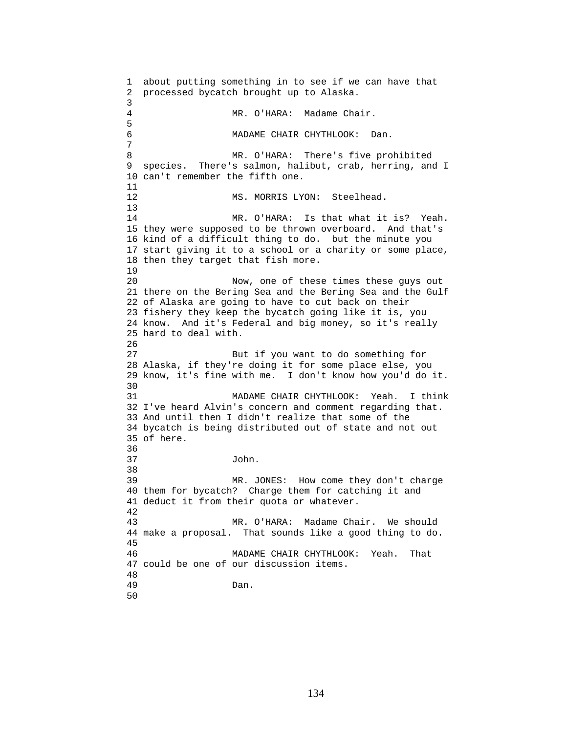about putting something in to see if we can have that processed bycatch brought up to Alaska.

MR. O'HARA: Madame Chair.

MADAME CHAIR CHYTHLOOK: Dan.

MR. O'HARA: There's five prohibited species. There's salmon, halibut, crab, herring, and I can't remember the fifth one.

MS. MORRIS LYON: Steelhead.

MR. O'HARA: Is that what it is? Yeah. they were supposed to be thrown overboard. And that's kind of a difficult thing to do. but the minute you start giving it to a school or a charity or some place, then they target that fish more.

Now, one of these times these guys out there on the Bering Sea and the Bering Sea and the Gulf of Alaska are going to have to cut back on their fishery they keep the bycatch going like it is, you know. And it's Federal and big money, so it's really hard to deal with.

But if you want to do something for Alaska, if they're doing it for some place else, you know, it's fine with me. I don't know how you'd do it.

MADAME CHAIR CHYTHLOOK: Yeah. I think I've heard Alvin's concern and comment regarding that. And until then I didn't realize that some of the bycatch is being distributed out of state and not out of here.

John.

MR. JONES: How come they don't charge them for bycatch? Charge them for catching it and deduct it from their quota or whatever.

MR. O'HARA: Madame Chair. We should make a proposal. That sounds like a good thing to do.

MADAME CHAIR CHYTHLOOK: Yeah. That could be one of our discussion items.

Dan.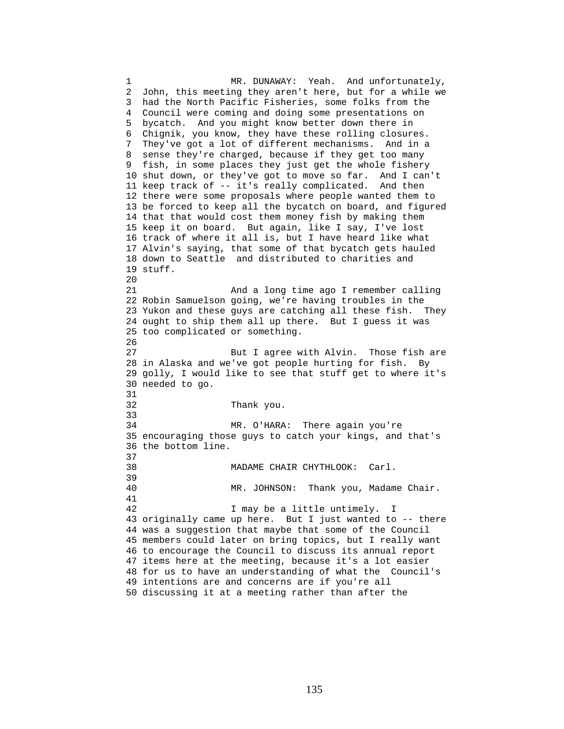MR. DUNAWAY: Yeah. And unfortunately, John, this meeting they aren't here, but for a while we had the North Pacific Fisheries, some folks from the Council were coming and doing some presentations on bycatch. And you might know better down there in Chignik, you know, they have these rolling closures. They've got a lot of different mechanisms. And in a sense they're charged, because if they get too many fish, in some places they just get the whole fishery shut down, or they've got to move so far. And I can't keep track of -- it's really complicated. And then there were some proposals where people wanted them to be forced to keep all the bycatch on board, and figured that that would cost them money fish by making them keep it on board. But again, like I say, I've lost track of where it all is, but I have heard like what Alvin's saying, that some of that bycatch gets hauled down to Seattle and distributed to charities and stuff.

And a long time ago I remember calling Robin Samuelson going, we're having troubles in the Yukon and these guys are catching all these fish. They ought to ship them all up there. But I guess it was too complicated or something.

But I agree with Alvin. Those fish are in Alaska and we've got people hurting for fish. By golly, I would like to see that stuff get to where it's needed to go.

Thank you.

MR. O'HARA: There again you're encouraging those guys to catch your kings, and that's the bottom line.

MADAME CHAIR CHYTHLOOK: Carl.

MR. JOHNSON: Thank you, Madame Chair.

I may be a little untimely. I originally came up here. But I just wanted to -- there was a suggestion that maybe that some of the Council members could later on bring topics, but I really want to encourage the Council to discuss its annual report items here at the meeting, because it's a lot easier for us to have an understanding of what the Council's intentions are and concerns are if you're all discussing it at a meeting rather than after the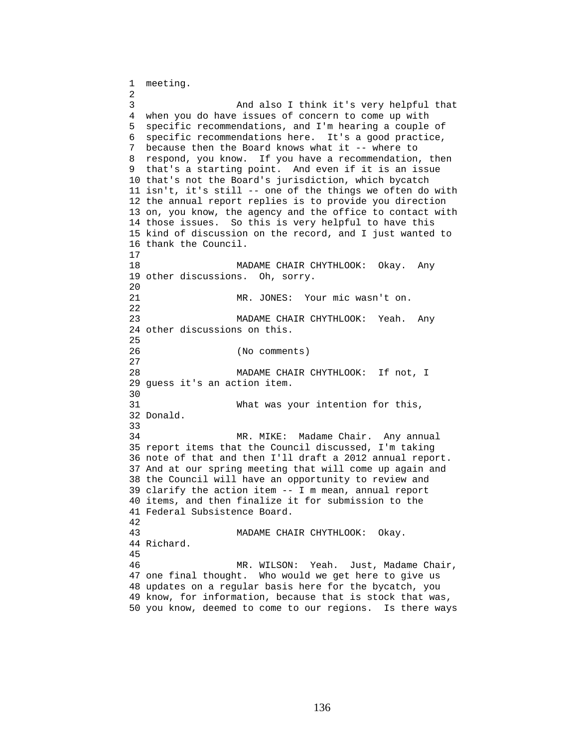meeting.

And also I think it's very helpful that when you do have issues of concern to come up with specific recommendations, and I'm hearing a couple of specific recommendations here. It's a good practice, because then the Board knows what it -- where to respond, you know. If you have a recommendation, then that's a starting point. And even if it is an issue that's not the Board's jurisdiction, which bycatch isn't, it's still -- one of the things we often do with the annual report replies is to provide you direction on, you know, the agency and the office to contact with those issues. So this is very helpful to have this kind of discussion on the record, and I just wanted to thank the Council.

MADAME CHAIR CHYTHLOOK: Okay. Any other discussions. Oh, sorry.

MR. JONES: Your mic wasn't on.

MADAME CHAIR CHYTHLOOK: Yeah. Any other discussions on this.

(No comments)

MADAME CHAIR CHYTHLOOK: If not, I guess it's an action item.

What was your intention for this, Donald.

MR. MIKE: Madame Chair. Any annual report items that the Council discussed, I'm taking note of that and then I'll draft a 2012 annual report. And at our spring meeting that will come up again and the Council will have an opportunity to review and clarify the action item -- I m mean, annual report items, and then finalize it for submission to the Federal Subsistence Board.

MADAME CHAIR CHYTHLOOK: Okay. Richard.

MR. WILSON: Yeah. Just, Madame Chair, one final thought. Who would we get here to give us updates on a regular basis here for the bycatch, you know, for information, because that is stock that was, you know, deemed to come to our regions. Is there ways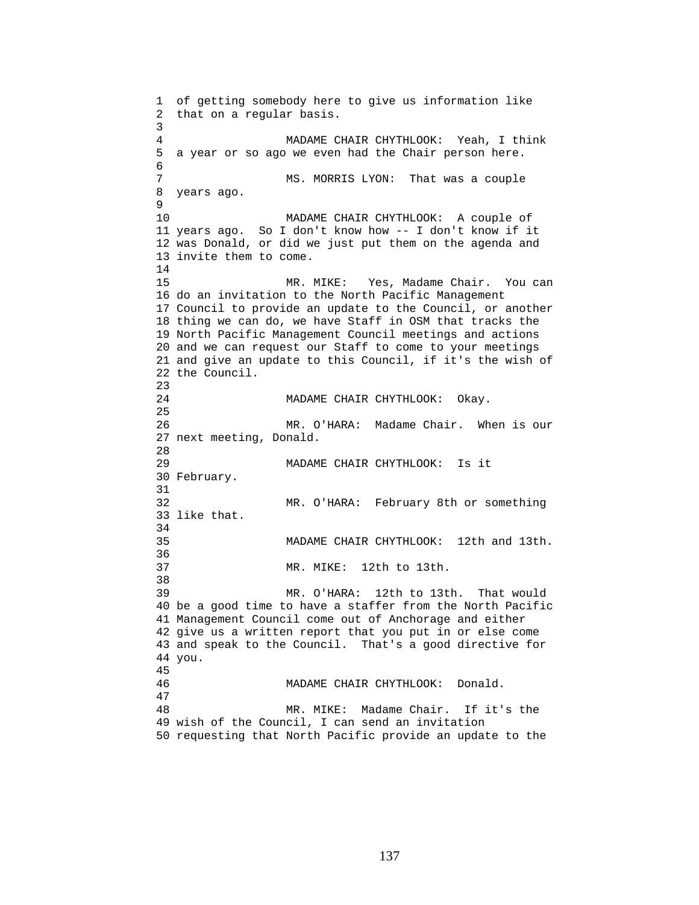of getting somebody here to give us information like that on a regular basis.

MADAME CHAIR CHYTHLOOK: Yeah, I think a year or so ago we even had the Chair person here.

MS. MORRIS LYON: That was a couple years ago.

MADAME CHAIR CHYTHLOOK: A couple of years ago. So I don't know how -- I don't know if it was Donald, or did we just put them on the agenda and invite them to come.

MR. MIKE: Yes, Madame Chair. You can do an invitation to the North Pacific Management Council to provide an update to the Council, or another thing we can do, we have Staff in OSM that tracks the North Pacific Management Council meetings and actions and we can request our Staff to come to your meetings and give an update to this Council, if it's the wish of the Council.

MADAME CHAIR CHYTHLOOK: Okay.

MR. O'HARA: Madame Chair. When is our next meeting, Donald.

MADAME CHAIR CHYTHLOOK: Is it February.

MR. O'HARA: February 8th or something like that.

MADAME CHAIR CHYTHLOOK: 12th and 13th.

MR. MIKE: 12th to 13th.

MR. O'HARA: 12th to 13th. That would be a good time to have a staffer from the North Pacific Management Council come out of Anchorage and either give us a written report that you put in or else come and speak to the Council. That's a good directive for you.

MADAME CHAIR CHYTHLOOK: Donald.

MR. MIKE: Madame Chair. If it's the wish of the Council, I can send an invitation requesting that North Pacific provide an update to the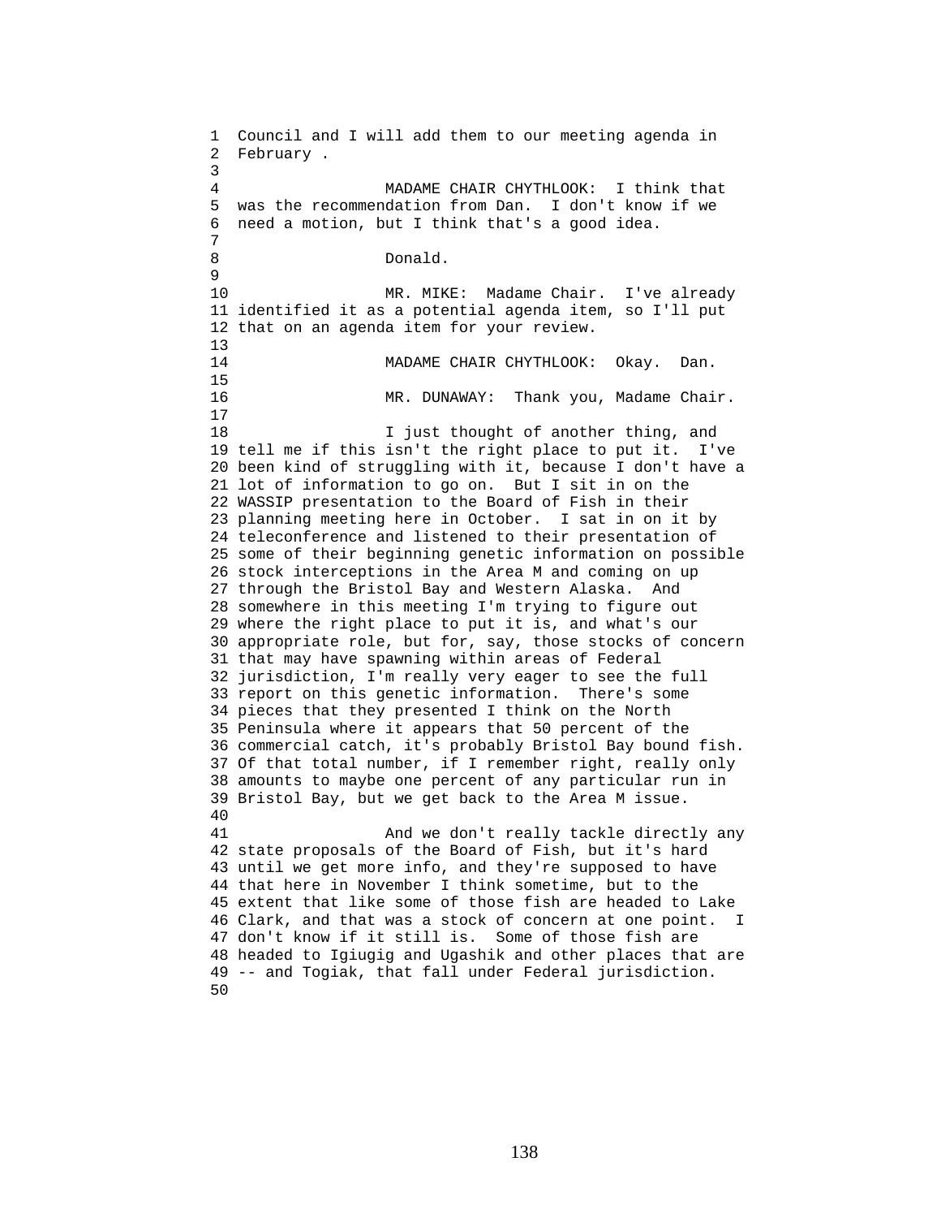Council and I will add them to our meeting agenda in February .

MADAME CHAIR CHYTHLOOK: I think that was the recommendation from Dan. I don't know if we need a motion, but I think that's a good idea.

Donald.

MR. MIKE: Madame Chair. I've already identified it as a potential agenda item, so I'll put that on an agenda item for your review.

MADAME CHAIR CHYTHLOOK: Okay. Dan.

MR. DUNAWAY: Thank you, Madame Chair.

I just thought of another thing, and tell me if this isn't the right place to put it. I've been kind of struggling with it, because I don't have a lot of information to go on. But I sit in on the WASSIP presentation to the Board of Fish in their planning meeting here in October. I sat in on it by teleconference and listened to their presentation of some of their beginning genetic information on possible stock interceptions in the Area M and coming on up through the Bristol Bay and Western Alaska. And somewhere in this meeting I'm trying to figure out where the right place to put it is, and what's our appropriate role, but for, say, those stocks of concern that may have spawning within areas of Federal jurisdiction, I'm really very eager to see the full report on this genetic information. There's some pieces that they presented I think on the North Peninsula where it appears that 50 percent of the commercial catch, it's probably Bristol Bay bound fish. Of that total number, if I remember right, really only amounts to maybe one percent of any particular run in Bristol Bay, but we get back to the Area M issue.

And we don't really tackle directly any state proposals of the Board of Fish, but it's hard until we get more info, and they're supposed to have that here in November I think sometime, but to the extent that like some of those fish are headed to Lake Clark, and that was a stock of concern at one point. I don't know if it still is. Some of those fish are headed to Igiugig and Ugashik and other places that are -- and Togiak, that fall under Federal jurisdiction.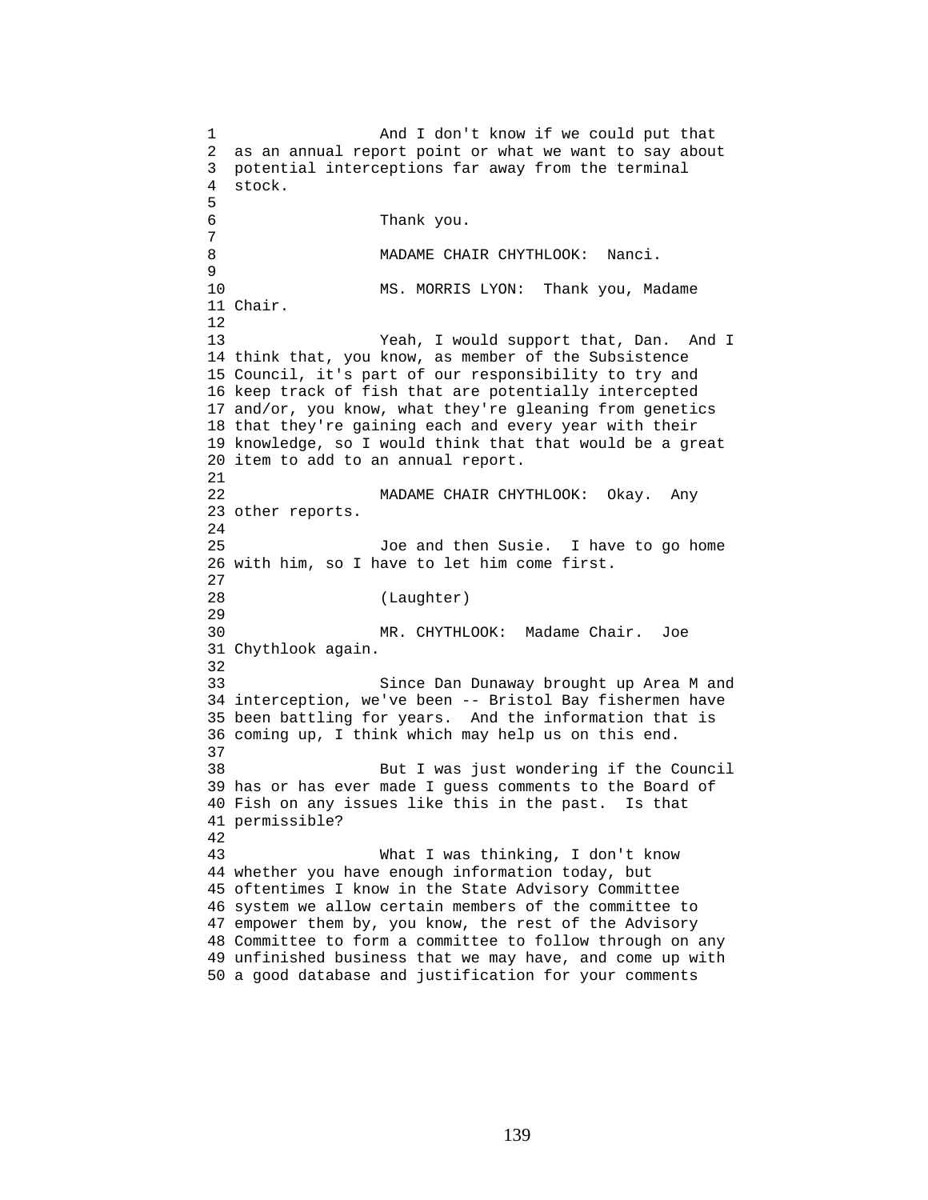And I don't know if we could put that as an annual report point or what we want to say about potential interceptions far away from the terminal stock.

Thank you.

MADAME CHAIR CHYTHLOOK: Nanci.

MS. MORRIS LYON: Thank you, Madame Chair.

Yeah, I would support that, Dan. And I think that, you know, as member of the Subsistence Council, it's part of our responsibility to try and keep track of fish that are potentially intercepted and/or, you know, what they're gleaning from genetics that they're gaining each and every year with their knowledge, so I would think that that would be a great item to add to an annual report.

MADAME CHAIR CHYTHLOOK: Okay. Any other reports.

Joe and then Susie. I have to go home with him, so I have to let him come first.

(Laughter)

MR. CHYTHLOOK: Madame Chair. Joe Chythlook again.

Since Dan Dunaway brought up Area M and interception, we've been -- Bristol Bay fishermen have been battling for years. And the information that is coming up, I think which may help us on this end.

But I was just wondering if the Council has or has ever made I guess comments to the Board of Fish on any issues like this in the past. Is that permissible?

What I was thinking, I don't know whether you have enough information today, but oftentimes I know in the State Advisory Committee system we allow certain members of the committee to empower them by, you know, the rest of the Advisory Committee to form a committee to follow through on any unfinished business that we may have, and come up with a good database and justification for your comments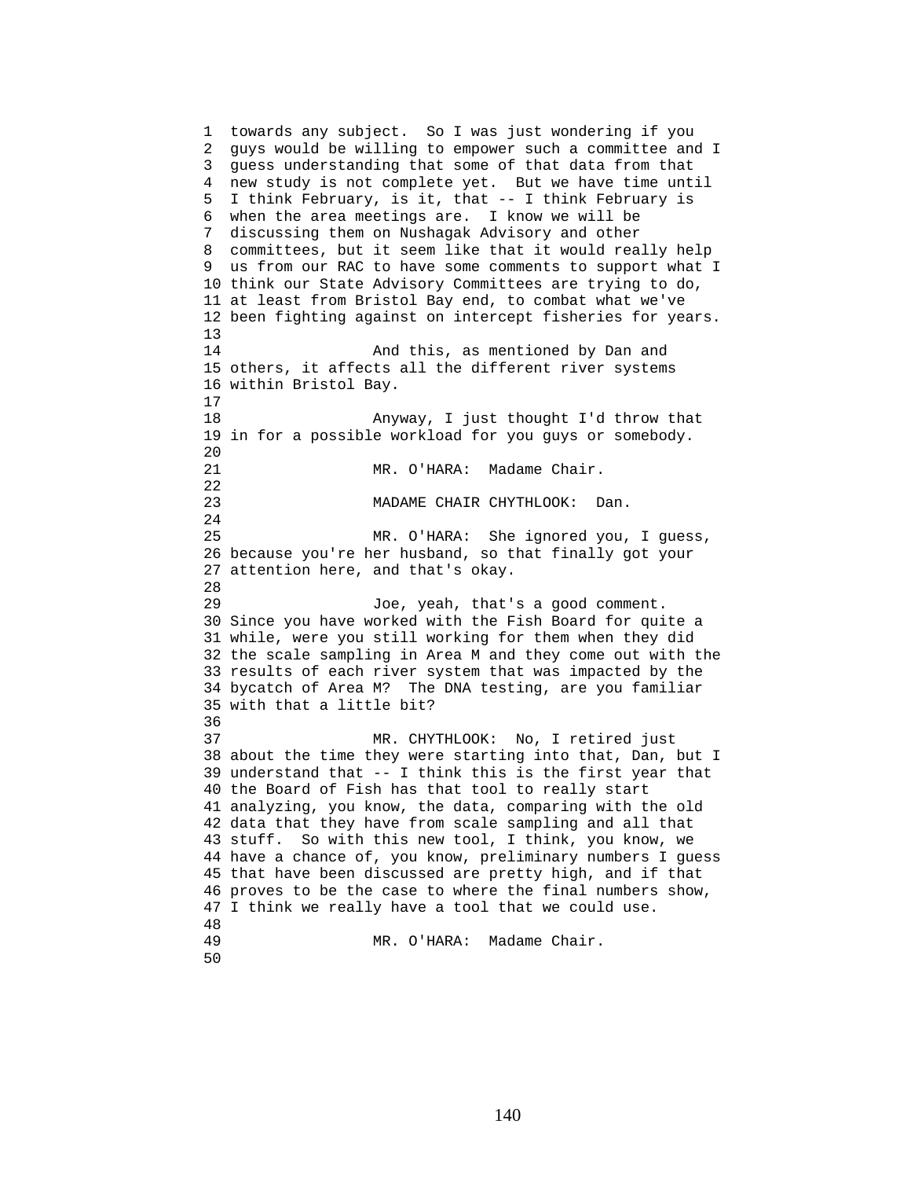towards any subject. So I was just wondering if you guys would be willing to empower such a committee and I guess understanding that some of that data from that new study is not complete yet. But we have time until I think February, is it, that -- I think February is when the area meetings are. I know we will be discussing them on Nushagak Advisory and other committees, but it seem like that it would really help us from our RAC to have some comments to support what I think our State Advisory Committees are trying to do, at least from Bristol Bay end, to combat what we've been fighting against on intercept fisheries for years.

And this, as mentioned by Dan and others, it affects all the different river systems within Bristol Bay.

Anyway, I just thought I'd throw that in for a possible workload for you guys or somebody.

MR. O'HARA: Madame Chair.

MADAME CHAIR CHYTHLOOK: Dan.

MR. O'HARA: She ignored you, I guess, because you're her husband, so that finally got your attention here, and that's okay.

Joe, yeah, that's a good comment. Since you have worked with the Fish Board for quite a while, were you still working for them when they did the scale sampling in Area M and they come out with the results of each river system that was impacted by the bycatch of Area M? The DNA testing, are you familiar with that a little bit?

MR. CHYTHLOOK: No, I retired just about the time they were starting into that, Dan, but I understand that -- I think this is the first year that the Board of Fish has that tool to really start analyzing, you know, the data, comparing with the old data that they have from scale sampling and all that stuff. So with this new tool, I think, you know, we have a chance of, you know, preliminary numbers I guess that have been discussed are pretty high, and if that proves to be the case to where the final numbers show, I think we really have a tool that we could use.

MR. O'HARA: Madame Chair.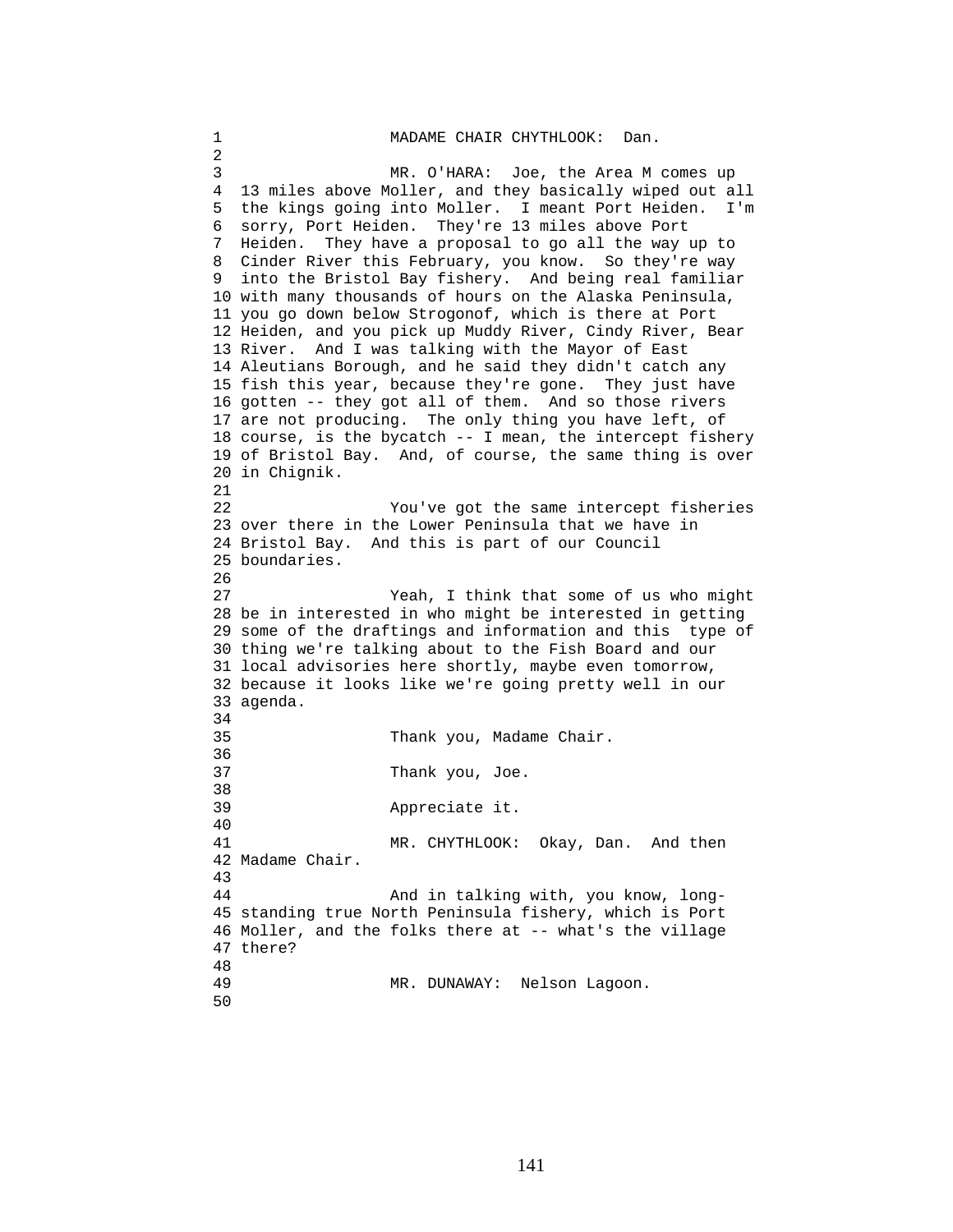MADAME CHAIR CHYTHLOOK: Dan.

MR. O'HARA: Joe, the Area M comes up 13 miles above Moller, and they basically wiped out all the kings going into Moller. I meant Port Heiden. I'm sorry, Port Heiden. They're 13 miles above Port Heiden. They have a proposal to go all the way up to Cinder River this February, you know. So they're way into the Bristol Bay fishery. And being real familiar with many thousands of hours on the Alaska Peninsula, you go down below Strogonof, which is there at Port Heiden, and you pick up Muddy River, Cindy River, Bear River. And I was talking with the Mayor of East Aleutians Borough, and he said they didn't catch any fish this year, because they're gone. They just have gotten -- they got all of them. And so those rivers are not producing. The only thing you have left, of course, is the bycatch -- I mean, the intercept fishery of Bristol Bay. And, of course, the same thing is over in Chignik.

You've got the same intercept fisheries over there in the Lower Peninsula that we have in Bristol Bay. And this is part of our Council boundaries.

Yeah, I think that some of us who might be in interested in who might be interested in getting some of the draftings and information and this type of thing we're talking about to the Fish Board and our local advisories here shortly, maybe even tomorrow, because it looks like we're going pretty well in our agenda.

Thank you, Madame Chair.

Thank you, Joe.

Appreciate it.

MR. CHYTHLOOK: Okay, Dan. And then Madame Chair.

And in talking with, you know, long-standing true North Peninsula fishery, which is Port Moller, and the folks there at -- what's the village there?

MR. DUNAWAY: Nelson Lagoon.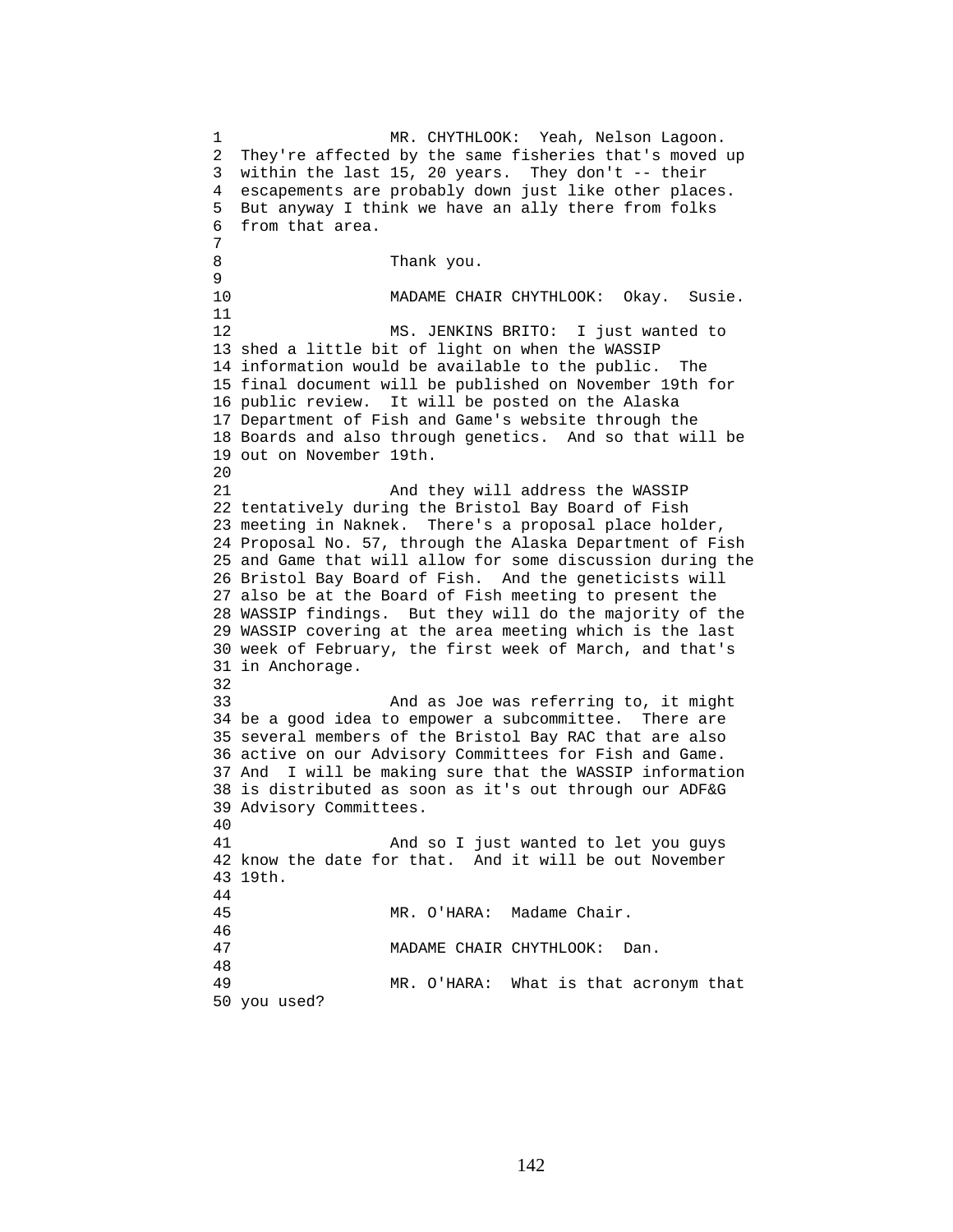MR. CHYTHLOOK: Yeah, Nelson Lagoon. They're affected by the same fisheries that's moved up within the last 15, 20 years. They don't -- their escapements are probably down just like other places. But anyway I think we have an ally there from folks from that area.

Thank you.

MADAME CHAIR CHYTHLOOK: Okay. Susie.

MS. JENKINS BRITO: I just wanted to shed a little bit of light on when the WASSIP information would be available to the public. The final document will be published on November 19th for public review. It will be posted on the Alaska Department of Fish and Game's website through the Boards and also through genetics. And so that will be out on November 19th.

And they will address the WASSIP tentatively during the Bristol Bay Board of Fish meeting in Naknek. There's a proposal place holder, Proposal No. 57, through the Alaska Department of Fish and Game that will allow for some discussion during the Bristol Bay Board of Fish. And the geneticists will also be at the Board of Fish meeting to present the WASSIP findings. But they will do the majority of the WASSIP covering at the area meeting which is the last week of February, the first week of March, and that's in Anchorage.

And as Joe was referring to, it might be a good idea to empower a subcommittee. There are several members of the Bristol Bay RAC that are also active on our Advisory Committees for Fish and Game. And I will be making sure that the WASSIP information is distributed as soon as it's out through our ADF&G Advisory Committees.

And so I just wanted to let you guys know the date for that. And it will be out November 19th.

MR. O'HARA: Madame Chair.

MADAME CHAIR CHYTHLOOK: Dan.

MR. O'HARA: What is that acronym that you used?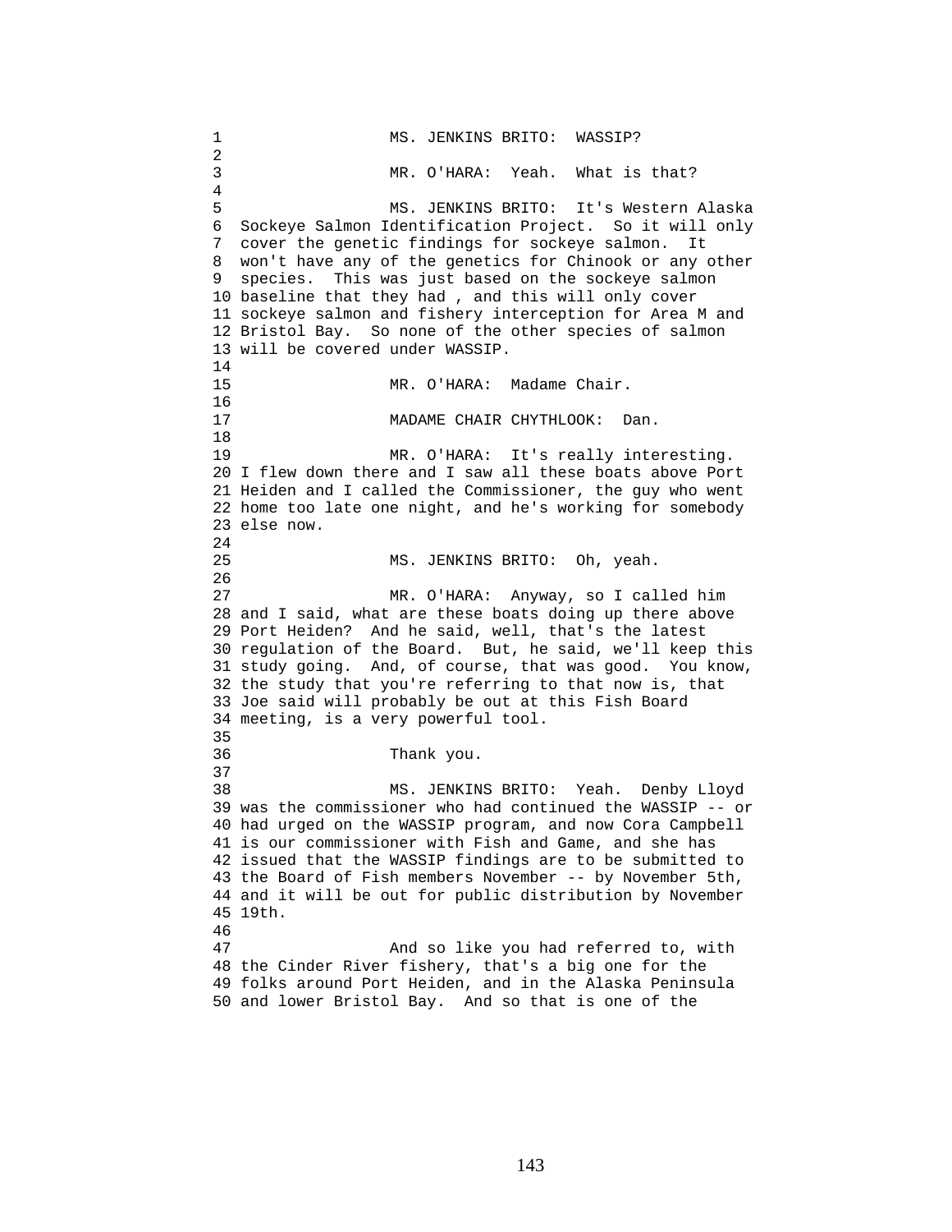MS. JENKINS BRITO: WASSIP?

MR. O'HARA: Yeah. What is that?

MS. JENKINS BRITO: It's Western Alaska Sockeye Salmon Identification Project. So it will only cover the genetic findings for sockeye salmon. It won't have any of the genetics for Chinook or any other species. This was just based on the sockeye salmon baseline that they had , and this will only cover sockeye salmon and fishery interception for Area M and Bristol Bay. So none of the other species of salmon will be covered under WASSIP.

MR. O'HARA: Madame Chair.

MADAME CHAIR CHYTHLOOK: Dan.

MR. O'HARA: It's really interesting. I flew down there and I saw all these boats above Port Heiden and I called the Commissioner, the guy who went home too late one night, and he's working for somebody else now.

MS. JENKINS BRITO: Oh, yeah.

MR. O'HARA: Anyway, so I called him and I said, what are these boats doing up there above Port Heiden? And he said, well, that's the latest regulation of the Board. But, he said, we'll keep this study going. And, of course, that was good. You know, the study that you're referring to that now is, that Joe said will probably be out at this Fish Board meeting, is a very powerful tool.

Thank you.

MS. JENKINS BRITO: Yeah. Denby Lloyd was the commissioner who had continued the WASSIP -- or had urged on the WASSIP program, and now Cora Campbell is our commissioner with Fish and Game, and she has issued that the WASSIP findings are to be submitted to the Board of Fish members November -- by November 5th, and it will be out for public distribution by November 19th.

And so like you had referred to, with the Cinder River fishery, that's a big one for the folks around Port Heiden, and in the Alaska Peninsula and lower Bristol Bay. And so that is one of the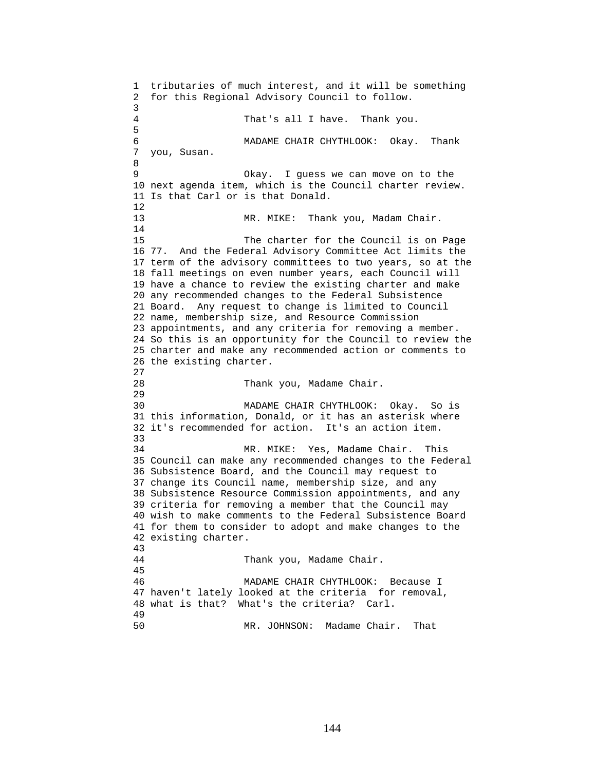tributaries of much interest, and it will be something for this Regional Advisory Council to follow.

That's all I have. Thank you.

MADAME CHAIR CHYTHLOOK: Okay. Thank you, Susan.

Okay. I guess we can move on to the next agenda item, which is the Council charter review. Is that Carl or is that Donald.

MR. MIKE: Thank you, Madam Chair.

The charter for the Council is on Page 77. And the Federal Advisory Committee Act limits the term of the advisory committees to two years, so at the fall meetings on even number years, each Council will have a chance to review the existing charter and make any recommended changes to the Federal Subsistence Board. Any request to change is limited to Council name, membership size, and Resource Commission appointments, and any criteria for removing a member. So this is an opportunity for the Council to review the charter and make any recommended action or comments to the existing charter.

Thank you, Madame Chair.

MADAME CHAIR CHYTHLOOK: Okay. So is this information, Donald, or it has an asterisk where it's recommended for action. It's an action item.

MR. MIKE: Yes, Madame Chair. This Council can make any recommended changes to the Federal Subsistence Board, and the Council may request to change its Council name, membership size, and any Subsistence Resource Commission appointments, and any criteria for removing a member that the Council may wish to make comments to the Federal Subsistence Board for them to consider to adopt and make changes to the existing charter.

Thank you, Madame Chair.

MADAME CHAIR CHYTHLOOK: Because I haven't lately looked at the criteria for removal, what is that? What's the criteria? Carl.

MR. JOHNSON: Madame Chair. That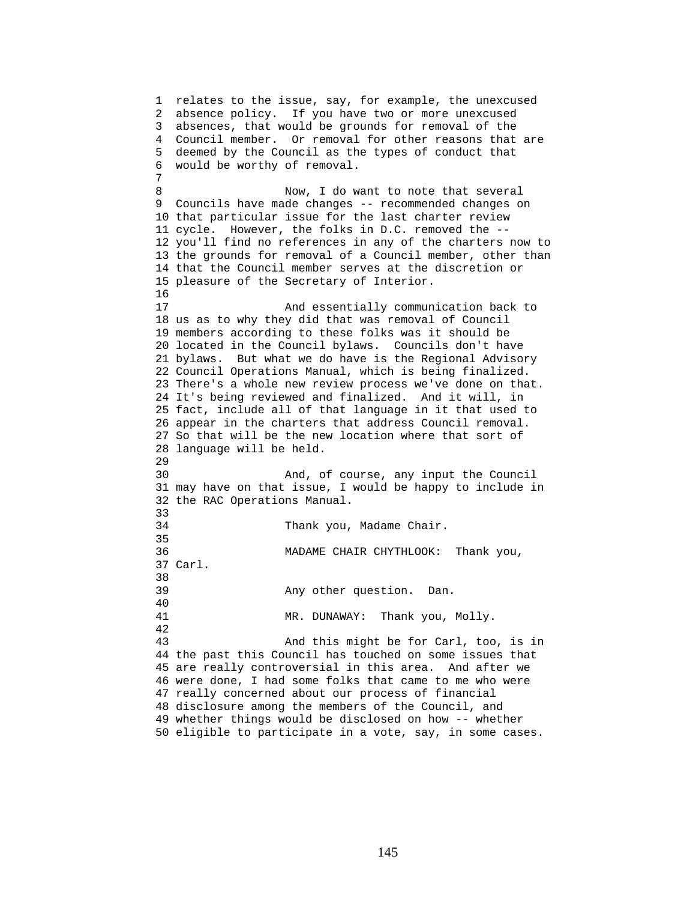relates to the issue, say, for example, the unexcused absence policy. If you have two or more unexcused absences, that would be grounds for removal of the Council member. Or removal for other reasons that are deemed by the Council as the types of conduct that would be worthy of removal.

Now, I do want to note that several Councils have made changes -- recommended changes on that particular issue for the last charter review cycle. However, the folks in D.C. removed the -- you'll find no references in any of the charters now to the grounds for removal of a Council member, other than that the Council member serves at the discretion or pleasure of the Secretary of Interior.

And essentially communication back to us as to why they did that was removal of Council members according to these folks was it should be located in the Council bylaws. Councils don't have bylaws. But what we do have is the Regional Advisory Council Operations Manual, which is being finalized. There's a whole new review process we've done on that. It's being reviewed and finalized. And it will, in fact, include all of that language in it that used to appear in the charters that address Council removal. So that will be the new location where that sort of language will be held.

And, of course, any input the Council may have on that issue, I would be happy to include in the RAC Operations Manual.

Thank you, Madame Chair.

MADAME CHAIR CHYTHLOOK: Thank you, Carl.

Any other question. Dan.

MR. DUNAWAY: Thank you, Molly.

And this might be for Carl, too, is in the past this Council has touched on some issues that are really controversial in this area. And after we were done, I had some folks that came to me who were really concerned about our process of financial disclosure among the members of the Council, and whether things would be disclosed on how -- whether eligible to participate in a vote, say, in some cases.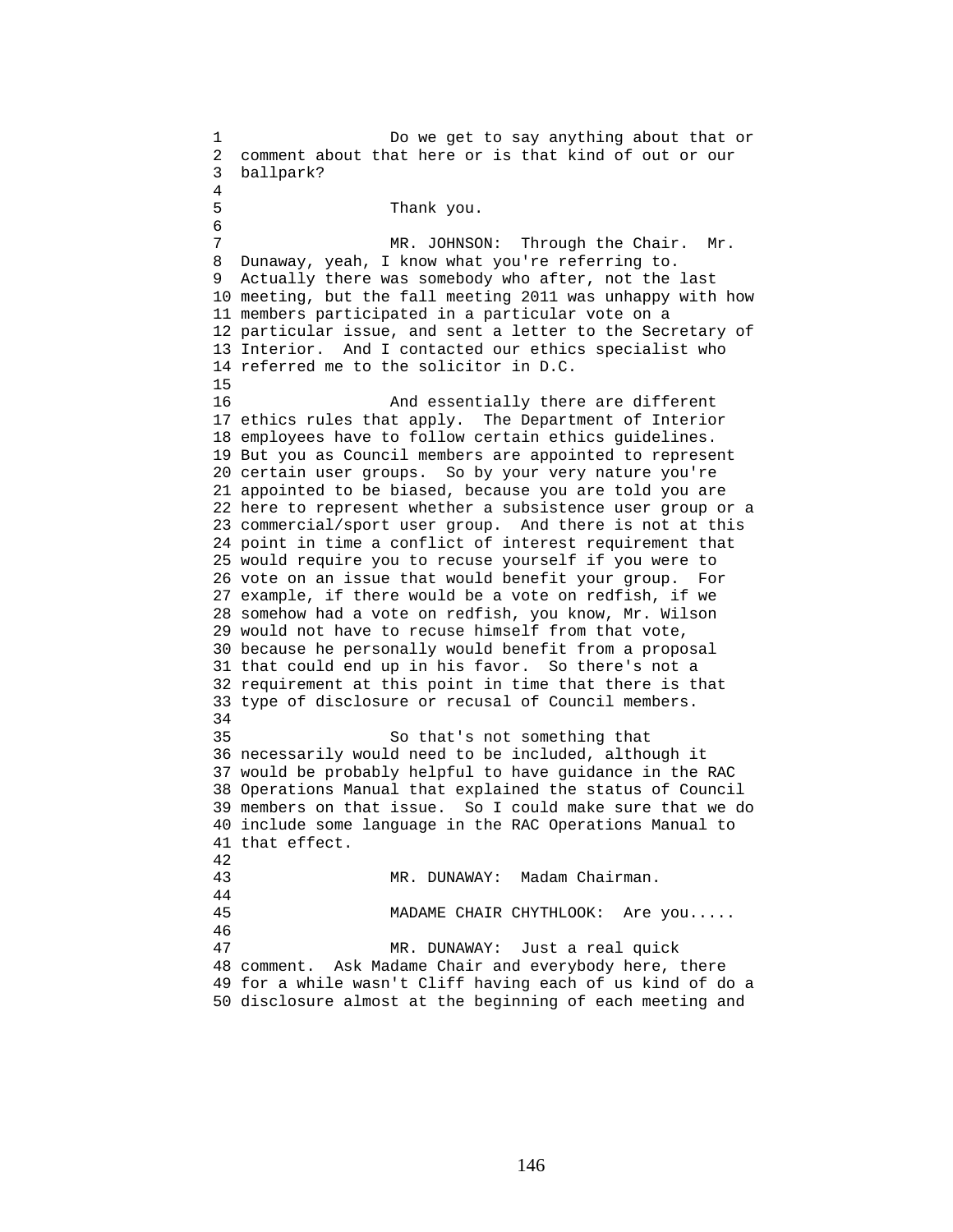Do we get to say anything about that or comment about that here or is that kind of out or our ballpark?

Thank you.

MR. JOHNSON: Through the Chair. Mr. Dunaway, yeah, I know what you're referring to. Actually there was somebody who after, not the last meeting, but the fall meeting 2011 was unhappy with how members participated in a particular vote on a particular issue, and sent a letter to the Secretary of Interior. And I contacted our ethics specialist who referred me to the solicitor in D.C.

And essentially there are different ethics rules that apply. The Department of Interior employees have to follow certain ethics guidelines. But you as Council members are appointed to represent certain user groups. So by your very nature you're appointed to be biased, because you are told you are here to represent whether a subsistence user group or a commercial/sport user group. And there is not at this point in time a conflict of interest requirement that would require you to recuse yourself if you were to vote on an issue that would benefit your group. For example, if there would be a vote on redfish, if we somehow had a vote on redfish, you know, Mr. Wilson would not have to recuse himself from that vote, because he personally would benefit from a proposal that could end up in his favor. So there's not a requirement at this point in time that there is that type of disclosure or recusal of Council members.

So that's not something that necessarily would need to be included, although it would be probably helpful to have guidance in the RAC Operations Manual that explained the status of Council members on that issue. So I could make sure that we do include some language in the RAC Operations Manual to that effect.

MR. DUNAWAY: Madam Chairman.

MADAME CHAIR CHYTHLOOK: Are you.....

MR. DUNAWAY: Just a real quick comment. Ask Madame Chair and everybody here, there for a while wasn't Cliff having each of us kind of do a disclosure almost at the beginning of each meeting and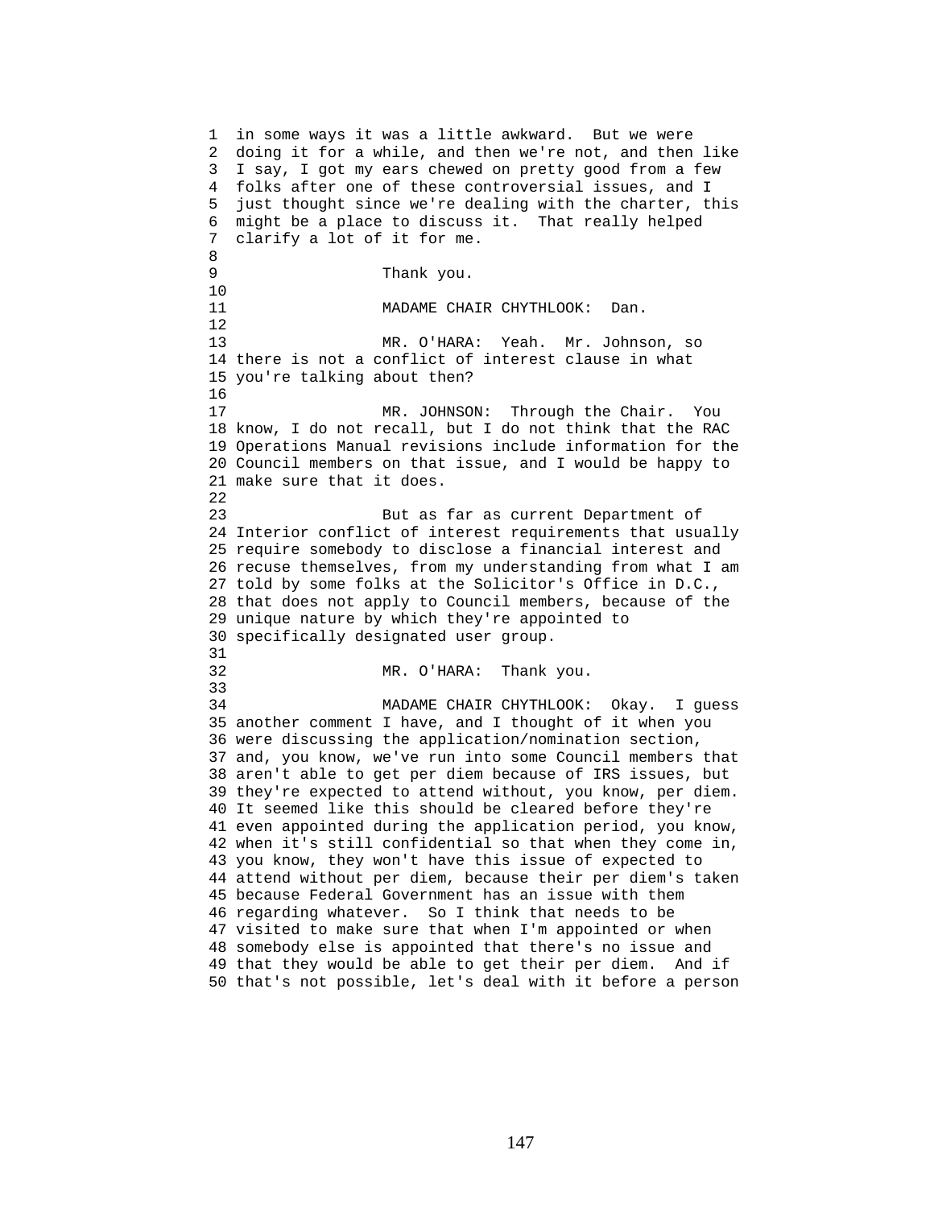in some ways it was a little awkward. But we were doing it for a while, and then we're not, and then like I say, I got my ears chewed on pretty good from a few folks after one of these controversial issues, and I just thought since we're dealing with the charter, this might be a place to discuss it. That really helped clarify a lot of it for me.

Thank you.

MADAME CHAIR CHYTHLOOK: Dan.

MR. O'HARA: Yeah. Mr. Johnson, so there is not a conflict of interest clause in what you're talking about then?

MR. JOHNSON: Through the Chair. You know, I do not recall, but I do not think that the RAC Operations Manual revisions include information for the Council members on that issue, and I would be happy to make sure that it does.

But as far as current Department of Interior conflict of interest requirements that usually require somebody to disclose a financial interest and recuse themselves, from my understanding from what I am told by some folks at the Solicitor's Office in D.C., that does not apply to Council members, because of the unique nature by which they're appointed to specifically designated user group.

MR. O'HARA: Thank you.

MADAME CHAIR CHYTHLOOK: Okay. I guess another comment I have, and I thought of it when you were discussing the application/nomination section, and, you know, we've run into some Council members that aren't able to get per diem because of IRS issues, but they're expected to attend without, you know, per diem. It seemed like this should be cleared before they're even appointed during the application period, you know, when it's still confidential so that when they come in, you know, they won't have this issue of expected to attend without per diem, because their per diem's taken because Federal Government has an issue with them regarding whatever. So I think that needs to be visited to make sure that when I'm appointed or when somebody else is appointed that there's no issue and that they would be able to get their per diem. And if that's not possible, let's deal with it before a person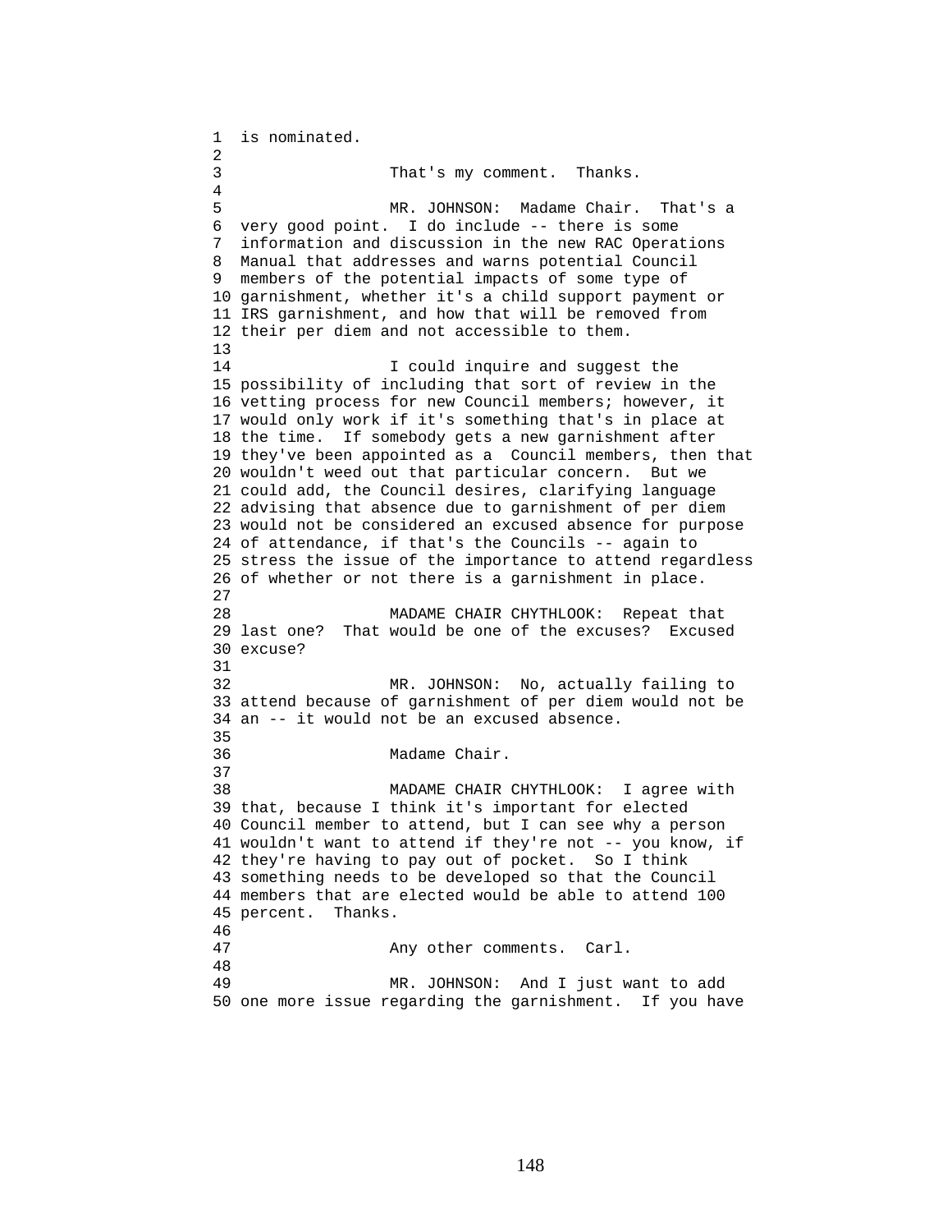is nominated.

That's my comment. Thanks.

MR. JOHNSON: Madame Chair. That's a very good point. I do include -- there is some information and discussion in the new RAC Operations Manual that addresses and warns potential Council members of the potential impacts of some type of garnishment, whether it's a child support payment or IRS garnishment, and how that will be removed from their per diem and not accessible to them.

I could inquire and suggest the possibility of including that sort of review in the vetting process for new Council members; however, it would only work if it's something that's in place at the time. If somebody gets a new garnishment after they've been appointed as a Council members, then that wouldn't weed out that particular concern. But we could add, the Council desires, clarifying language advising that absence due to garnishment of per diem would not be considered an excused absence for purpose of attendance, if that's the Councils -- again to stress the issue of the importance to attend regardless of whether or not there is a garnishment in place.

MADAME CHAIR CHYTHLOOK: Repeat that last one? That would be one of the excuses? Excused excuse?

MR. JOHNSON: No, actually failing to attend because of garnishment of per diem would not be an -- it would not be an excused absence.

Madame Chair.

MADAME CHAIR CHYTHLOOK: I agree with that, because I think it's important for elected Council member to attend, but I can see why a person wouldn't want to attend if they're not -- you know, if they're having to pay out of pocket. So I think something needs to be developed so that the Council members that are elected would be able to attend 100 percent. Thanks.

Any other comments. Carl.

MR. JOHNSON: And I just want to add one more issue regarding the garnishment. If you have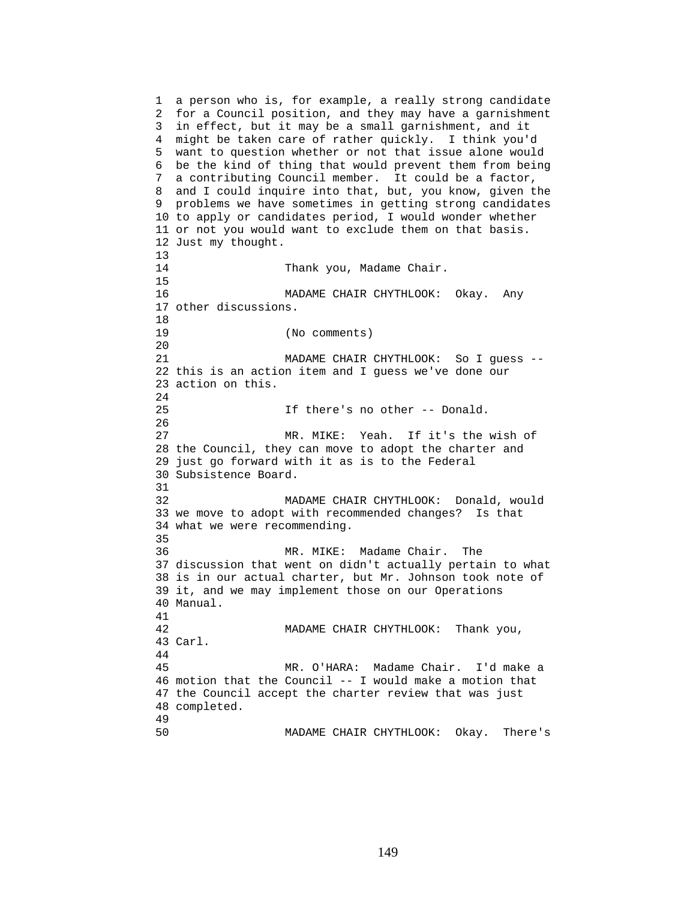a person who is, for example, a really strong candidate for a Council position, and they may have a garnishment in effect, but it may be a small garnishment, and it might be taken care of rather quickly. I think you'd want to question whether or not that issue alone would be the kind of thing that would prevent them from being a contributing Council member. It could be a factor, and I could inquire into that, but, you know, given the problems we have sometimes in getting strong candidates to apply or candidates period, I would wonder whether or not you would want to exclude them on that basis. Just my thought.

Thank you, Madame Chair.

MADAME CHAIR CHYTHLOOK: Okay. Any other discussions.

(No comments)

MADAME CHAIR CHYTHLOOK: So I guess -- this is an action item and I guess we've done our action on this.

If there's no other -- Donald.

MR. MIKE: Yeah. If it's the wish of the Council, they can move to adopt the charter and just go forward with it as is to the Federal Subsistence Board.

MADAME CHAIR CHYTHLOOK: Donald, would we move to adopt with recommended changes? Is that what we were recommending.

MR. MIKE: Madame Chair. The discussion that went on didn't actually pertain to what is in our actual charter, but Mr. Johnson took note of it, and we may implement those on our Operations Manual.

MADAME CHAIR CHYTHLOOK: Thank you, Carl.

MR. O'HARA: Madame Chair. I'd make a motion that the Council -- I would make a motion that the Council accept the charter review that was just completed.

MADAME CHAIR CHYTHLOOK: Okay. There's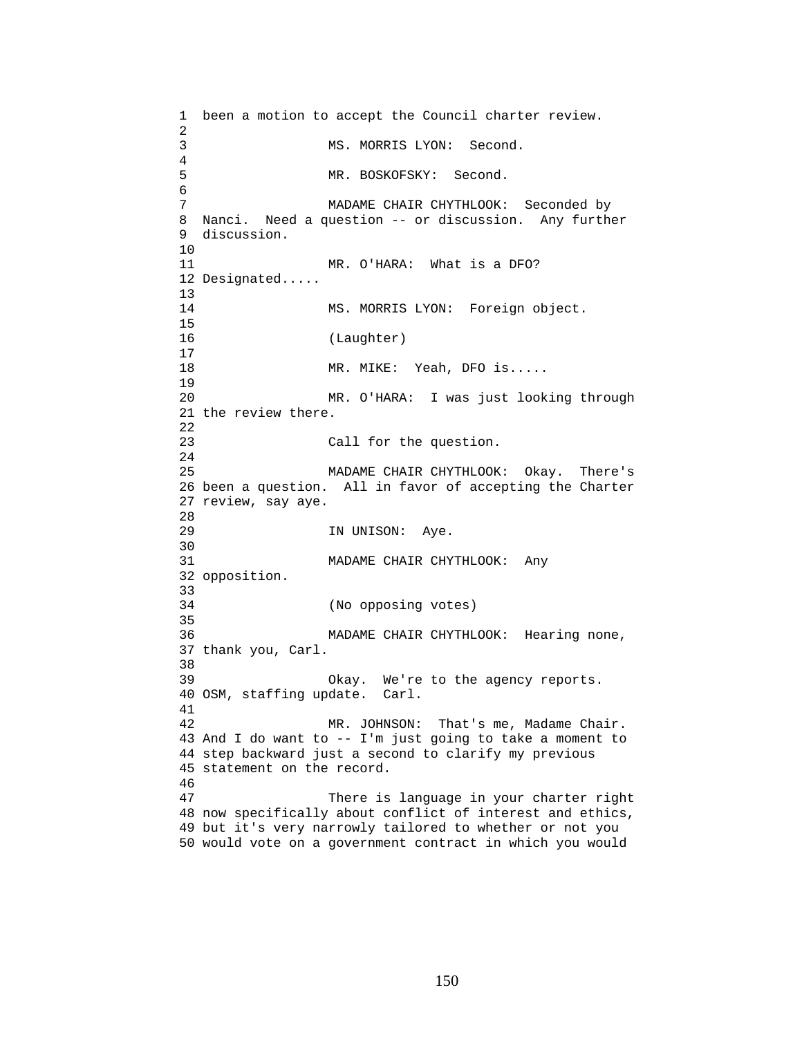been a motion to accept the Council charter review.

MS. MORRIS LYON: Second.

MR. BOSKOFSKY: Second.

MADAME CHAIR CHYTHLOOK: Seconded by Nanci. Need a question -- or discussion. Any further discussion.

MR. O'HARA: What is a DFO? Designated.....

MS. MORRIS LYON: Foreign object.

(Laughter)

MR. MIKE: Yeah, DFO is.....

MR. O'HARA: I was just looking through the review there.

Call for the question.

MADAME CHAIR CHYTHLOOK: Okay. There's been a question. All in favor of accepting the Charter review, say aye.

IN UNISON: Aye.

MADAME CHAIR CHYTHLOOK: Any opposition.

(No opposing votes)

MADAME CHAIR CHYTHLOOK: Hearing none, thank you, Carl.

Okay. We're to the agency reports. OSM, staffing update. Carl.

MR. JOHNSON: That's me, Madame Chair. And I do want to -- I'm just going to take a moment to step backward just a second to clarify my previous statement on the record.

There is language in your charter right now specifically about conflict of interest and ethics, but it's very narrowly tailored to whether or not you would vote on a government contract in which you would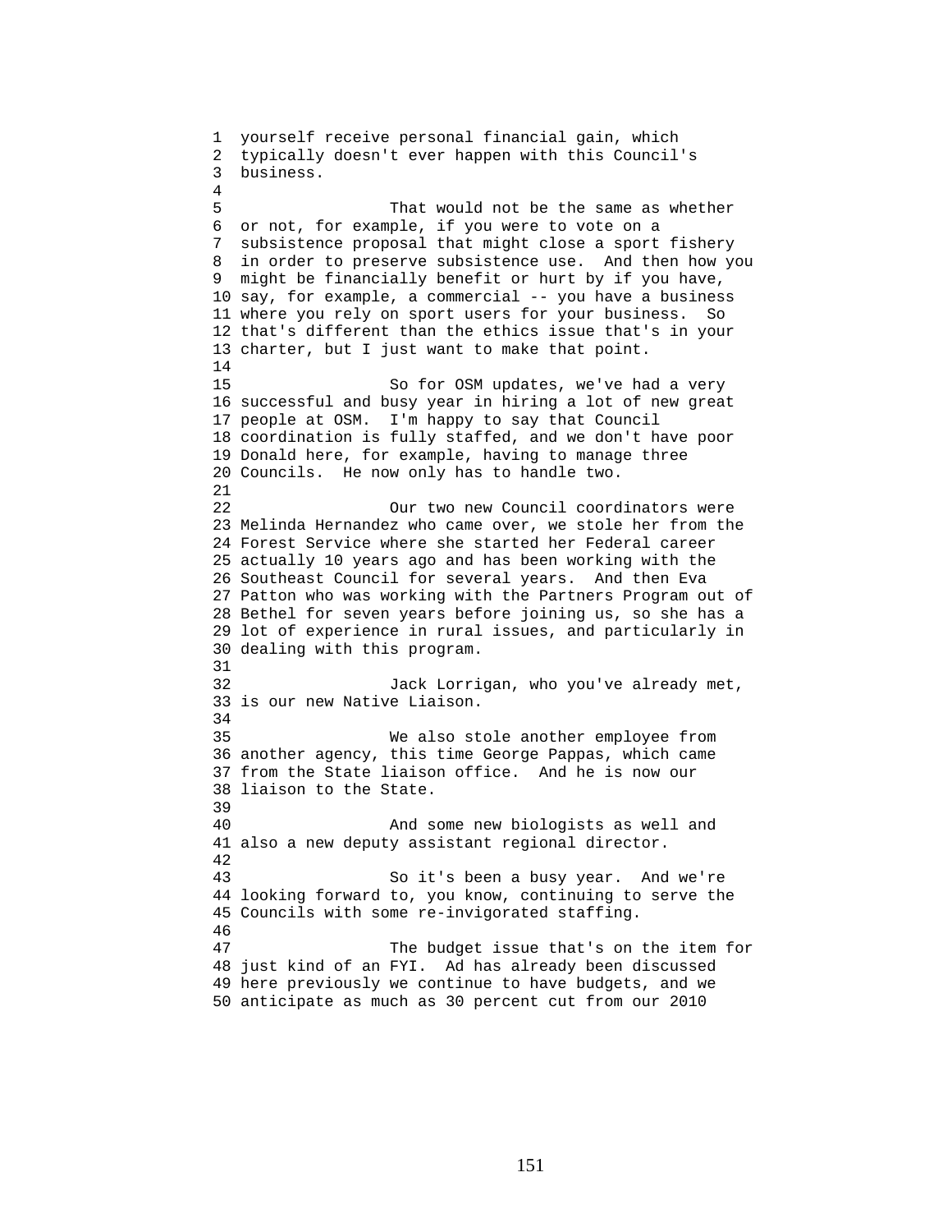yourself receive personal financial gain, which typically doesn't ever happen with this Council's business.

That would not be the same as whether or not, for example, if you were to vote on a subsistence proposal that might close a sport fishery in order to preserve subsistence use. And then how you might be financially benefit or hurt by if you have, say, for example, a commercial -- you have a business where you rely on sport users for your business. So that's different than the ethics issue that's in your charter, but I just want to make that point.

So for OSM updates, we've had a very successful and busy year in hiring a lot of new great people at OSM. I'm happy to say that Council coordination is fully staffed, and we don't have poor Donald here, for example, having to manage three Councils. He now only has to handle two.

Our two new Council coordinators were Melinda Hernandez who came over, we stole her from the Forest Service where she started her Federal career actually 10 years ago and has been working with the Southeast Council for several years. And then Eva Patton who was working with the Partners Program out of Bethel for seven years before joining us, so she has a lot of experience in rural issues, and particularly in dealing with this program.

Jack Lorrigan, who you've already met, is our new Native Liaison.

We also stole another employee from another agency, this time George Pappas, which came from the State liaison office. And he is now our liaison to the State.

And some new biologists as well and also a new deputy assistant regional director.

So it's been a busy year. And we're looking forward to, you know, continuing to serve the Councils with some re-invigorated staffing.

The budget issue that's on the item for just kind of an FYI. Ad has already been discussed here previously we continue to have budgets, and we anticipate as much as 30 percent cut from our 2010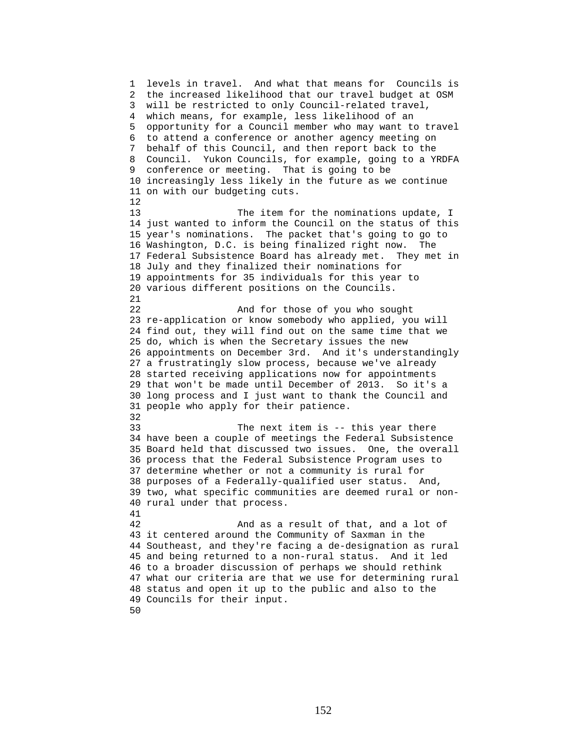levels in travel. And what that means for Councils is the increased likelihood that our travel budget at OSM will be restricted to only Council-related travel, which means, for example, less likelihood of an opportunity for a Council member who may want to travel to attend a conference or another agency meeting on behalf of this Council, and then report back to the Council. Yukon Councils, for example, going to a YRDFA conference or meeting. That is going to be increasingly less likely in the future as we continue on with our budgeting cuts.

The item for the nominations update, I just wanted to inform the Council on the status of this year's nominations. The packet that's going to go to Washington, D.C. is being finalized right now. The Federal Subsistence Board has already met. They met in July and they finalized their nominations for appointments for 35 individuals for this year to various different positions on the Councils.

And for those of you who sought re-application or know somebody who applied, you will find out, they will find out on the same time that we do, which is when the Secretary issues the new appointments on December 3rd. And it's understandingly a frustratingly slow process, because we've already started receiving applications now for appointments that won't be made until December of 2013. So it's a long process and I just want to thank the Council and people who apply for their patience.

The next item is -- this year there have been a couple of meetings the Federal Subsistence Board held that discussed two issues. One, the overall process that the Federal Subsistence Program uses to determine whether or not a community is rural for purposes of a Federally-qualified user status. And, two, what specific communities are deemed rural or non-rural under that process.

And as a result of that, and a lot of it centered around the Community of Saxman in the Southeast, and they're facing a de-designation as rural and being returned to a non-rural status. And it led to a broader discussion of perhaps we should rethink what our criteria are that we use for determining rural status and open it up to the public and also to the Councils for their input.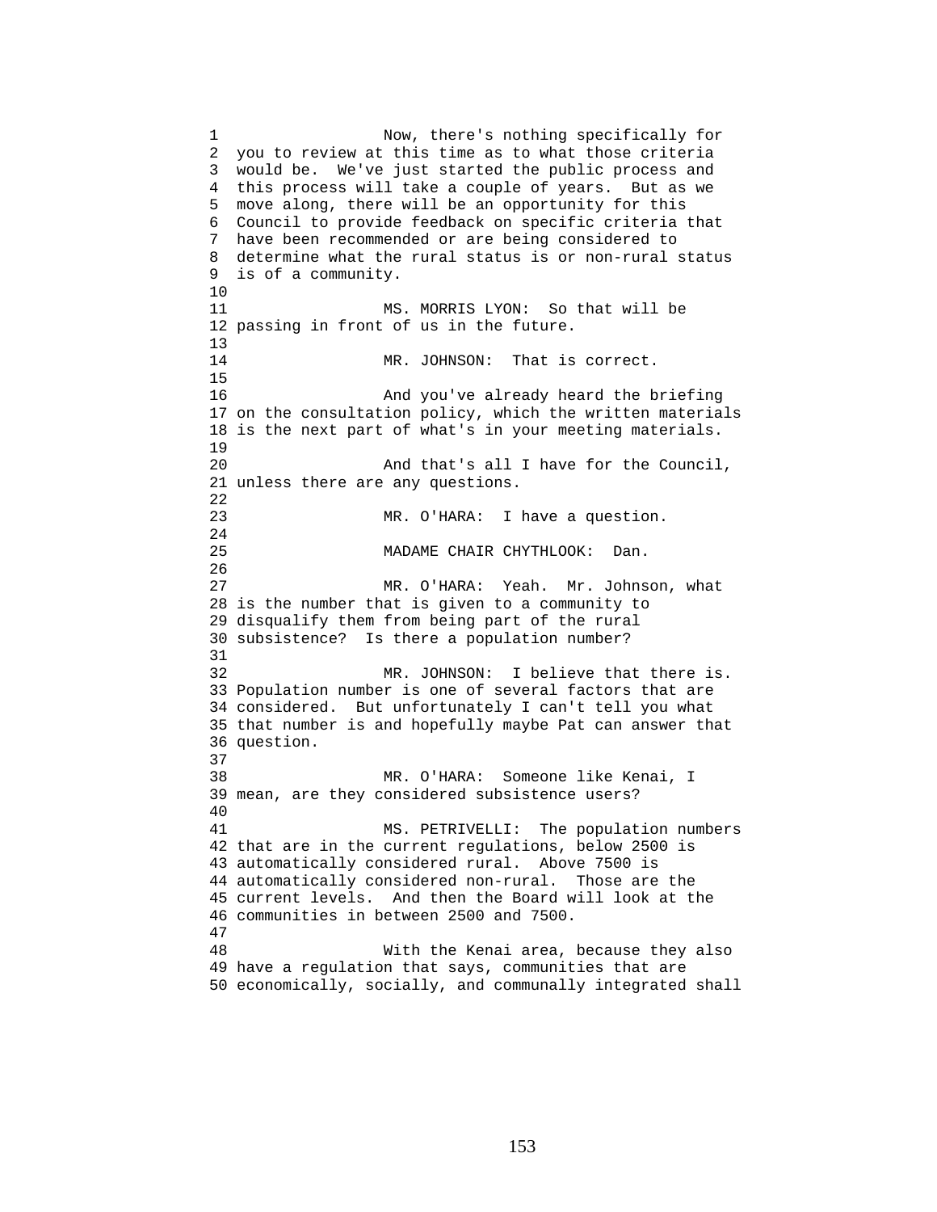Now, there's nothing specifically for you to review at this time as to what those criteria would be. We've just started the public process and this process will take a couple of years. But as we move along, there will be an opportunity for this Council to provide feedback on specific criteria that have been recommended or are being considered to determine what the rural status is or non-rural status is of a community.

MS. MORRIS LYON: So that will be passing in front of us in the future.

MR. JOHNSON: That is correct.

And you've already heard the briefing on the consultation policy, which the written materials is the next part of what's in your meeting materials.

And that's all I have for the Council, unless there are any questions.

MR. O'HARA: I have a question.

MADAME CHAIR CHYTHLOOK: Dan.

MR. O'HARA: Yeah. Mr. Johnson, what is the number that is given to a community to disqualify them from being part of the rural subsistence? Is there a population number?

MR. JOHNSON: I believe that there is. Population number is one of several factors that are considered. But unfortunately I can't tell you what that number is and hopefully maybe Pat can answer that question.

MR. O'HARA: Someone like Kenai, I mean, are they considered subsistence users?

MS. PETRIVELLI: The population numbers that are in the current regulations, below 2500 is automatically considered rural. Above 7500 is automatically considered non-rural. Those are the current levels. And then the Board will look at the communities in between 2500 and 7500.

With the Kenai area, because they also have a regulation that says, communities that are economically, socially, and communally integrated shall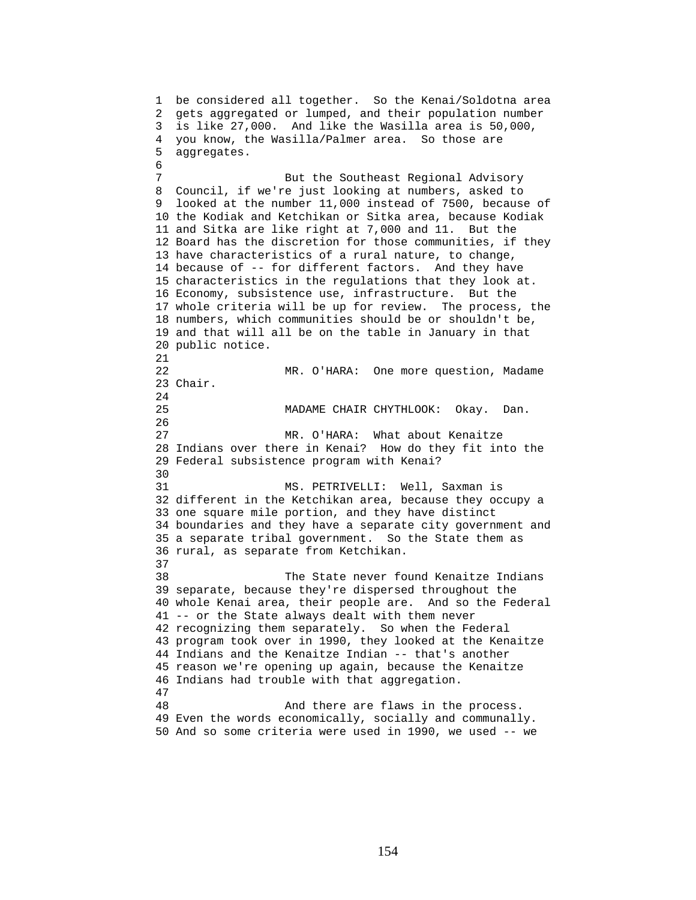be considered all together. So the Kenai/Soldotna area gets aggregated or lumped, and their population number is like 27,000. And like the Wasilla area is 50,000, you know, the Wasilla/Palmer area. So those are aggregates.

But the Southeast Regional Advisory Council, if we're just looking at numbers, asked to looked at the number 11,000 instead of 7500, because of the Kodiak and Ketchikan or Sitka area, because Kodiak and Sitka are like right at 7,000 and 11. But the Board has the discretion for those communities, if they have characteristics of a rural nature, to change, because of -- for different factors. And they have characteristics in the regulations that they look at. Economy, subsistence use, infrastructure. But the whole criteria will be up for review. The process, the numbers, which communities should be or shouldn't be, and that will all be on the table in January in that public notice.

MR. O'HARA: One more question, Madame Chair.

MADAME CHAIR CHYTHLOOK: Okay. Dan.

MR. O'HARA: What about Kenaitze Indians over there in Kenai? How do they fit into the Federal subsistence program with Kenai?

MS. PETRIVELLI: Well, Saxman is different in the Ketchikan area, because they occupy a one square mile portion, and they have distinct boundaries and they have a separate city government and a separate tribal government. So the State them as rural, as separate from Ketchikan.

The State never found Kenaitze Indians separate, because they're dispersed throughout the whole Kenai area, their people are. And so the Federal -- or the State always dealt with them never recognizing them separately. So when the Federal program took over in 1990, they looked at the Kenaitze Indians and the Kenaitze Indian -- that's another reason we're opening up again, because the Kenaitze Indians had trouble with that aggregation.

And there are flaws in the process. Even the words economically, socially and communally. And so some criteria were used in 1990, we used -- we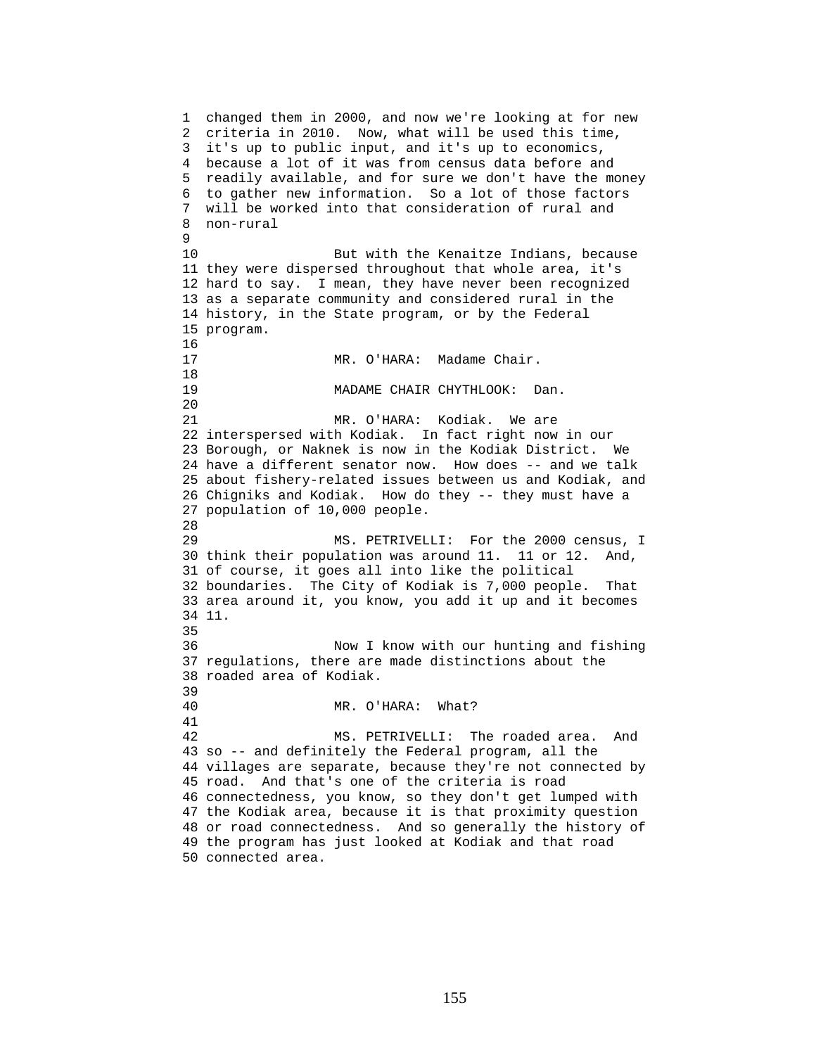changed them in 2000, and now we're looking at for new criteria in 2010. Now, what will be used this time, it's up to public input, and it's up to economics, because a lot of it was from census data before and readily available, and for sure we don't have the money to gather new information. So a lot of those factors will be worked into that consideration of rural and non-rural

But with the Kenaitze Indians, because they were dispersed throughout that whole area, it's hard to say. I mean, they have never been recognized as a separate community and considered rural in the history, in the State program, or by the Federal program.

MR. O'HARA: Madame Chair.

MADAME CHAIR CHYTHLOOK: Dan.

MR. O'HARA: Kodiak. We are interspersed with Kodiak. In fact right now in our Borough, or Naknek is now in the Kodiak District. We have a different senator now. How does -- and we talk about fishery-related issues between us and Kodiak, and Chigniks and Kodiak. How do they -- they must have a population of 10,000 people.

MS. PETRIVELLI: For the 2000 census, I think their population was around 11. 11 or 12. And, of course, it goes all into like the political boundaries. The City of Kodiak is 7,000 people. That area around it, you know, you add it up and it becomes 11.

Now I know with our hunting and fishing regulations, there are made distinctions about the roaded area of Kodiak.

MR. O'HARA: What?

MS. PETRIVELLI: The roaded area. And so -- and definitely the Federal program, all the villages are separate, because they're not connected by road. And that's one of the criteria is road connectedness, you know, so they don't get lumped with the Kodiak area, because it is that proximity question or road connectedness. And so generally the history of the program has just looked at Kodiak and that road connected area.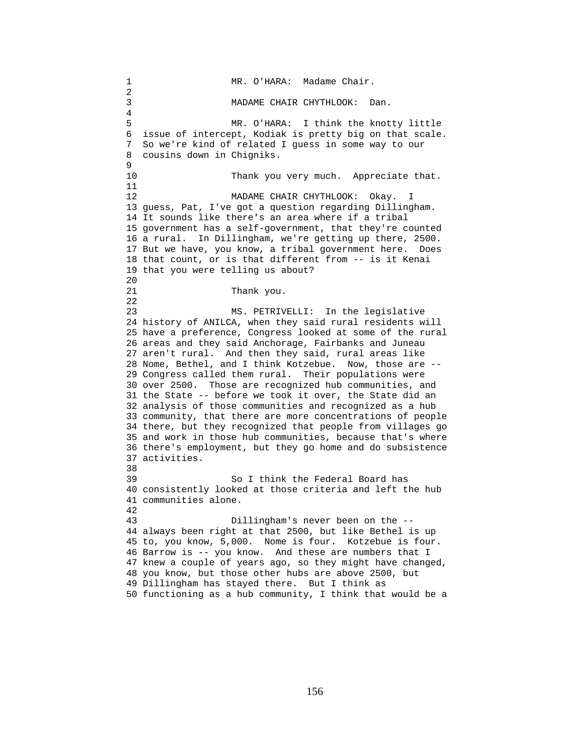MR. O'HARA: Madame Chair.

MADAME CHAIR CHYTHLOOK: Dan.

MR. O'HARA: I think the knotty little issue of intercept, Kodiak is pretty big on that scale. So we're kind of related I guess in some way to our cousins down in Chigniks.

Thank you very much. Appreciate that.

MADAME CHAIR CHYTHLOOK: Okay. I guess, Pat, I've got a question regarding Dillingham. It sounds like there's an area where if a tribal government has a self-government, that they're counted a rural. In Dillingham, we're getting up there, 2500. But we have, you know, a tribal government here. Does that count, or is that different from -- is it Kenai that you were telling us about?

Thank you.

MS. PETRIVELLI: In the legislative history of ANILCA, when they said rural residents will have a preference, Congress looked at some of the rural areas and they said Anchorage, Fairbanks and Juneau aren't rural. And then they said, rural areas like Nome, Bethel, and I think Kotzebue. Now, those are -- Congress called them rural. Their populations were over 2500. Those are recognized hub communities, and the State -- before we took it over, the State did an analysis of those communities and recognized as a hub community, that there are more concentrations of people there, but they recognized that people from villages go and work in those hub communities, because that's where there's employment, but they go home and do subsistence activities.

So I think the Federal Board has consistently looked at those criteria and left the hub communities alone.

Dillingham's never been on the -- always been right at that 2500, but like Bethel is up to, you know, 5,000. Nome is four. Kotzebue is four. Barrow is -- you know. And these are numbers that I knew a couple of years ago, so they might have changed, you know, but those other hubs are above 2500, but Dillingham has stayed there. But I think as functioning as a hub community, I think that would be a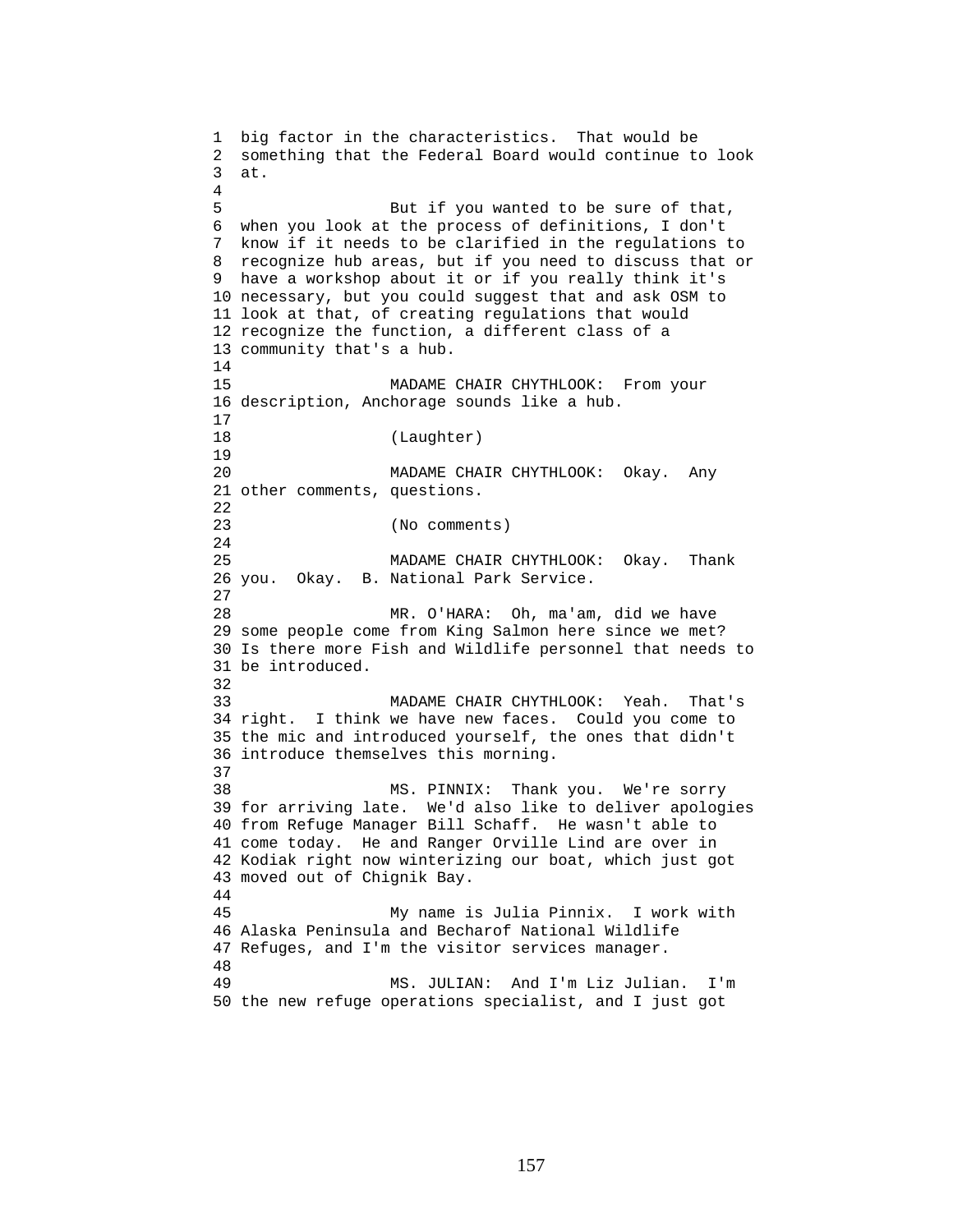big factor in the characteristics. That would be something that the Federal Board would continue to look at.

But if you wanted to be sure of that, when you look at the process of definitions, I don't know if it needs to be clarified in the regulations to recognize hub areas, but if you need to discuss that or have a workshop about it or if you really think it's necessary, but you could suggest that and ask OSM to look at that, of creating regulations that would recognize the function, a different class of a community that's a hub.

MADAME CHAIR CHYTHLOOK: From your description, Anchorage sounds like a hub.

(Laughter)

MADAME CHAIR CHYTHLOOK: Okay. Any other comments, questions.

(No comments)

MADAME CHAIR CHYTHLOOK: Okay. Thank you. Okay. B. National Park Service.

MR. O'HARA: Oh, ma'am, did we have some people come from King Salmon here since we met? Is there more Fish and Wildlife personnel that needs to be introduced.

MADAME CHAIR CHYTHLOOK: Yeah. That's right. I think we have new faces. Could you come to the mic and introduced yourself, the ones that didn't introduce themselves this morning.

MS. PINNIX: Thank you. We're sorry for arriving late. We'd also like to deliver apologies from Refuge Manager Bill Schaff. He wasn't able to come today. He and Ranger Orville Lind are over in Kodiak right now winterizing our boat, which just got moved out of Chignik Bay.

My name is Julia Pinnix. I work with Alaska Peninsula and Becharof National Wildlife Refuges, and I'm the visitor services manager.

MS. JULIAN: And I'm Liz Julian. I'm the new refuge operations specialist, and I just got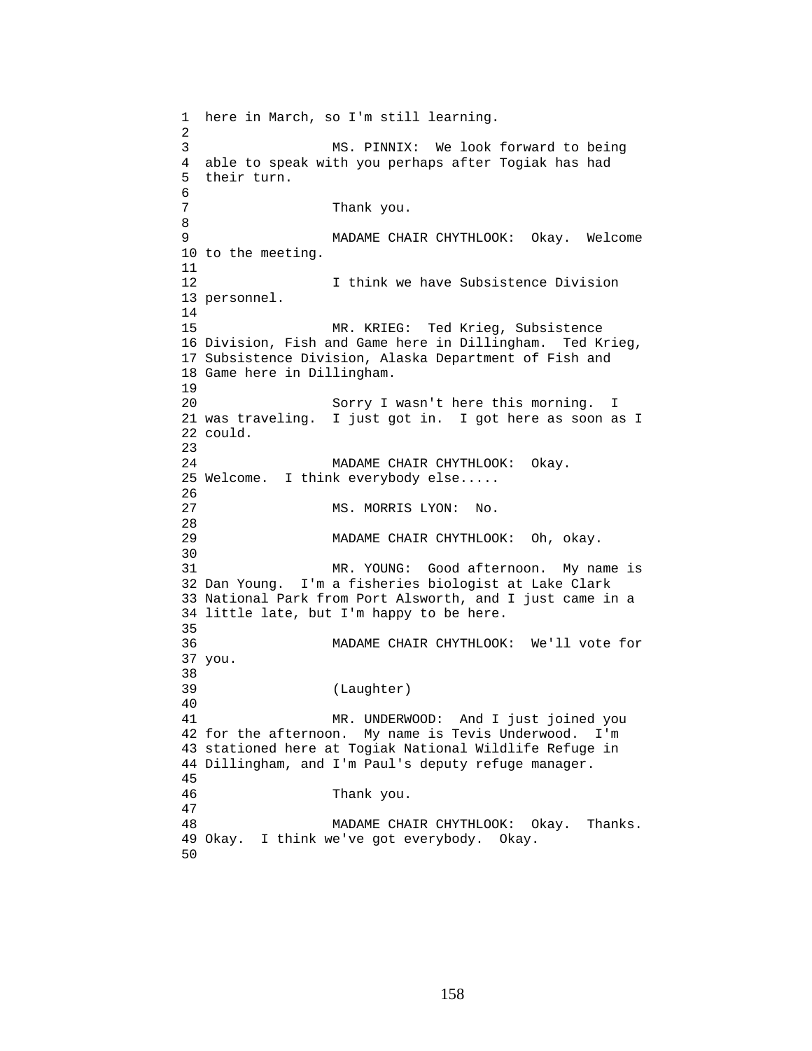here in March, so I'm still learning.

MS. PINNIX: We look forward to being able to speak with you perhaps after Togiak has had their turn.

Thank you.

MADAME CHAIR CHYTHLOOK: Okay. Welcome to the meeting.

I think we have Subsistence Division personnel.

MR. KRIEG: Ted Krieg, Subsistence Division, Fish and Game here in Dillingham. Ted Krieg, Subsistence Division, Alaska Department of Fish and Game here in Dillingham.

Sorry I wasn't here this morning. I was traveling. I just got in. I got here as soon as I could.

MADAME CHAIR CHYTHLOOK: Okay. Welcome. I think everybody else.....

MS. MORRIS LYON: No.

MADAME CHAIR CHYTHLOOK: Oh, okay.

MR. YOUNG: Good afternoon. My name is Dan Young. I'm a fisheries biologist at Lake Clark National Park from Port Alsworth, and I just came in a little late, but I'm happy to be here.

MADAME CHAIR CHYTHLOOK: We'll vote for you.

(Laughter)

MR. UNDERWOOD: And I just joined you for the afternoon. My name is Tevis Underwood. I'm stationed here at Togiak National Wildlife Refuge in Dillingham, and I'm Paul's deputy refuge manager.

Thank you.

MADAME CHAIR CHYTHLOOK: Okay. Thanks. Okay. I think we've got everybody. Okay.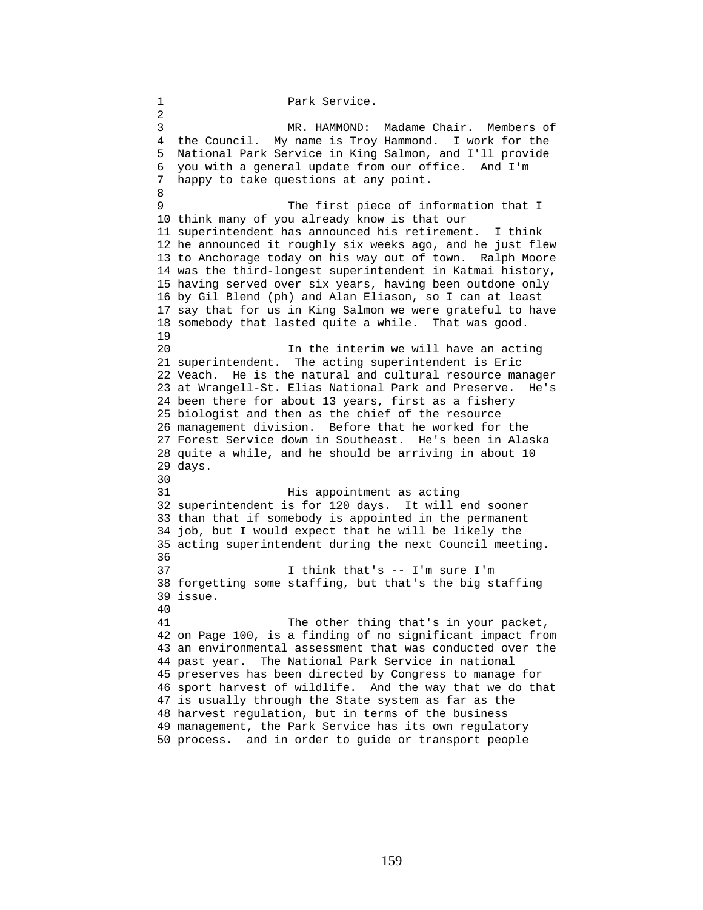Park Service.

MR. HAMMOND: Madame Chair. Members of the Council. My name is Troy Hammond. I work for the National Park Service in King Salmon, and I'll provide you with a general update from our office. And I'm happy to take questions at any point.

The first piece of information that I think many of you already know is that our superintendent has announced his retirement. I think he announced it roughly six weeks ago, and he just flew to Anchorage today on his way out of town. Ralph Moore was the third-longest superintendent in Katmai history, having served over six years, having been outdone only by Gil Blend (ph) and Alan Eliason, so I can at least say that for us in King Salmon we were grateful to have somebody that lasted quite a while. That was good.

In the interim we will have an acting superintendent. The acting superintendent is Eric Veach. He is the natural and cultural resource manager at Wrangell-St. Elias National Park and Preserve. He's been there for about 13 years, first as a fishery biologist and then as the chief of the resource management division. Before that he worked for the Forest Service down in Southeast. He's been in Alaska quite a while, and he should be arriving in about 10 days.

His appointment as acting superintendent is for 120 days. It will end sooner than that if somebody is appointed in the permanent job, but I would expect that he will be likely the acting superintendent during the next Council meeting.

I think that's -- I'm sure I'm forgetting some staffing, but that's the big staffing issue.

The other thing that's in your packet, on Page 100, is a finding of no significant impact from an environmental assessment that was conducted over the past year. The National Park Service in national preserves has been directed by Congress to manage for sport harvest of wildlife. And the way that we do that is usually through the State system as far as the harvest regulation, but in terms of the business management, the Park Service has its own regulatory process. and in order to guide or transport people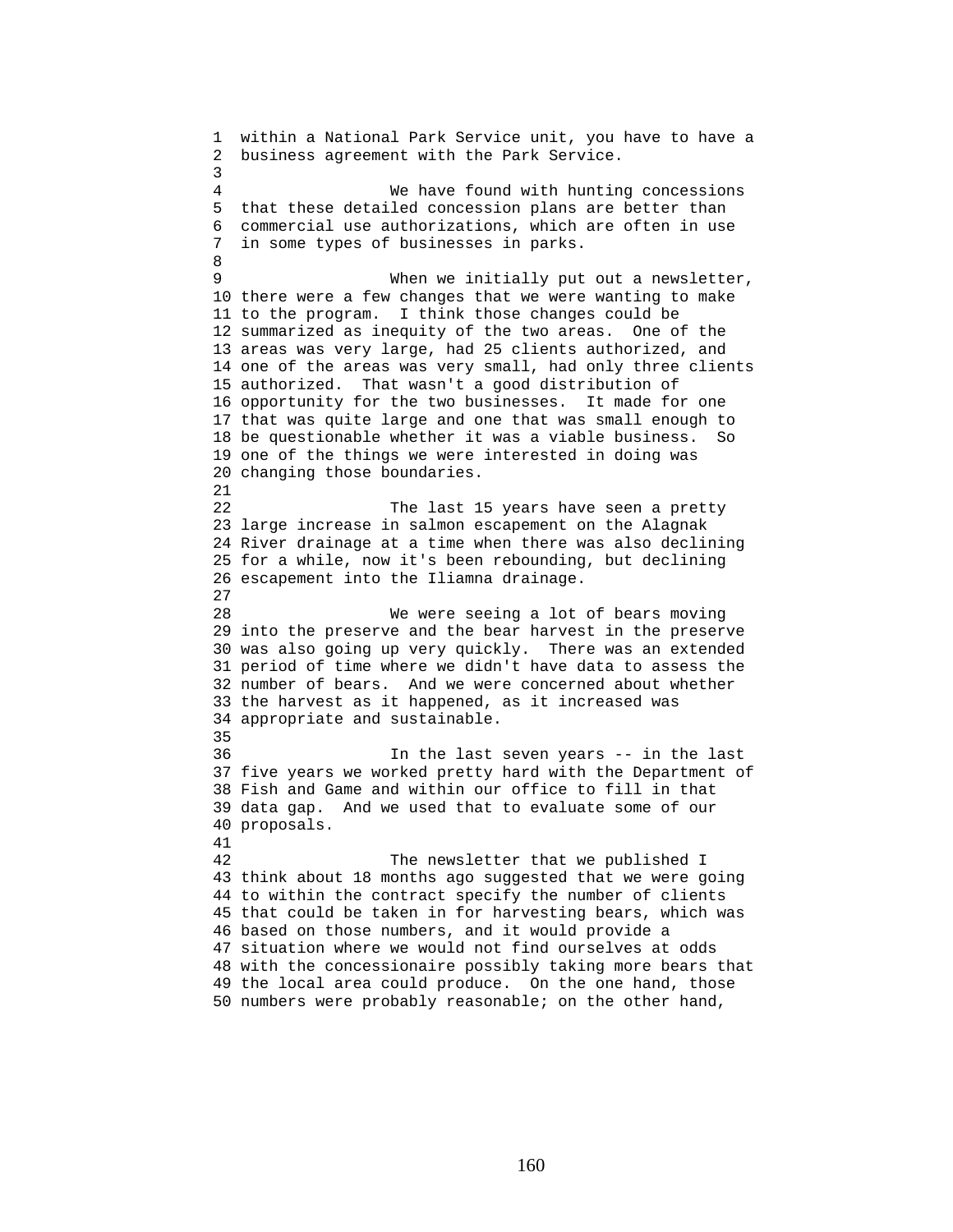within a National Park Service unit, you have to have a business agreement with the Park Service.

We have found with hunting concessions that these detailed concession plans are better than commercial use authorizations, which are often in use in some types of businesses in parks.

When we initially put out a newsletter, there were a few changes that we were wanting to make to the program. I think those changes could be summarized as inequity of the two areas. One of the areas was very large, had 25 clients authorized, and one of the areas was very small, had only three clients authorized. That wasn't a good distribution of opportunity for the two businesses. It made for one that was quite large and one that was small enough to be questionable whether it was a viable business. So one of the things we were interested in doing was changing those boundaries.

The last 15 years have seen a pretty large increase in salmon escapement on the Alagnak River drainage at a time when there was also declining for a while, now it's been rebounding, but declining escapement into the Iliamna drainage.

We were seeing a lot of bears moving into the preserve and the bear harvest in the preserve was also going up very quickly. There was an extended period of time where we didn't have data to assess the number of bears. And we were concerned about whether the harvest as it happened, as it increased was appropriate and sustainable.

In the last seven years -- in the last five years we worked pretty hard with the Department of Fish and Game and within our office to fill in that data gap. And we used that to evaluate some of our proposals.

The newsletter that we published I think about 18 months ago suggested that we were going to within the contract specify the number of clients that could be taken in for harvesting bears, which was based on those numbers, and it would provide a situation where we would not find ourselves at odds with the concessionaire possibly taking more bears that the local area could produce. On the one hand, those numbers were probably reasonable; on the other hand,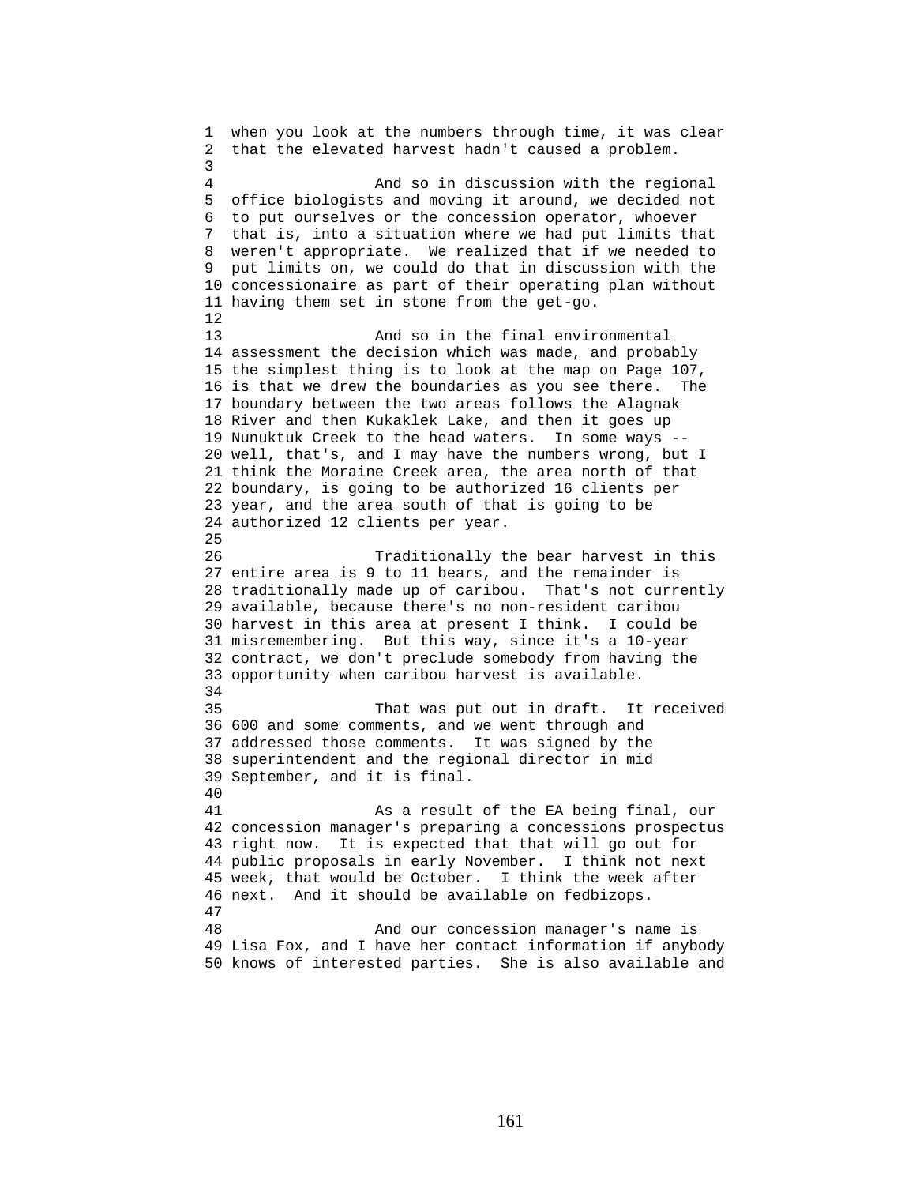when you look at the numbers through time, it was clear that the elevated harvest hadn't caused a problem.

And so in discussion with the regional office biologists and moving it around, we decided not to put ourselves or the concession operator, whoever that is, into a situation where we had put limits that weren't appropriate. We realized that if we needed to put limits on, we could do that in discussion with the concessionaire as part of their operating plan without having them set in stone from the get-go.

And so in the final environmental assessment the decision which was made, and probably the simplest thing is to look at the map on Page 107, is that we drew the boundaries as you see there. The boundary between the two areas follows the Alagnak River and then Kukaklek Lake, and then it goes up Nunuktuk Creek to the head waters. In some ways -- well, that's, and I may have the numbers wrong, but I think the Moraine Creek area, the area north of that boundary, is going to be authorized 16 clients per year, and the area south of that is going to be authorized 12 clients per year.

Traditionally the bear harvest in this entire area is 9 to 11 bears, and the remainder is traditionally made up of caribou. That's not currently available, because there's no non-resident caribou harvest in this area at present I think. I could be misremembering. But this way, since it's a 10-year contract, we don't preclude somebody from having the opportunity when caribou harvest is available.

That was put out in draft. It received 600 and some comments, and we went through and addressed those comments. It was signed by the superintendent and the regional director in mid September, and it is final.

As a result of the EA being final, our concession manager's preparing a concessions prospectus right now. It is expected that that will go out for public proposals in early November. I think not next week, that would be October. I think the week after next. And it should be available on fedbizops.

And our concession manager's name is Lisa Fox, and I have her contact information if anybody knows of interested parties. She is also available and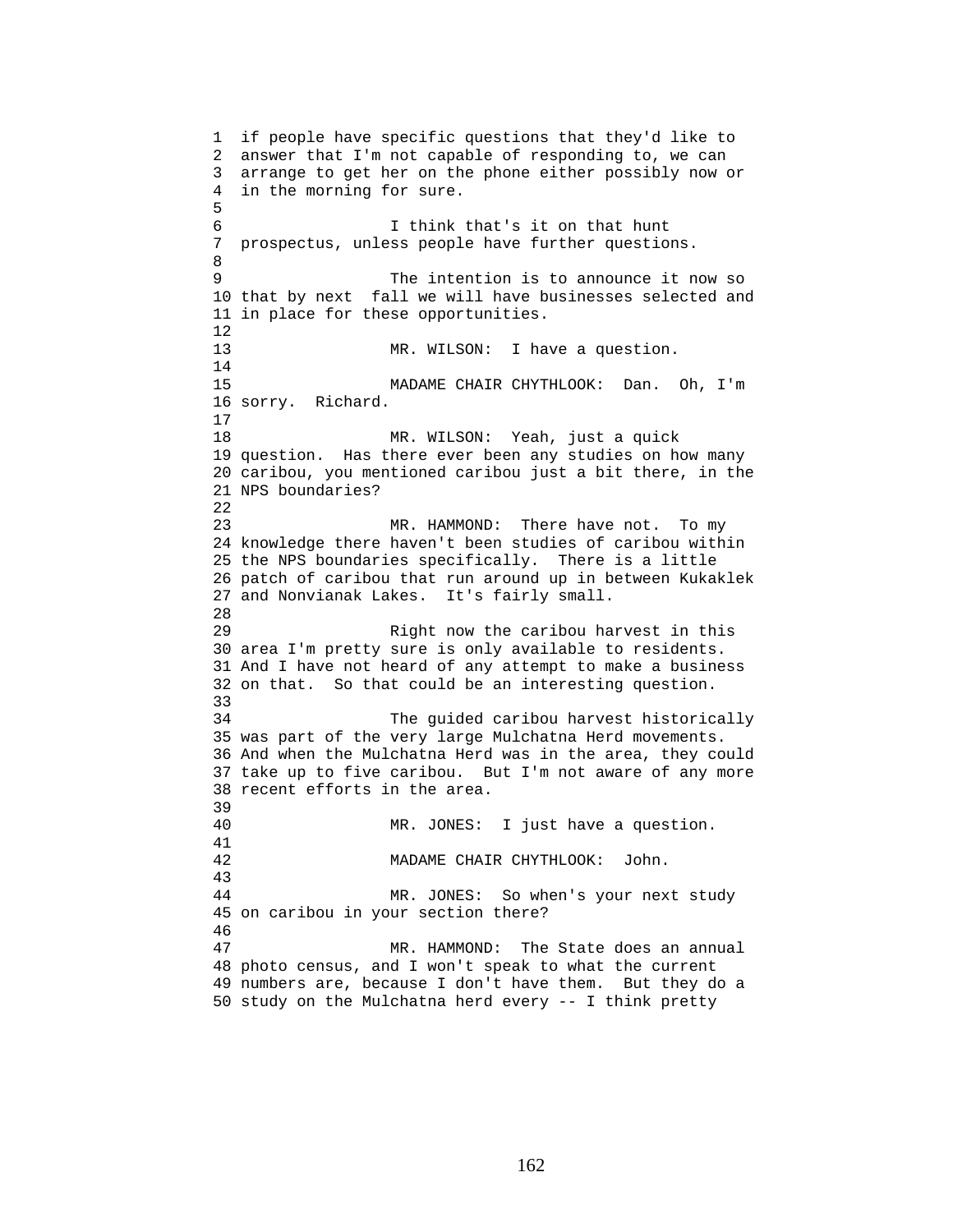if people have specific questions that they'd like to answer that I'm not capable of responding to, we can arrange to get her on the phone either possibly now or in the morning for sure.

I think that's it on that hunt prospectus, unless people have further questions.

The intention is to announce it now so that by next fall we will have businesses selected and in place for these opportunities.

MR. WILSON: I have a question.

MADAME CHAIR CHYTHLOOK: Dan. Oh, I'm sorry. Richard.

MR. WILSON: Yeah, just a quick question. Has there ever been any studies on how many caribou, you mentioned caribou just a bit there, in the NPS boundaries?

MR. HAMMOND: There have not. To my knowledge there haven't been studies of caribou within the NPS boundaries specifically. There is a little patch of caribou that run around up in between Kukaklek and Nonvianak Lakes. It's fairly small.

Right now the caribou harvest in this area I'm pretty sure is only available to residents. And I have not heard of any attempt to make a business on that. So that could be an interesting question.

The guided caribou harvest historically was part of the very large Mulchatna Herd movements. And when the Mulchatna Herd was in the area, they could take up to five caribou. But I'm not aware of any more recent efforts in the area.

MR. JONES: I just have a question.

MADAME CHAIR CHYTHLOOK: John.

MR. JONES: So when's your next study on caribou in your section there?

MR. HAMMOND: The State does an annual photo census, and I won't speak to what the current numbers are, because I don't have them. But they do a study on the Mulchatna herd every -- I think pretty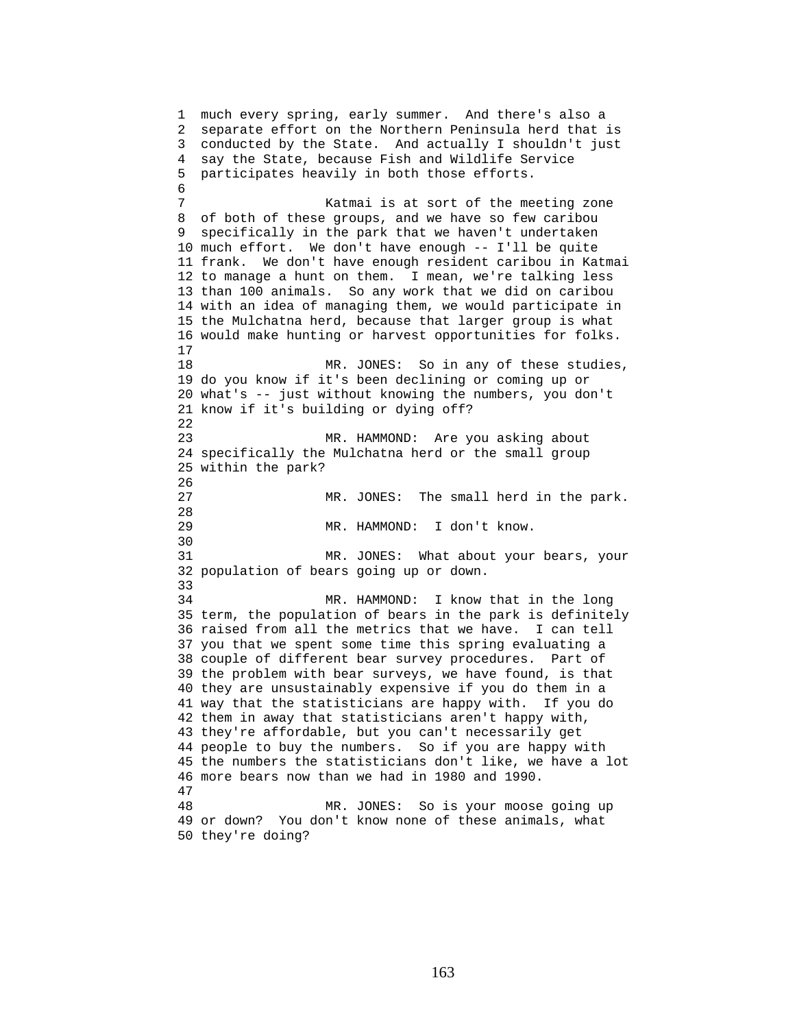much every spring, early summer. And there's also a separate effort on the Northern Peninsula herd that is conducted by the State. And actually I shouldn't just say the State, because Fish and Wildlife Service participates heavily in both those efforts.

Katmai is at sort of the meeting zone of both of these groups, and we have so few caribou specifically in the park that we haven't undertaken much effort. We don't have enough -- I'll be quite frank. We don't have enough resident caribou in Katmai to manage a hunt on them. I mean, we're talking less than 100 animals. So any work that we did on caribou with an idea of managing them, we would participate in the Mulchatna herd, because that larger group is what would make hunting or harvest opportunities for folks.

MR. JONES: So in any of these studies, do you know if it's been declining or coming up or what's -- just without knowing the numbers, you don't know if it's building or dying off?

MR. HAMMOND: Are you asking about specifically the Mulchatna herd or the small group within the park?

MR. JONES: The small herd in the park.

MR. HAMMOND: I don't know.

MR. JONES: What about your bears, your population of bears going up or down.

MR. HAMMOND: I know that in the long term, the population of bears in the park is definitely raised from all the metrics that we have. I can tell you that we spent some time this spring evaluating a couple of different bear survey procedures. Part of the problem with bear surveys, we have found, is that they are unsustainably expensive if you do them in a way that the statisticians are happy with. If you do them in away that statisticians aren't happy with, they're affordable, but you can't necessarily get people to buy the numbers. So if you are happy with the numbers the statisticians don't like, we have a lot more bears now than we had in 1980 and 1990.

MR. JONES: So is your moose going up or down? You don't know none of these animals, what they're doing?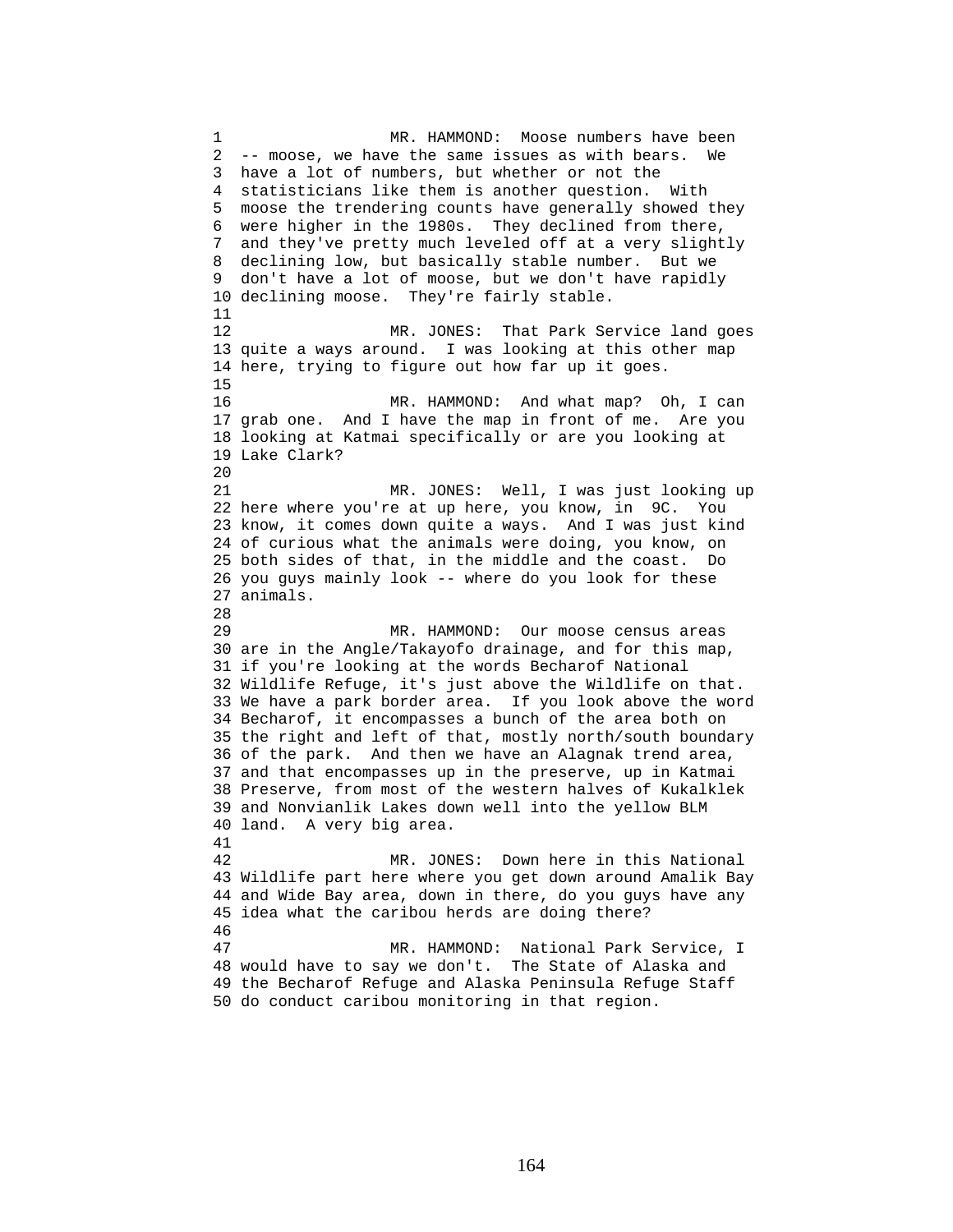MR. HAMMOND: Moose numbers have been -- moose, we have the same issues as with bears. We have a lot of numbers, but whether or not the statisticians like them is another question. With moose the trendering counts have generally showed they were higher in the 1980s. They declined from there, and they've pretty much leveled off at a very slightly declining low, but basically stable number. But we don't have a lot of moose, but we don't have rapidly declining moose. They're fairly stable.

MR. JONES: That Park Service land goes quite a ways around. I was looking at this other map here, trying to figure out how far up it goes.

MR. HAMMOND: And what map? Oh, I can grab one. And I have the map in front of me. Are you looking at Katmai specifically or are you looking at Lake Clark?

MR. JONES: Well, I was just looking up here where you're at up here, you know, in 9C. You know, it comes down quite a ways. And I was just kind of curious what the animals were doing, you know, on both sides of that, in the middle and the coast. Do you guys mainly look -- where do you look for these animals.

MR. HAMMOND: Our moose census areas are in the Angle/Takayofo drainage, and for this map, if you're looking at the words Becharof National Wildlife Refuge, it's just above the Wildlife on that. We have a park border area. If you look above the word Becharof, it encompasses a bunch of the area both on the right and left of that, mostly north/south boundary of the park. And then we have an Alagnak trend area, and that encompasses up in the preserve, up in Katmai Preserve, from most of the western halves of Kukalklek and Nonvianlik Lakes down well into the yellow BLM land. A very big area.

MR. JONES: Down here in this National Wildlife part here where you get down around Amalik Bay and Wide Bay area, down in there, do you guys have any idea what the caribou herds are doing there?

MR. HAMMOND: National Park Service, I would have to say we don't. The State of Alaska and the Becharof Refuge and Alaska Peninsula Refuge Staff do conduct caribou monitoring in that region.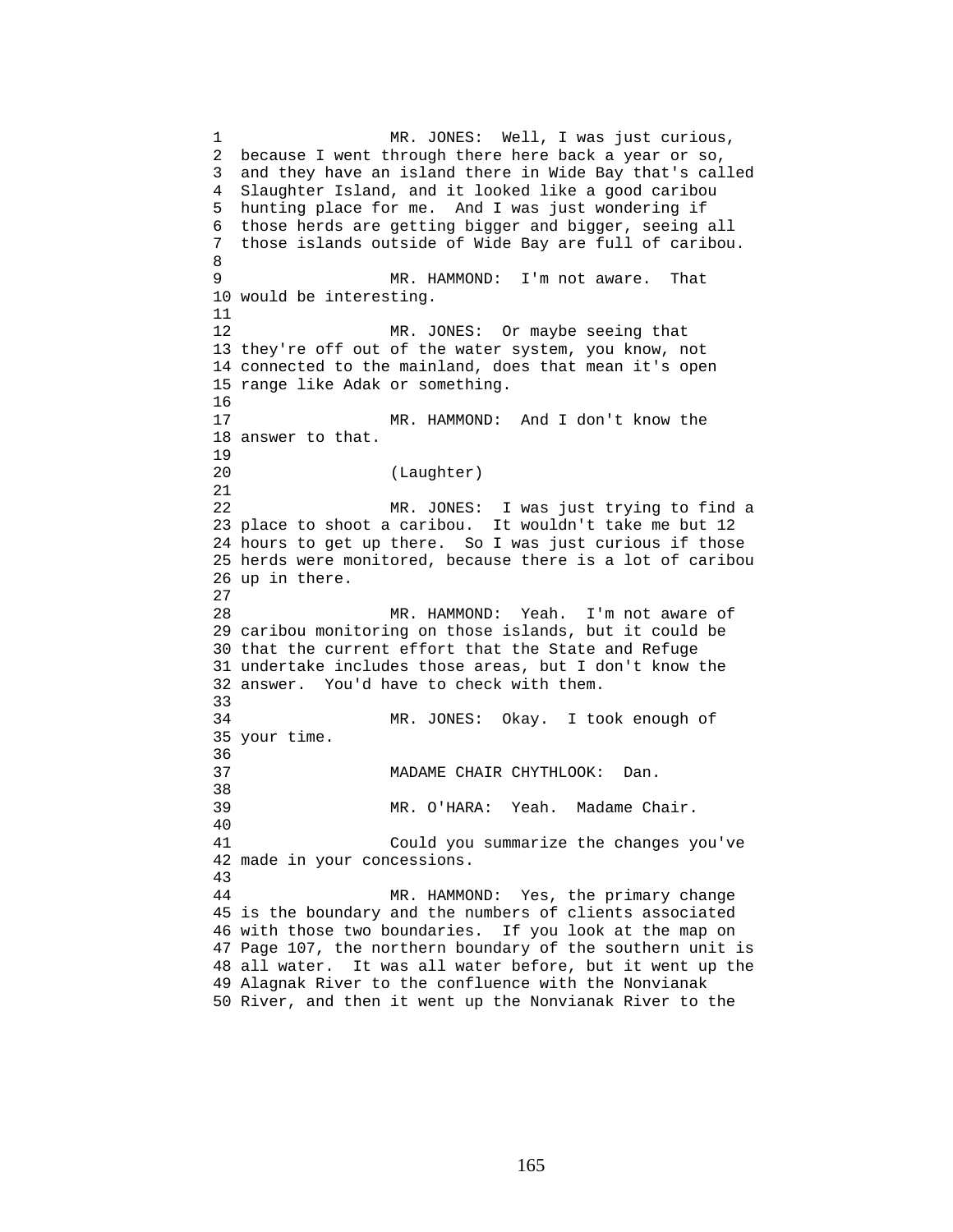MR. JONES: Well, I was just curious, because I went through there here back a year or so, and they have an island there in Wide Bay that's called Slaughter Island, and it looked like a good caribou hunting place for me. And I was just wondering if those herds are getting bigger and bigger, seeing all those islands outside of Wide Bay are full of caribou.

MR. HAMMOND: I'm not aware. That would be interesting.

MR. JONES: Or maybe seeing that they're off out of the water system, you know, not connected to the mainland, does that mean it's open range like Adak or something.

MR. HAMMOND: And I don't know the answer to that.

(Laughter)

MR. JONES: I was just trying to find a place to shoot a caribou. It wouldn't take me but 12 hours to get up there. So I was just curious if those herds were monitored, because there is a lot of caribou up in there.

MR. HAMMOND: Yeah. I'm not aware of caribou monitoring on those islands, but it could be that the current effort that the State and Refuge undertake includes those areas, but I don't know the answer. You'd have to check with them.

MR. JONES: Okay. I took enough of your time.

MADAME CHAIR CHYTHLOOK: Dan.

MR. O'HARA: Yeah. Madame Chair.

Could you summarize the changes you've made in your concessions.

MR. HAMMOND: Yes, the primary change is the boundary and the numbers of clients associated with those two boundaries. If you look at the map on Page 107, the northern boundary of the southern unit is all water. It was all water before, but it went up the Alagnak River to the confluence with the Nonvianak River, and then it went up the Nonvianak River to the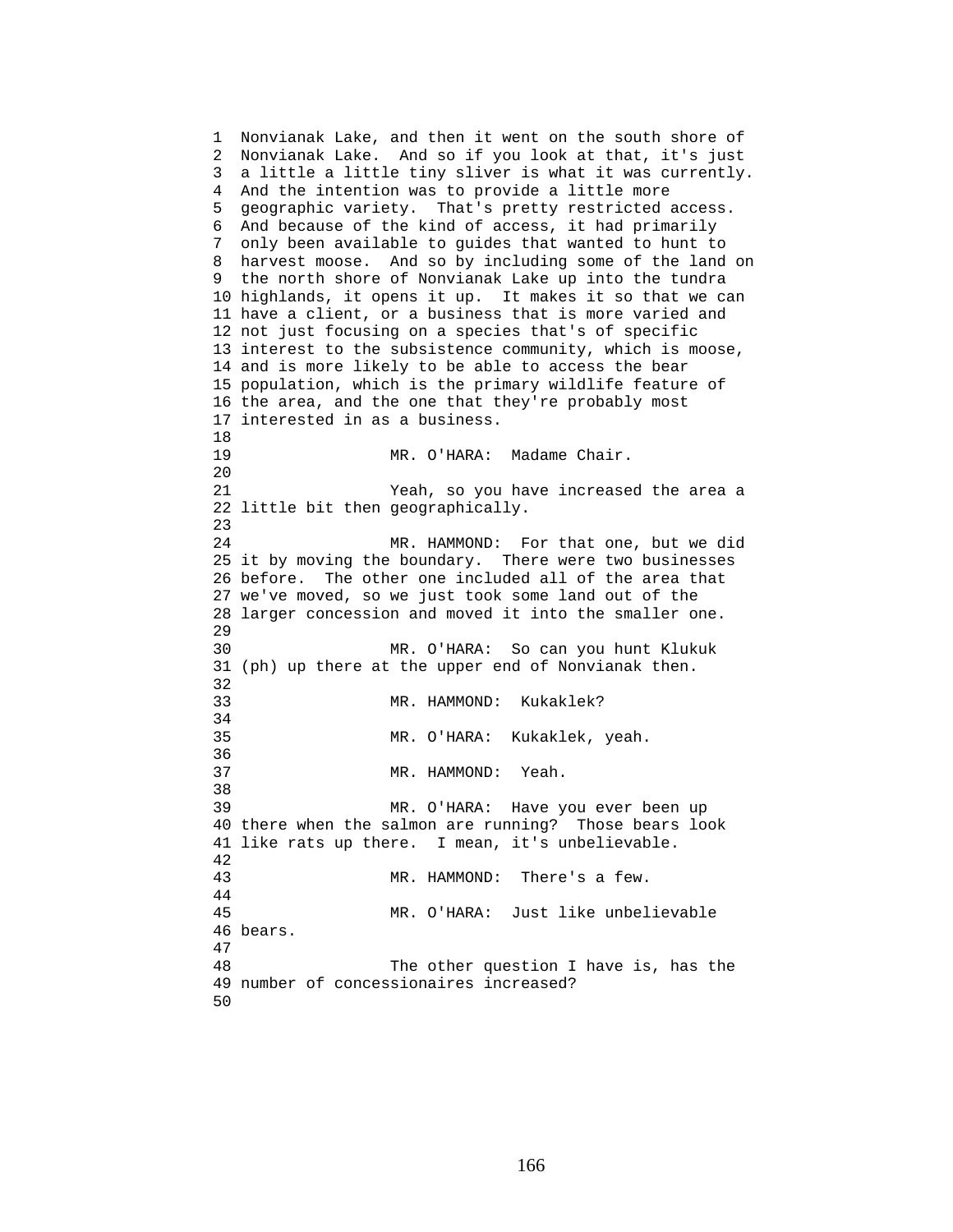Nonvianak Lake, and then it went on the south shore of Nonvianak Lake. And so if you look at that, it's just a little a little tiny sliver is what it was currently. And the intention was to provide a little more geographic variety. That's pretty restricted access. And because of the kind of access, it had primarily only been available to guides that wanted to hunt to harvest moose. And so by including some of the land on the north shore of Nonvianak Lake up into the tundra highlands, it opens it up. It makes it so that we can have a client, or a business that is more varied and not just focusing on a species that's of specific interest to the subsistence community, which is moose, and is more likely to be able to access the bear population, which is the primary wildlife feature of the area, and the one that they're probably most interested in as a business.

MR. O'HARA: Madame Chair.

Yeah, so you have increased the area a little bit then geographically.

MR. HAMMOND: For that one, but we did it by moving the boundary. There were two businesses before. The other one included all of the area that we've moved, so we just took some land out of the larger concession and moved it into the smaller one.

MR. O'HARA: So can you hunt Klukuk (ph) up there at the upper end of Nonvianak then.

MR. HAMMOND: Kukaklek?

MR. O'HARA: Kukaklek, yeah.

MR. HAMMOND: Yeah.

MR. O'HARA: Have you ever been up there when the salmon are running? Those bears look like rats up there. I mean, it's unbelievable.

MR. HAMMOND: There's a few.

MR. O'HARA: Just like unbelievable bears.

The other question I have is, has the number of concessionaires increased?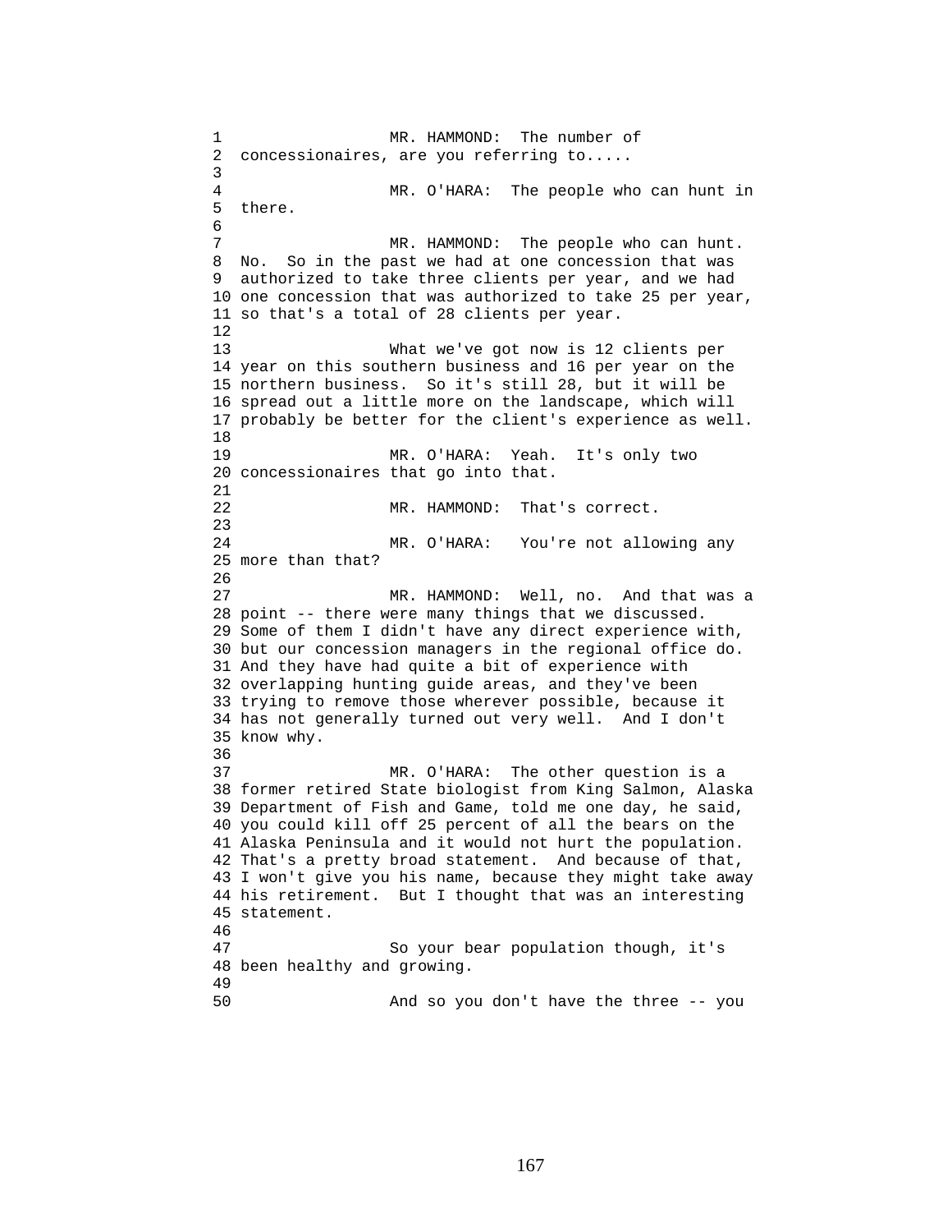MR. HAMMOND: The number of concessionaires, are you referring to.....

MR. O'HARA: The people who can hunt in there.

MR. HAMMOND: The people who can hunt. No. So in the past we had at one concession that was authorized to take three clients per year, and we had one concession that was authorized to take 25 per year, so that's a total of 28 clients per year.

What we've got now is 12 clients per year on this southern business and 16 per year on the northern business. So it's still 28, but it will be spread out a little more on the landscape, which will probably be better for the client's experience as well.

MR. O'HARA: Yeah. It's only two concessionaires that go into that.

MR. HAMMOND: That's correct.

MR. O'HARA: You're not allowing any more than that?

MR. HAMMOND: Well, no. And that was a point -- there were many things that we discussed. Some of them I didn't have any direct experience with, but our concession managers in the regional office do. And they have had quite a bit of experience with overlapping hunting guide areas, and they've been trying to remove those wherever possible, because it has not generally turned out very well. And I don't know why.

MR. O'HARA: The other question is a former retired State biologist from King Salmon, Alaska Department of Fish and Game, told me one day, he said, you could kill off 25 percent of all the bears on the Alaska Peninsula and it would not hurt the population. That's a pretty broad statement. And because of that, I won't give you his name, because they might take away his retirement. But I thought that was an interesting statement.

So your bear population though, it's been healthy and growing.

And so you don't have the three -- you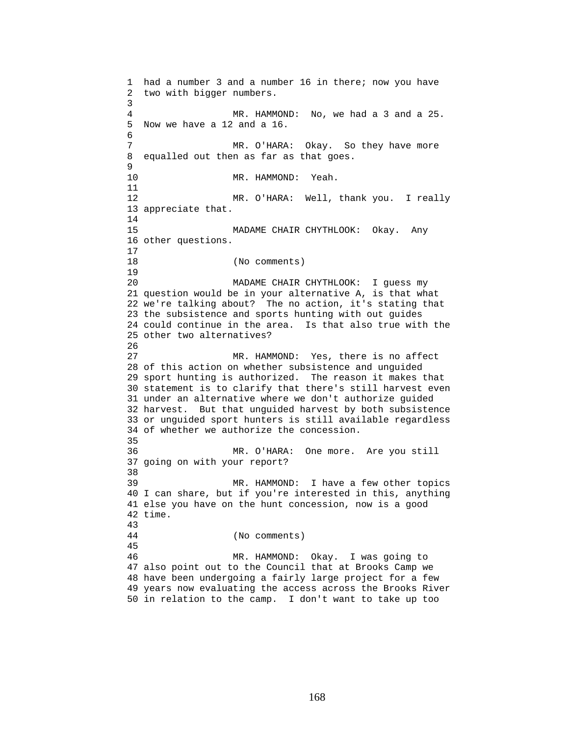had a number 3 and a number 16 in there; now you have two with bigger numbers.

MR. HAMMOND: No, we had a 3 and a 25. Now we have a 12 and a 16.

MR. O'HARA: Okay. So they have more equalled out then as far as that goes.

MR. HAMMOND: Yeah.

MR. O'HARA: Well, thank you. I really appreciate that.

MADAME CHAIR CHYTHLOOK: Okay. Any other questions.

(No comments)

MADAME CHAIR CHYTHLOOK: I guess my question would be in your alternative A, is that what we're talking about? The no action, it's stating that the subsistence and sports hunting with out guides could continue in the area. Is that also true with the other two alternatives?

MR. HAMMOND: Yes, there is no affect of this action on whether subsistence and unguided sport hunting is authorized. The reason it makes that statement is to clarify that there's still harvest even under an alternative where we don't authorize guided harvest. But that unguided harvest by both subsistence or unguided sport hunters is still available regardless of whether we authorize the concession.

MR. O'HARA: One more. Are you still going on with your report?

MR. HAMMOND: I have a few other topics I can share, but if you're interested in this, anything else you have on the hunt concession, now is a good time.

(No comments)

MR. HAMMOND: Okay. I was going to also point out to the Council that at Brooks Camp we have been undergoing a fairly large project for a few years now evaluating the access across the Brooks River in relation to the camp. I don't want to take up too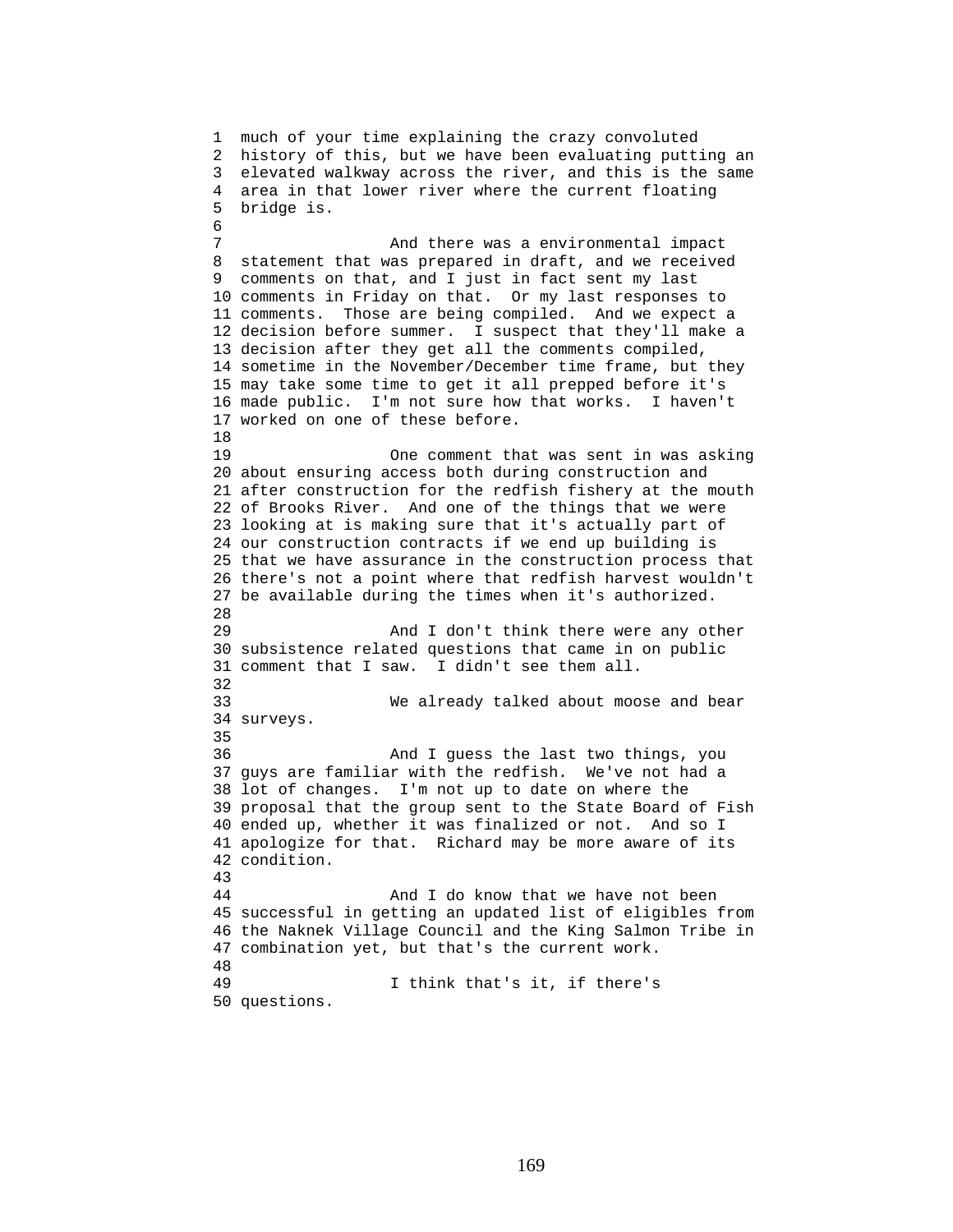much of your time explaining the crazy convoluted history of this, but we have been evaluating putting an elevated walkway across the river, and this is the same area in that lower river where the current floating bridge is.

And there was a environmental impact statement that was prepared in draft, and we received comments on that, and I just in fact sent my last comments in Friday on that. Or my last responses to comments. Those are being compiled. And we expect a decision before summer. I suspect that they'll make a decision after they get all the comments compiled, sometime in the November/December time frame, but they may take some time to get it all prepped before it's made public. I'm not sure how that works. I haven't worked on one of these before.

One comment that was sent in was asking about ensuring access both during construction and after construction for the redfish fishery at the mouth of Brooks River. And one of the things that we were looking at is making sure that it's actually part of our construction contracts if we end up building is that we have assurance in the construction process that there's not a point where that redfish harvest wouldn't be available during the times when it's authorized.

And I don't think there were any other subsistence related questions that came in on public comment that I saw. I didn't see them all.

We already talked about moose and bear surveys.

And I guess the last two things, you guys are familiar with the redfish. We've not had a lot of changes. I'm not up to date on where the proposal that the group sent to the State Board of Fish ended up, whether it was finalized or not. And so I apologize for that. Richard may be more aware of its condition.

And I do know that we have not been successful in getting an updated list of eligibles from the Naknek Village Council and the King Salmon Tribe in combination yet, but that's the current work.

I think that's it, if there's questions.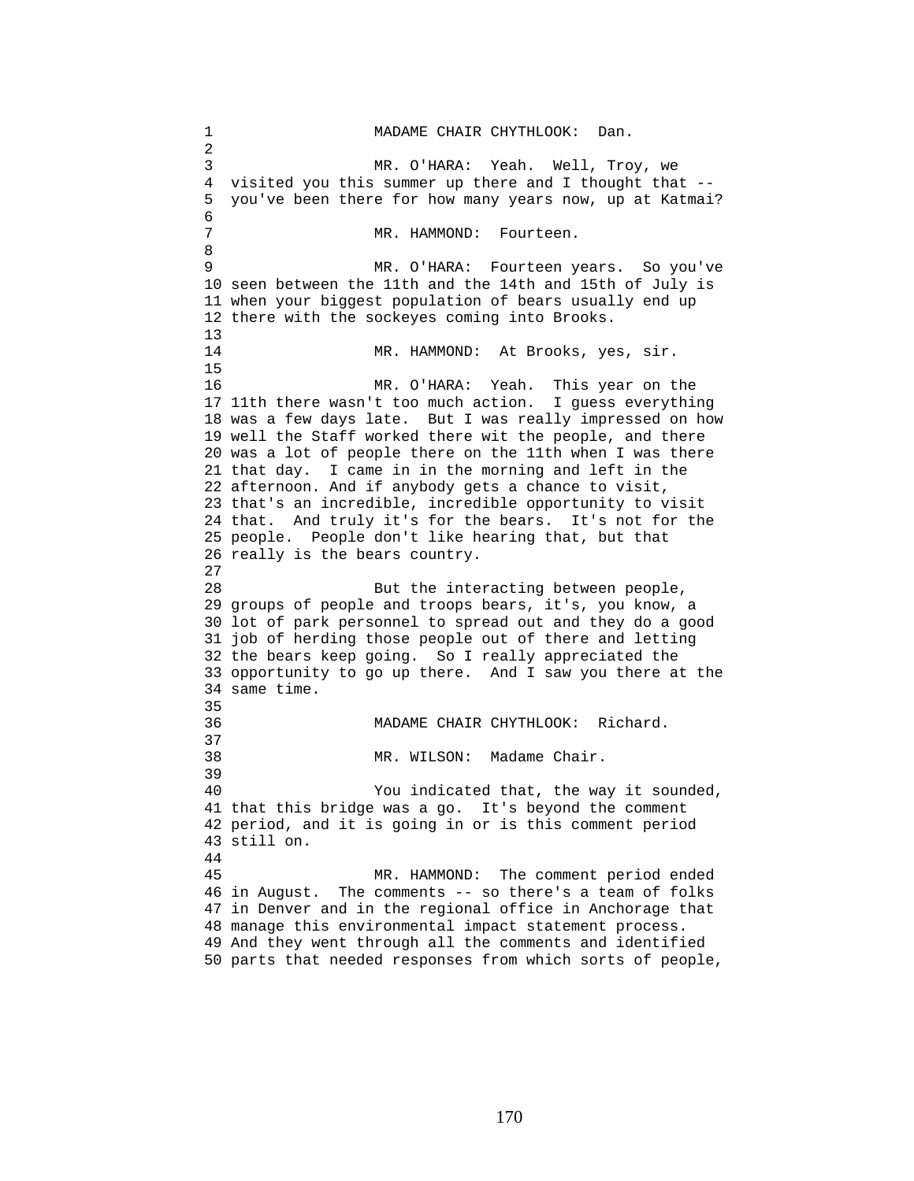MADAME CHAIR CHYTHLOOK: Dan.

MR. O'HARA: Yeah. Well, Troy, we visited you this summer up there and I thought that -- you've been there for how many years now, up at Katmai?

MR. HAMMOND: Fourteen.

MR. O'HARA: Fourteen years. So you've seen between the 11th and the 14th and 15th of July is when your biggest population of bears usually end up there with the sockeyes coming into Brooks.

MR. HAMMOND: At Brooks, yes, sir.

MR. O'HARA: Yeah. This year on the 11th there wasn't too much action. I guess everything was a few days late. But I was really impressed on how well the Staff worked there wit the people, and there was a lot of people there on the 11th when I was there that day. I came in in the morning and left in the afternoon. And if anybody gets a chance to visit, that's an incredible, incredible opportunity to visit that. And truly it's for the bears. It's not for the people. People don't like hearing that, but that really is the bears country.

But the interacting between people, groups of people and troops bears, it's, you know, a lot of park personnel to spread out and they do a good job of herding those people out of there and letting the bears keep going. So I really appreciated the opportunity to go up there. And I saw you there at the same time.

MADAME CHAIR CHYTHLOOK: Richard.

MR. WILSON: Madame Chair.

You indicated that, the way it sounded, that this bridge was a go. It's beyond the comment period, and it is going in or is this comment period still on.

MR. HAMMOND: The comment period ended in August. The comments -- so there's a team of folks in Denver and in the regional office in Anchorage that manage this environmental impact statement process. And they went through all the comments and identified parts that needed responses from which sorts of people,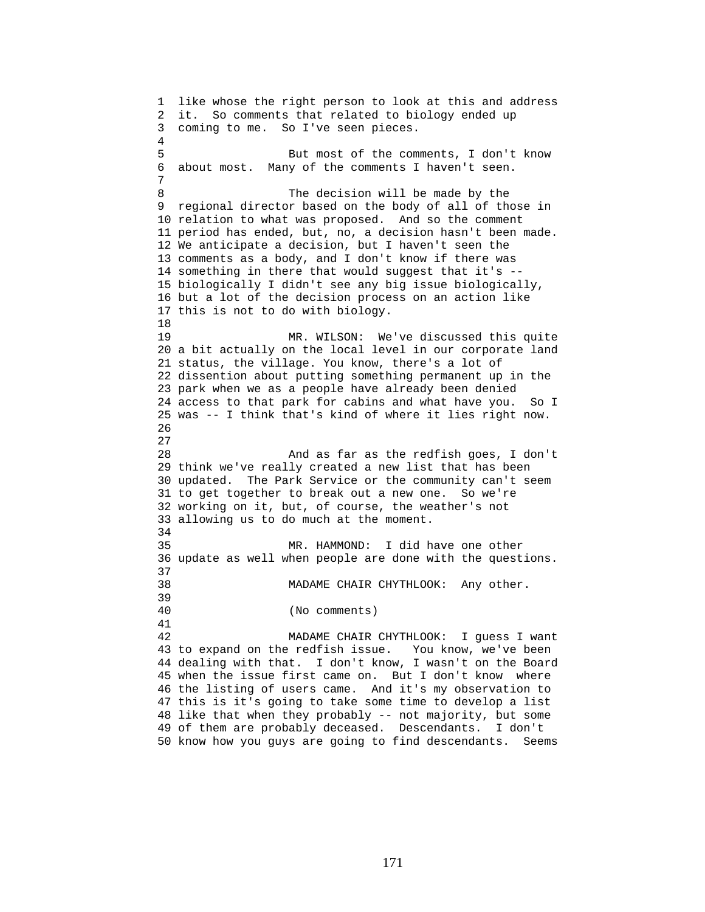like whose the right person to look at this and address it. So comments that related to biology ended up coming to me. So I've seen pieces.

But most of the comments, I don't know about most. Many of the comments I haven't seen.

The decision will be made by the regional director based on the body of all of those in relation to what was proposed. And so the comment period has ended, but, no, a decision hasn't been made. We anticipate a decision, but I haven't seen the comments as a body, and I don't know if there was something in there that would suggest that it's -- biologically I didn't see any big issue biologically, but a lot of the decision process on an action like this is not to do with biology.

MR. WILSON: We've discussed this quite a bit actually on the local level in our corporate land status, the village. You know, there's a lot of dissention about putting something permanent up in the park when we as a people have already been denied access to that park for cabins and what have you. So I was -- I think that's kind of where it lies right now.

And as far as the redfish goes, I don't think we've really created a new list that has been updated. The Park Service or the community can't seem to get together to break out a new one. So we're working on it, but, of course, the weather's not allowing us to do much at the moment.

MR. HAMMOND: I did have one other update as well when people are done with the questions.

MADAME CHAIR CHYTHLOOK: Any other.

(No comments)

MADAME CHAIR CHYTHLOOK: I guess I want to expand on the redfish issue. You know, we've been dealing with that. I don't know, I wasn't on the Board when the issue first came on. But I don't know where the listing of users came. And it's my observation to this is it's going to take some time to develop a list like that when they probably -- not majority, but some of them are probably deceased. Descendants. I don't know how you guys are going to find descendants. Seems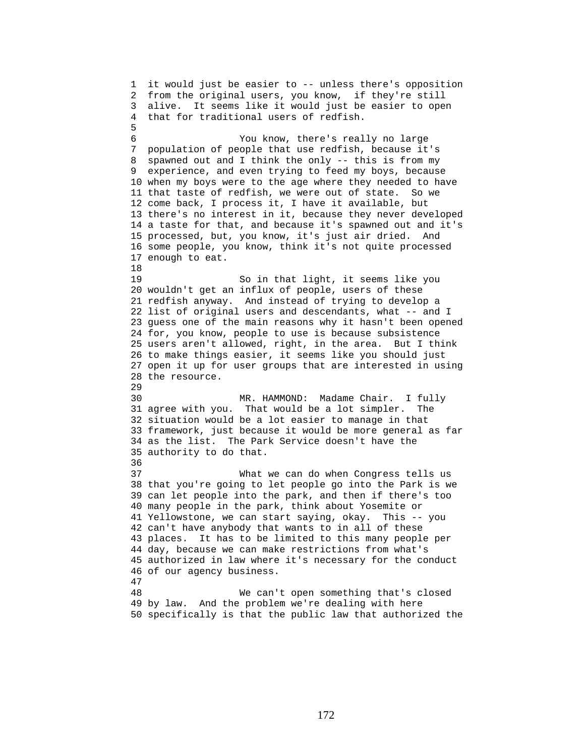it would just be easier to -- unless there's opposition from the original users, you know, if they're still alive. It seems like it would just be easier to open that for traditional users of redfish.

You know, there's really no large population of people that use redfish, because it's spawned out and I think the only -- this is from my experience, and even trying to feed my boys, because when my boys were to the age where they needed to have that taste of redfish, we were out of state. So we come back, I process it, I have it available, but there's no interest in it, because they never developed a taste for that, and because it's spawned out and it's processed, but, you know, it's just air dried. And some people, you know, think it's not quite processed enough to eat.

So in that light, it seems like you wouldn't get an influx of people, users of these redfish anyway. And instead of trying to develop a list of original users and descendants, what -- and I guess one of the main reasons why it hasn't been opened for, you know, people to use is because subsistence users aren't allowed, right, in the area. But I think to make things easier, it seems like you should just open it up for user groups that are interested in using the resource.

MR. HAMMOND: Madame Chair. I fully agree with you. That would be a lot simpler. The situation would be a lot easier to manage in that framework, just because it would be more general as far as the list. The Park Service doesn't have the authority to do that.

What we can do when Congress tells us that you're going to let people go into the Park is we can let people into the park, and then if there's too many people in the park, think about Yosemite or Yellowstone, we can start saying, okay. This -- you can't have anybody that wants to in all of these places. It has to be limited to this many people per day, because we can make restrictions from what's authorized in law where it's necessary for the conduct of our agency business.

We can't open something that's closed by law. And the problem we're dealing with here specifically is that the public law that authorized the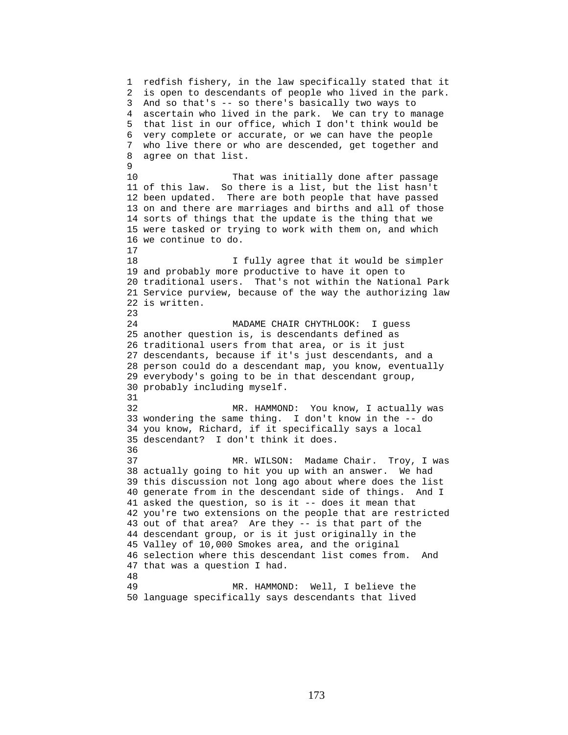redfish fishery, in the law specifically stated that it is open to descendants of people who lived in the park. And so that's -- so there's basically two ways to ascertain who lived in the park. We can try to manage that list in our office, which I don't think would be very complete or accurate, or we can have the people who live there or who are descended, get together and agree on that list.

That was initially done after passage of this law. So there is a list, but the list hasn't been updated. There are both people that have passed on and there are marriages and births and all of those sorts of things that the update is the thing that we were tasked or trying to work with them on, and which we continue to do.

I fully agree that it would be simpler and probably more productive to have it open to traditional users. That's not within the National Park Service purview, because of the way the authorizing law is written.

MADAME CHAIR CHYTHLOOK: I guess another question is, is descendants defined as traditional users from that area, or is it just descendants, because if it's just descendants, and a person could do a descendant map, you know, eventually everybody's going to be in that descendant group, probably including myself.

MR. HAMMOND: You know, I actually was wondering the same thing. I don't know in the -- do you know, Richard, if it specifically says a local descendant? I don't think it does.

MR. WILSON: Madame Chair. Troy, I was actually going to hit you up with an answer. We had this discussion not long ago about where does the list generate from in the descendant side of things. And I asked the question, so is it -- does it mean that you're two extensions on the people that are restricted out of that area? Are they -- is that part of the descendant group, or is it just originally in the Valley of 10,000 Smokes area, and the original selection where this descendant list comes from. And that was a question I had.

MR. HAMMOND: Well, I believe the language specifically says descendants that lived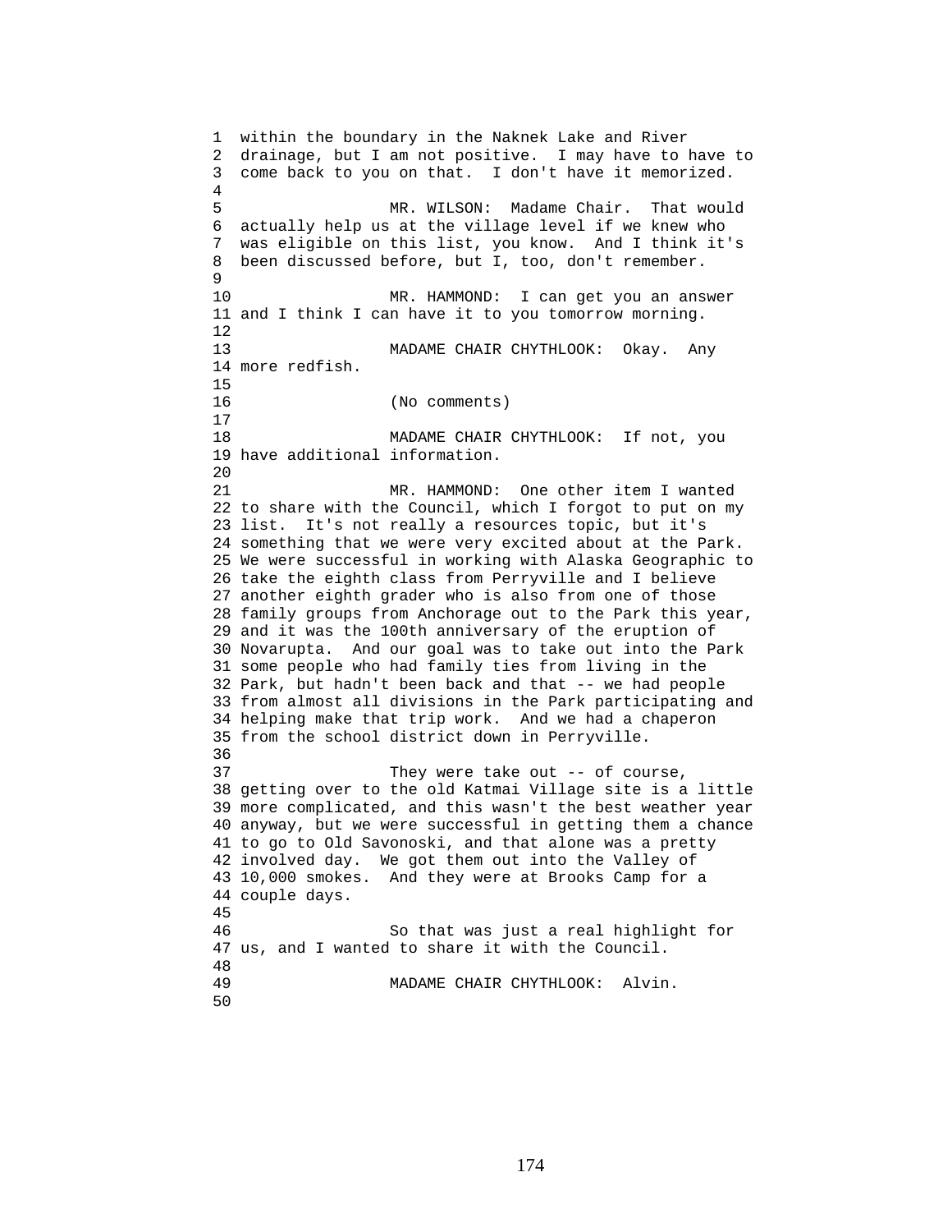within the boundary in the Naknek Lake and River drainage, but I am not positive. I may have to have to come back to you on that. I don't have it memorized.

MR. WILSON: Madame Chair. That would actually help us at the village level if we knew who was eligible on this list, you know. And I think it's been discussed before, but I, too, don't remember.

MR. HAMMOND: I can get you an answer and I think I can have it to you tomorrow morning.

MADAME CHAIR CHYTHLOOK: Okay. Any more redfish.

(No comments)

MADAME CHAIR CHYTHLOOK: If not, you have additional information.

MR. HAMMOND: One other item I wanted to share with the Council, which I forgot to put on my list. It's not really a resources topic, but it's something that we were very excited about at the Park. We were successful in working with Alaska Geographic to take the eighth class from Perryville and I believe another eighth grader who is also from one of those family groups from Anchorage out to the Park this year, and it was the 100th anniversary of the eruption of Novarupta. And our goal was to take out into the Park some people who had family ties from living in the Park, but hadn't been back and that -- we had people from almost all divisions in the Park participating and helping make that trip work. And we had a chaperon from the school district down in Perryville.

They were take out -- of course, getting over to the old Katmai Village site is a little more complicated, and this wasn't the best weather year anyway, but we were successful in getting them a chance to go to Old Savonoski, and that alone was a pretty involved day. We got them out into the Valley of 10,000 smokes. And they were at Brooks Camp for a couple days.

So that was just a real highlight for us, and I wanted to share it with the Council.

MADAME CHAIR CHYTHLOOK: Alvin.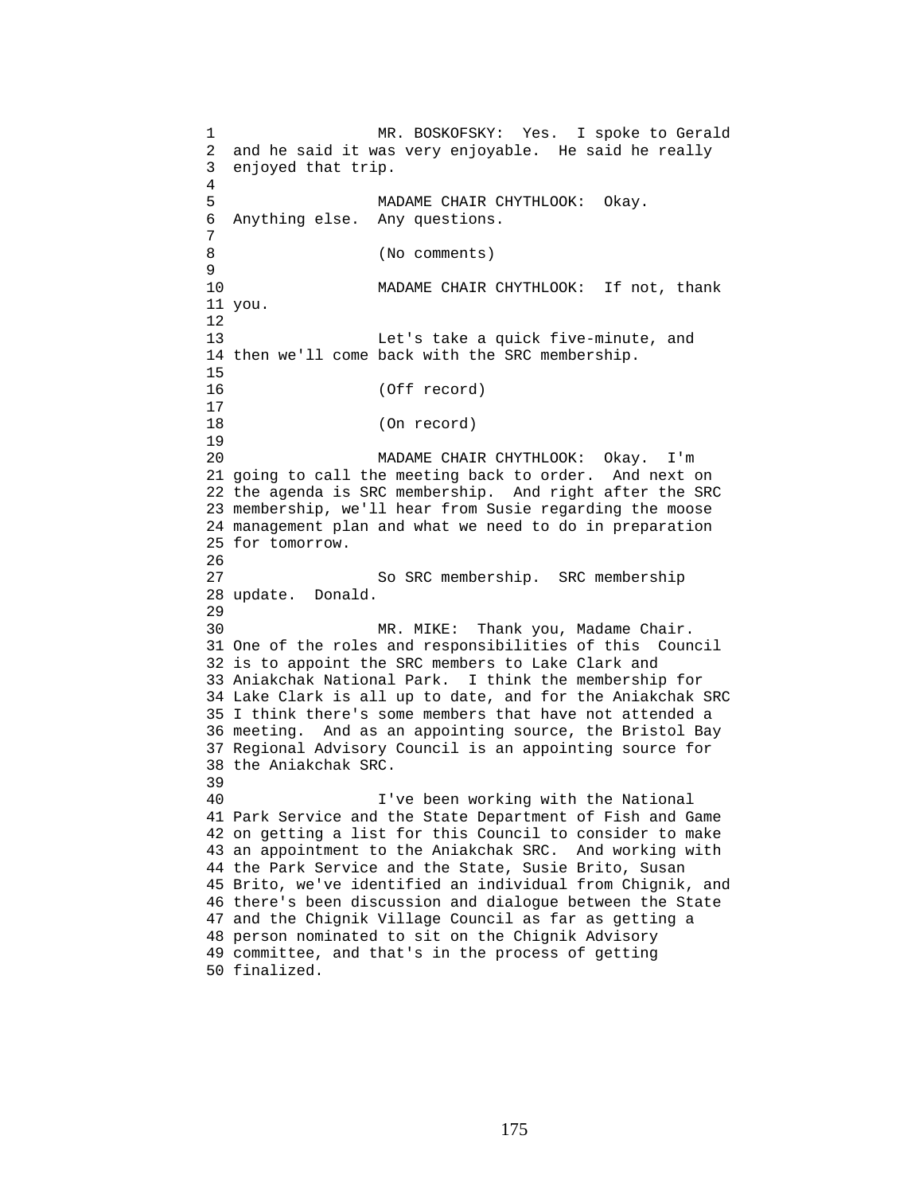MR. BOSKOFSKY: Yes. I spoke to Gerald and he said it was very enjoyable. He said he really enjoyed that trip.

MADAME CHAIR CHYTHLOOK: Okay. Anything else. Any questions.

(No comments)

MADAME CHAIR CHYTHLOOK: If not, thank you.

Let's take a quick five-minute, and then we'll come back with the SRC membership.

(Off record)

(On record)

MADAME CHAIR CHYTHLOOK: Okay. I'm going to call the meeting back to order. And next on the agenda is SRC membership. And right after the SRC membership, we'll hear from Susie regarding the moose management plan and what we need to do in preparation for tomorrow.

So SRC membership. SRC membership update. Donald.

MR. MIKE: Thank you, Madame Chair. One of the roles and responsibilities of this Council is to appoint the SRC members to Lake Clark and Aniakchak National Park. I think the membership for Lake Clark is all up to date, and for the Aniakchak SRC I think there's some members that have not attended a meeting. And as an appointing source, the Bristol Bay Regional Advisory Council is an appointing source for the Aniakchak SRC.

I've been working with the National Park Service and the State Department of Fish and Game on getting a list for this Council to consider to make an appointment to the Aniakchak SRC. And working with the Park Service and the State, Susie Brito, Susan Brito, we've identified an individual from Chignik, and there's been discussion and dialogue between the State and the Chignik Village Council as far as getting a person nominated to sit on the Chignik Advisory committee, and that's in the process of getting finalized.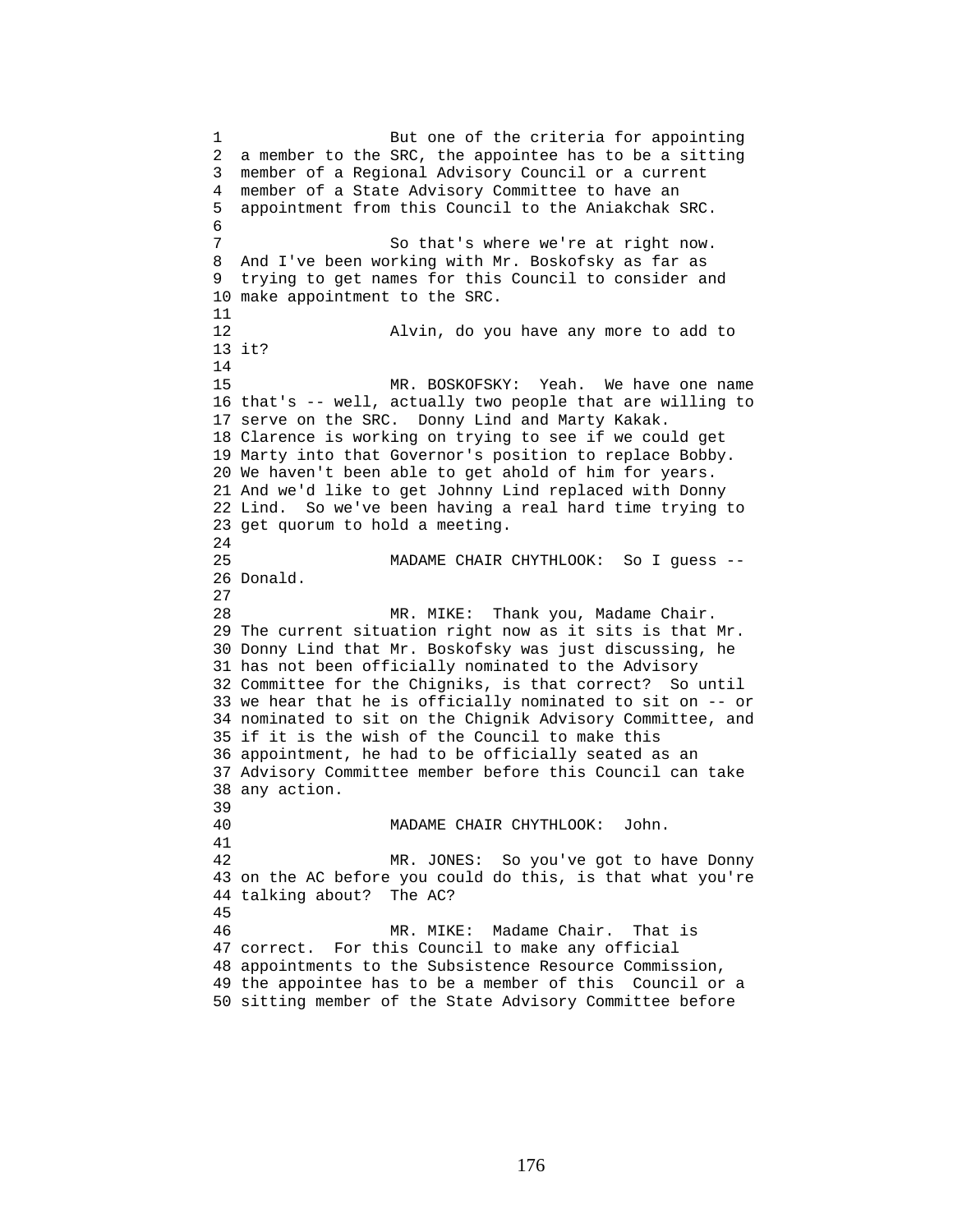But one of the criteria for appointing a member to the SRC, the appointee has to be a sitting member of a Regional Advisory Council or a current member of a State Advisory Committee to have an appointment from this Council to the Aniakchak SRC.

So that's where we're at right now. And I've been working with Mr. Boskofsky as far as trying to get names for this Council to consider and make appointment to the SRC.

Alvin, do you have any more to add to it?

MR. BOSKOFSKY: Yeah. We have one name that's -- well, actually two people that are willing to serve on the SRC. Donny Lind and Marty Kakak. Clarence is working on trying to see if we could get Marty into that Governor's position to replace Bobby. We haven't been able to get ahold of him for years. And we'd like to get Johnny Lind replaced with Donny Lind. So we've been having a real hard time trying to get quorum to hold a meeting.

MADAME CHAIR CHYTHLOOK: So I guess -- Donald.

MR. MIKE: Thank you, Madame Chair. The current situation right now as it sits is that Mr. Donny Lind that Mr. Boskofsky was just discussing, he has not been officially nominated to the Advisory Committee for the Chigniks, is that correct? So until we hear that he is officially nominated to sit on -- or nominated to sit on the Chignik Advisory Committee, and if it is the wish of the Council to make this appointment, he had to be officially seated as an Advisory Committee member before this Council can take any action.

MADAME CHAIR CHYTHLOOK: John.

MR. JONES: So you've got to have Donny on the AC before you could do this, is that what you're talking about? The AC?

MR. MIKE: Madame Chair. That is correct. For this Council to make any official appointments to the Subsistence Resource Commission, the appointee has to be a member of this Council or a sitting member of the State Advisory Committee before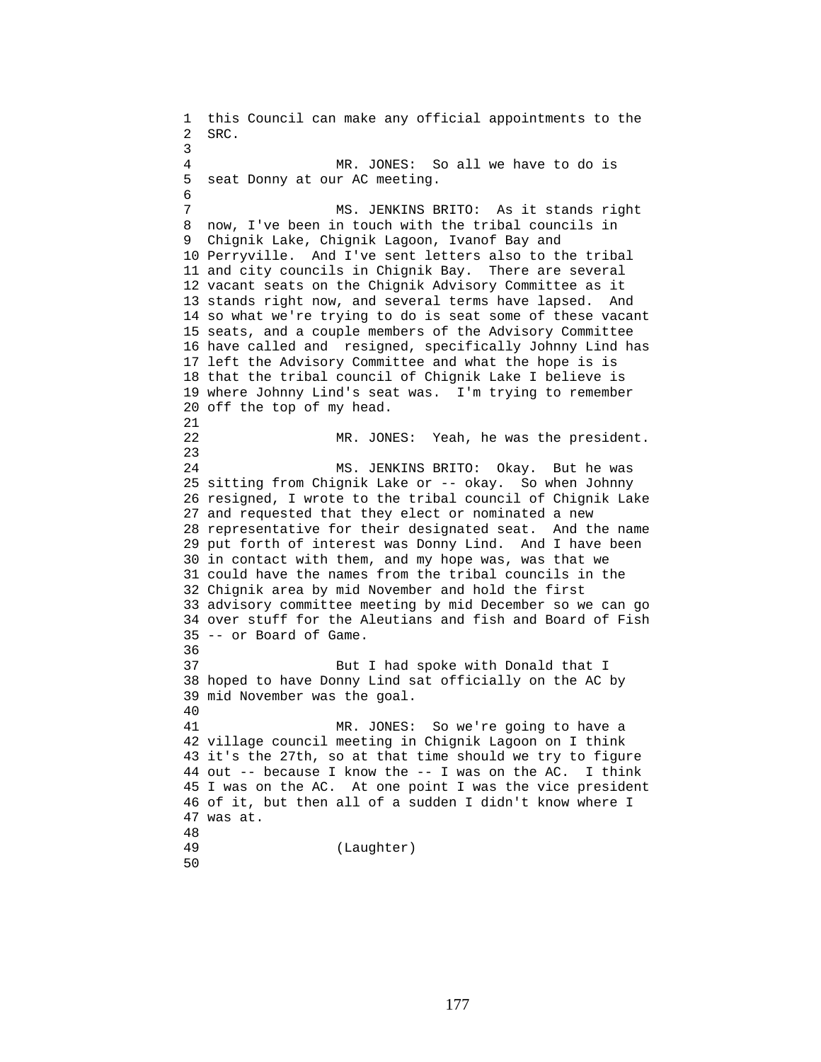this Council can make any official appointments to the SRC.

MR. JONES: So all we have to do is seat Donny at our AC meeting.

MS. JENKINS BRITO: As it stands right now, I've been in touch with the tribal councils in Chignik Lake, Chignik Lagoon, Ivanof Bay and Perryville. And I've sent letters also to the tribal and city councils in Chignik Bay. There are several vacant seats on the Chignik Advisory Committee as it stands right now, and several terms have lapsed. And so what we're trying to do is seat some of these vacant seats, and a couple members of the Advisory Committee have called and resigned, specifically Johnny Lind has left the Advisory Committee and what the hope is is that the tribal council of Chignik Lake I believe is where Johnny Lind's seat was. I'm trying to remember off the top of my head.

MR. JONES: Yeah, he was the president.

MS. JENKINS BRITO: Okay. But he was sitting from Chignik Lake or -- okay. So when Johnny resigned, I wrote to the tribal council of Chignik Lake and requested that they elect or nominated a new representative for their designated seat. And the name put forth of interest was Donny Lind. And I have been in contact with them, and my hope was, was that we could have the names from the tribal councils in the Chignik area by mid November and hold the first advisory committee meeting by mid December so we can go over stuff for the Aleutians and fish and Board of Fish -- or Board of Game.

But I had spoke with Donald that I hoped to have Donny Lind sat officially on the AC by mid November was the goal.

MR. JONES: So we're going to have a village council meeting in Chignik Lagoon on I think it's the 27th, so at that time should we try to figure out -- because I know the -- I was on the AC. I think I was on the AC. At one point I was the vice president of it, but then all of a sudden I didn't know where I was at.

(Laughter)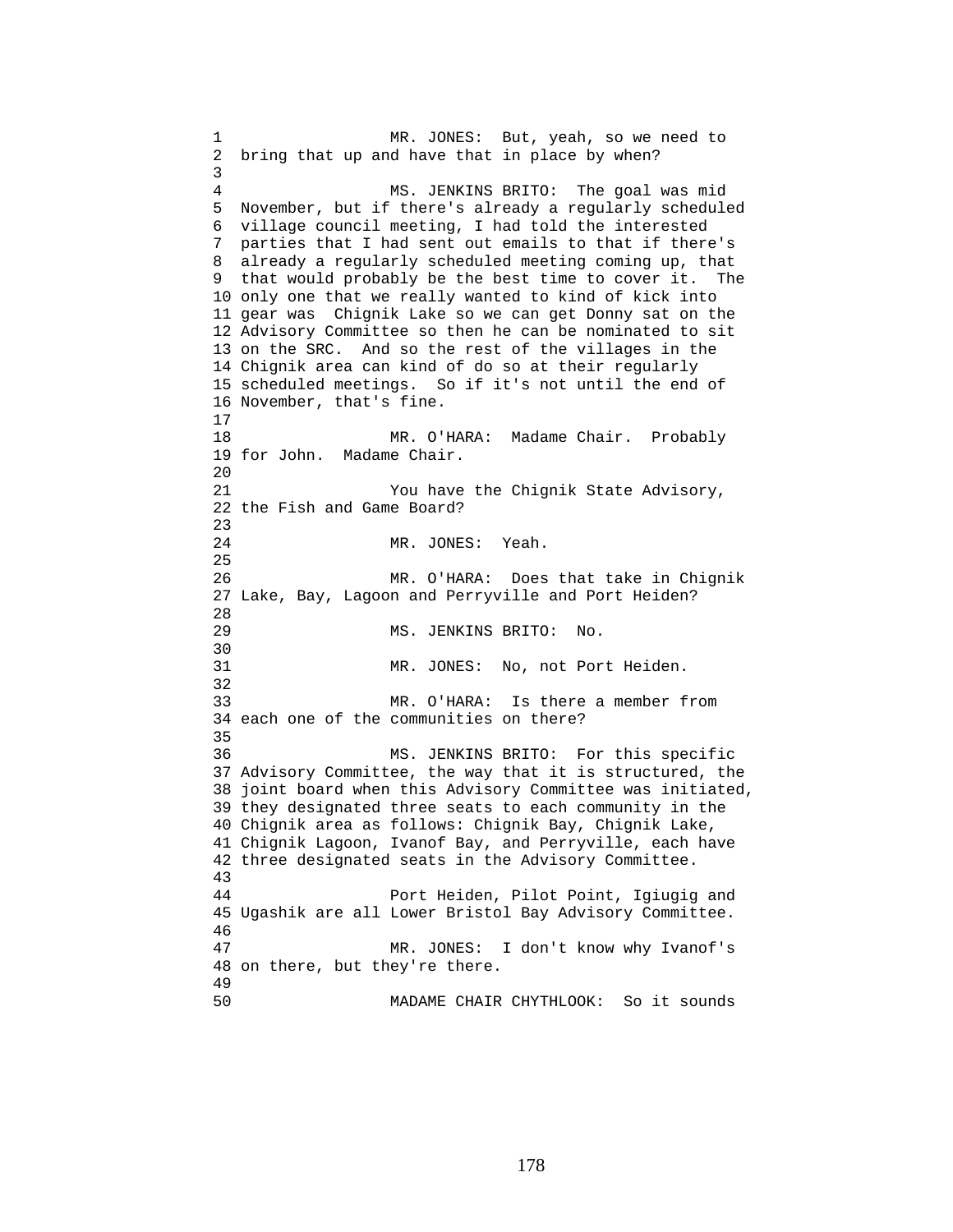MR. JONES: But, yeah, so we need to bring that up and have that in place by when?

MS. JENKINS BRITO: The goal was mid November, but if there's already a regularly scheduled village council meeting, I had told the interested parties that I had sent out emails to that if there's already a regularly scheduled meeting coming up, that that would probably be the best time to cover it. The only one that we really wanted to kind of kick into gear was Chignik Lake so we can get Donny sat on the Advisory Committee so then he can be nominated to sit on the SRC. And so the rest of the villages in the Chignik area can kind of do so at their regularly scheduled meetings. So if it's not until the end of November, that's fine.

MR. O'HARA: Madame Chair. Probably for John. Madame Chair.

You have the Chignik State Advisory, the Fish and Game Board?

MR. JONES: Yeah.

MR. O'HARA: Does that take in Chignik Lake, Bay, Lagoon and Perryville and Port Heiden?

MS. JENKINS BRITO: No.

MR. JONES: No, not Port Heiden.

MR. O'HARA: Is there a member from each one of the communities on there?

MS. JENKINS BRITO: For this specific Advisory Committee, the way that it is structured, the joint board when this Advisory Committee was initiated, they designated three seats to each community in the Chignik area as follows: Chignik Bay, Chignik Lake, Chignik Lagoon, Ivanof Bay, and Perryville, each have three designated seats in the Advisory Committee.

Port Heiden, Pilot Point, Igiugig and Ugashik are all Lower Bristol Bay Advisory Committee.

MR. JONES: I don't know why Ivanof's on there, but they're there.

MADAME CHAIR CHYTHLOOK: So it sounds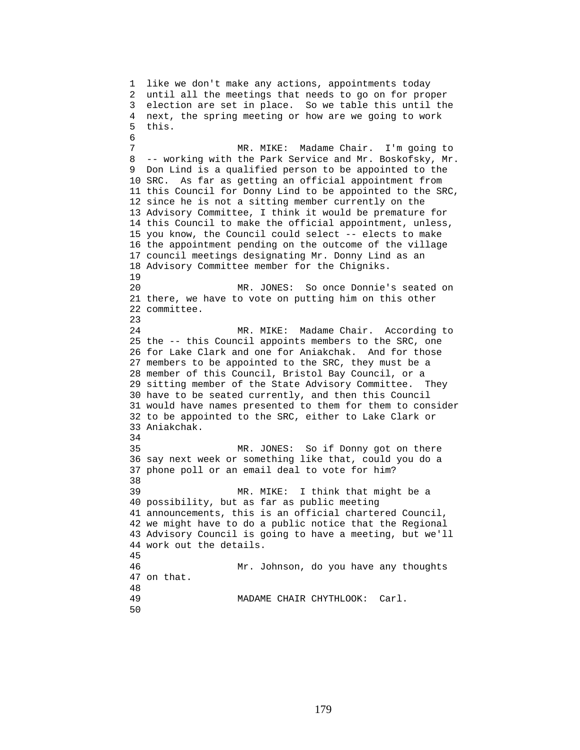like we don't make any actions, appointments today until all the meetings that needs to go on for proper election are set in place. So we table this until the next, the spring meeting or how are we going to work this.

MR. MIKE: Madame Chair. I'm going to -- working with the Park Service and Mr. Boskofsky, Mr. Don Lind is a qualified person to be appointed to the SRC. As far as getting an official appointment from this Council for Donny Lind to be appointed to the SRC, since he is not a sitting member currently on the Advisory Committee, I think it would be premature for this Council to make the official appointment, unless, you know, the Council could select -- elects to make the appointment pending on the outcome of the village council meetings designating Mr. Donny Lind as an Advisory Committee member for the Chigniks.

MR. JONES: So once Donnie's seated on there, we have to vote on putting him on this other committee.

MR. MIKE: Madame Chair. According to the -- this Council appoints members to the SRC, one for Lake Clark and one for Aniakchak. And for those members to be appointed to the SRC, they must be a member of this Council, Bristol Bay Council, or a sitting member of the State Advisory Committee. They have to be seated currently, and then this Council would have names presented to them for them to consider to be appointed to the SRC, either to Lake Clark or Aniakchak.

MR. JONES: So if Donny got on there say next week or something like that, could you do a phone poll or an email deal to vote for him?

MR. MIKE: I think that might be a possibility, but as far as public meeting announcements, this is an official chartered Council, we might have to do a public notice that the Regional Advisory Council is going to have a meeting, but we'll work out the details.

Mr. Johnson, do you have any thoughts on that.

MADAME CHAIR CHYTHLOOK: Carl.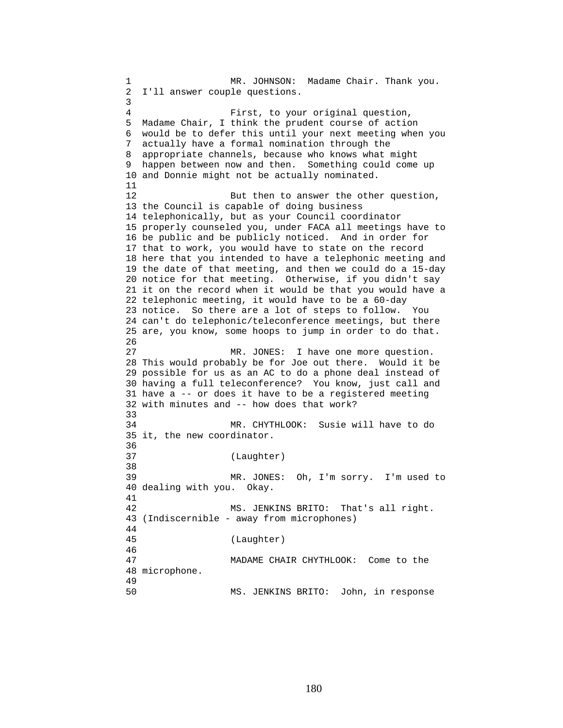MR. JOHNSON: Madame Chair. Thank you. I'll answer couple questions.

First, to your original question, Madame Chair, I think the prudent course of action would be to defer this until your next meeting when you actually have a formal nomination through the appropriate channels, because who knows what might happen between now and then. Something could come up and Donnie might not be actually nominated.

But then to answer the other question, the Council is capable of doing business telephonically, but as your Council coordinator properly counseled you, under FACA all meetings have to be public and be publicly noticed. And in order for that to work, you would have to state on the record here that you intended to have a telephonic meeting and the date of that meeting, and then we could do a 15-day notice for that meeting. Otherwise, if you didn't say it on the record when it would be that you would have a telephonic meeting, it would have to be a 60-day notice. So there are a lot of steps to follow. You can't do telephonic/teleconference meetings, but there are, you know, some hoops to jump in order to do that.

MR. JONES: I have one more question. This would probably be for Joe out there. Would it be possible for us as an AC to do a phone deal instead of having a full teleconference? You know, just call and have a -- or does it have to be a registered meeting with minutes and -- how does that work?

MR. CHYTHLOOK: Susie will have to do it, the new coordinator.

(Laughter)

MR. JONES: Oh, I'm sorry. I'm used to dealing with you. Okay.

MS. JENKINS BRITO: That's all right. (Indiscernible - away from microphones)

(Laughter)

MADAME CHAIR CHYTHLOOK: Come to the microphone.

MS. JENKINS BRITO: John, in response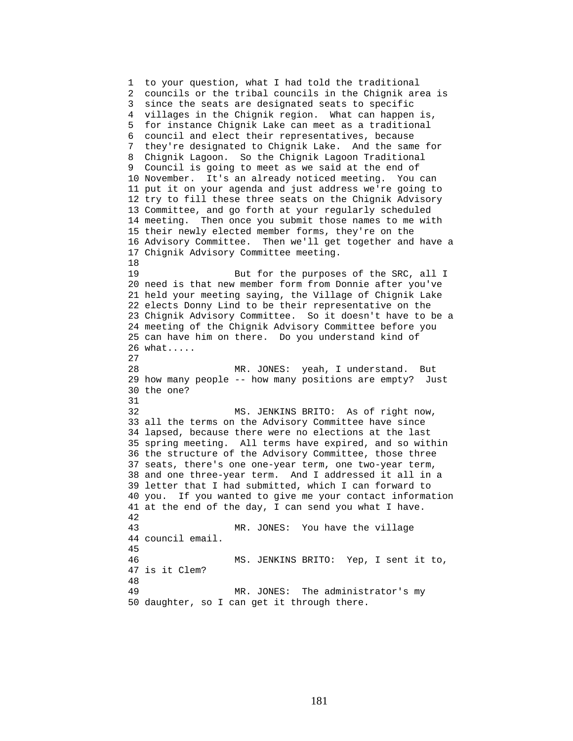to your question, what I had told the traditional councils or the tribal councils in the Chignik area is since the seats are designated seats to specific villages in the Chignik region. What can happen is, for instance Chignik Lake can meet as a traditional council and elect their representatives, because they're designated to Chignik Lake. And the same for Chignik Lagoon. So the Chignik Lagoon Traditional Council is going to meet as we said at the end of November. It's an already noticed meeting. You can put it on your agenda and just address we're going to try to fill these three seats on the Chignik Advisory Committee, and go forth at your regularly scheduled meeting. Then once you submit those names to me with their newly elected member forms, they're on the Advisory Committee. Then we'll get together and have a Chignik Advisory Committee meeting.

But for the purposes of the SRC, all I need is that new member form from Donnie after you've held your meeting saying, the Village of Chignik Lake elects Donny Lind to be their representative on the Chignik Advisory Committee. So it doesn't have to be a meeting of the Chignik Advisory Committee before you can have him on there. Do you understand kind of what.....

MR. JONES: yeah, I understand. But how many people -- how many positions are empty? Just the one?

MS. JENKINS BRITO: As of right now, all the terms on the Advisory Committee have since lapsed, because there were no elections at the last spring meeting. All terms have expired, and so within the structure of the Advisory Committee, those three seats, there's one one-year term, one two-year term, and one three-year term. And I addressed it all in a letter that I had submitted, which I can forward to you. If you wanted to give me your contact information at the end of the day, I can send you what I have.

MR. JONES: You have the village council email.

MS. JENKINS BRITO: Yep, I sent it to, is it Clem?

MR. JONES: The administrator's my daughter, so I can get it through there.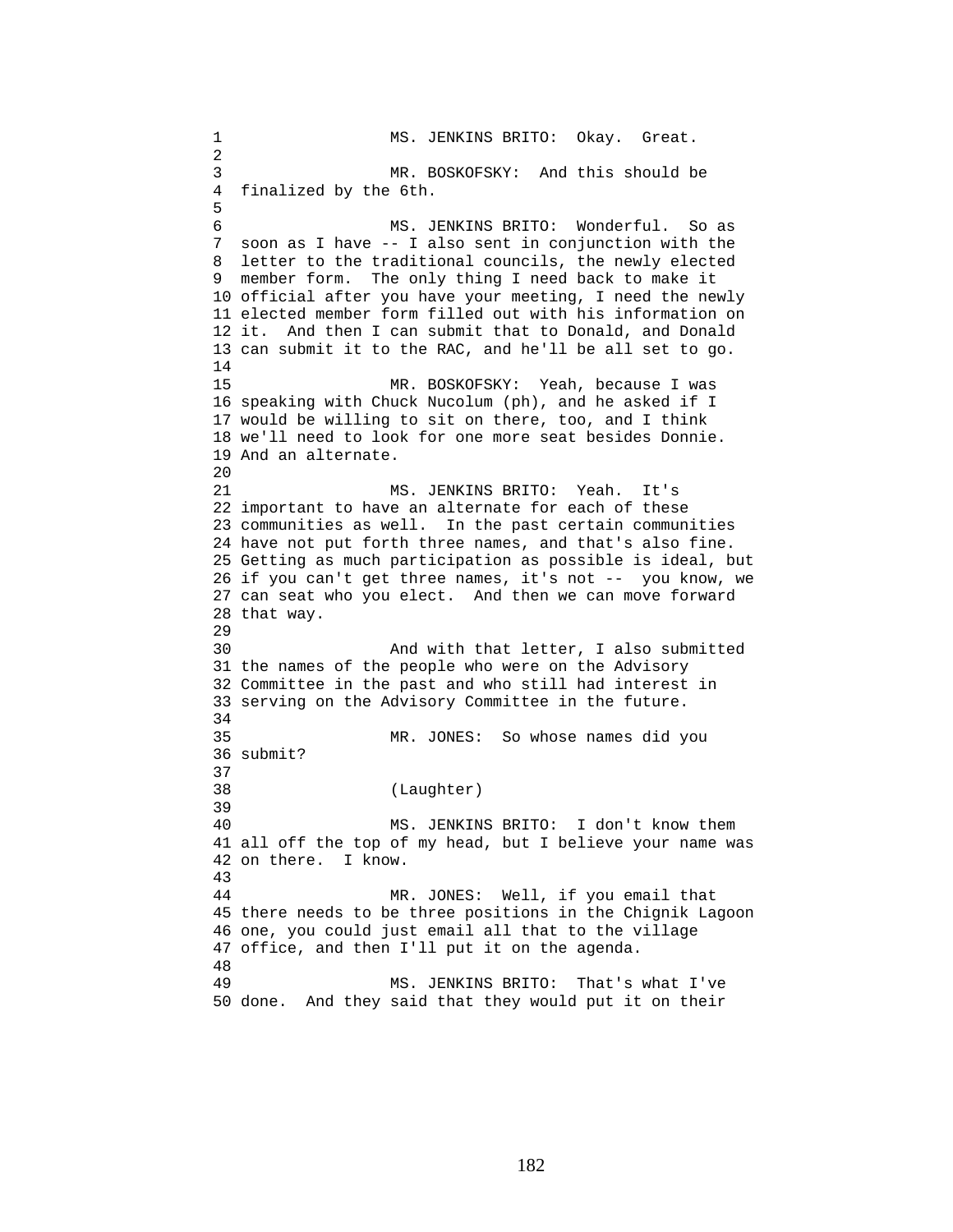MS. JENKINS BRITO: Okay. Great.

MR. BOSKOFSKY: And this should be finalized by the 6th.

MS. JENKINS BRITO: Wonderful. So as soon as I have -- I also sent in conjunction with the letter to the traditional councils, the newly elected member form. The only thing I need back to make it official after you have your meeting, I need the newly elected member form filled out with his information on it. And then I can submit that to Donald, and Donald can submit it to the RAC, and he'll be all set to go.

MR. BOSKOFSKY: Yeah, because I was speaking with Chuck Nucolum (ph), and he asked if I would be willing to sit on there, too, and I think we'll need to look for one more seat besides Donnie. And an alternate.

MS. JENKINS BRITO: Yeah. It's important to have an alternate for each of these communities as well. In the past certain communities have not put forth three names, and that's also fine. Getting as much participation as possible is ideal, but if you can't get three names, it's not -- you know, we can seat who you elect. And then we can move forward that way.

And with that letter, I also submitted the names of the people who were on the Advisory Committee in the past and who still had interest in serving on the Advisory Committee in the future.

MR. JONES: So whose names did you submit?

(Laughter)

MS. JENKINS BRITO: I don't know them all off the top of my head, but I believe your name was on there. I know.

MR. JONES: Well, if you email that there needs to be three positions in the Chignik Lagoon one, you could just email all that to the village office, and then I'll put it on the agenda.

MS. JENKINS BRITO: That's what I've done. And they said that they would put it on their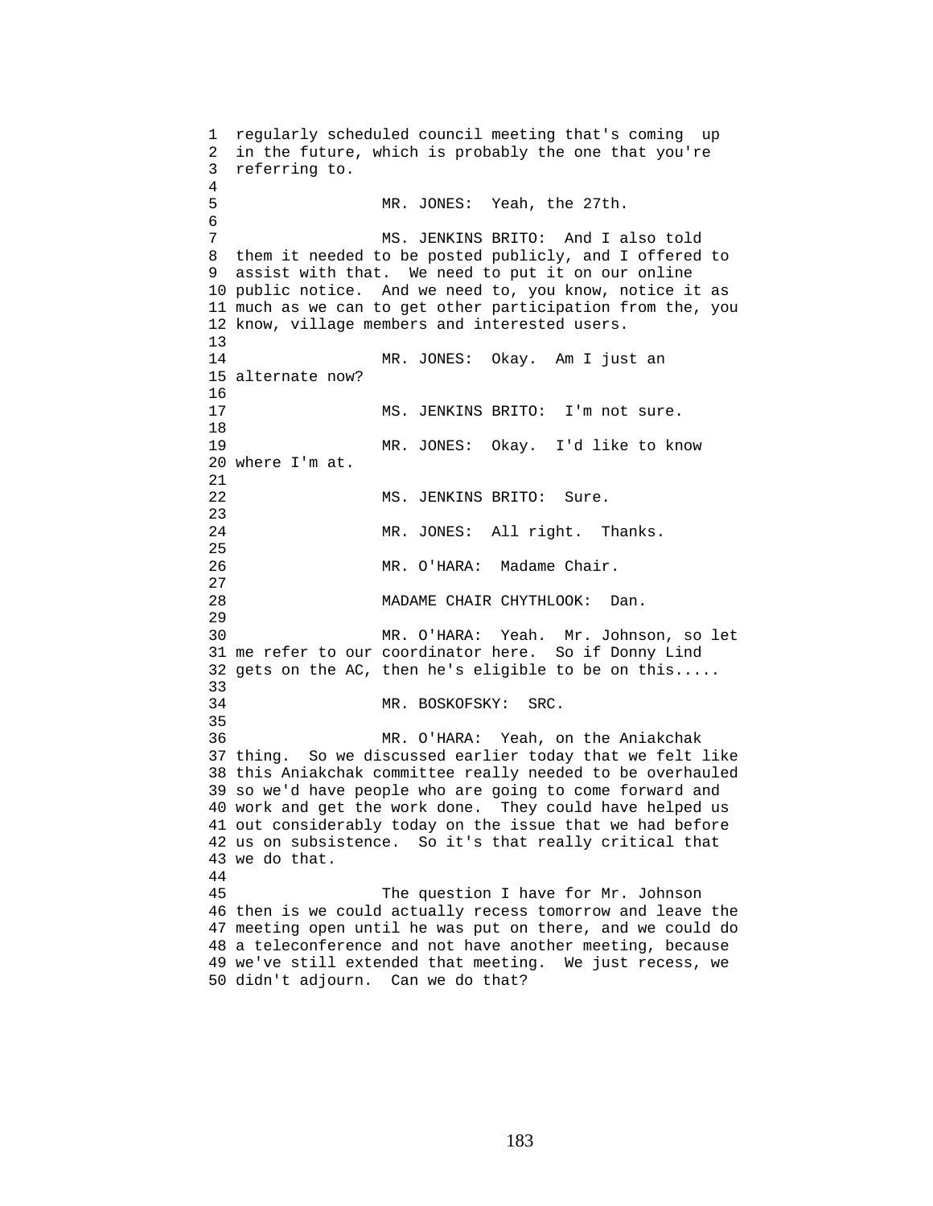regularly scheduled council meeting that's coming up in the future, which is probably the one that you're referring to.

MR. JONES: Yeah, the 27th.

MS. JENKINS BRITO: And I also told them it needed to be posted publicly, and I offered to assist with that. We need to put it on our online public notice. And we need to, you know, notice it as much as we can to get other participation from the, you know, village members and interested users.

MR. JONES: Okay. Am I just an alternate now?

MS. JENKINS BRITO: I'm not sure.

MR. JONES: Okay. I'd like to know where I'm at.

MS. JENKINS BRITO: Sure.

MR. JONES: All right. Thanks.

MR. O'HARA: Madame Chair.

MADAME CHAIR CHYTHLOOK: Dan.

MR. O'HARA: Yeah. Mr. Johnson, so let me refer to our coordinator here. So if Donny Lind gets on the AC, then he's eligible to be on this.....

MR. BOSKOFSKY: SRC.

MR. O'HARA: Yeah, on the Aniakchak thing. So we discussed earlier today that we felt like this Aniakchak committee really needed to be overhauled so we'd have people who are going to come forward and work and get the work done. They could have helped us out considerably today on the issue that we had before us on subsistence. So it's that really critical that we do that.

The question I have for Mr. Johnson then is we could actually recess tomorrow and leave the meeting open until he was put on there, and we could do a teleconference and not have another meeting, because we've still extended that meeting. We just recess, we didn't adjourn. Can we do that?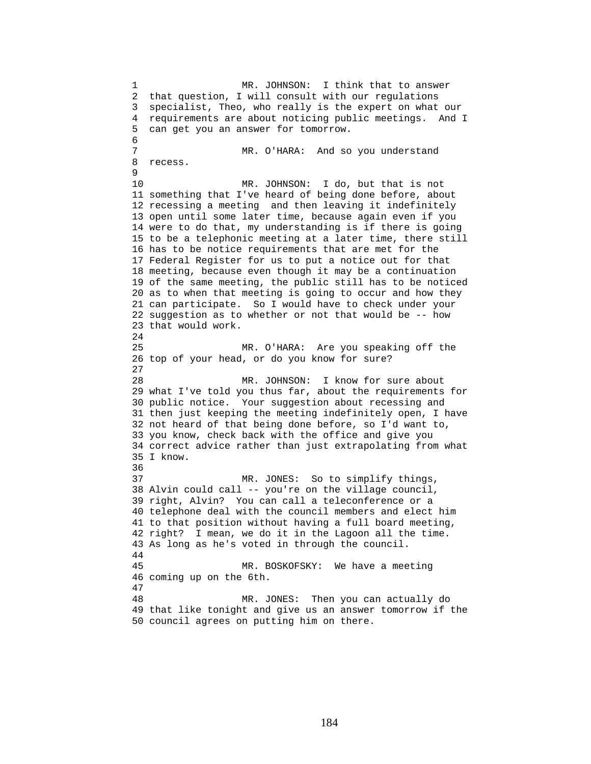MR. JOHNSON: I think that to answer that question, I will consult with our regulations specialist, Theo, who really is the expert on what our requirements are about noticing public meetings. And I can get you an answer for tomorrow.

MR. O'HARA: And so you understand recess.

MR. JOHNSON: I do, but that is not something that I've heard of being done before, about recessing a meeting and then leaving it indefinitely open until some later time, because again even if you were to do that, my understanding is if there is going to be a telephonic meeting at a later time, there still has to be notice requirements that are met for the Federal Register for us to put a notice out for that meeting, because even though it may be a continuation of the same meeting, the public still has to be noticed as to when that meeting is going to occur and how they can participate. So I would have to check under your suggestion as to whether or not that would be -- how that would work.

MR. O'HARA: Are you speaking off the top of your head, or do you know for sure?

MR. JOHNSON: I know for sure about what I've told you thus far, about the requirements for public notice. Your suggestion about recessing and then just keeping the meeting indefinitely open, I have not heard of that being done before, so I'd want to, you know, check back with the office and give you correct advice rather than just extrapolating from what I know.

MR. JONES: So to simplify things, Alvin could call -- you're on the village council, right, Alvin? You can call a teleconference or a telephone deal with the council members and elect him to that position without having a full board meeting, right? I mean, we do it in the Lagoon all the time. As long as he's voted in through the council.

MR. BOSKOFSKY: We have a meeting coming up on the 6th.

MR. JONES: Then you can actually do that like tonight and give us an answer tomorrow if the council agrees on putting him on there.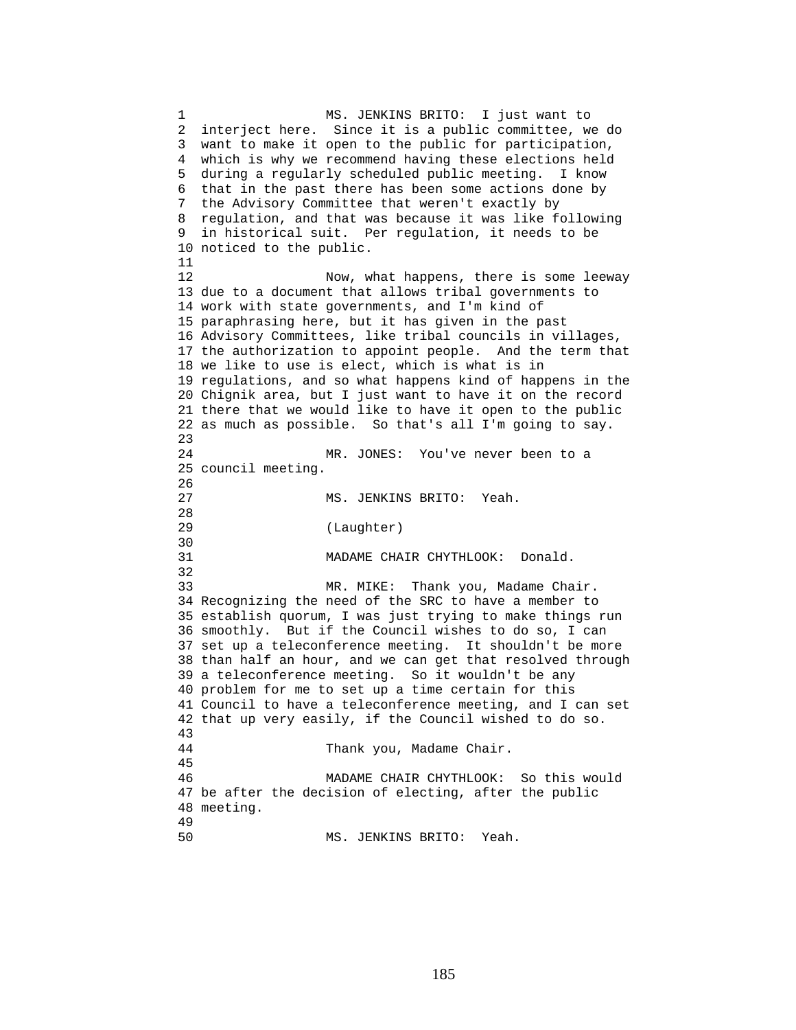MS. JENKINS BRITO: I just want to interject here. Since it is a public committee, we do want to make it open to the public for participation, which is why we recommend having these elections held during a regularly scheduled public meeting. I know that in the past there has been some actions done by the Advisory Committee that weren't exactly by regulation, and that was because it was like following in historical suit. Per regulation, it needs to be noticed to the public.

Now, what happens, there is some leeway due to a document that allows tribal governments to work with state governments, and I'm kind of paraphrasing here, but it has given in the past Advisory Committees, like tribal councils in villages, the authorization to appoint people. And the term that we like to use is elect, which is what is in regulations, and so what happens kind of happens in the Chignik area, but I just want to have it on the record there that we would like to have it open to the public as much as possible. So that's all I'm going to say.

MR. JONES: You've never been to a council meeting.

MS. JENKINS BRITO: Yeah.

(Laughter)

MADAME CHAIR CHYTHLOOK: Donald.

MR. MIKE: Thank you, Madame Chair. Recognizing the need of the SRC to have a member to establish quorum, I was just trying to make things run smoothly. But if the Council wishes to do so, I can set up a teleconference meeting. It shouldn't be more than half an hour, and we can get that resolved through a teleconference meeting. So it wouldn't be any problem for me to set up a time certain for this Council to have a teleconference meeting, and I can set that up very easily, if the Council wished to do so.

Thank you, Madame Chair.

MADAME CHAIR CHYTHLOOK: So this would be after the decision of electing, after the public meeting.

MS. JENKINS BRITO: Yeah.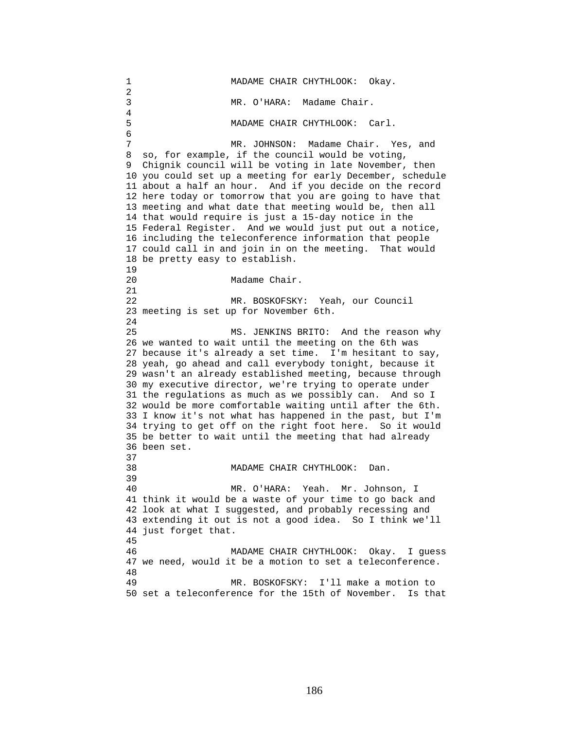MADAME CHAIR CHYTHLOOK: Okay.

MR. O'HARA: Madame Chair.

MADAME CHAIR CHYTHLOOK: Carl.

MR. JOHNSON: Madame Chair. Yes, and so, for example, if the council would be voting, Chignik council will be voting in late November, then you could set up a meeting for early December, schedule about a half an hour. And if you decide on the record here today or tomorrow that you are going to have that meeting and what date that meeting would be, then all that would require is just a 15-day notice in the Federal Register. And we would just put out a notice, including the teleconference information that people could call in and join in on the meeting. That would be pretty easy to establish.

Madame Chair.

MR. BOSKOFSKY: Yeah, our Council meeting is set up for November 6th.

MS. JENKINS BRITO: And the reason why we wanted to wait until the meeting on the 6th was because it's already a set time. I'm hesitant to say, yeah, go ahead and call everybody tonight, because it wasn't an already established meeting, because through my executive director, we're trying to operate under the regulations as much as we possibly can. And so I would be more comfortable waiting until after the 6th. I know it's not what has happened in the past, but I'm trying to get off on the right foot here. So it would be better to wait until the meeting that had already been set.

MADAME CHAIR CHYTHLOOK: Dan.

MR. O'HARA: Yeah. Mr. Johnson, I think it would be a waste of your time to go back and look at what I suggested, and probably recessing and extending it out is not a good idea. So I think we'll just forget that.

MADAME CHAIR CHYTHLOOK: Okay. I guess we need, would it be a motion to set a teleconference.

MR. BOSKOFSKY: I'll make a motion to set a teleconference for the 15th of November. Is that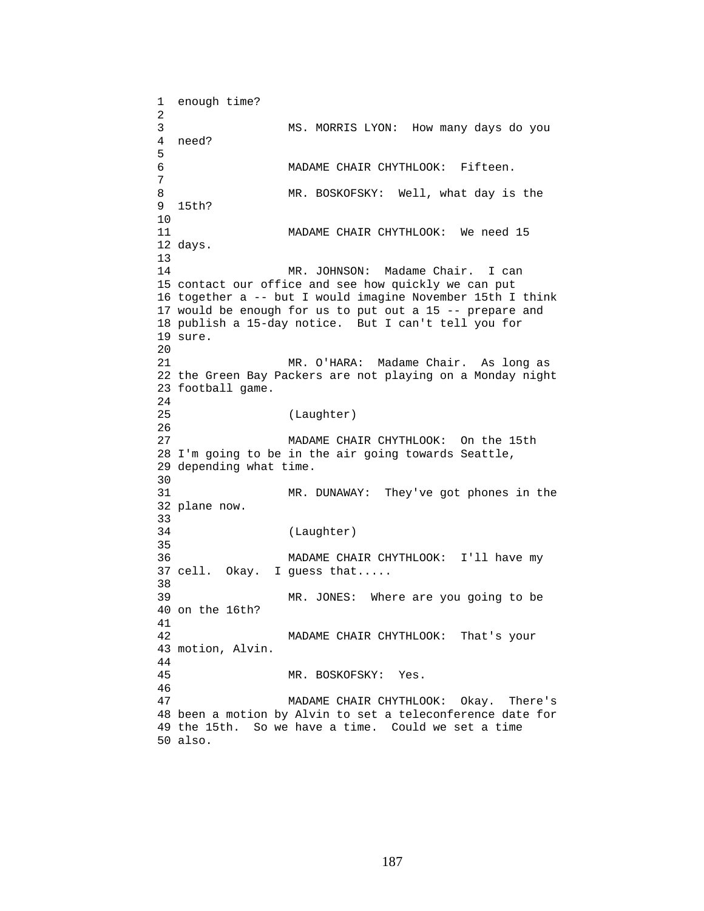enough time?

MS. MORRIS LYON: How many days do you need?

MADAME CHAIR CHYTHLOOK: Fifteen.

MR. BOSKOFSKY: Well, what day is the 15th?

MADAME CHAIR CHYTHLOOK: We need 15 days.

MR. JOHNSON: Madame Chair. I can contact our office and see how quickly we can put together a -- but I would imagine November 15th I think would be enough for us to put out a 15 -- prepare and publish a 15-day notice. But I can't tell you for sure.

MR. O'HARA: Madame Chair. As long as the Green Bay Packers are not playing on a Monday night football game.

(Laughter)

MADAME CHAIR CHYTHLOOK: On the 15th I'm going to be in the air going towards Seattle, depending what time.

MR. DUNAWAY: They've got phones in the plane now.

(Laughter)

MADAME CHAIR CHYTHLOOK: I'll have my cell. Okay. I guess that.....

MR. JONES: Where are you going to be on the 16th?

MADAME CHAIR CHYTHLOOK: That's your motion, Alvin.

MR. BOSKOFSKY: Yes.

MADAME CHAIR CHYTHLOOK: Okay. There's been a motion by Alvin to set a teleconference date for the 15th. So we have a time. Could we set a time also.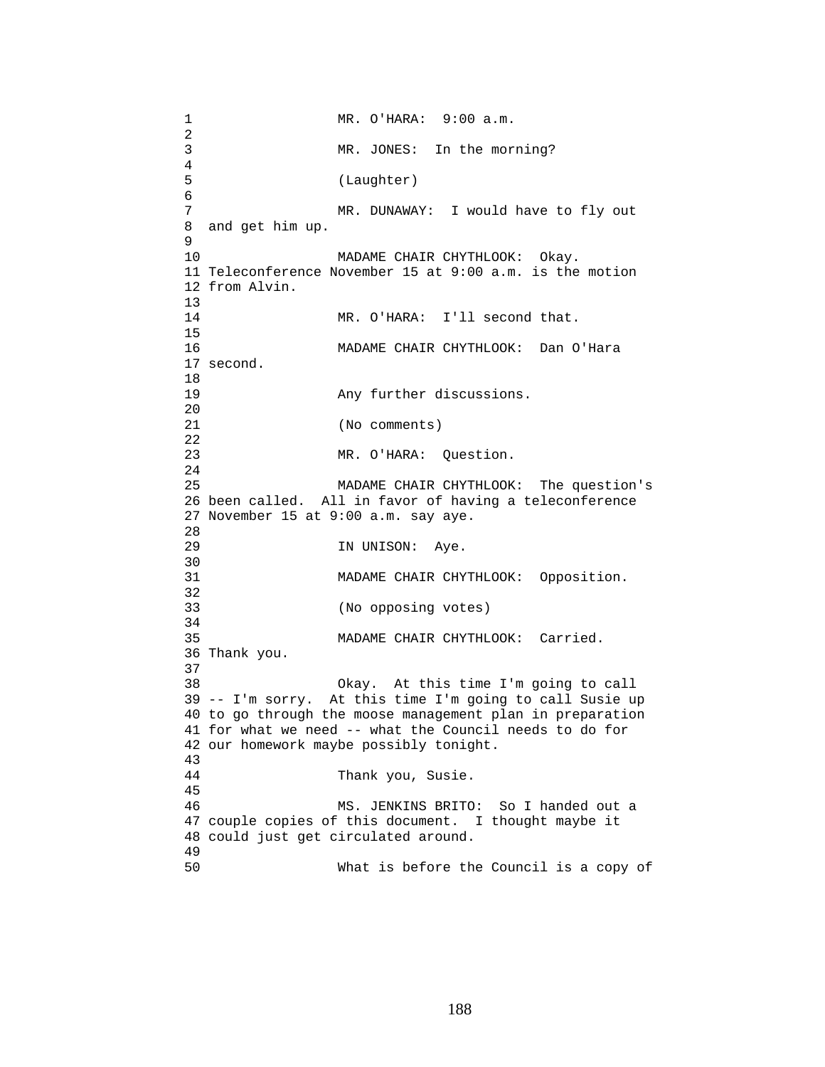MR. O'HARA: 9:00 a.m.

MR. JONES: In the morning?

(Laughter)

MR. DUNAWAY: I would have to fly out and get him up.

MADAME CHAIR CHYTHLOOK: Okay. Teleconference November 15 at 9:00 a.m. is the motion from Alvin.

MR. O'HARA: I'll second that.

MADAME CHAIR CHYTHLOOK: Dan O'Hara second.

Any further discussions.

(No comments)

MR. O'HARA: Question.

MADAME CHAIR CHYTHLOOK: The question's been called. All in favor of having a teleconference November 15 at 9:00 a.m. say aye.

IN UNISON: Aye.

MADAME CHAIR CHYTHLOOK: Opposition.

(No opposing votes)

MADAME CHAIR CHYTHLOOK: Carried. Thank you.

Okay. At this time I'm going to call -- I'm sorry. At this time I'm going to call Susie up to go through the moose management plan in preparation for what we need -- what the Council needs to do for our homework maybe possibly tonight.

Thank you, Susie.

MS. JENKINS BRITO: So I handed out a couple copies of this document. I thought maybe it could just get circulated around.

What is before the Council is a copy of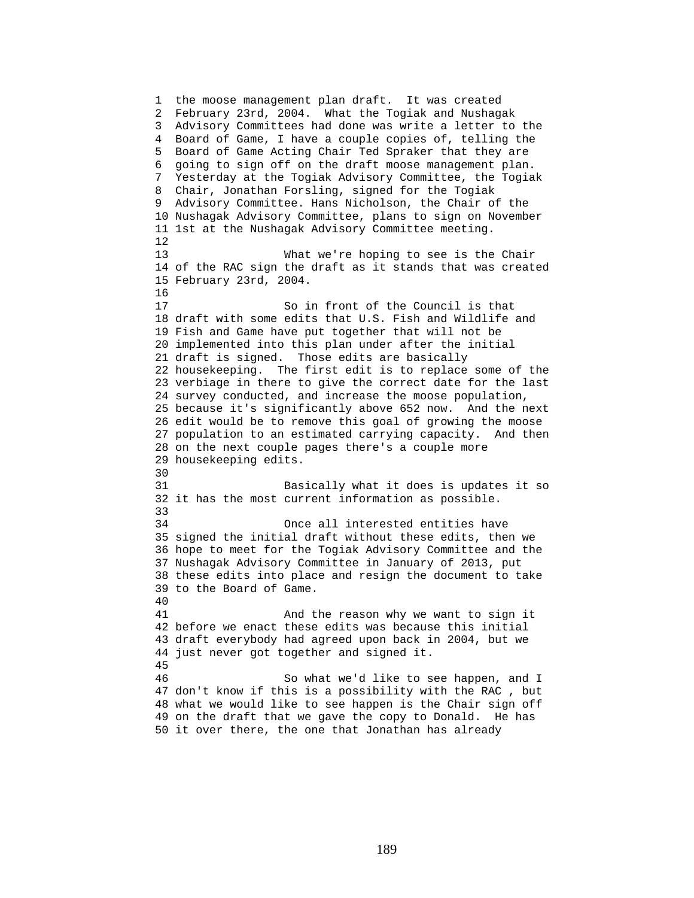the moose management plan draft. It was created February 23rd, 2004. What the Togiak and Nushagak Advisory Committees had done was write a letter to the Board of Game, I have a couple copies of, telling the Board of Game Acting Chair Ted Spraker that they are going to sign off on the draft moose management plan. Yesterday at the Togiak Advisory Committee, the Togiak Chair, Jonathan Forsling, signed for the Togiak Advisory Committee. Hans Nicholson, the Chair of the Nushagak Advisory Committee, plans to sign on November 1st at the Nushagak Advisory Committee meeting.

What we're hoping to see is the Chair of the RAC sign the draft as it stands that was created February 23rd, 2004.

So in front of the Council is that draft with some edits that U.S. Fish and Wildlife and Fish and Game have put together that will not be implemented into this plan under after the initial draft is signed. Those edits are basically housekeeping. The first edit is to replace some of the verbiage in there to give the correct date for the last survey conducted, and increase the moose population, because it's significantly above 652 now. And the next edit would be to remove this goal of growing the moose population to an estimated carrying capacity. And then on the next couple pages there's a couple more housekeeping edits.

Basically what it does is updates it so it has the most current information as possible.

Once all interested entities have signed the initial draft without these edits, then we hope to meet for the Togiak Advisory Committee and the Nushagak Advisory Committee in January of 2013, put these edits into place and resign the document to take to the Board of Game.

And the reason why we want to sign it before we enact these edits was because this initial draft everybody had agreed upon back in 2004, but we just never got together and signed it.

So what we'd like to see happen, and I don't know if this is a possibility with the RAC , but what we would like to see happen is the Chair sign off on the draft that we gave the copy to Donald. He has it over there, the one that Jonathan has already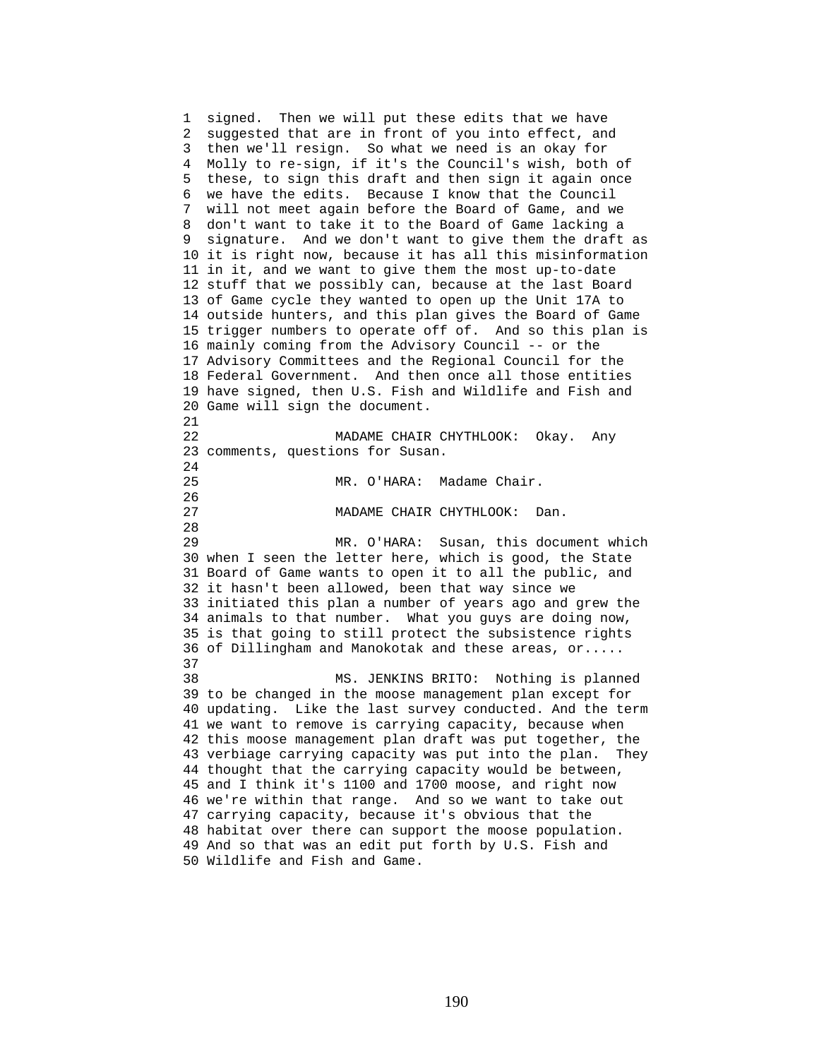signed. Then we will put these edits that we have suggested that are in front of you into effect, and then we'll resign. So what we need is an okay for Molly to re-sign, if it's the Council's wish, both of these, to sign this draft and then sign it again once we have the edits. Because I know that the Council will not meet again before the Board of Game, and we don't want to take it to the Board of Game lacking a signature. And we don't want to give them the draft as it is right now, because it has all this misinformation in it, and we want to give them the most up-to-date stuff that we possibly can, because at the last Board of Game cycle they wanted to open up the Unit 17A to outside hunters, and this plan gives the Board of Game trigger numbers to operate off of. And so this plan is mainly coming from the Advisory Council -- or the Advisory Committees and the Regional Council for the Federal Government. And then once all those entities have signed, then U.S. Fish and Wildlife and Fish and Game will sign the document.

MADAME CHAIR CHYTHLOOK: Okay. Any comments, questions for Susan.

MR. O'HARA: Madame Chair.

MADAME CHAIR CHYTHLOOK: Dan.

MR. O'HARA: Susan, this document which when I seen the letter here, which is good, the State Board of Game wants to open it to all the public, and it hasn't been allowed, been that way since we initiated this plan a number of years ago and grew the animals to that number. What you guys are doing now, is that going to still protect the subsistence rights of Dillingham and Manokotak and these areas, or.....

MS. JENKINS BRITO: Nothing is planned to be changed in the moose management plan except for updating. Like the last survey conducted. And the term we want to remove is carrying capacity, because when this moose management plan draft was put together, the verbiage carrying capacity was put into the plan. They thought that the carrying capacity would be between, and I think it's 1100 and 1700 moose, and right now we're within that range. And so we want to take out carrying capacity, because it's obvious that the habitat over there can support the moose population. And so that was an edit put forth by U.S. Fish and Wildlife and Fish and Game.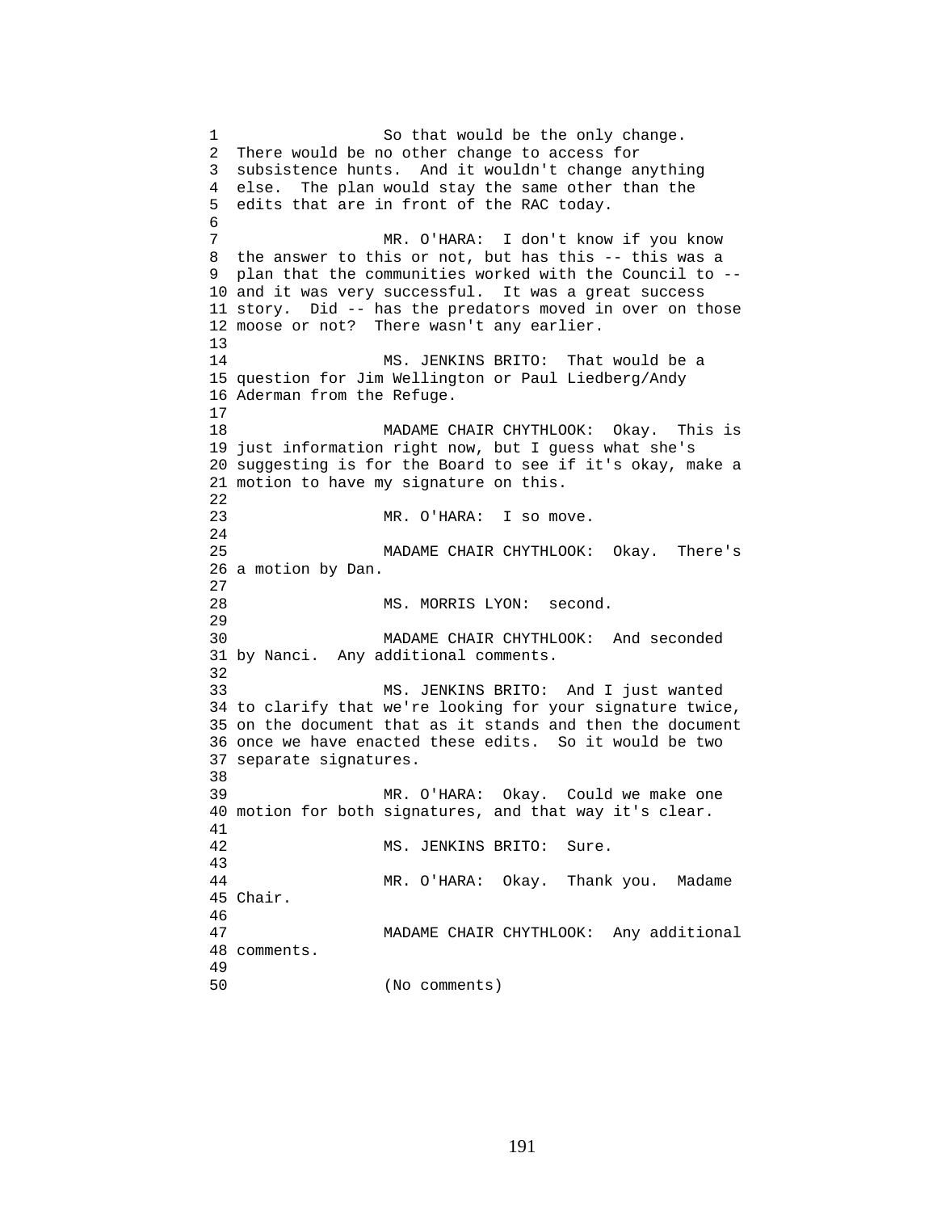So that would be the only change. There would be no other change to access for subsistence hunts. And it wouldn't change anything else. The plan would stay the same other than the edits that are in front of the RAC today.

MR. O'HARA: I don't know if you know the answer to this or not, but has this -- this was a plan that the communities worked with the Council to -- and it was very successful. It was a great success story. Did -- has the predators moved in over on those moose or not? There wasn't any earlier.

MS. JENKINS BRITO: That would be a question for Jim Wellington or Paul Liedberg/Andy Aderman from the Refuge.

MADAME CHAIR CHYTHLOOK: Okay. This is just information right now, but I guess what she's suggesting is for the Board to see if it's okay, make a motion to have my signature on this.

MR. O'HARA: I so move.

MADAME CHAIR CHYTHLOOK: Okay. There's a motion by Dan.

MS. MORRIS LYON: second.

MADAME CHAIR CHYTHLOOK: And seconded by Nanci. Any additional comments.

MS. JENKINS BRITO: And I just wanted to clarify that we're looking for your signature twice, on the document that as it stands and then the document once we have enacted these edits. So it would be two separate signatures.

MR. O'HARA: Okay. Could we make one motion for both signatures, and that way it's clear.

MS. JENKINS BRITO: Sure.

MR. O'HARA: Okay. Thank you. Madame Chair.

MADAME CHAIR CHYTHLOOK: Any additional comments.

(No comments)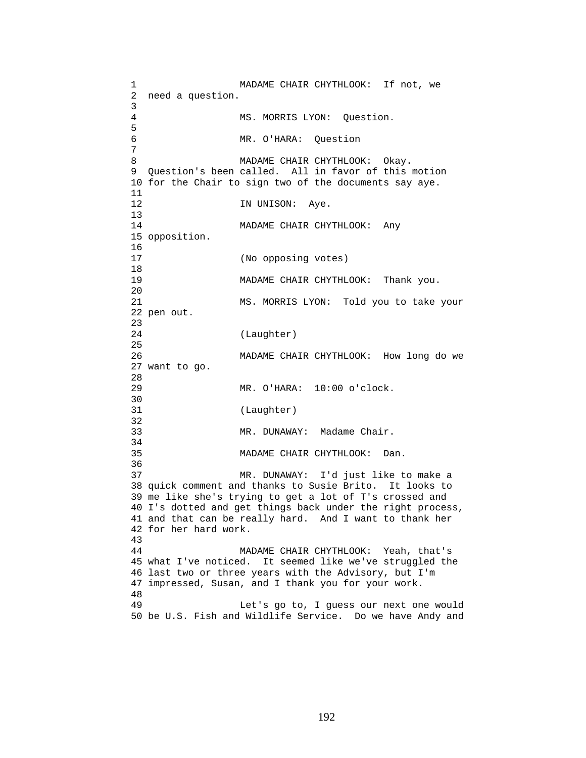MADAME CHAIR CHYTHLOOK: If not, we need a question.

MS. MORRIS LYON: Question.

MR. O'HARA: Question

MADAME CHAIR CHYTHLOOK: Okay. Question's been called. All in favor of this motion for the Chair to sign two of the documents say aye.

IN UNISON: Aye.

MADAME CHAIR CHYTHLOOK: Any opposition.

(No opposing votes)

MADAME CHAIR CHYTHLOOK: Thank you.

MS. MORRIS LYON: Told you to take your pen out.

(Laughter)

MADAME CHAIR CHYTHLOOK: How long do we want to go.

MR. O'HARA: 10:00 o'clock.

(Laughter)

MR. DUNAWAY: Madame Chair.

MADAME CHAIR CHYTHLOOK: Dan.

MR. DUNAWAY: I'd just like to make a quick comment and thanks to Susie Brito. It looks to me like she's trying to get a lot of T's crossed and I's dotted and get things back under the right process, and that can be really hard. And I want to thank her for her hard work.

MADAME CHAIR CHYTHLOOK: Yeah, that's what I've noticed. It seemed like we've struggled the last two or three years with the Advisory, but I'm impressed, Susan, and I thank you for your work.

Let's go to, I guess our next one would be U.S. Fish and Wildlife Service. Do we have Andy and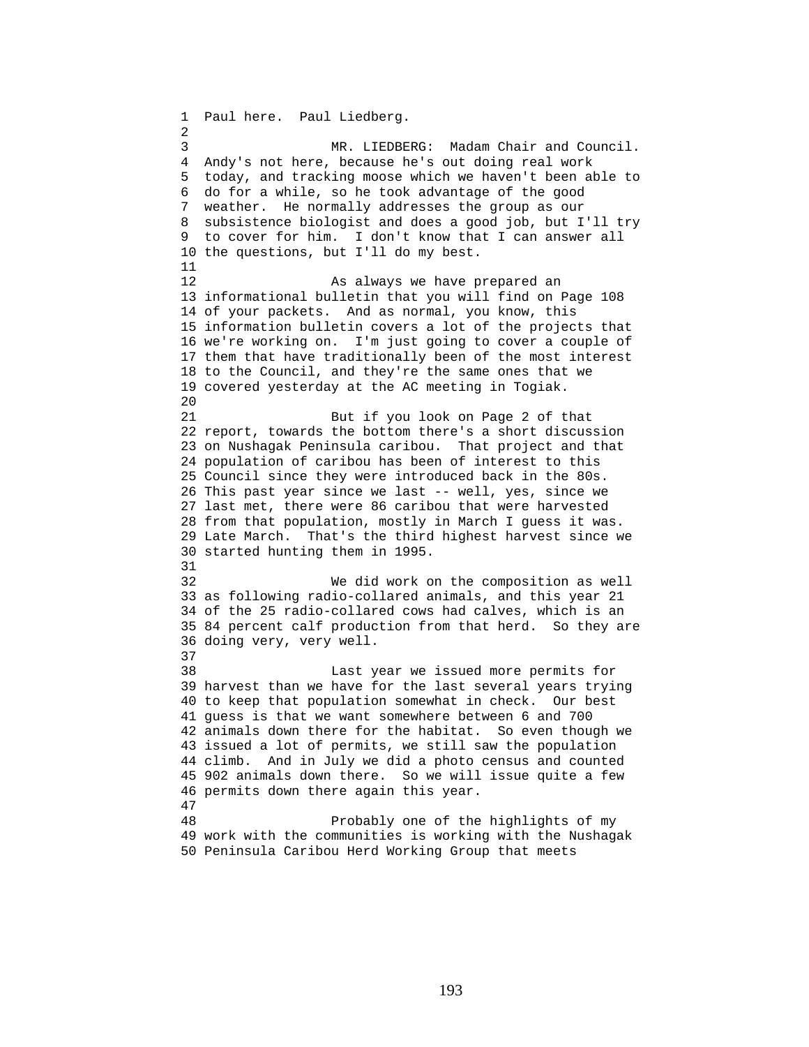Paul here. Paul Liedberg.

MR. LIEDBERG: Madam Chair and Council. Andy's not here, because he's out doing real work today, and tracking moose which we haven't been able to do for a while, so he took advantage of the good weather. He normally addresses the group as our subsistence biologist and does a good job, but I'll try to cover for him. I don't know that I can answer all the questions, but I'll do my best.

As always we have prepared an informational bulletin that you will find on Page 108 of your packets. And as normal, you know, this information bulletin covers a lot of the projects that we're working on. I'm just going to cover a couple of them that have traditionally been of the most interest to the Council, and they're the same ones that we covered yesterday at the AC meeting in Togiak.

But if you look on Page 2 of that report, towards the bottom there's a short discussion on Nushagak Peninsula caribou. That project and that population of caribou has been of interest to this Council since they were introduced back in the 80s. This past year since we last -- well, yes, since we last met, there were 86 caribou that were harvested from that population, mostly in March I guess it was. Late March. That's the third highest harvest since we started hunting them in 1995.

We did work on the composition as well as following radio-collared animals, and this year 21 of the 25 radio-collared cows had calves, which is an 84 percent calf production from that herd. So they are doing very, very well.

Last year we issued more permits for harvest than we have for the last several years trying to keep that population somewhat in check. Our best guess is that we want somewhere between 6 and 700 animals down there for the habitat. So even though we issued a lot of permits, we still saw the population climb. And in July we did a photo census and counted 902 animals down there. So we will issue quite a few permits down there again this year.

Probably one of the highlights of my work with the communities is working with the Nushagak Peninsula Caribou Herd Working Group that meets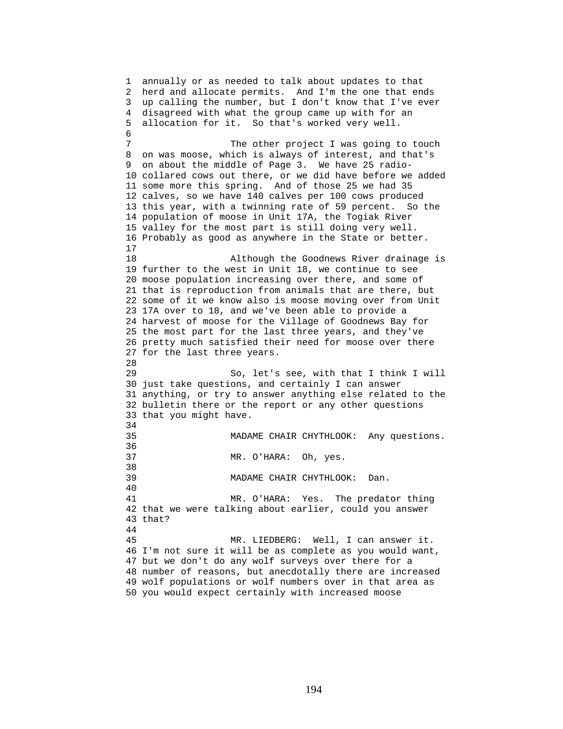annually or as needed to talk about updates to that herd and allocate permits. And I'm the one that ends up calling the number, but I don't know that I've ever disagreed with what the group came up with for an allocation for it. So that's worked very well.

The other project I was going to touch on was moose, which is always of interest, and that's on about the middle of Page 3. We have 25 radio-collared cows out there, or we did have before we added some more this spring. And of those 25 we had 35 calves, so we have 140 calves per 100 cows produced this year, with a twinning rate of 59 percent. So the population of moose in Unit 17A, the Togiak River valley for the most part is still doing very well. Probably as good as anywhere in the State or better.

Although the Goodnews River drainage is further to the west in Unit 18, we continue to see moose population increasing over there, and some of that is reproduction from animals that are there, but some of it we know also is moose moving over from Unit 17A over to 18, and we've been able to provide a harvest of moose for the Village of Goodnews Bay for the most part for the last three years, and they've pretty much satisfied their need for moose over there for the last three years.

So, let's see, with that I think I will just take questions, and certainly I can answer anything, or try to answer anything else related to the bulletin there or the report or any other questions that you might have.

MADAME CHAIR CHYTHLOOK: Any questions.

MR. O'HARA: Oh, yes.

MADAME CHAIR CHYTHLOOK: Dan.

MR. O'HARA: Yes. The predator thing that we were talking about earlier, could you answer that?

MR. LIEDBERG: Well, I can answer it. I'm not sure it will be as complete as you would want, but we don't do any wolf surveys over there for a number of reasons, but anecdotally there are increased wolf populations or wolf numbers over in that area as you would expect certainly with increased moose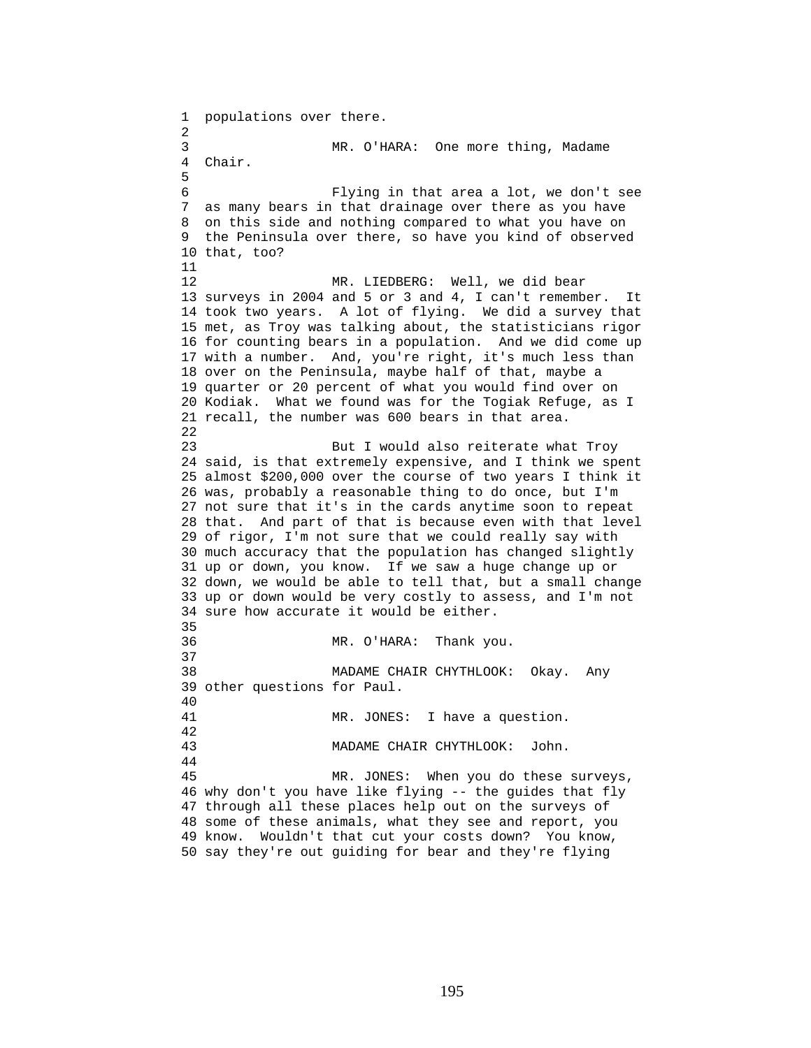populations over there.

MR. O'HARA: One more thing, Madame Chair.

Flying in that area a lot, we don't see as many bears in that drainage over there as you have on this side and nothing compared to what you have on the Peninsula over there, so have you kind of observed that, too?

MR. LIEDBERG: Well, we did bear surveys in 2004 and 5 or 3 and 4, I can't remember. It took two years. A lot of flying. We did a survey that met, as Troy was talking about, the statisticians rigor for counting bears in a population. And we did come up with a number. And, you're right, it's much less than over on the Peninsula, maybe half of that, maybe a quarter or 20 percent of what you would find over on Kodiak. What we found was for the Togiak Refuge, as I recall, the number was 600 bears in that area.

But I would also reiterate what Troy said, is that extremely expensive, and I think we spent almost $200,000 over the course of two years I think it was, probably a reasonable thing to do once, but I'm not sure that it's in the cards anytime soon to repeat that. And part of that is because even with that level of rigor, I'm not sure that we could really say with much accuracy that the population has changed slightly up or down, you know. If we saw a huge change up or down, we would be able to tell that, but a small change up or down would be very costly to assess, and I'm not sure how accurate it would be either.

MR. O'HARA: Thank you.

MADAME CHAIR CHYTHLOOK: Okay. Any other questions for Paul.

MR. JONES: I have a question.

MADAME CHAIR CHYTHLOOK: John.

MR. JONES: When you do these surveys, why don't you have like flying -- the guides that fly through all these places help out on the surveys of some of these animals, what they see and report, you know. Wouldn't that cut your costs down? You know, say they're out guiding for bear and they're flying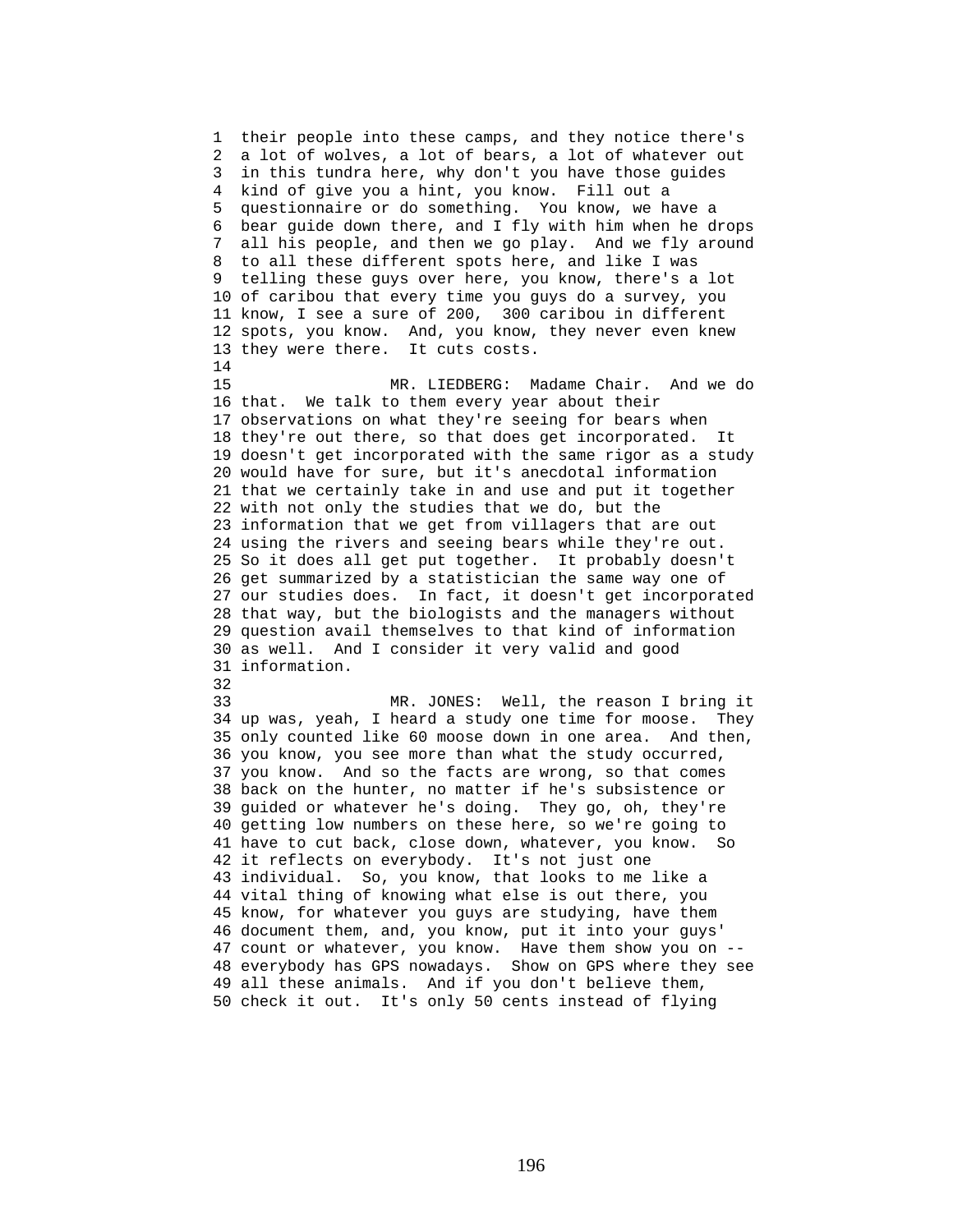their people into these camps, and they notice there's a lot of wolves, a lot of bears, a lot of whatever out in this tundra here, why don't you have those guides kind of give you a hint, you know. Fill out a questionnaire or do something. You know, we have a bear guide down there, and I fly with him when he drops all his people, and then we go play. And we fly around to all these different spots here, and like I was telling these guys over here, you know, there's a lot of caribou that every time you guys do a survey, you know, I see a sure of 200, 300 caribou in different spots, you know. And, you know, they never even knew they were there. It cuts costs.

MR. LIEDBERG: Madame Chair. And we do that. We talk to them every year about their observations on what they're seeing for bears when they're out there, so that does get incorporated. It doesn't get incorporated with the same rigor as a study would have for sure, but it's anecdotal information that we certainly take in and use and put it together with not only the studies that we do, but the information that we get from villagers that are out using the rivers and seeing bears while they're out. So it does all get put together. It probably doesn't get summarized by a statistician the same way one of our studies does. In fact, it doesn't get incorporated that way, but the biologists and the managers without question avail themselves to that kind of information as well. And I consider it very valid and good information.

MR. JONES: Well, the reason I bring it up was, yeah, I heard a study one time for moose. They only counted like 60 moose down in one area. And then, you know, you see more than what the study occurred, you know. And so the facts are wrong, so that comes back on the hunter, no matter if he's subsistence or guided or whatever he's doing. They go, oh, they're getting low numbers on these here, so we're going to have to cut back, close down, whatever, you know. So it reflects on everybody. It's not just one individual. So, you know, that looks to me like a vital thing of knowing what else is out there, you know, for whatever you guys are studying, have them document them, and, you know, put it into your guys' count or whatever, you know. Have them show you on -- everybody has GPS nowadays. Show on GPS where they see all these animals. And if you don't believe them, check it out. It's only 50 cents instead of flying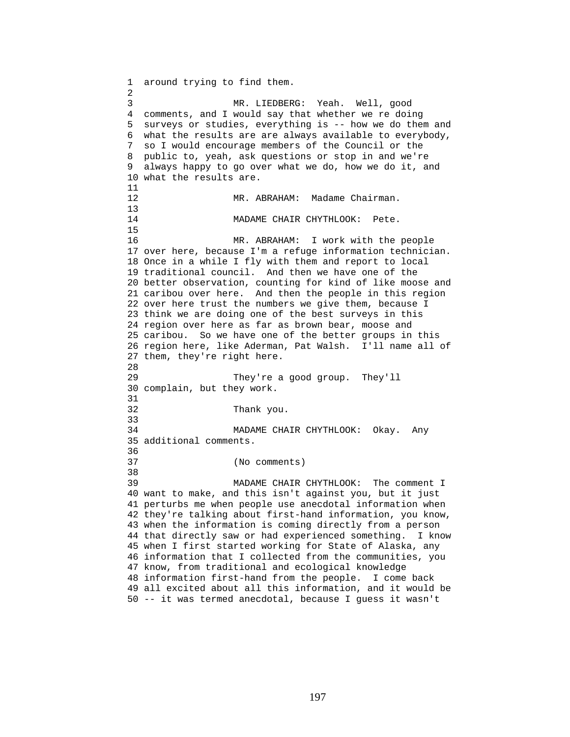around trying to find them.

MR. LIEDBERG: Yeah. Well, good comments, and I would say that whether we re doing surveys or studies, everything is -- how we do them and what the results are are always available to everybody, so I would encourage members of the Council or the public to, yeah, ask questions or stop in and we're always happy to go over what we do, how we do it, and what the results are.

MR. ABRAHAM: Madame Chairman.

MADAME CHAIR CHYTHLOOK: Pete.

MR. ABRAHAM: I work with the people over here, because I'm a refuge information technician. Once in a while I fly with them and report to local traditional council. And then we have one of the better observation, counting for kind of like moose and caribou over here. And then the people in this region over here trust the numbers we give them, because I think we are doing one of the best surveys in this region over here as far as brown bear, moose and caribou. So we have one of the better groups in this region here, like Aderman, Pat Walsh. I'll name all of them, they're right here.

They're a good group. They'll complain, but they work.

Thank you.

MADAME CHAIR CHYTHLOOK: Okay. Any additional comments.

(No comments)

MADAME CHAIR CHYTHLOOK: The comment I want to make, and this isn't against you, but it just perturbs me when people use anecdotal information when they're talking about first-hand information, you know, when the information is coming directly from a person that directly saw or had experienced something. I know when I first started working for State of Alaska, any information that I collected from the communities, you know, from traditional and ecological knowledge information first-hand from the people. I come back all excited about all this information, and it would be -- it was termed anecdotal, because I guess it wasn't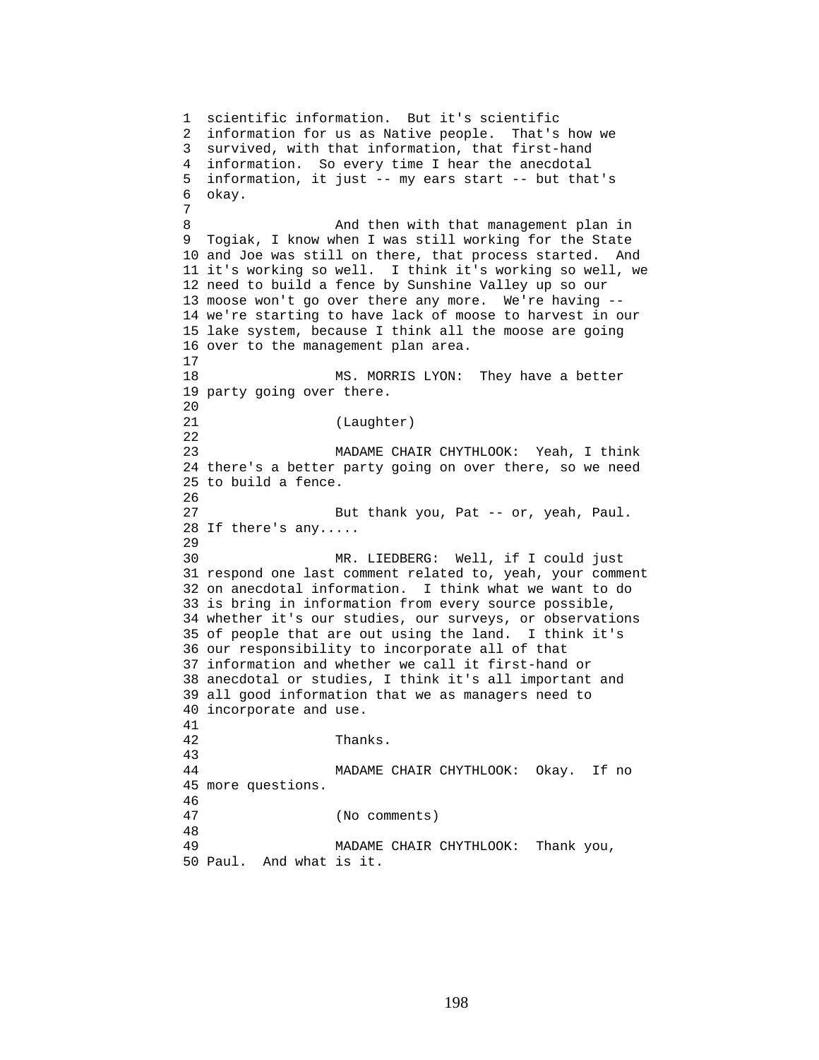scientific information. But it's scientific information for us as Native people. That's how we survived, with that information, that first-hand information. So every time I hear the anecdotal information, it just -- my ears start -- but that's okay.

And then with that management plan in Togiak, I know when I was still working for the State and Joe was still on there, that process started. And it's working so well. I think it's working so well, we need to build a fence by Sunshine Valley up so our moose won't go over there any more. We're having -- we're starting to have lack of moose to harvest in our lake system, because I think all the moose are going over to the management plan area.

MS. MORRIS LYON: They have a better party going over there.

(Laughter)

MADAME CHAIR CHYTHLOOK: Yeah, I think there's a better party going on over there, so we need to build a fence.

But thank you, Pat -- or, yeah, Paul. If there's any.....

MR. LIEDBERG: Well, if I could just respond one last comment related to, yeah, your comment on anecdotal information. I think what we want to do is bring in information from every source possible, whether it's our studies, our surveys, or observations of people that are out using the land. I think it's our responsibility to incorporate all of that information and whether we call it first-hand or anecdotal or studies, I think it's all important and all good information that we as managers need to incorporate and use.

Thanks.

MADAME CHAIR CHYTHLOOK: Okay. If no more questions.

(No comments)

MADAME CHAIR CHYTHLOOK: Thank you, Paul. And what is it.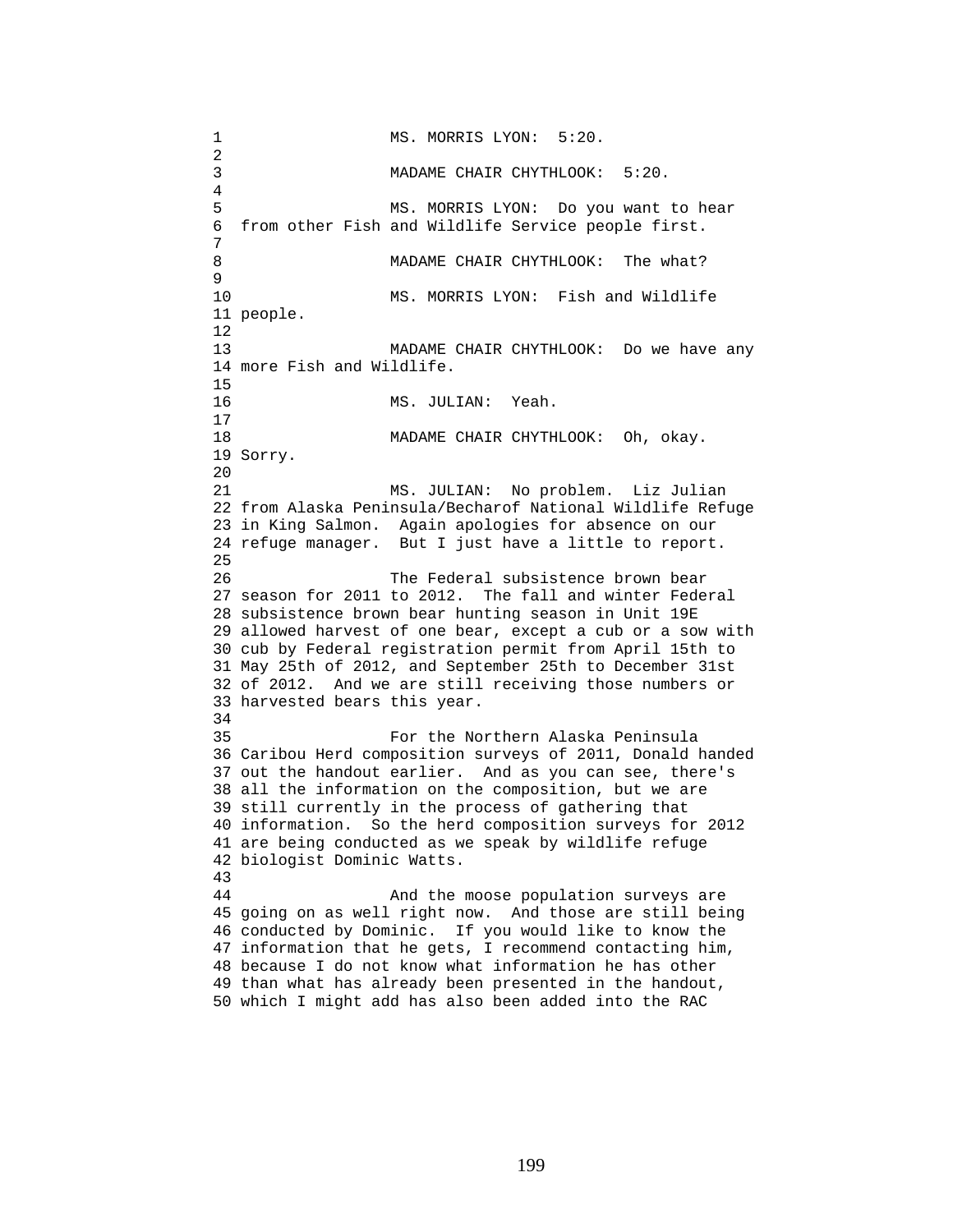MS. MORRIS LYON: 5:20.

MADAME CHAIR CHYTHLOOK: 5:20.

MS. MORRIS LYON: Do you want to hear from other Fish and Wildlife Service people first.

MADAME CHAIR CHYTHLOOK: The what?

MS. MORRIS LYON: Fish and Wildlife people.

MADAME CHAIR CHYTHLOOK: Do we have any more Fish and Wildlife.

MS. JULIAN: Yeah.

MADAME CHAIR CHYTHLOOK: Oh, okay. Sorry.

MS. JULIAN: No problem. Liz Julian from Alaska Peninsula/Becharof National Wildlife Refuge in King Salmon. Again apologies for absence on our refuge manager. But I just have a little to report.

The Federal subsistence brown bear season for 2011 to 2012. The fall and winter Federal subsistence brown bear hunting season in Unit 19E allowed harvest of one bear, except a cub or a sow with cub by Federal registration permit from April 15th to May 25th of 2012, and September 25th to December 31st of 2012. And we are still receiving those numbers or harvested bears this year.

For the Northern Alaska Peninsula Caribou Herd composition surveys of 2011, Donald handed out the handout earlier. And as you can see, there's all the information on the composition, but we are still currently in the process of gathering that information. So the herd composition surveys for 2012 are being conducted as we speak by wildlife refuge biologist Dominic Watts.

And the moose population surveys are going on as well right now. And those are still being conducted by Dominic. If you would like to know the information that he gets, I recommend contacting him, because I do not know what information he has other than what has already been presented in the handout, which I might add has also been added into the RAC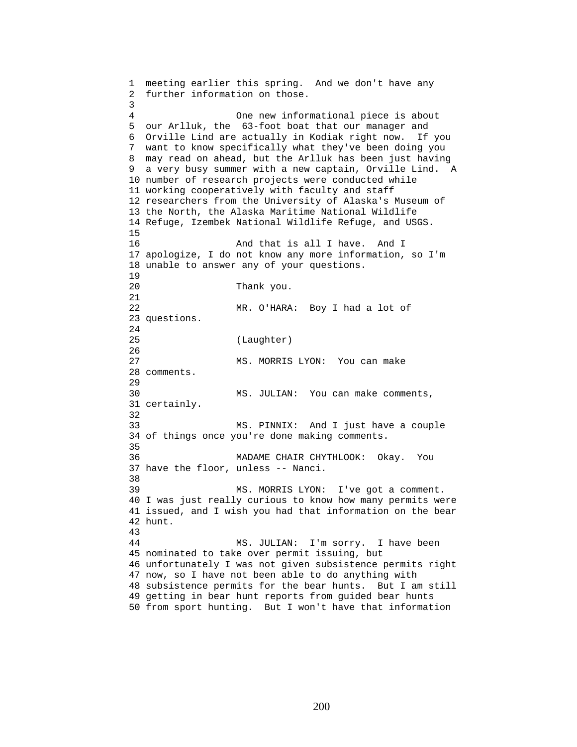meeting earlier this spring. And we don't have any further information on those.

One new informational piece is about our Arlluk, the 63-foot boat that our manager and Orville Lind are actually in Kodiak right now. If you want to know specifically what they've been doing you may read on ahead, but the Arlluk has been just having a very busy summer with a new captain, Orville Lind. A number of research projects were conducted while working cooperatively with faculty and staff researchers from the University of Alaska's Museum of the North, the Alaska Maritime National Wildlife Refuge, Izembek National Wildlife Refuge, and USGS.

And that is all I have. And I apologize, I do not know any more information, so I'm unable to answer any of your questions.

Thank you.

MR. O'HARA: Boy I had a lot of questions.

(Laughter)

MS. MORRIS LYON: You can make comments.

MS. JULIAN: You can make comments, certainly.

MS. PINNIX: And I just have a couple of things once you're done making comments.

MADAME CHAIR CHYTHLOOK: Okay. You have the floor, unless -- Nanci.

MS. MORRIS LYON: I've got a comment. I was just really curious to know how many permits were issued, and I wish you had that information on the bear hunt.

MS. JULIAN: I'm sorry. I have been nominated to take over permit issuing, but unfortunately I was not given subsistence permits right now, so I have not been able to do anything with subsistence permits for the bear hunts. But I am still getting in bear hunt reports from guided bear hunts from sport hunting. But I won't have that information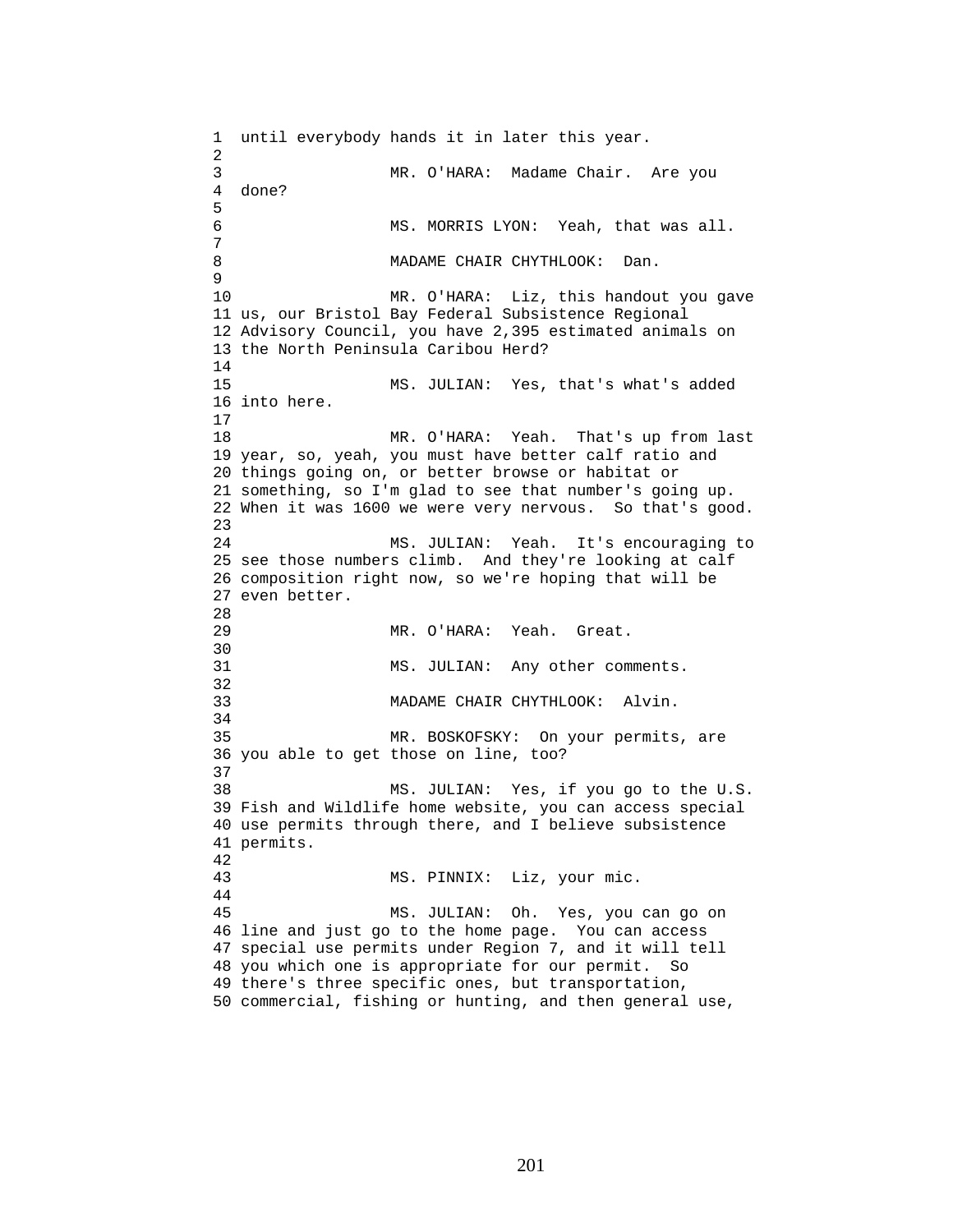until everybody hands it in later this year.

MR. O'HARA: Madame Chair. Are you done?

MS. MORRIS LYON: Yeah, that was all.

MADAME CHAIR CHYTHLOOK: Dan.

MR. O'HARA: Liz, this handout you gave us, our Bristol Bay Federal Subsistence Regional Advisory Council, you have 2,395 estimated animals on the North Peninsula Caribou Herd?

MS. JULIAN: Yes, that's what's added into here.

MR. O'HARA: Yeah. That's up from last year, so, yeah, you must have better calf ratio and things going on, or better browse or habitat or something, so I'm glad to see that number's going up. When it was 1600 we were very nervous. So that's good.

MS. JULIAN: Yeah. It's encouraging to see those numbers climb. And they're looking at calf composition right now, so we're hoping that will be even better.

MR. O'HARA: Yeah. Great.

MS. JULIAN: Any other comments.

MADAME CHAIR CHYTHLOOK: Alvin.

MR. BOSKOFSKY: On your permits, are you able to get those on line, too?

MS. JULIAN: Yes, if you go to the U.S. Fish and Wildlife home website, you can access special use permits through there, and I believe subsistence permits.

MS. PINNIX: Liz, your mic.

MS. JULIAN: Oh. Yes, you can go on line and just go to the home page. You can access special use permits under Region 7, and it will tell you which one is appropriate for our permit. So there's three specific ones, but transportation, commercial, fishing or hunting, and then general use,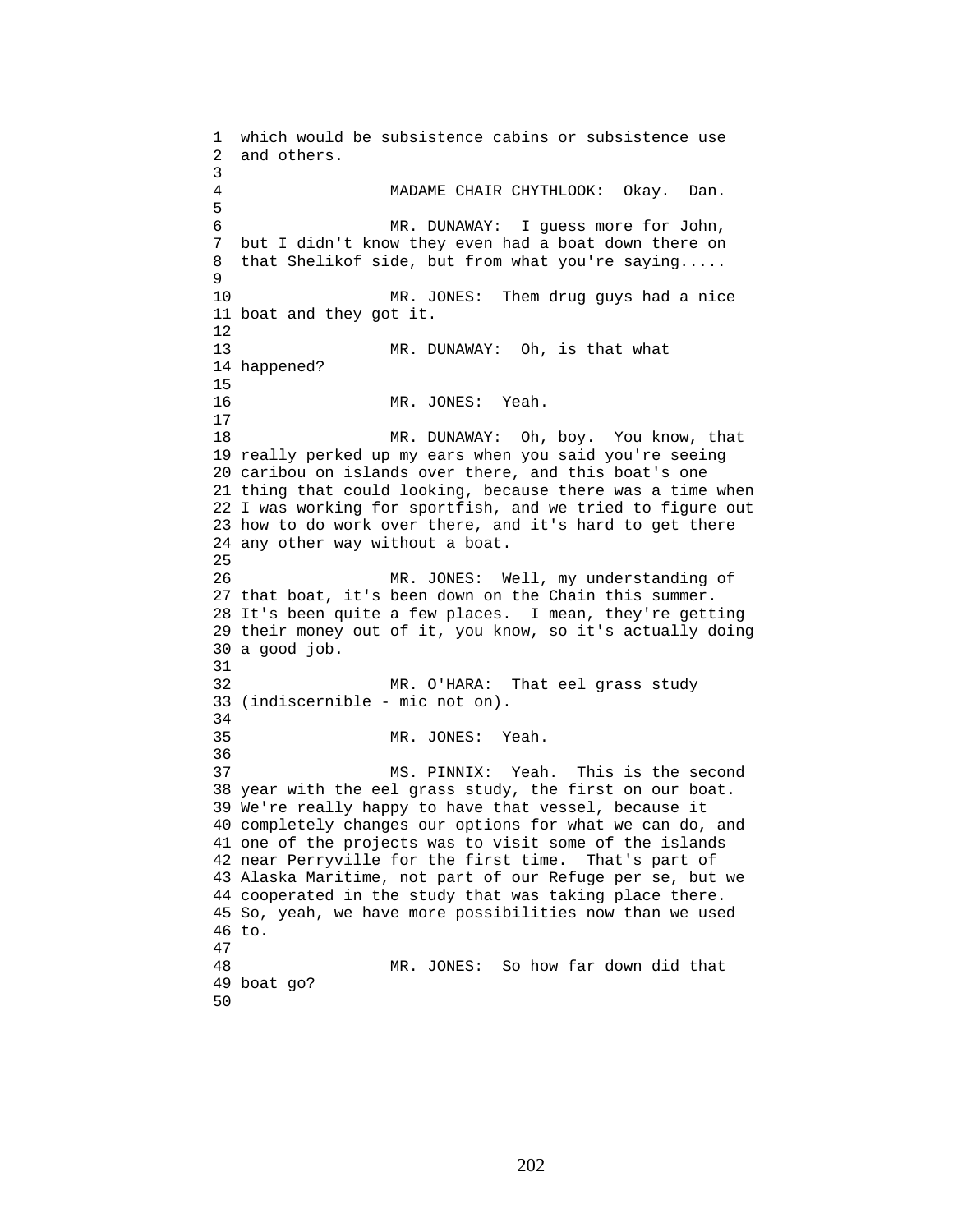which would be subsistence cabins or subsistence use and others.

MADAME CHAIR CHYTHLOOK: Okay. Dan.

MR. DUNAWAY: I guess more for John, but I didn't know they even had a boat down there on that Shelikof side, but from what you're saying.....

MR. JONES: Them drug guys had a nice boat and they got it.

MR. DUNAWAY: Oh, is that what happened?

MR. JONES: Yeah.

MR. DUNAWAY: Oh, boy. You know, that really perked up my ears when you said you're seeing caribou on islands over there, and this boat's one thing that could looking, because there was a time when I was working for sportfish, and we tried to figure out how to do work over there, and it's hard to get there any other way without a boat.

MR. JONES: Well, my understanding of that boat, it's been down on the Chain this summer. It's been quite a few places. I mean, they're getting their money out of it, you know, so it's actually doing a good job.

MR. O'HARA: That eel grass study (indiscernible - mic not on).

MR. JONES: Yeah.

MS. PINNIX: Yeah. This is the second year with the eel grass study, the first on our boat. We're really happy to have that vessel, because it completely changes our options for what we can do, and one of the projects was to visit some of the islands near Perryville for the first time. That's part of Alaska Maritime, not part of our Refuge per se, but we cooperated in the study that was taking place there. So, yeah, we have more possibilities now than we used to.

MR. JONES: So how far down did that boat go?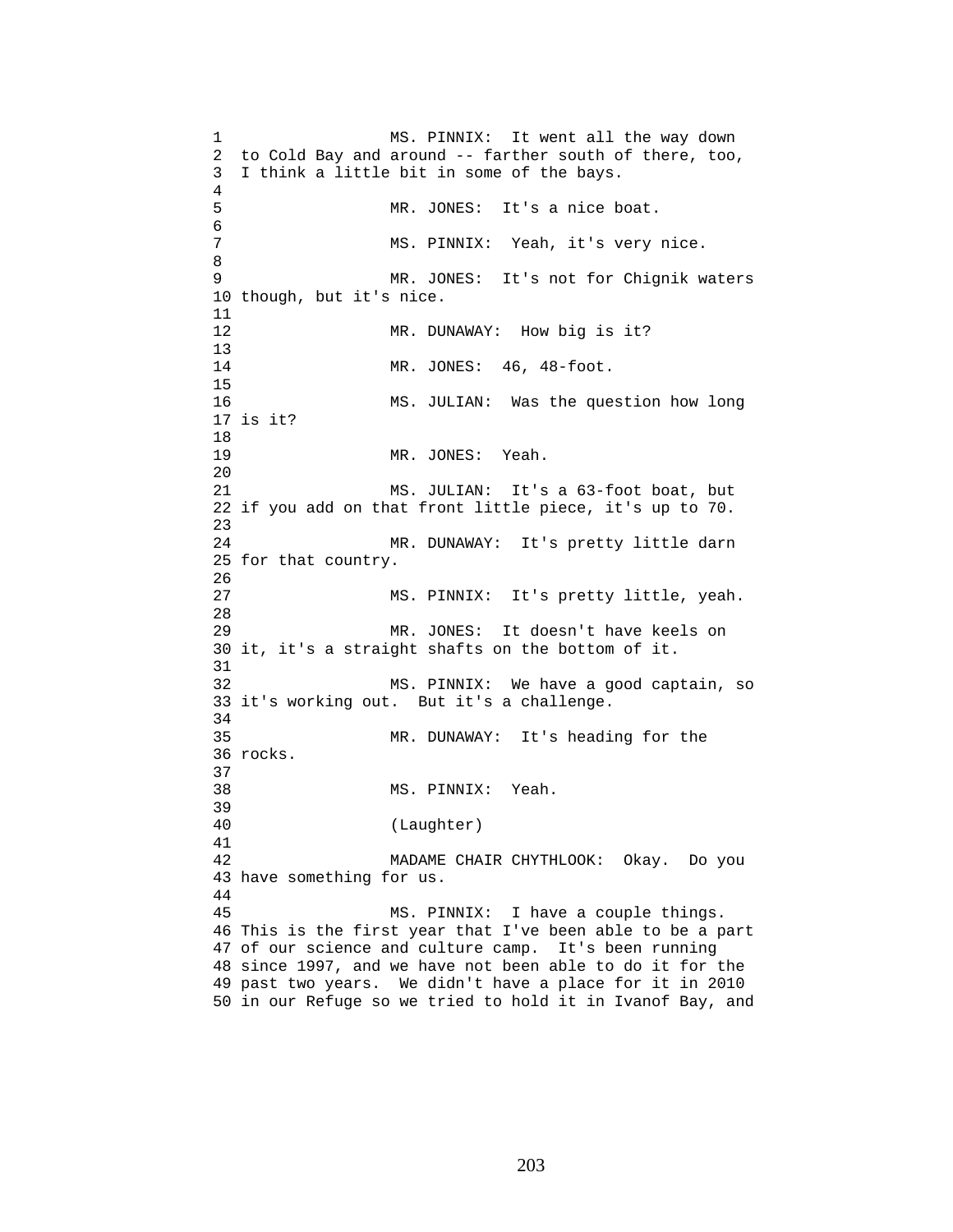MS. PINNIX: It went all the way down to Cold Bay and around -- farther south of there, too, I think a little bit in some of the bays.

MR. JONES: It's a nice boat.

MS. PINNIX: Yeah, it's very nice.

MR. JONES: It's not for Chignik waters though, but it's nice.

MR. DUNAWAY: How big is it?

MR. JONES: 46, 48-foot.

MS. JULIAN: Was the question how long is it?

MR. JONES: Yeah.

MS. JULIAN: It's a 63-foot boat, but if you add on that front little piece, it's up to 70.

MR. DUNAWAY: It's pretty little darn for that country.

MS. PINNIX: It's pretty little, yeah.

MR. JONES: It doesn't have keels on it, it's a straight shafts on the bottom of it.

MS. PINNIX: We have a good captain, so it's working out. But it's a challenge.

MR. DUNAWAY: It's heading for the rocks.

MS. PINNIX: Yeah.

(Laughter)

MADAME CHAIR CHYTHLOOK: Okay. Do you have something for us.

MS. PINNIX: I have a couple things. This is the first year that I've been able to be a part of our science and culture camp. It's been running since 1997, and we have not been able to do it for the past two years. We didn't have a place for it in 2010 in our Refuge so we tried to hold it in Ivanof Bay, and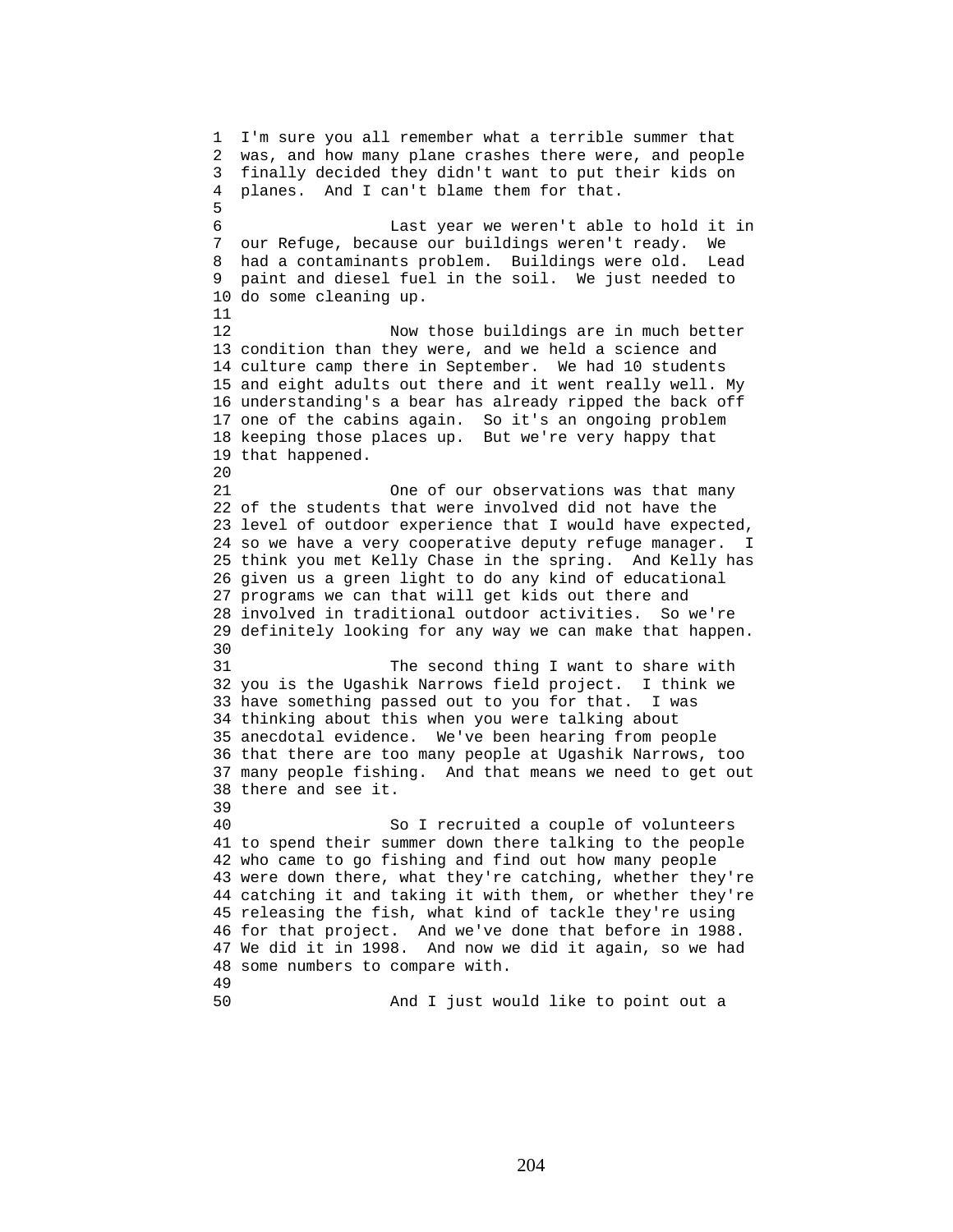I'm sure you all remember what a terrible summer that was, and how many plane crashes there were, and people finally decided they didn't want to put their kids on planes. And I can't blame them for that.

Last year we weren't able to hold it in our Refuge, because our buildings weren't ready. We had a contaminants problem. Buildings were old. Lead paint and diesel fuel in the soil. We just needed to do some cleaning up.

Now those buildings are in much better condition than they were, and we held a science and culture camp there in September. We had 10 students and eight adults out there and it went really well. My understanding's a bear has already ripped the back off one of the cabins again. So it's an ongoing problem keeping those places up. But we're very happy that that happened.

One of our observations was that many of the students that were involved did not have the level of outdoor experience that I would have expected, so we have a very cooperative deputy refuge manager. I think you met Kelly Chase in the spring. And Kelly has given us a green light to do any kind of educational programs we can that will get kids out there and involved in traditional outdoor activities. So we're definitely looking for any way we can make that happen.

The second thing I want to share with you is the Ugashik Narrows field project. I think we have something passed out to you for that. I was thinking about this when you were talking about anecdotal evidence. We've been hearing from people that there are too many people at Ugashik Narrows, too many people fishing. And that means we need to get out there and see it.

So I recruited a couple of volunteers to spend their summer down there talking to the people who came to go fishing and find out how many people were down there, what they're catching, whether they're catching it and taking it with them, or whether they're releasing the fish, what kind of tackle they're using for that project. And we've done that before in 1988. We did it in 1998. And now we did it again, so we had some numbers to compare with.

And I just would like to point out a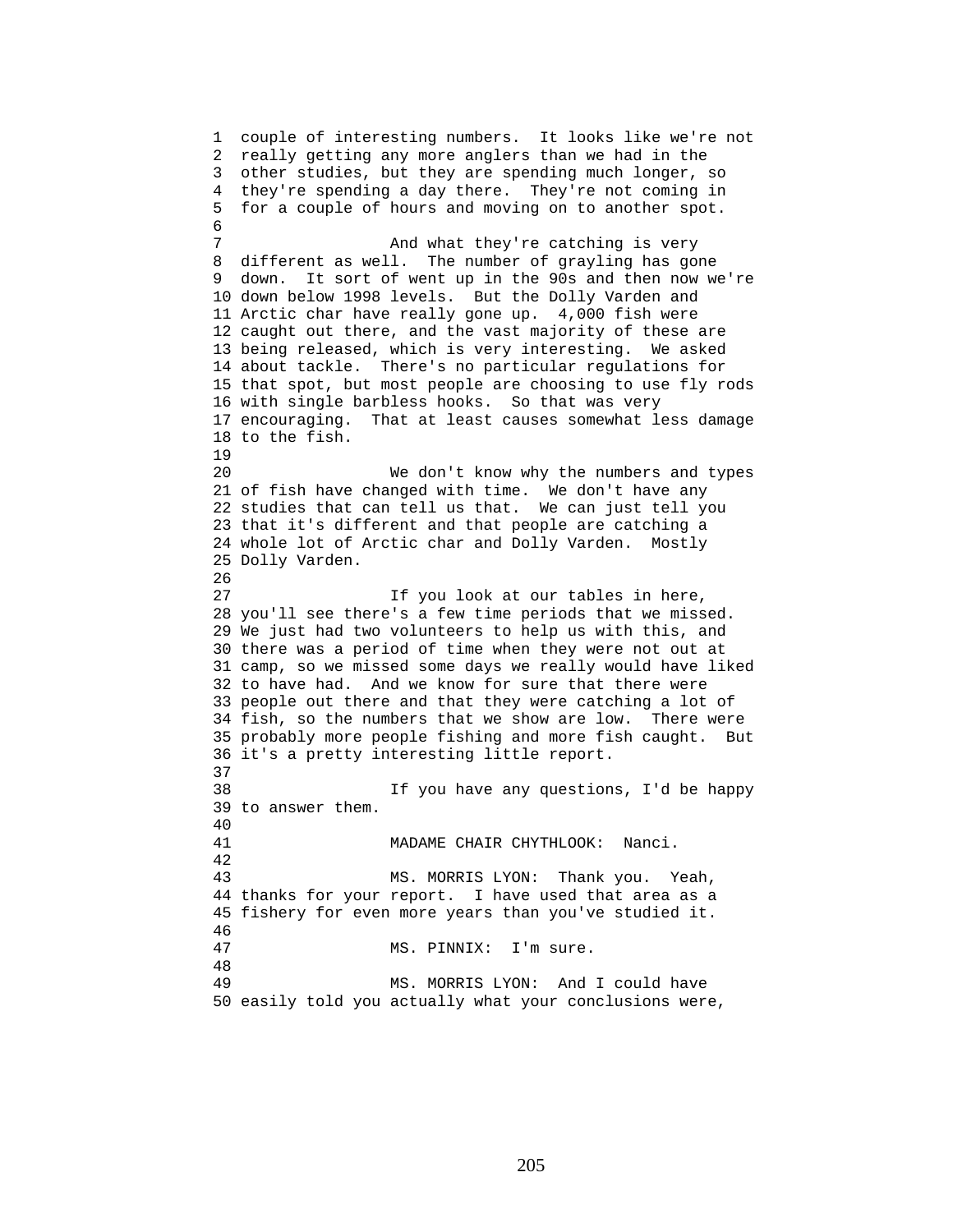couple of interesting numbers. It looks like we're not really getting any more anglers than we had in the other studies, but they are spending much longer, so they're spending a day there. They're not coming in for a couple of hours and moving on to another spot.

And what they're catching is very different as well. The number of grayling has gone down. It sort of went up in the 90s and then now we're down below 1998 levels. But the Dolly Varden and Arctic char have really gone up. 4,000 fish were caught out there, and the vast majority of these are being released, which is very interesting. We asked about tackle. There's no particular regulations for that spot, but most people are choosing to use fly rods with single barbless hooks. So that was very encouraging. That at least causes somewhat less damage to the fish.

We don't know why the numbers and types of fish have changed with time. We don't have any studies that can tell us that. We can just tell you that it's different and that people are catching a whole lot of Arctic char and Dolly Varden. Mostly Dolly Varden.

If you look at our tables in here, you'll see there's a few time periods that we missed. We just had two volunteers to help us with this, and there was a period of time when they were not out at camp, so we missed some days we really would have liked to have had. And we know for sure that there were people out there and that they were catching a lot of fish, so the numbers that we show are low. There were probably more people fishing and more fish caught. But it's a pretty interesting little report.

If you have any questions, I'd be happy to answer them.

MADAME CHAIR CHYTHLOOK: Nanci.

MS. MORRIS LYON: Thank you. Yeah, thanks for your report. I have used that area as a fishery for even more years than you've studied it.

MS. PINNIX: I'm sure.

MS. MORRIS LYON: And I could have easily told you actually what your conclusions were,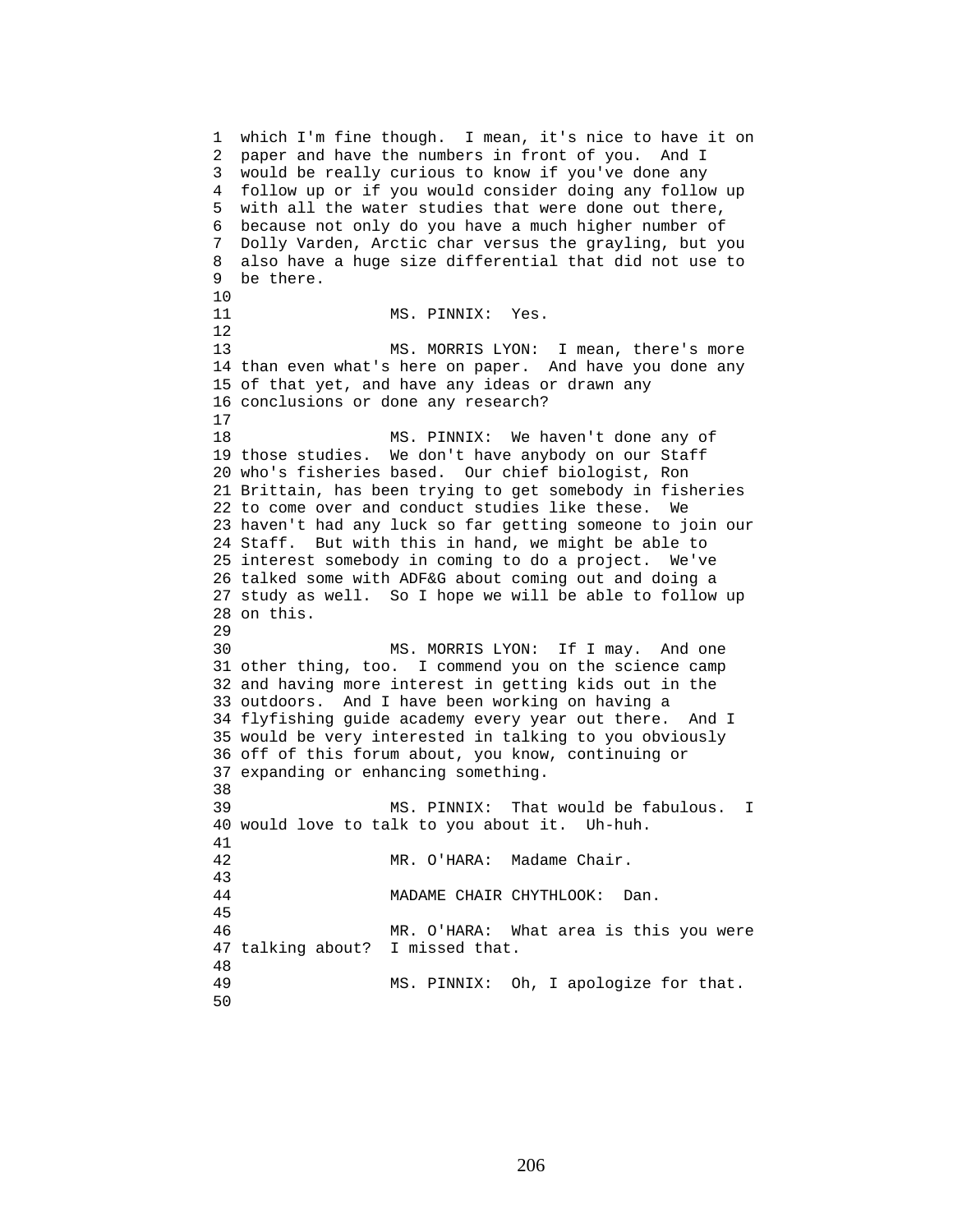which I'm fine though. I mean, it's nice to have it on paper and have the numbers in front of you. And I would be really curious to know if you've done any follow up or if you would consider doing any follow up with all the water studies that were done out there, because not only do you have a much higher number of Dolly Varden, Arctic char versus the grayling, but you also have a huge size differential that did not use to be there.

MS. PINNIX: Yes.

MS. MORRIS LYON: I mean, there's more than even what's here on paper. And have you done any of that yet, and have any ideas or drawn any conclusions or done any research?

MS. PINNIX: We haven't done any of those studies. We don't have anybody on our Staff who's fisheries based. Our chief biologist, Ron Brittain, has been trying to get somebody in fisheries to come over and conduct studies like these. We haven't had any luck so far getting someone to join our Staff. But with this in hand, we might be able to interest somebody in coming to do a project. We've talked some with ADF&G about coming out and doing a study as well. So I hope we will be able to follow up on this.

MS. MORRIS LYON: If I may. And one other thing, too. I commend you on the science camp and having more interest in getting kids out in the outdoors. And I have been working on having a flyfishing guide academy every year out there. And I would be very interested in talking to you obviously off of this forum about, you know, continuing or expanding or enhancing something.

MS. PINNIX: That would be fabulous. I would love to talk to you about it. Uh-huh.

MR. O'HARA: Madame Chair.

MADAME CHAIR CHYTHLOOK: Dan.

MR. O'HARA: What area is this you were talking about? I missed that.

MS. PINNIX: Oh, I apologize for that.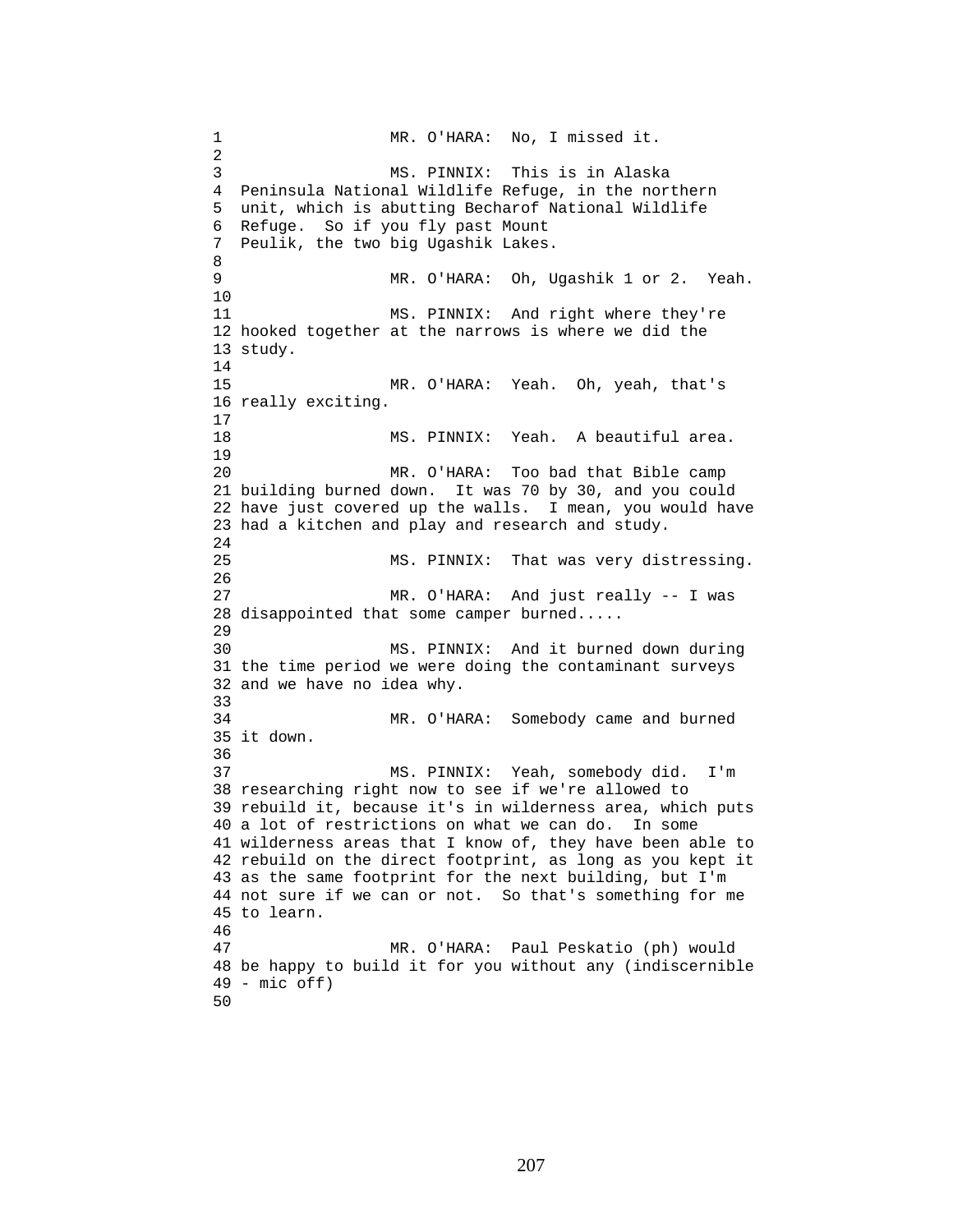MR. O'HARA: No, I missed it.

MS. PINNIX: This is in Alaska Peninsula National Wildlife Refuge, in the northern unit, which is abutting Becharof National Wildlife Refuge. So if you fly past Mount Peulik, the two big Ugashik Lakes.

MR. O'HARA: Oh, Ugashik 1 or 2. Yeah.

MS. PINNIX: And right where they're hooked together at the narrows is where we did the study.

MR. O'HARA: Yeah. Oh, yeah, that's really exciting.

MS. PINNIX: Yeah. A beautiful area.

MR. O'HARA: Too bad that Bible camp building burned down. It was 70 by 30, and you could have just covered up the walls. I mean, you would have had a kitchen and play and research and study.

MS. PINNIX: That was very distressing.

MR. O'HARA: And just really -- I was disappointed that some camper burned.....

MS. PINNIX: And it burned down during the time period we were doing the contaminant surveys and we have no idea why.

MR. O'HARA: Somebody came and burned it down.

MS. PINNIX: Yeah, somebody did. I'm researching right now to see if we're allowed to rebuild it, because it's in wilderness area, which puts a lot of restrictions on what we can do. In some wilderness areas that I know of, they have been able to rebuild on the direct footprint, as long as you kept it as the same footprint for the next building, but I'm not sure if we can or not. So that's something for me to learn.

MR. O'HARA: Paul Peskatio (ph) would be happy to build it for you without any (indiscernible - mic off)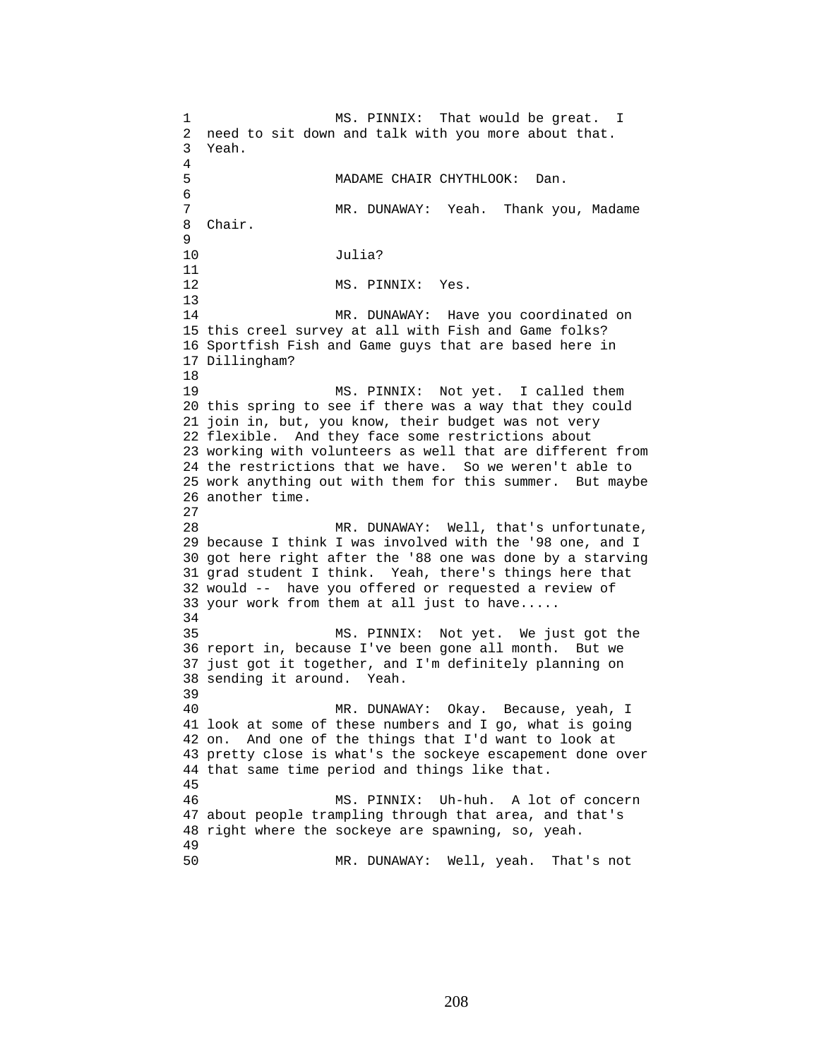MS. PINNIX: That would be great. I need to sit down and talk with you more about that. Yeah.

MADAME CHAIR CHYTHLOOK: Dan.

MR. DUNAWAY: Yeah. Thank you, Madame Chair.

Julia?

MS. PINNIX: Yes.

MR. DUNAWAY: Have you coordinated on this creel survey at all with Fish and Game folks? Sportfish Fish and Game guys that are based here in Dillingham?

MS. PINNIX: Not yet. I called them this spring to see if there was a way that they could join in, but, you know, their budget was not very flexible. And they face some restrictions about working with volunteers as well that are different from the restrictions that we have. So we weren't able to work anything out with them for this summer. But maybe another time.

MR. DUNAWAY: Well, that's unfortunate, because I think I was involved with the '98 one, and I got here right after the '88 one was done by a starving grad student I think. Yeah, there's things here that would -- have you offered or requested a review of your work from them at all just to have.....

MS. PINNIX: Not yet. We just got the report in, because I've been gone all month. But we just got it together, and I'm definitely planning on sending it around. Yeah.

MR. DUNAWAY: Okay. Because, yeah, I look at some of these numbers and I go, what is going on. And one of the things that I'd want to look at pretty close is what's the sockeye escapement done over that same time period and things like that.

MS. PINNIX: Uh-huh. A lot of concern about people trampling through that area, and that's right where the sockeye are spawning, so, yeah.

MR. DUNAWAY: Well, yeah. That's not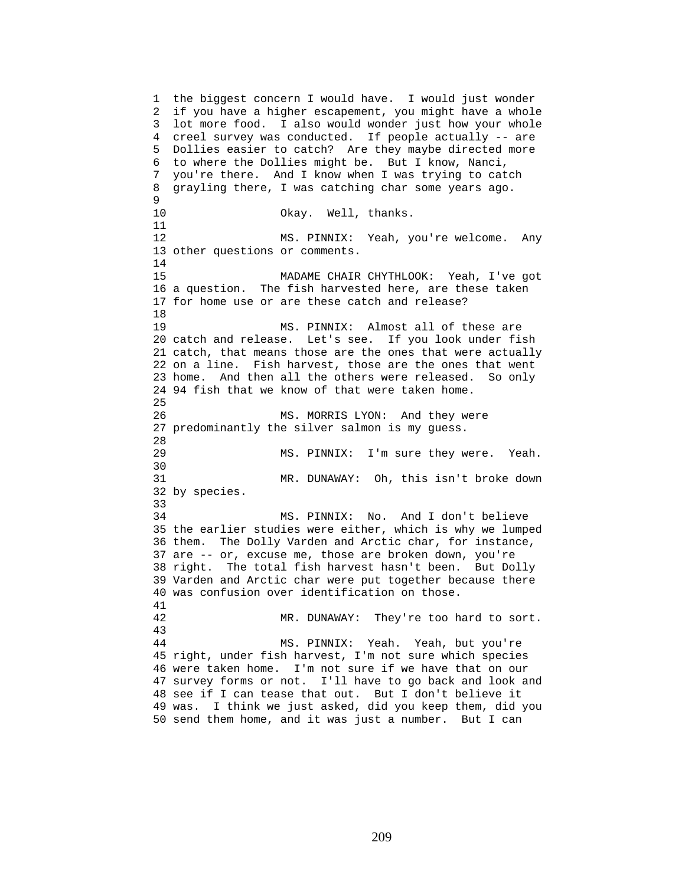the biggest concern I would have. I would just wonder if you have a higher escapement, you might have a whole lot more food. I also would wonder just how your whole creel survey was conducted. If people actually -- are Dollies easier to catch? Are they maybe directed more to where the Dollies might be. But I know, Nanci, you're there. And I know when I was trying to catch grayling there, I was catching char some years ago.

Okay. Well, thanks.

MS. PINNIX: Yeah, you're welcome. Any other questions or comments.

MADAME CHAIR CHYTHLOOK: Yeah, I've got a question. The fish harvested here, are these taken for home use or are these catch and release?

MS. PINNIX: Almost all of these are catch and release. Let's see. If you look under fish catch, that means those are the ones that were actually on a line. Fish harvest, those are the ones that went home. And then all the others were released. So only 94 fish that we know of that were taken home.

MS. MORRIS LYON: And they were predominantly the silver salmon is my guess.

MS. PINNIX: I'm sure they were. Yeah.

MR. DUNAWAY: Oh, this isn't broke down by species.

MS. PINNIX: No. And I don't believe the earlier studies were either, which is why we lumped them. The Dolly Varden and Arctic char, for instance, are -- or, excuse me, those are broken down, you're right. The total fish harvest hasn't been. But Dolly Varden and Arctic char were put together because there was confusion over identification on those.

MR. DUNAWAY: They're too hard to sort.

MS. PINNIX: Yeah. Yeah, but you're right, under fish harvest, I'm not sure which species were taken home. I'm not sure if we have that on our survey forms or not. I'll have to go back and look and see if I can tease that out. But I don't believe it was. I think we just asked, did you keep them, did you send them home, and it was just a number. But I can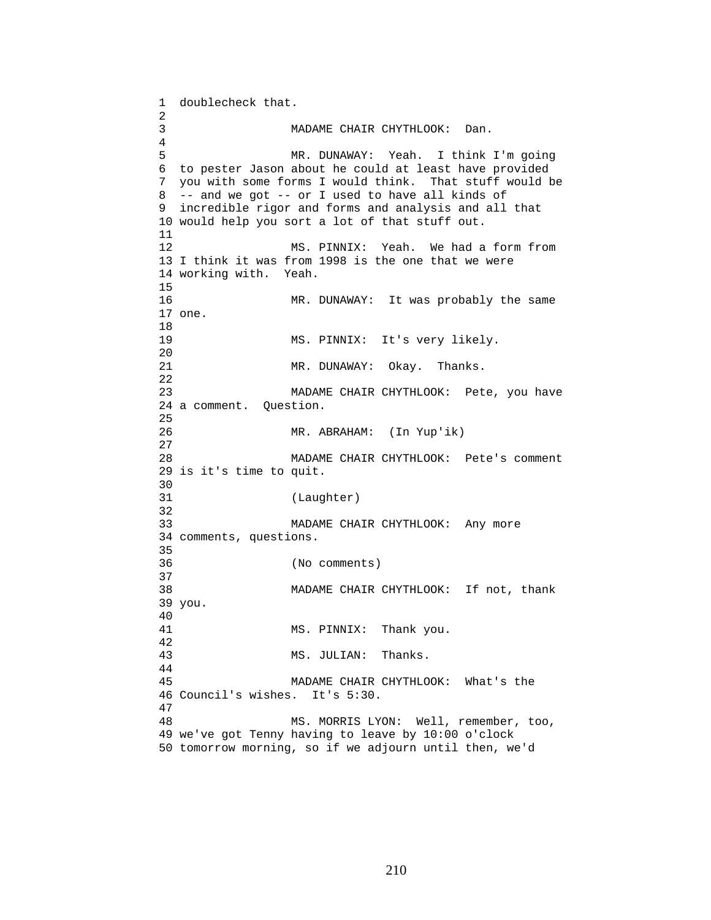doublecheck that.

MADAME CHAIR CHYTHLOOK: Dan.

MR. DUNAWAY: Yeah. I think I'm going to pester Jason about he could at least have provided you with some forms I would think. That stuff would be -- and we got -- or I used to have all kinds of incredible rigor and forms and analysis and all that would help you sort a lot of that stuff out.

MS. PINNIX: Yeah. We had a form from I think it was from 1998 is the one that we were working with. Yeah.

MR. DUNAWAY: It was probably the same one.

MS. PINNIX: It's very likely.

MR. DUNAWAY: Okay. Thanks.

MADAME CHAIR CHYTHLOOK: Pete, you have a comment. Question.

MR. ABRAHAM: (In Yup'ik)

MADAME CHAIR CHYTHLOOK: Pete's comment is it's time to quit.

(Laughter)

MADAME CHAIR CHYTHLOOK: Any more comments, questions.

(No comments)

MADAME CHAIR CHYTHLOOK: If not, thank you.

MS. PINNIX: Thank you.

MS. JULIAN: Thanks.

MADAME CHAIR CHYTHLOOK: What's the Council's wishes. It's 5:30.

MS. MORRIS LYON: Well, remember, too, we've got Tenny having to leave by 10:00 o'clock tomorrow morning, so if we adjourn until then, we'd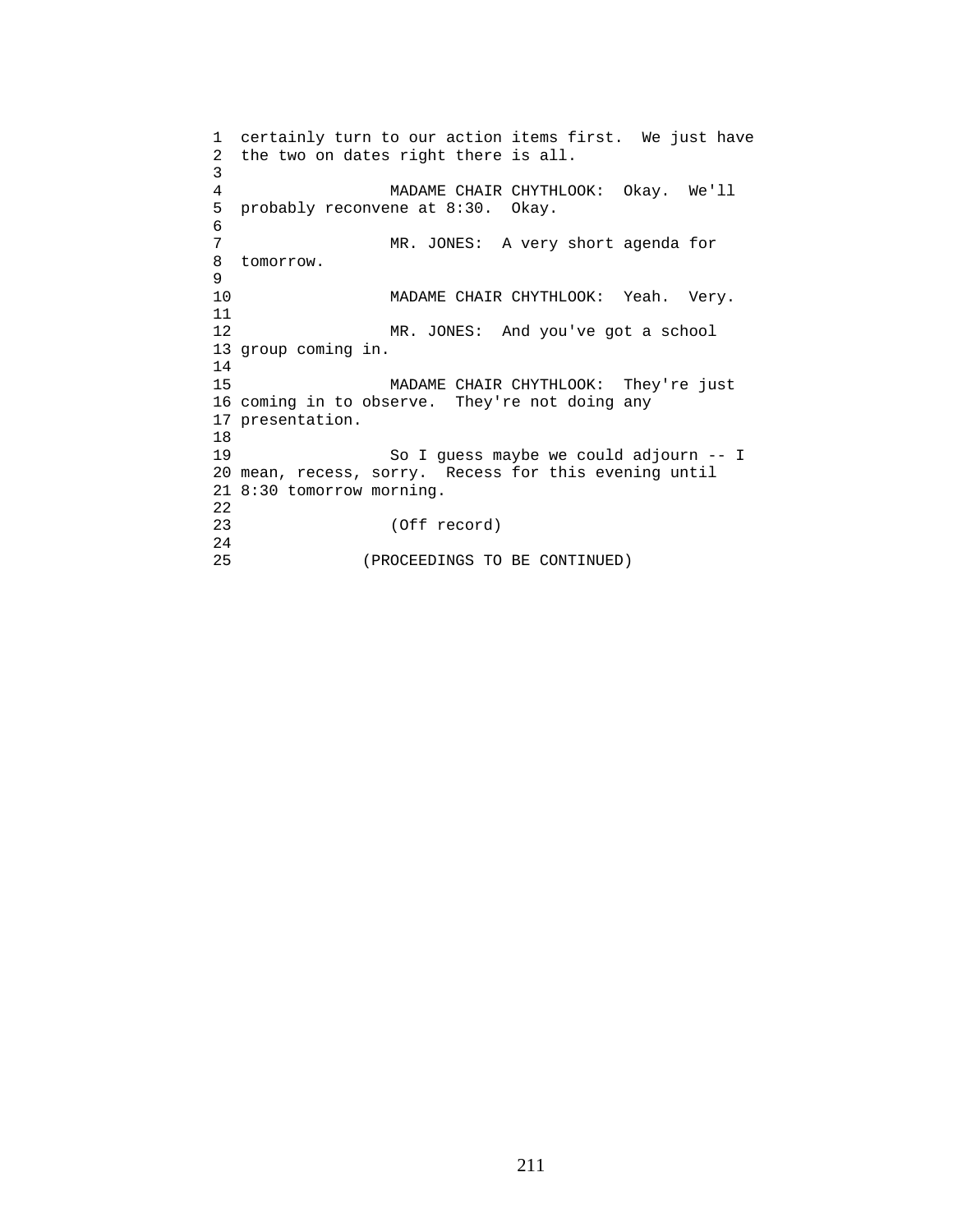certainly turn to our action items first. We just have the two on dates right there is all.

MADAME CHAIR CHYTHLOOK: Okay. We'll probably reconvene at 8:30. Okay.

MR. JONES: A very short agenda for tomorrow.

MADAME CHAIR CHYTHLOOK: Yeah. Very.

MR. JONES: And you've got a school group coming in.

MADAME CHAIR CHYTHLOOK: They're just coming in to observe. They're not doing any presentation.

So I guess maybe we could adjourn -- I mean, recess, sorry. Recess for this evening until 8:30 tomorrow morning.

(Off record)

(PROCEEDINGS TO BE CONTINUED)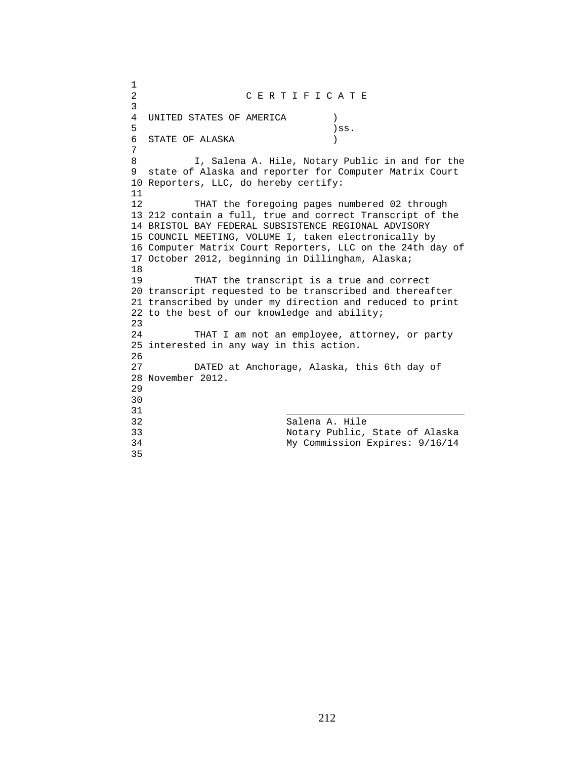# C E R T I F I C A T E

UNITED STATES OF AMERICA )
)ss.
STATE OF ALASKA )

I, Salena A. Hile, Notary Public in and for the state of Alaska and reporter for Computer Matrix Court Reporters, LLC, do hereby certify:

THAT the foregoing pages numbered 02 through 212 contain a full, true and correct Transcript of the BRISTOL BAY FEDERAL SUBSISTENCE REGIONAL ADVISORY COUNCIL MEETING, VOLUME I, taken electronically by Computer Matrix Court Reporters, LLC on the 24th day of October 2012, beginning in Dillingham, Alaska;

THAT the transcript is a true and correct transcript requested to be transcribed and thereafter transcribed by under my direction and reduced to print to the best of our knowledge and ability;

THAT I am not an employee, attorney, or party interested in any way in this action.

DATED at Anchorage, Alaska, this 6th day of November 2012.

_______________________________
Salena A. Hile
Notary Public, State of Alaska
My Commission Expires: 9/16/14